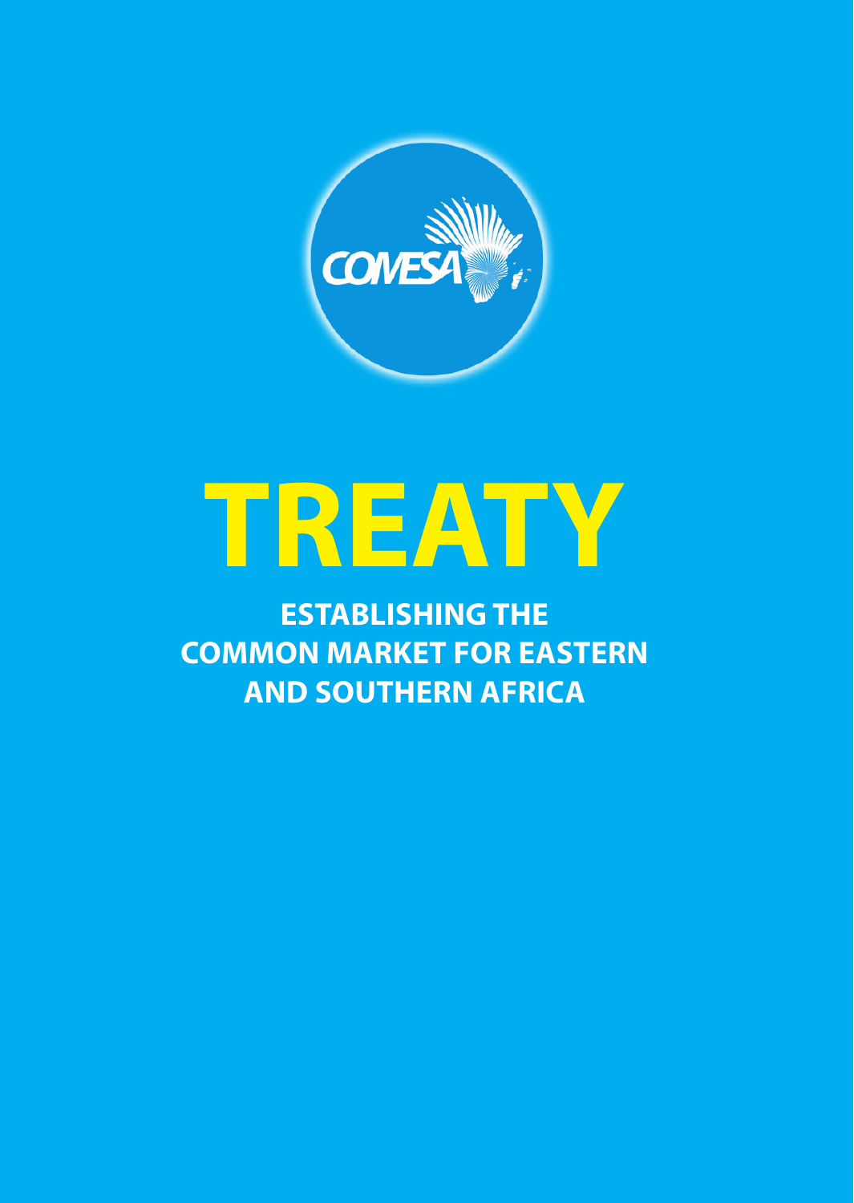COMESA

# TREATY

## ESTABLISHING THE COMMON MARKET FOR EASTERN AND SOUTHERN AFRICA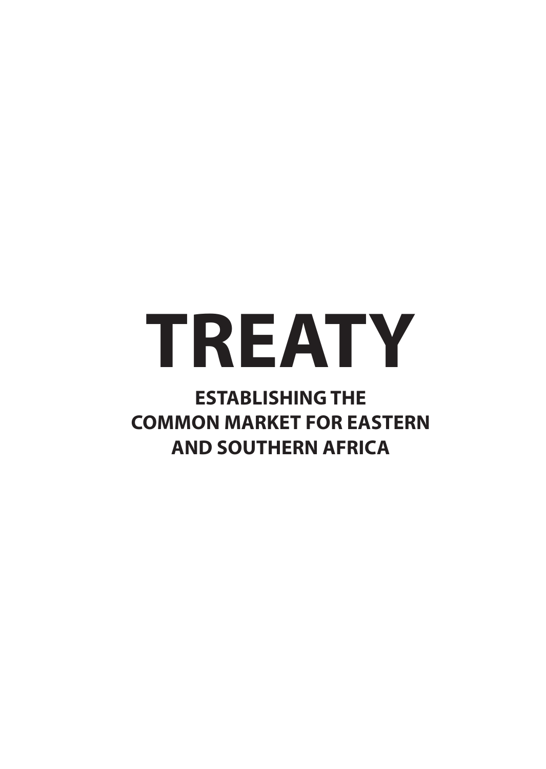# TREATY

## ESTABLISHING THE COMMON MARKET FOR EASTERN AND SOUTHERN AFRICA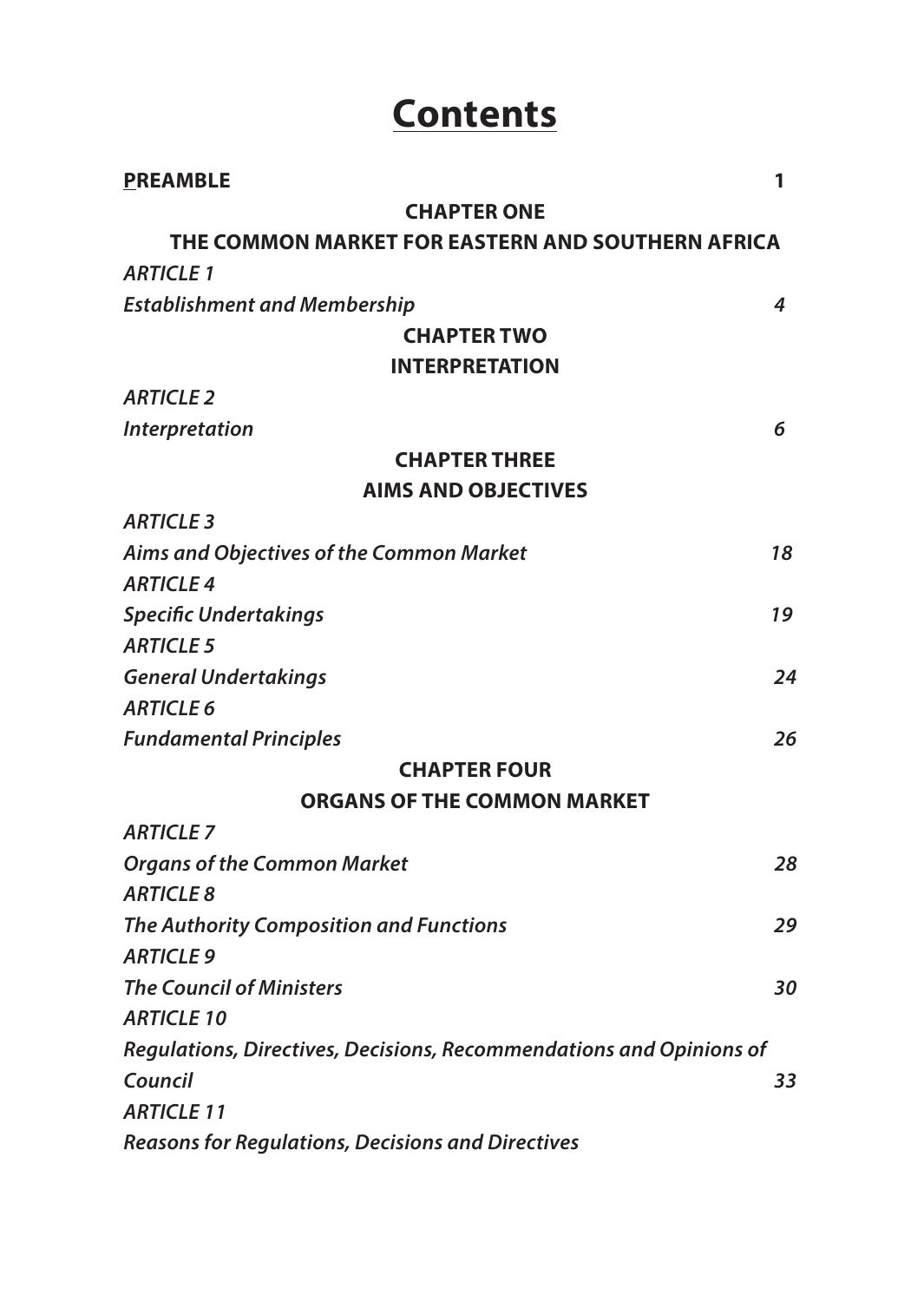# Contents

**PREAMBLE** **1**

**CHAPTER ONE**

**THE COMMON MARKET FOR EASTERN AND SOUTHERN AFRICA**

***ARTICLE 1***

***Establishment and Membership*** ***4***

**CHAPTER TWO**

**INTERPRETATION**

***ARTICLE 2***

***Interpretation*** ***6***

**CHAPTER THREE**

**AIMS AND OBJECTIVES**

***ARTICLE 3***

***Aims and Objectives of the Common Market*** ***18***

***ARTICLE 4***

***Specific Undertakings*** ***19***

***ARTICLE 5***

***General Undertakings*** ***24***

***ARTICLE 6***

***Fundamental Principles*** ***26***

**CHAPTER FOUR**

**ORGANS OF THE COMMON MARKET**

***ARTICLE 7***

***Organs of the Common Market*** ***28***

***ARTICLE 8***

***The Authority Composition and Functions*** ***29***

***ARTICLE 9***

***The Council of Ministers*** ***30***

***ARTICLE 10***

***Regulations, Directives, Decisions, Recommendations and Opinions of Council*** ***33***

***ARTICLE 11***

***Reasons for Regulations, Decisions and Directives***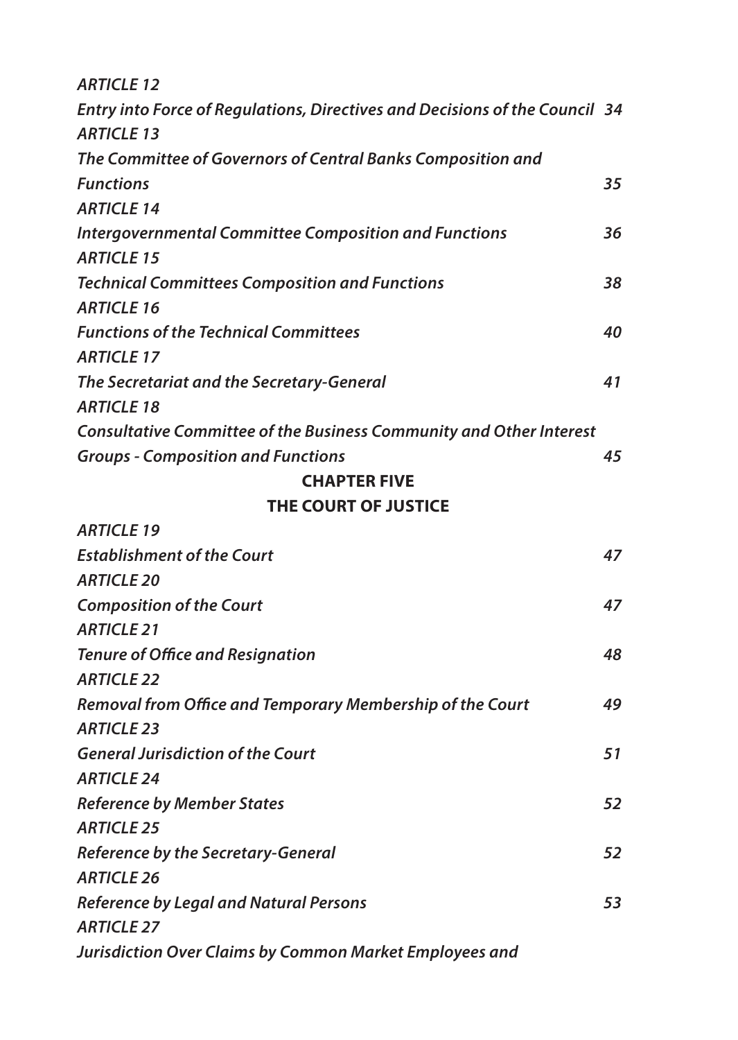*ARTICLE 12*
*Entry into Force of Regulations, Directives and Decisions of the Council* 34
*ARTICLE 13*
*The Committee of Governors of Central Banks Composition and Functions* 35
*ARTICLE 14*
*Intergovernmental Committee Composition and Functions* 36
*ARTICLE 15*
*Technical Committees Composition and Functions* 38
*ARTICLE 16*
*Functions of the Technical Committees* 40
*ARTICLE 17*
*The Secretariat and the Secretary-General* 41
*ARTICLE 18*
*Consultative Committee of the Business Community and Other Interest Groups - Composition and Functions* 45

**CHAPTER FIVE**

**THE COURT OF JUSTICE**

*ARTICLE 19*
*Establishment of the Court* 47
*ARTICLE 20*
*Composition of the Court* 47
*ARTICLE 21*
*Tenure of Office and Resignation* 48
*ARTICLE 22*
*Removal from Office and Temporary Membership of the Court* 49
*ARTICLE 23*
*General Jurisdiction of the Court* 51
*ARTICLE 24*
*Reference by Member States* 52
*ARTICLE 25*
*Reference by the Secretary-General* 52
*ARTICLE 26*
*Reference by Legal and Natural Persons* 53
*ARTICLE 27*
*Jurisdiction Over Claims by Common Market Employees and*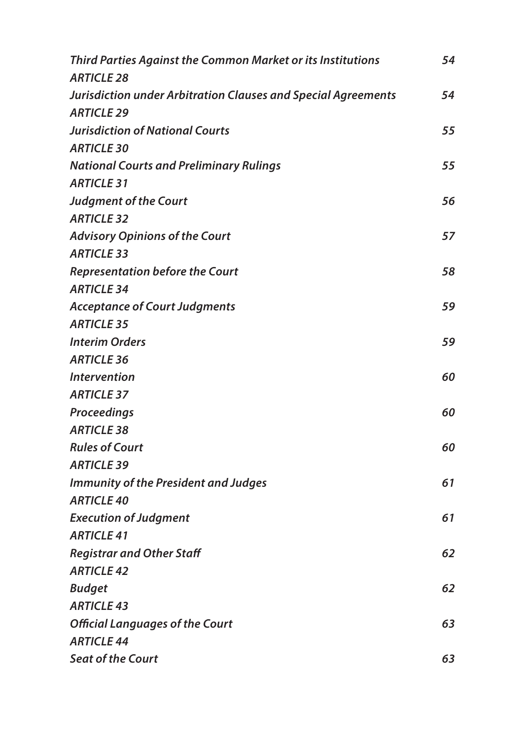*Third Parties Against the Common Market or its Institutions* 54

*ARTICLE 28*

*Jurisdiction under Arbitration Clauses and Special Agreements* 54

*ARTICLE 29*

*Jurisdiction of National Courts* 55

*ARTICLE 30*

*National Courts and Preliminary Rulings* 55

*ARTICLE 31*

*Judgment of the Court* 56

*ARTICLE 32*

*Advisory Opinions of the Court* 57

*ARTICLE 33*

*Representation before the Court* 58

*ARTICLE 34*

*Acceptance of Court Judgments* 59

*ARTICLE 35*

*Interim Orders* 59

*ARTICLE 36*

*Intervention* 60

*ARTICLE 37*

*Proceedings* 60

*ARTICLE 38*

*Rules of Court* 60

*ARTICLE 39*

*Immunity of the President and Judges* 61

*ARTICLE 40*

*Execution of Judgment* 61

*ARTICLE 41*

*Registrar and Other Staff* 62

*ARTICLE 42*

*Budget* 62

*ARTICLE 43*

*Official Languages of the Court* 63

*ARTICLE 44*

*Seat of the Court* 63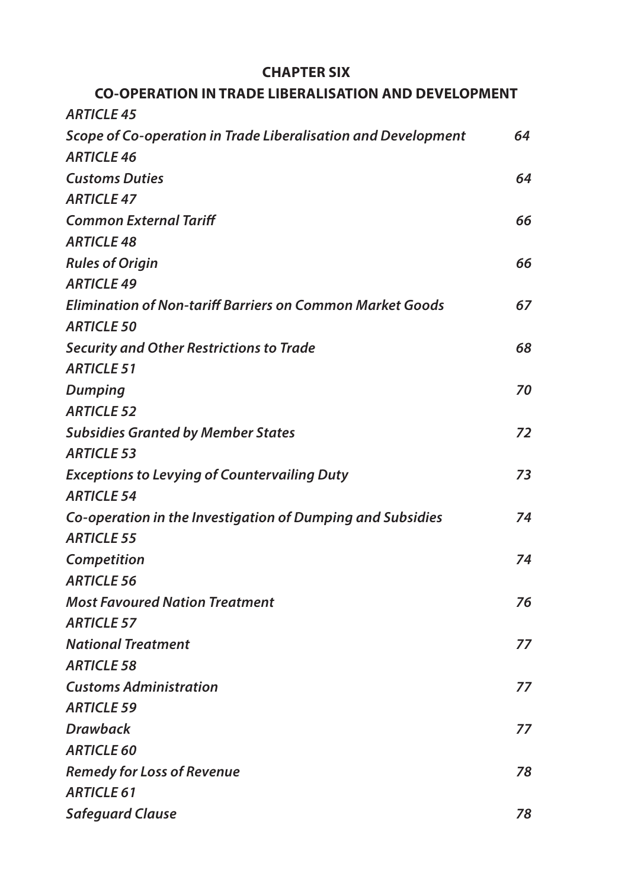**CHAPTER SIX**

**CO-OPERATION IN TRADE LIBERALISATION AND DEVELOPMENT**

| | |
|---|---|
| ***ARTICLE 45*** | |
| ***Scope of Co-operation in Trade Liberalisation and Development*** | ***64*** |
| ***ARTICLE 46*** | |
| ***Customs Duties*** | ***64*** |
| ***ARTICLE 47*** | |
| ***Common External Tariff*** | ***66*** |
| ***ARTICLE 48*** | |
| ***Rules of Origin*** | ***66*** |
| ***ARTICLE 49*** | |
| ***Elimination of Non-tariff Barriers on Common Market Goods*** | ***67*** |
| ***ARTICLE 50*** | |
| ***Security and Other Restrictions to Trade*** | ***68*** |
| ***ARTICLE 51*** | |
| ***Dumping*** | ***70*** |
| ***ARTICLE 52*** | |
| ***Subsidies Granted by Member States*** | ***72*** |
| ***ARTICLE 53*** | |
| ***Exceptions to Levying of Countervailing Duty*** | ***73*** |
| ***ARTICLE 54*** | |
| ***Co-operation in the Investigation of Dumping and Subsidies*** | ***74*** |
| ***ARTICLE 55*** | |
| ***Competition*** | ***74*** |
| ***ARTICLE 56*** | |
| ***Most Favoured Nation Treatment*** | ***76*** |
| ***ARTICLE 57*** | |
| ***National Treatment*** | ***77*** |
| ***ARTICLE 58*** | |
| ***Customs Administration*** | ***77*** |
| ***ARTICLE 59*** | |
| ***Drawback*** | ***77*** |
| ***ARTICLE 60*** | |
| ***Remedy for Loss of Revenue*** | ***78*** |
| ***ARTICLE 61*** | |
| ***Safeguard Clause*** | ***78*** |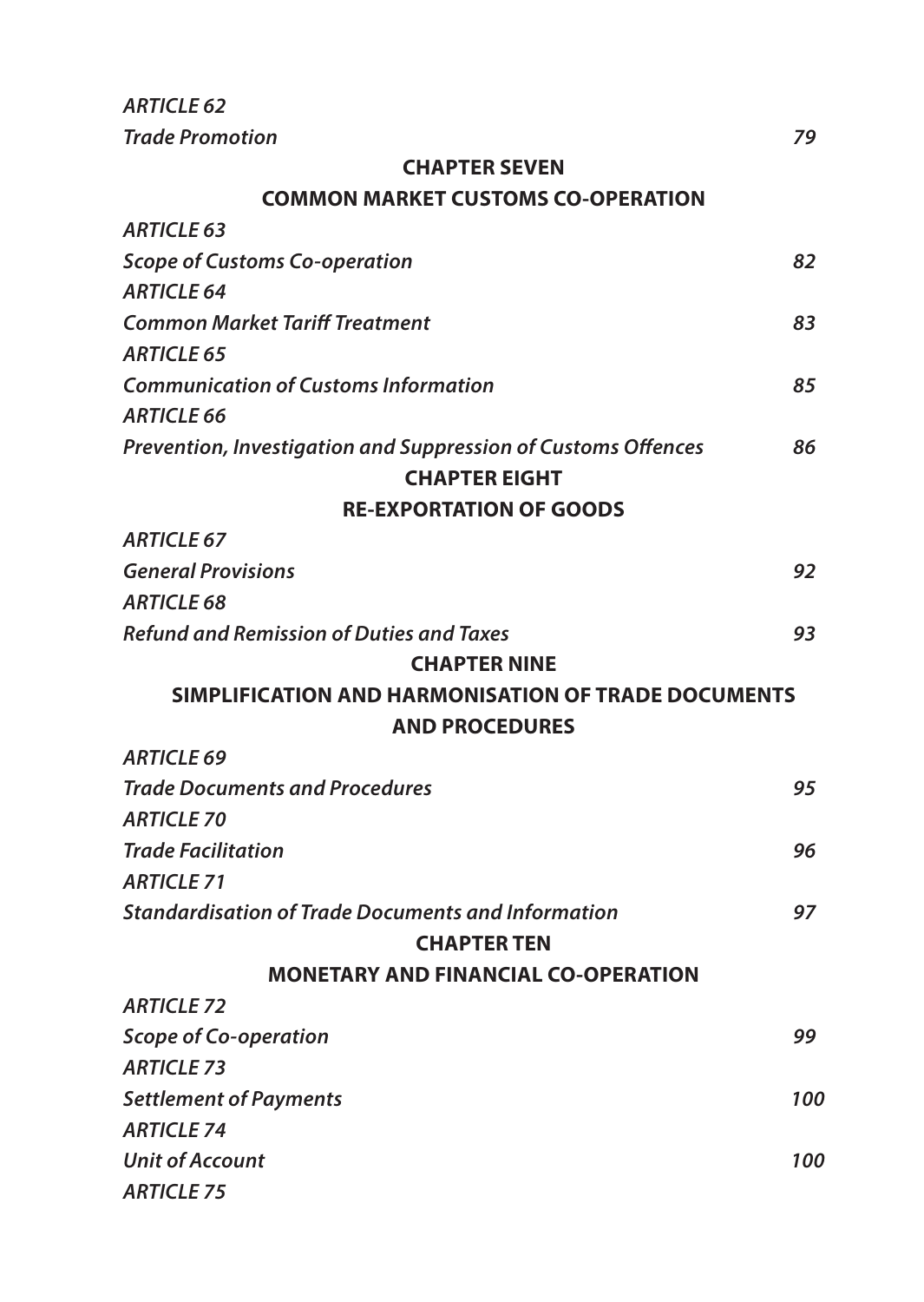*ARTICLE 62*

*Trade Promotion* 79

**CHAPTER SEVEN**

**COMMON MARKET CUSTOMS CO-OPERATION**

*ARTICLE 63*

*Scope of Customs Co-operation* 82

*ARTICLE 64*

*Common Market Tariff Treatment* 83

*ARTICLE 65*

*Communication of Customs Information* 85

*ARTICLE 66*

*Prevention, Investigation and Suppression of Customs Offences* 86

**CHAPTER EIGHT**

**RE-EXPORTATION OF GOODS**

*ARTICLE 67*

*General Provisions* 92

*ARTICLE 68*

*Refund and Remission of Duties and Taxes* 93

**CHAPTER NINE**

**SIMPLIFICATION AND HARMONISATION OF TRADE DOCUMENTS AND PROCEDURES**

*ARTICLE 69*

*Trade Documents and Procedures* 95

*ARTICLE 70*

*Trade Facilitation* 96

*ARTICLE 71*

*Standardisation of Trade Documents and Information* 97

**CHAPTER TEN**

**MONETARY AND FINANCIAL CO-OPERATION**

*ARTICLE 72*

*Scope of Co-operation* 99

*ARTICLE 73*

*Settlement of Payments* 100

*ARTICLE 74*

*Unit of Account* 100

*ARTICLE 75*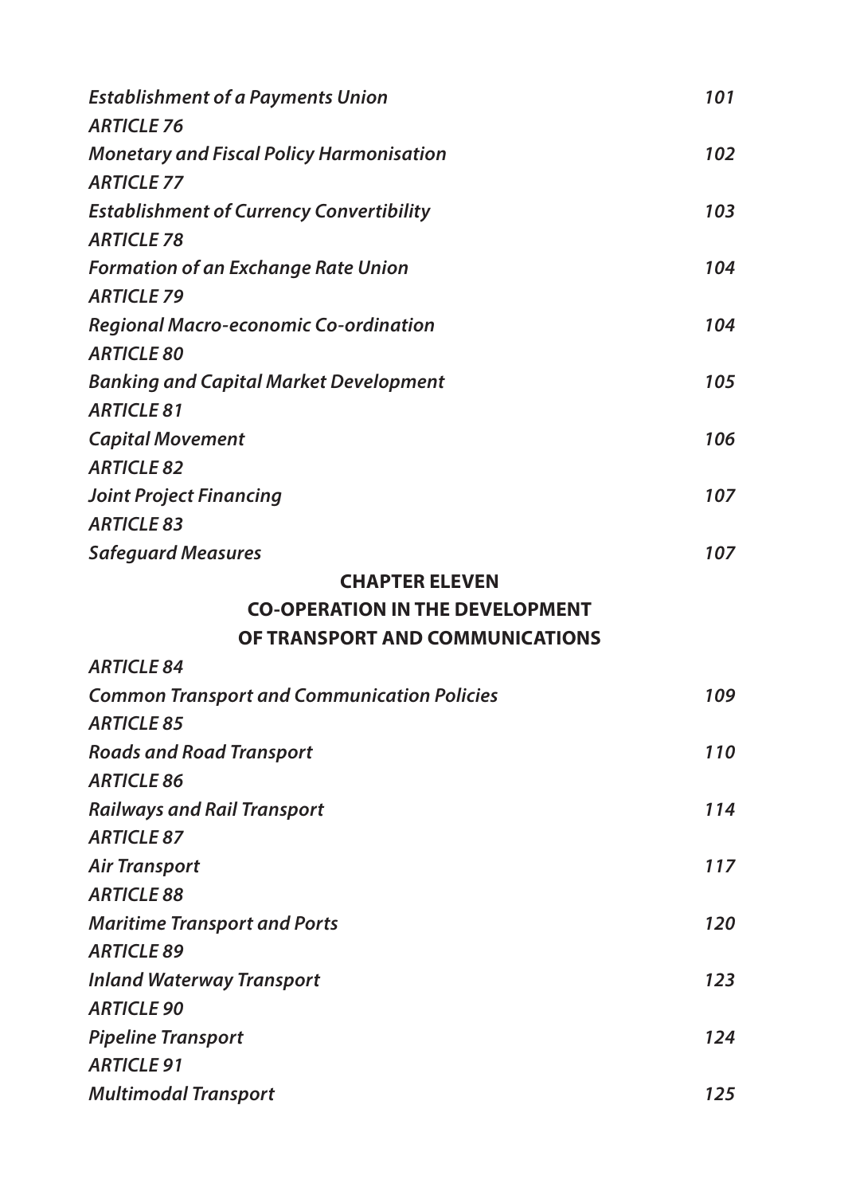*Establishment of a Payments Union* 101

*ARTICLE 76*

*Monetary and Fiscal Policy Harmonisation* 102

*ARTICLE 77*

*Establishment of Currency Convertibility* 103

*ARTICLE 78*

*Formation of an Exchange Rate Union* 104

*ARTICLE 79*

*Regional Macro-economic Co-ordination* 104

*ARTICLE 80*

*Banking and Capital Market Development* 105

*ARTICLE 81*

*Capital Movement* 106

*ARTICLE 82*

*Joint Project Financing* 107

*ARTICLE 83*

*Safeguard Measures* 107

**CHAPTER ELEVEN**

**CO-OPERATION IN THE DEVELOPMENT OF TRANSPORT AND COMMUNICATIONS**

*ARTICLE 84*

*Common Transport and Communication Policies* 109

*ARTICLE 85*

*Roads and Road Transport* 110

*ARTICLE 86*

*Railways and Rail Transport* 114

*ARTICLE 87*

*Air Transport* 117

*ARTICLE 88*

*Maritime Transport and Ports* 120

*ARTICLE 89*

*Inland Waterway Transport* 123

*ARTICLE 90*

*Pipeline Transport* 124

*ARTICLE 91*

*Multimodal Transport* 125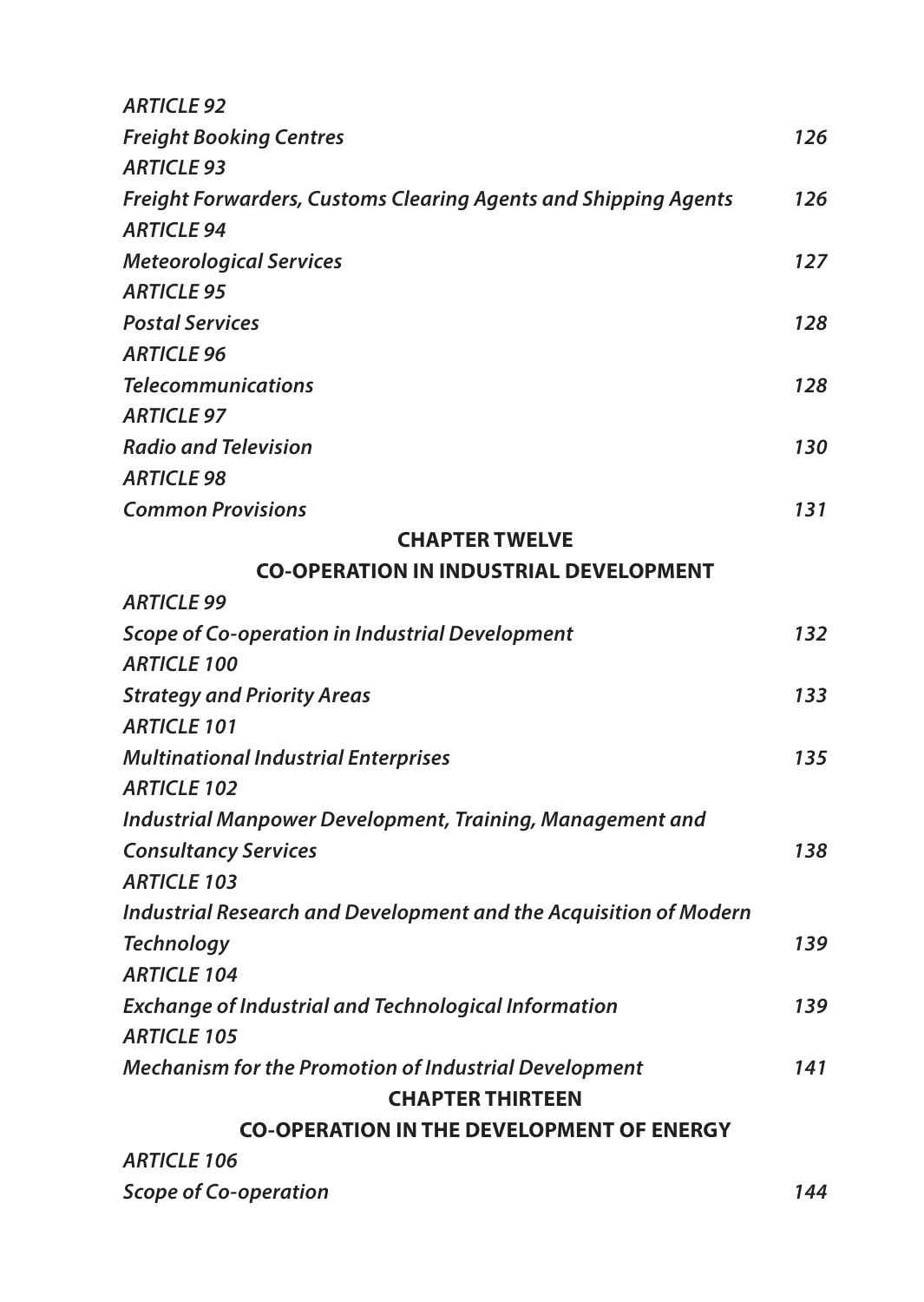*ARTICLE 92*
*Freight Booking Centres* 126
*ARTICLE 93*
*Freight Forwarders, Customs Clearing Agents and Shipping Agents* 126
*ARTICLE 94*
*Meteorological Services* 127
*ARTICLE 95*
*Postal Services* 128
*ARTICLE 96*
*Telecommunications* 128
*ARTICLE 97*
*Radio and Television* 130
*ARTICLE 98*
*Common Provisions* 131

**CHAPTER TWELVE**

**CO-OPERATION IN INDUSTRIAL DEVELOPMENT**

*ARTICLE 99*
*Scope of Co-operation in Industrial Development* 132
*ARTICLE 100*
*Strategy and Priority Areas* 133
*ARTICLE 101*
*Multinational Industrial Enterprises* 135
*ARTICLE 102*
*Industrial Manpower Development, Training, Management and Consultancy Services* 138
*ARTICLE 103*
*Industrial Research and Development and the Acquisition of Modern Technology* 139
*ARTICLE 104*
*Exchange of Industrial and Technological Information* 139
*ARTICLE 105*
*Mechanism for the Promotion of Industrial Development* 141

**CHAPTER THIRTEEN**

**CO-OPERATION IN THE DEVELOPMENT OF ENERGY**

*ARTICLE 106*
*Scope of Co-operation* 144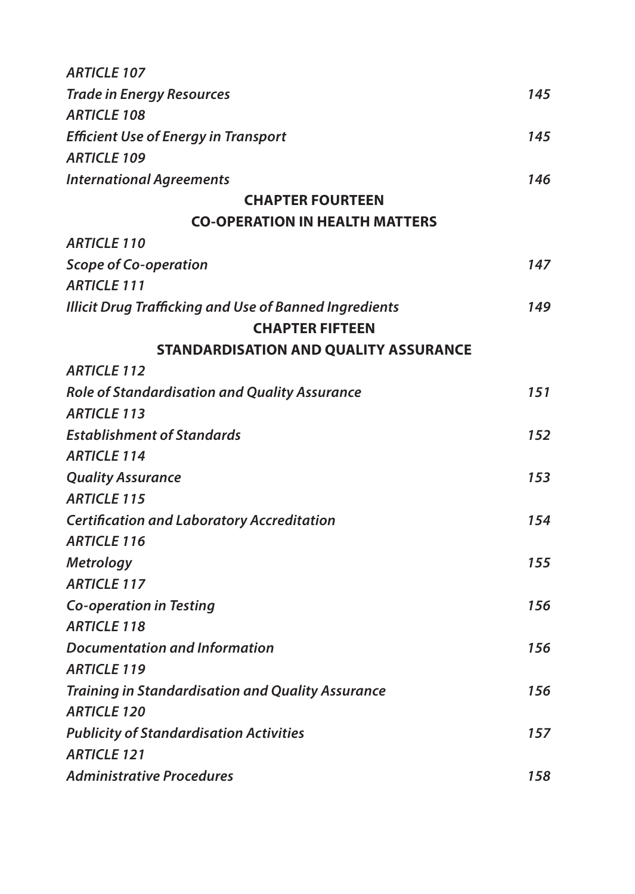| | |
|---|---|
| *ARTICLE 107* | |
| *Trade in Energy Resources* | *145* |
| *ARTICLE 108* | |
| *Efficient Use of Energy in Transport* | *145* |
| *ARTICLE 109* | |
| *International Agreements* | *146* |

**CHAPTER FOURTEEN**

**CO-OPERATION IN HEALTH MATTERS**

| | |
|---|---|
| *ARTICLE 110* | |
| *Scope of Co-operation* | *147* |
| *ARTICLE 111* | |
| *Illicit Drug Trafficking and Use of Banned Ingredients* | *149* |

**CHAPTER FIFTEEN**

**STANDARDISATION AND QUALITY ASSURANCE**

| | |
|---|---|
| *ARTICLE 112* | |
| *Role of Standardisation and Quality Assurance* | *151* |
| *ARTICLE 113* | |
| *Establishment of Standards* | *152* |
| *ARTICLE 114* | |
| *Quality Assurance* | *153* |
| *ARTICLE 115* | |
| *Certification and Laboratory Accreditation* | *154* |
| *ARTICLE 116* | |
| *Metrology* | *155* |
| *ARTICLE 117* | |
| *Co-operation in Testing* | *156* |
| *ARTICLE 118* | |
| *Documentation and Information* | *156* |
| *ARTICLE 119* | |
| *Training in Standardisation and Quality Assurance* | *156* |
| *ARTICLE 120* | |
| *Publicity of Standardisation Activities* | *157* |
| *ARTICLE 121* | |
| *Administrative Procedures* | *158* |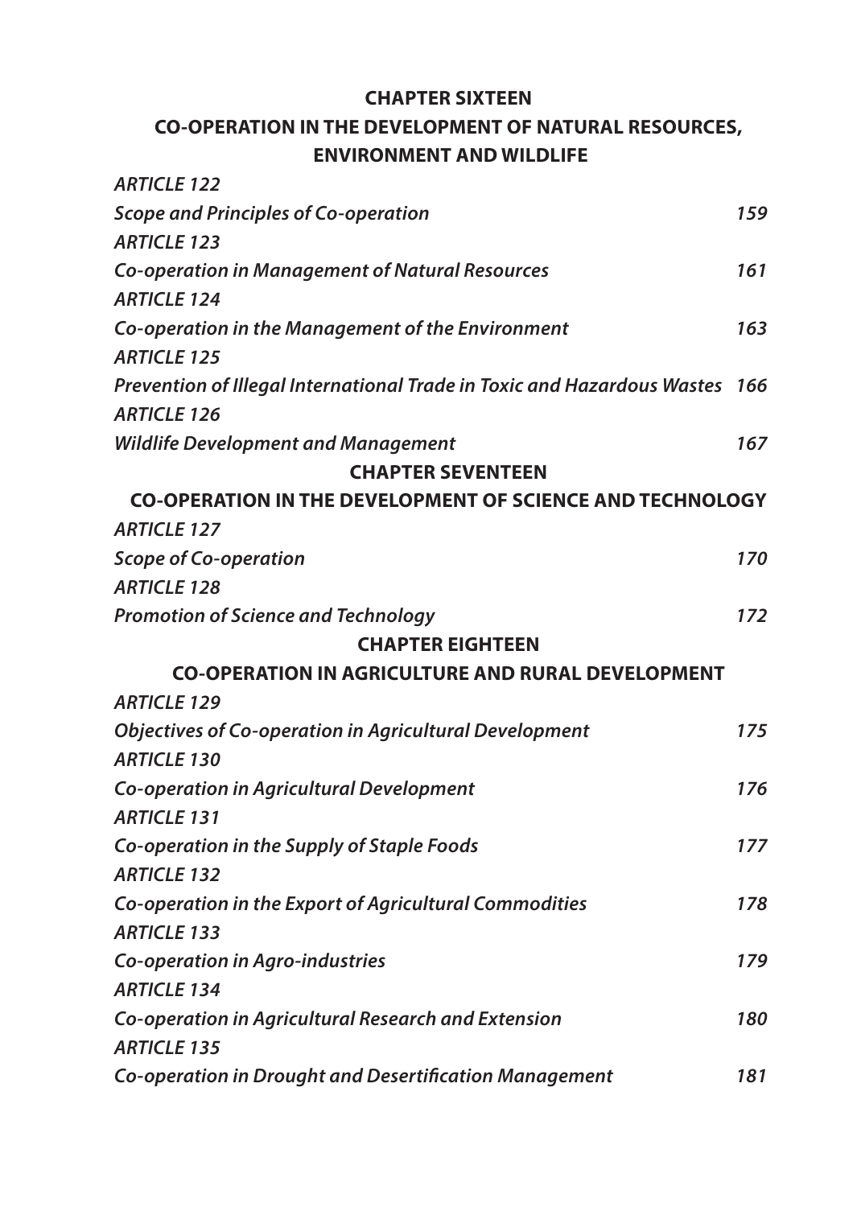**CHAPTER SIXTEEN**

**CO-OPERATION IN THE DEVELOPMENT OF NATURAL RESOURCES, ENVIRONMENT AND WILDLIFE**

*ARTICLE 122*

*Scope and Principles of Co-operation* 159

*ARTICLE 123*

*Co-operation in Management of Natural Resources* 161

*ARTICLE 124*

*Co-operation in the Management of the Environment* 163

*ARTICLE 125*

*Prevention of Illegal International Trade in Toxic and Hazardous Wastes* 166

*ARTICLE 126*

*Wildlife Development and Management* 167

**CHAPTER SEVENTEEN**

**CO-OPERATION IN THE DEVELOPMENT OF SCIENCE AND TECHNOLOGY**

*ARTICLE 127*

*Scope of Co-operation* 170

*ARTICLE 128*

*Promotion of Science and Technology* 172

**CHAPTER EIGHTEEN**

**CO-OPERATION IN AGRICULTURE AND RURAL DEVELOPMENT**

*ARTICLE 129*

*Objectives of Co-operation in Agricultural Development* 175

*ARTICLE 130*

*Co-operation in Agricultural Development* 176

*ARTICLE 131*

*Co-operation in the Supply of Staple Foods* 177

*ARTICLE 132*

*Co-operation in the Export of Agricultural Commodities* 178

*ARTICLE 133*

*Co-operation in Agro-industries* 179

*ARTICLE 134*

*Co-operation in Agricultural Research and Extension* 180

*ARTICLE 135*

*Co-operation in Drought and Desertification Management* 181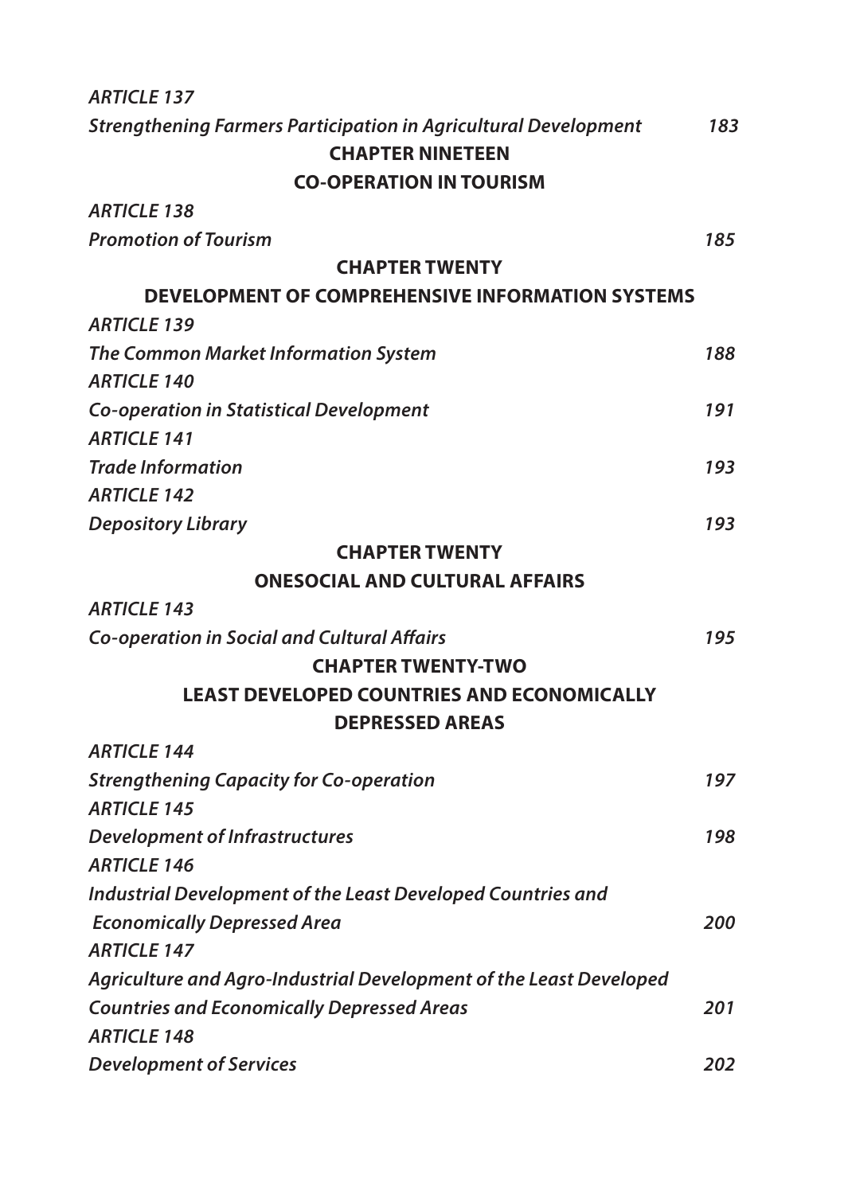*ARTICLE 137*

*Strengthening Farmers Participation in Agricultural Development* 183

**CHAPTER NINETEEN**

**CO-OPERATION IN TOURISM**

*ARTICLE 138*

*Promotion of Tourism* 185

**CHAPTER TWENTY**

**DEVELOPMENT OF COMPREHENSIVE INFORMATION SYSTEMS**

*ARTICLE 139*

*The Common Market Information System* 188

*ARTICLE 140*

*Co-operation in Statistical Development* 191

*ARTICLE 141*

*Trade Information* 193

*ARTICLE 142*

*Depository Library* 193

**CHAPTER TWENTY**

**ONESOCIAL AND CULTURAL AFFAIRS**

*ARTICLE 143*

*Co-operation in Social and Cultural Affairs* 195

**CHAPTER TWENTY-TWO**

**LEAST DEVELOPED COUNTRIES AND ECONOMICALLY DEPRESSED AREAS**

*ARTICLE 144*

*Strengthening Capacity for Co-operation* 197

*ARTICLE 145*

*Development of Infrastructures* 198

*ARTICLE 146*

*Industrial Development of the Least Developed Countries and Economically Depressed Area* 200

*ARTICLE 147*

*Agriculture and Agro-Industrial Development of the Least Developed Countries and Economically Depressed Areas* 201

*ARTICLE 148*

*Development of Services* 202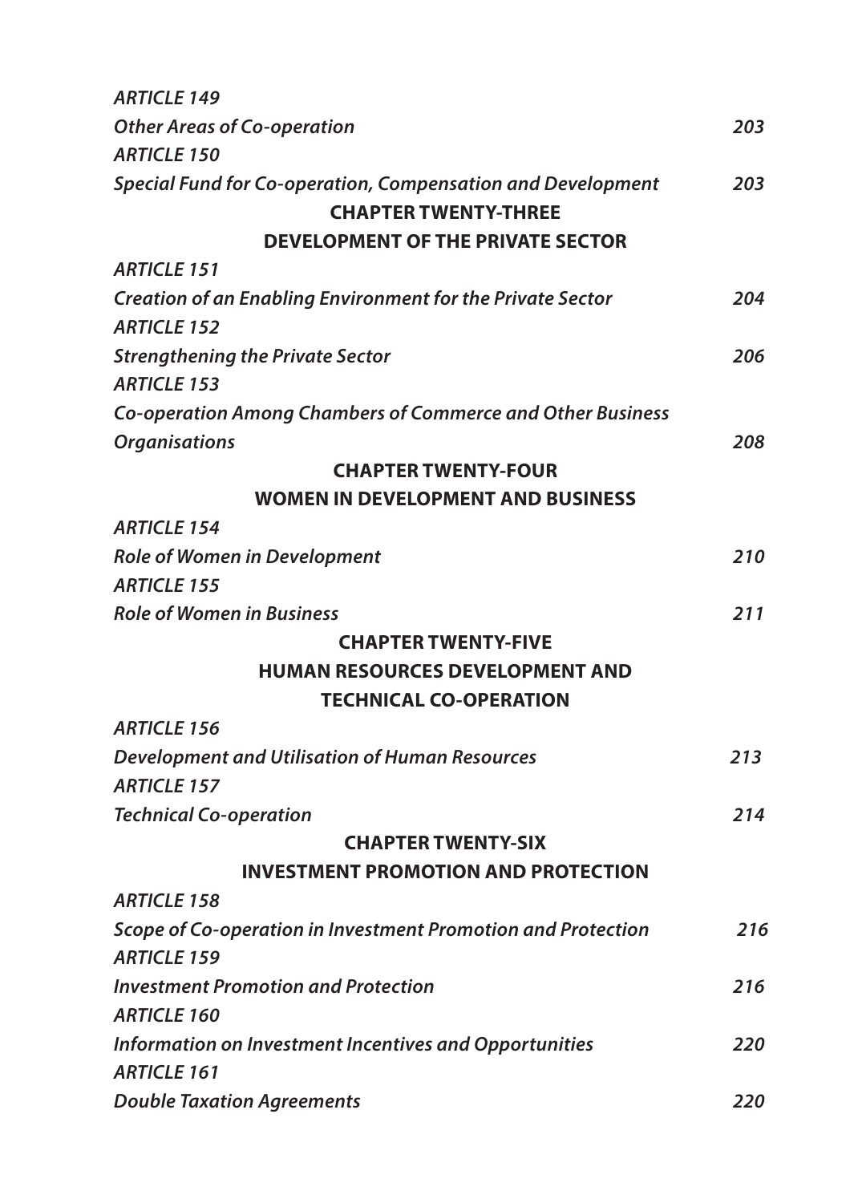*ARTICLE 149*
*Other Areas of Co-operation* 203
*ARTICLE 150*
*Special Fund for Co-operation, Compensation and Development* 203

**CHAPTER TWENTY-THREE**
**DEVELOPMENT OF THE PRIVATE SECTOR**

*ARTICLE 151*
*Creation of an Enabling Environment for the Private Sector* 204
*ARTICLE 152*
*Strengthening the Private Sector* 206
*ARTICLE 153*
*Co-operation Among Chambers of Commerce and Other Business Organisations* 208

**CHAPTER TWENTY-FOUR**
**WOMEN IN DEVELOPMENT AND BUSINESS**

*ARTICLE 154*
*Role of Women in Development* 210
*ARTICLE 155*
*Role of Women in Business* 211

**CHAPTER TWENTY-FIVE**
**HUMAN RESOURCES DEVELOPMENT AND TECHNICAL CO-OPERATION**

*ARTICLE 156*
*Development and Utilisation of Human Resources* 213
*ARTICLE 157*
*Technical Co-operation* 214

**CHAPTER TWENTY-SIX**
**INVESTMENT PROMOTION AND PROTECTION**

*ARTICLE 158*
*Scope of Co-operation in Investment Promotion and Protection* 216
*ARTICLE 159*
*Investment Promotion and Protection* 216
*ARTICLE 160*
*Information on Investment Incentives and Opportunities* 220
*ARTICLE 161*
*Double Taxation Agreements* 220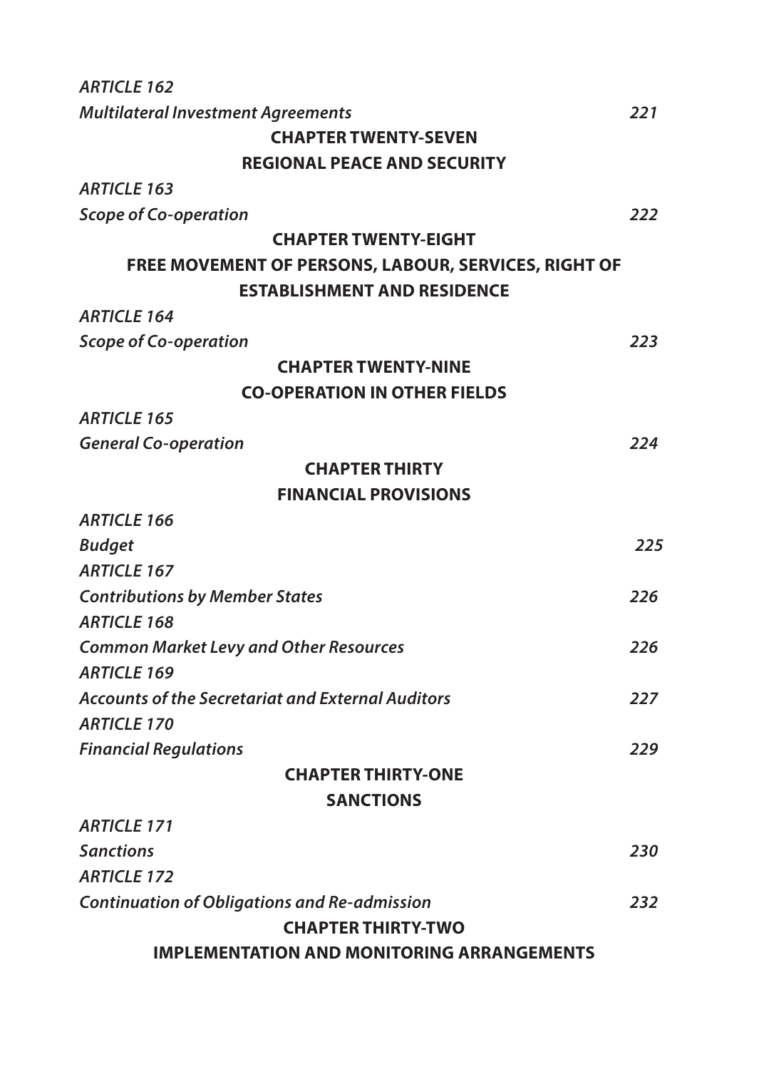*ARTICLE 162*

*Multilateral Investment Agreements* 221

**CHAPTER TWENTY-SEVEN**

**REGIONAL PEACE AND SECURITY**

*ARTICLE 163*

*Scope of Co-operation* 222

**CHAPTER TWENTY-EIGHT**

**FREE MOVEMENT OF PERSONS, LABOUR, SERVICES, RIGHT OF ESTABLISHMENT AND RESIDENCE**

*ARTICLE 164*

*Scope of Co-operation* 223

**CHAPTER TWENTY-NINE**

**CO-OPERATION IN OTHER FIELDS**

*ARTICLE 165*

*General Co-operation* 224

**CHAPTER THIRTY**

**FINANCIAL PROVISIONS**

*ARTICLE 166*

*Budget* 225

*ARTICLE 167*

*Contributions by Member States* 226

*ARTICLE 168*

*Common Market Levy and Other Resources* 226

*ARTICLE 169*

*Accounts of the Secretariat and External Auditors* 227

*ARTICLE 170*

*Financial Regulations* 229

**CHAPTER THIRTY-ONE**

**SANCTIONS**

*ARTICLE 171*

*Sanctions* 230

*ARTICLE 172*

*Continuation of Obligations and Re-admission* 232

**CHAPTER THIRTY-TWO**

**IMPLEMENTATION AND MONITORING ARRANGEMENTS**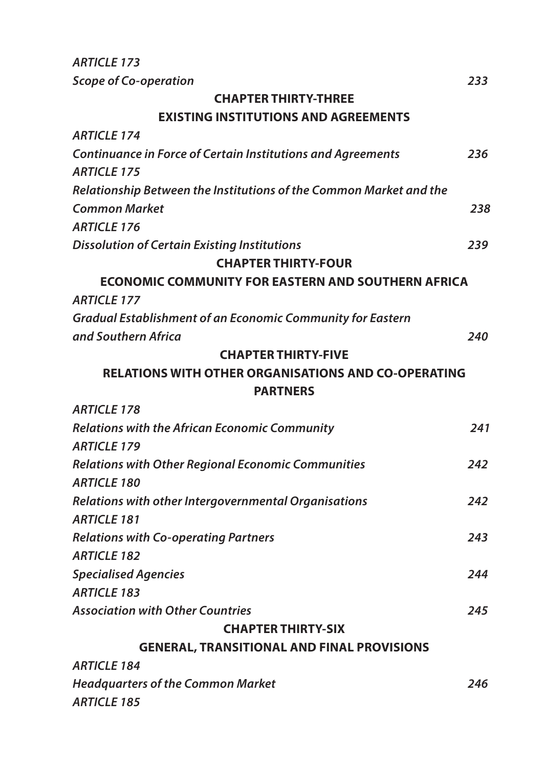*ARTICLE 173*
*Scope of Co-operation* 233

**CHAPTER THIRTY-THREE**

**EXISTING INSTITUTIONS AND AGREEMENTS**

*ARTICLE 174*
*Continuance in Force of Certain Institutions and Agreements* 236

*ARTICLE 175*
*Relationship Between the Institutions of the Common Market and the Common Market* 238

*ARTICLE 176*
*Dissolution of Certain Existing Institutions* 239

**CHAPTER THIRTY-FOUR**

**ECONOMIC COMMUNITY FOR EASTERN AND SOUTHERN AFRICA**

*ARTICLE 177*
*Gradual Establishment of an Economic Community for Eastern and Southern Africa* 240

**CHAPTER THIRTY-FIVE**

**RELATIONS WITH OTHER ORGANISATIONS AND CO-OPERATING PARTNERS**

*ARTICLE 178*
*Relations with the African Economic Community* 241

*ARTICLE 179*
*Relations with Other Regional Economic Communities* 242

*ARTICLE 180*
*Relations with other Intergovernmental Organisations* 242

*ARTICLE 181*
*Relations with Co-operating Partners* 243

*ARTICLE 182*
*Specialised Agencies* 244

*ARTICLE 183*
*Association with Other Countries* 245

**CHAPTER THIRTY-SIX**

**GENERAL, TRANSITIONAL AND FINAL PROVISIONS**

*ARTICLE 184*
*Headquarters of the Common Market* 246

*ARTICLE 185*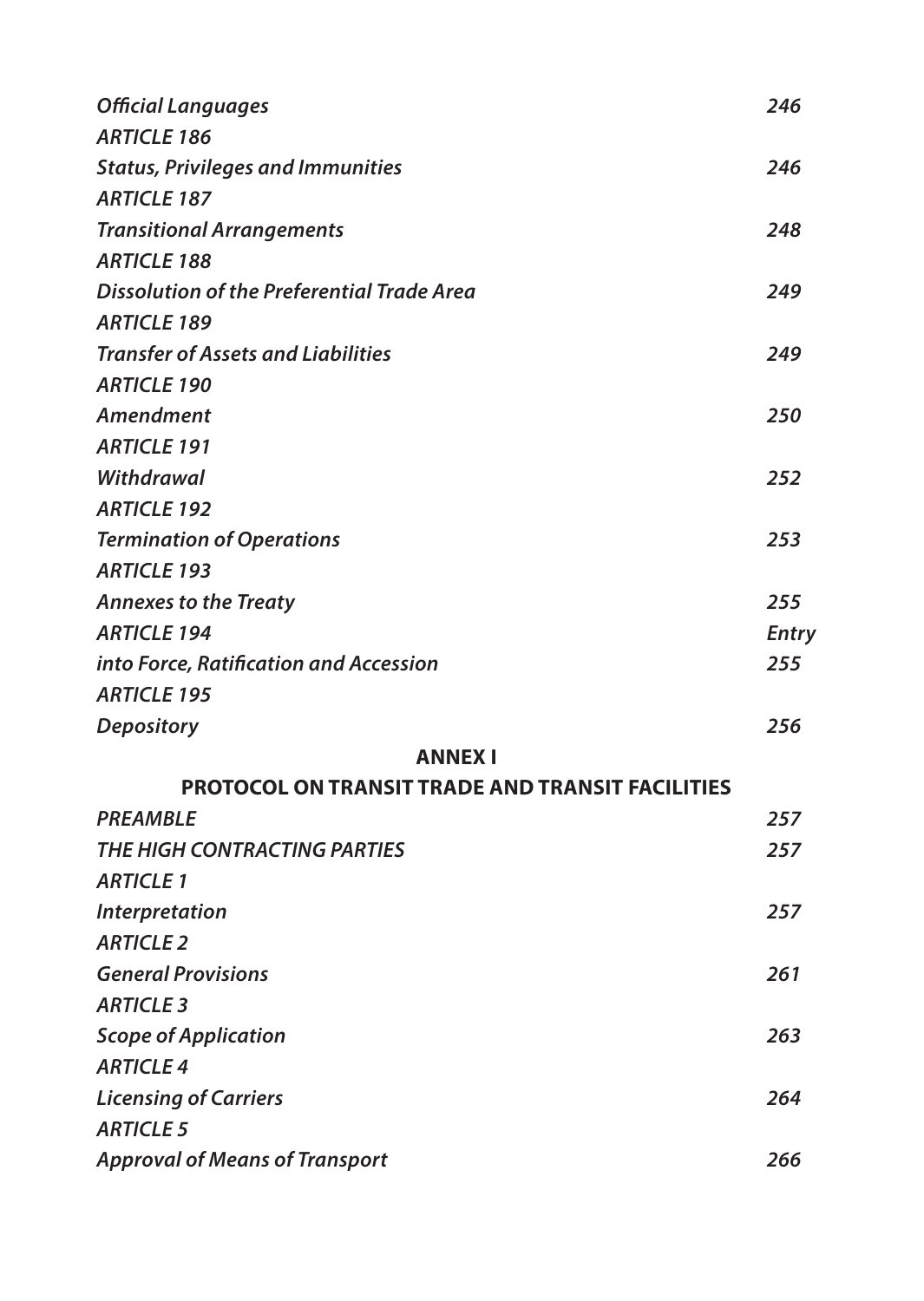*Official Languages* 246

*ARTICLE 186*

*Status, Privileges and Immunities* 246

*ARTICLE 187*

*Transitional Arrangements* 248

*ARTICLE 188*

*Dissolution of the Preferential Trade Area* 249

*ARTICLE 189*

*Transfer of Assets and Liabilities* 249

*ARTICLE 190*

*Amendment* 250

*ARTICLE 191*

*Withdrawal* 252

*ARTICLE 192*

*Termination of Operations* 253

*ARTICLE 193*

*Annexes to the Treaty* 255

*ARTICLE 194* *Entry*

*into Force, Ratification and Accession* 255

*ARTICLE 195*

*Depository* 256

**ANNEX I**

**PROTOCOL ON TRANSIT TRADE AND TRANSIT FACILITIES**

*PREAMBLE* 257

*THE HIGH CONTRACTING PARTIES* 257

*ARTICLE 1*

*Interpretation* 257

*ARTICLE 2*

*General Provisions* 261

*ARTICLE 3*

*Scope of Application* 263

*ARTICLE 4*

*Licensing of Carriers* 264

*ARTICLE 5*

*Approval of Means of Transport* 266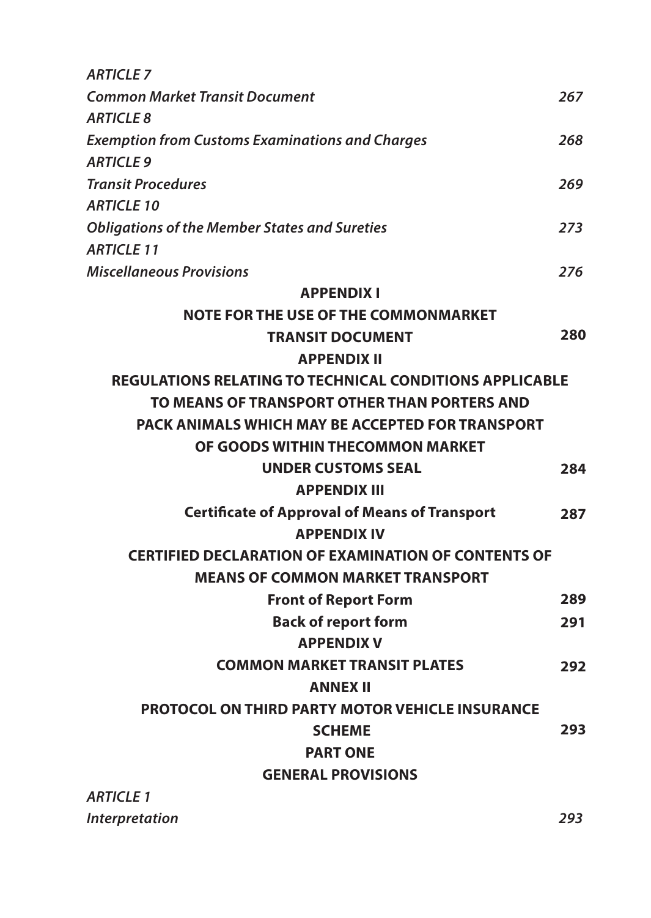*ARTICLE 7*
*Common Market Transit Document* 267

*ARTICLE 8*
*Exemption from Customs Examinations and Charges* 268

*ARTICLE 9*
*Transit Procedures* 269

*ARTICLE 10*
*Obligations of the Member States and Sureties* 273

*ARTICLE 11*
*Miscellaneous Provisions* 276

**APPENDIX I**
**NOTE FOR THE USE OF THE COMMONMARKET TRANSIT DOCUMENT** 280

**APPENDIX II**
**REGULATIONS RELATING TO TECHNICAL CONDITIONS APPLICABLE TO MEANS OF TRANSPORT OTHER THAN PORTERS AND PACK ANIMALS WHICH MAY BE ACCEPTED FOR TRANSPORT OF GOODS WITHIN THECOMMON MARKET UNDER CUSTOMS SEAL** 284

**APPENDIX III**
**Certificate of Approval of Means of Transport** 287

**APPENDIX IV**
**CERTIFIED DECLARATION OF EXAMINATION OF CONTENTS OF MEANS OF COMMON MARKET TRANSPORT**
**Front of Report Form** 289
**Back of report form** 291

**APPENDIX V**
**COMMON MARKET TRANSIT PLATES** 292

**ANNEX II**
**PROTOCOL ON THIRD PARTY MOTOR VEHICLE INSURANCE SCHEME** 293

**PART ONE**
**GENERAL PROVISIONS**

*ARTICLE 1*
*Interpretation* 293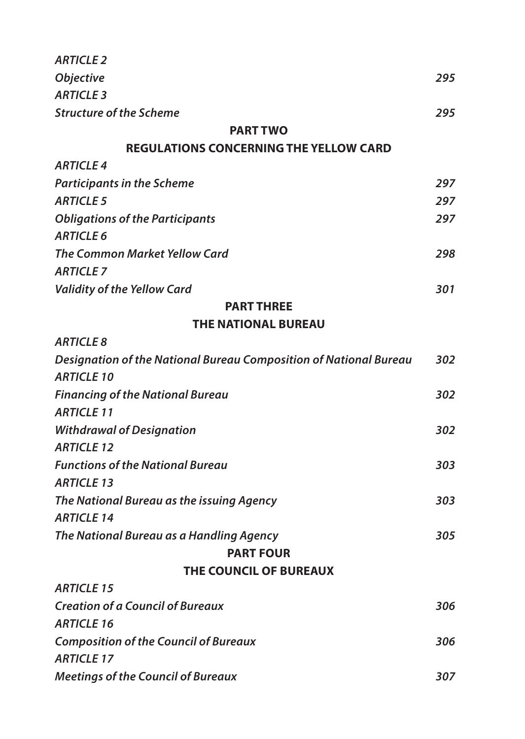| | |
|---|---|
| *ARTICLE 2* | |
| *Objective* | *295* |
| *ARTICLE 3* | |
| *Structure of the Scheme* | *295* |

**PART TWO**

**REGULATIONS CONCERNING THE YELLOW CARD**

| | |
|---|---|
| *ARTICLE 4* | |
| *Participants in the Scheme* | *297* |
| *ARTICLE 5* | *297* |
| *Obligations of the Participants* | *297* |
| *ARTICLE 6* | |
| *The Common Market Yellow Card* | *298* |
| *ARTICLE 7* | |
| *Validity of the Yellow Card* | *301* |

**PART THREE**

**THE NATIONAL BUREAU**

| | |
|---|---|
| *ARTICLE 8* | |
| *Designation of the National Bureau Composition of National Bureau* | *302* |
| *ARTICLE 10* | |
| *Financing of the National Bureau* | *302* |
| *ARTICLE 11* | |
| *Withdrawal of Designation* | *302* |
| *ARTICLE 12* | |
| *Functions of the National Bureau* | *303* |
| *ARTICLE 13* | |
| *The National Bureau as the issuing Agency* | *303* |
| *ARTICLE 14* | |
| *The National Bureau as a Handling Agency* | *305* |

**PART FOUR**

**THE COUNCIL OF BUREAUX**

| | |
|---|---|
| *ARTICLE 15* | |
| *Creation of a Council of Bureaux* | *306* |
| *ARTICLE 16* | |
| *Composition of the Council of Bureaux* | *306* |
| *ARTICLE 17* | |
| *Meetings of the Council of Bureaux* | *307* |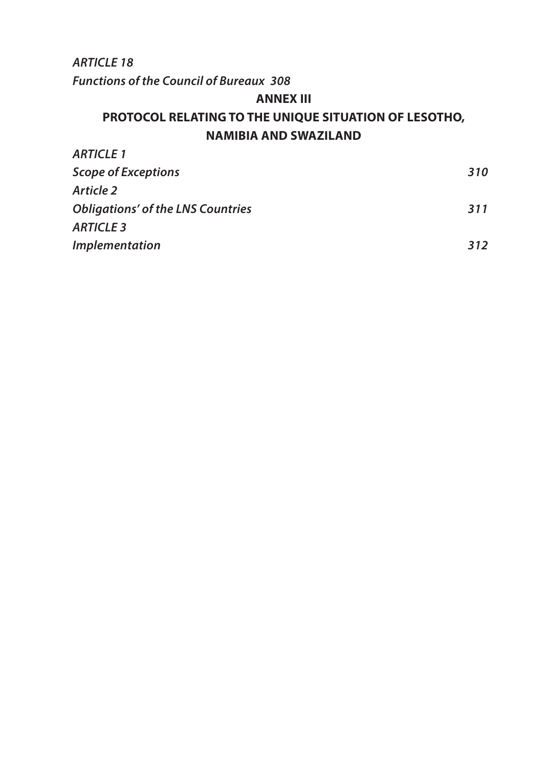*ARTICLE 18*

*Functions of the Council of Bureaux 308*

**ANNEX III**

**PROTOCOL RELATING TO THE UNIQUE SITUATION OF LESOTHO, NAMIBIA AND SWAZILAND**

| | |
|---|---|
| *ARTICLE 1* | |
| *Scope of Exceptions* | *310* |
| *Article 2* | |
| *Obligations' of the LNS Countries* | *311* |
| *ARTICLE 3* | |
| *Implementation* | *312* |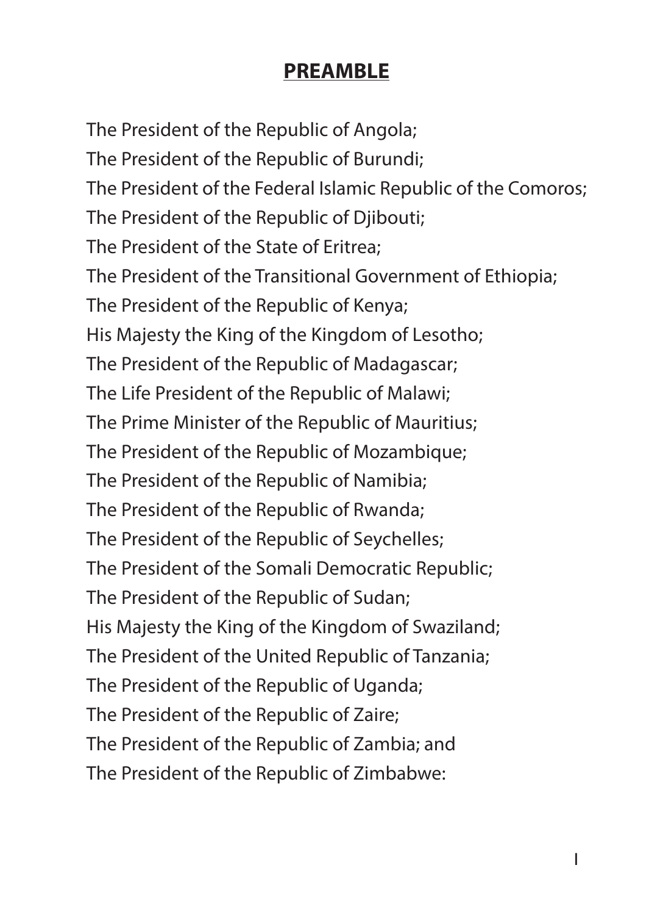## PREAMBLE

The President of the Republic of Angola;
The President of the Republic of Burundi;
The President of the Federal Islamic Republic of the Comoros;
The President of the Republic of Djibouti;
The President of the State of Eritrea;
The President of the Transitional Government of Ethiopia;
The President of the Republic of Kenya;
His Majesty the King of the Kingdom of Lesotho;
The President of the Republic of Madagascar;
The Life President of the Republic of Malawi;
The Prime Minister of the Republic of Mauritius;
The President of the Republic of Mozambique;
The President of the Republic of Namibia;
The President of the Republic of Rwanda;
The President of the Republic of Seychelles;
The President of the Somali Democratic Republic;
The President of the Republic of Sudan;
His Majesty the King of the Kingdom of Swaziland;
The President of the United Republic of Tanzania;
The President of the Republic of Uganda;
The President of the Republic of Zaire;
The President of the Republic of Zambia; and
The President of the Republic of Zimbabwe: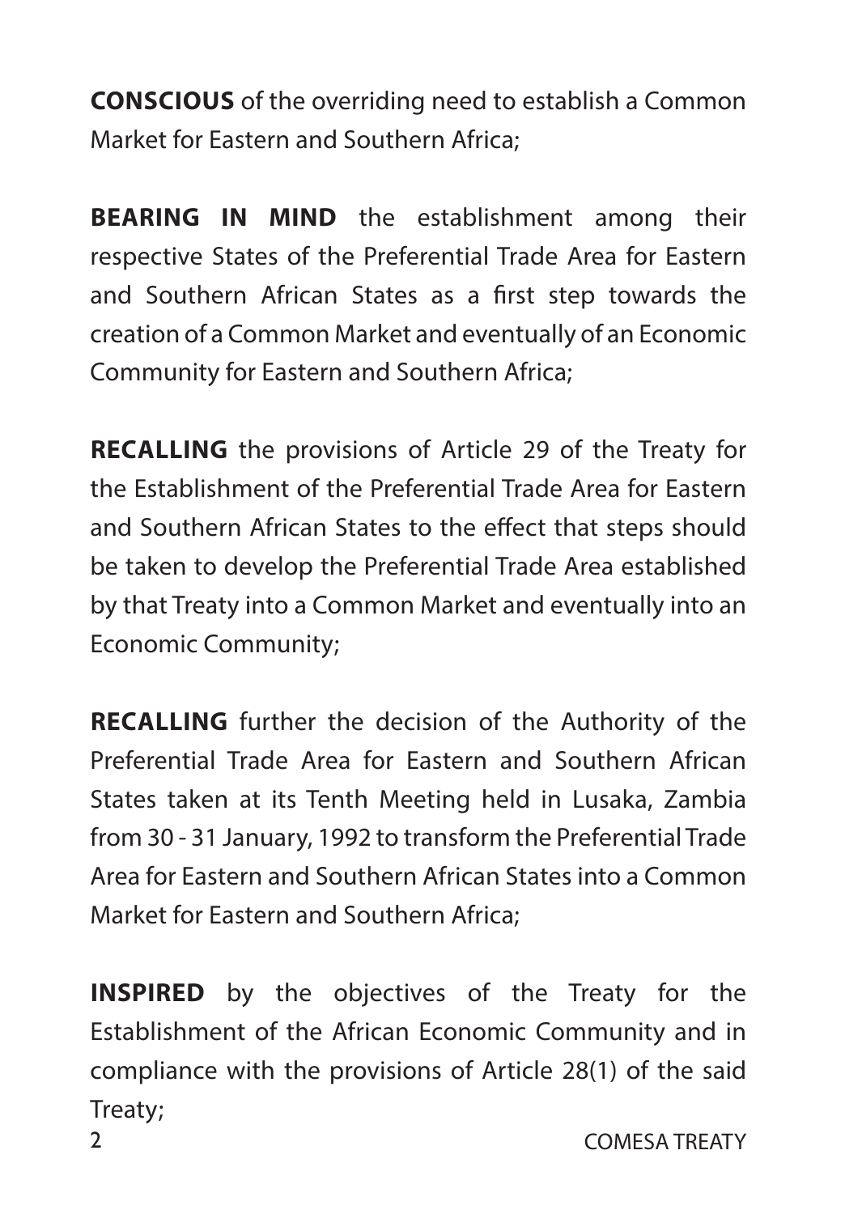**CONSCIOUS** of the overriding need to establish a Common Market for Eastern and Southern Africa;

**BEARING IN MIND** the establishment among their respective States of the Preferential Trade Area for Eastern and Southern African States as a first step towards the creation of a Common Market and eventually of an Economic Community for Eastern and Southern Africa;

**RECALLING** the provisions of Article 29 of the Treaty for the Establishment of the Preferential Trade Area for Eastern and Southern African States to the effect that steps should be taken to develop the Preferential Trade Area established by that Treaty into a Common Market and eventually into an Economic Community;

**RECALLING** further the decision of the Authority of the Preferential Trade Area for Eastern and Southern African States taken at its Tenth Meeting held in Lusaka, Zambia from 30 - 31 January, 1992 to transform the Preferential Trade Area for Eastern and Southern African States into a Common Market for Eastern and Southern Africa;

**INSPIRED** by the objectives of the Treaty for the Establishment of the African Economic Community and in compliance with the provisions of Article 28(1) of the said Treaty;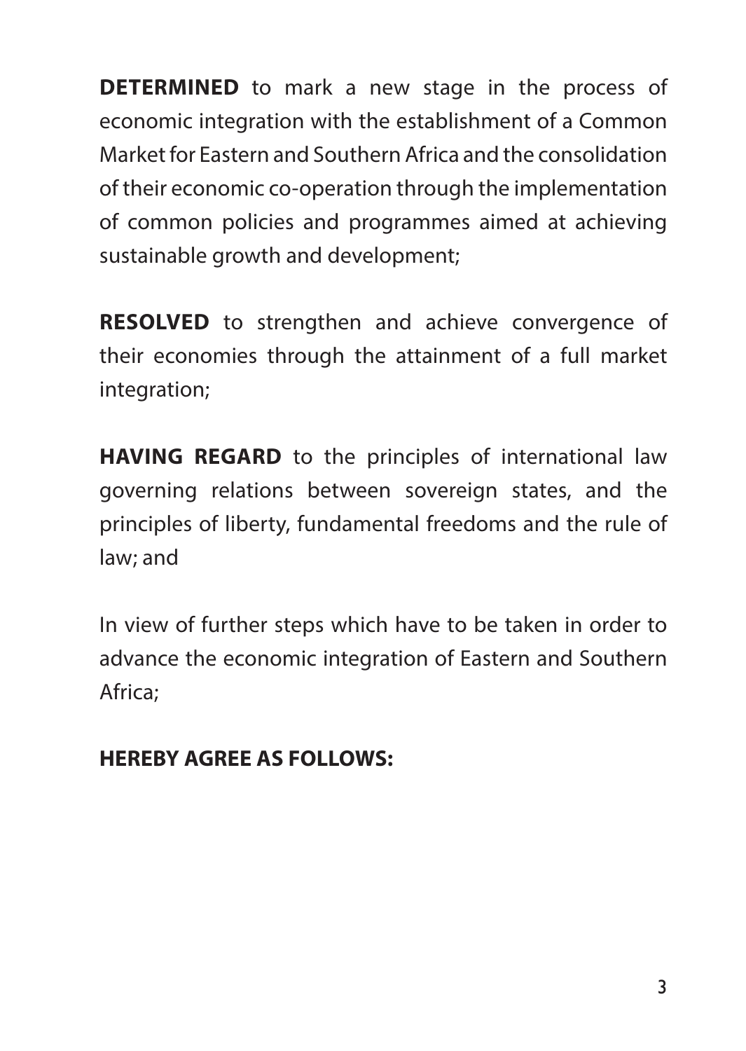**DETERMINED** to mark a new stage in the process of economic integration with the establishment of a Common Market for Eastern and Southern Africa and the consolidation of their economic co-operation through the implementation of common policies and programmes aimed at achieving sustainable growth and development;

**RESOLVED** to strengthen and achieve convergence of their economies through the attainment of a full market integration;

**HAVING REGARD** to the principles of international law governing relations between sovereign states, and the principles of liberty, fundamental freedoms and the rule of law; and

In view of further steps which have to be taken in order to advance the economic integration of Eastern and Southern Africa;

**HEREBY AGREE AS FOLLOWS:**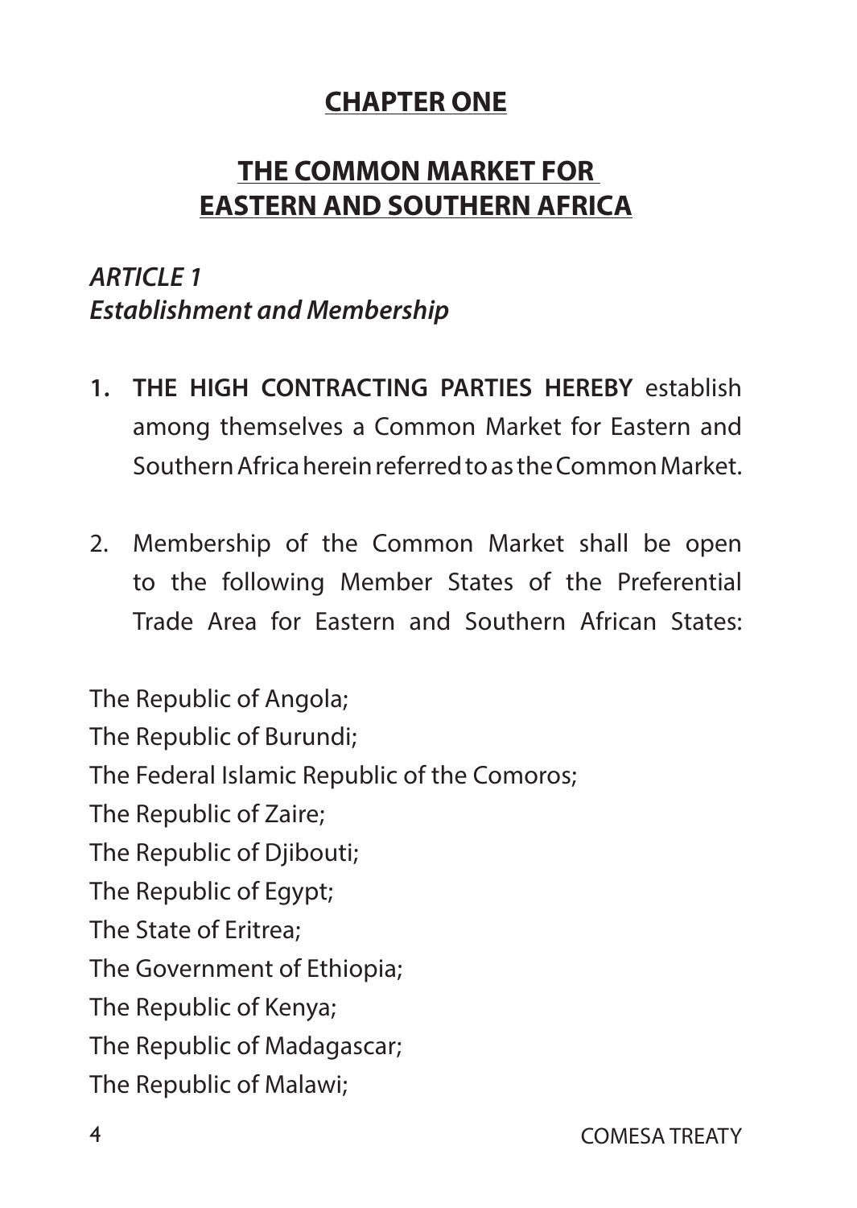## CHAPTER ONE

## THE COMMON MARKET FOR EASTERN AND SOUTHERN AFRICA

### *ARTICLE 1*
### *Establishment and Membership*

1. **THE HIGH CONTRACTING PARTIES HEREBY** establish among themselves a Common Market for Eastern and Southern Africa herein referred to as the Common Market.

2. Membership of the Common Market shall be open to the following Member States of the Preferential Trade Area for Eastern and Southern African States:

The Republic of Angola;
The Republic of Burundi;
The Federal Islamic Republic of the Comoros;
The Republic of Zaire;
The Republic of Djibouti;
The Republic of Egypt;
The State of Eritrea;
The Government of Ethiopia;
The Republic of Kenya;
The Republic of Madagascar;
The Republic of Malawi;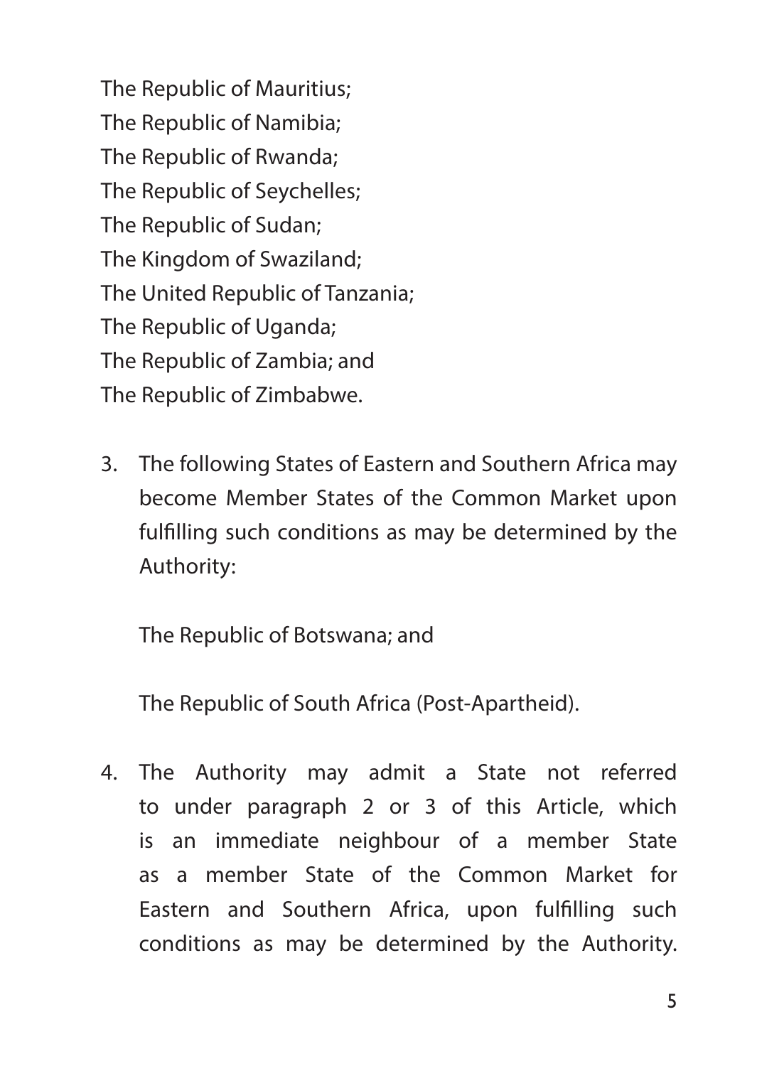The Republic of Mauritius;
The Republic of Namibia;
The Republic of Rwanda;
The Republic of Seychelles;
The Republic of Sudan;
The Kingdom of Swaziland;
The United Republic of Tanzania;
The Republic of Uganda;
The Republic of Zambia; and
The Republic of Zimbabwe.

3. The following States of Eastern and Southern Africa may become Member States of the Common Market upon fulfilling such conditions as may be determined by the Authority:

   The Republic of Botswana; and

   The Republic of South Africa (Post-Apartheid).

4. The Authority may admit a State not referred to under paragraph 2 or 3 of this Article, which is an immediate neighbour of a member State as a member State of the Common Market for Eastern and Southern Africa, upon fulfilling such conditions as may be determined by the Authority.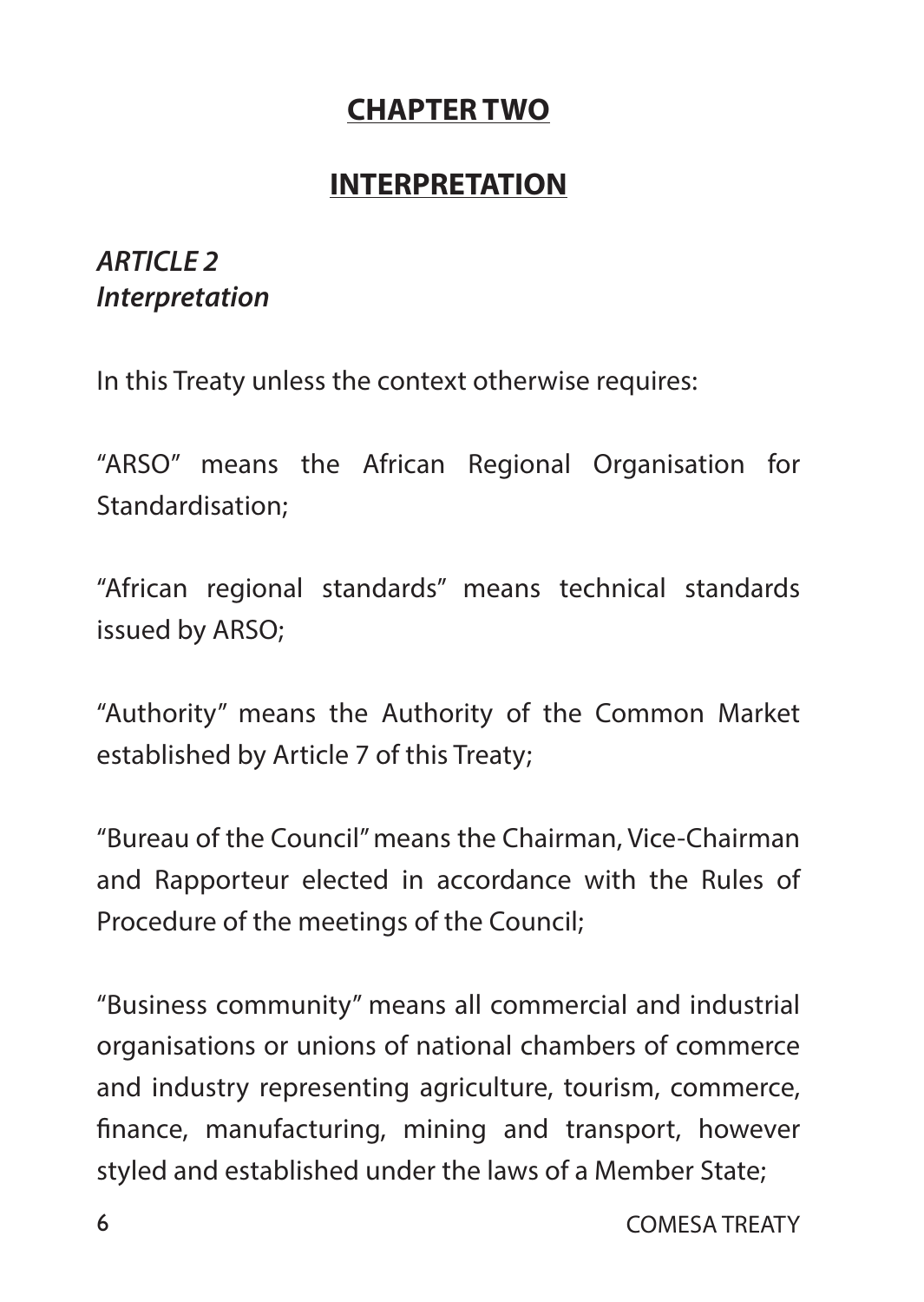## CHAPTER TWO

## INTERPRETATION

***ARTICLE 2***
***Interpretation***

In this Treaty unless the context otherwise requires:

"ARSO" means the African Regional Organisation for Standardisation;

"African regional standards" means technical standards issued by ARSO;

"Authority" means the Authority of the Common Market established by Article 7 of this Treaty;

"Bureau of the Council" means the Chairman, Vice-Chairman and Rapporteur elected in accordance with the Rules of Procedure of the meetings of the Council;

"Business community" means all commercial and industrial organisations or unions of national chambers of commerce and industry representing agriculture, tourism, commerce, finance, manufacturing, mining and transport, however styled and established under the laws of a Member State;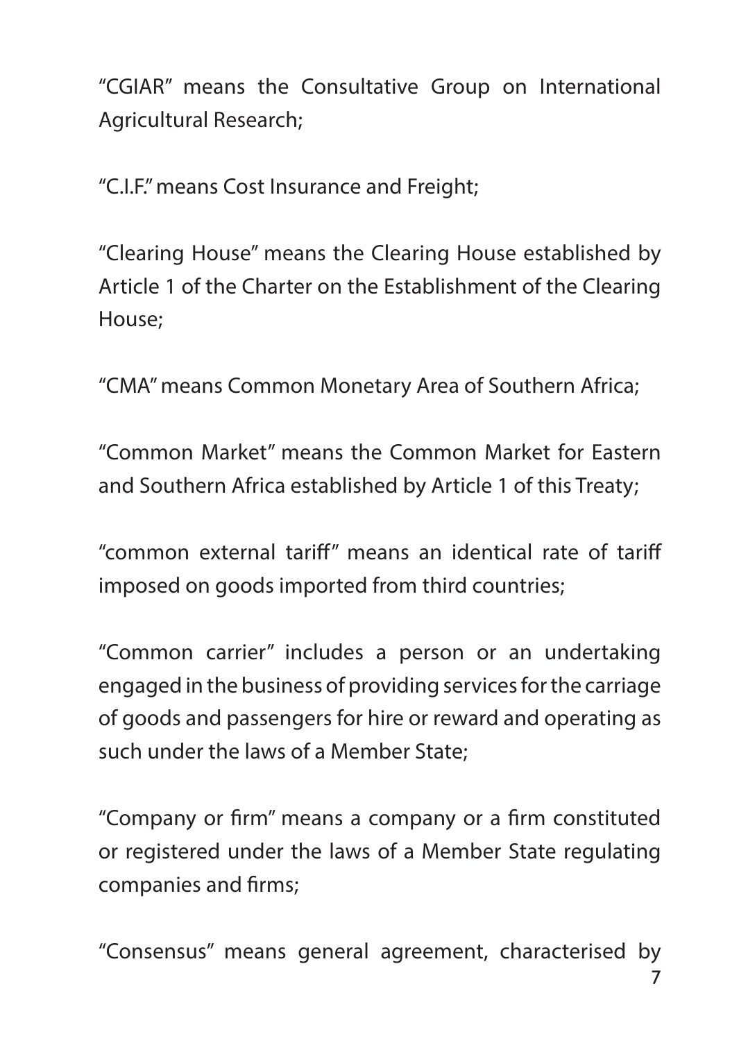"CGIAR" means the Consultative Group on International Agricultural Research;

"C.I.F." means Cost Insurance and Freight;

"Clearing House" means the Clearing House established by Article 1 of the Charter on the Establishment of the Clearing House;

"CMA" means Common Monetary Area of Southern Africa;

"Common Market" means the Common Market for Eastern and Southern Africa established by Article 1 of this Treaty;

"common external tariff" means an identical rate of tariff imposed on goods imported from third countries;

"Common carrier" includes a person or an undertaking engaged in the business of providing services for the carriage of goods and passengers for hire or reward and operating as such under the laws of a Member State;

"Company or firm" means a company or a firm constituted or registered under the laws of a Member State regulating companies and firms;

"Consensus" means general agreement, characterised by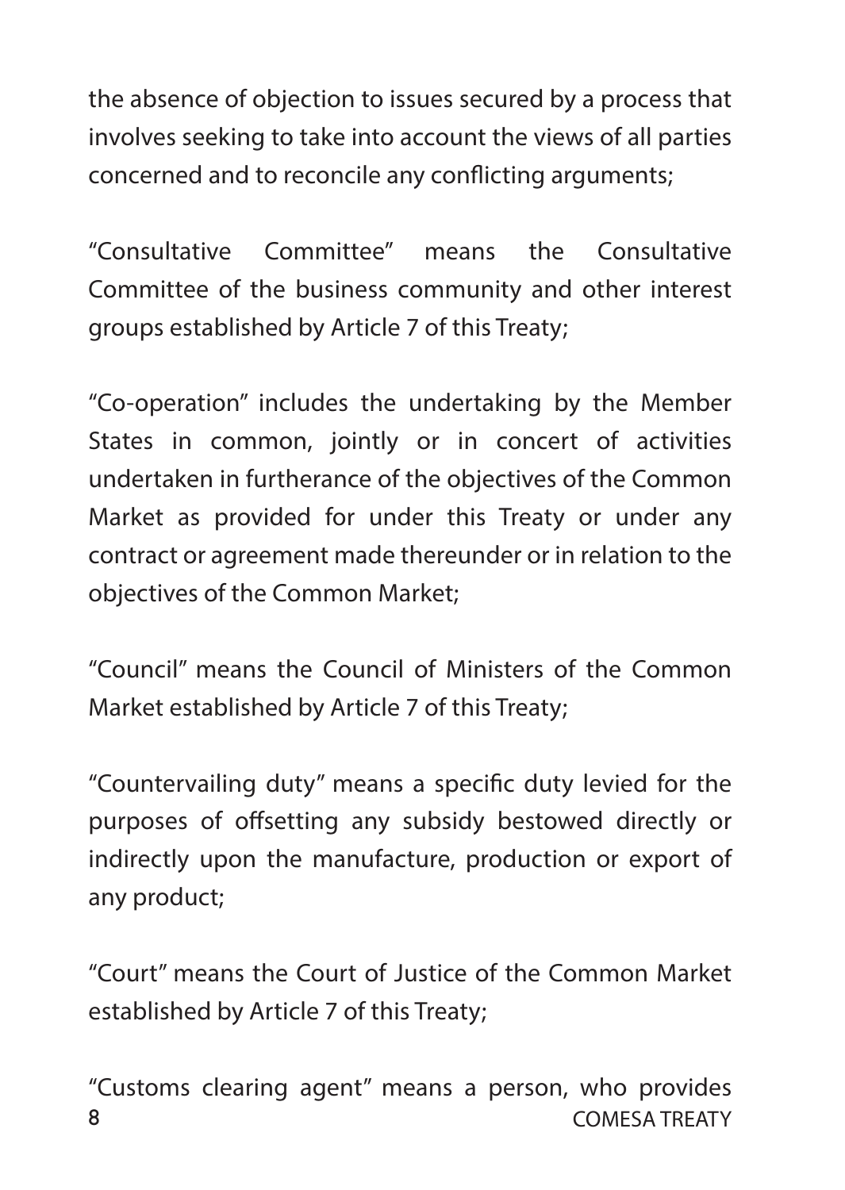the absence of objection to issues secured by a process that involves seeking to take into account the views of all parties concerned and to reconcile any conflicting arguments;

"Consultative Committee" means the Consultative Committee of the business community and other interest groups established by Article 7 of this Treaty;

"Co-operation" includes the undertaking by the Member States in common, jointly or in concert of activities undertaken in furtherance of the objectives of the Common Market as provided for under this Treaty or under any contract or agreement made thereunder or in relation to the objectives of the Common Market;

"Council" means the Council of Ministers of the Common Market established by Article 7 of this Treaty;

"Countervailing duty" means a specific duty levied for the purposes of offsetting any subsidy bestowed directly or indirectly upon the manufacture, production or export of any product;

"Court" means the Court of Justice of the Common Market established by Article 7 of this Treaty;

"Customs clearing agent" means a person, who provides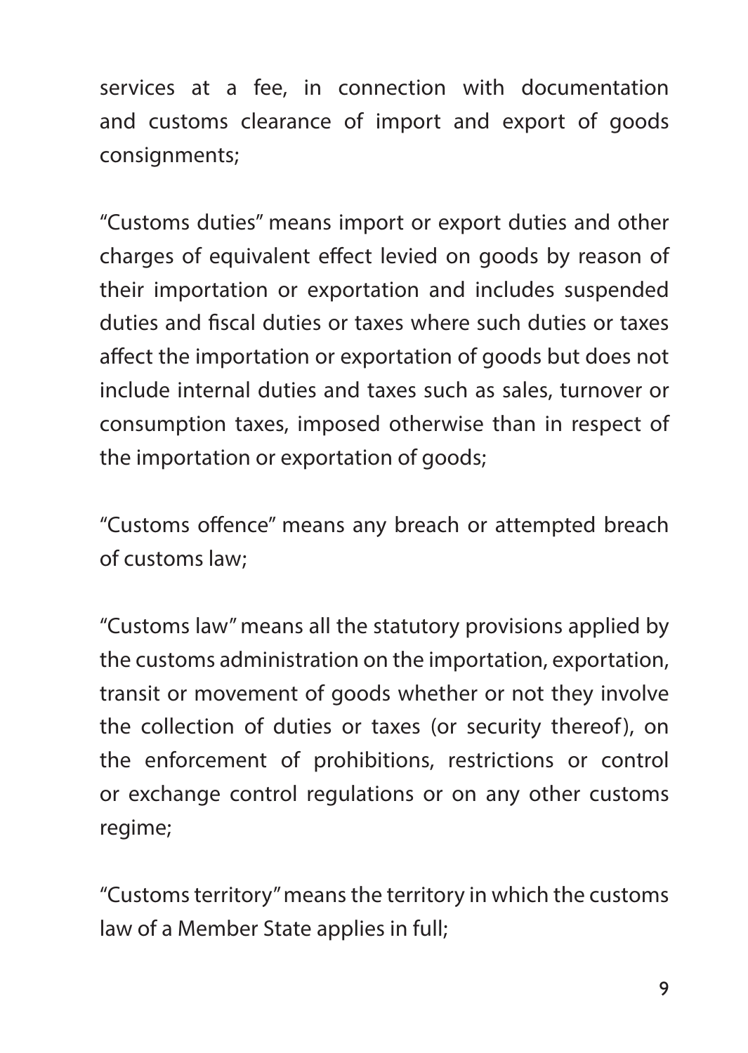services at a fee, in connection with documentation and customs clearance of import and export of goods consignments;

"Customs duties" means import or export duties and other charges of equivalent effect levied on goods by reason of their importation or exportation and includes suspended duties and fiscal duties or taxes where such duties or taxes affect the importation or exportation of goods but does not include internal duties and taxes such as sales, turnover or consumption taxes, imposed otherwise than in respect of the importation or exportation of goods;

"Customs offence" means any breach or attempted breach of customs law;

"Customs law" means all the statutory provisions applied by the customs administration on the importation, exportation, transit or movement of goods whether or not they involve the collection of duties or taxes (or security thereof), on the enforcement of prohibitions, restrictions or control or exchange control regulations or on any other customs regime;

"Customs territory" means the territory in which the customs law of a Member State applies in full;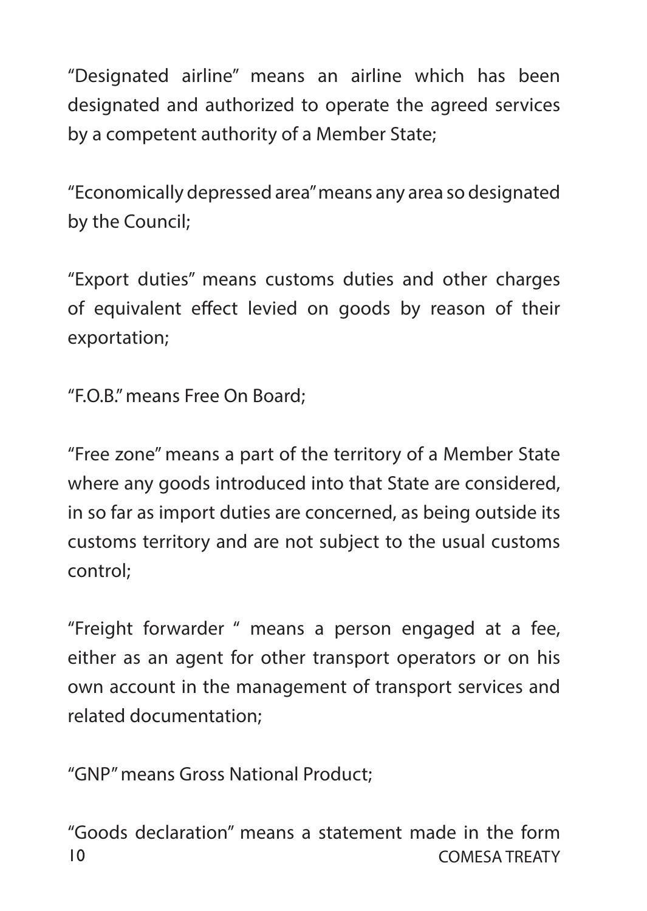"Designated airline" means an airline which has been designated and authorized to operate the agreed services by a competent authority of a Member State;

"Economically depressed area" means any area so designated by the Council;

"Export duties" means customs duties and other charges of equivalent effect levied on goods by reason of their exportation;

"F.O.B." means Free On Board;

"Free zone" means a part of the territory of a Member State where any goods introduced into that State are considered, in so far as import duties are concerned, as being outside its customs territory and are not subject to the usual customs control;

"Freight forwarder " means a person engaged at a fee, either as an agent for other transport operators or on his own account in the management of transport services and related documentation;

"GNP" means Gross National Product;

"Goods declaration" means a statement made in the form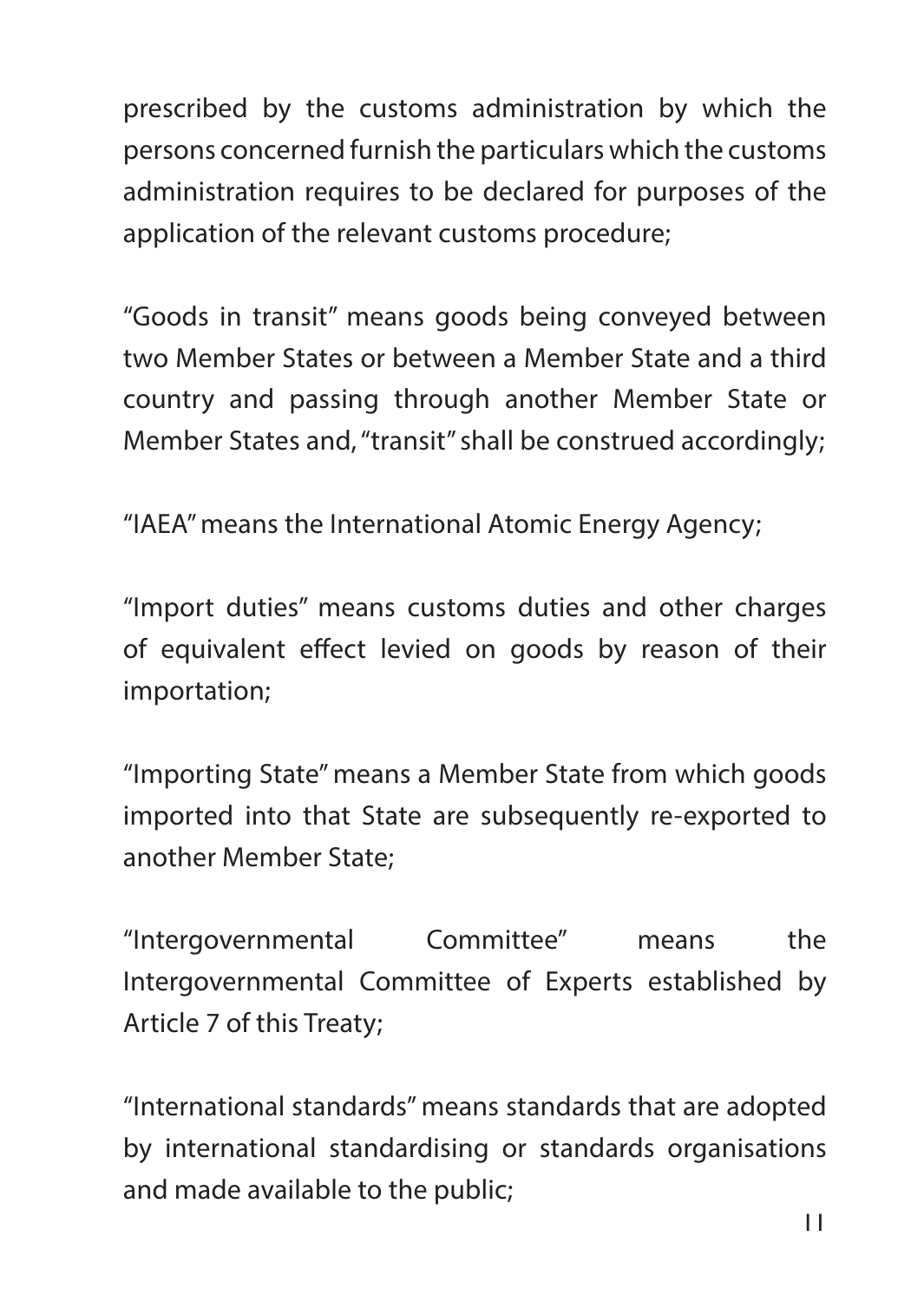prescribed by the customs administration by which the persons concerned furnish the particulars which the customs administration requires to be declared for purposes of the application of the relevant customs procedure;

"Goods in transit" means goods being conveyed between two Member States or between a Member State and a third country and passing through another Member State or Member States and, "transit" shall be construed accordingly;

"IAEA" means the International Atomic Energy Agency;

"Import duties" means customs duties and other charges of equivalent effect levied on goods by reason of their importation;

"Importing State" means a Member State from which goods imported into that State are subsequently re-exported to another Member State;

"Intergovernmental Committee" means the Intergovernmental Committee of Experts established by Article 7 of this Treaty;

"International standards" means standards that are adopted by international standardising or standards organisations and made available to the public;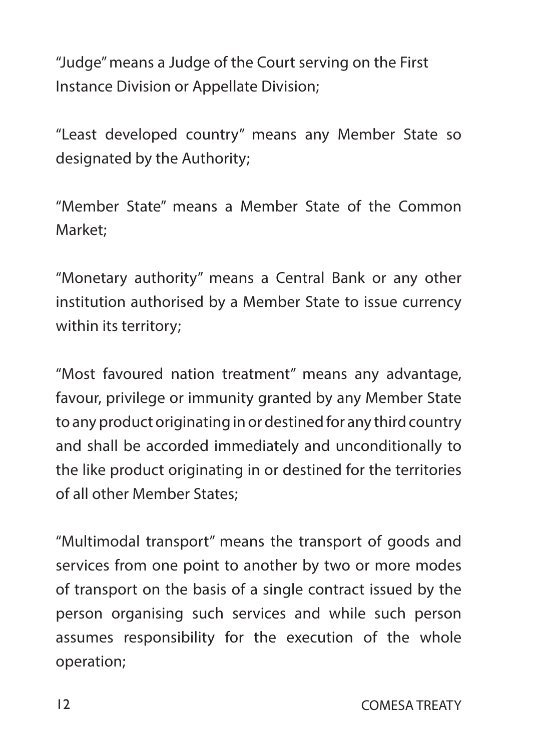"Judge" means a Judge of the Court serving on the First Instance Division or Appellate Division;

"Least developed country" means any Member State so designated by the Authority;

"Member State" means a Member State of the Common Market;

"Monetary authority" means a Central Bank or any other institution authorised by a Member State to issue currency within its territory;

"Most favoured nation treatment" means any advantage, favour, privilege or immunity granted by any Member State to any product originating in or destined for any third country and shall be accorded immediately and unconditionally to the like product originating in or destined for the territories of all other Member States;

"Multimodal transport" means the transport of goods and services from one point to another by two or more modes of transport on the basis of a single contract issued by the person organising such services and while such person assumes responsibility for the execution of the whole operation;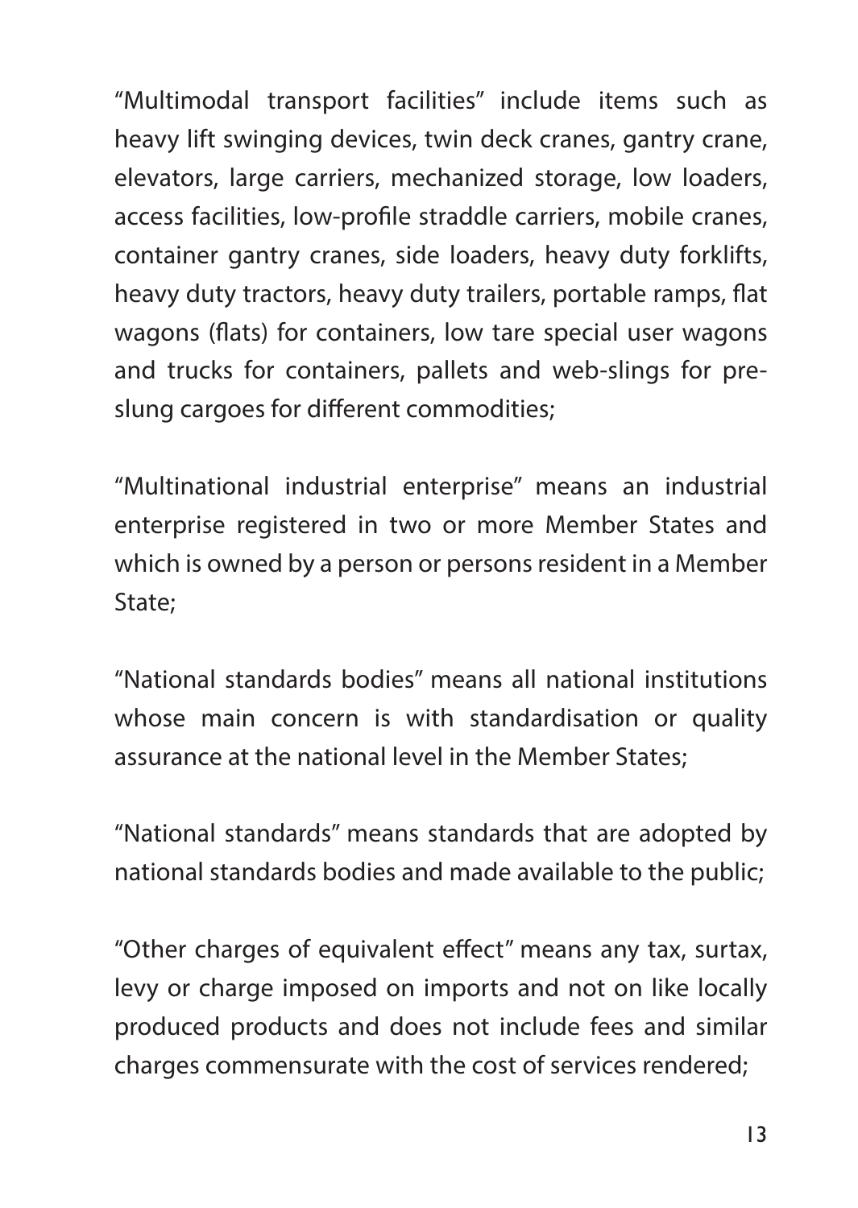"Multimodal transport facilities" include items such as heavy lift swinging devices, twin deck cranes, gantry crane, elevators, large carriers, mechanized storage, low loaders, access facilities, low-profile straddle carriers, mobile cranes, container gantry cranes, side loaders, heavy duty forklifts, heavy duty tractors, heavy duty trailers, portable ramps, flat wagons (flats) for containers, low tare special user wagons and trucks for containers, pallets and web-slings for pre-slung cargoes for different commodities;

"Multinational industrial enterprise" means an industrial enterprise registered in two or more Member States and which is owned by a person or persons resident in a Member State;

"National standards bodies" means all national institutions whose main concern is with standardisation or quality assurance at the national level in the Member States;

"National standards" means standards that are adopted by national standards bodies and made available to the public;

"Other charges of equivalent effect" means any tax, surtax, levy or charge imposed on imports and not on like locally produced products and does not include fees and similar charges commensurate with the cost of services rendered;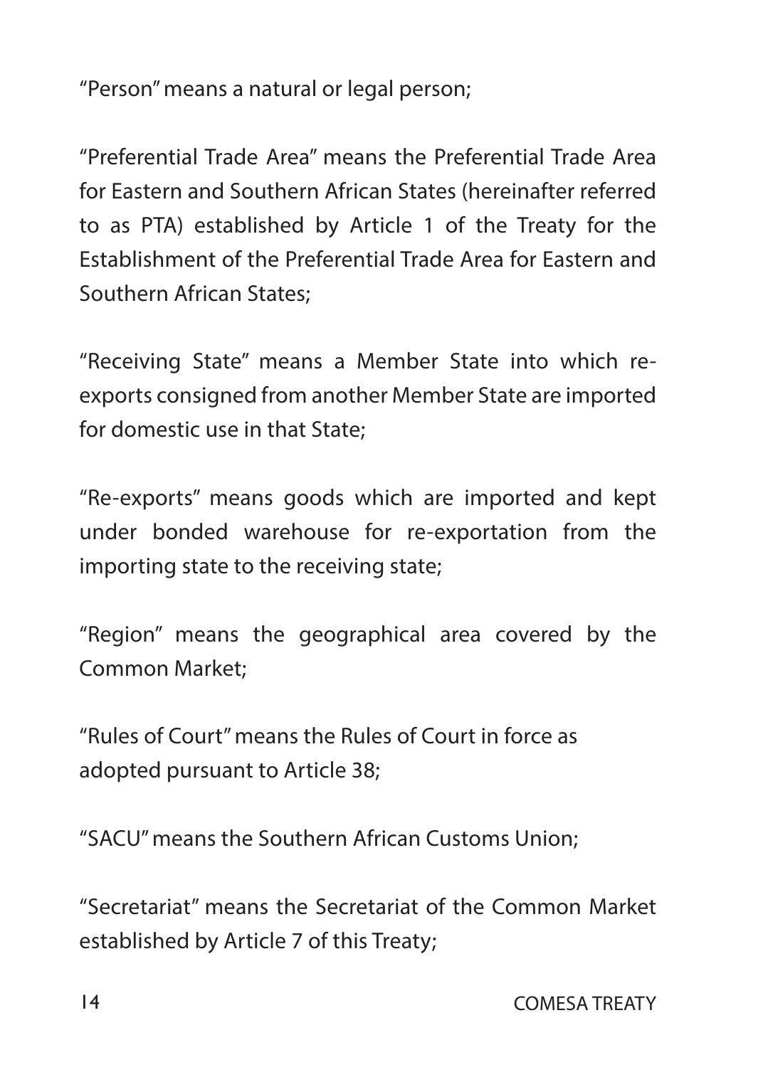"Person" means a natural or legal person;

"Preferential Trade Area" means the Preferential Trade Area for Eastern and Southern African States (hereinafter referred to as PTA) established by Article 1 of the Treaty for the Establishment of the Preferential Trade Area for Eastern and Southern African States;

"Receiving State" means a Member State into which re-exports consigned from another Member State are imported for domestic use in that State;

"Re-exports" means goods which are imported and kept under bonded warehouse for re-exportation from the importing state to the receiving state;

"Region" means the geographical area covered by the Common Market;

"Rules of Court" means the Rules of Court in force as adopted pursuant to Article 38;

"SACU" means the Southern African Customs Union;

"Secretariat" means the Secretariat of the Common Market established by Article 7 of this Treaty;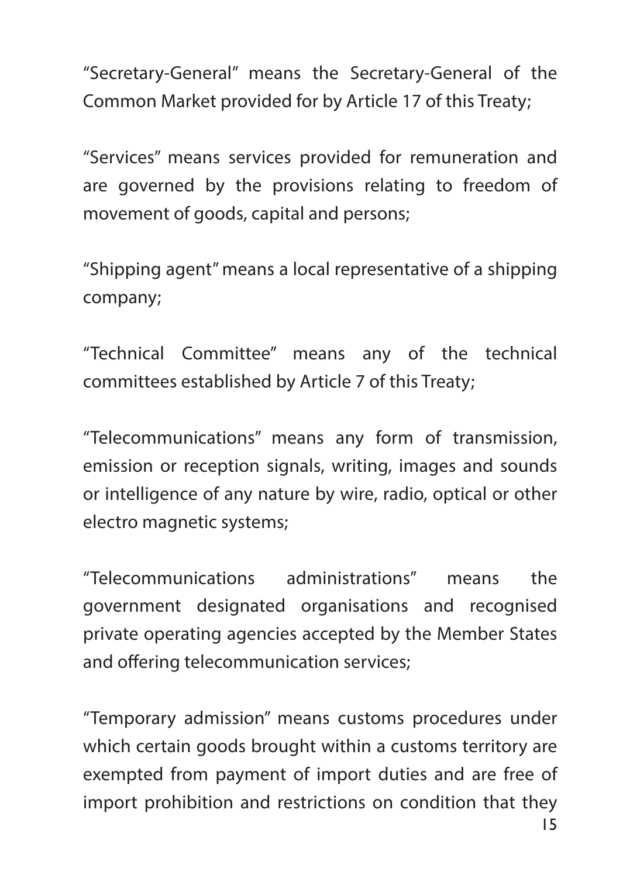"Secretary-General" means the Secretary-General of the Common Market provided for by Article 17 of this Treaty;

"Services" means services provided for remuneration and are governed by the provisions relating to freedom of movement of goods, capital and persons;

"Shipping agent" means a local representative of a shipping company;

"Technical Committee" means any of the technical committees established by Article 7 of this Treaty;

"Telecommunications" means any form of transmission, emission or reception signals, writing, images and sounds or intelligence of any nature by wire, radio, optical or other electro magnetic systems;

"Telecommunications administrations" means the government designated organisations and recognised private operating agencies accepted by the Member States and offering telecommunication services;

"Temporary admission" means customs procedures under which certain goods brought within a customs territory are exempted from payment of import duties and are free of import prohibition and restrictions on condition that they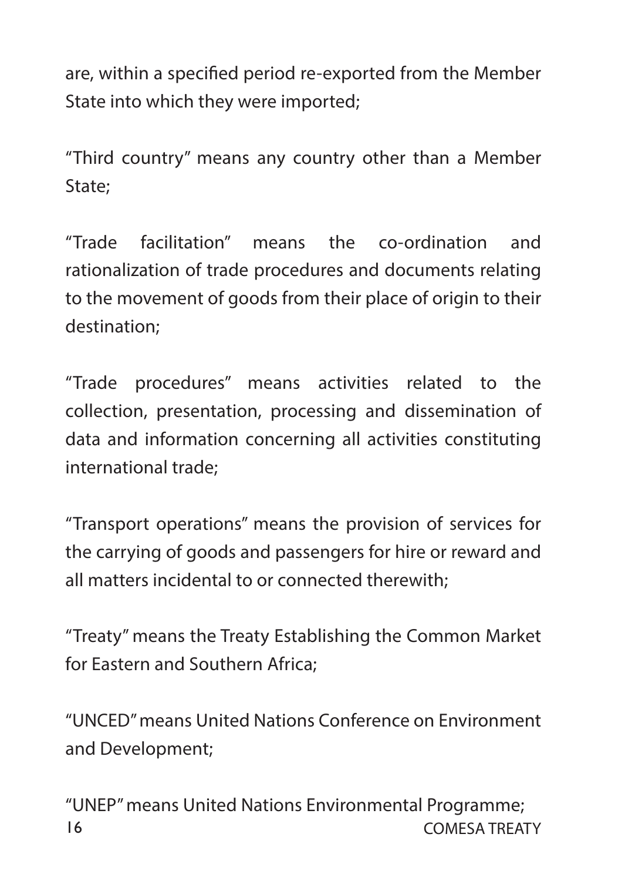are, within a specified period re-exported from the Member State into which they were imported;

"Third country" means any country other than a Member State;

"Trade facilitation" means the co-ordination and rationalization of trade procedures and documents relating to the movement of goods from their place of origin to their destination;

"Trade procedures" means activities related to the collection, presentation, processing and dissemination of data and information concerning all activities constituting international trade;

"Transport operations" means the provision of services for the carrying of goods and passengers for hire or reward and all matters incidental to or connected therewith;

"Treaty" means the Treaty Establishing the Common Market for Eastern and Southern Africa;

"UNCED" means United Nations Conference on Environment and Development;

"UNEP" means United Nations Environmental Programme;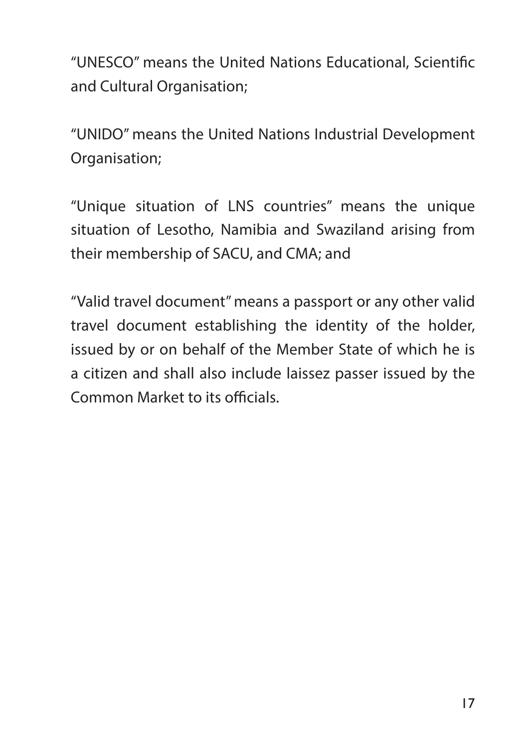"UNESCO" means the United Nations Educational, Scientific and Cultural Organisation;

"UNIDO" means the United Nations Industrial Development Organisation;

"Unique situation of LNS countries" means the unique situation of Lesotho, Namibia and Swaziland arising from their membership of SACU, and CMA; and

"Valid travel document" means a passport or any other valid travel document establishing the identity of the holder, issued by or on behalf of the Member State of which he is a citizen and shall also include laissez passer issued by the Common Market to its officials.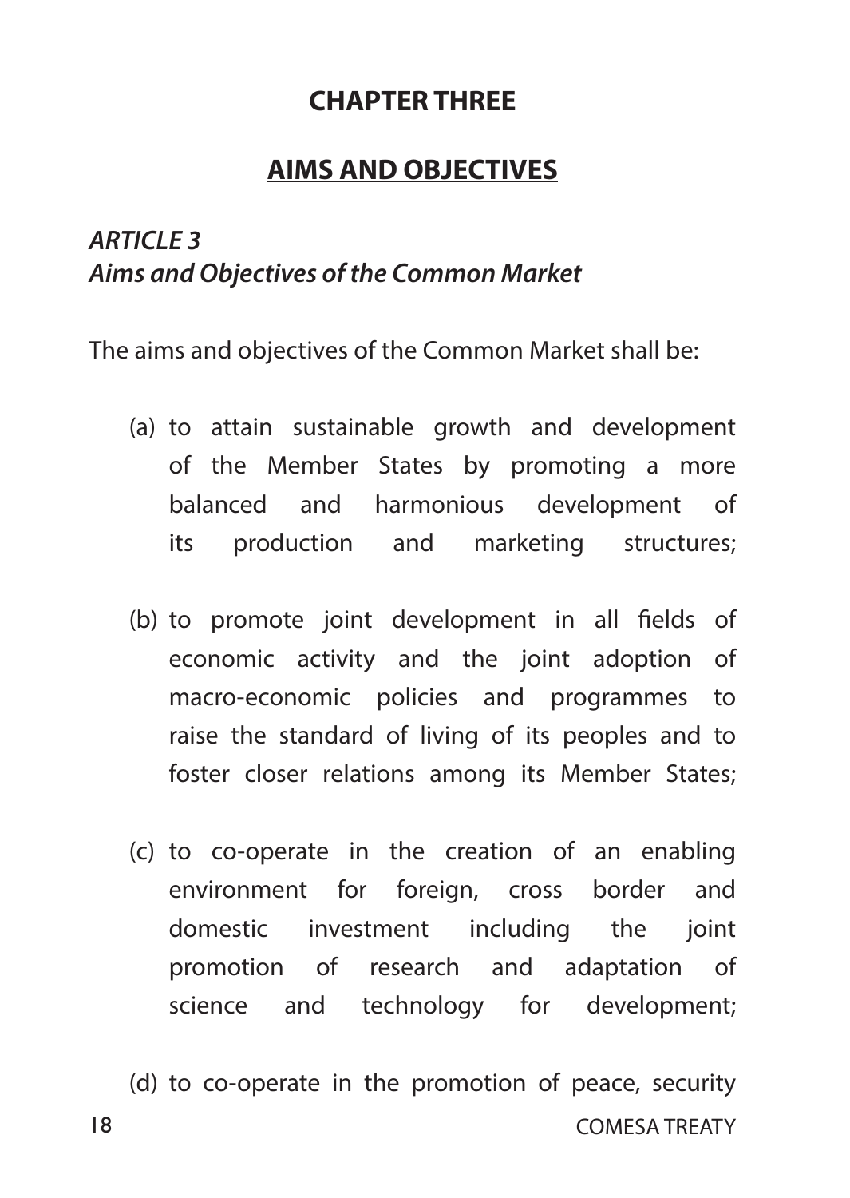## CHAPTER THREE

## AIMS AND OBJECTIVES

### *ARTICLE 3*
### *Aims and Objectives of the Common Market*

The aims and objectives of the Common Market shall be:

(a) to attain sustainable growth and development of the Member States by promoting a more balanced and harmonious development of its production and marketing structures;

(b) to promote joint development in all fields of economic activity and the joint adoption of macro-economic policies and programmes to raise the standard of living of its peoples and to foster closer relations among its Member States;

(c) to co-operate in the creation of an enabling environment for foreign, cross border and domestic investment including the joint promotion of research and adaptation of science and technology for development;

(d) to co-operate in the promotion of peace, security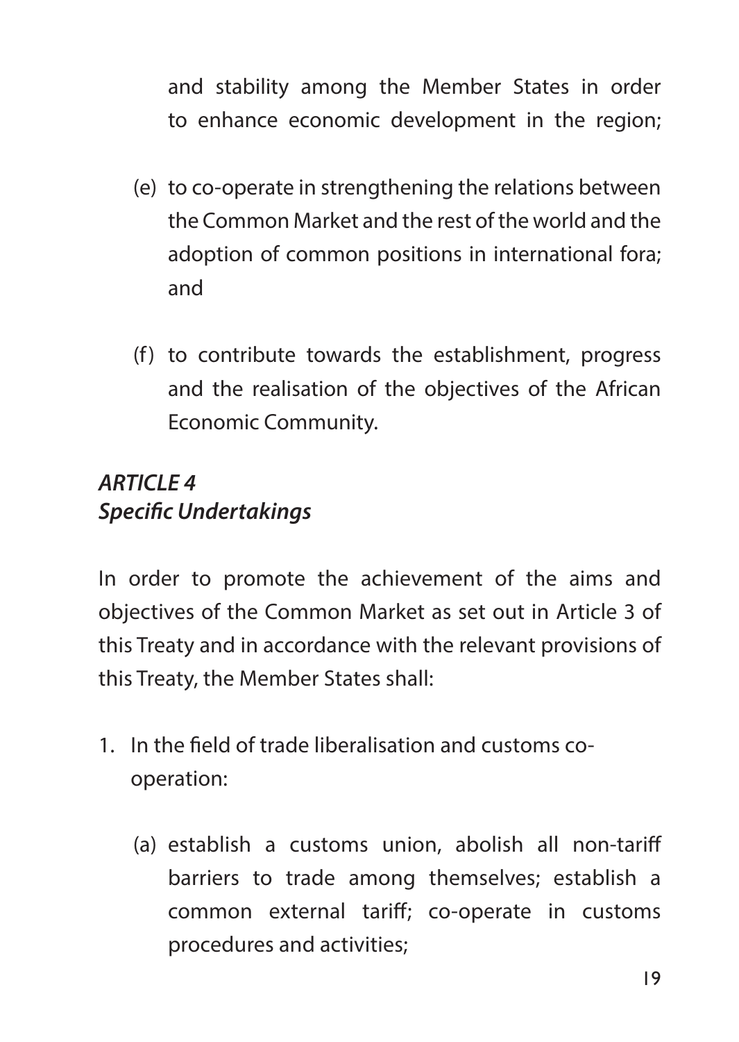and stability among the Member States in order to enhance economic development in the region;

(e) to co-operate in strengthening the relations between the Common Market and the rest of the world and the adoption of common positions in international fora; and

(f) to contribute towards the establishment, progress and the realisation of the objectives of the African Economic Community.

### *ARTICLE 4*
### *Specific Undertakings*

In order to promote the achievement of the aims and objectives of the Common Market as set out in Article 3 of this Treaty and in accordance with the relevant provisions of this Treaty, the Member States shall:

1. In the field of trade liberalisation and customs co-operation:

    (a) establish a customs union, abolish all non-tariff barriers to trade among themselves; establish a common external tariff; co-operate in customs procedures and activities;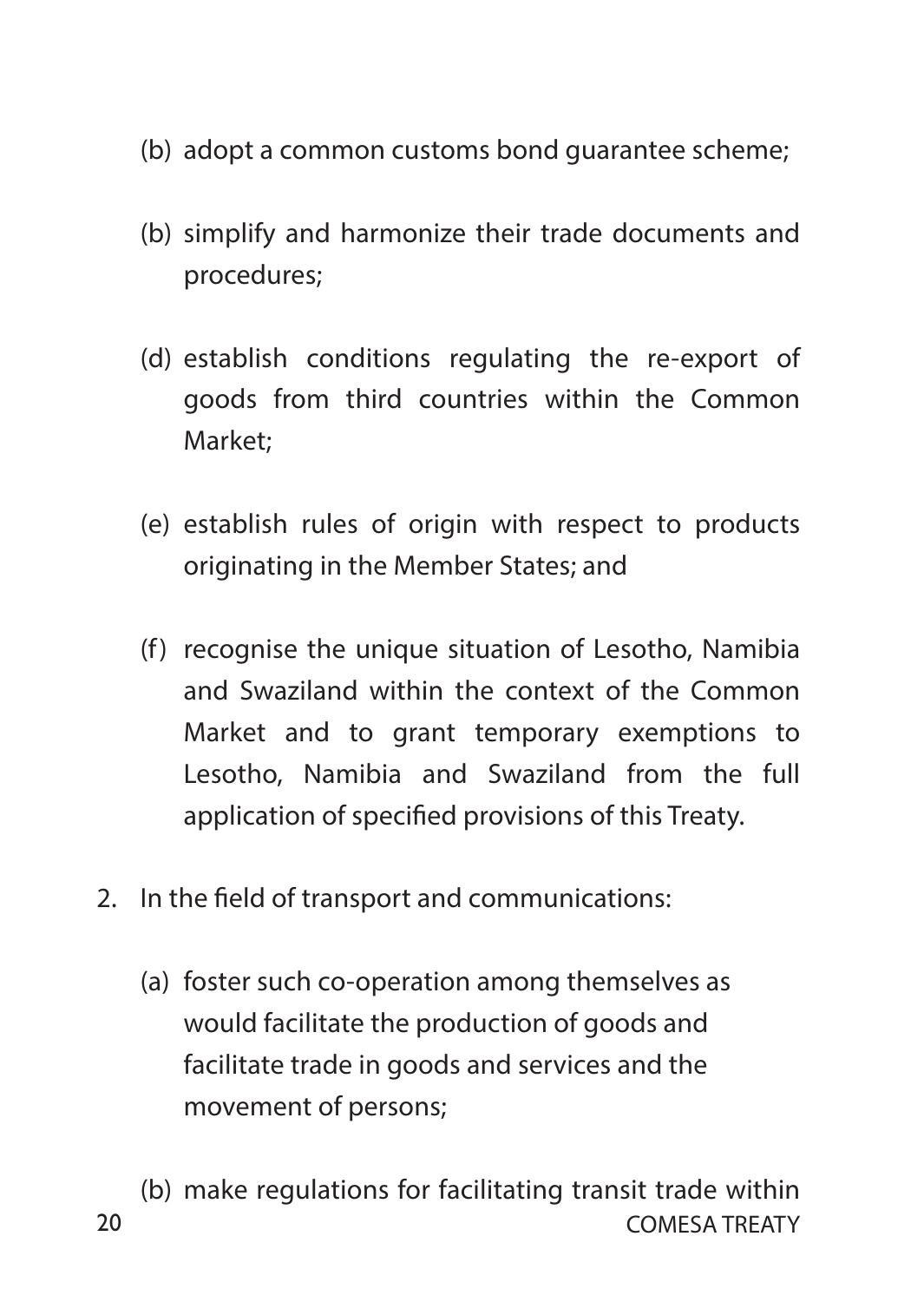(b) adopt a common customs bond guarantee scheme;

(b) simplify and harmonize their trade documents and procedures;

(d) establish conditions regulating the re-export of goods from third countries within the Common Market;

(e) establish rules of origin with respect to products originating in the Member States; and

(f) recognise the unique situation of Lesotho, Namibia and Swaziland within the context of the Common Market and to grant temporary exemptions to Lesotho, Namibia and Swaziland from the full application of specified provisions of this Treaty.

2. In the field of transport and communications:

   (a) foster such co-operation among themselves as would facilitate the production of goods and facilitate trade in goods and services and the movement of persons;

   (b) make regulations for facilitating transit trade within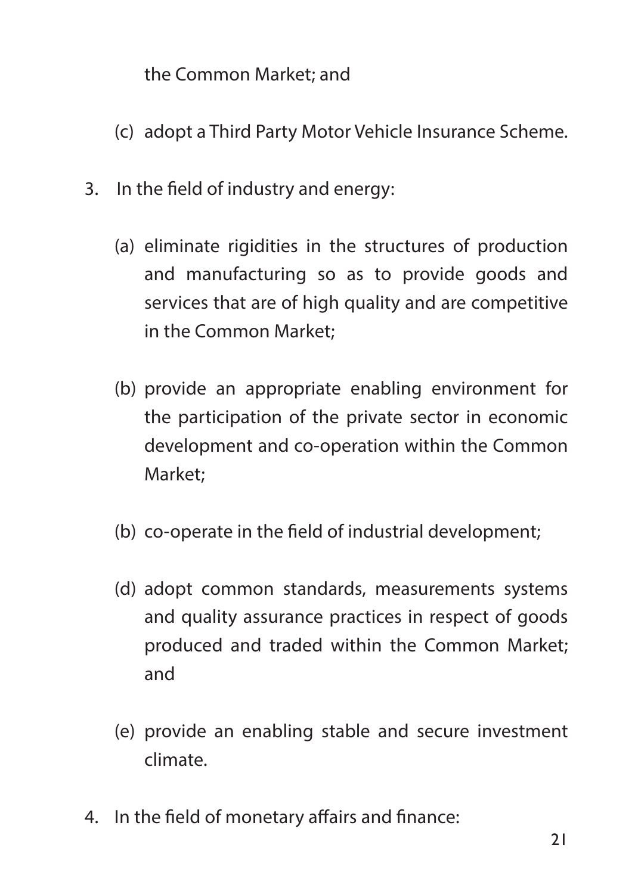the Common Market; and

(c) adopt a Third Party Motor Vehicle Insurance Scheme.

3. In the field of industry and energy:

   (a) eliminate rigidities in the structures of production and manufacturing so as to provide goods and services that are of high quality and are competitive in the Common Market;

   (b) provide an appropriate enabling environment for the participation of the private sector in economic development and co-operation within the Common Market;

   (b) co-operate in the field of industrial development;

   (d) adopt common standards, measurements systems and quality assurance practices in respect of goods produced and traded within the Common Market; and

   (e) provide an enabling stable and secure investment climate.

4. In the field of monetary affairs and finance: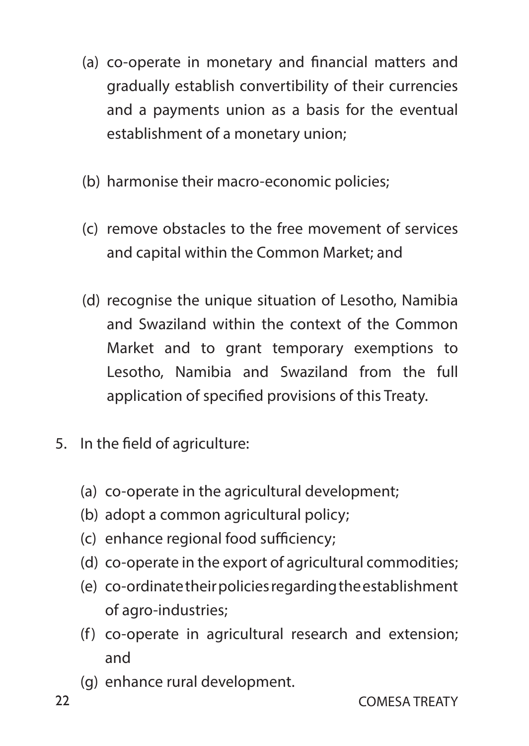(a) co-operate in monetary and financial matters and gradually establish convertibility of their currencies and a payments union as a basis for the eventual establishment of a monetary union;

(b) harmonise their macro-economic policies;

(c) remove obstacles to the free movement of services and capital within the Common Market; and

(d) recognise the unique situation of Lesotho, Namibia and Swaziland within the context of the Common Market and to grant temporary exemptions to Lesotho, Namibia and Swaziland from the full application of specified provisions of this Treaty.

5. In the field of agriculture:

   (a) co-operate in the agricultural development;
   (b) adopt a common agricultural policy;
   (c) enhance regional food sufficiency;
   (d) co-operate in the export of agricultural commodities;
   (e) co-ordinate their policies regarding the establishment of agro-industries;
   (f) co-operate in agricultural research and extension; and
   (g) enhance rural development.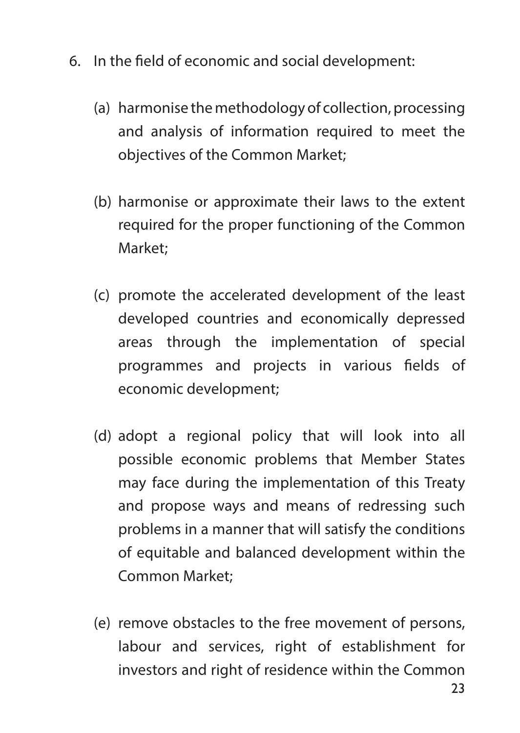6. In the field of economic and social development:

   (a) harmonise the methodology of collection, processing and analysis of information required to meet the objectives of the Common Market;

   (b) harmonise or approximate their laws to the extent required for the proper functioning of the Common Market;

   (c) promote the accelerated development of the least developed countries and economically depressed areas through the implementation of special programmes and projects in various fields of economic development;

   (d) adopt a regional policy that will look into all possible economic problems that Member States may face during the implementation of this Treaty and propose ways and means of redressing such problems in a manner that will satisfy the conditions of equitable and balanced development within the Common Market;

   (e) remove obstacles to the free movement of persons, labour and services, right of establishment for investors and right of residence within the Common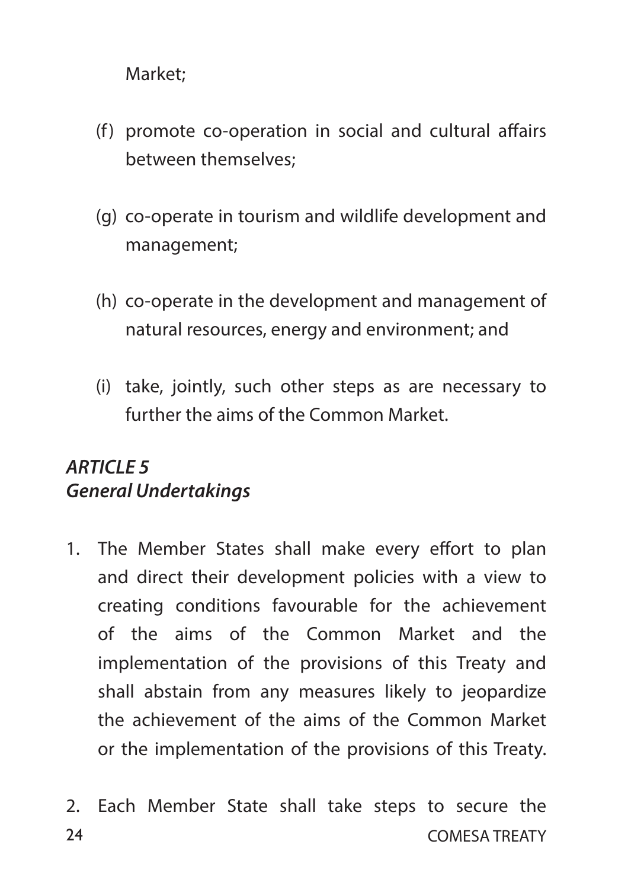Market;

(f) promote co-operation in social and cultural affairs between themselves;

(g) co-operate in tourism and wildlife development and management;

(h) co-operate in the development and management of natural resources, energy and environment; and

(i) take, jointly, such other steps as are necessary to further the aims of the Common Market.

### *ARTICLE 5*
### *General Undertakings*

1. The Member States shall make every effort to plan and direct their development policies with a view to creating conditions favourable for the achievement of the aims of the Common Market and the implementation of the provisions of this Treaty and shall abstain from any measures likely to jeopardize the achievement of the aims of the Common Market or the implementation of the provisions of this Treaty.

2. Each Member State shall take steps to secure the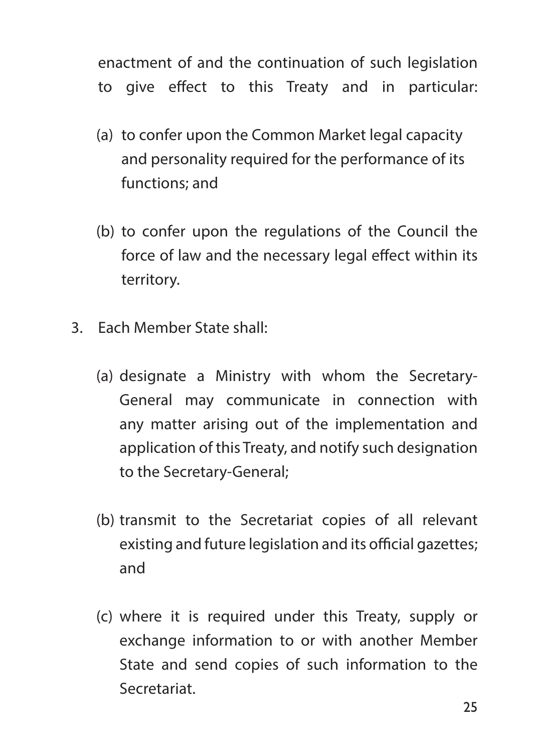enactment of and the continuation of such legislation to give effect to this Treaty and in particular:

(a) to confer upon the Common Market legal capacity and personality required for the performance of its functions; and

(b) to confer upon the regulations of the Council the force of law and the necessary legal effect within its territory.

3. Each Member State shall:

(a) designate a Ministry with whom the Secretary-General may communicate in connection with any matter arising out of the implementation and application of this Treaty, and notify such designation to the Secretary-General;

(b) transmit to the Secretariat copies of all relevant existing and future legislation and its official gazettes; and

(c) where it is required under this Treaty, supply or exchange information to or with another Member State and send copies of such information to the Secretariat.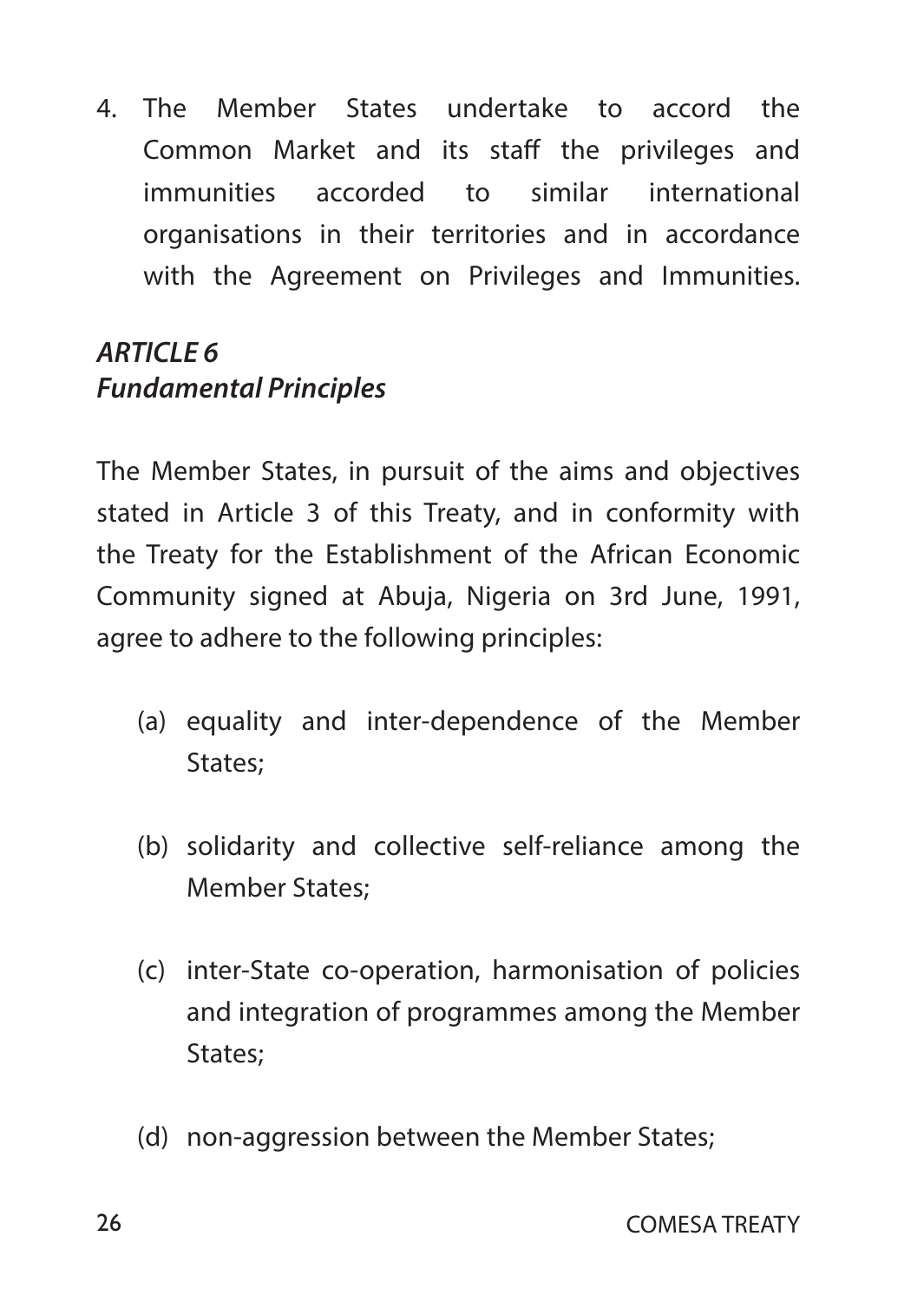4. The Member States undertake to accord the Common Market and its staff the privileges and immunities accorded to similar international organisations in their territories and in accordance with the Agreement on Privileges and Immunities.

### *ARTICLE 6*
### *Fundamental Principles*

The Member States, in pursuit of the aims and objectives stated in Article 3 of this Treaty, and in conformity with the Treaty for the Establishment of the African Economic Community signed at Abuja, Nigeria on 3rd June, 1991, agree to adhere to the following principles:

(a) equality and inter-dependence of the Member States;

(b) solidarity and collective self-reliance among the Member States;

(c) inter-State co-operation, harmonisation of policies and integration of programmes among the Member States;

(d) non-aggression between the Member States;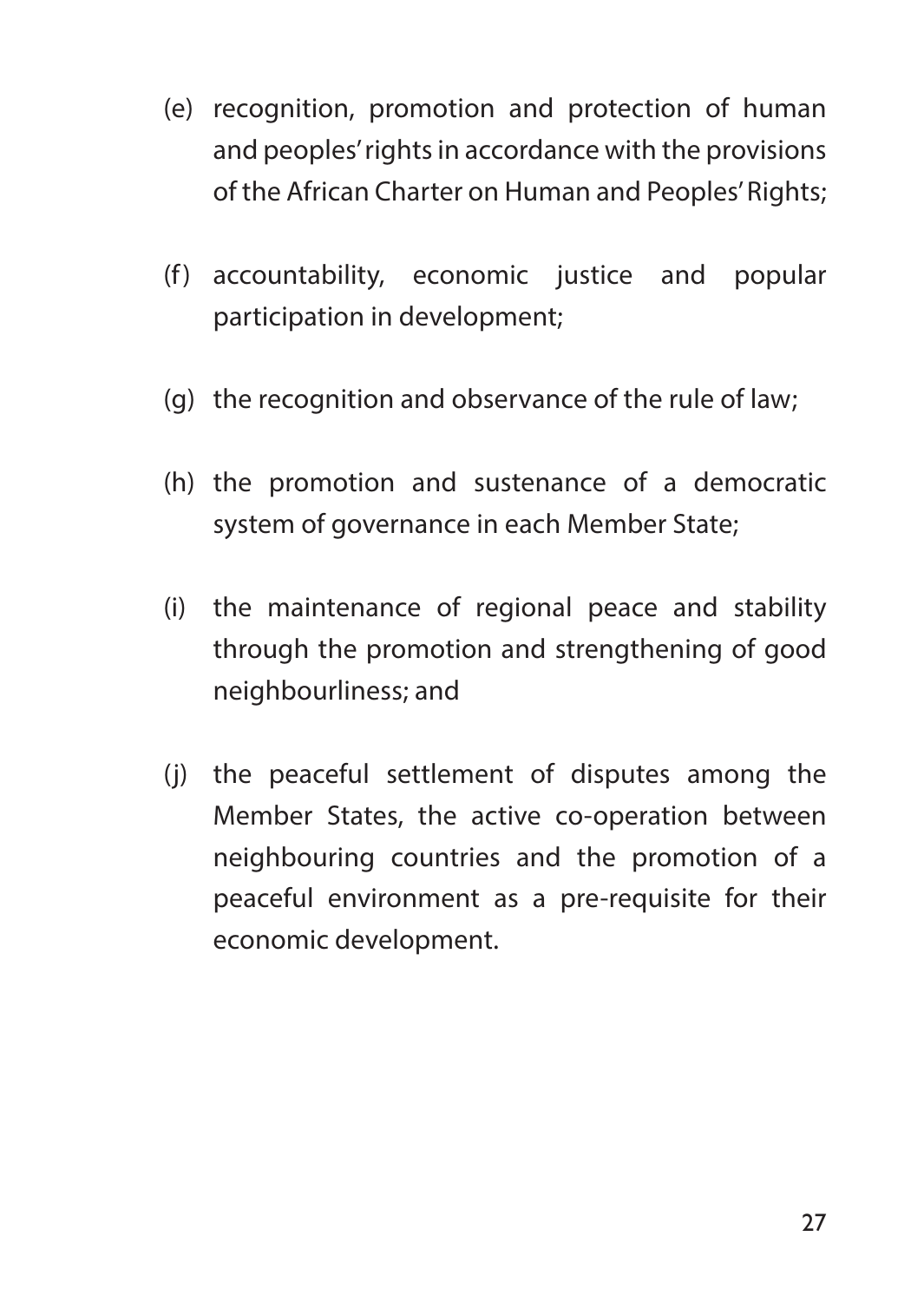(e) recognition, promotion and protection of human and peoples' rights in accordance with the provisions of the African Charter on Human and Peoples' Rights;

(f) accountability, economic justice and popular participation in development;

(g) the recognition and observance of the rule of law;

(h) the promotion and sustenance of a democratic system of governance in each Member State;

(i) the maintenance of regional peace and stability through the promotion and strengthening of good neighbourliness; and

(j) the peaceful settlement of disputes among the Member States, the active co-operation between neighbouring countries and the promotion of a peaceful environment as a pre-requisite for their economic development.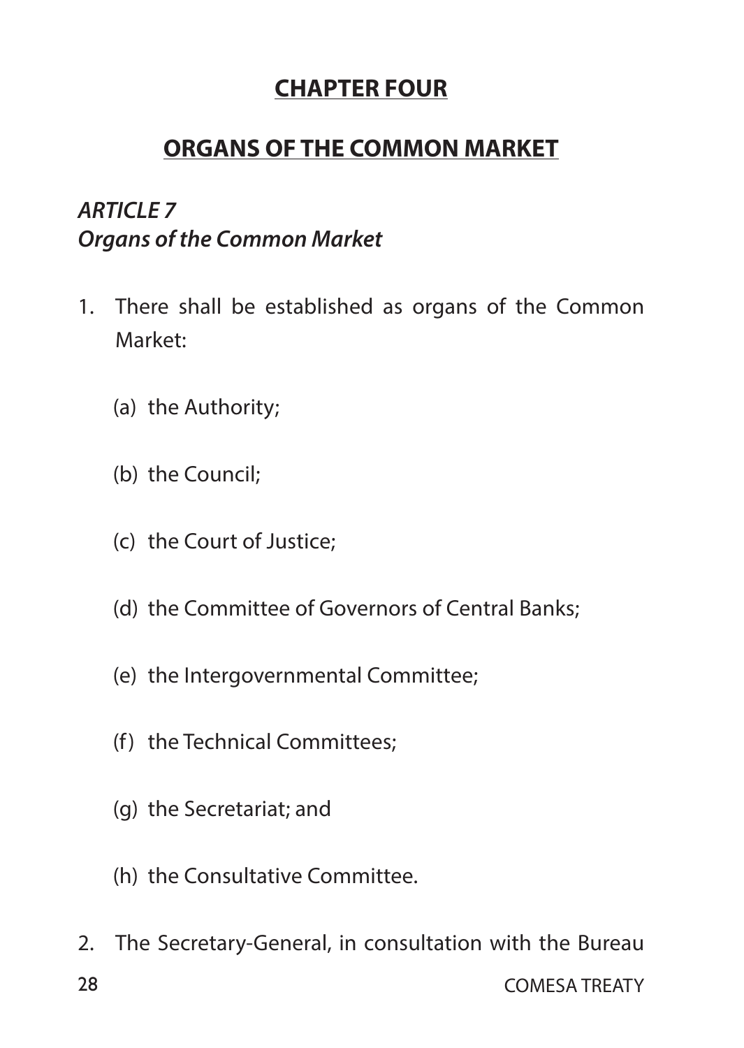# CHAPTER FOUR

## ORGANS OF THE COMMON MARKET

### *ARTICLE 7*
### *Organs of the Common Market*

1. There shall be established as organs of the Common Market:

   (a) the Authority;

   (b) the Council;

   (c) the Court of Justice;

   (d) the Committee of Governors of Central Banks;

   (e) the Intergovernmental Committee;

   (f) the Technical Committees;

   (g) the Secretariat; and

   (h) the Consultative Committee.

2. The Secretary-General, in consultation with the Bureau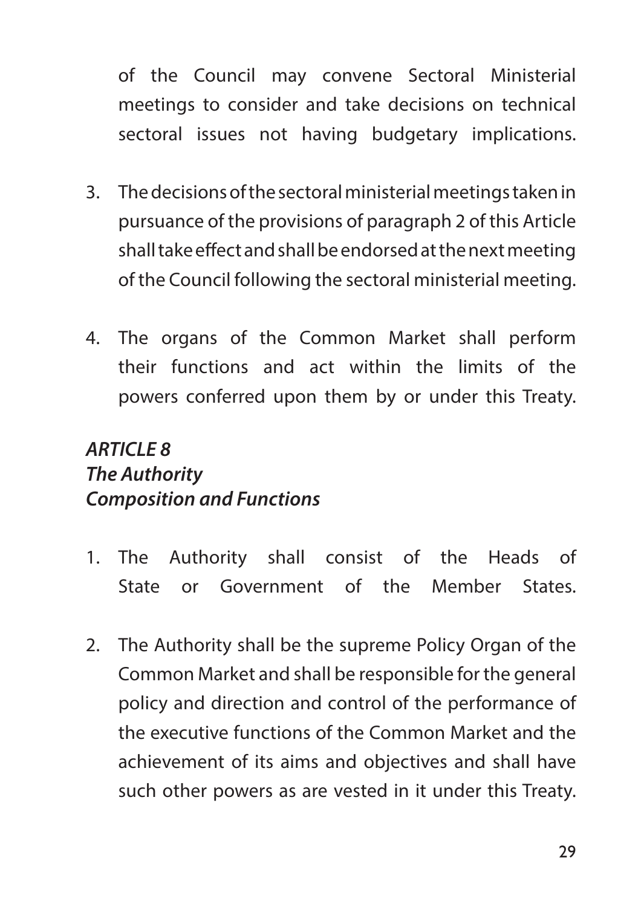of the Council may convene Sectoral Ministerial meetings to consider and take decisions on technical sectoral issues not having budgetary implications.

3. The decisions of the sectoral ministerial meetings taken in pursuance of the provisions of paragraph 2 of this Article shall take effect and shall be endorsed at the next meeting of the Council following the sectoral ministerial meeting.

4. The organs of the Common Market shall perform their functions and act within the limits of the powers conferred upon them by or under this Treaty.

### *ARTICLE 8*
### *The Authority*
### *Composition and Functions*

1. The Authority shall consist of the Heads of State or Government of the Member States.

2. The Authority shall be the supreme Policy Organ of the Common Market and shall be responsible for the general policy and direction and control of the performance of the executive functions of the Common Market and the achievement of its aims and objectives and shall have such other powers as are vested in it under this Treaty.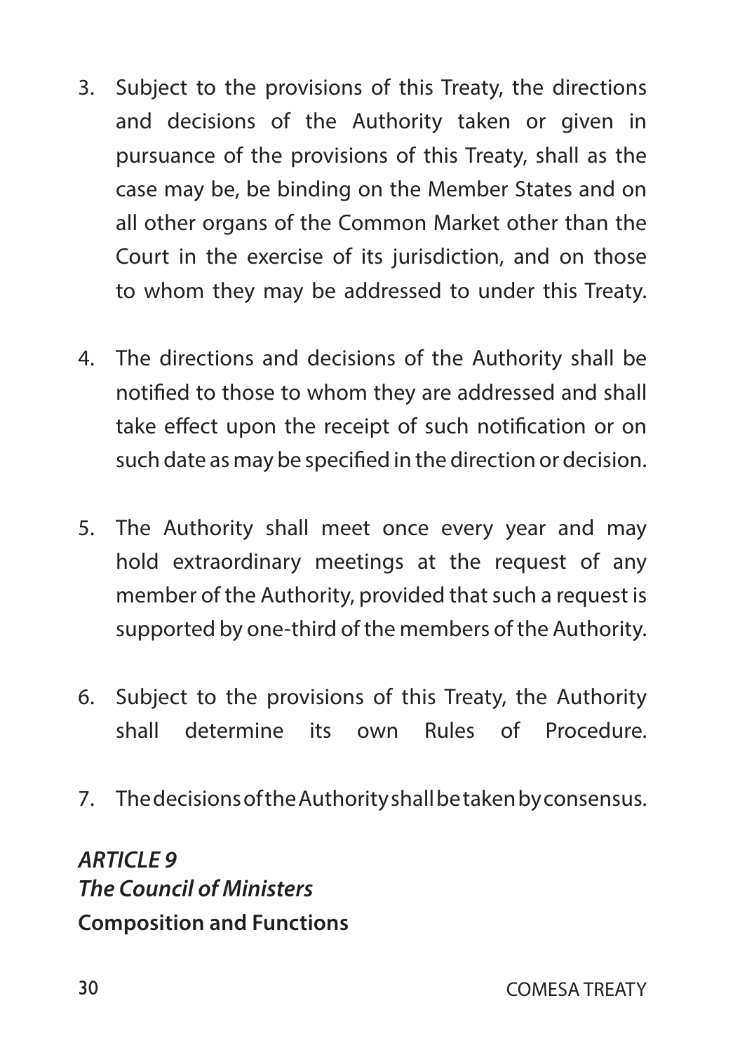3. Subject to the provisions of this Treaty, the directions and decisions of the Authority taken or given in pursuance of the provisions of this Treaty, shall as the case may be, be binding on the Member States and on all other organs of the Common Market other than the Court in the exercise of its jurisdiction, and on those to whom they may be addressed to under this Treaty.

4. The directions and decisions of the Authority shall be notified to those to whom they are addressed and shall take effect upon the receipt of such notification or on such date as may be specified in the direction or decision.

5. The Authority shall meet once every year and may hold extraordinary meetings at the request of any member of the Authority, provided that such a request is supported by one-third of the members of the Authority.

6. Subject to the provisions of this Treaty, the Authority shall determine its own Rules of Procedure.

7. The decisions of the Authority shall be taken by consensus.

***ARTICLE 9***
***The Council of Ministers***
**Composition and Functions**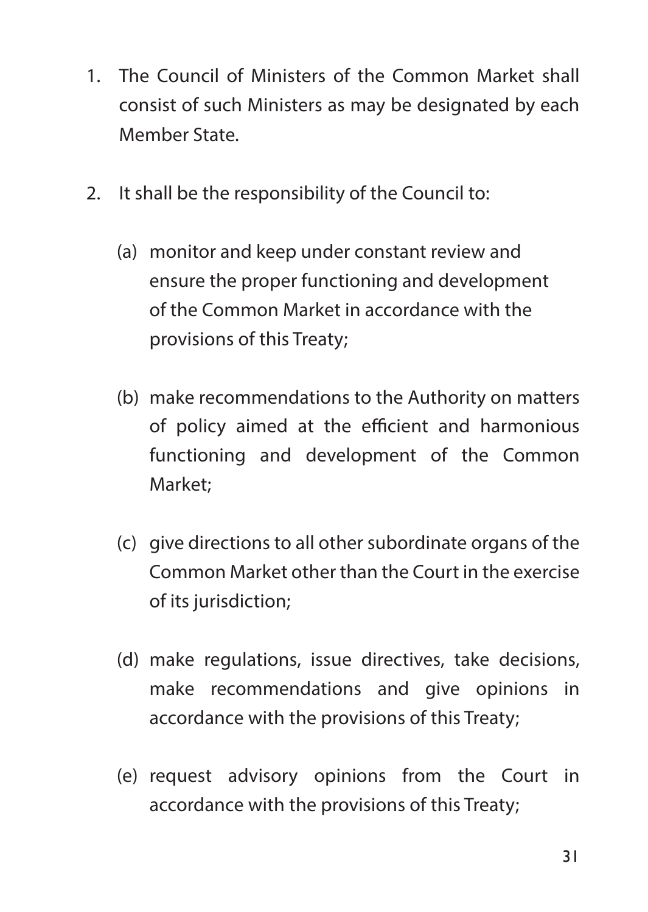1. The Council of Ministers of the Common Market shall consist of such Ministers as may be designated by each Member State.

2. It shall be the responsibility of the Council to:

   (a) monitor and keep under constant review and ensure the proper functioning and development of the Common Market in accordance with the provisions of this Treaty;

   (b) make recommendations to the Authority on matters of policy aimed at the efficient and harmonious functioning and development of the Common Market;

   (c) give directions to all other subordinate organs of the Common Market other than the Court in the exercise of its jurisdiction;

   (d) make regulations, issue directives, take decisions, make recommendations and give opinions in accordance with the provisions of this Treaty;

   (e) request advisory opinions from the Court in accordance with the provisions of this Treaty;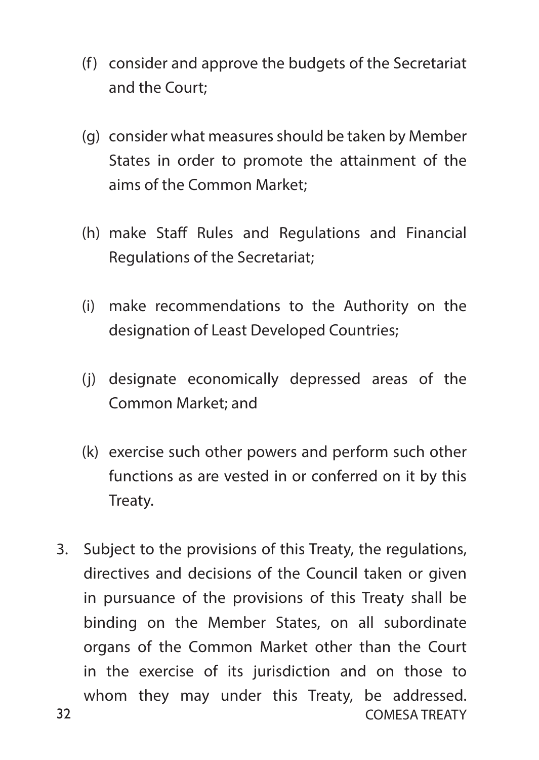(f) consider and approve the budgets of the Secretariat and the Court;

(g) consider what measures should be taken by Member States in order to promote the attainment of the aims of the Common Market;

(h) make Staff Rules and Regulations and Financial Regulations of the Secretariat;

(i) make recommendations to the Authority on the designation of Least Developed Countries;

(j) designate economically depressed areas of the Common Market; and

(k) exercise such other powers and perform such other functions as are vested in or conferred on it by this Treaty.

3. Subject to the provisions of this Treaty, the regulations, directives and decisions of the Council taken or given in pursuance of the provisions of this Treaty shall be binding on the Member States, on all subordinate organs of the Common Market other than the Court in the exercise of its jurisdiction and on those to whom they may under this Treaty, be addressed.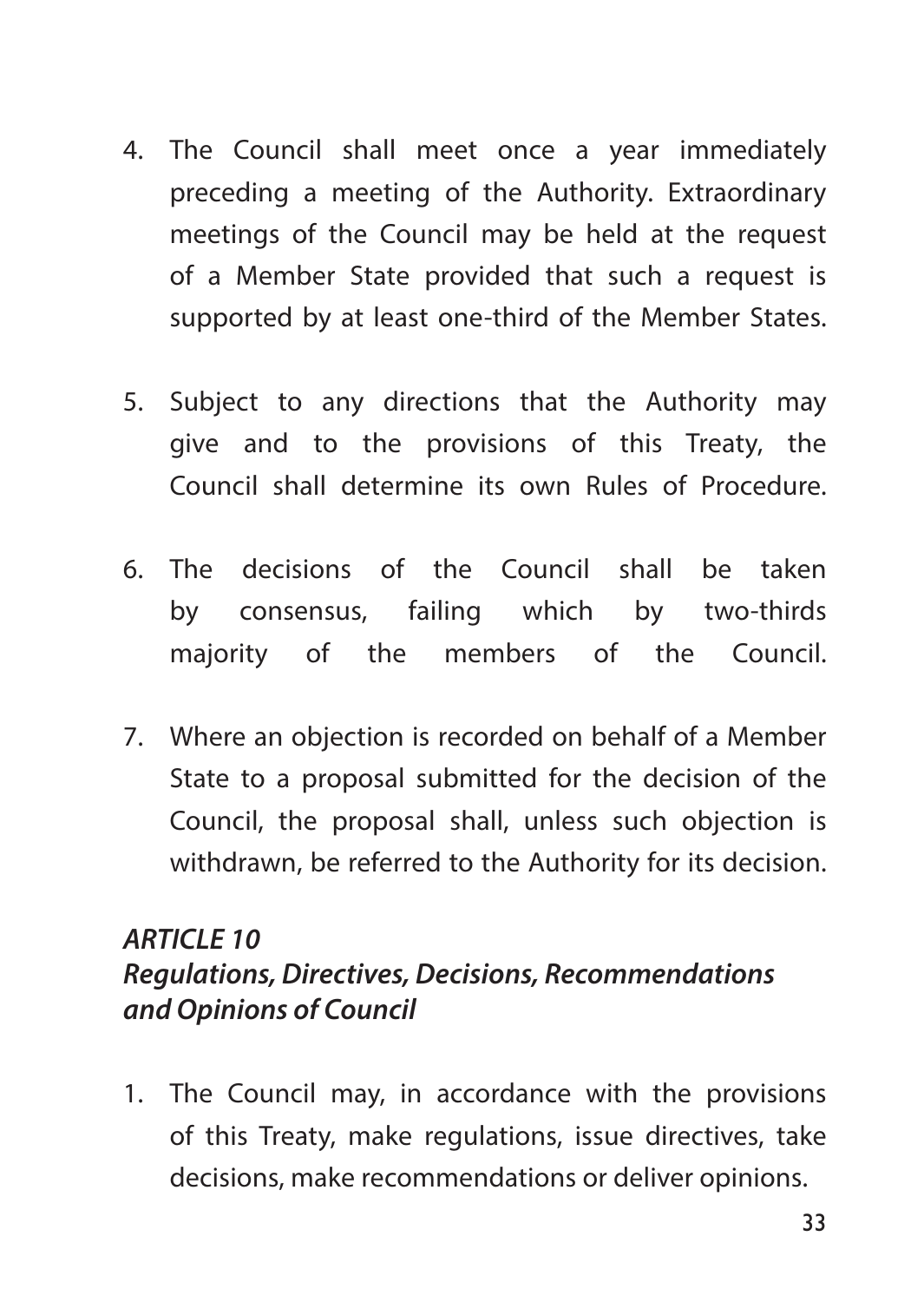4. The Council shall meet once a year immediately preceding a meeting of the Authority. Extraordinary meetings of the Council may be held at the request of a Member State provided that such a request is supported by at least one-third of the Member States.

5. Subject to any directions that the Authority may give and to the provisions of this Treaty, the Council shall determine its own Rules of Procedure.

6. The decisions of the Council shall be taken by consensus, failing which by two-thirds majority of the members of the Council.

7. Where an objection is recorded on behalf of a Member State to a proposal submitted for the decision of the Council, the proposal shall, unless such objection is withdrawn, be referred to the Authority for its decision.

### *ARTICLE 10*
### *Regulations, Directives, Decisions, Recommendations and Opinions of Council*

1. The Council may, in accordance with the provisions of this Treaty, make regulations, issue directives, take decisions, make recommendations or deliver opinions.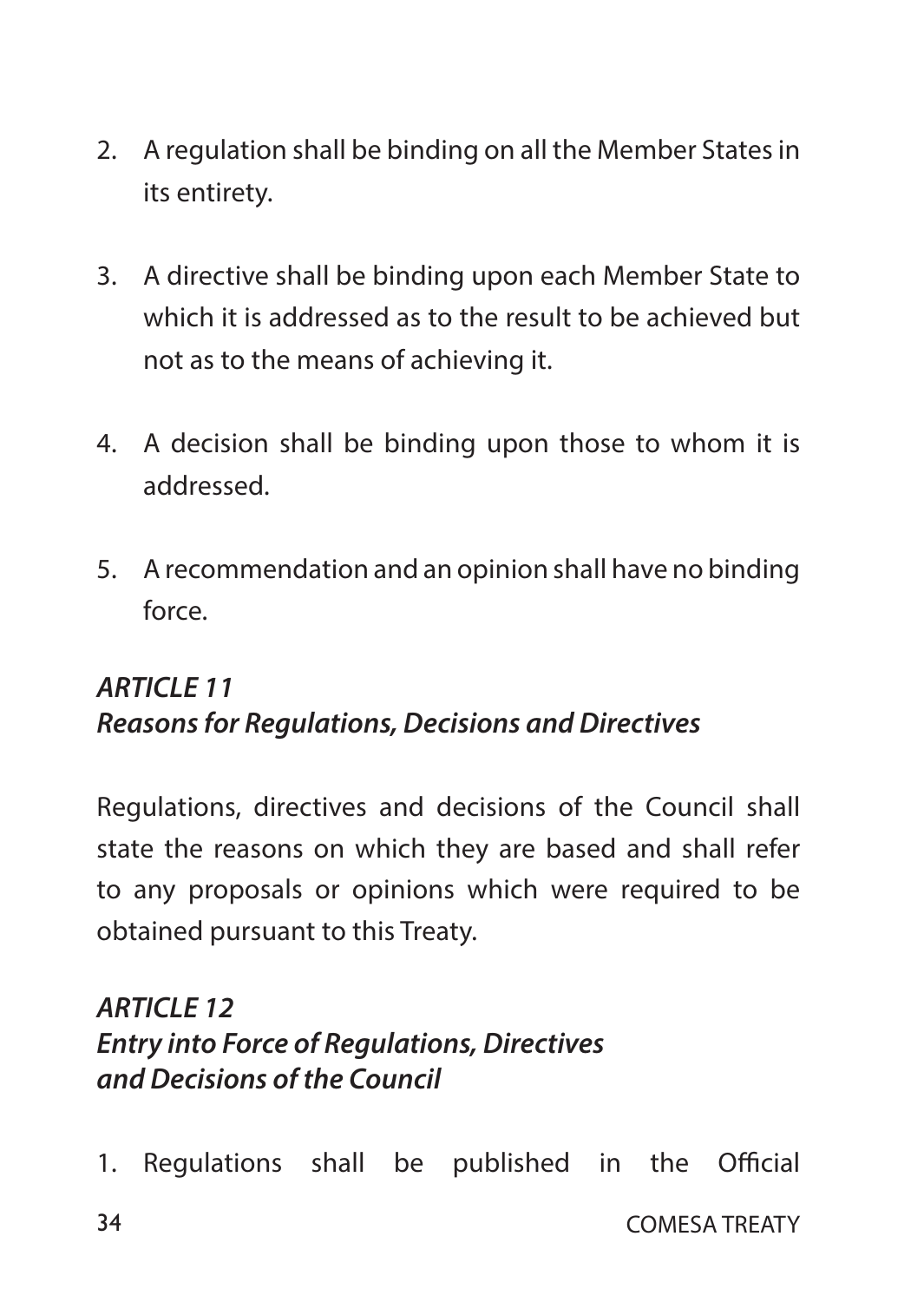2. A regulation shall be binding on all the Member States in its entirety.

3. A directive shall be binding upon each Member State to which it is addressed as to the result to be achieved but not as to the means of achieving it.

4. A decision shall be binding upon those to whom it is addressed.

5. A recommendation and an opinion shall have no binding force.

### *ARTICLE 11*
### *Reasons for Regulations, Decisions and Directives*

Regulations, directives and decisions of the Council shall state the reasons on which they are based and shall refer to any proposals or opinions which were required to be obtained pursuant to this Treaty.

### *ARTICLE 12*
### *Entry into Force of Regulations, Directives and Decisions of the Council*

1. Regulations shall be published in the Official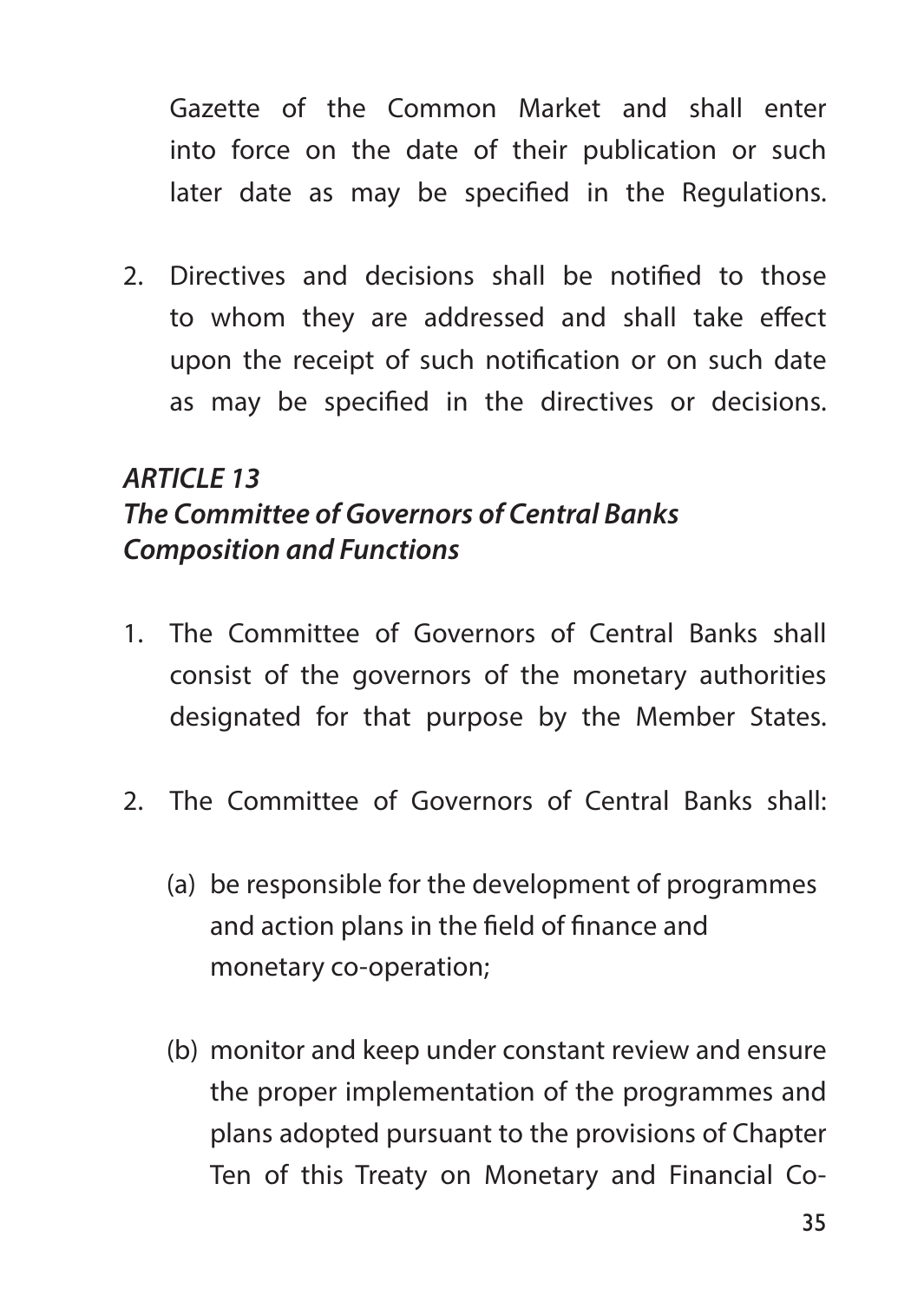Gazette of the Common Market and shall enter into force on the date of their publication or such later date as may be specified in the Regulations.

2. Directives and decisions shall be notified to those to whom they are addressed and shall take effect upon the receipt of such notification or on such date as may be specified in the directives or decisions.

***ARTICLE 13***
***The Committee of Governors of Central Banks***
***Composition and Functions***

1. The Committee of Governors of Central Banks shall consist of the governors of the monetary authorities designated for that purpose by the Member States.

2. The Committee of Governors of Central Banks shall:

   (a) be responsible for the development of programmes and action plans in the field of finance and monetary co-operation;

   (b) monitor and keep under constant review and ensure the proper implementation of the programmes and plans adopted pursuant to the provisions of Chapter Ten of this Treaty on Monetary and Financial Co-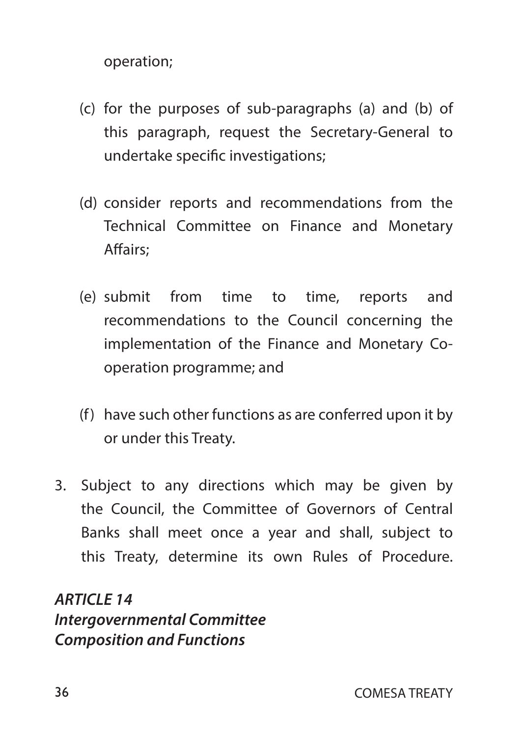operation;

(c) for the purposes of sub-paragraphs (a) and (b) of this paragraph, request the Secretary-General to undertake specific investigations;

(d) consider reports and recommendations from the Technical Committee on Finance and Monetary Affairs;

(e) submit from time to time, reports and recommendations to the Council concerning the implementation of the Finance and Monetary Co-operation programme; and

(f) have such other functions as are conferred upon it by or under this Treaty.

3. Subject to any directions which may be given by the Council, the Committee of Governors of Central Banks shall meet once a year and shall, subject to this Treaty, determine its own Rules of Procedure.

***ARTICLE 14***
***Intergovernmental Committee***
***Composition and Functions***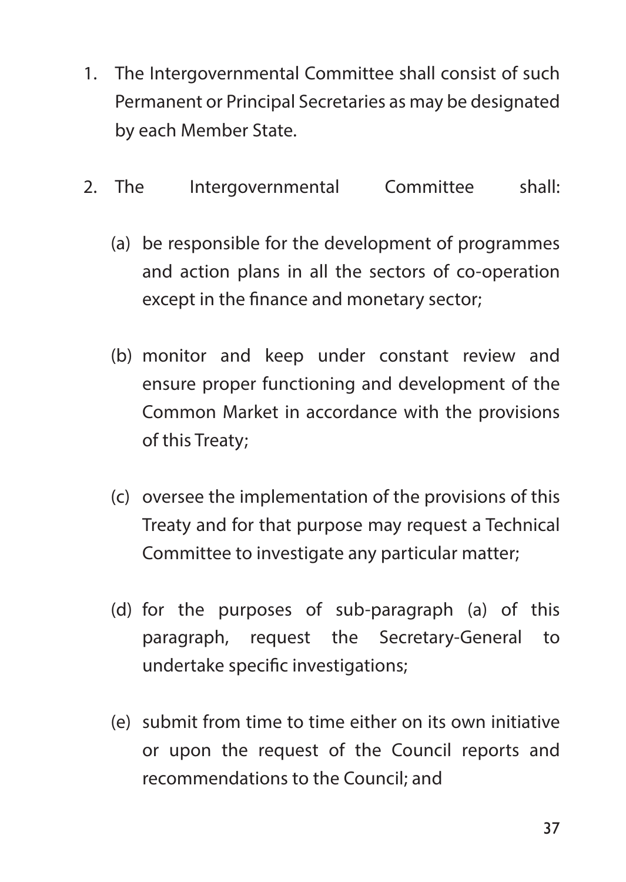1. The Intergovernmental Committee shall consist of such Permanent or Principal Secretaries as may be designated by each Member State.

2. The Intergovernmental Committee shall:

   (a) be responsible for the development of programmes and action plans in all the sectors of co-operation except in the finance and monetary sector;

   (b) monitor and keep under constant review and ensure proper functioning and development of the Common Market in accordance with the provisions of this Treaty;

   (c) oversee the implementation of the provisions of this Treaty and for that purpose may request a Technical Committee to investigate any particular matter;

   (d) for the purposes of sub-paragraph (a) of this paragraph, request the Secretary-General to undertake specific investigations;

   (e) submit from time to time either on its own initiative or upon the request of the Council reports and recommendations to the Council; and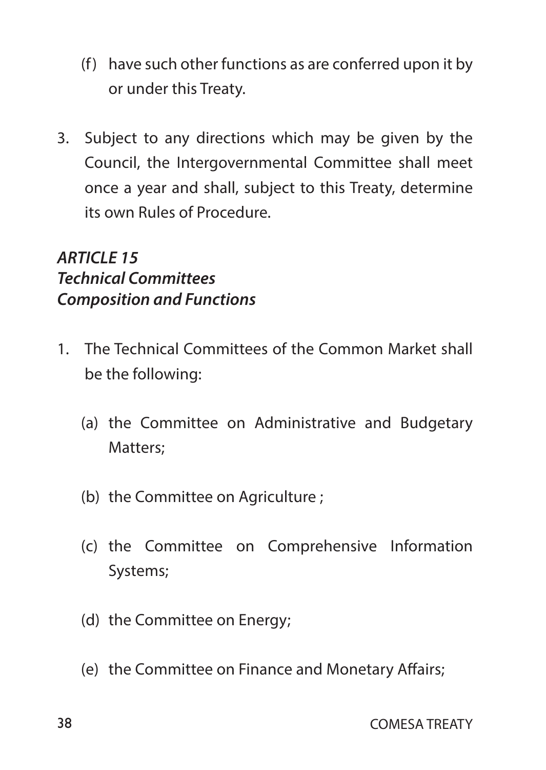(f) have such other functions as are conferred upon it by or under this Treaty.

3. Subject to any directions which may be given by the Council, the Intergovernmental Committee shall meet once a year and shall, subject to this Treaty, determine its own Rules of Procedure.

### *ARTICLE 15*
### *Technical Committees*
### *Composition and Functions*

1. The Technical Committees of the Common Market shall be the following:

   (a) the Committee on Administrative and Budgetary Matters;

   (b) the Committee on Agriculture ;

   (c) the Committee on Comprehensive Information Systems;

   (d) the Committee on Energy;

   (e) the Committee on Finance and Monetary Affairs;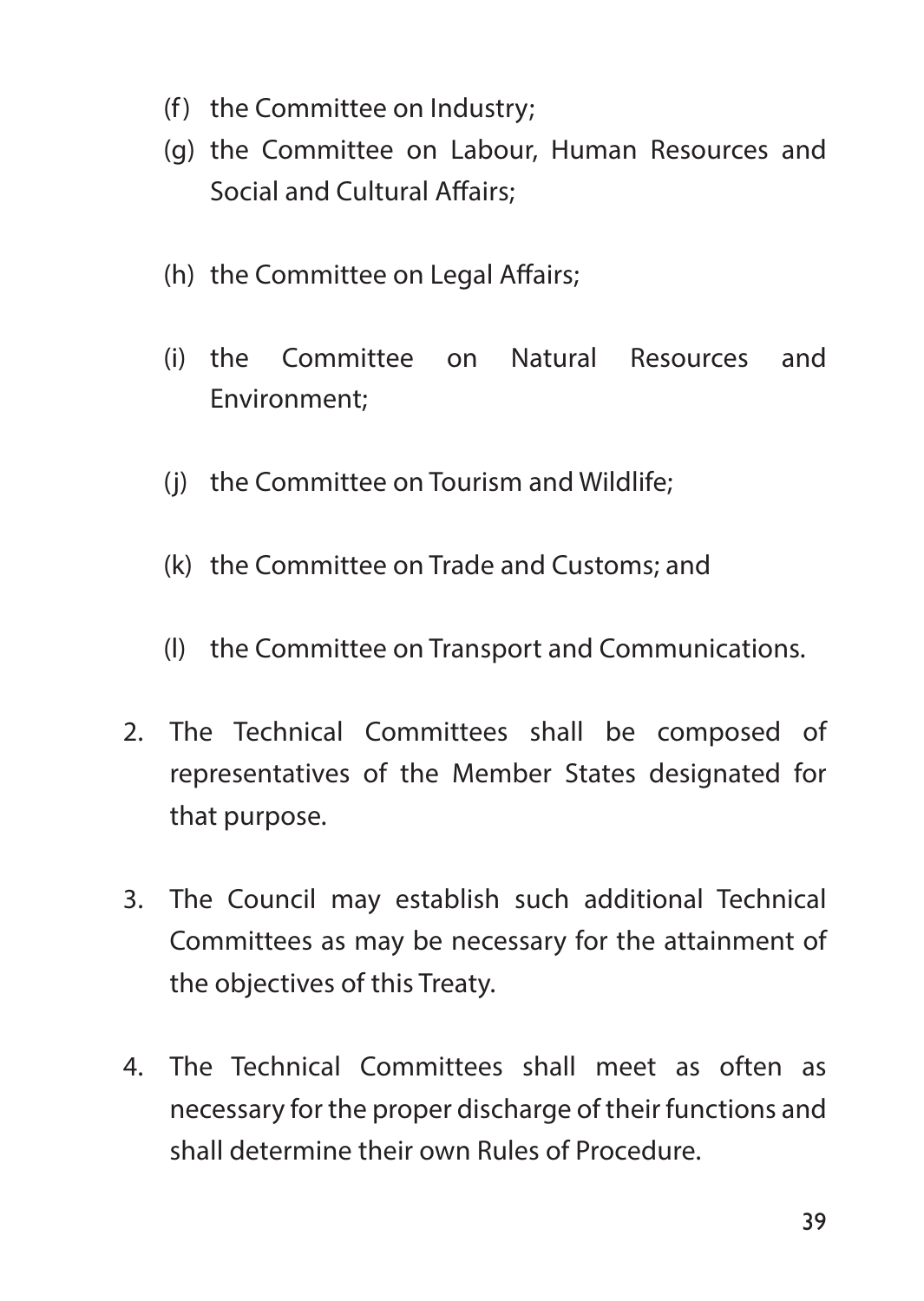(f) the Committee on Industry;

(g) the Committee on Labour, Human Resources and Social and Cultural Affairs;

(h) the Committee on Legal Affairs;

(i) the Committee on Natural Resources and Environment;

(j) the Committee on Tourism and Wildlife;

(k) the Committee on Trade and Customs; and

(l) the Committee on Transport and Communications.

2. The Technical Committees shall be composed of representatives of the Member States designated for that purpose.

3. The Council may establish such additional Technical Committees as may be necessary for the attainment of the objectives of this Treaty.

4. The Technical Committees shall meet as often as necessary for the proper discharge of their functions and shall determine their own Rules of Procedure.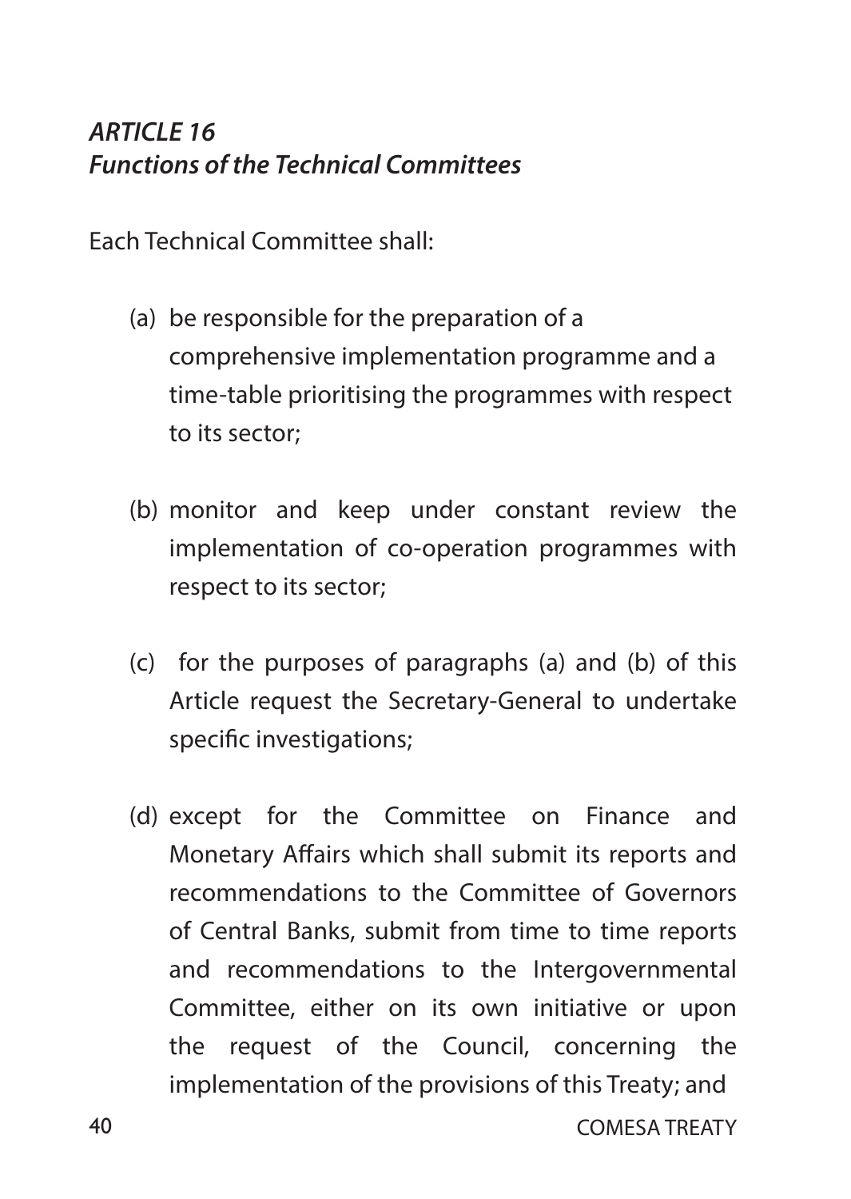### *ARTICLE 16*
### *Functions of the Technical Committees*

Each Technical Committee shall:

(a) be responsible for the preparation of a comprehensive implementation programme and a time-table prioritising the programmes with respect to its sector;

(b) monitor and keep under constant review the implementation of co-operation programmes with respect to its sector;

(c) for the purposes of paragraphs (a) and (b) of this Article request the Secretary-General to undertake specific investigations;

(d) except for the Committee on Finance and Monetary Affairs which shall submit its reports and recommendations to the Committee of Governors of Central Banks, submit from time to time reports and recommendations to the Intergovernmental Committee, either on its own initiative or upon the request of the Council, concerning the implementation of the provisions of this Treaty; and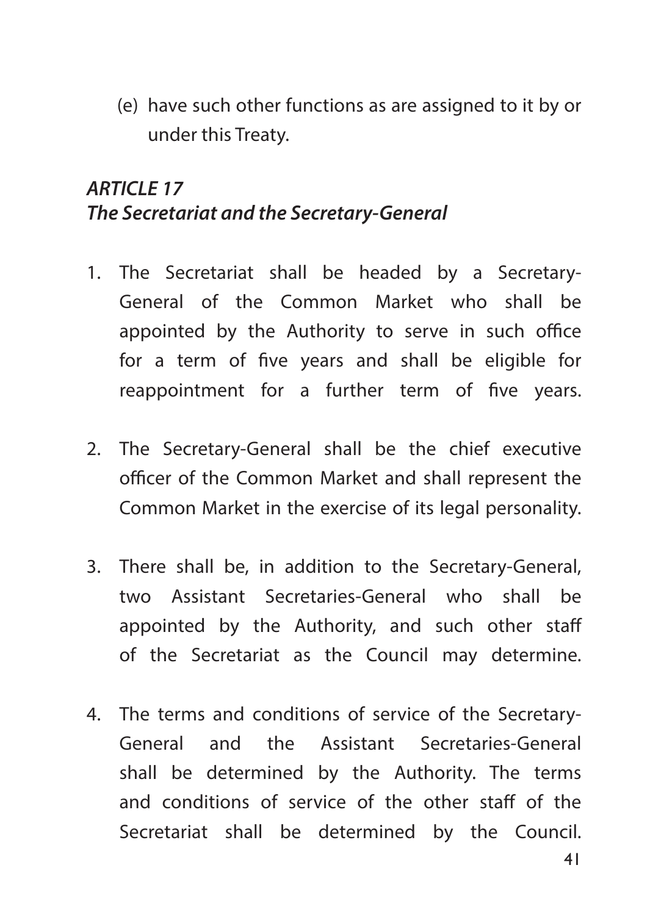(e) have such other functions as are assigned to it by or under this Treaty.

***ARTICLE 17***
***The Secretariat and the Secretary-General***

1. The Secretariat shall be headed by a Secretary-General of the Common Market who shall be appointed by the Authority to serve in such office for a term of five years and shall be eligible for reappointment for a further term of five years.

2. The Secretary-General shall be the chief executive officer of the Common Market and shall represent the Common Market in the exercise of its legal personality.

3. There shall be, in addition to the Secretary-General, two Assistant Secretaries-General who shall be appointed by the Authority, and such other staff of the Secretariat as the Council may determine.

4. The terms and conditions of service of the Secretary-General and the Assistant Secretaries-General shall be determined by the Authority. The terms and conditions of service of the other staff of the Secretariat shall be determined by the Council.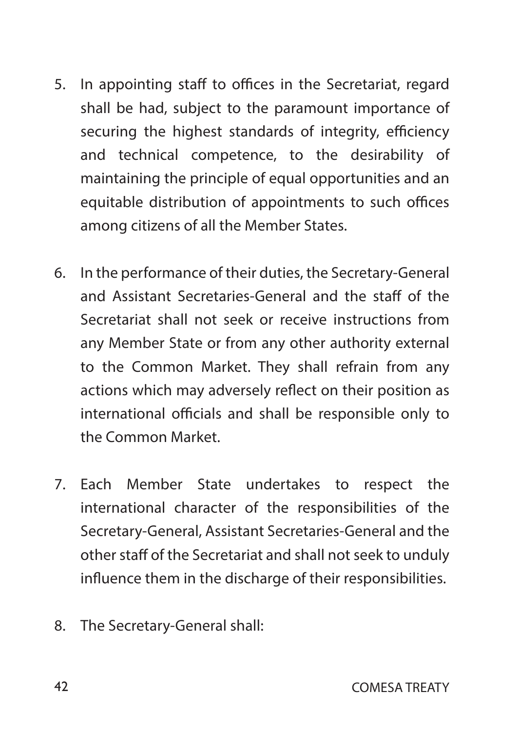5. In appointing staff to offices in the Secretariat, regard shall be had, subject to the paramount importance of securing the highest standards of integrity, efficiency and technical competence, to the desirability of maintaining the principle of equal opportunities and an equitable distribution of appointments to such offices among citizens of all the Member States.

6. In the performance of their duties, the Secretary-General and Assistant Secretaries-General and the staff of the Secretariat shall not seek or receive instructions from any Member State or from any other authority external to the Common Market. They shall refrain from any actions which may adversely reflect on their position as international officials and shall be responsible only to the Common Market.

7. Each Member State undertakes to respect the international character of the responsibilities of the Secretary-General, Assistant Secretaries-General and the other staff of the Secretariat and shall not seek to unduly influence them in the discharge of their responsibilities.

8. The Secretary-General shall: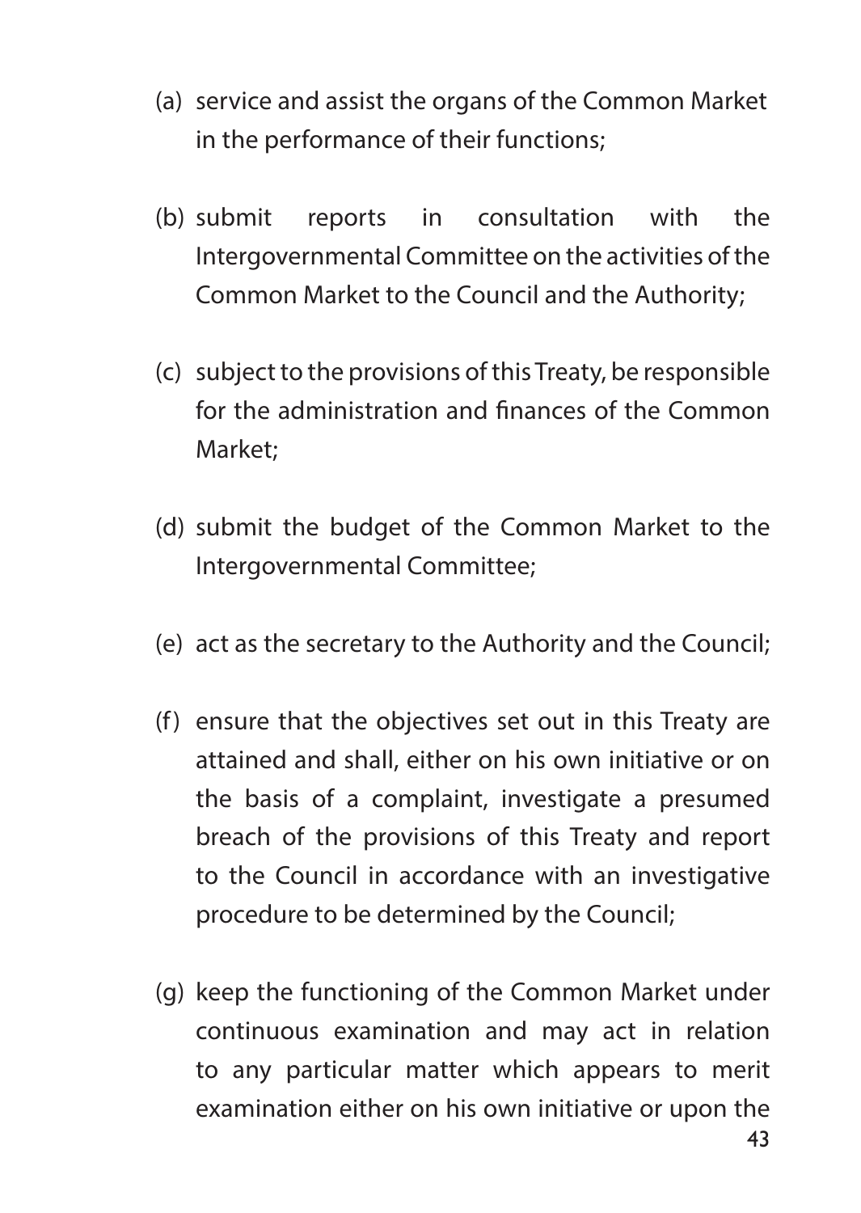(a) service and assist the organs of the Common Market in the performance of their functions;

(b) submit reports in consultation with the Intergovernmental Committee on the activities of the Common Market to the Council and the Authority;

(c) subject to the provisions of this Treaty, be responsible for the administration and finances of the Common Market;

(d) submit the budget of the Common Market to the Intergovernmental Committee;

(e) act as the secretary to the Authority and the Council;

(f) ensure that the objectives set out in this Treaty are attained and shall, either on his own initiative or on the basis of a complaint, investigate a presumed breach of the provisions of this Treaty and report to the Council in accordance with an investigative procedure to be determined by the Council;

(g) keep the functioning of the Common Market under continuous examination and may act in relation to any particular matter which appears to merit examination either on his own initiative or upon the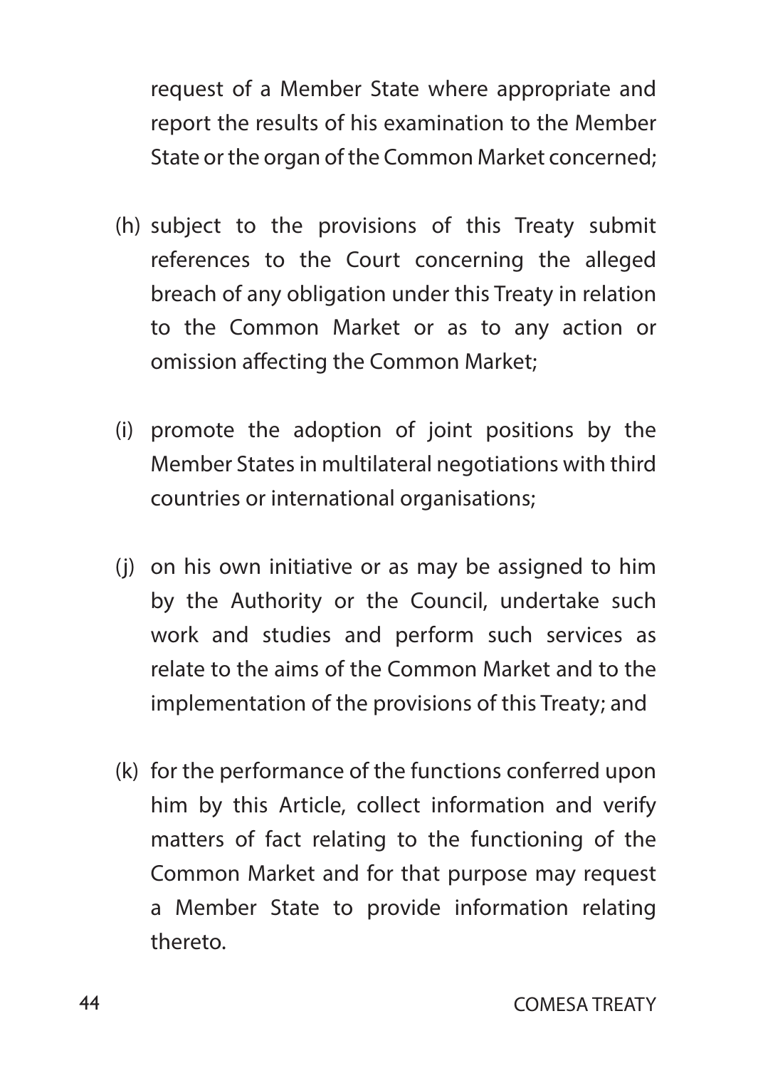request of a Member State where appropriate and report the results of his examination to the Member State or the organ of the Common Market concerned;

(h) subject to the provisions of this Treaty submit references to the Court concerning the alleged breach of any obligation under this Treaty in relation to the Common Market or as to any action or omission affecting the Common Market;

(i) promote the adoption of joint positions by the Member States in multilateral negotiations with third countries or international organisations;

(j) on his own initiative or as may be assigned to him by the Authority or the Council, undertake such work and studies and perform such services as relate to the aims of the Common Market and to the implementation of the provisions of this Treaty; and

(k) for the performance of the functions conferred upon him by this Article, collect information and verify matters of fact relating to the functioning of the Common Market and for that purpose may request a Member State to provide information relating thereto.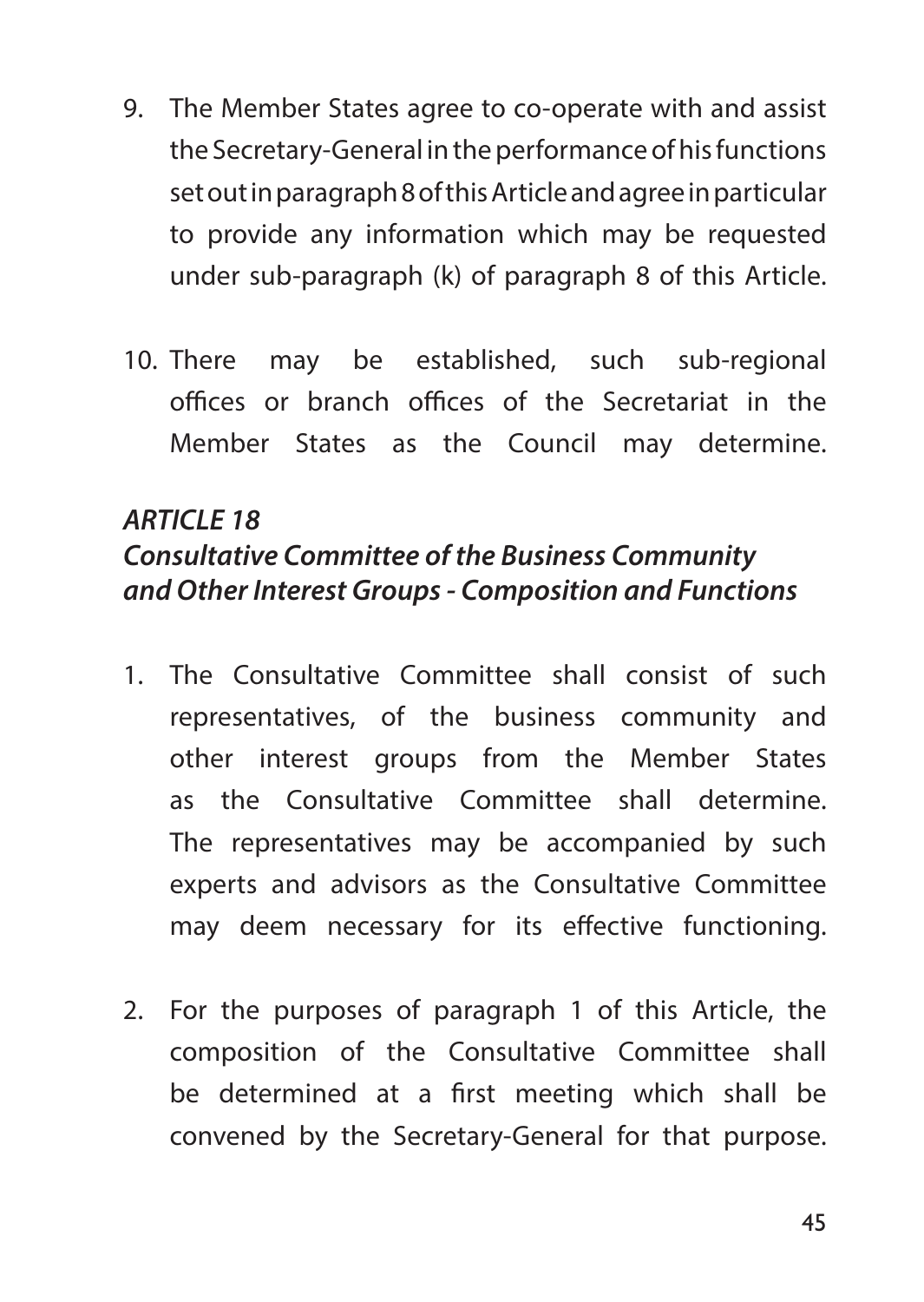9. The Member States agree to co-operate with and assist the Secretary-General in the performance of his functions set out in paragraph 8 of this Article and agree in particular to provide any information which may be requested under sub-paragraph (k) of paragraph 8 of this Article.

10. There may be established, such sub-regional offices or branch offices of the Secretariat in the Member States as the Council may determine.

### *ARTICLE 18*
### *Consultative Committee of the Business Community and Other Interest Groups - Composition and Functions*

1. The Consultative Committee shall consist of such representatives, of the business community and other interest groups from the Member States as the Consultative Committee shall determine. The representatives may be accompanied by such experts and advisors as the Consultative Committee may deem necessary for its effective functioning.

2. For the purposes of paragraph 1 of this Article, the composition of the Consultative Committee shall be determined at a first meeting which shall be convened by the Secretary-General for that purpose.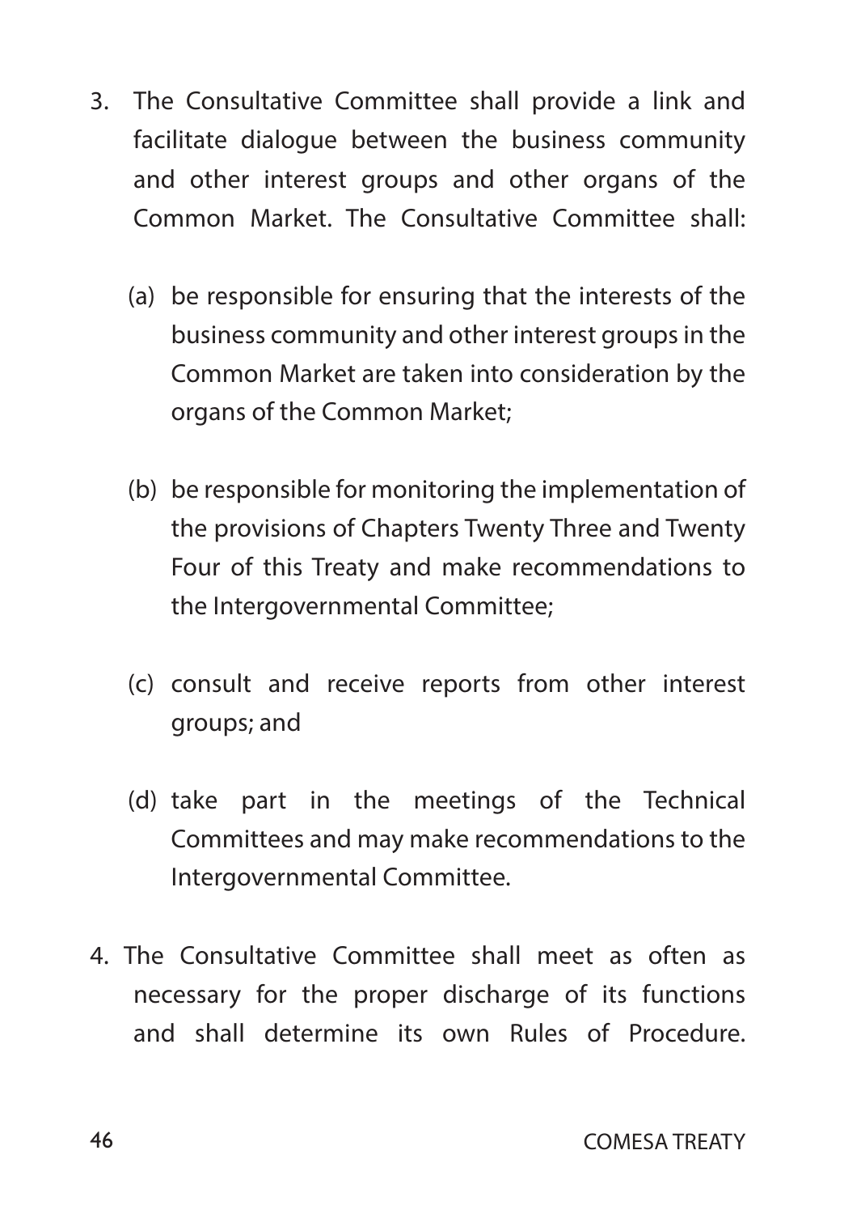3. The Consultative Committee shall provide a link and facilitate dialogue between the business community and other interest groups and other organs of the Common Market. The Consultative Committee shall:

   (a) be responsible for ensuring that the interests of the business community and other interest groups in the Common Market are taken into consideration by the organs of the Common Market;

   (b) be responsible for monitoring the implementation of the provisions of Chapters Twenty Three and Twenty Four of this Treaty and make recommendations to the Intergovernmental Committee;

   (c) consult and receive reports from other interest groups; and

   (d) take part in the meetings of the Technical Committees and may make recommendations to the Intergovernmental Committee.

4. The Consultative Committee shall meet as often as necessary for the proper discharge of its functions and shall determine its own Rules of Procedure.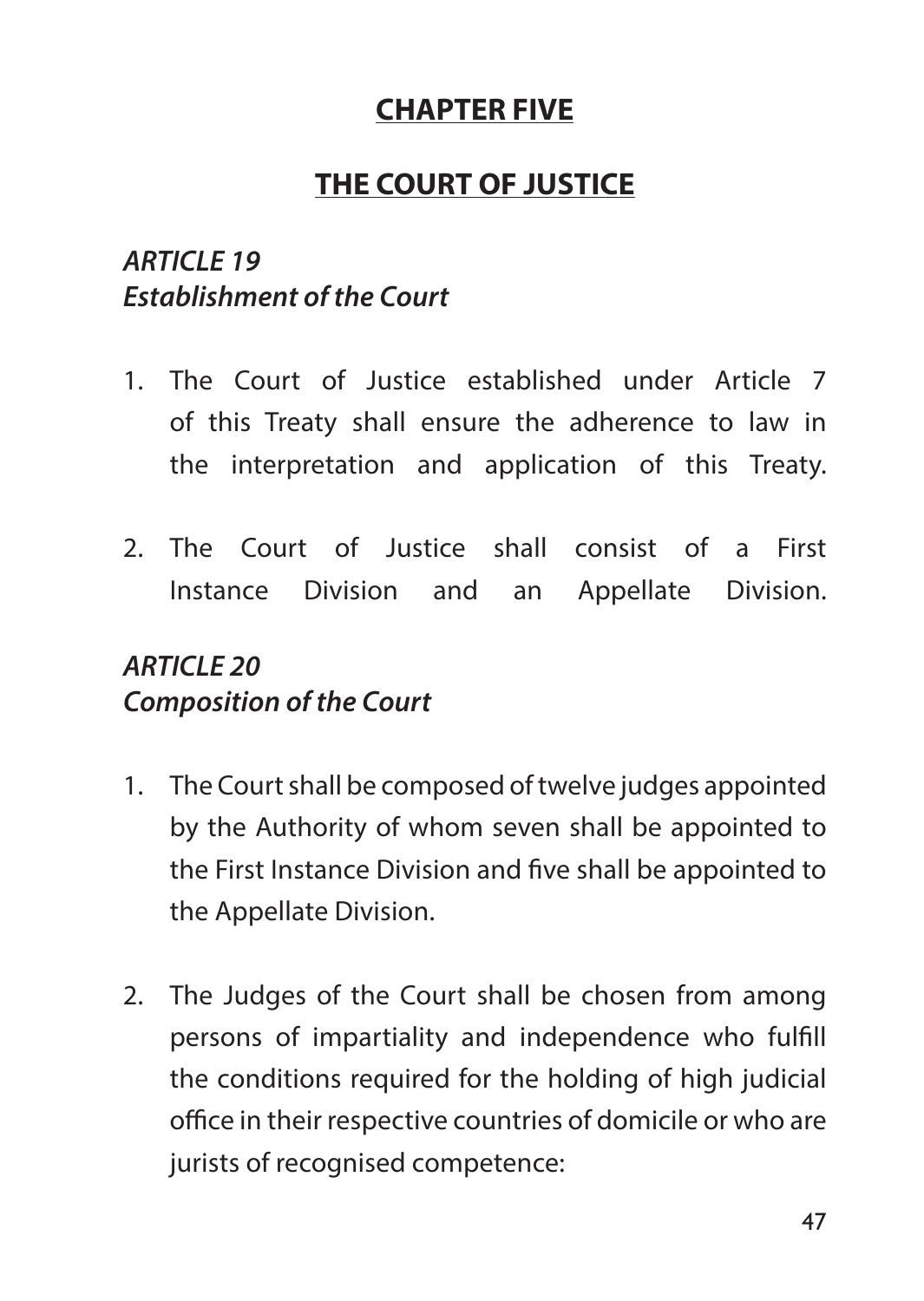## CHAPTER FIVE

## THE COURT OF JUSTICE

### *ARTICLE 19*
### *Establishment of the Court*

1. The Court of Justice established under Article 7 of this Treaty shall ensure the adherence to law in the interpretation and application of this Treaty.

2. The Court of Justice shall consist of a First Instance Division and an Appellate Division.

### *ARTICLE 20*
### *Composition of the Court*

1. The Court shall be composed of twelve judges appointed by the Authority of whom seven shall be appointed to the First Instance Division and five shall be appointed to the Appellate Division.

2. The Judges of the Court shall be chosen from among persons of impartiality and independence who fulfill the conditions required for the holding of high judicial office in their respective countries of domicile or who are jurists of recognised competence: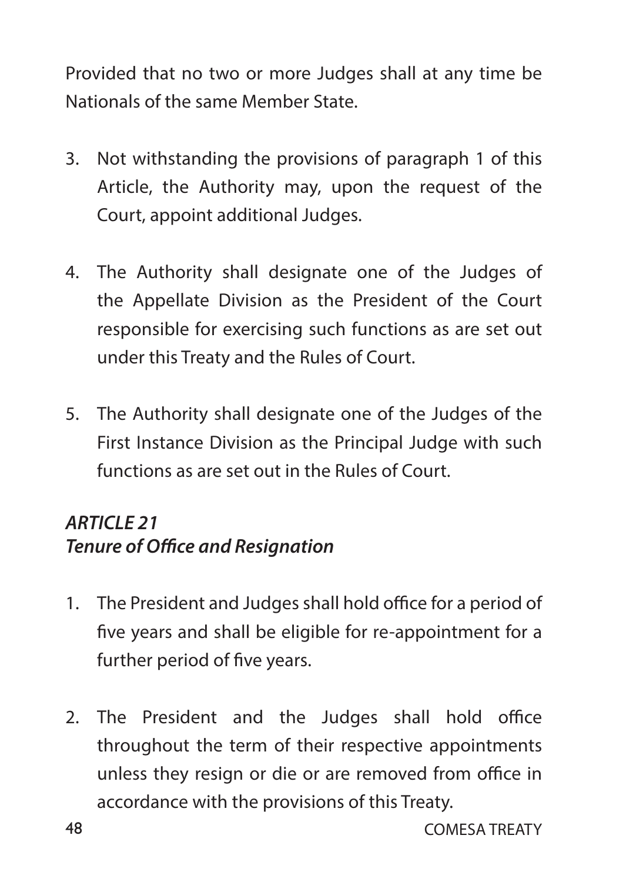Provided that no two or more Judges shall at any time be Nationals of the same Member State.

3. Not withstanding the provisions of paragraph 1 of this Article, the Authority may, upon the request of the Court, appoint additional Judges.

4. The Authority shall designate one of the Judges of the Appellate Division as the President of the Court responsible for exercising such functions as are set out under this Treaty and the Rules of Court.

5. The Authority shall designate one of the Judges of the First Instance Division as the Principal Judge with such functions as are set out in the Rules of Court.

### *ARTICLE 21*
### *Tenure of Office and Resignation*

1. The President and Judges shall hold office for a period of five years and shall be eligible for re-appointment for a further period of five years.

2. The President and the Judges shall hold office throughout the term of their respective appointments unless they resign or die or are removed from office in accordance with the provisions of this Treaty.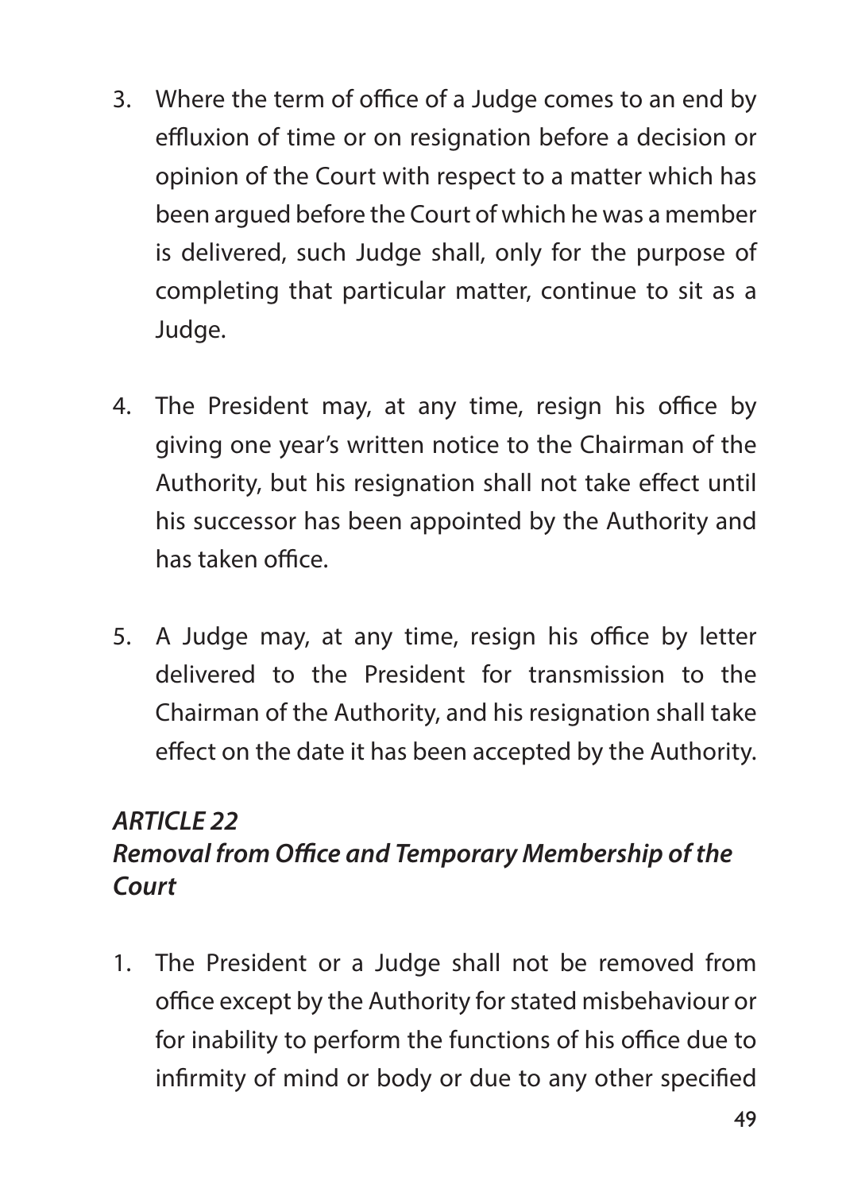3. Where the term of office of a Judge comes to an end by effluxion of time or on resignation before a decision or opinion of the Court with respect to a matter which has been argued before the Court of which he was a member is delivered, such Judge shall, only for the purpose of completing that particular matter, continue to sit as a Judge.

4. The President may, at any time, resign his office by giving one year's written notice to the Chairman of the Authority, but his resignation shall not take effect until his successor has been appointed by the Authority and has taken office.

5. A Judge may, at any time, resign his office by letter delivered to the President for transmission to the Chairman of the Authority, and his resignation shall take effect on the date it has been accepted by the Authority.

### *ARTICLE 22*
### *Removal from Office and Temporary Membership of the Court*

1. The President or a Judge shall not be removed from office except by the Authority for stated misbehaviour or for inability to perform the functions of his office due to infirmity of mind or body or due to any other specified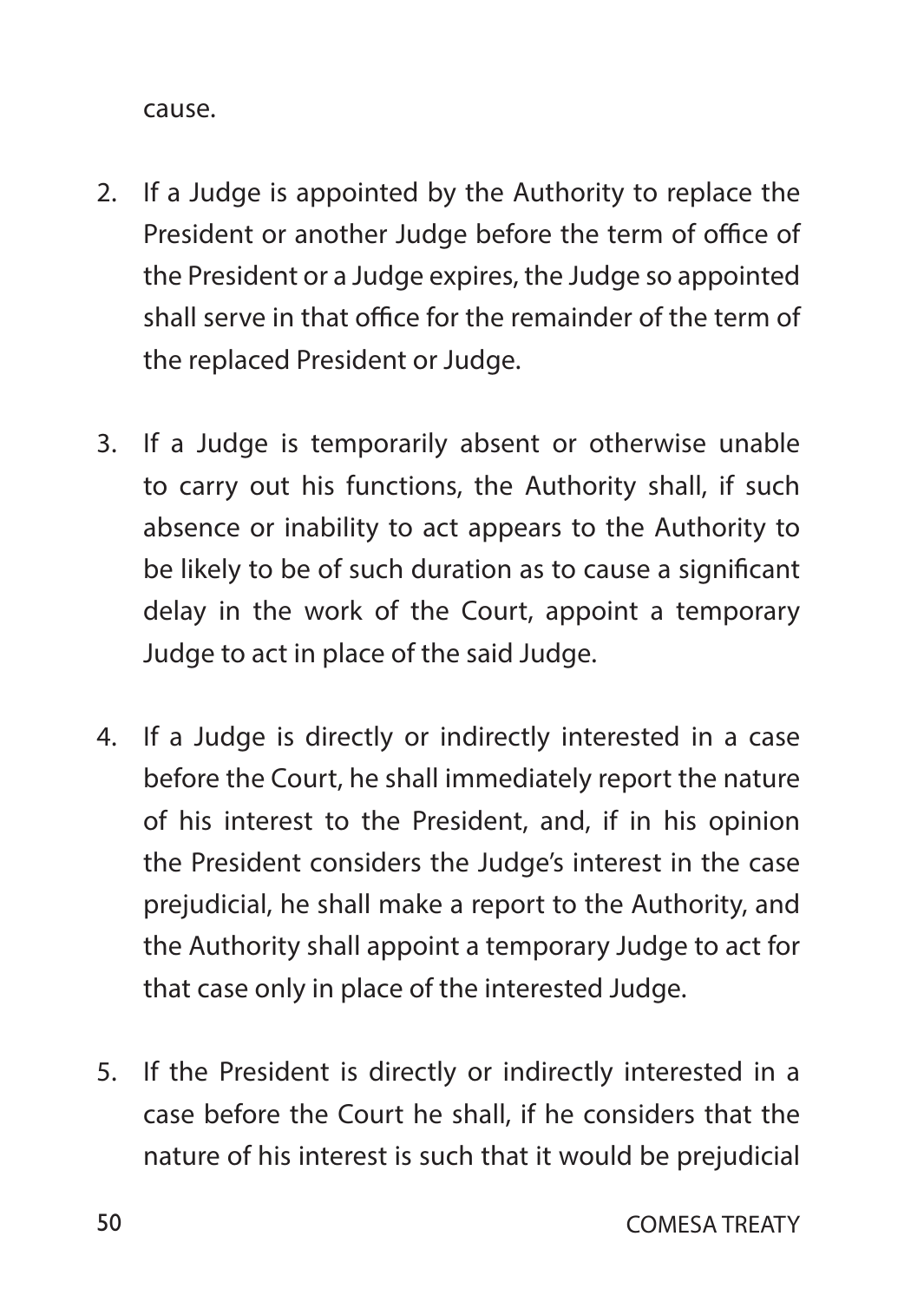cause.

2. If a Judge is appointed by the Authority to replace the President or another Judge before the term of office of the President or a Judge expires, the Judge so appointed shall serve in that office for the remainder of the term of the replaced President or Judge.

3. If a Judge is temporarily absent or otherwise unable to carry out his functions, the Authority shall, if such absence or inability to act appears to the Authority to be likely to be of such duration as to cause a significant delay in the work of the Court, appoint a temporary Judge to act in place of the said Judge.

4. If a Judge is directly or indirectly interested in a case before the Court, he shall immediately report the nature of his interest to the President, and, if in his opinion the President considers the Judge's interest in the case prejudicial, he shall make a report to the Authority, and the Authority shall appoint a temporary Judge to act for that case only in place of the interested Judge.

5. If the President is directly or indirectly interested in a case before the Court he shall, if he considers that the nature of his interest is such that it would be prejudicial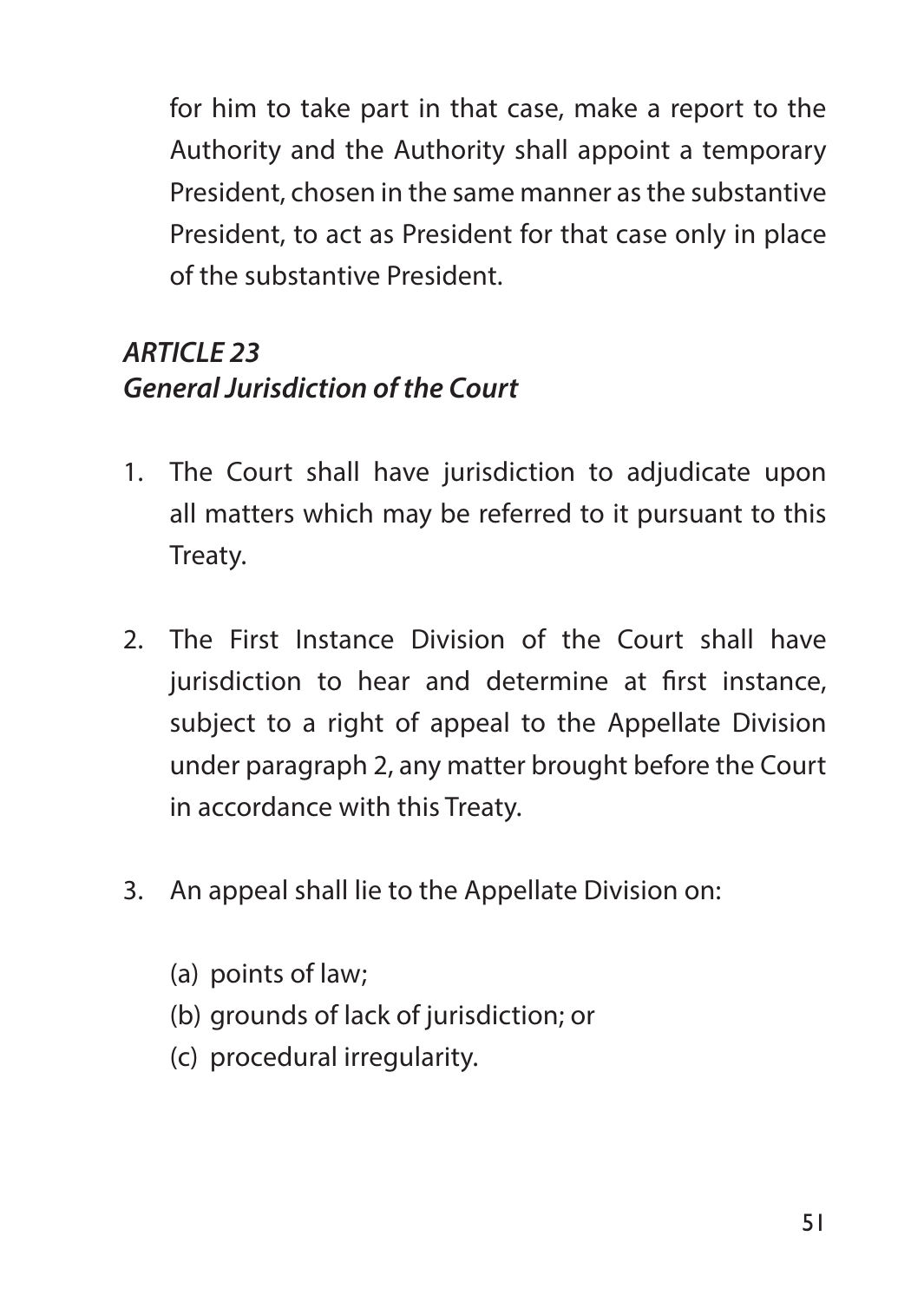for him to take part in that case, make a report to the Authority and the Authority shall appoint a temporary President, chosen in the same manner as the substantive President, to act as President for that case only in place of the substantive President.

### *ARTICLE 23*
### *General Jurisdiction of the Court*

1. The Court shall have jurisdiction to adjudicate upon all matters which may be referred to it pursuant to this Treaty.

2. The First Instance Division of the Court shall have jurisdiction to hear and determine at first instance, subject to a right of appeal to the Appellate Division under paragraph 2, any matter brought before the Court in accordance with this Treaty.

3. An appeal shall lie to the Appellate Division on:

   (a) points of law;
   (b) grounds of lack of jurisdiction; or
   (c) procedural irregularity.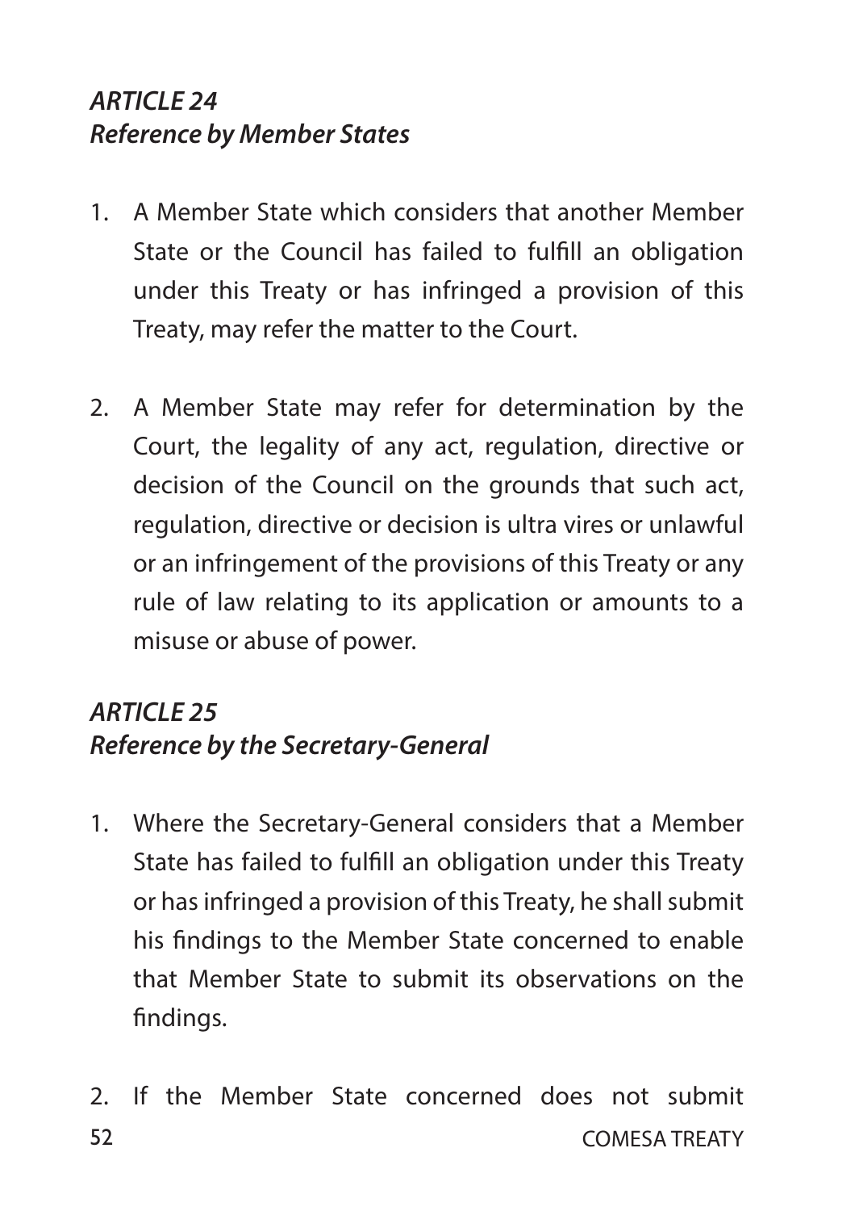### *ARTICLE 24*
### *Reference by Member States*

1. A Member State which considers that another Member State or the Council has failed to fulfill an obligation under this Treaty or has infringed a provision of this Treaty, may refer the matter to the Court.

2. A Member State may refer for determination by the Court, the legality of any act, regulation, directive or decision of the Council on the grounds that such act, regulation, directive or decision is ultra vires or unlawful or an infringement of the provisions of this Treaty or any rule of law relating to its application or amounts to a misuse or abuse of power.

### *ARTICLE 25*
### *Reference by the Secretary-General*

1. Where the Secretary-General considers that a Member State has failed to fulfill an obligation under this Treaty or has infringed a provision of this Treaty, he shall submit his findings to the Member State concerned to enable that Member State to submit its observations on the findings.

2. If the Member State concerned does not submit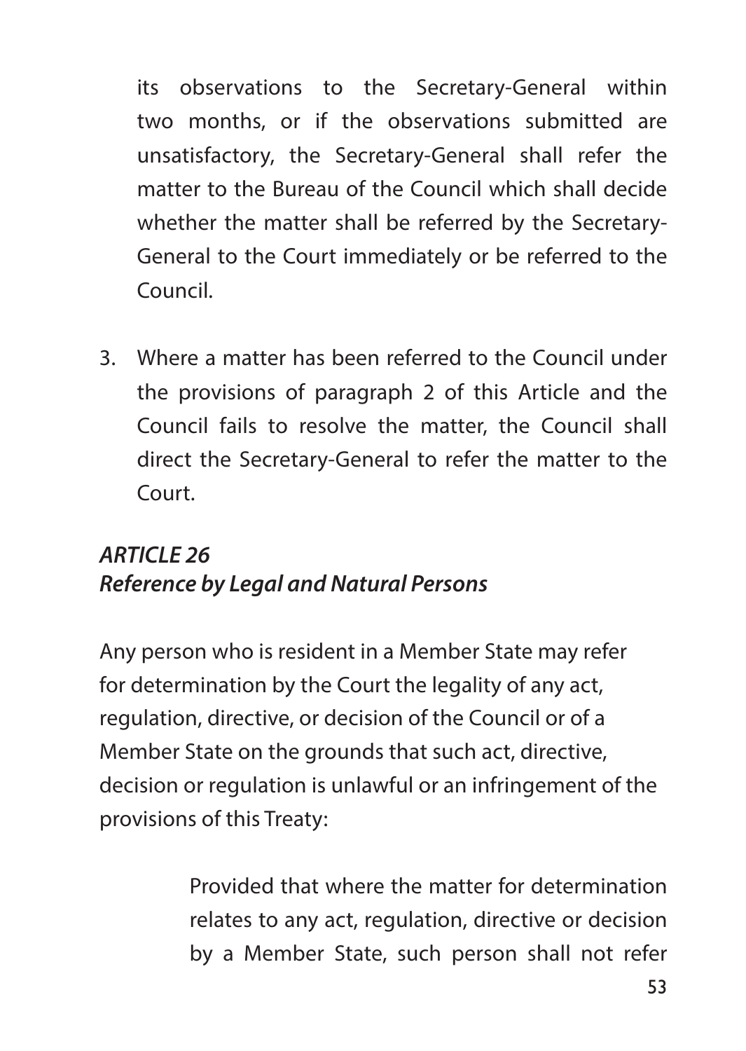its observations to the Secretary-General within two months, or if the observations submitted are unsatisfactory, the Secretary-General shall refer the matter to the Bureau of the Council which shall decide whether the matter shall be referred by the Secretary-General to the Court immediately or be referred to the Council.

3. Where a matter has been referred to the Council under the provisions of paragraph 2 of this Article and the Council fails to resolve the matter, the Council shall direct the Secretary-General to refer the matter to the Court.

### ***ARTICLE 26***
### ***Reference by Legal and Natural Persons***

Any person who is resident in a Member State may refer for determination by the Court the legality of any act, regulation, directive, or decision of the Council or of a Member State on the grounds that such act, directive, decision or regulation is unlawful or an infringement of the provisions of this Treaty:

> Provided that where the matter for determination relates to any act, regulation, directive or decision by a Member State, such person shall not refer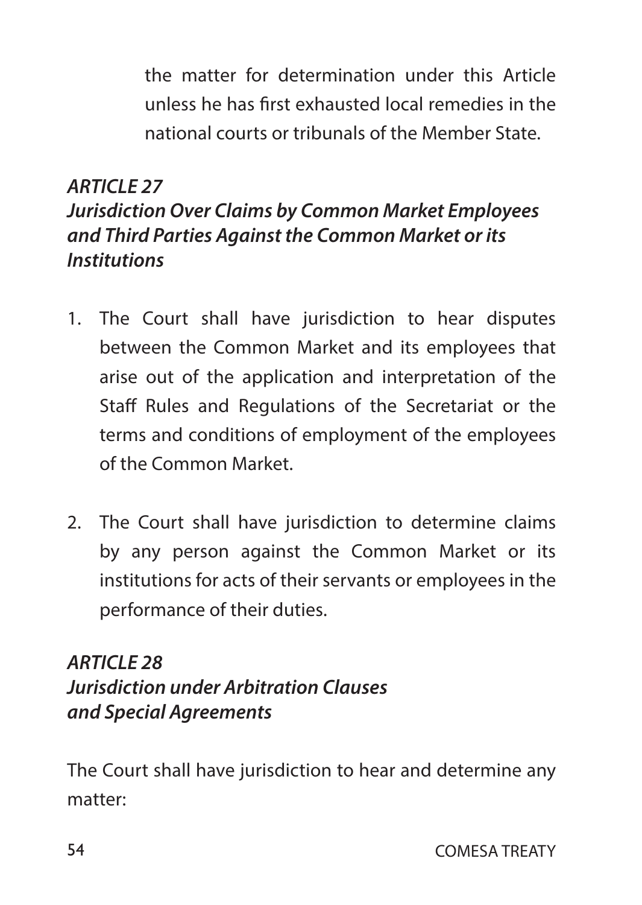the matter for determination under this Article unless he has first exhausted local remedies in the national courts or tribunals of the Member State.

### *ARTICLE 27*
### *Jurisdiction Over Claims by Common Market Employees and Third Parties Against the Common Market or its Institutions*

1. The Court shall have jurisdiction to hear disputes between the Common Market and its employees that arise out of the application and interpretation of the Staff Rules and Regulations of the Secretariat or the terms and conditions of employment of the employees of the Common Market.

2. The Court shall have jurisdiction to determine claims by any person against the Common Market or its institutions for acts of their servants or employees in the performance of their duties.

### *ARTICLE 28*
### *Jurisdiction under Arbitration Clauses and Special Agreements*

The Court shall have jurisdiction to hear and determine any matter: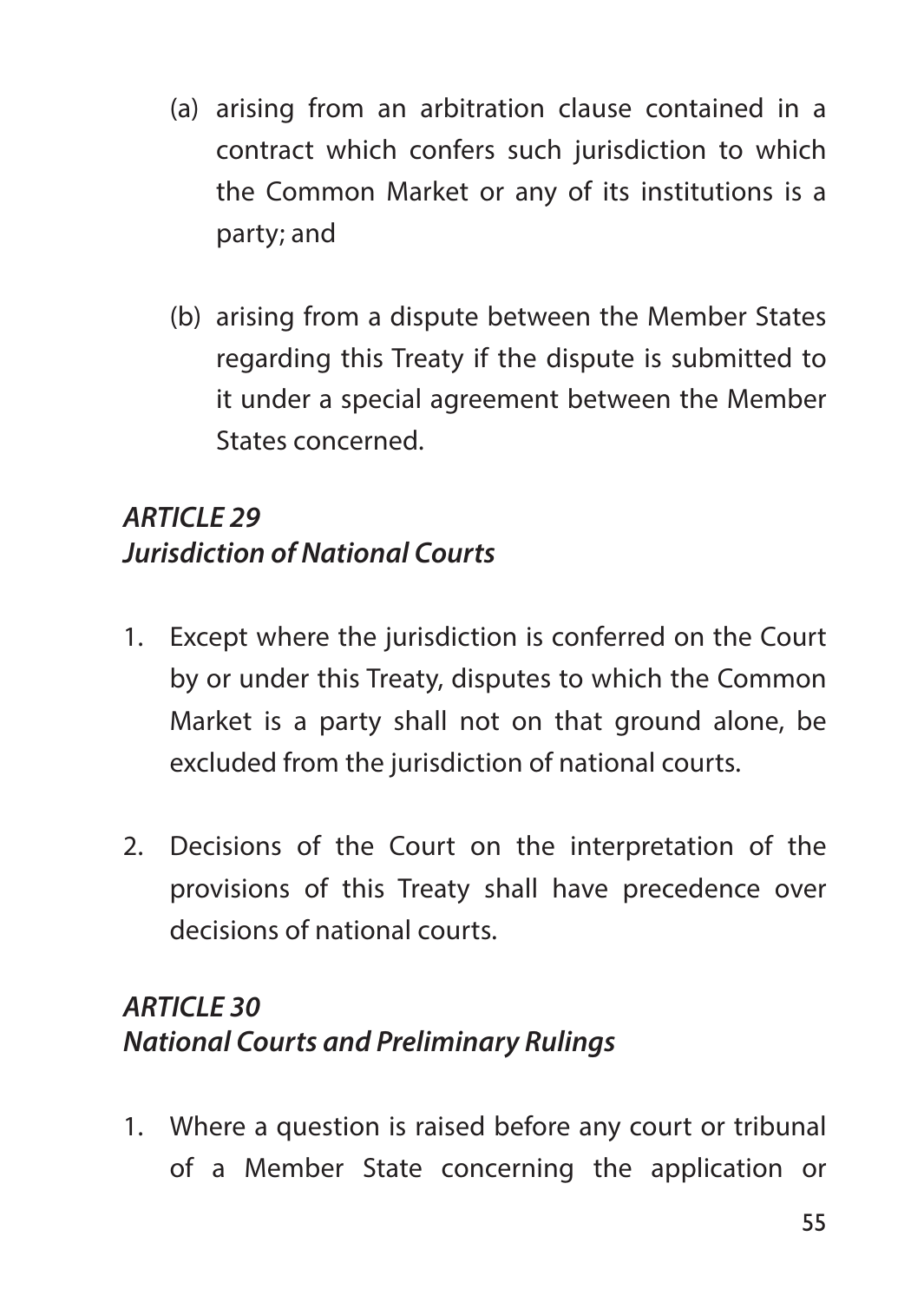(a) arising from an arbitration clause contained in a contract which confers such jurisdiction to which the Common Market or any of its institutions is a party; and

(b) arising from a dispute between the Member States regarding this Treaty if the dispute is submitted to it under a special agreement between the Member States concerned.

### *ARTICLE 29*
### *Jurisdiction of National Courts*

1. Except where the jurisdiction is conferred on the Court by or under this Treaty, disputes to which the Common Market is a party shall not on that ground alone, be excluded from the jurisdiction of national courts.

2. Decisions of the Court on the interpretation of the provisions of this Treaty shall have precedence over decisions of national courts.

### *ARTICLE 30*
### *National Courts and Preliminary Rulings*

1. Where a question is raised before any court or tribunal of a Member State concerning the application or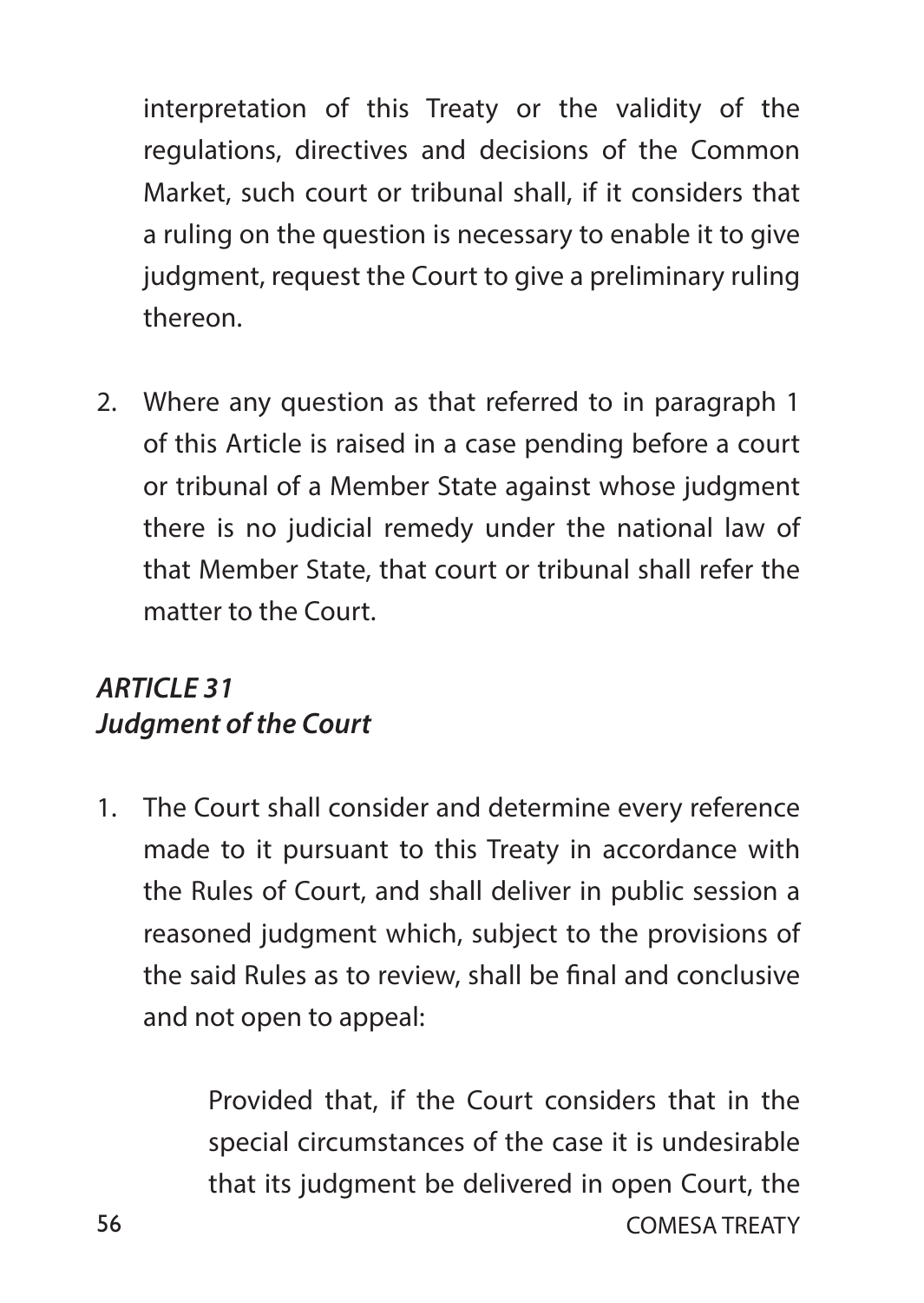interpretation of this Treaty or the validity of the regulations, directives and decisions of the Common Market, such court or tribunal shall, if it considers that a ruling on the question is necessary to enable it to give judgment, request the Court to give a preliminary ruling thereon.

2. Where any question as that referred to in paragraph 1 of this Article is raised in a case pending before a court or tribunal of a Member State against whose judgment there is no judicial remedy under the national law of that Member State, that court or tribunal shall refer the matter to the Court.

### *ARTICLE 31*
### *Judgment of the Court*

1. The Court shall consider and determine every reference made to it pursuant to this Treaty in accordance with the Rules of Court, and shall deliver in public session a reasoned judgment which, subject to the provisions of the said Rules as to review, shall be final and conclusive and not open to appeal:

   Provided that, if the Court considers that in the special circumstances of the case it is undesirable that its judgment be delivered in open Court, the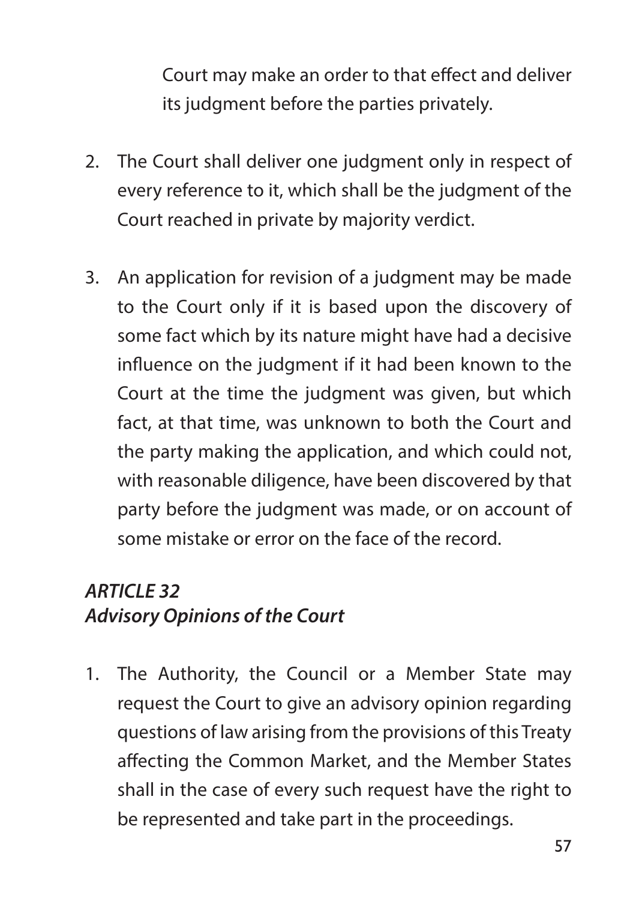Court may make an order to that effect and deliver its judgment before the parties privately.

2. The Court shall deliver one judgment only in respect of every reference to it, which shall be the judgment of the Court reached in private by majority verdict.

3. An application for revision of a judgment may be made to the Court only if it is based upon the discovery of some fact which by its nature might have had a decisive influence on the judgment if it had been known to the Court at the time the judgment was given, but which fact, at that time, was unknown to both the Court and the party making the application, and which could not, with reasonable diligence, have been discovered by that party before the judgment was made, or on account of some mistake or error on the face of the record.

### *ARTICLE 32*
### *Advisory Opinions of the Court*

1. The Authority, the Council or a Member State may request the Court to give an advisory opinion regarding questions of law arising from the provisions of this Treaty affecting the Common Market, and the Member States shall in the case of every such request have the right to be represented and take part in the proceedings.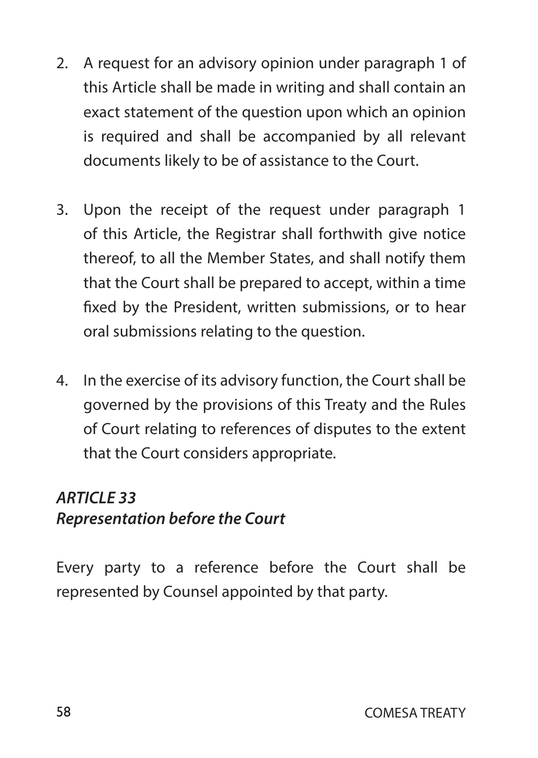2. A request for an advisory opinion under paragraph 1 of this Article shall be made in writing and shall contain an exact statement of the question upon which an opinion is required and shall be accompanied by all relevant documents likely to be of assistance to the Court.

3. Upon the receipt of the request under paragraph 1 of this Article, the Registrar shall forthwith give notice thereof, to all the Member States, and shall notify them that the Court shall be prepared to accept, within a time fixed by the President, written submissions, or to hear oral submissions relating to the question.

4. In the exercise of its advisory function, the Court shall be governed by the provisions of this Treaty and the Rules of Court relating to references of disputes to the extent that the Court considers appropriate.

### *ARTICLE 33*
### *Representation before the Court*

Every party to a reference before the Court shall be represented by Counsel appointed by that party.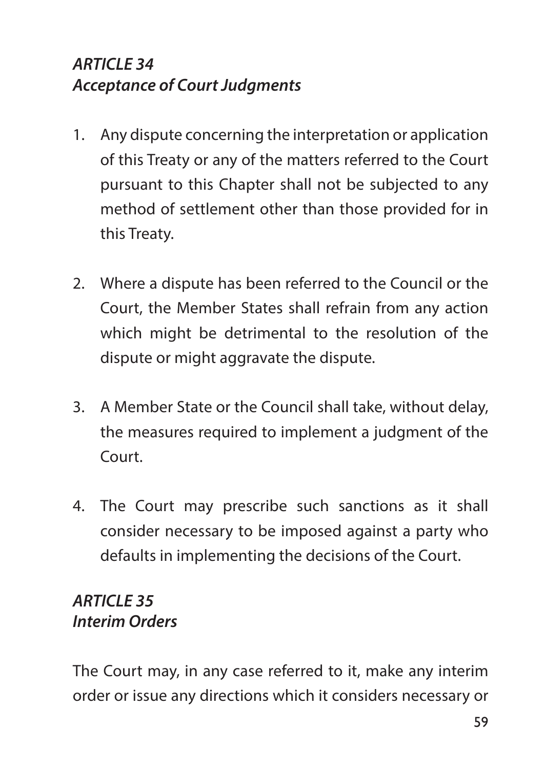### *ARTICLE 34*
### *Acceptance of Court Judgments*

1. Any dispute concerning the interpretation or application of this Treaty or any of the matters referred to the Court pursuant to this Chapter shall not be subjected to any method of settlement other than those provided for in this Treaty.

2. Where a dispute has been referred to the Council or the Court, the Member States shall refrain from any action which might be detrimental to the resolution of the dispute or might aggravate the dispute.

3. A Member State or the Council shall take, without delay, the measures required to implement a judgment of the Court.

4. The Court may prescribe such sanctions as it shall consider necessary to be imposed against a party who defaults in implementing the decisions of the Court.

### *ARTICLE 35*
### *Interim Orders*

The Court may, in any case referred to it, make any interim order or issue any directions which it considers necessary or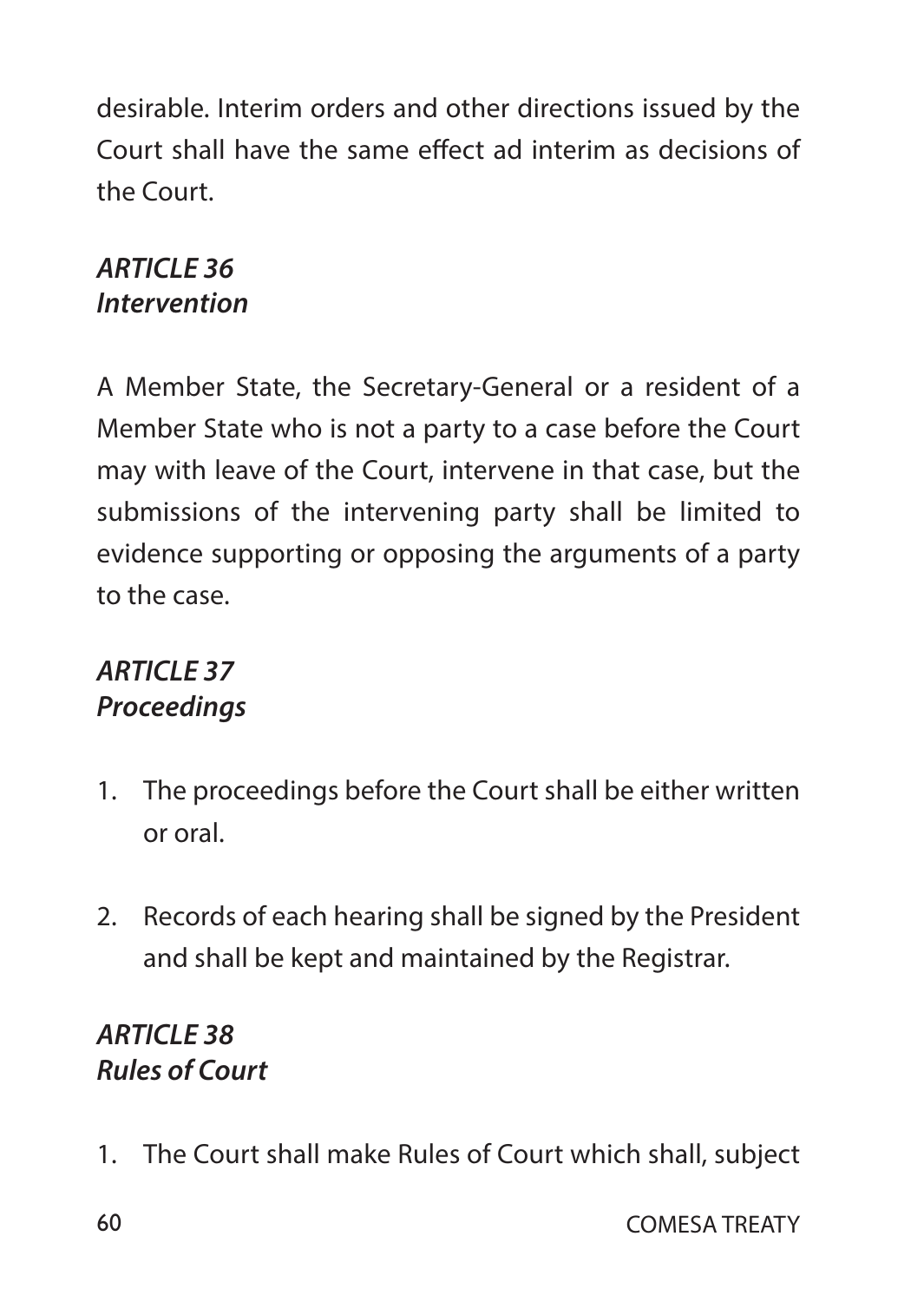desirable. Interim orders and other directions issued by the Court shall have the same effect ad interim as decisions of the Court.

### *ARTICLE 36*
### *Intervention*

A Member State, the Secretary-General or a resident of a Member State who is not a party to a case before the Court may with leave of the Court, intervene in that case, but the submissions of the intervening party shall be limited to evidence supporting or opposing the arguments of a party to the case.

### *ARTICLE 37*
### *Proceedings*

1. The proceedings before the Court shall be either written or oral.

2. Records of each hearing shall be signed by the President and shall be kept and maintained by the Registrar.

### *ARTICLE 38*
### *Rules of Court*

1. The Court shall make Rules of Court which shall, subject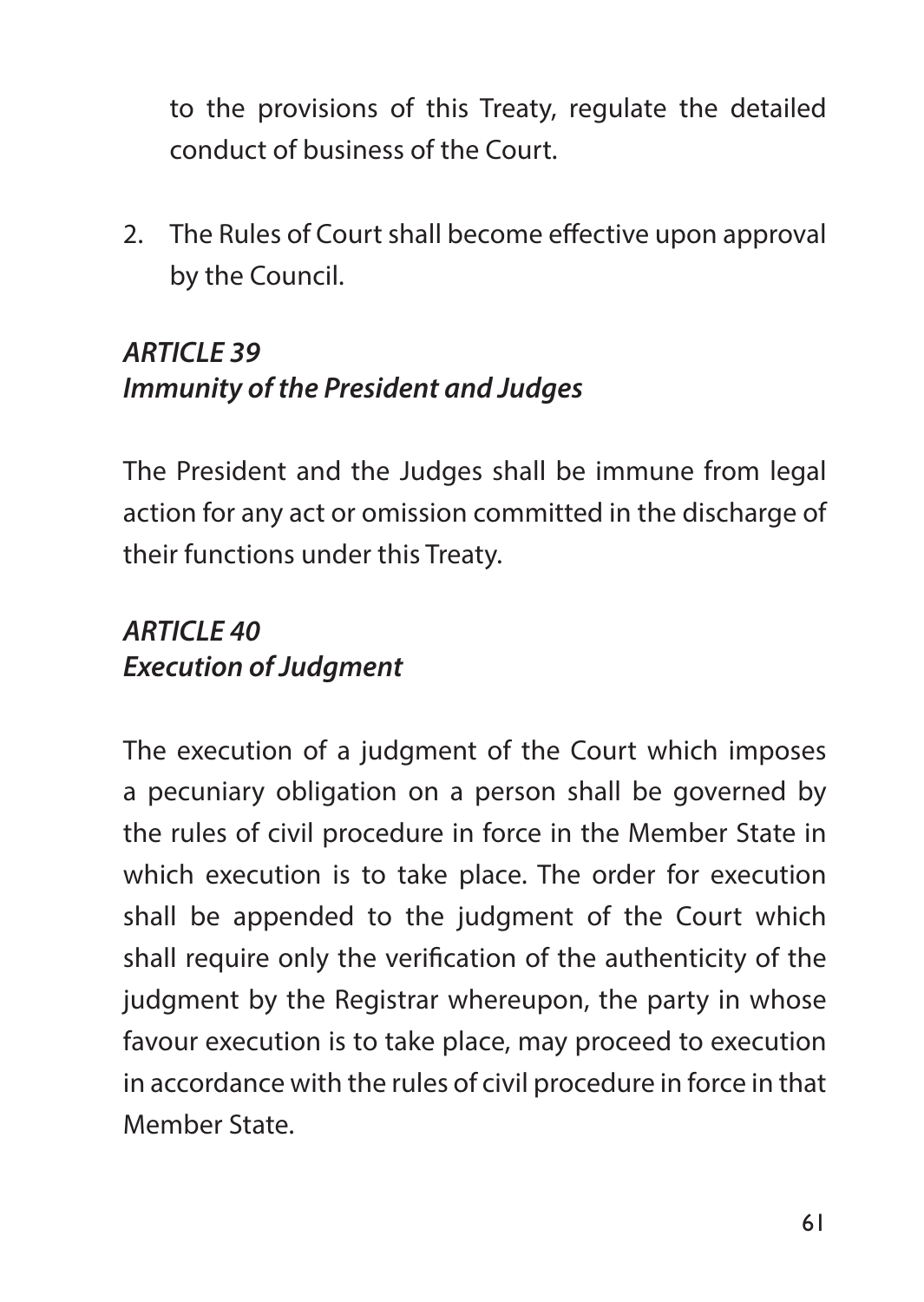to the provisions of this Treaty, regulate the detailed conduct of business of the Court.

2. The Rules of Court shall become effective upon approval by the Council.

### *ARTICLE 39*
### *Immunity of the President and Judges*

The President and the Judges shall be immune from legal action for any act or omission committed in the discharge of their functions under this Treaty.

### *ARTICLE 40*
### *Execution of Judgment*

The execution of a judgment of the Court which imposes a pecuniary obligation on a person shall be governed by the rules of civil procedure in force in the Member State in which execution is to take place. The order for execution shall be appended to the judgment of the Court which shall require only the verification of the authenticity of the judgment by the Registrar whereupon, the party in whose favour execution is to take place, may proceed to execution in accordance with the rules of civil procedure in force in that Member State.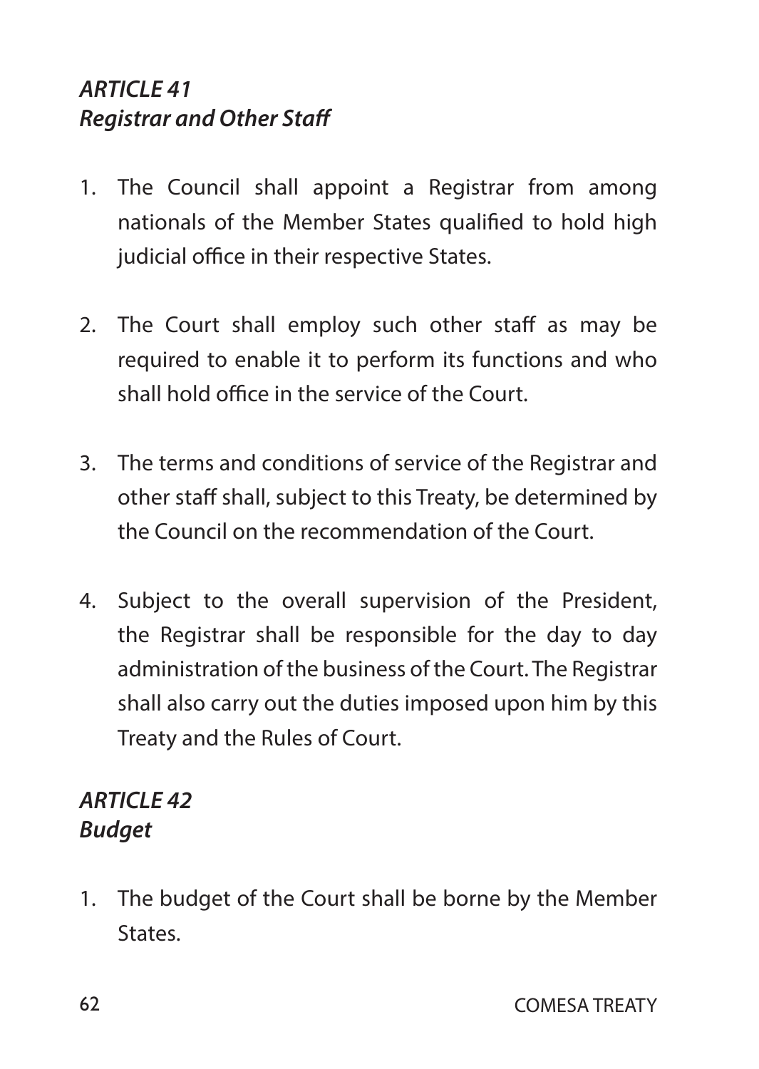### *ARTICLE 41*
### *Registrar and Other Staff*

1. The Council shall appoint a Registrar from among nationals of the Member States qualified to hold high judicial office in their respective States.

2. The Court shall employ such other staff as may be required to enable it to perform its functions and who shall hold office in the service of the Court.

3. The terms and conditions of service of the Registrar and other staff shall, subject to this Treaty, be determined by the Council on the recommendation of the Court.

4. Subject to the overall supervision of the President, the Registrar shall be responsible for the day to day administration of the business of the Court. The Registrar shall also carry out the duties imposed upon him by this Treaty and the Rules of Court.

### *ARTICLE 42*
### *Budget*

1. The budget of the Court shall be borne by the Member States.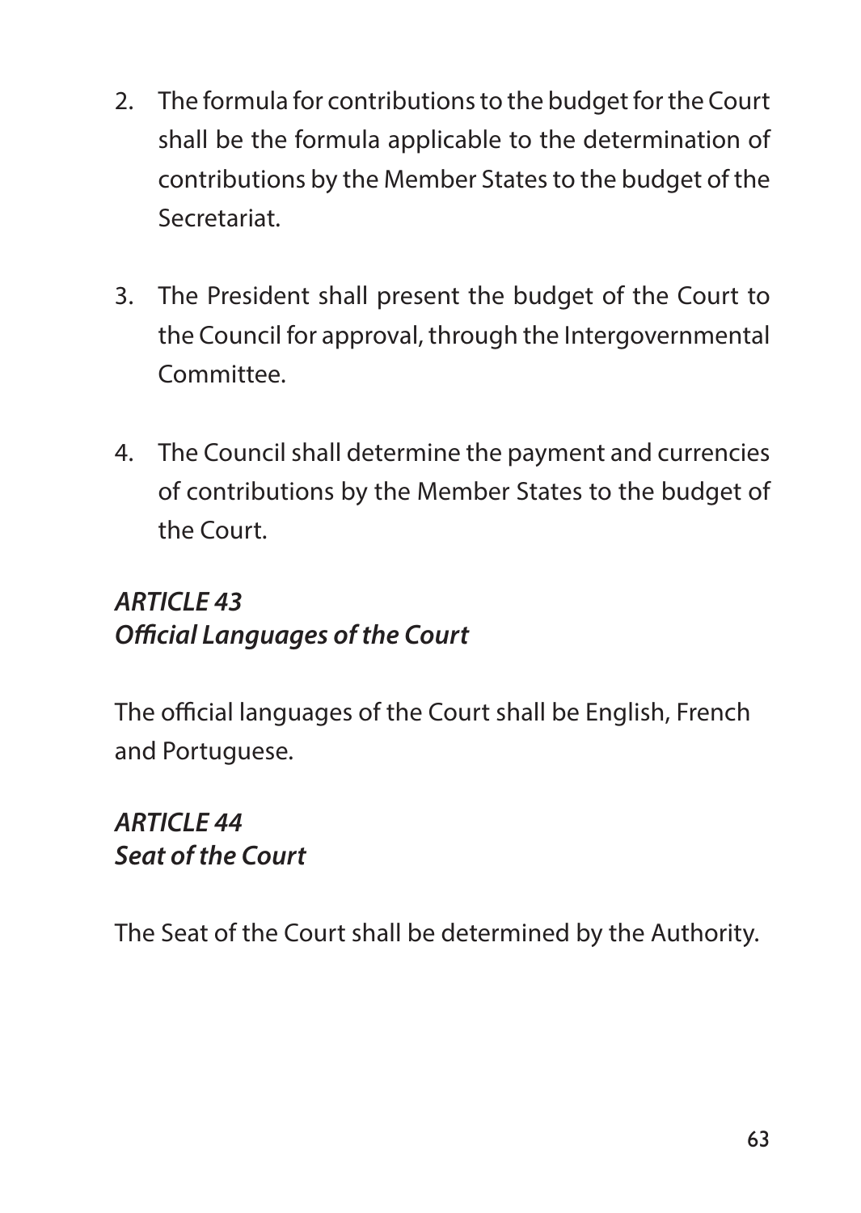2. The formula for contributions to the budget for the Court shall be the formula applicable to the determination of contributions by the Member States to the budget of the Secretariat.

3. The President shall present the budget of the Court to the Council for approval, through the Intergovernmental Committee.

4. The Council shall determine the payment and currencies of contributions by the Member States to the budget of the Court.

### *ARTICLE 43*
### *Official Languages of the Court*

The official languages of the Court shall be English, French and Portuguese.

### *ARTICLE 44*
### *Seat of the Court*

The Seat of the Court shall be determined by the Authority.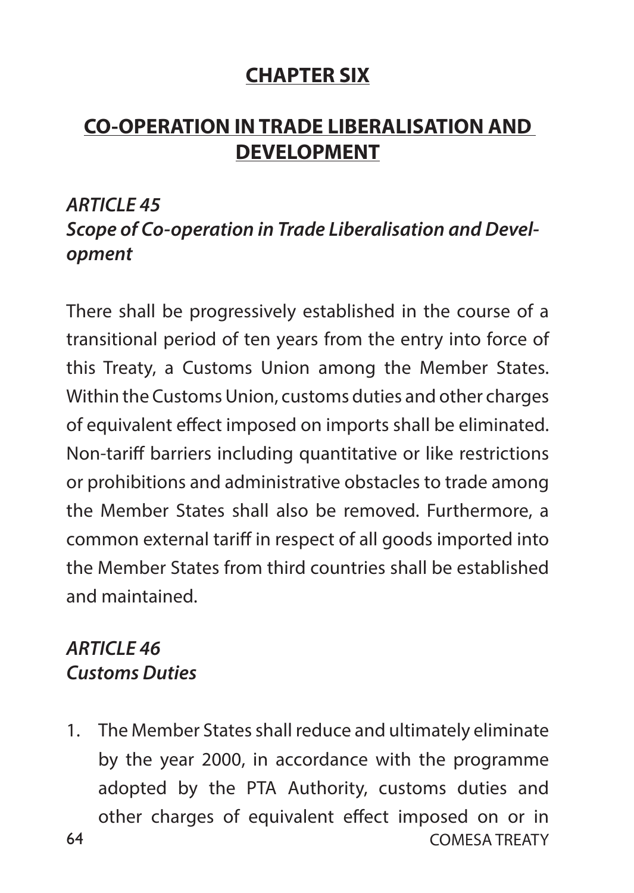## CHAPTER SIX

## CO-OPERATION IN TRADE LIBERALISATION AND DEVELOPMENT

### *ARTICLE 45*
### *Scope of Co-operation in Trade Liberalisation and Development*

There shall be progressively established in the course of a transitional period of ten years from the entry into force of this Treaty, a Customs Union among the Member States. Within the Customs Union, customs duties and other charges of equivalent effect imposed on imports shall be eliminated. Non-tariff barriers including quantitative or like restrictions or prohibitions and administrative obstacles to trade among the Member States shall also be removed. Furthermore, a common external tariff in respect of all goods imported into the Member States from third countries shall be established and maintained.

### *ARTICLE 46*
### *Customs Duties*

1. The Member States shall reduce and ultimately eliminate by the year 2000, in accordance with the programme adopted by the PTA Authority, customs duties and other charges of equivalent effect imposed on or in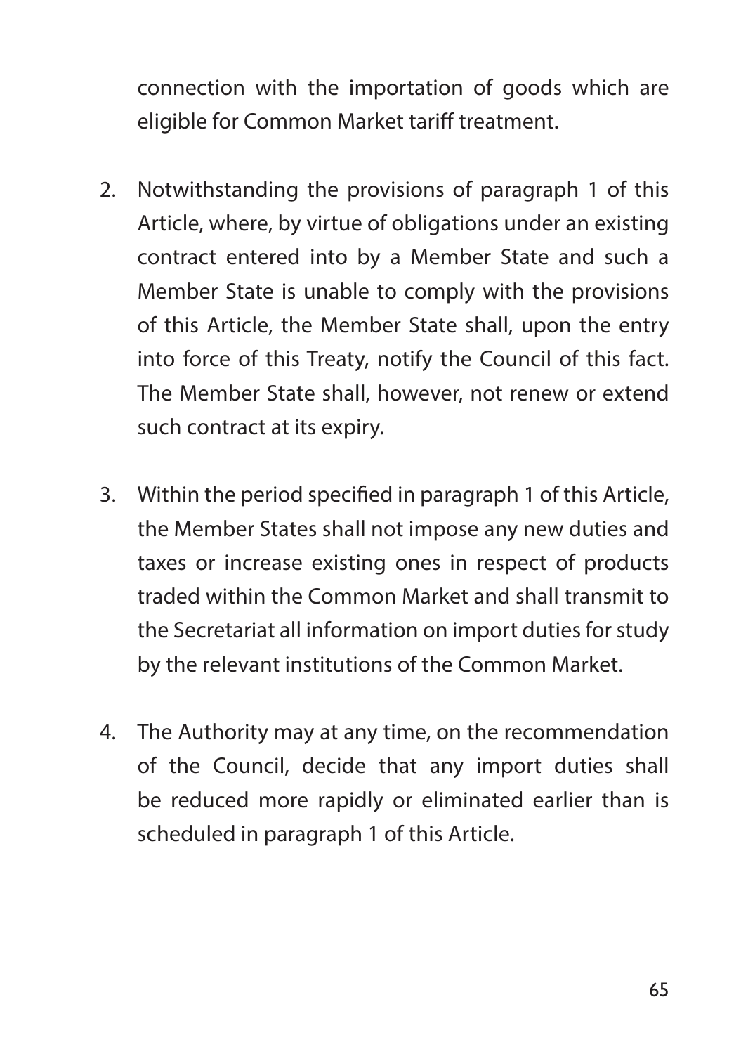connection with the importation of goods which are eligible for Common Market tariff treatment.

2. Notwithstanding the provisions of paragraph 1 of this Article, where, by virtue of obligations under an existing contract entered into by a Member State and such a Member State is unable to comply with the provisions of this Article, the Member State shall, upon the entry into force of this Treaty, notify the Council of this fact. The Member State shall, however, not renew or extend such contract at its expiry.

3. Within the period specified in paragraph 1 of this Article, the Member States shall not impose any new duties and taxes or increase existing ones in respect of products traded within the Common Market and shall transmit to the Secretariat all information on import duties for study by the relevant institutions of the Common Market.

4. The Authority may at any time, on the recommendation of the Council, decide that any import duties shall be reduced more rapidly or eliminated earlier than is scheduled in paragraph 1 of this Article.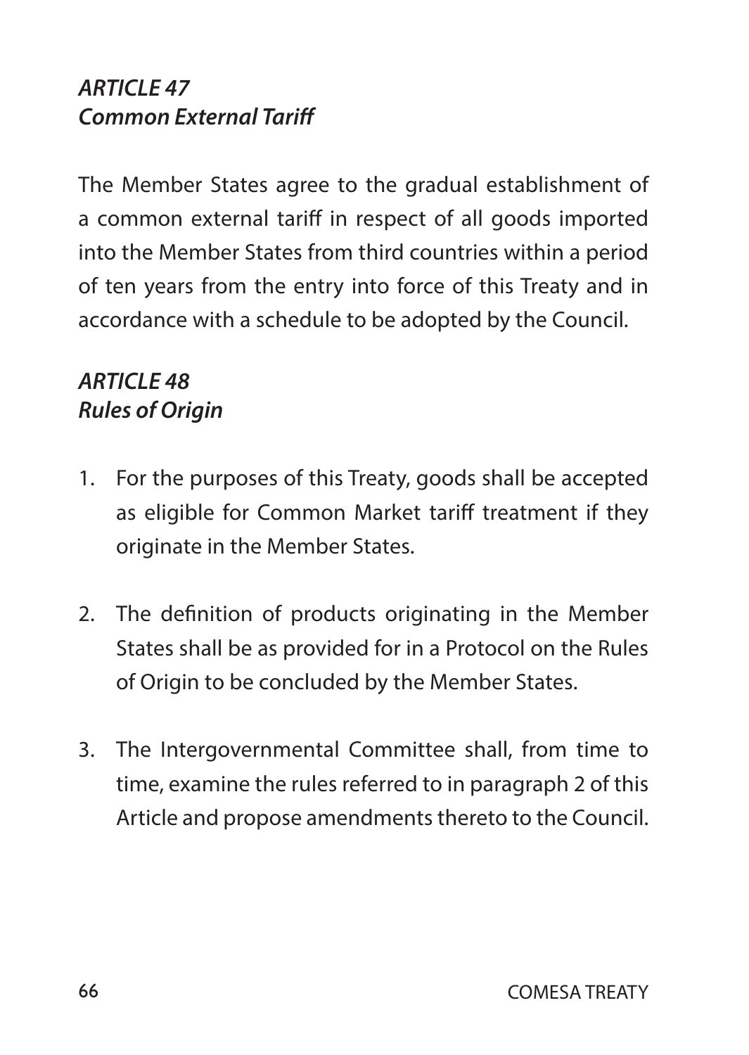### *ARTICLE 47*
### *Common External Tariff*

The Member States agree to the gradual establishment of a common external tariff in respect of all goods imported into the Member States from third countries within a period of ten years from the entry into force of this Treaty and in accordance with a schedule to be adopted by the Council.

### *ARTICLE 48*
### *Rules of Origin*

1. For the purposes of this Treaty, goods shall be accepted as eligible for Common Market tariff treatment if they originate in the Member States.

2. The definition of products originating in the Member States shall be as provided for in a Protocol on the Rules of Origin to be concluded by the Member States.

3. The Intergovernmental Committee shall, from time to time, examine the rules referred to in paragraph 2 of this Article and propose amendments thereto to the Council.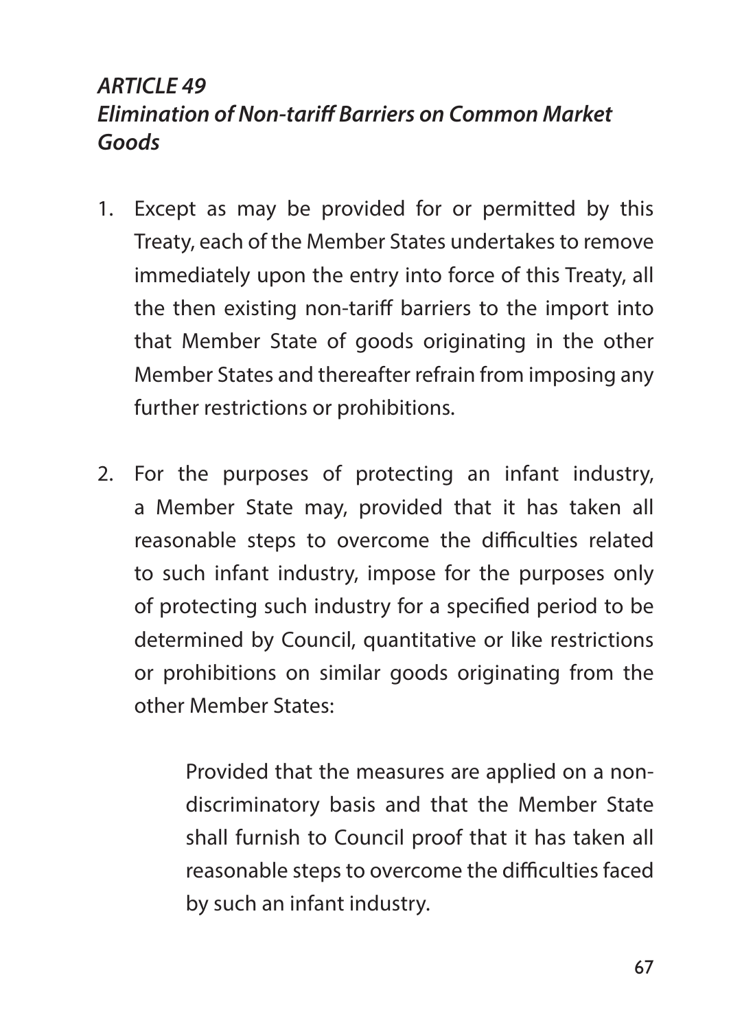### *ARTICLE 49*
### *Elimination of Non-tariff Barriers on Common Market Goods*

1. Except as may be provided for or permitted by this Treaty, each of the Member States undertakes to remove immediately upon the entry into force of this Treaty, all the then existing non-tariff barriers to the import into that Member State of goods originating in the other Member States and thereafter refrain from imposing any further restrictions or prohibitions.

2. For the purposes of protecting an infant industry, a Member State may, provided that it has taken all reasonable steps to overcome the difficulties related to such infant industry, impose for the purposes only of protecting such industry for a specified period to be determined by Council, quantitative or like restrictions or prohibitions on similar goods originating from the other Member States:

   Provided that the measures are applied on a non-discriminatory basis and that the Member State shall furnish to Council proof that it has taken all reasonable steps to overcome the difficulties faced by such an infant industry.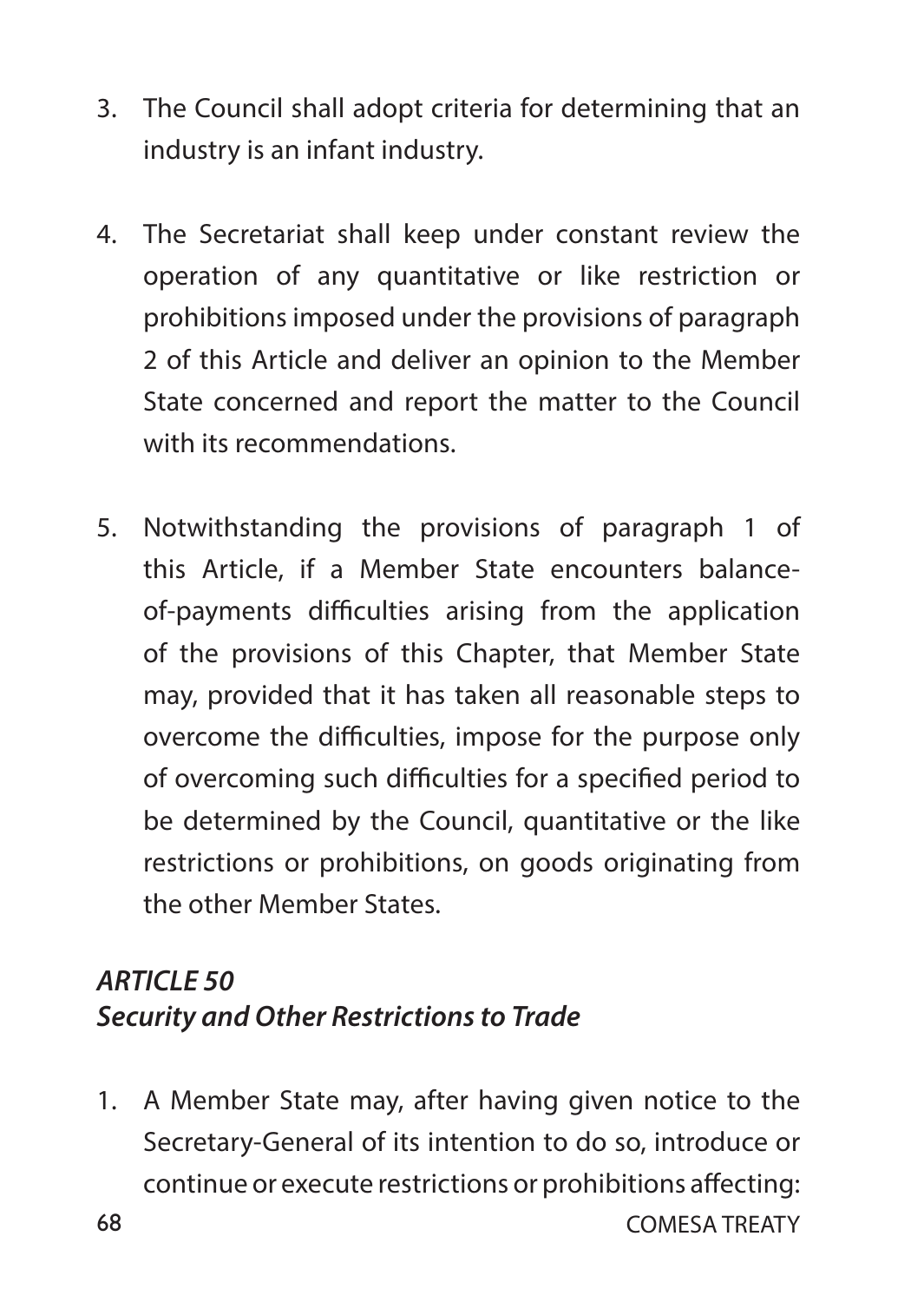3. The Council shall adopt criteria for determining that an industry is an infant industry.

4. The Secretariat shall keep under constant review the operation of any quantitative or like restriction or prohibitions imposed under the provisions of paragraph 2 of this Article and deliver an opinion to the Member State concerned and report the matter to the Council with its recommendations.

5. Notwithstanding the provisions of paragraph 1 of this Article, if a Member State encounters balance-of-payments difficulties arising from the application of the provisions of this Chapter, that Member State may, provided that it has taken all reasonable steps to overcome the difficulties, impose for the purpose only of overcoming such difficulties for a specified period to be determined by the Council, quantitative or the like restrictions or prohibitions, on goods originating from the other Member States.

### *ARTICLE 50*
### *Security and Other Restrictions to Trade*

1. A Member State may, after having given notice to the Secretary-General of its intention to do so, introduce or continue or execute restrictions or prohibitions affecting: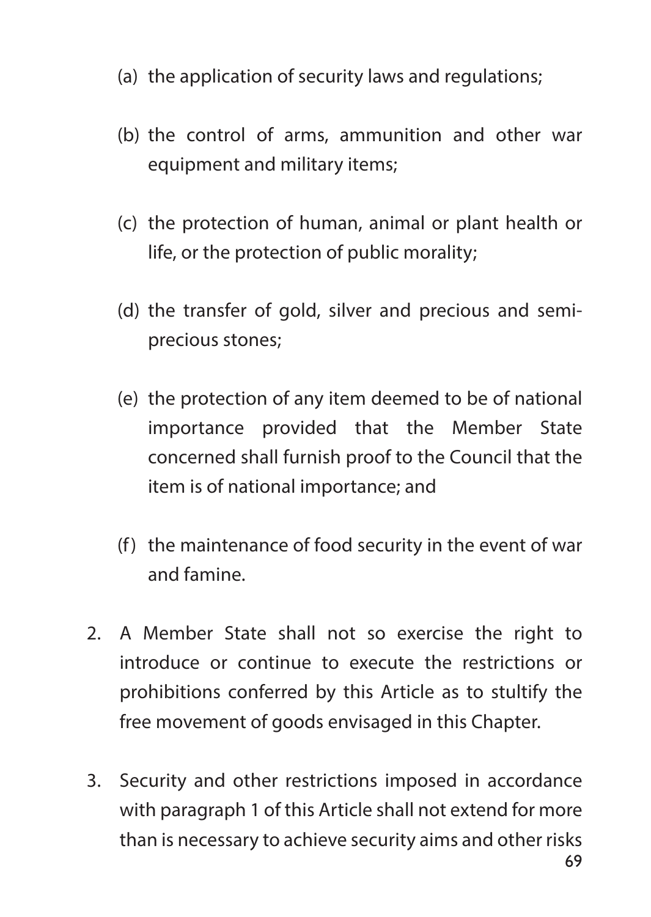(a) the application of security laws and regulations;

(b) the control of arms, ammunition and other war equipment and military items;

(c) the protection of human, animal or plant health or life, or the protection of public morality;

(d) the transfer of gold, silver and precious and semi-precious stones;

(e) the protection of any item deemed to be of national importance provided that the Member State concerned shall furnish proof to the Council that the item is of national importance; and

(f) the maintenance of food security in the event of war and famine.

2. A Member State shall not so exercise the right to introduce or continue to execute the restrictions or prohibitions conferred by this Article as to stultify the free movement of goods envisaged in this Chapter.

3. Security and other restrictions imposed in accordance with paragraph 1 of this Article shall not extend for more than is necessary to achieve security aims and other risks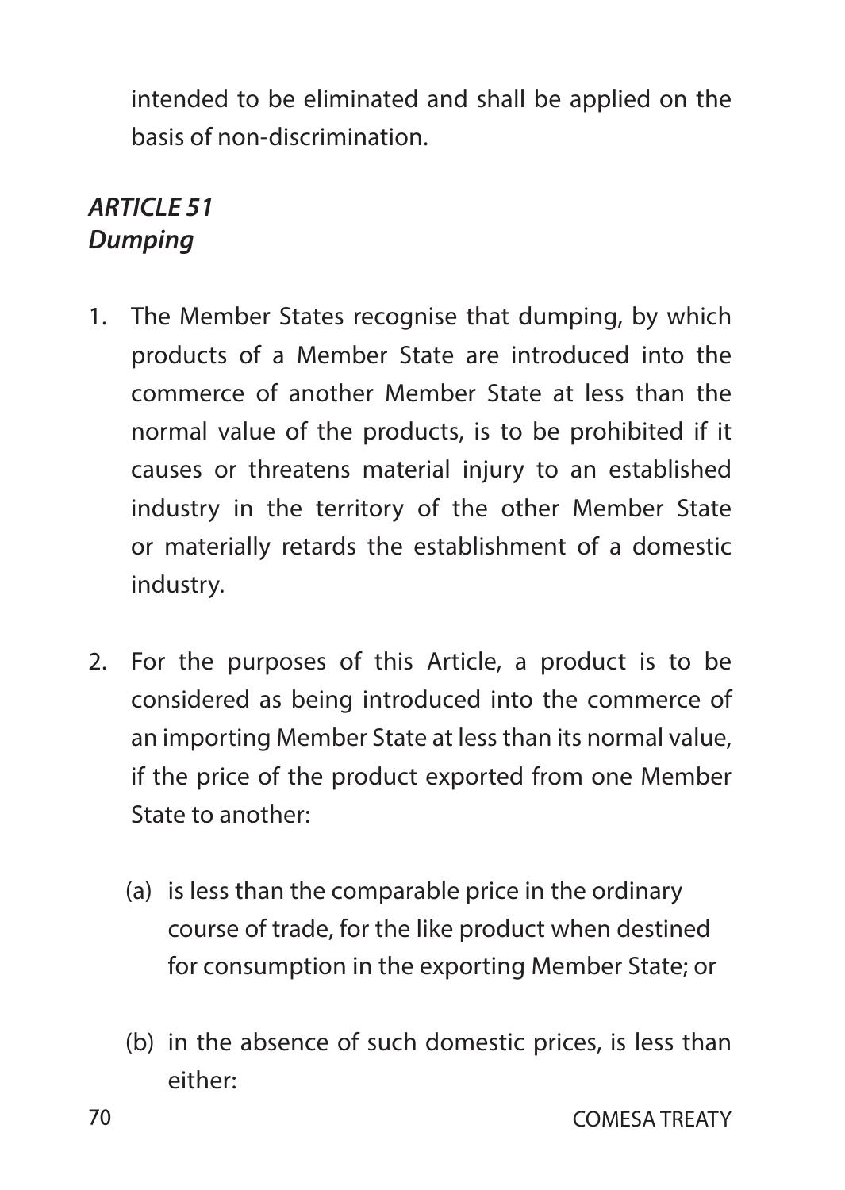intended to be eliminated and shall be applied on the basis of non-discrimination.

### *ARTICLE 51*
### *Dumping*

1. The Member States recognise that dumping, by which products of a Member State are introduced into the commerce of another Member State at less than the normal value of the products, is to be prohibited if it causes or threatens material injury to an established industry in the territory of the other Member State or materially retards the establishment of a domestic industry.

2. For the purposes of this Article, a product is to be considered as being introduced into the commerce of an importing Member State at less than its normal value, if the price of the product exported from one Member State to another:

   (a) is less than the comparable price in the ordinary course of trade, for the like product when destined for consumption in the exporting Member State; or

   (b) in the absence of such domestic prices, is less than either: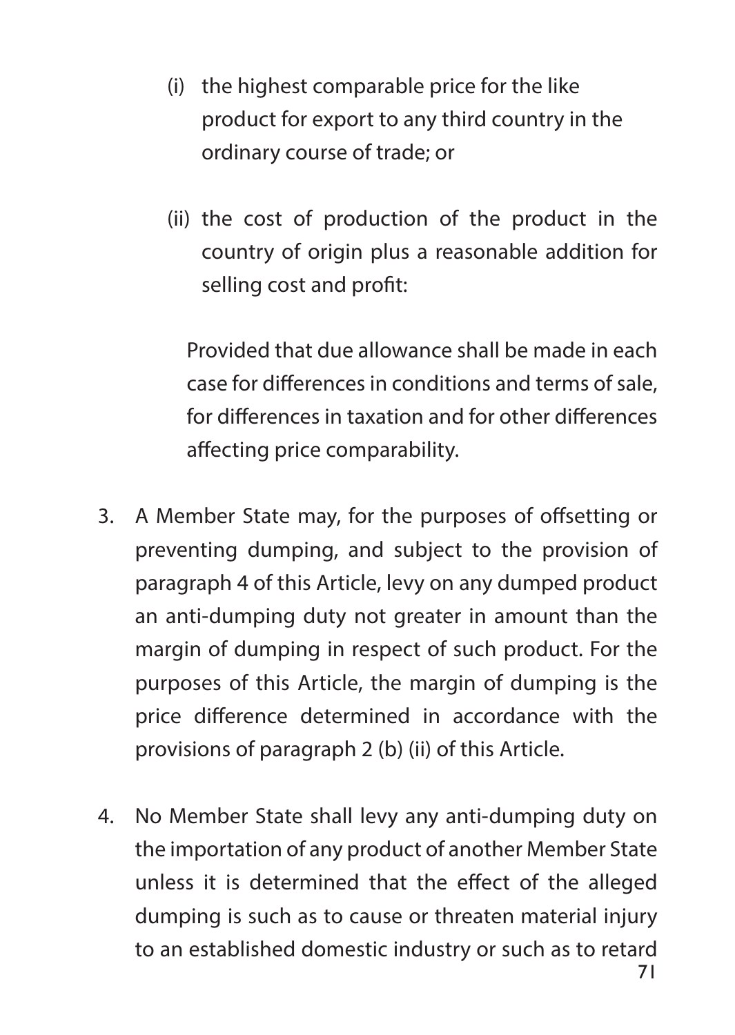(i) the highest comparable price for the like product for export to any third country in the ordinary course of trade; or

(ii) the cost of production of the product in the country of origin plus a reasonable addition for selling cost and profit:

Provided that due allowance shall be made in each case for differences in conditions and terms of sale, for differences in taxation and for other differences affecting price comparability.

3. A Member State may, for the purposes of offsetting or preventing dumping, and subject to the provision of paragraph 4 of this Article, levy on any dumped product an anti-dumping duty not greater in amount than the margin of dumping in respect of such product. For the purposes of this Article, the margin of dumping is the price difference determined in accordance with the provisions of paragraph 2 (b) (ii) of this Article.

4. No Member State shall levy any anti-dumping duty on the importation of any product of another Member State unless it is determined that the effect of the alleged dumping is such as to cause or threaten material injury to an established domestic industry or such as to retard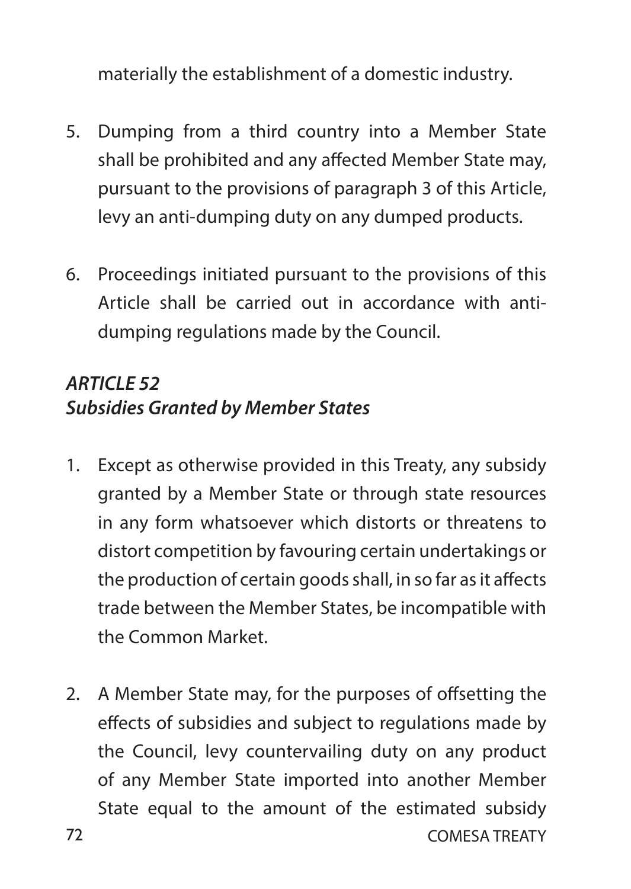materially the establishment of a domestic industry.

5. Dumping from a third country into a Member State shall be prohibited and any affected Member State may, pursuant to the provisions of paragraph 3 of this Article, levy an anti-dumping duty on any dumped products.

6. Proceedings initiated pursuant to the provisions of this Article shall be carried out in accordance with anti-dumping regulations made by the Council.

### *ARTICLE 52*
### *Subsidies Granted by Member States*

1. Except as otherwise provided in this Treaty, any subsidy granted by a Member State or through state resources in any form whatsoever which distorts or threatens to distort competition by favouring certain undertakings or the production of certain goods shall, in so far as it affects trade between the Member States, be incompatible with the Common Market.

2. A Member State may, for the purposes of offsetting the effects of subsidies and subject to regulations made by the Council, levy countervailing duty on any product of any Member State imported into another Member State equal to the amount of the estimated subsidy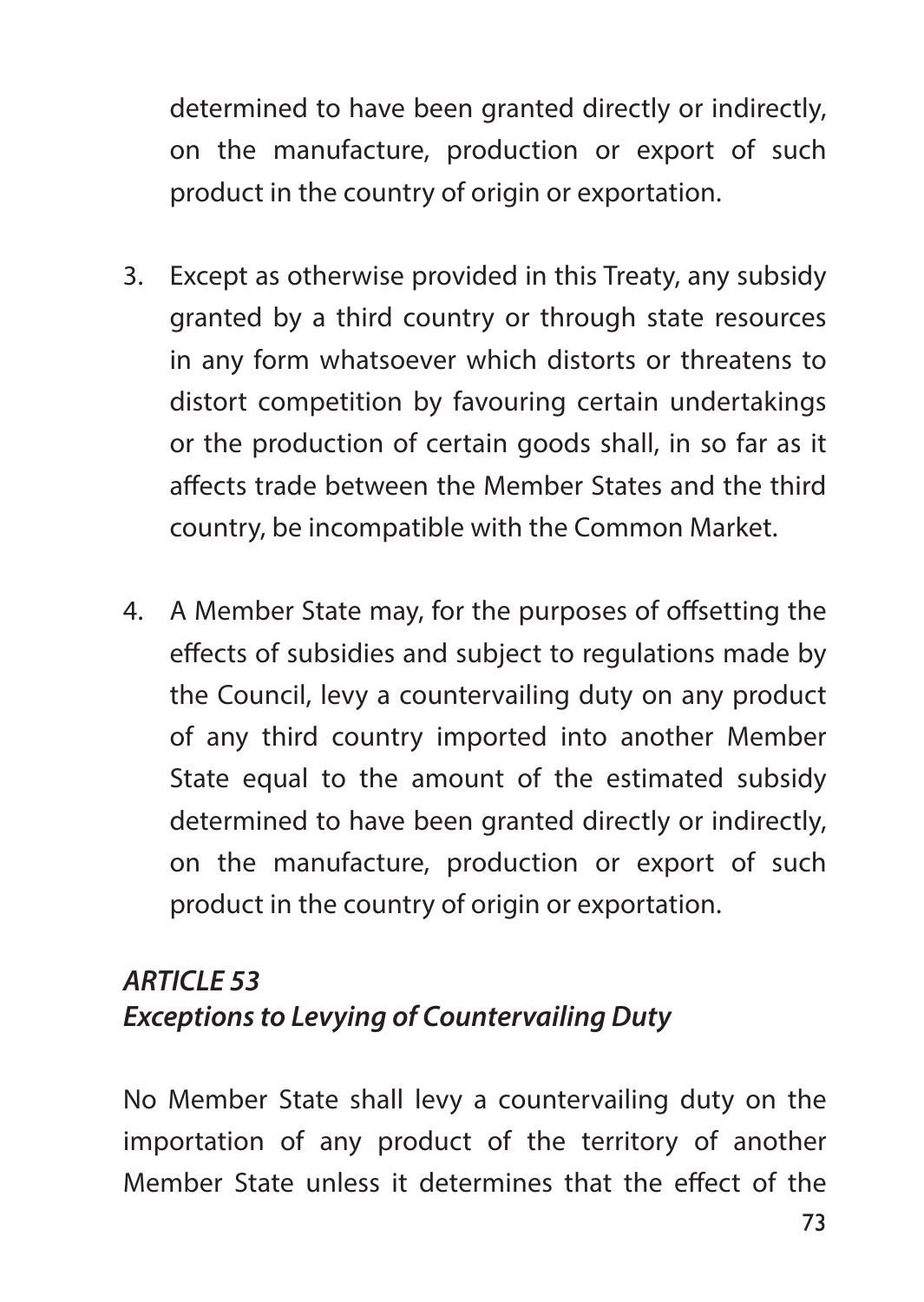determined to have been granted directly or indirectly, on the manufacture, production or export of such product in the country of origin or exportation.

3. Except as otherwise provided in this Treaty, any subsidy granted by a third country or through state resources in any form whatsoever which distorts or threatens to distort competition by favouring certain undertakings or the production of certain goods shall, in so far as it affects trade between the Member States and the third country, be incompatible with the Common Market.

4. A Member State may, for the purposes of offsetting the effects of subsidies and subject to regulations made by the Council, levy a countervailing duty on any product of any third country imported into another Member State equal to the amount of the estimated subsidy determined to have been granted directly or indirectly, on the manufacture, production or export of such product in the country of origin or exportation.

### *ARTICLE 53*
### *Exceptions to Levying of Countervailing Duty*

No Member State shall levy a countervailing duty on the importation of any product of the territory of another Member State unless it determines that the effect of the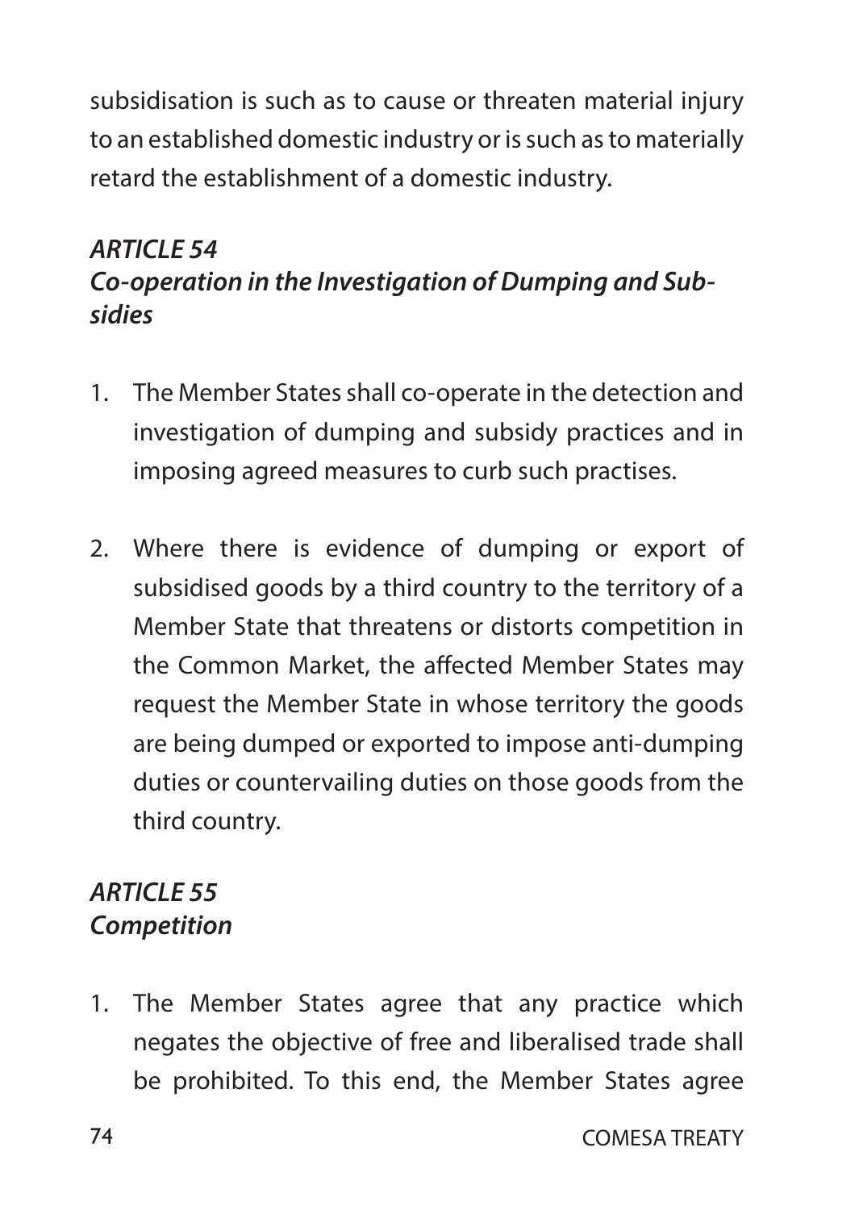subsidisation is such as to cause or threaten material injury to an established domestic industry or is such as to materially retard the establishment of a domestic industry.

### *ARTICLE 54*
### *Co-operation in the Investigation of Dumping and Subsidies*

1. The Member States shall co-operate in the detection and investigation of dumping and subsidy practices and in imposing agreed measures to curb such practises.

2. Where there is evidence of dumping or export of subsidised goods by a third country to the territory of a Member State that threatens or distorts competition in the Common Market, the affected Member States may request the Member State in whose territory the goods are being dumped or exported to impose anti-dumping duties or countervailing duties on those goods from the third country.

### *ARTICLE 55*
### *Competition*

1. The Member States agree that any practice which negates the objective of free and liberalised trade shall be prohibited. To this end, the Member States agree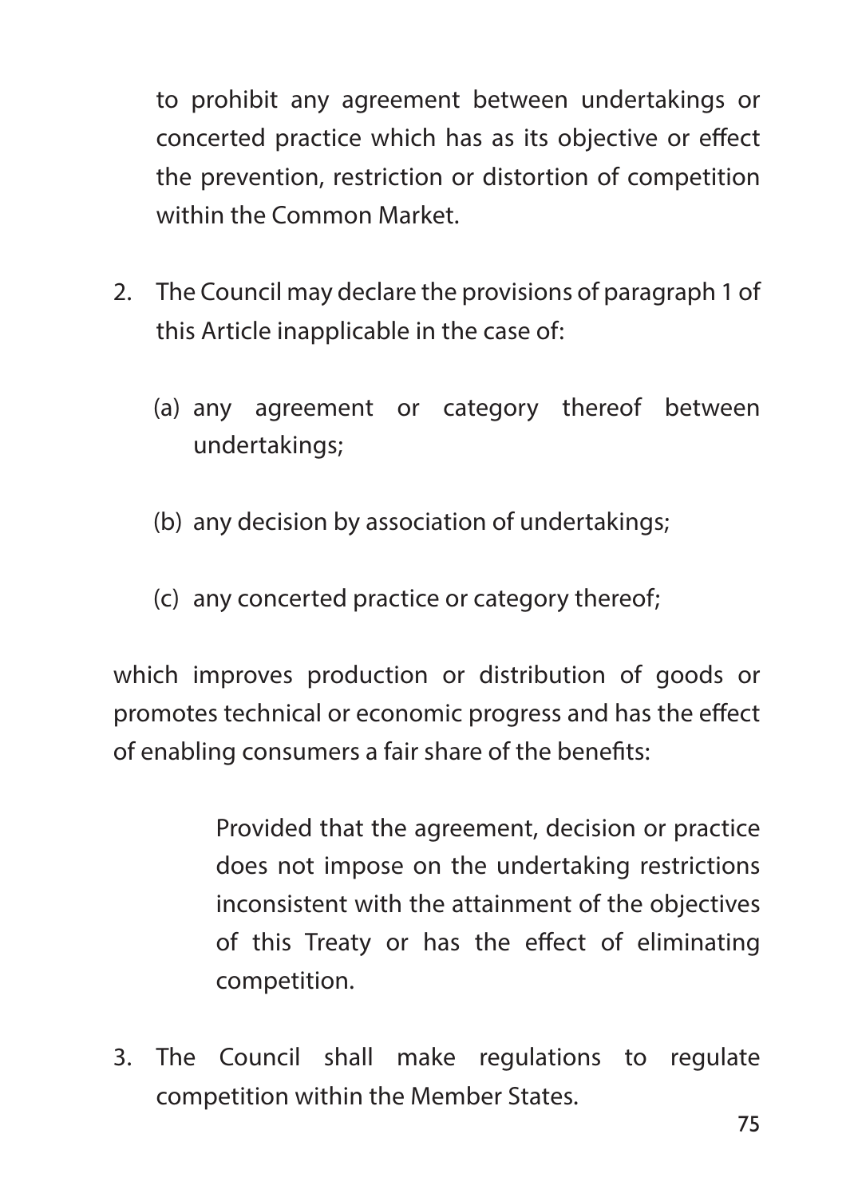to prohibit any agreement between undertakings or concerted practice which has as its objective or effect the prevention, restriction or distortion of competition within the Common Market.

2. The Council may declare the provisions of paragraph 1 of this Article inapplicable in the case of:

   (a) any agreement or category thereof between undertakings;

   (b) any decision by association of undertakings;

   (c) any concerted practice or category thereof;

which improves production or distribution of goods or promotes technical or economic progress and has the effect of enabling consumers a fair share of the benefits:

> Provided that the agreement, decision or practice does not impose on the undertaking restrictions inconsistent with the attainment of the objectives of this Treaty or has the effect of eliminating competition.

3. The Council shall make regulations to regulate competition within the Member States.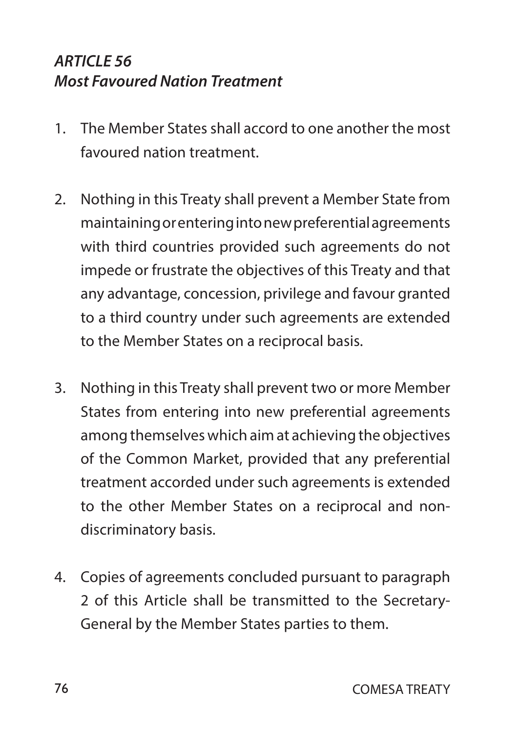## *ARTICLE 56*
## *Most Favoured Nation Treatment*

1. The Member States shall accord to one another the most favoured nation treatment.

2. Nothing in this Treaty shall prevent a Member State from maintaining or entering into new preferential agreements with third countries provided such agreements do not impede or frustrate the objectives of this Treaty and that any advantage, concession, privilege and favour granted to a third country under such agreements are extended to the Member States on a reciprocal basis.

3. Nothing in this Treaty shall prevent two or more Member States from entering into new preferential agreements among themselves which aim at achieving the objectives of the Common Market, provided that any preferential treatment accorded under such agreements is extended to the other Member States on a reciprocal and non-discriminatory basis.

4. Copies of agreements concluded pursuant to paragraph 2 of this Article shall be transmitted to the Secretary-General by the Member States parties to them.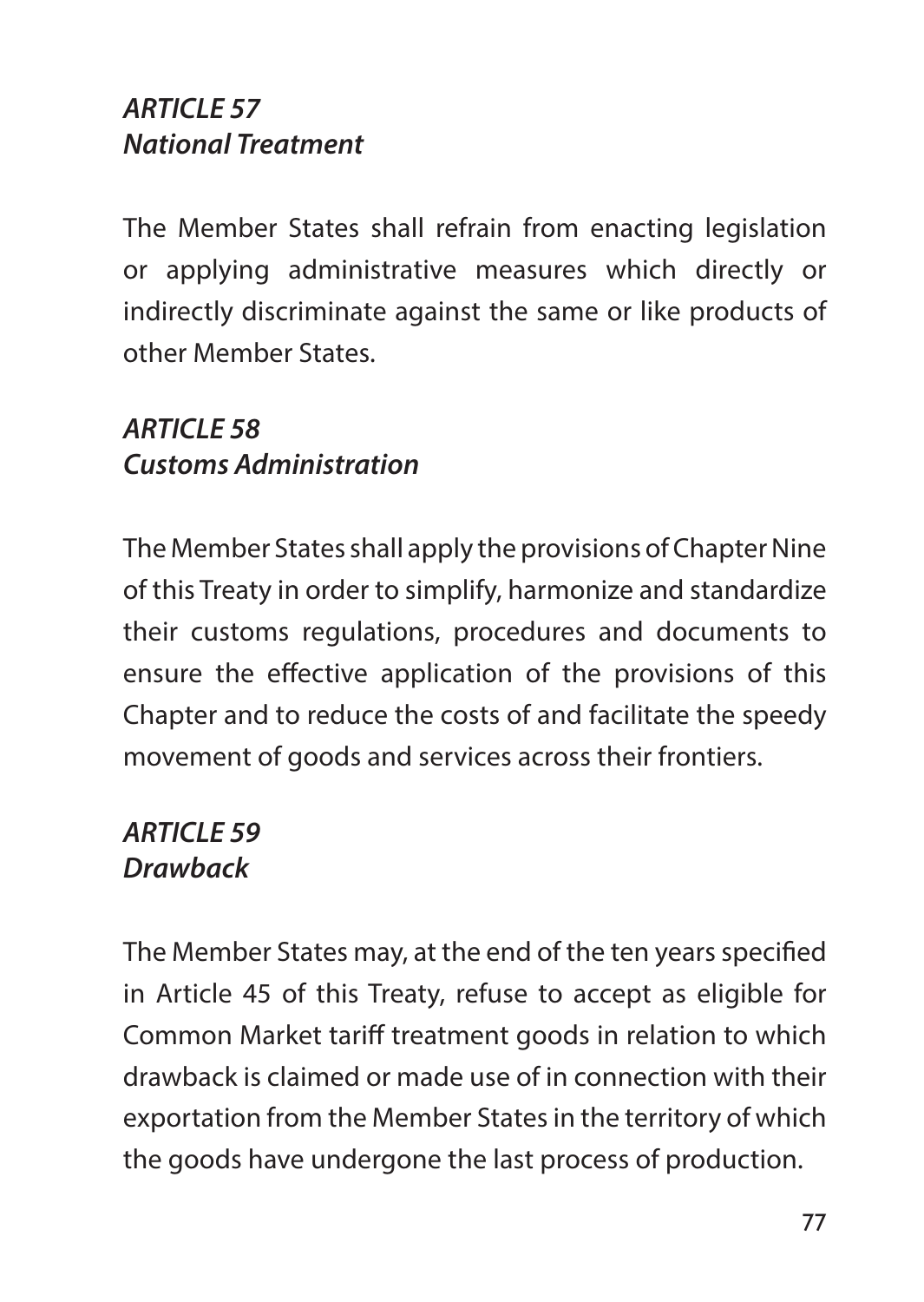### *ARTICLE 57*
### *National Treatment*

The Member States shall refrain from enacting legislation or applying administrative measures which directly or indirectly discriminate against the same or like products of other Member States.

### *ARTICLE 58*
### *Customs Administration*

The Member States shall apply the provisions of Chapter Nine of this Treaty in order to simplify, harmonize and standardize their customs regulations, procedures and documents to ensure the effective application of the provisions of this Chapter and to reduce the costs of and facilitate the speedy movement of goods and services across their frontiers.

### *ARTICLE 59*
### *Drawback*

The Member States may, at the end of the ten years specified in Article 45 of this Treaty, refuse to accept as eligible for Common Market tariff treatment goods in relation to which drawback is claimed or made use of in connection with their exportation from the Member States in the territory of which the goods have undergone the last process of production.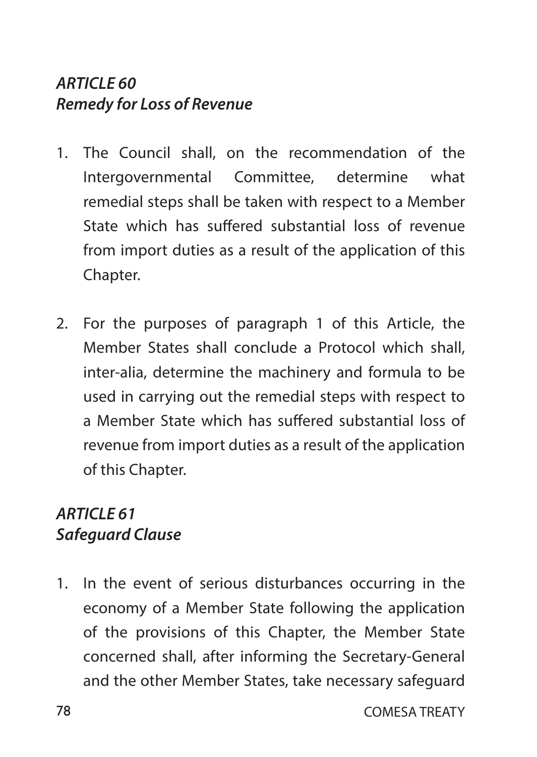### *ARTICLE 60*
### *Remedy for Loss of Revenue*

1. The Council shall, on the recommendation of the Intergovernmental Committee, determine what remedial steps shall be taken with respect to a Member State which has suffered substantial loss of revenue from import duties as a result of the application of this Chapter.

2. For the purposes of paragraph 1 of this Article, the Member States shall conclude a Protocol which shall, inter-alia, determine the machinery and formula to be used in carrying out the remedial steps with respect to a Member State which has suffered substantial loss of revenue from import duties as a result of the application of this Chapter.

### *ARTICLE 61*
### *Safeguard Clause*

1. In the event of serious disturbances occurring in the economy of a Member State following the application of the provisions of this Chapter, the Member State concerned shall, after informing the Secretary-General and the other Member States, take necessary safeguard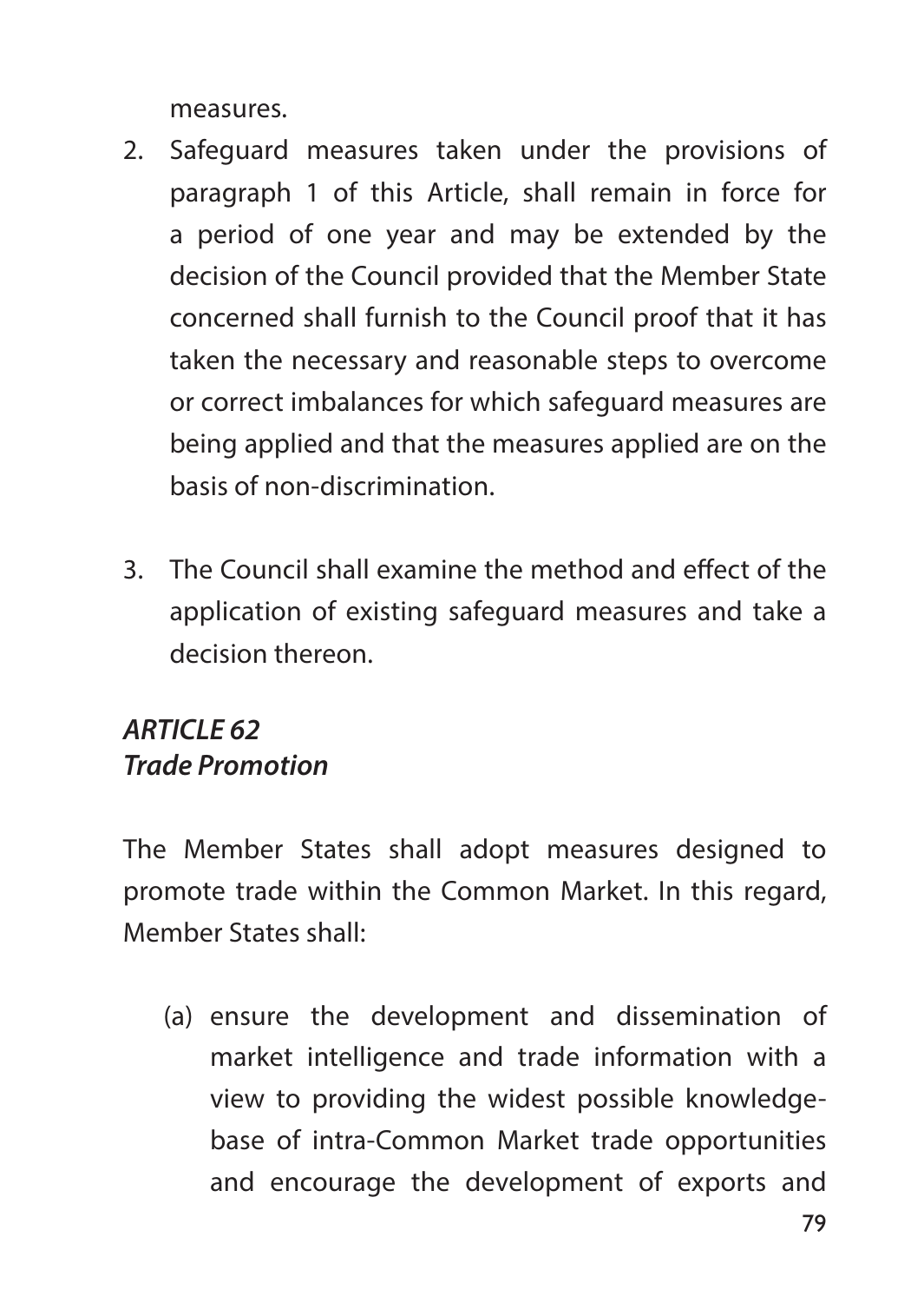measures.

2. Safeguard measures taken under the provisions of paragraph 1 of this Article, shall remain in force for a period of one year and may be extended by the decision of the Council provided that the Member State concerned shall furnish to the Council proof that it has taken the necessary and reasonable steps to overcome or correct imbalances for which safeguard measures are being applied and that the measures applied are on the basis of non-discrimination.

3. The Council shall examine the method and effect of the application of existing safeguard measures and take a decision thereon.

### *ARTICLE 62*
### *Trade Promotion*

The Member States shall adopt measures designed to promote trade within the Common Market. In this regard, Member States shall:

(a) ensure the development and dissemination of market intelligence and trade information with a view to providing the widest possible knowledge-base of intra-Common Market trade opportunities and encourage the development of exports and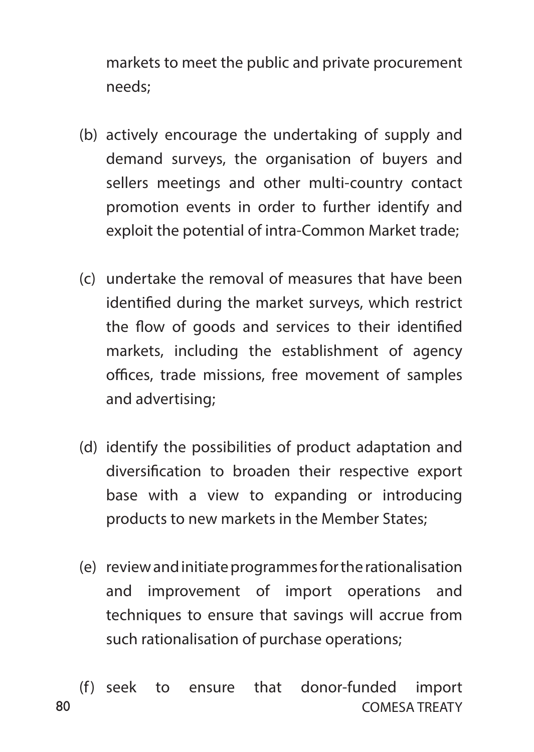markets to meet the public and private procurement needs;

(b) actively encourage the undertaking of supply and demand surveys, the organisation of buyers and sellers meetings and other multi-country contact promotion events in order to further identify and exploit the potential of intra-Common Market trade;

(c) undertake the removal of measures that have been identified during the market surveys, which restrict the flow of goods and services to their identified markets, including the establishment of agency offices, trade missions, free movement of samples and advertising;

(d) identify the possibilities of product adaptation and diversification to broaden their respective export base with a view to expanding or introducing products to new markets in the Member States;

(e) review and initiate programmes for the rationalisation and improvement of import operations and techniques to ensure that savings will accrue from such rationalisation of purchase operations;

(f) seek to ensure that donor-funded import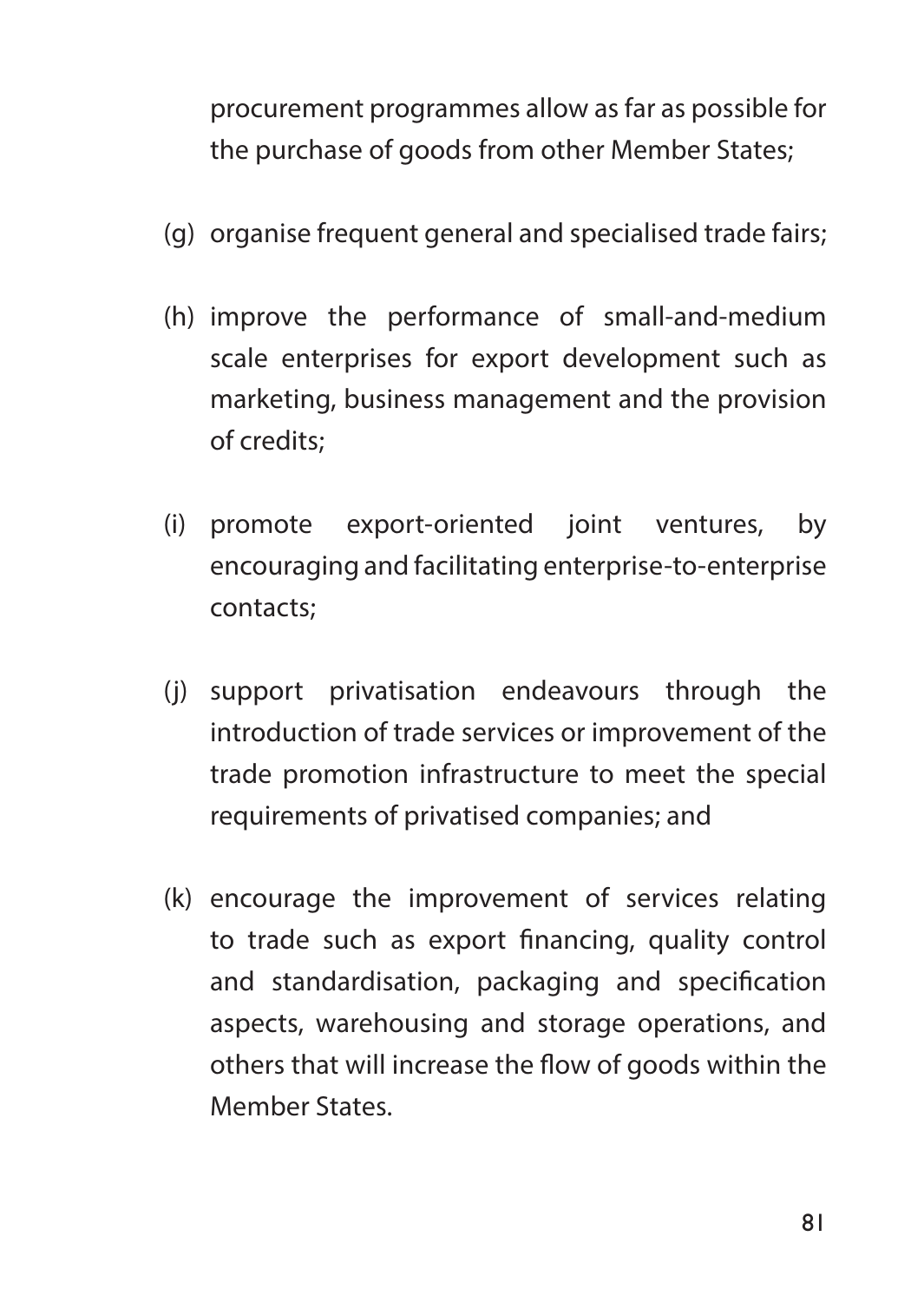procurement programmes allow as far as possible for the purchase of goods from other Member States;

(g) organise frequent general and specialised trade fairs;

(h) improve the performance of small-and-medium scale enterprises for export development such as marketing, business management and the provision of credits;

(i) promote export-oriented joint ventures, by encouraging and facilitating enterprise-to-enterprise contacts;

(j) support privatisation endeavours through the introduction of trade services or improvement of the trade promotion infrastructure to meet the special requirements of privatised companies; and

(k) encourage the improvement of services relating to trade such as export financing, quality control and standardisation, packaging and specification aspects, warehousing and storage operations, and others that will increase the flow of goods within the Member States.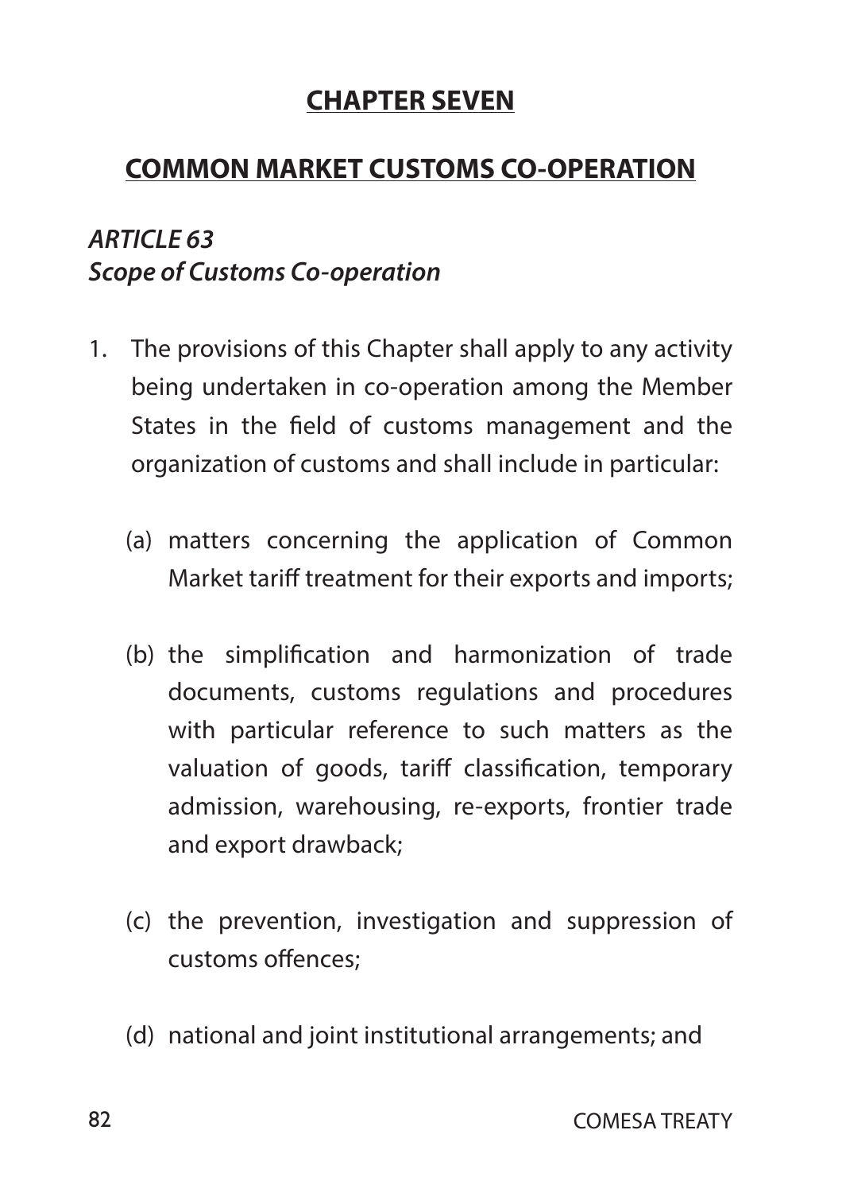# CHAPTER SEVEN

## COMMON MARKET CUSTOMS CO-OPERATION

### *ARTICLE 63*
### *Scope of Customs Co-operation*

1. The provisions of this Chapter shall apply to any activity being undertaken in co-operation among the Member States in the field of customs management and the organization of customs and shall include in particular:

   (a) matters concerning the application of Common Market tariff treatment for their exports and imports;

   (b) the simplification and harmonization of trade documents, customs regulations and procedures with particular reference to such matters as the valuation of goods, tariff classification, temporary admission, warehousing, re-exports, frontier trade and export drawback;

   (c) the prevention, investigation and suppression of customs offences;

   (d) national and joint institutional arrangements; and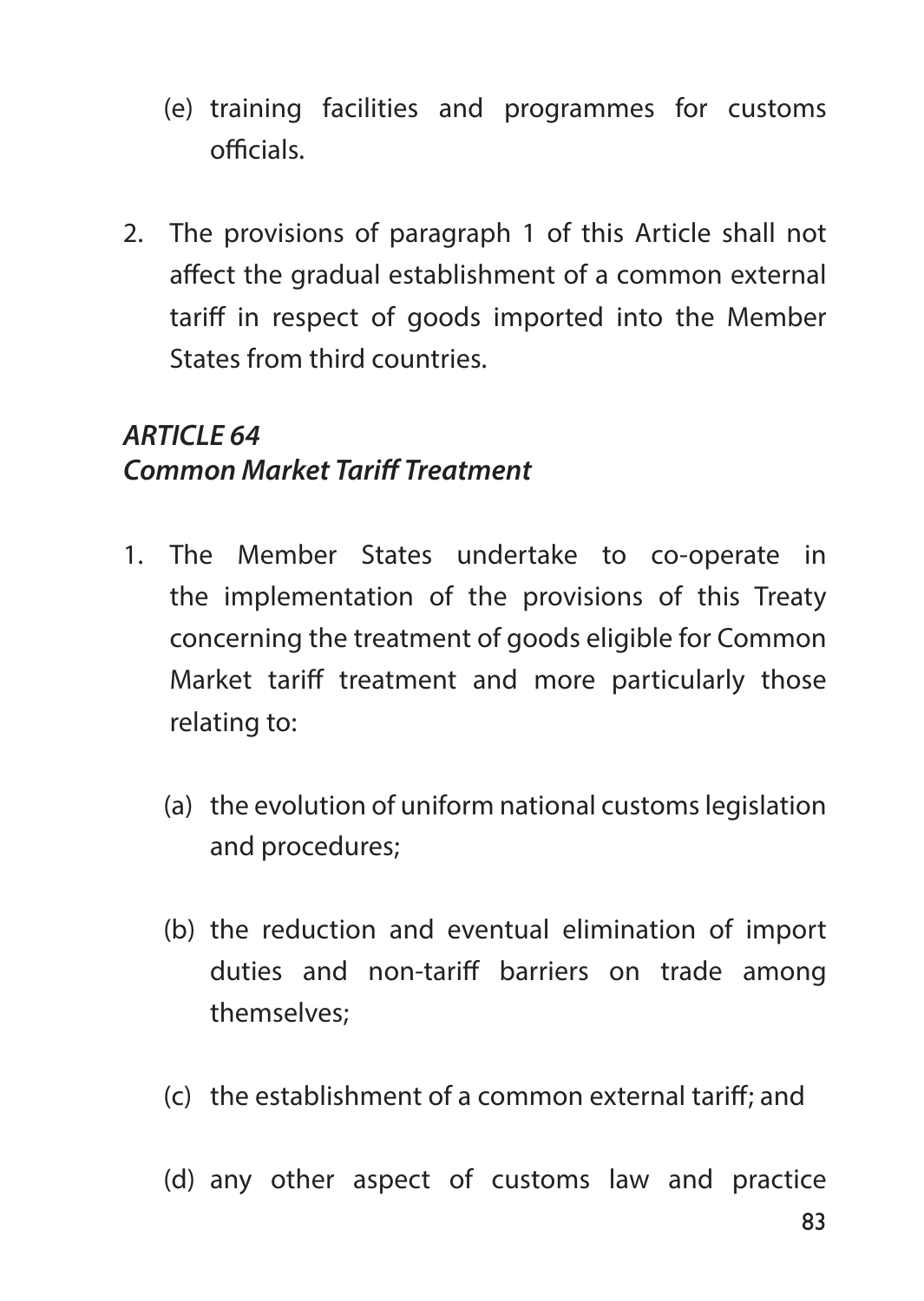(e) training facilities and programmes for customs officials.

2. The provisions of paragraph 1 of this Article shall not affect the gradual establishment of a common external tariff in respect of goods imported into the Member States from third countries.

### *ARTICLE 64*
### *Common Market Tariff Treatment*

1. The Member States undertake to co-operate in the implementation of the provisions of this Treaty concerning the treatment of goods eligible for Common Market tariff treatment and more particularly those relating to:

   (a) the evolution of uniform national customs legislation and procedures;

   (b) the reduction and eventual elimination of import duties and non-tariff barriers on trade among themselves;

   (c) the establishment of a common external tariff; and

   (d) any other aspect of customs law and practice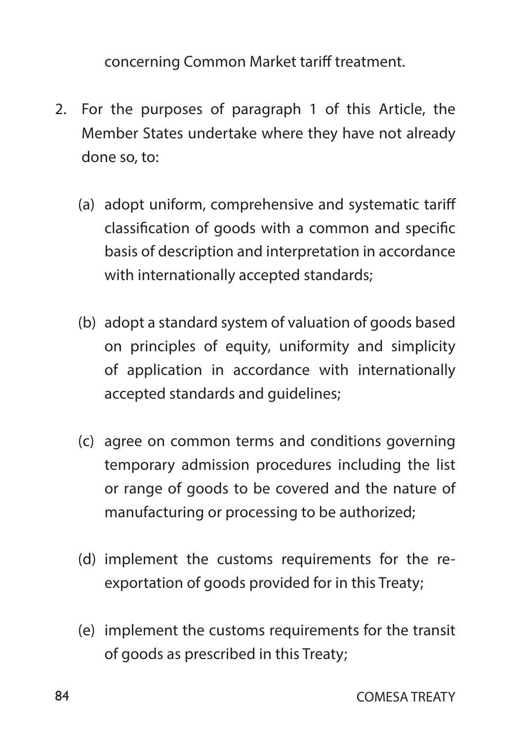concerning Common Market tariff treatment.

2. For the purposes of paragraph 1 of this Article, the Member States undertake where they have not already done so, to:

   (a) adopt uniform, comprehensive and systematic tariff classification of goods with a common and specific basis of description and interpretation in accordance with internationally accepted standards;

   (b) adopt a standard system of valuation of goods based on principles of equity, uniformity and simplicity of application in accordance with internationally accepted standards and guidelines;

   (c) agree on common terms and conditions governing temporary admission procedures including the list or range of goods to be covered and the nature of manufacturing or processing to be authorized;

   (d) implement the customs requirements for the re-exportation of goods provided for in this Treaty;

   (e) implement the customs requirements for the transit of goods as prescribed in this Treaty;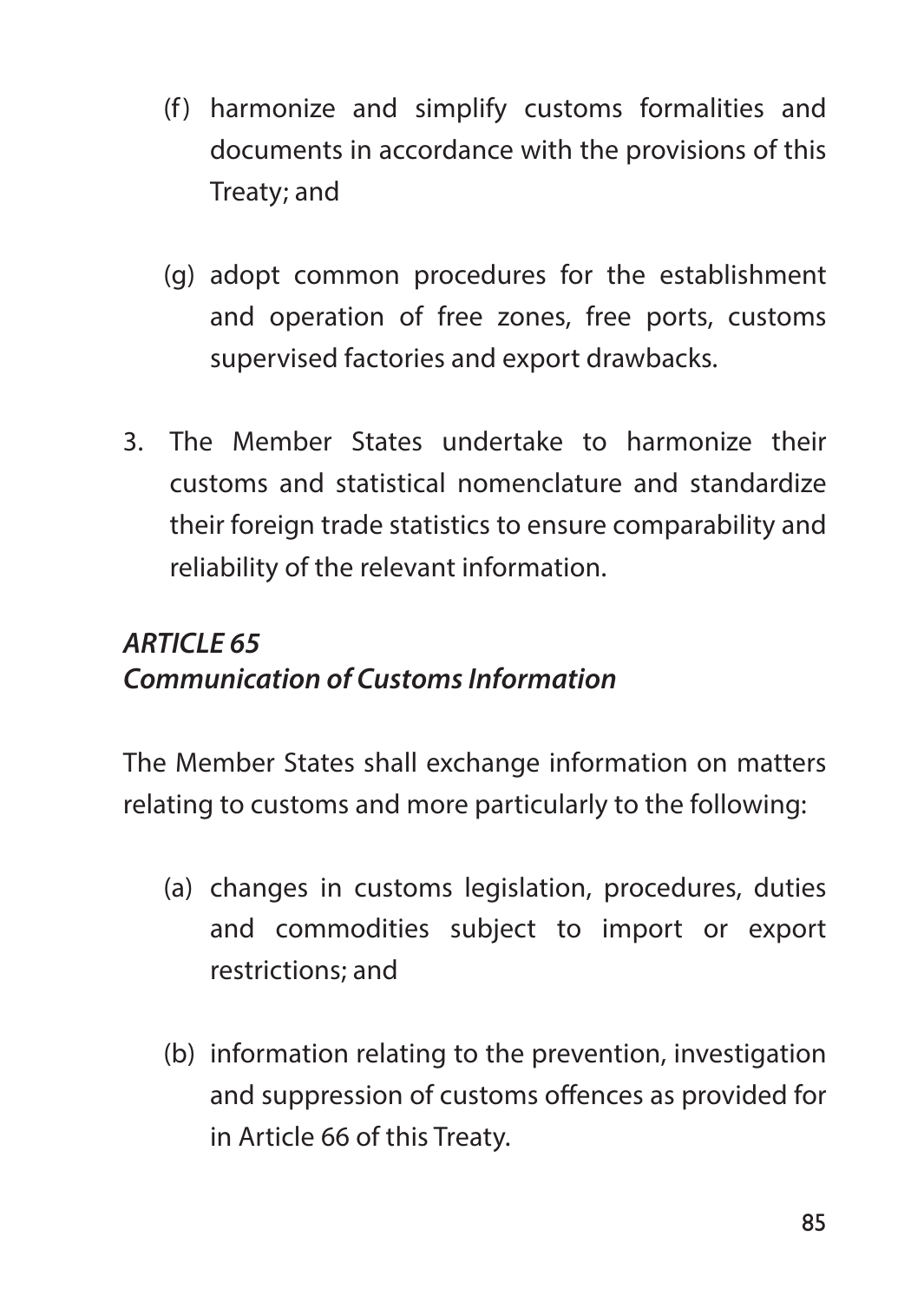(f) harmonize and simplify customs formalities and documents in accordance with the provisions of this Treaty; and

(g) adopt common procedures for the establishment and operation of free zones, free ports, customs supervised factories and export drawbacks.

3. The Member States undertake to harmonize their customs and statistical nomenclature and standardize their foreign trade statistics to ensure comparability and reliability of the relevant information.

### *ARTICLE 65*
### *Communication of Customs Information*

The Member States shall exchange information on matters relating to customs and more particularly to the following:

(a) changes in customs legislation, procedures, duties and commodities subject to import or export restrictions; and

(b) information relating to the prevention, investigation and suppression of customs offences as provided for in Article 66 of this Treaty.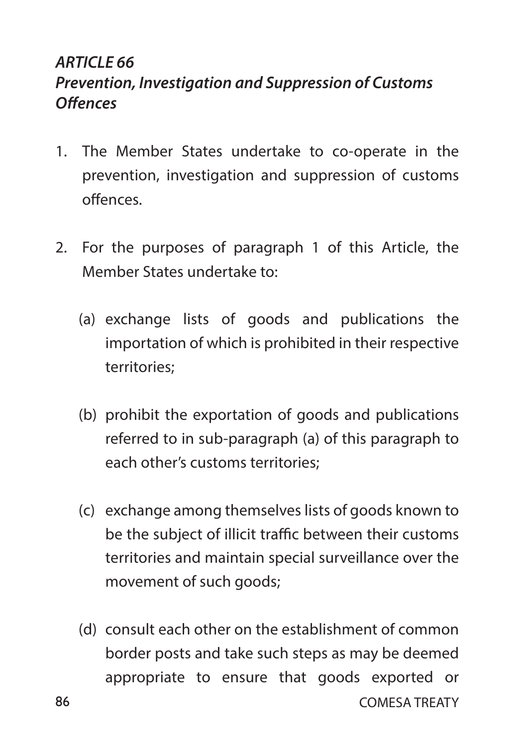### *ARTICLE 66*
### *Prevention, Investigation and Suppression of Customs Offences*

1. The Member States undertake to co-operate in the prevention, investigation and suppression of customs offences.

2. For the purposes of paragraph 1 of this Article, the Member States undertake to:

   (a) exchange lists of goods and publications the importation of which is prohibited in their respective territories;

   (b) prohibit the exportation of goods and publications referred to in sub-paragraph (a) of this paragraph to each other's customs territories;

   (c) exchange among themselves lists of goods known to be the subject of illicit traffic between their customs territories and maintain special surveillance over the movement of such goods;

   (d) consult each other on the establishment of common border posts and take such steps as may be deemed appropriate to ensure that goods exported or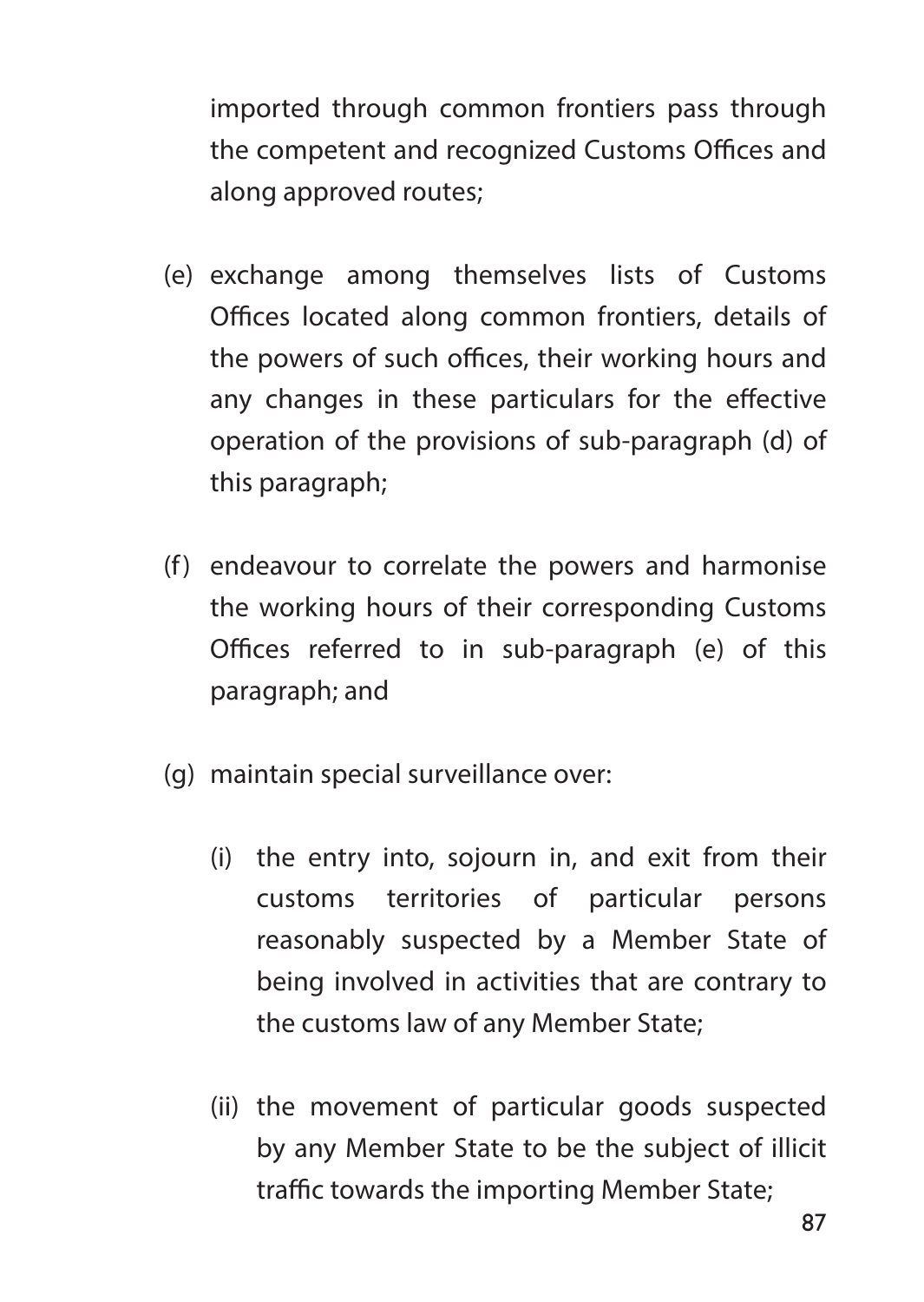imported through common frontiers pass through the competent and recognized Customs Offices and along approved routes;

(e) exchange among themselves lists of Customs Offices located along common frontiers, details of the powers of such offices, their working hours and any changes in these particulars for the effective operation of the provisions of sub-paragraph (d) of this paragraph;

(f) endeavour to correlate the powers and harmonise the working hours of their corresponding Customs Offices referred to in sub-paragraph (e) of this paragraph; and

(g) maintain special surveillance over:

   (i) the entry into, sojourn in, and exit from their customs territories of particular persons reasonably suspected by a Member State of being involved in activities that are contrary to the customs law of any Member State;

   (ii) the movement of particular goods suspected by any Member State to be the subject of illicit traffic towards the importing Member State;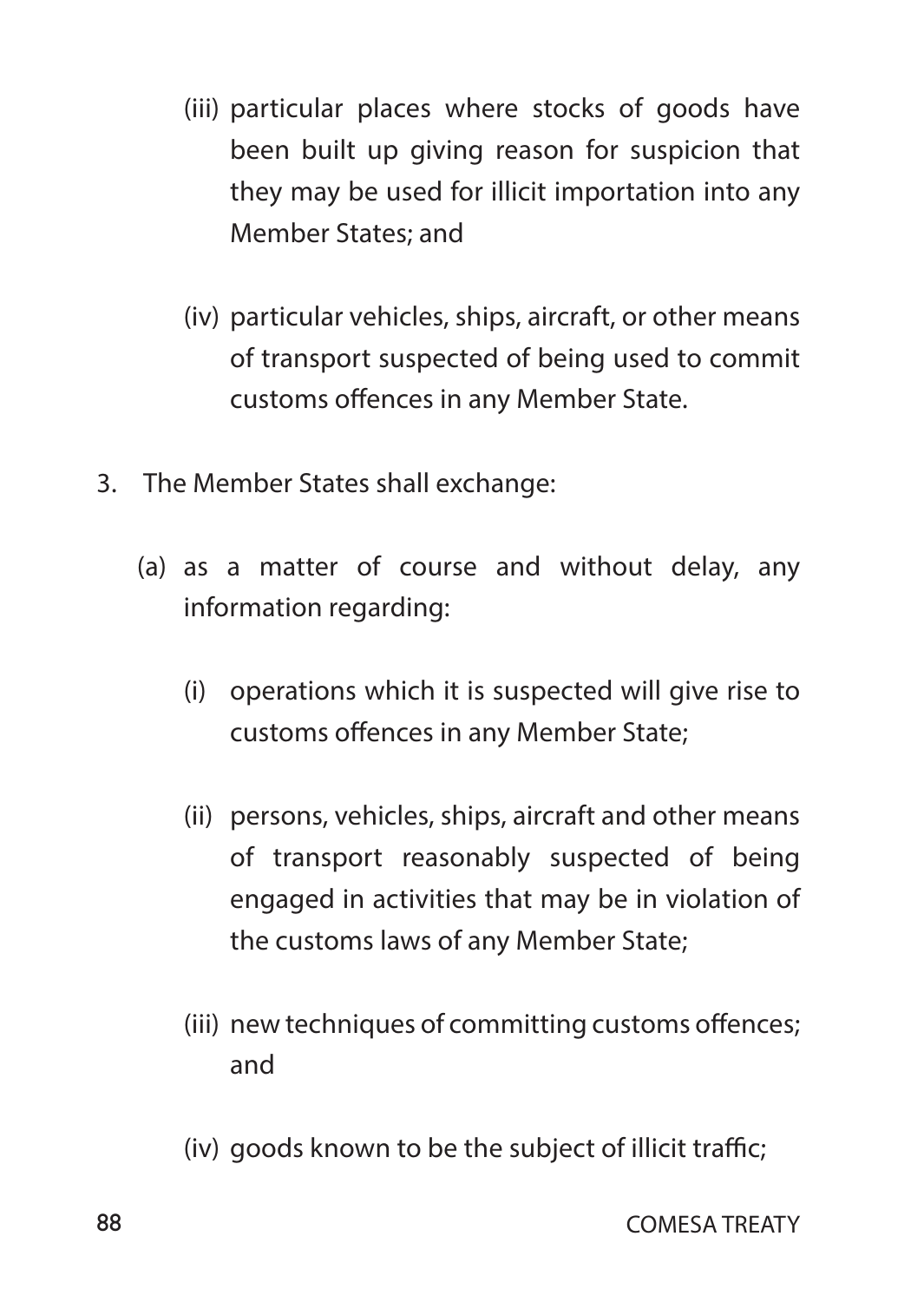(iii) particular places where stocks of goods have been built up giving reason for suspicion that they may be used for illicit importation into any Member States; and

(iv) particular vehicles, ships, aircraft, or other means of transport suspected of being used to commit customs offences in any Member State.

3. The Member States shall exchange:

   (a) as a matter of course and without delay, any information regarding:

      (i) operations which it is suspected will give rise to customs offences in any Member State;

      (ii) persons, vehicles, ships, aircraft and other means of transport reasonably suspected of being engaged in activities that may be in violation of the customs laws of any Member State;

      (iii) new techniques of committing customs offences; and

      (iv) goods known to be the subject of illicit traffic;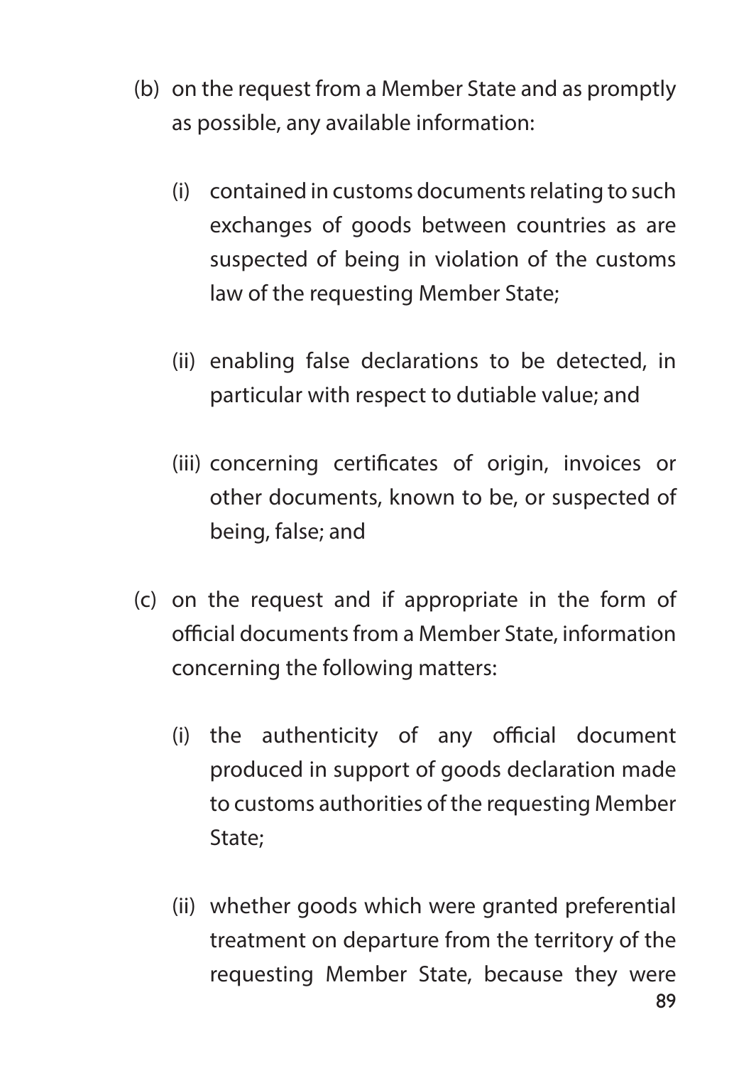(b) on the request from a Member State and as promptly as possible, any available information:

   (i) contained in customs documents relating to such exchanges of goods between countries as are suspected of being in violation of the customs law of the requesting Member State;

   (ii) enabling false declarations to be detected, in particular with respect to dutiable value; and

   (iii) concerning certificates of origin, invoices or other documents, known to be, or suspected of being, false; and

(c) on the request and if appropriate in the form of official documents from a Member State, information concerning the following matters:

   (i) the authenticity of any official document produced in support of goods declaration made to customs authorities of the requesting Member State;

   (ii) whether goods which were granted preferential treatment on departure from the territory of the requesting Member State, because they were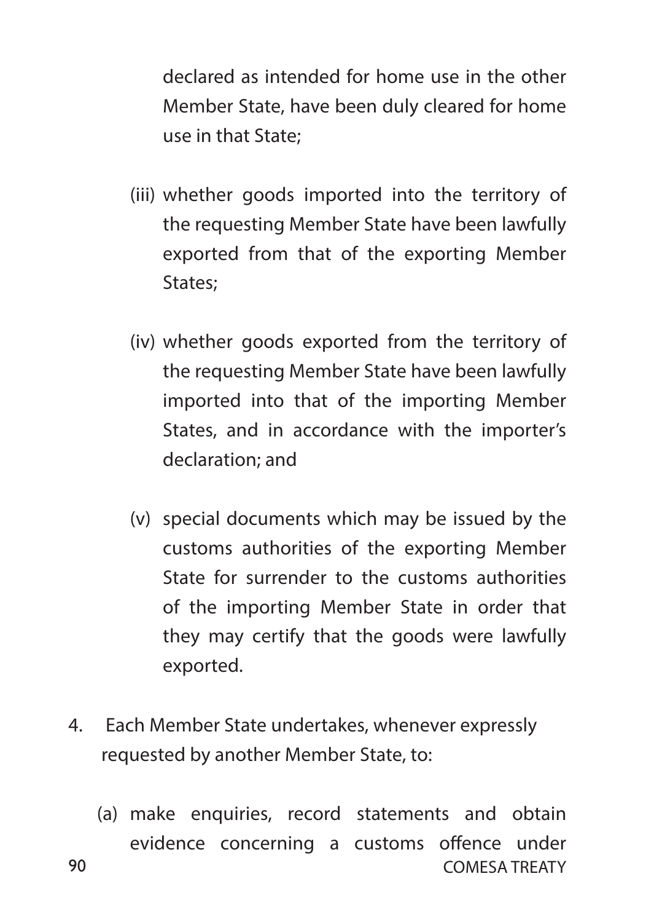declared as intended for home use in the other Member State, have been duly cleared for home use in that State;

(iii) whether goods imported into the territory of the requesting Member State have been lawfully exported from that of the exporting Member States;

(iv) whether goods exported from the territory of the requesting Member State have been lawfully imported into that of the importing Member States, and in accordance with the importer's declaration; and

(v) special documents which may be issued by the customs authorities of the exporting Member State for surrender to the customs authorities of the importing Member State in order that they may certify that the goods were lawfully exported.

4. Each Member State undertakes, whenever expressly requested by another Member State, to:

(a) make enquiries, record statements and obtain evidence concerning a customs offence under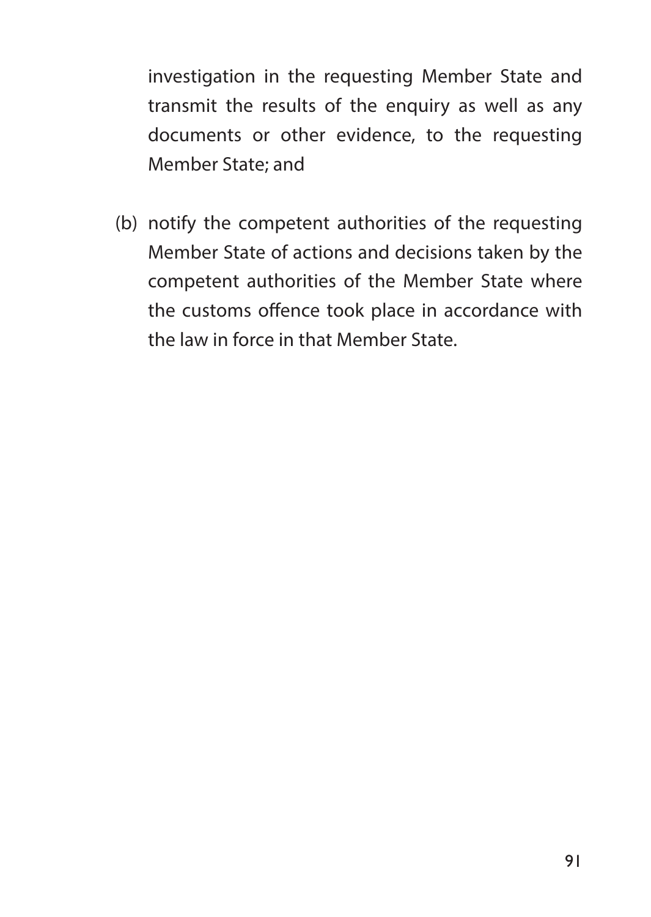investigation in the requesting Member State and transmit the results of the enquiry as well as any documents or other evidence, to the requesting Member State; and

(b) notify the competent authorities of the requesting Member State of actions and decisions taken by the competent authorities of the Member State where the customs offence took place in accordance with the law in force in that Member State.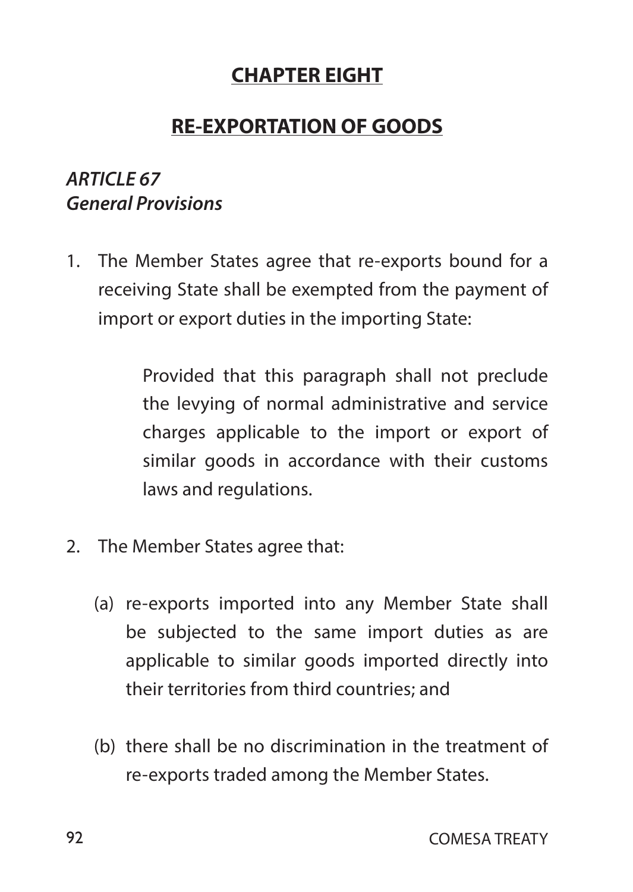# CHAPTER EIGHT

## RE-EXPORTATION OF GOODS

### *ARTICLE 67*
### *General Provisions*

1. The Member States agree that re-exports bound for a receiving State shall be exempted from the payment of import or export duties in the importing State:

   Provided that this paragraph shall not preclude the levying of normal administrative and service charges applicable to the import or export of similar goods in accordance with their customs laws and regulations.

2. The Member States agree that:

   (a) re-exports imported into any Member State shall be subjected to the same import duties as are applicable to similar goods imported directly into their territories from third countries; and

   (b) there shall be no discrimination in the treatment of re-exports traded among the Member States.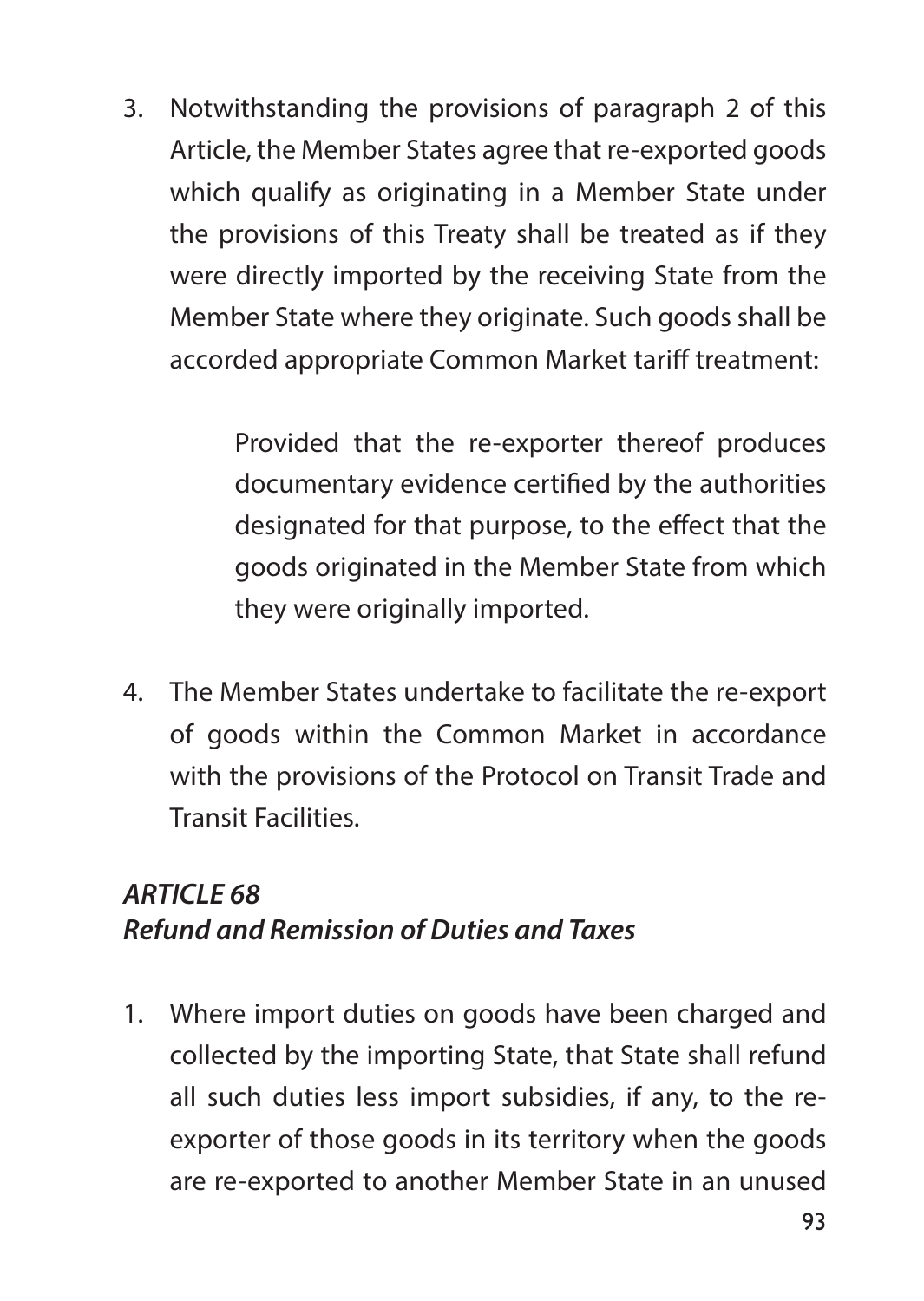3. Notwithstanding the provisions of paragraph 2 of this Article, the Member States agree that re-exported goods which qualify as originating in a Member State under the provisions of this Treaty shall be treated as if they were directly imported by the receiving State from the Member State where they originate. Such goods shall be accorded appropriate Common Market tariff treatment:

   Provided that the re-exporter thereof produces documentary evidence certified by the authorities designated for that purpose, to the effect that the goods originated in the Member State from which they were originally imported.

4. The Member States undertake to facilitate the re-export of goods within the Common Market in accordance with the provisions of the Protocol on Transit Trade and Transit Facilities.

### *ARTICLE 68*
### *Refund and Remission of Duties and Taxes*

1. Where import duties on goods have been charged and collected by the importing State, that State shall refund all such duties less import subsidies, if any, to the re-exporter of those goods in its territory when the goods are re-exported to another Member State in an unused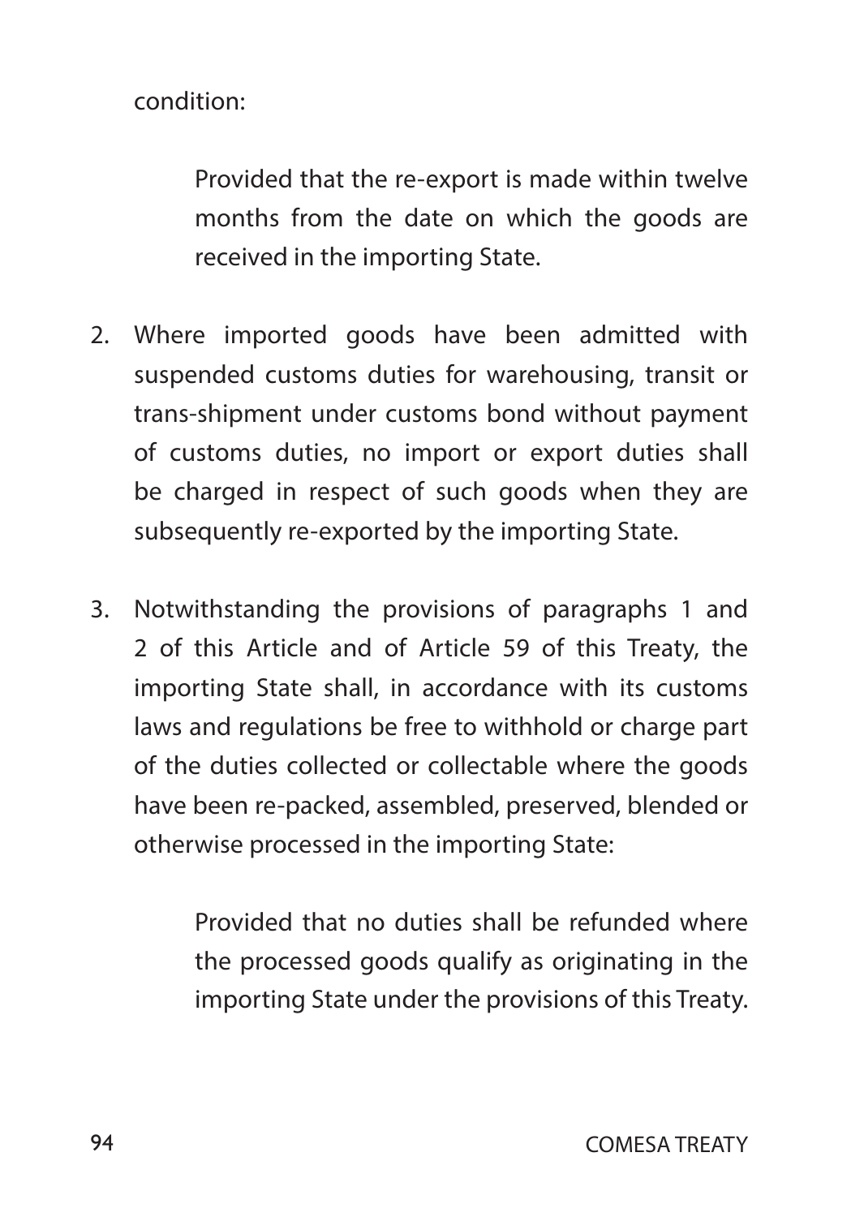condition:

> Provided that the re-export is made within twelve months from the date on which the goods are received in the importing State.

2. Where imported goods have been admitted with suspended customs duties for warehousing, transit or trans-shipment under customs bond without payment of customs duties, no import or export duties shall be charged in respect of such goods when they are subsequently re-exported by the importing State.

3. Notwithstanding the provisions of paragraphs 1 and 2 of this Article and of Article 59 of this Treaty, the importing State shall, in accordance with its customs laws and regulations be free to withhold or charge part of the duties collected or collectable where the goods have been re-packed, assembled, preserved, blended or otherwise processed in the importing State:

> Provided that no duties shall be refunded where the processed goods qualify as originating in the importing State under the provisions of this Treaty.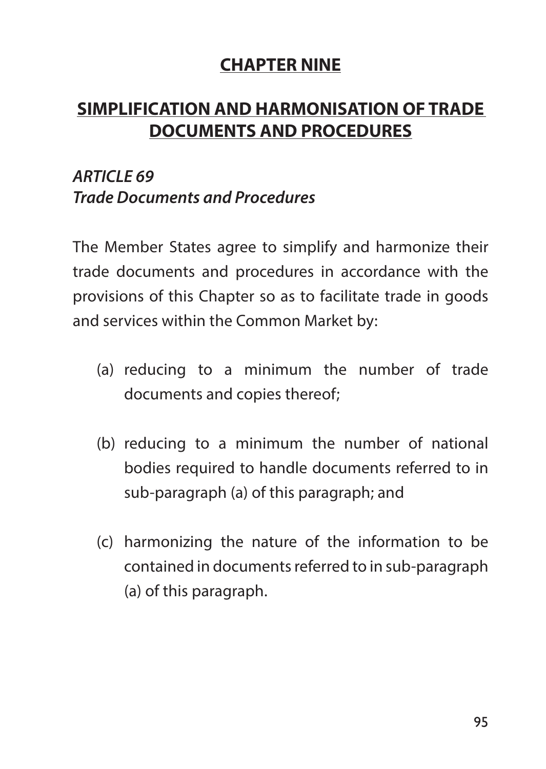# CHAPTER NINE

# SIMPLIFICATION AND HARMONISATION OF TRADE DOCUMENTS AND PROCEDURES

### *ARTICLE 69*
### *Trade Documents and Procedures*

The Member States agree to simplify and harmonize their trade documents and procedures in accordance with the provisions of this Chapter so as to facilitate trade in goods and services within the Common Market by:

(a) reducing to a minimum the number of trade documents and copies thereof;

(b) reducing to a minimum the number of national bodies required to handle documents referred to in sub-paragraph (a) of this paragraph; and

(c) harmonizing the nature of the information to be contained in documents referred to in sub-paragraph (a) of this paragraph.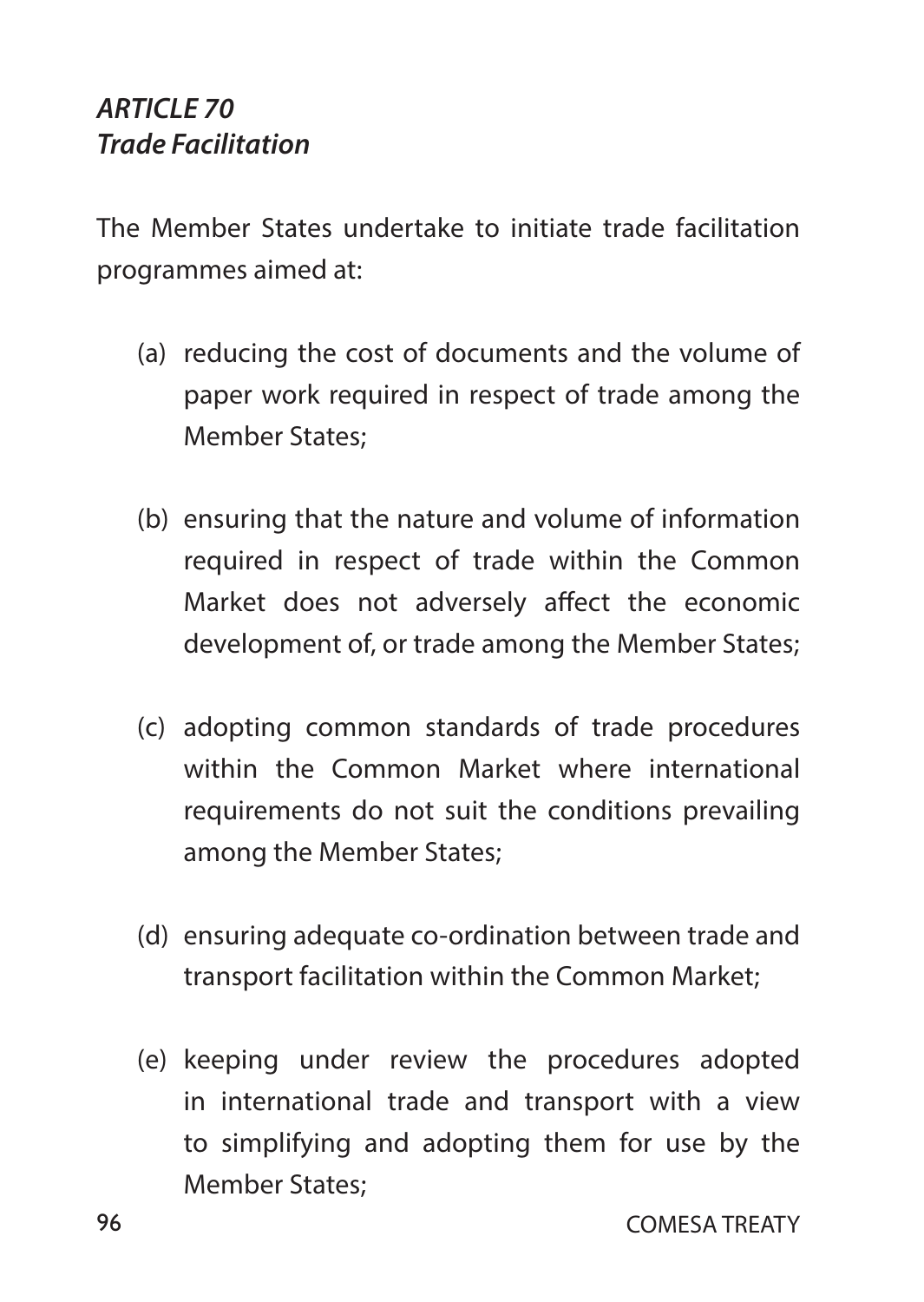### *ARTICLE 70*
### *Trade Facilitation*

The Member States undertake to initiate trade facilitation programmes aimed at:

(a) reducing the cost of documents and the volume of paper work required in respect of trade among the Member States;

(b) ensuring that the nature and volume of information required in respect of trade within the Common Market does not adversely affect the economic development of, or trade among the Member States;

(c) adopting common standards of trade procedures within the Common Market where international requirements do not suit the conditions prevailing among the Member States;

(d) ensuring adequate co-ordination between trade and transport facilitation within the Common Market;

(e) keeping under review the procedures adopted in international trade and transport with a view to simplifying and adopting them for use by the Member States;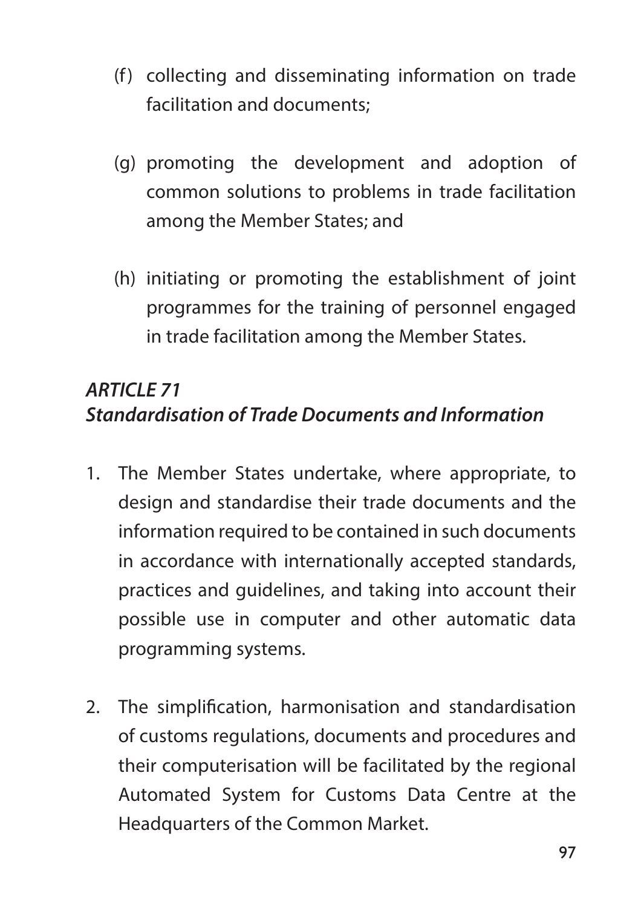(f) collecting and disseminating information on trade facilitation and documents;

(g) promoting the development and adoption of common solutions to problems in trade facilitation among the Member States; and

(h) initiating or promoting the establishment of joint programmes for the training of personnel engaged in trade facilitation among the Member States.

### *ARTICLE 71*
### *Standardisation of Trade Documents and Information*

1. The Member States undertake, where appropriate, to design and standardise their trade documents and the information required to be contained in such documents in accordance with internationally accepted standards, practices and guidelines, and taking into account their possible use in computer and other automatic data programming systems.

2. The simplification, harmonisation and standardisation of customs regulations, documents and procedures and their computerisation will be facilitated by the regional Automated System for Customs Data Centre at the Headquarters of the Common Market.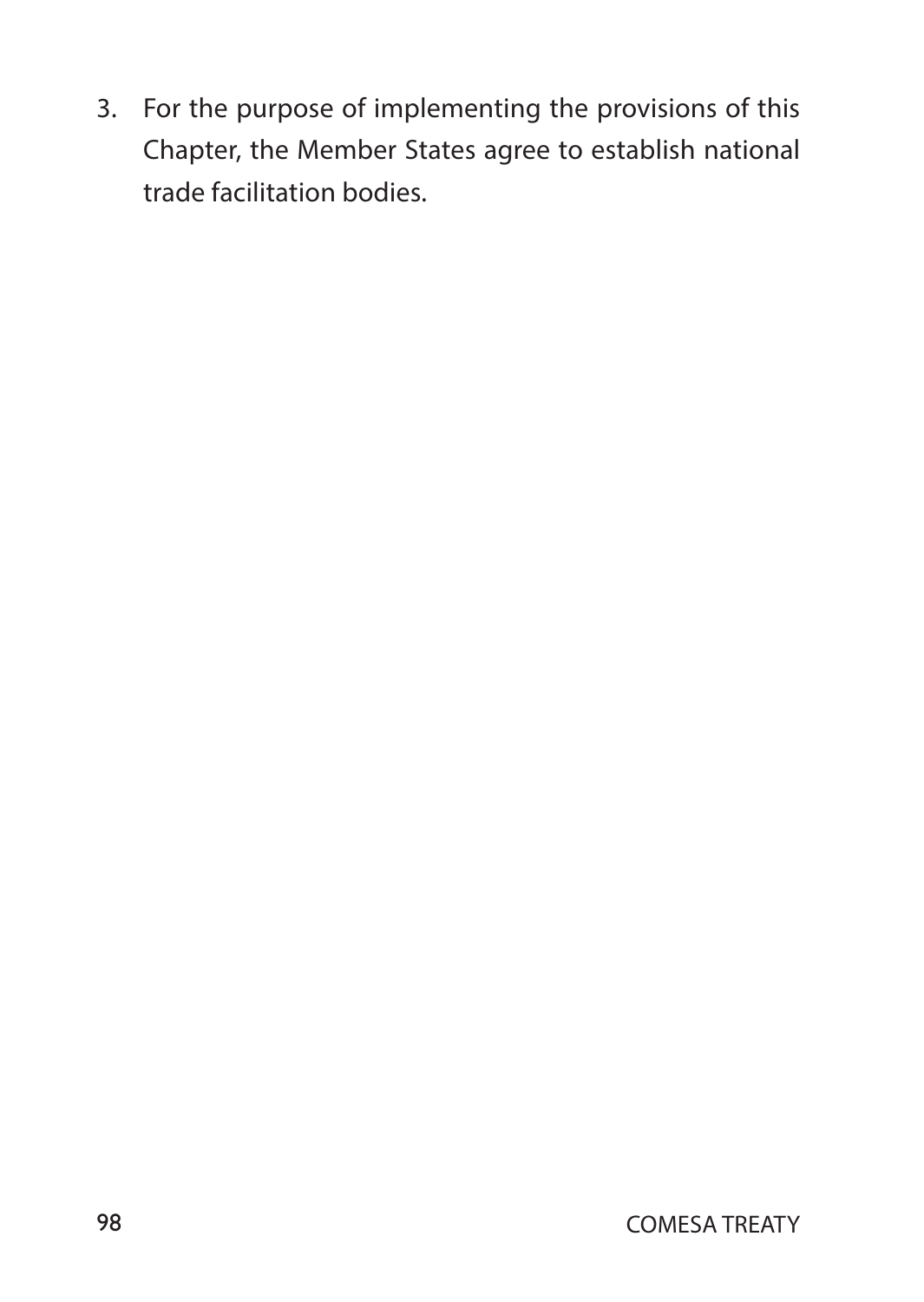3. For the purpose of implementing the provisions of this Chapter, the Member States agree to establish national trade facilitation bodies.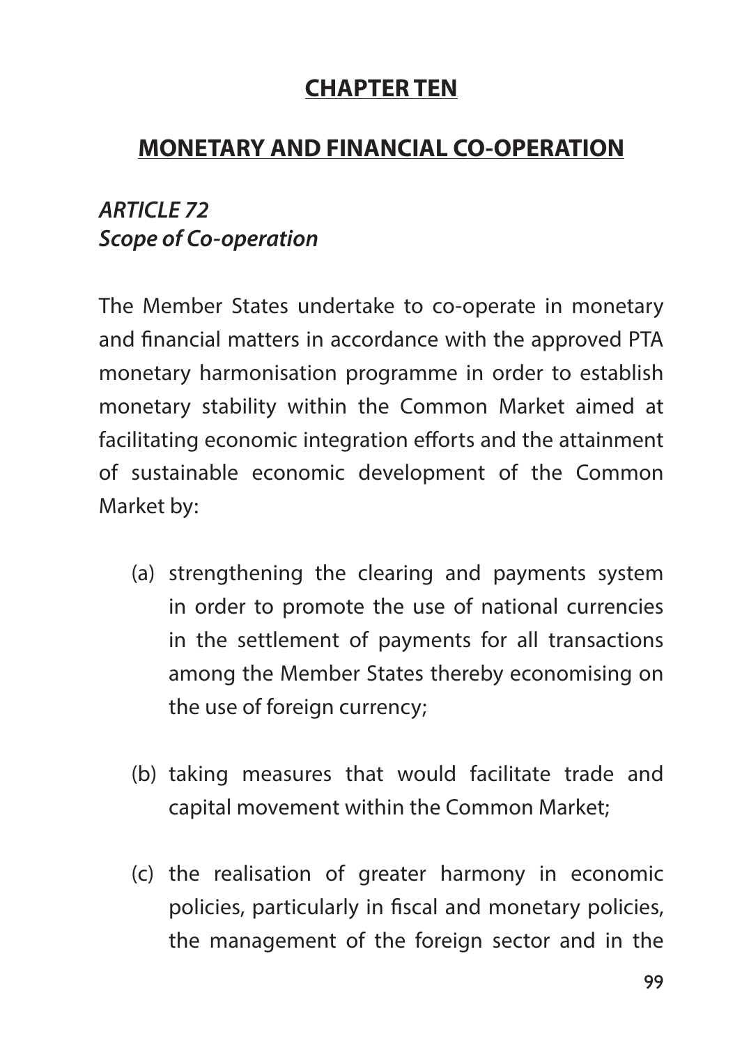## CHAPTER TEN

## MONETARY AND FINANCIAL CO-OPERATION

### *ARTICLE 72*
### *Scope of Co-operation*

The Member States undertake to co-operate in monetary and financial matters in accordance with the approved PTA monetary harmonisation programme in order to establish monetary stability within the Common Market aimed at facilitating economic integration efforts and the attainment of sustainable economic development of the Common Market by:

(a) strengthening the clearing and payments system in order to promote the use of national currencies in the settlement of payments for all transactions among the Member States thereby economising on the use of foreign currency;

(b) taking measures that would facilitate trade and capital movement within the Common Market;

(c) the realisation of greater harmony in economic policies, particularly in fiscal and monetary policies, the management of the foreign sector and in the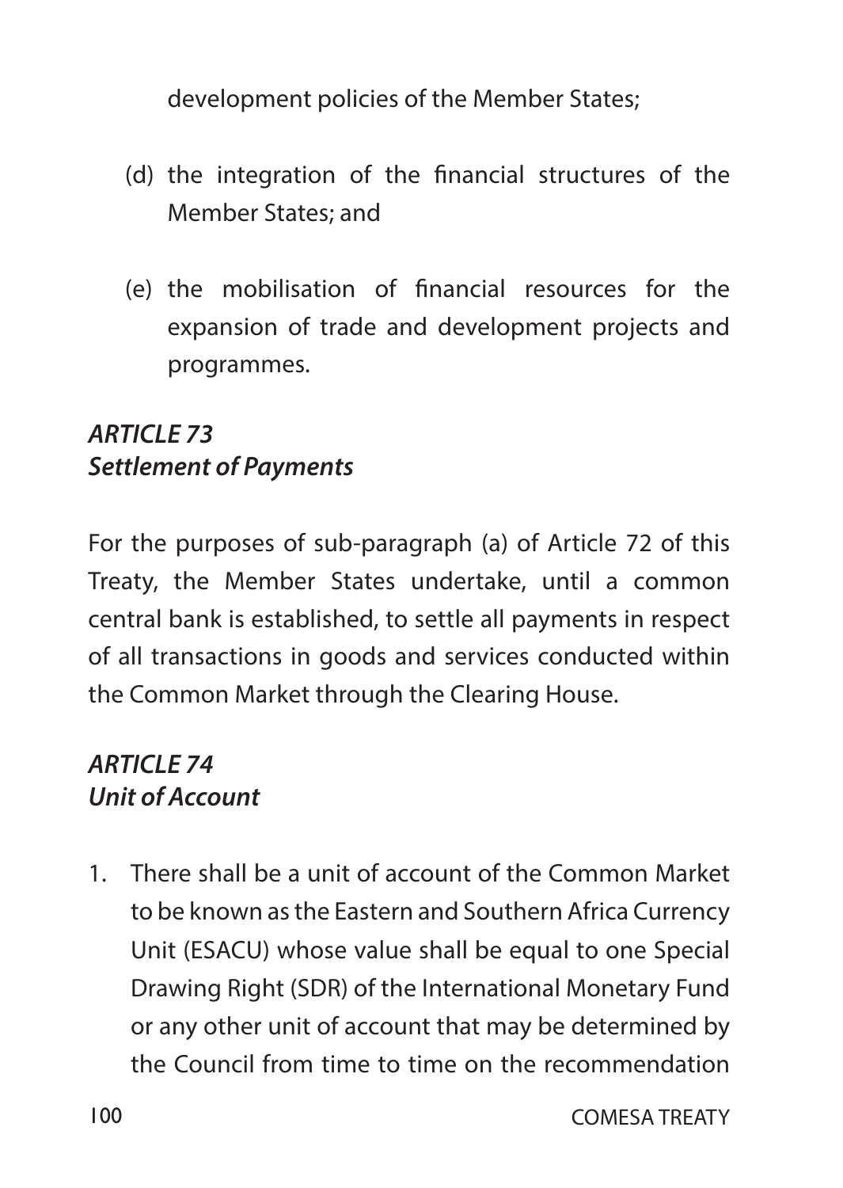development policies of the Member States;

(d) the integration of the financial structures of the Member States; and

(e) the mobilisation of financial resources for the expansion of trade and development projects and programmes.

### *ARTICLE 73*
### *Settlement of Payments*

For the purposes of sub-paragraph (a) of Article 72 of this Treaty, the Member States undertake, until a common central bank is established, to settle all payments in respect of all transactions in goods and services conducted within the Common Market through the Clearing House.

### *ARTICLE 74*
### *Unit of Account*

1. There shall be a unit of account of the Common Market to be known as the Eastern and Southern Africa Currency Unit (ESACU) whose value shall be equal to one Special Drawing Right (SDR) of the International Monetary Fund or any other unit of account that may be determined by the Council from time to time on the recommendation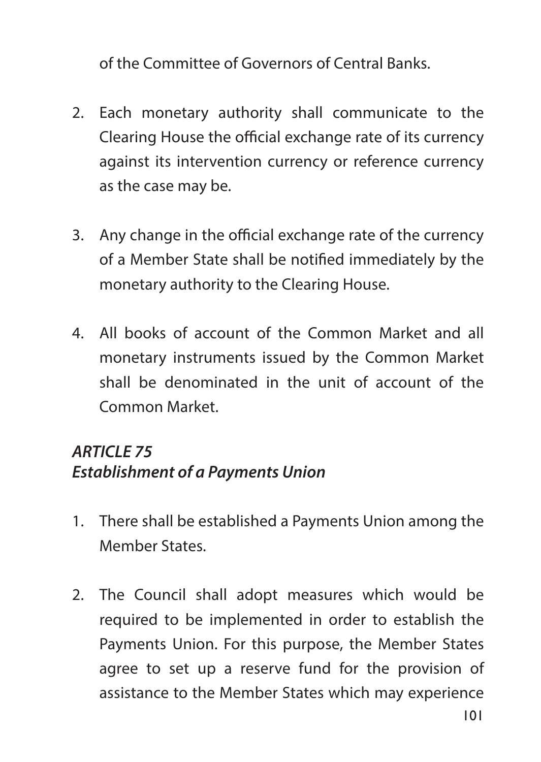of the Committee of Governors of Central Banks.

2. Each monetary authority shall communicate to the Clearing House the official exchange rate of its currency against its intervention currency or reference currency as the case may be.

3. Any change in the official exchange rate of the currency of a Member State shall be notified immediately by the monetary authority to the Clearing House.

4. All books of account of the Common Market and all monetary instruments issued by the Common Market shall be denominated in the unit of account of the Common Market.

### *ARTICLE 75*
### *Establishment of a Payments Union*

1. There shall be established a Payments Union among the Member States.

2. The Council shall adopt measures which would be required to be implemented in order to establish the Payments Union. For this purpose, the Member States agree to set up a reserve fund for the provision of assistance to the Member States which may experience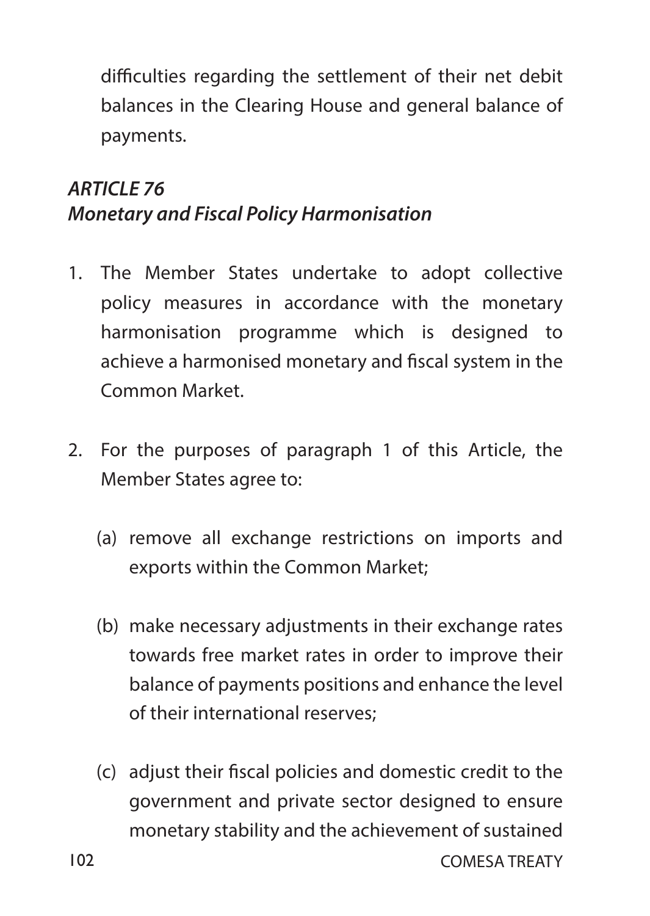difficulties regarding the settlement of their net debit balances in the Clearing House and general balance of payments.

### *ARTICLE 76*
### *Monetary and Fiscal Policy Harmonisation*

1. The Member States undertake to adopt collective policy measures in accordance with the monetary harmonisation programme which is designed to achieve a harmonised monetary and fiscal system in the Common Market.

2. For the purposes of paragraph 1 of this Article, the Member States agree to:

   (a) remove all exchange restrictions on imports and exports within the Common Market;

   (b) make necessary adjustments in their exchange rates towards free market rates in order to improve their balance of payments positions and enhance the level of their international reserves;

   (c) adjust their fiscal policies and domestic credit to the government and private sector designed to ensure monetary stability and the achievement of sustained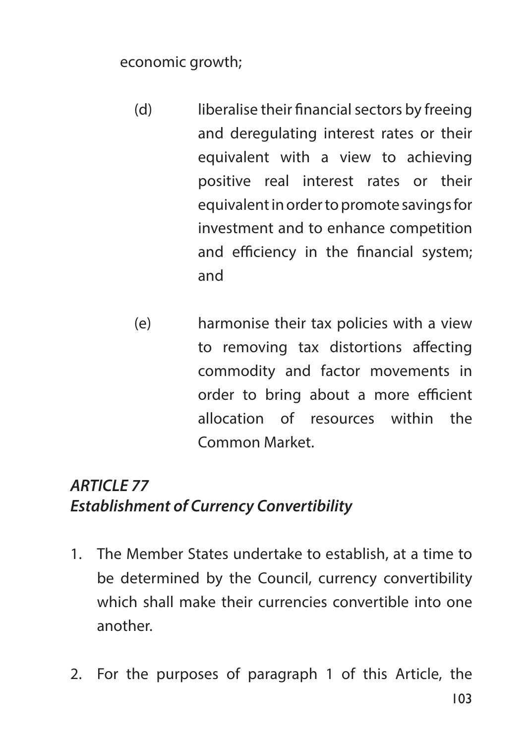economic growth;

(d) liberalise their financial sectors by freeing and deregulating interest rates or their equivalent with a view to achieving positive real interest rates or their equivalent in order to promote savings for investment and to enhance competition and efficiency in the financial system; and

(e) harmonise their tax policies with a view to removing tax distortions affecting commodity and factor movements in order to bring about a more efficient allocation of resources within the Common Market.

### *ARTICLE 77*
### *Establishment of Currency Convertibility*

1. The Member States undertake to establish, at a time to be determined by the Council, currency convertibility which shall make their currencies convertible into one another.

2. For the purposes of paragraph 1 of this Article, the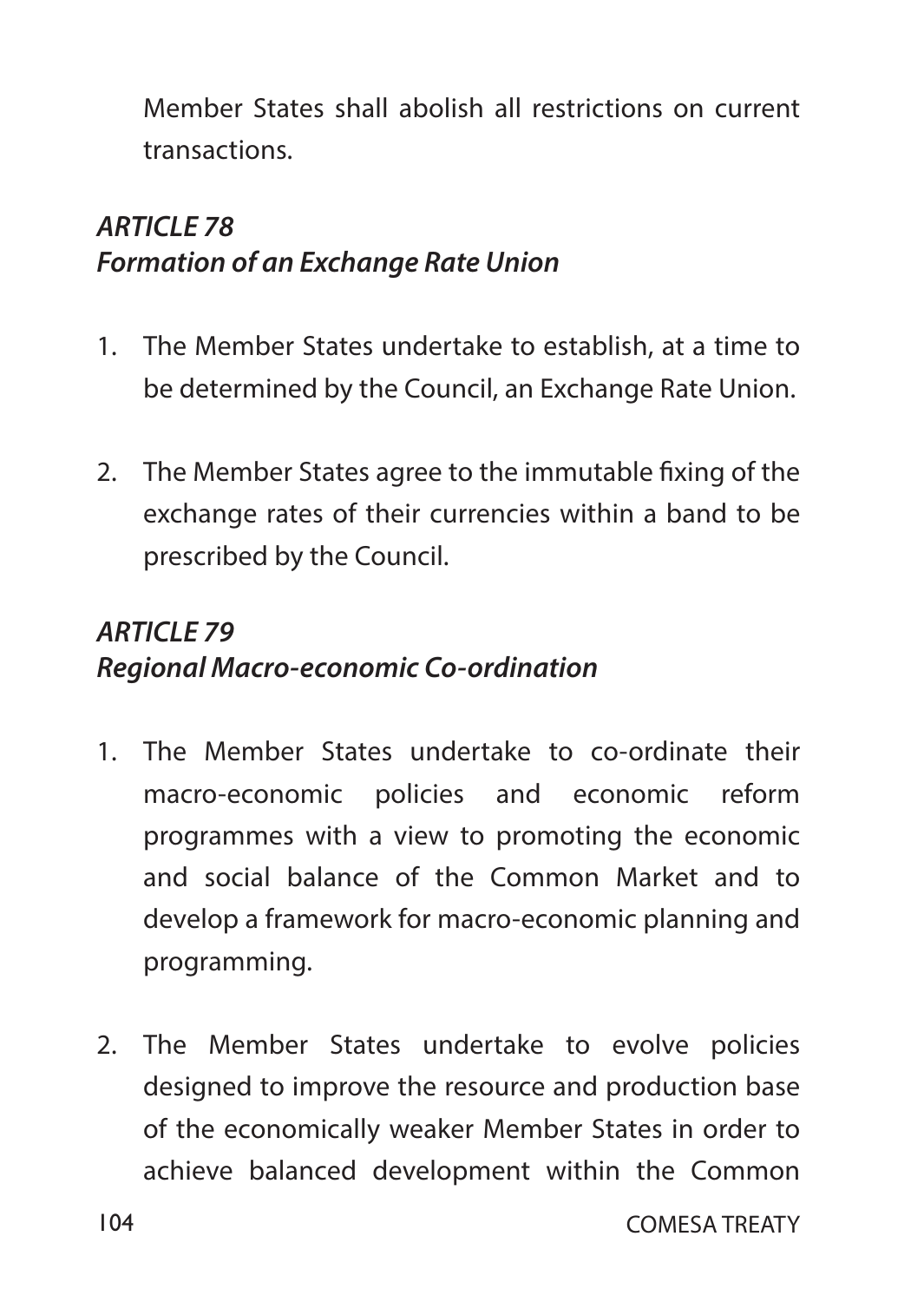Member States shall abolish all restrictions on current transactions.

### ***ARTICLE 78***
### ***Formation of an Exchange Rate Union***

1. The Member States undertake to establish, at a time to be determined by the Council, an Exchange Rate Union.

2. The Member States agree to the immutable fixing of the exchange rates of their currencies within a band to be prescribed by the Council.

### ***ARTICLE 79***
### ***Regional Macro-economic Co-ordination***

1. The Member States undertake to co-ordinate their macro-economic policies and economic reform programmes with a view to promoting the economic and social balance of the Common Market and to develop a framework for macro-economic planning and programming.

2. The Member States undertake to evolve policies designed to improve the resource and production base of the economically weaker Member States in order to achieve balanced development within the Common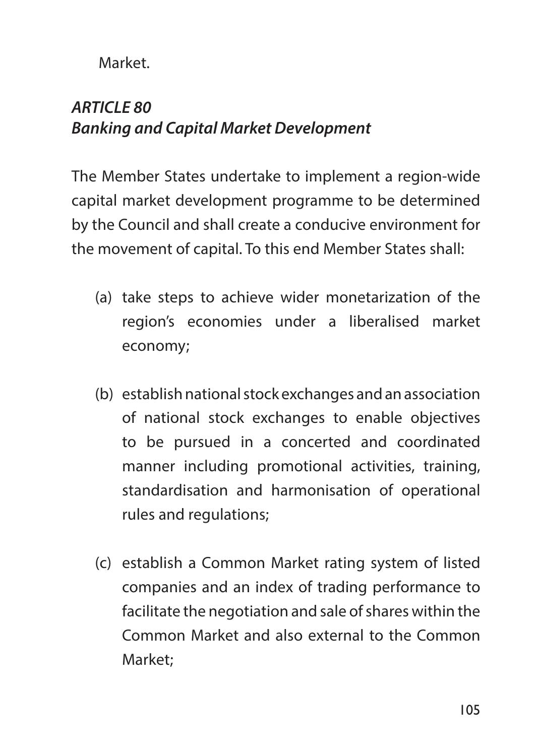Market.

***ARTICLE 80***
***Banking and Capital Market Development***

The Member States undertake to implement a region-wide capital market development programme to be determined by the Council and shall create a conducive environment for the movement of capital. To this end Member States shall:

(a) take steps to achieve wider monetarization of the region's economies under a liberalised market economy;

(b) establish national stock exchanges and an association of national stock exchanges to enable objectives to be pursued in a concerted and coordinated manner including promotional activities, training, standardisation and harmonisation of operational rules and regulations;

(c) establish a Common Market rating system of listed companies and an index of trading performance to facilitate the negotiation and sale of shares within the Common Market and also external to the Common Market;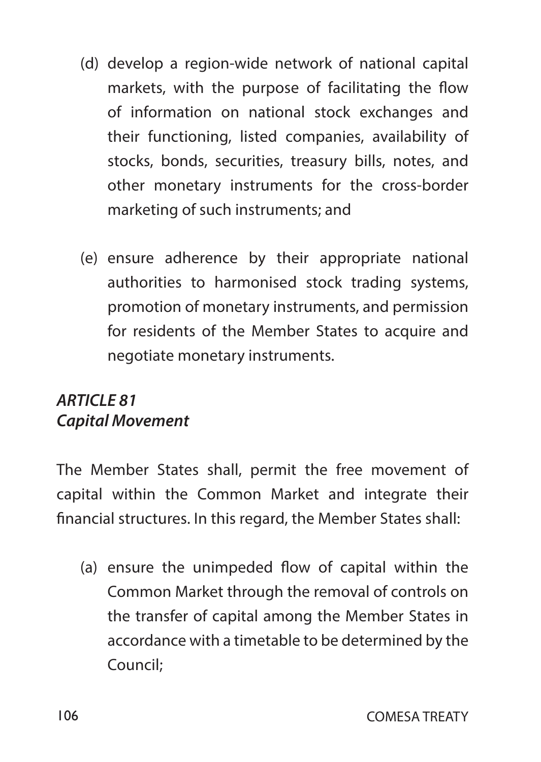(d) develop a region-wide network of national capital markets, with the purpose of facilitating the flow of information on national stock exchanges and their functioning, listed companies, availability of stocks, bonds, securities, treasury bills, notes, and other monetary instruments for the cross-border marketing of such instruments; and

(e) ensure adherence by their appropriate national authorities to harmonised stock trading systems, promotion of monetary instruments, and permission for residents of the Member States to acquire and negotiate monetary instruments.

### *ARTICLE 81*
### *Capital Movement*

The Member States shall, permit the free movement of capital within the Common Market and integrate their financial structures. In this regard, the Member States shall:

(a) ensure the unimpeded flow of capital within the Common Market through the removal of controls on the transfer of capital among the Member States in accordance with a timetable to be determined by the Council;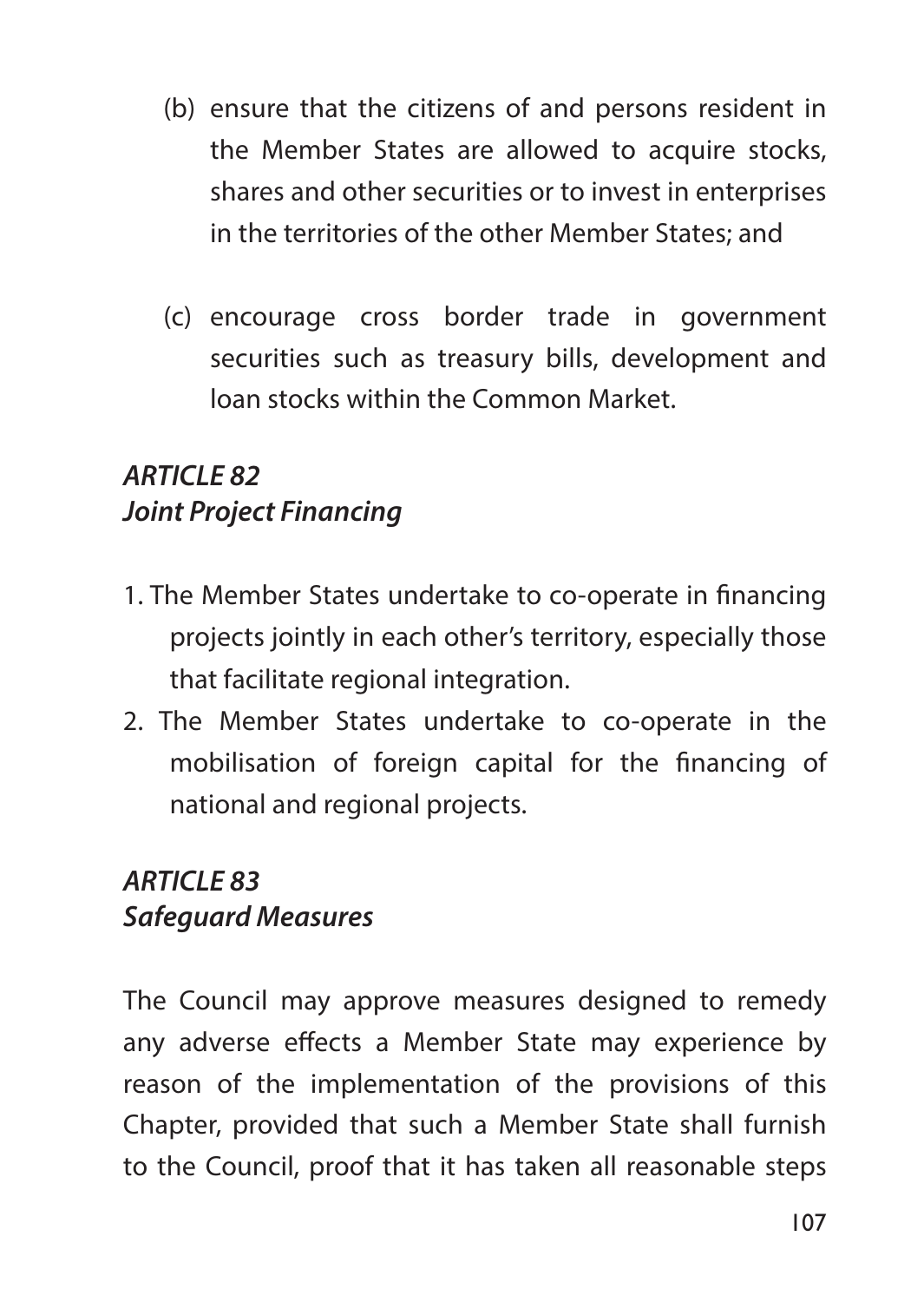(b) ensure that the citizens of and persons resident in the Member States are allowed to acquire stocks, shares and other securities or to invest in enterprises in the territories of the other Member States; and

(c) encourage cross border trade in government securities such as treasury bills, development and loan stocks within the Common Market.

### *ARTICLE 82*
### *Joint Project Financing*

1. The Member States undertake to co-operate in financing projects jointly in each other's territory, especially those that facilitate regional integration.
2. The Member States undertake to co-operate in the mobilisation of foreign capital for the financing of national and regional projects.

### *ARTICLE 83*
### *Safeguard Measures*

The Council may approve measures designed to remedy any adverse effects a Member State may experience by reason of the implementation of the provisions of this Chapter, provided that such a Member State shall furnish to the Council, proof that it has taken all reasonable steps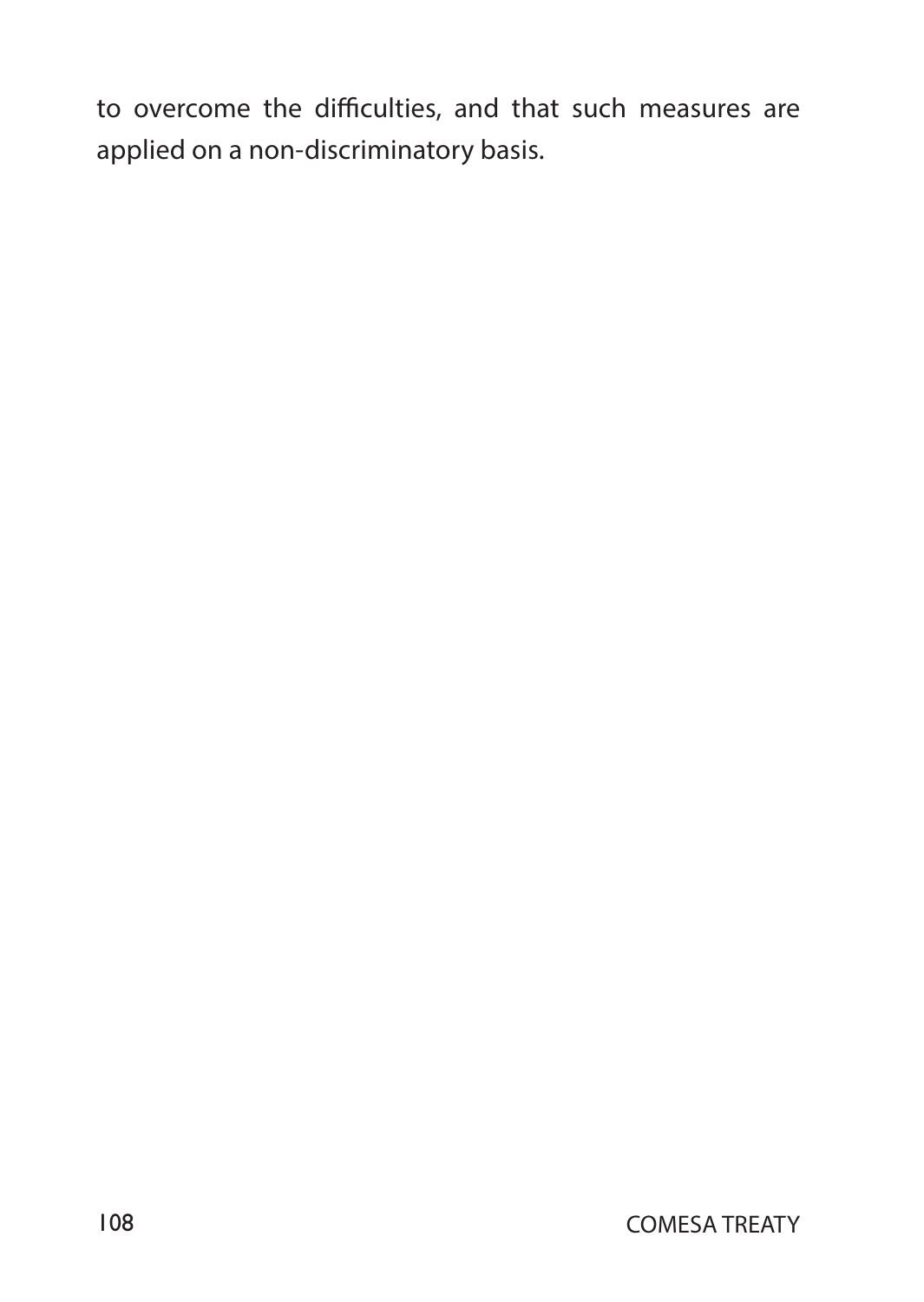to overcome the difficulties, and that such measures are applied on a non-discriminatory basis.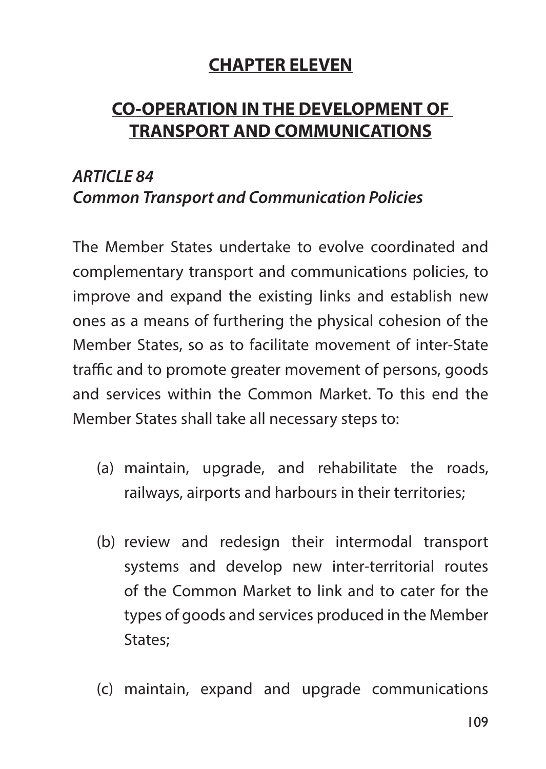## CHAPTER ELEVEN

## CO-OPERATION IN THE DEVELOPMENT OF TRANSPORT AND COMMUNICATIONS

### *ARTICLE 84*
### *Common Transport and Communication Policies*

The Member States undertake to evolve coordinated and complementary transport and communications policies, to improve and expand the existing links and establish new ones as a means of furthering the physical cohesion of the Member States, so as to facilitate movement of inter-State traffic and to promote greater movement of persons, goods and services within the Common Market. To this end the Member States shall take all necessary steps to:

(a) maintain, upgrade, and rehabilitate the roads, railways, airports and harbours in their territories;

(b) review and redesign their intermodal transport systems and develop new inter-territorial routes of the Common Market to link and to cater for the types of goods and services produced in the Member States;

(c) maintain, expand and upgrade communications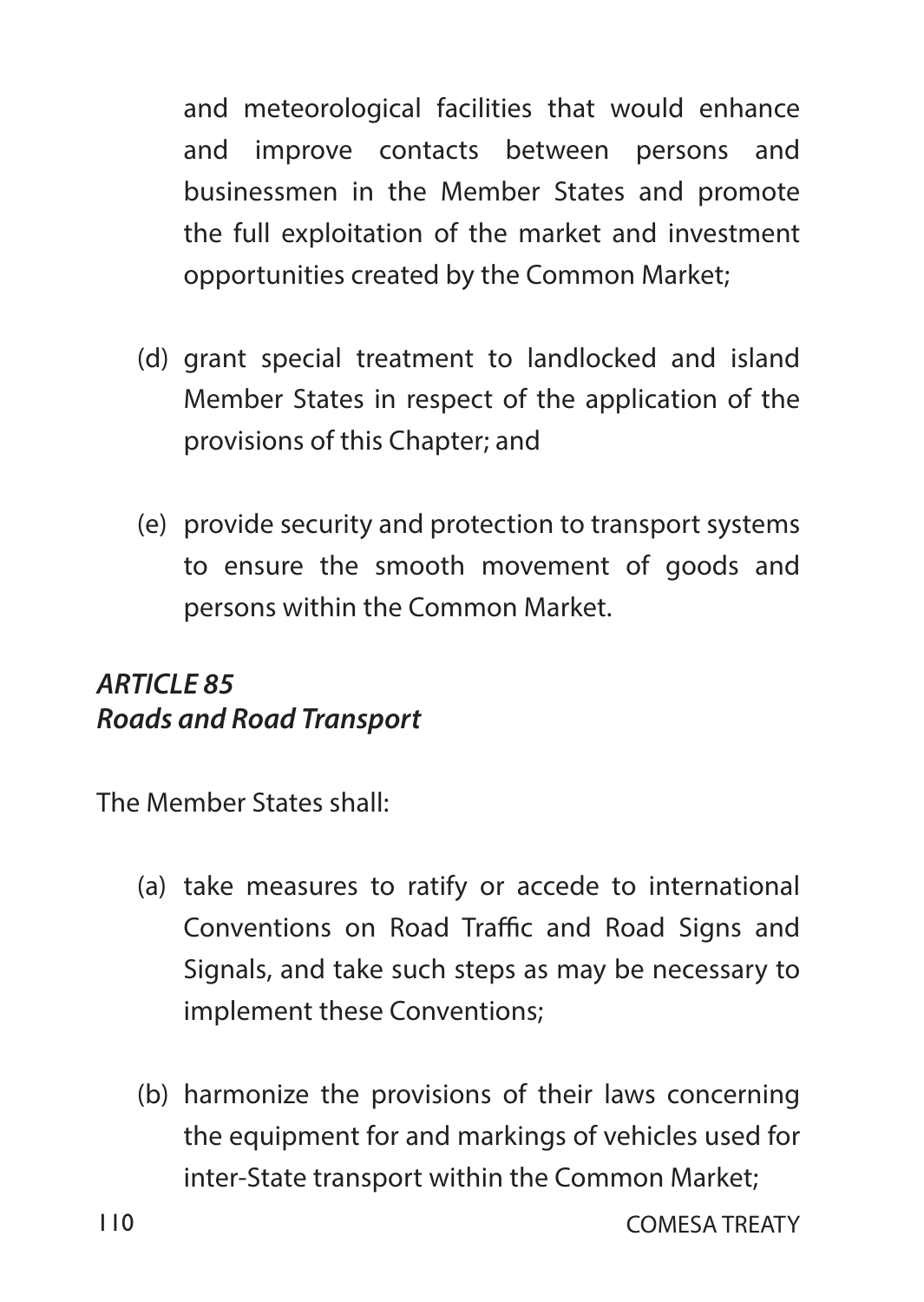and meteorological facilities that would enhance and improve contacts between persons and businessmen in the Member States and promote the full exploitation of the market and investment opportunities created by the Common Market;

(d) grant special treatment to landlocked and island Member States in respect of the application of the provisions of this Chapter; and

(e) provide security and protection to transport systems to ensure the smooth movement of goods and persons within the Common Market.

### *ARTICLE 85*
### *Roads and Road Transport*

The Member States shall:

(a) take measures to ratify or accede to international Conventions on Road Traffic and Road Signs and Signals, and take such steps as may be necessary to implement these Conventions;

(b) harmonize the provisions of their laws concerning the equipment for and markings of vehicles used for inter-State transport within the Common Market;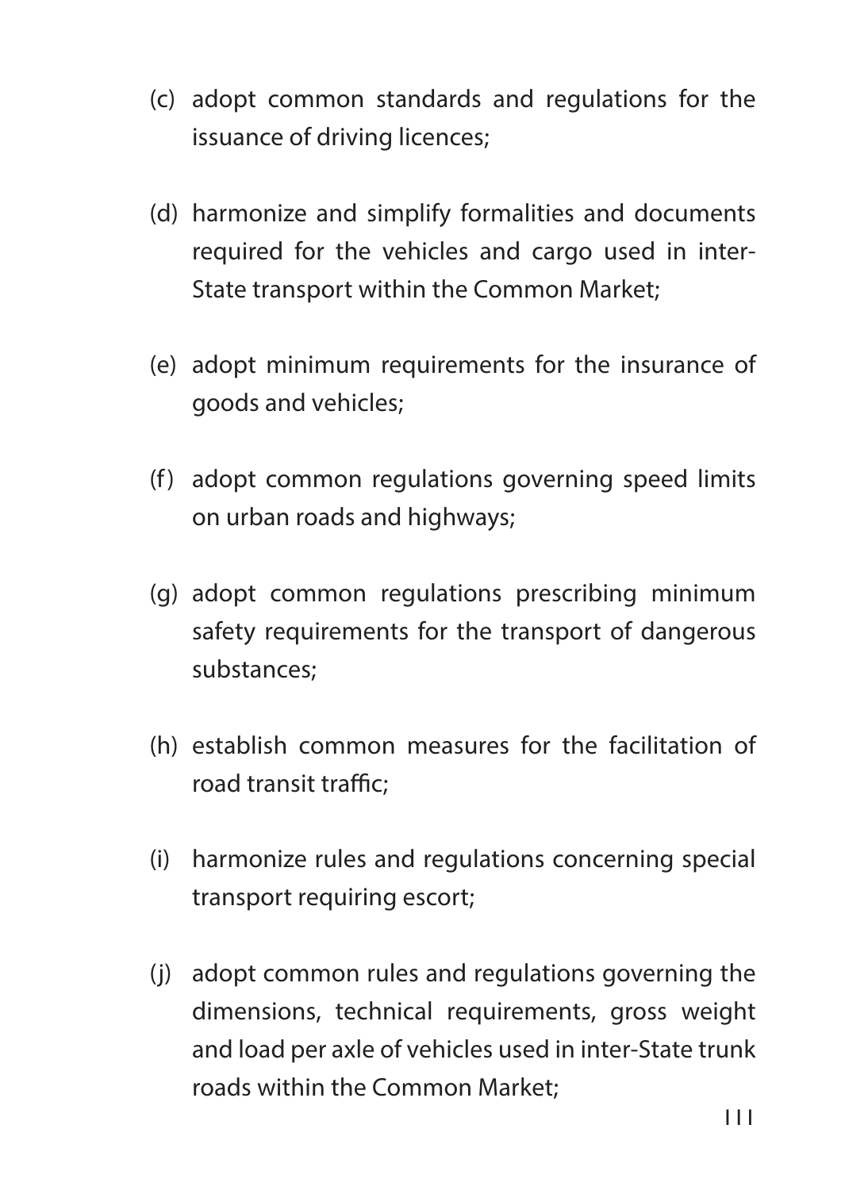(c) adopt common standards and regulations for the issuance of driving licences;

(d) harmonize and simplify formalities and documents required for the vehicles and cargo used in inter-State transport within the Common Market;

(e) adopt minimum requirements for the insurance of goods and vehicles;

(f) adopt common regulations governing speed limits on urban roads and highways;

(g) adopt common regulations prescribing minimum safety requirements for the transport of dangerous substances;

(h) establish common measures for the facilitation of road transit traffic;

(i) harmonize rules and regulations concerning special transport requiring escort;

(j) adopt common rules and regulations governing the dimensions, technical requirements, gross weight and load per axle of vehicles used in inter-State trunk roads within the Common Market;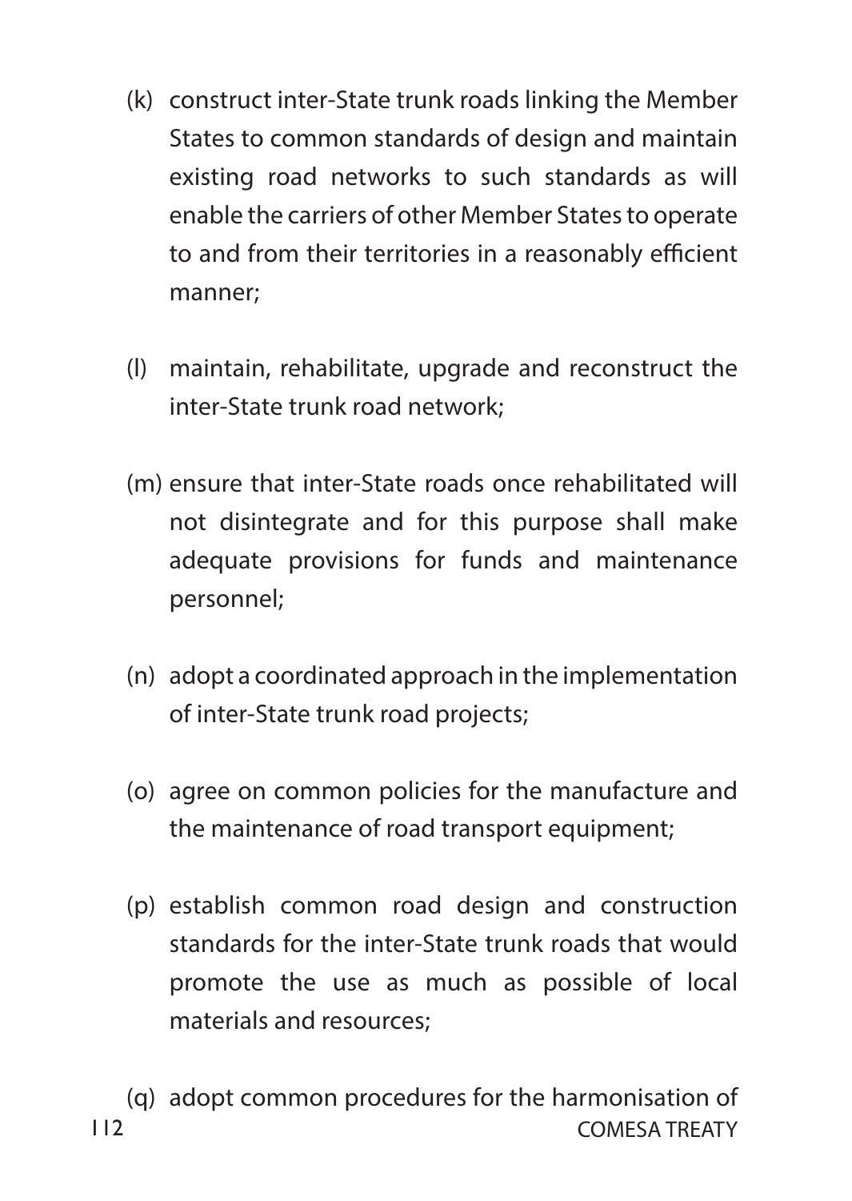(k) construct inter-State trunk roads linking the Member States to common standards of design and maintain existing road networks to such standards as will enable the carriers of other Member States to operate to and from their territories in a reasonably efficient manner;

(l) maintain, rehabilitate, upgrade and reconstruct the inter-State trunk road network;

(m) ensure that inter-State roads once rehabilitated will not disintegrate and for this purpose shall make adequate provisions for funds and maintenance personnel;

(n) adopt a coordinated approach in the implementation of inter-State trunk road projects;

(o) agree on common policies for the manufacture and the maintenance of road transport equipment;

(p) establish common road design and construction standards for the inter-State trunk roads that would promote the use as much as possible of local materials and resources;

(q) adopt common procedures for the harmonisation of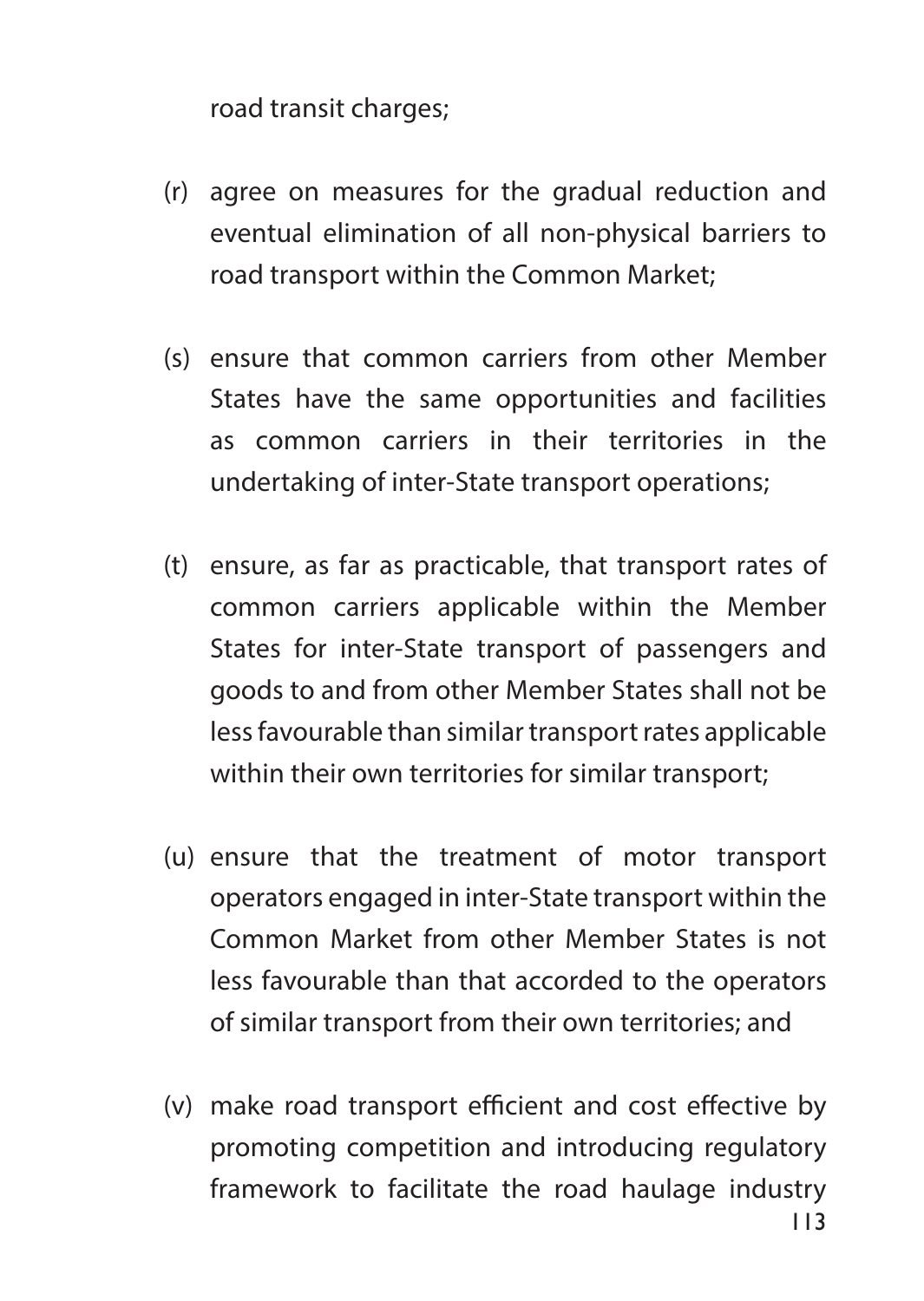road transit charges;

(r) agree on measures for the gradual reduction and eventual elimination of all non-physical barriers to road transport within the Common Market;

(s) ensure that common carriers from other Member States have the same opportunities and facilities as common carriers in their territories in the undertaking of inter-State transport operations;

(t) ensure, as far as practicable, that transport rates of common carriers applicable within the Member States for inter-State transport of passengers and goods to and from other Member States shall not be less favourable than similar transport rates applicable within their own territories for similar transport;

(u) ensure that the treatment of motor transport operators engaged in inter-State transport within the Common Market from other Member States is not less favourable than that accorded to the operators of similar transport from their own territories; and

(v) make road transport efficient and cost effective by promoting competition and introducing regulatory framework to facilitate the road haulage industry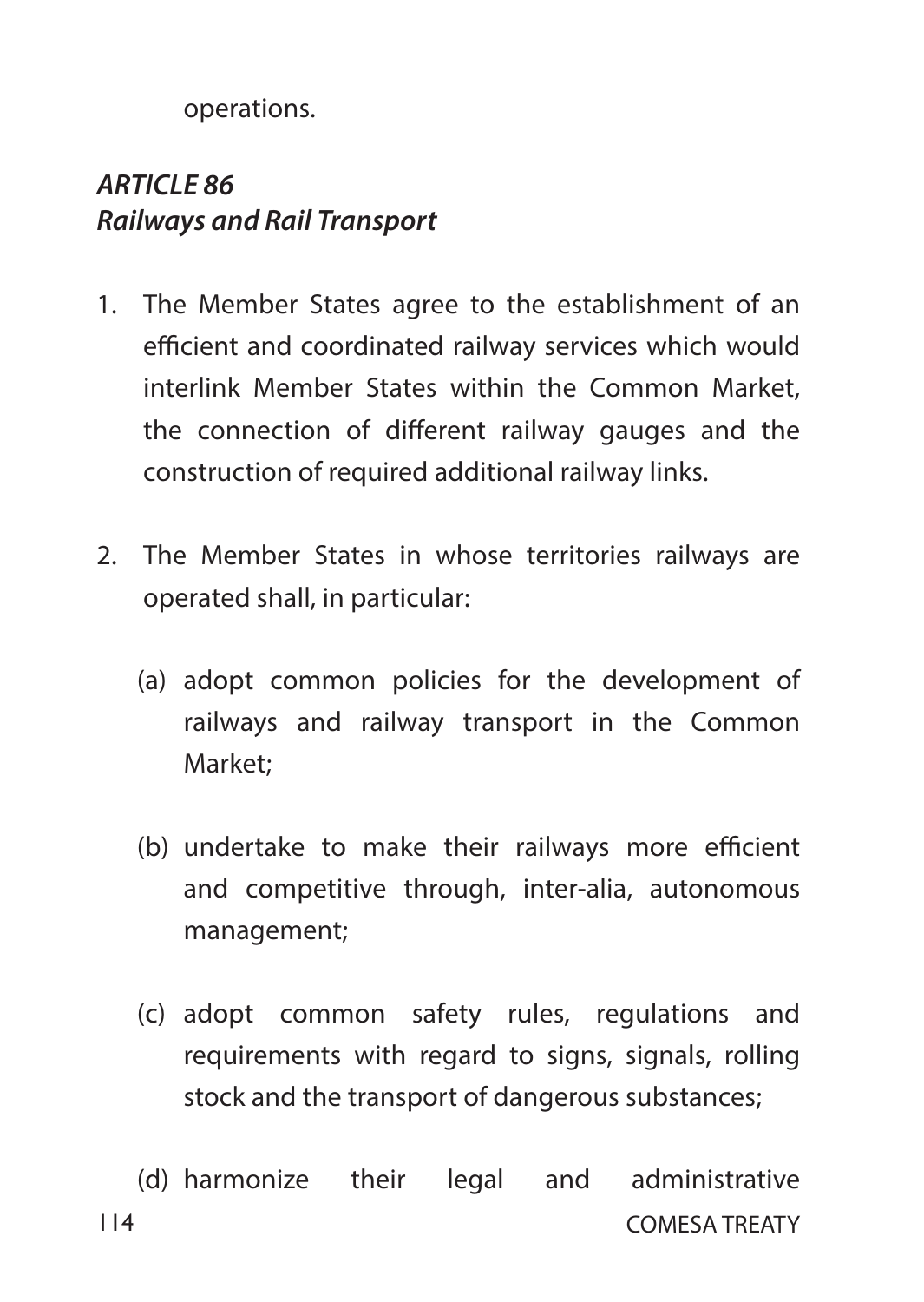operations.

## *ARTICLE 86*
## *Railways and Rail Transport*

1. The Member States agree to the establishment of an efficient and coordinated railway services which would interlink Member States within the Common Market, the connection of different railway gauges and the construction of required additional railway links.

2. The Member States in whose territories railways are operated shall, in particular:

   (a) adopt common policies for the development of railways and railway transport in the Common Market;

   (b) undertake to make their railways more efficient and competitive through, inter-alia, autonomous management;

   (c) adopt common safety rules, regulations and requirements with regard to signs, signals, rolling stock and the transport of dangerous substances;

   (d) harmonize their legal and administrative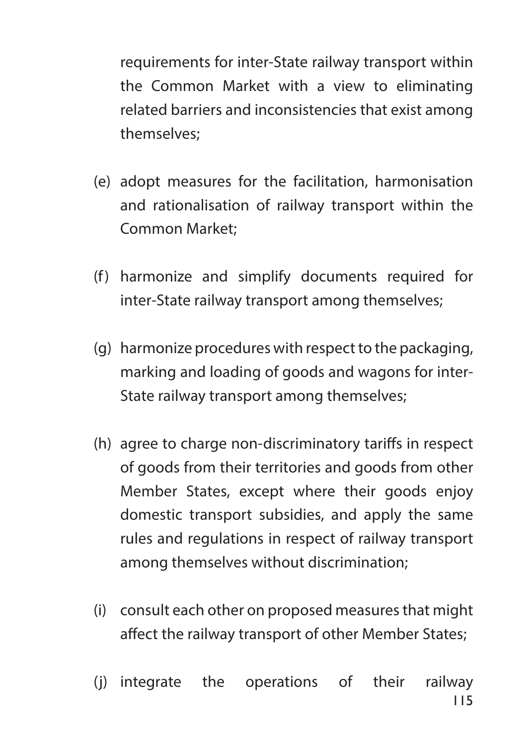requirements for inter-State railway transport within the Common Market with a view to eliminating related barriers and inconsistencies that exist among themselves;

(e) adopt measures for the facilitation, harmonisation and rationalisation of railway transport within the Common Market;

(f) harmonize and simplify documents required for inter-State railway transport among themselves;

(g) harmonize procedures with respect to the packaging, marking and loading of goods and wagons for inter-State railway transport among themselves;

(h) agree to charge non-discriminatory tariffs in respect of goods from their territories and goods from other Member States, except where their goods enjoy domestic transport subsidies, and apply the same rules and regulations in respect of railway transport among themselves without discrimination;

(i) consult each other on proposed measures that might affect the railway transport of other Member States;

(j) integrate the operations of their railway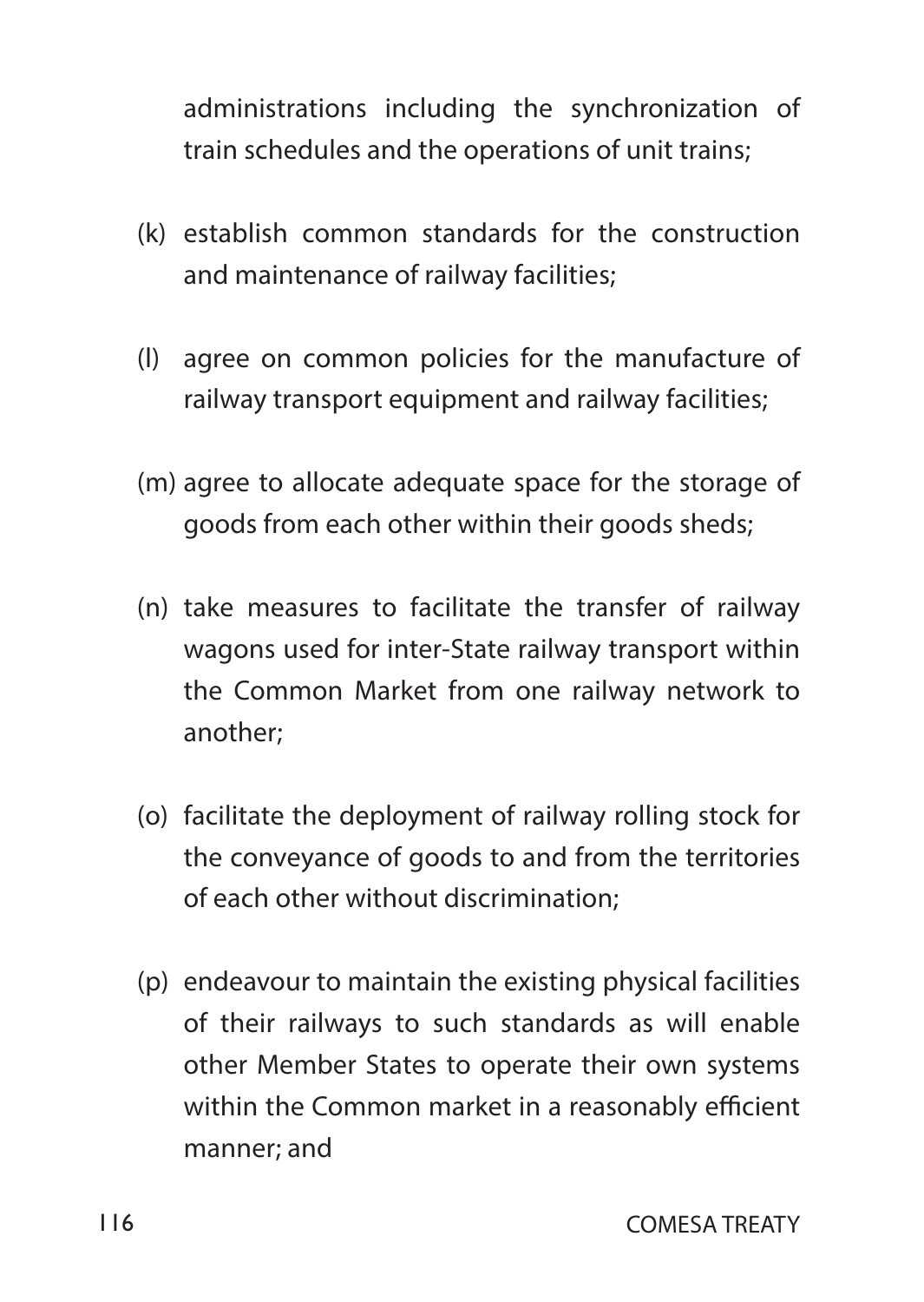administrations including the synchronization of train schedules and the operations of unit trains;

(k) establish common standards for the construction and maintenance of railway facilities;

(l) agree on common policies for the manufacture of railway transport equipment and railway facilities;

(m) agree to allocate adequate space for the storage of goods from each other within their goods sheds;

(n) take measures to facilitate the transfer of railway wagons used for inter-State railway transport within the Common Market from one railway network to another;

(o) facilitate the deployment of railway rolling stock for the conveyance of goods to and from the territories of each other without discrimination;

(p) endeavour to maintain the existing physical facilities of their railways to such standards as will enable other Member States to operate their own systems within the Common market in a reasonably efficient manner; and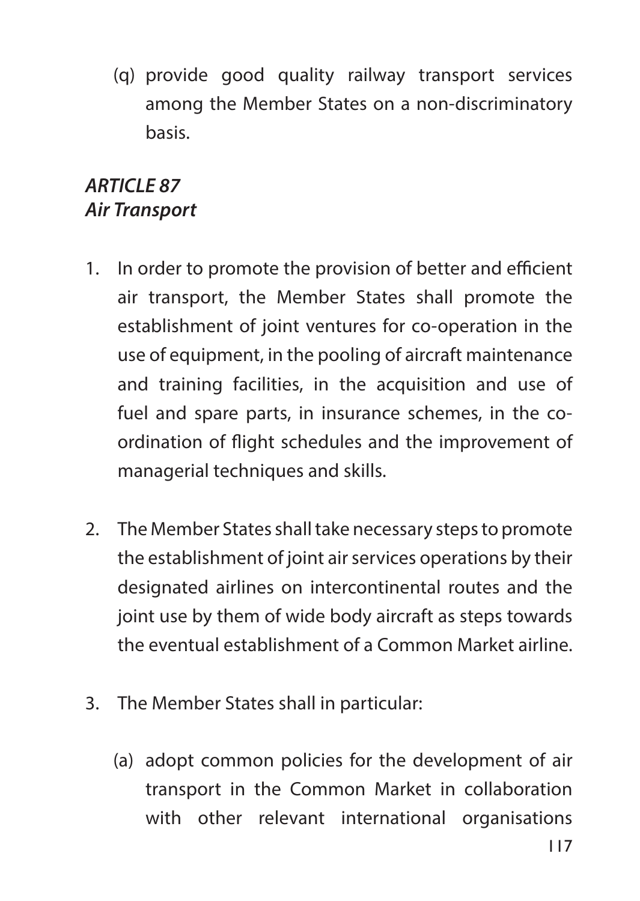(q) provide good quality railway transport services among the Member States on a non-discriminatory basis.

***ARTICLE 87***
***Air Transport***

1. In order to promote the provision of better and efficient air transport, the Member States shall promote the establishment of joint ventures for co-operation in the use of equipment, in the pooling of aircraft maintenance and training facilities, in the acquisition and use of fuel and spare parts, in insurance schemes, in the co-ordination of flight schedules and the improvement of managerial techniques and skills.

2. The Member States shall take necessary steps to promote the establishment of joint air services operations by their designated airlines on intercontinental routes and the joint use by them of wide body aircraft as steps towards the eventual establishment of a Common Market airline.

3. The Member States shall in particular:

   (a) adopt common policies for the development of air transport in the Common Market in collaboration with other relevant international organisations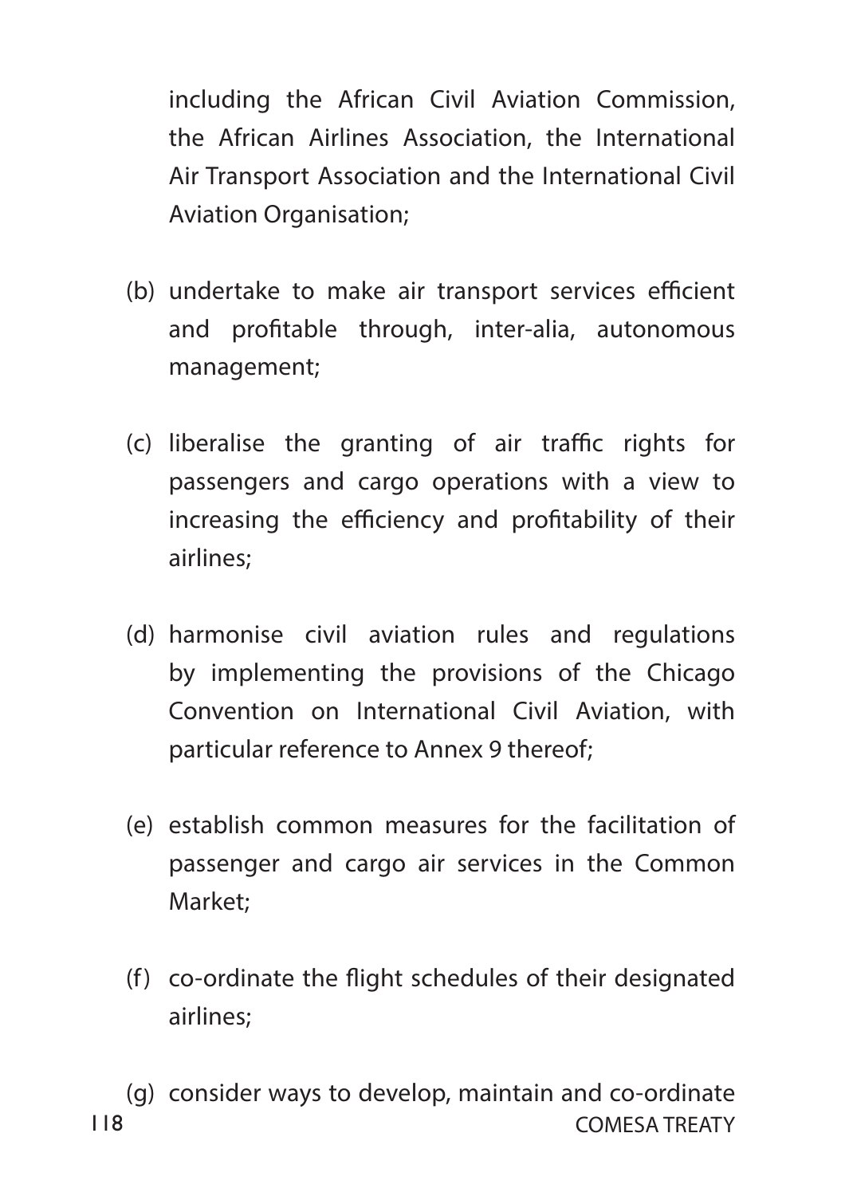including the African Civil Aviation Commission, the African Airlines Association, the International Air Transport Association and the International Civil Aviation Organisation;

(b) undertake to make air transport services efficient and profitable through, inter-alia, autonomous management;

(c) liberalise the granting of air traffic rights for passengers and cargo operations with a view to increasing the efficiency and profitability of their airlines;

(d) harmonise civil aviation rules and regulations by implementing the provisions of the Chicago Convention on International Civil Aviation, with particular reference to Annex 9 thereof;

(e) establish common measures for the facilitation of passenger and cargo air services in the Common Market;

(f) co-ordinate the flight schedules of their designated airlines;

(g) consider ways to develop, maintain and co-ordinate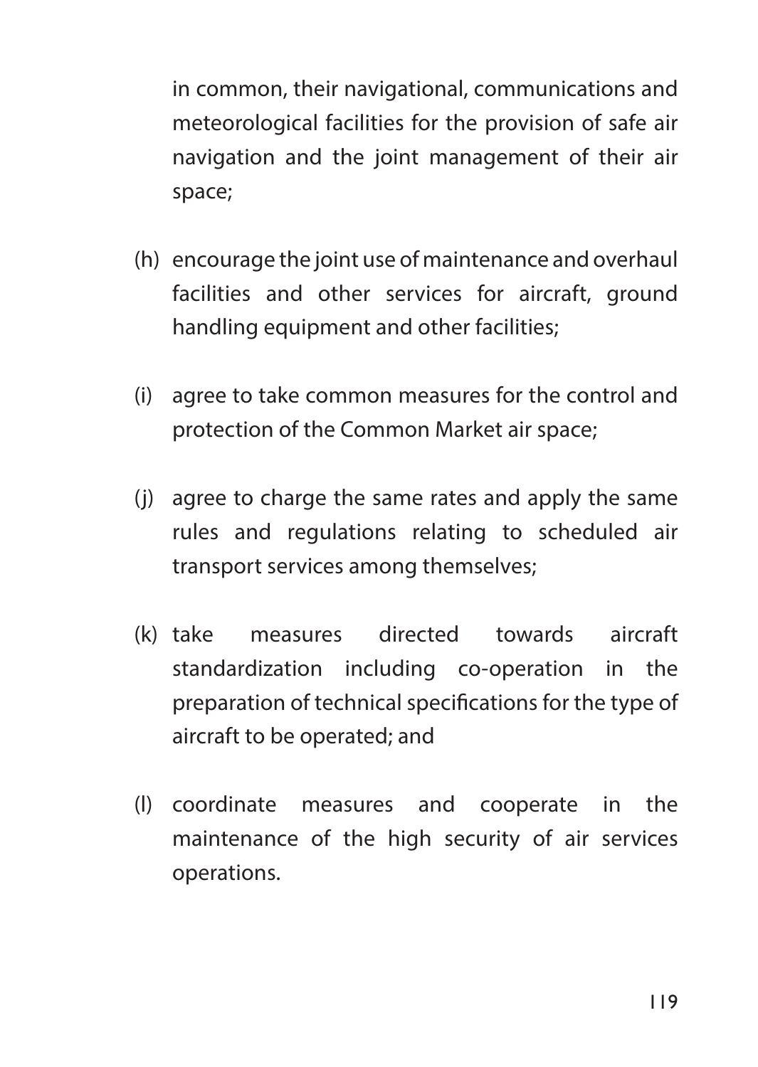in common, their navigational, communications and meteorological facilities for the provision of safe air navigation and the joint management of their air space;

(h) encourage the joint use of maintenance and overhaul facilities and other services for aircraft, ground handling equipment and other facilities;

(i) agree to take common measures for the control and protection of the Common Market air space;

(j) agree to charge the same rates and apply the same rules and regulations relating to scheduled air transport services among themselves;

(k) take measures directed towards aircraft standardization including co-operation in the preparation of technical specifications for the type of aircraft to be operated; and

(l) coordinate measures and cooperate in the maintenance of the high security of air services operations.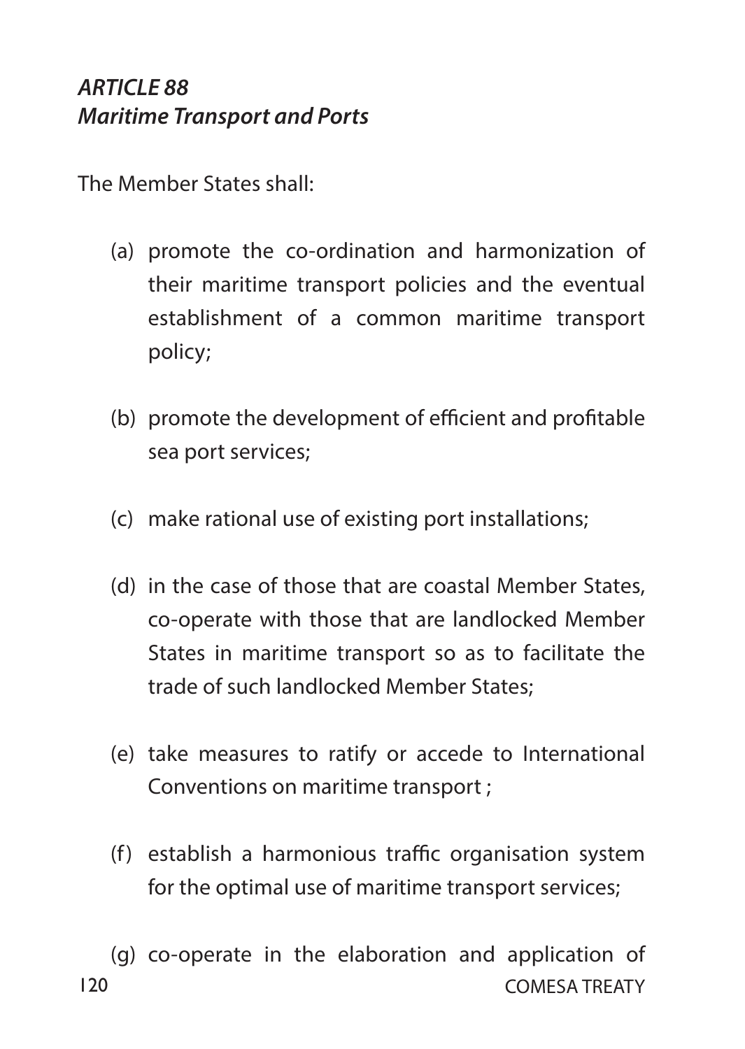***ARTICLE 88***
***Maritime Transport and Ports***

The Member States shall:

(a) promote the co-ordination and harmonization of their maritime transport policies and the eventual establishment of a common maritime transport policy;

(b) promote the development of efficient and profitable sea port services;

(c) make rational use of existing port installations;

(d) in the case of those that are coastal Member States, co-operate with those that are landlocked Member States in maritime transport so as to facilitate the trade of such landlocked Member States;

(e) take measures to ratify or accede to International Conventions on maritime transport ;

(f) establish a harmonious traffic organisation system for the optimal use of maritime transport services;

(g) co-operate in the elaboration and application of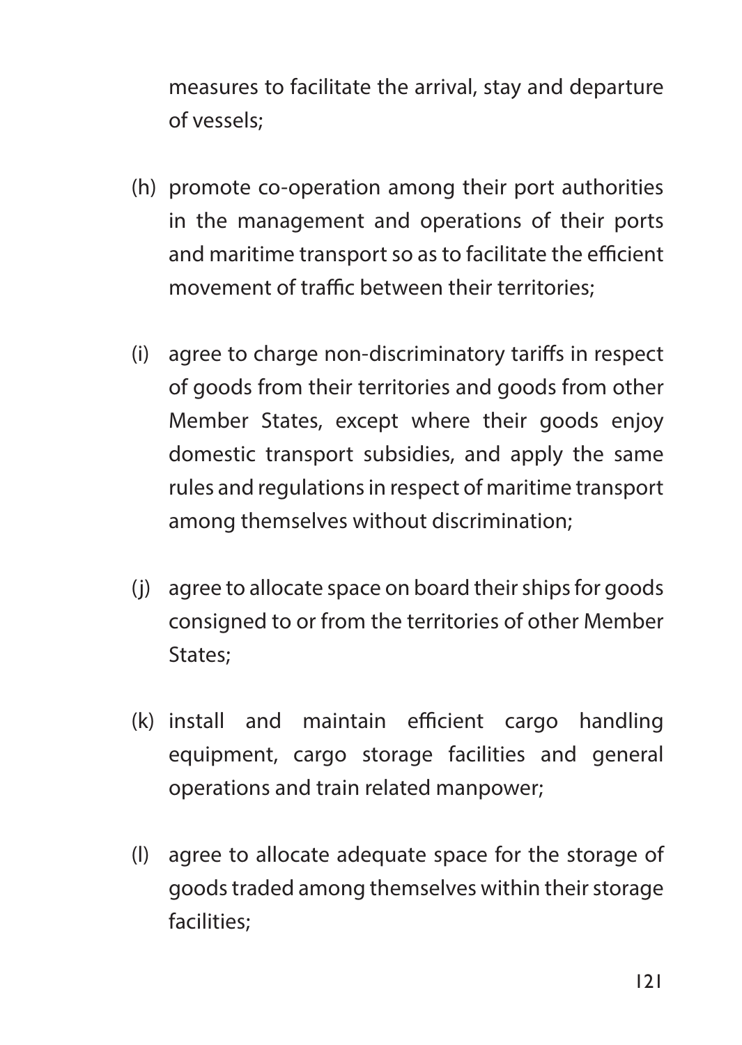measures to facilitate the arrival, stay and departure of vessels;

(h) promote co-operation among their port authorities in the management and operations of their ports and maritime transport so as to facilitate the efficient movement of traffic between their territories;

(i) agree to charge non-discriminatory tariffs in respect of goods from their territories and goods from other Member States, except where their goods enjoy domestic transport subsidies, and apply the same rules and regulations in respect of maritime transport among themselves without discrimination;

(j) agree to allocate space on board their ships for goods consigned to or from the territories of other Member States;

(k) install and maintain efficient cargo handling equipment, cargo storage facilities and general operations and train related manpower;

(l) agree to allocate adequate space for the storage of goods traded among themselves within their storage facilities;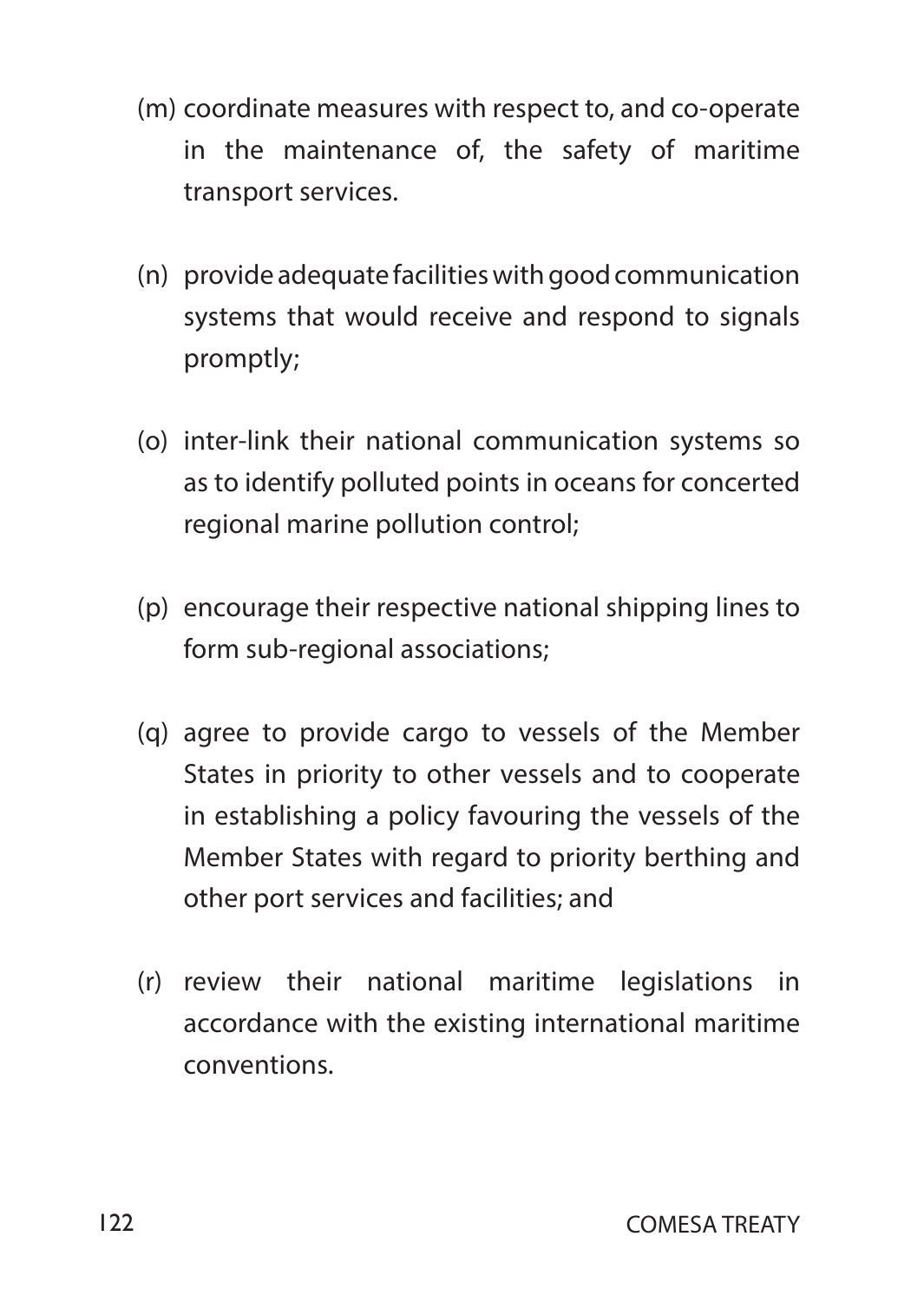(m) coordinate measures with respect to, and co-operate in the maintenance of, the safety of maritime transport services.

(n) provide adequate facilities with good communication systems that would receive and respond to signals promptly;

(o) inter-link their national communication systems so as to identify polluted points in oceans for concerted regional marine pollution control;

(p) encourage their respective national shipping lines to form sub-regional associations;

(q) agree to provide cargo to vessels of the Member States in priority to other vessels and to cooperate in establishing a policy favouring the vessels of the Member States with regard to priority berthing and other port services and facilities; and

(r) review their national maritime legislations in accordance with the existing international maritime conventions.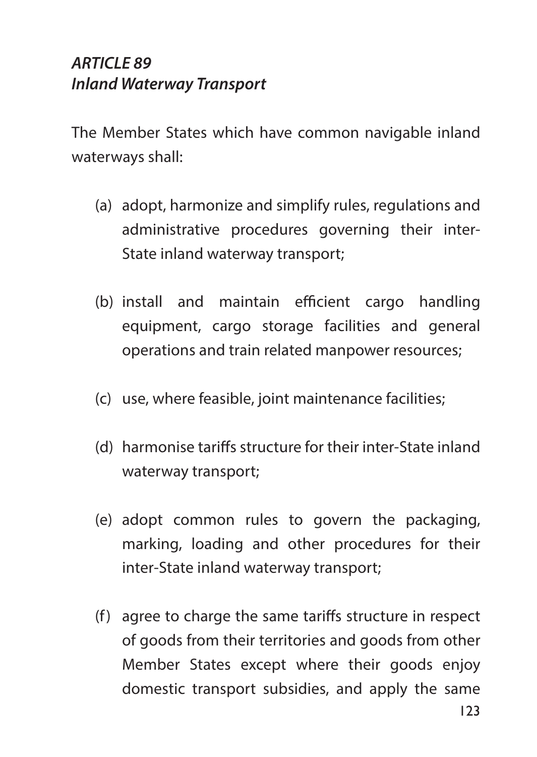### *ARTICLE 89*
### *Inland Waterway Transport*

The Member States which have common navigable inland waterways shall:

(a) adopt, harmonize and simplify rules, regulations and administrative procedures governing their inter-State inland waterway transport;

(b) install and maintain efficient cargo handling equipment, cargo storage facilities and general operations and train related manpower resources;

(c) use, where feasible, joint maintenance facilities;

(d) harmonise tariffs structure for their inter-State inland waterway transport;

(e) adopt common rules to govern the packaging, marking, loading and other procedures for their inter-State inland waterway transport;

(f) agree to charge the same tariffs structure in respect of goods from their territories and goods from other Member States except where their goods enjoy domestic transport subsidies, and apply the same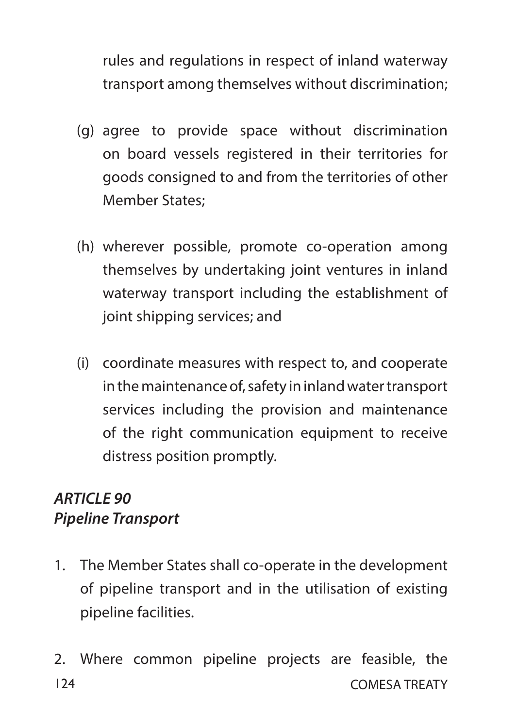rules and regulations in respect of inland waterway transport among themselves without discrimination;

(g) agree to provide space without discrimination on board vessels registered in their territories for goods consigned to and from the territories of other Member States;

(h) wherever possible, promote co-operation among themselves by undertaking joint ventures in inland waterway transport including the establishment of joint shipping services; and

(i) coordinate measures with respect to, and cooperate in the maintenance of, safety in inland water transport services including the provision and maintenance of the right communication equipment to receive distress position promptly.

### *ARTICLE 90*
### *Pipeline Transport*

1. The Member States shall co-operate in the development of pipeline transport and in the utilisation of existing pipeline facilities.

2. Where common pipeline projects are feasible, the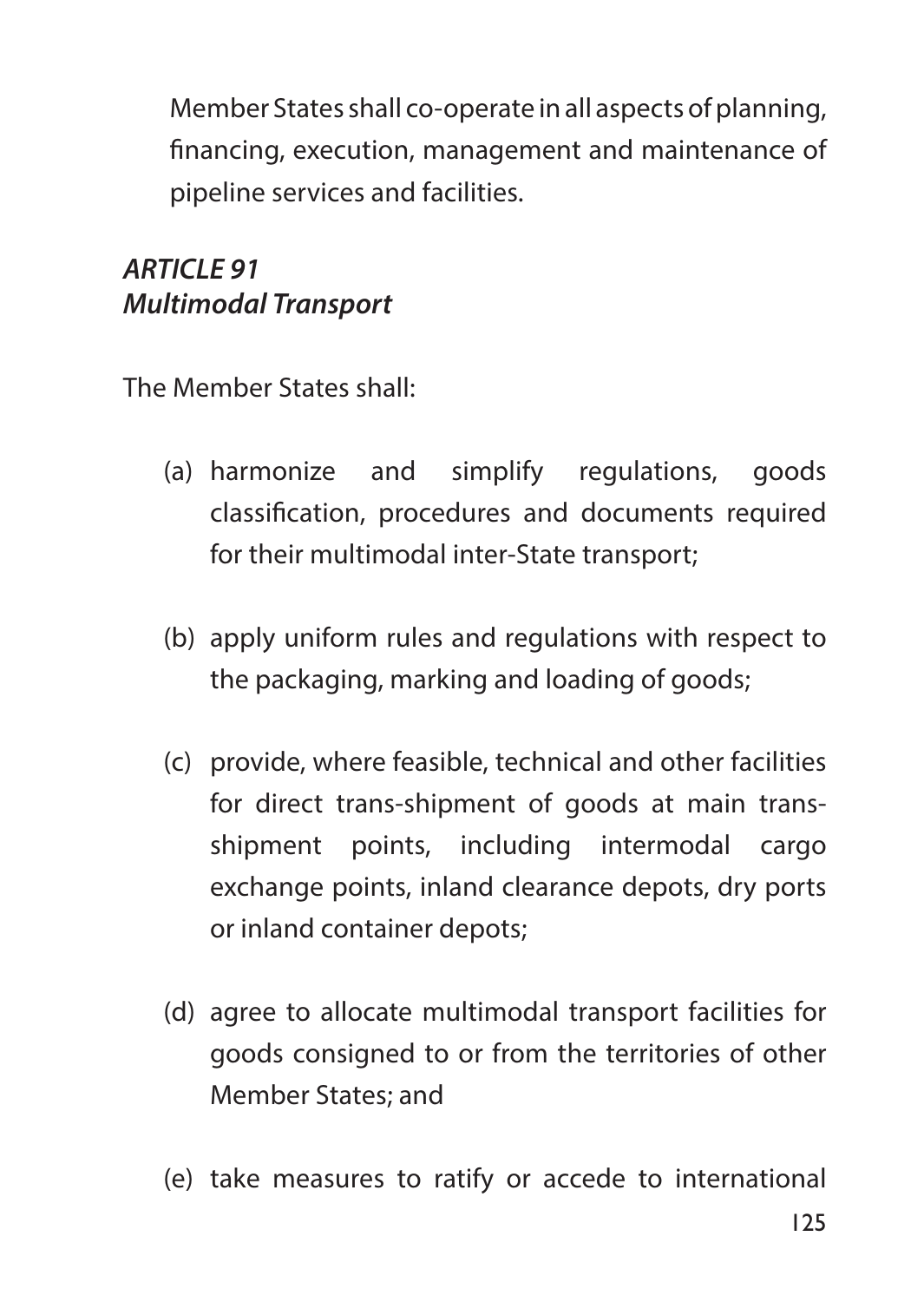Member States shall co-operate in all aspects of planning, financing, execution, management and maintenance of pipeline services and facilities.

### *ARTICLE 91*
### *Multimodal Transport*

The Member States shall:

(a) harmonize and simplify regulations, goods classification, procedures and documents required for their multimodal inter-State transport;

(b) apply uniform rules and regulations with respect to the packaging, marking and loading of goods;

(c) provide, where feasible, technical and other facilities for direct trans-shipment of goods at main trans-shipment points, including intermodal cargo exchange points, inland clearance depots, dry ports or inland container depots;

(d) agree to allocate multimodal transport facilities for goods consigned to or from the territories of other Member States; and

(e) take measures to ratify or accede to international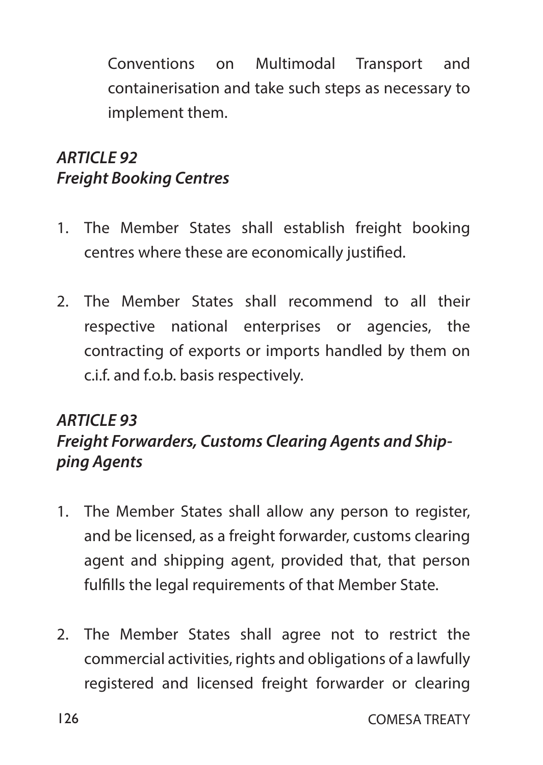Conventions on Multimodal Transport and containerisation and take such steps as necessary to implement them.

### *ARTICLE 92*
### *Freight Booking Centres*

1. The Member States shall establish freight booking centres where these are economically justified.

2. The Member States shall recommend to all their respective national enterprises or agencies, the contracting of exports or imports handled by them on c.i.f. and f.o.b. basis respectively.

### *ARTICLE 93*
### *Freight Forwarders, Customs Clearing Agents and Shipping Agents*

1. The Member States shall allow any person to register, and be licensed, as a freight forwarder, customs clearing agent and shipping agent, provided that, that person fulfills the legal requirements of that Member State.

2. The Member States shall agree not to restrict the commercial activities, rights and obligations of a lawfully registered and licensed freight forwarder or clearing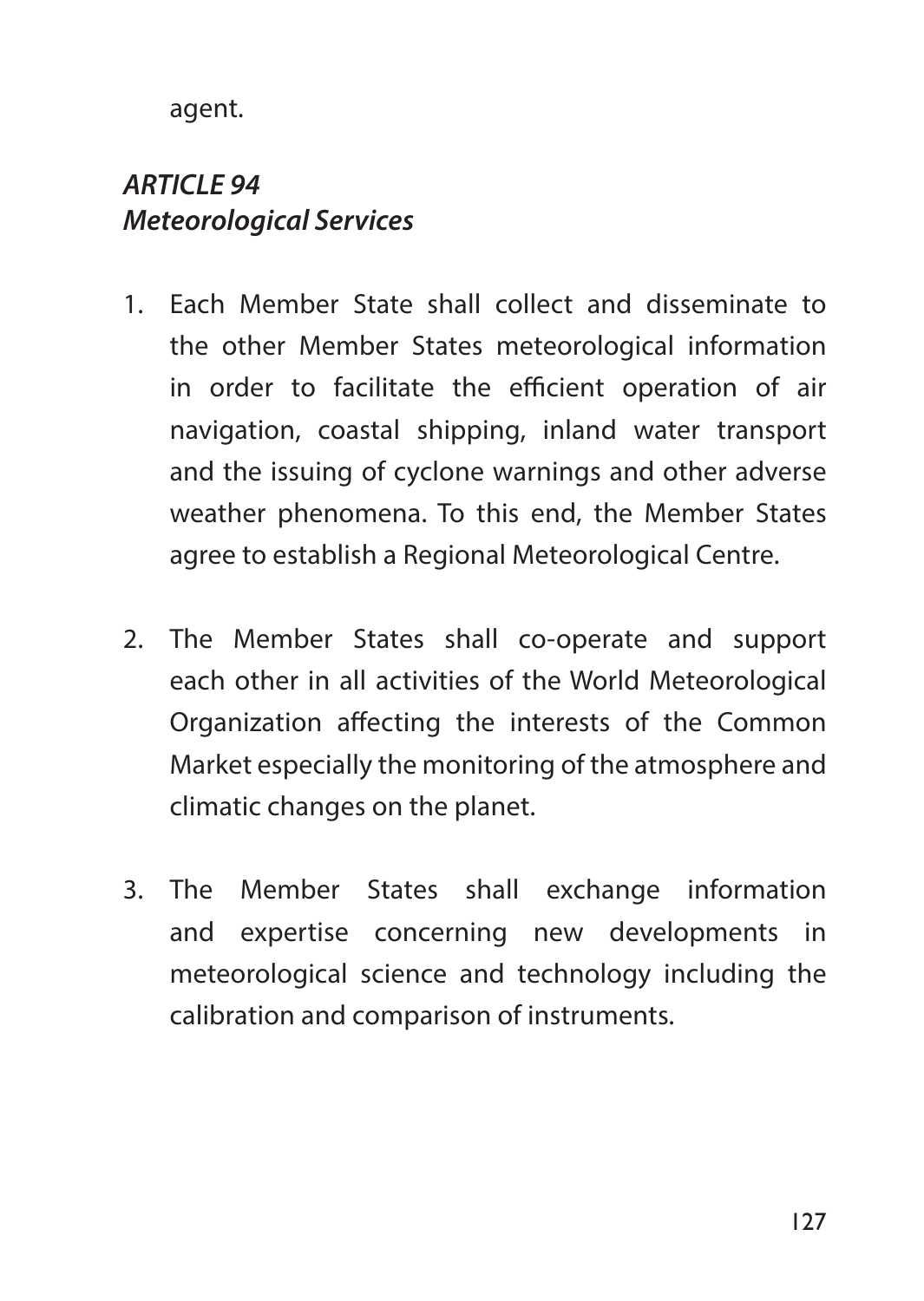agent.

***ARTICLE 94***
***Meteorological Services***

1. Each Member State shall collect and disseminate to the other Member States meteorological information in order to facilitate the efficient operation of air navigation, coastal shipping, inland water transport and the issuing of cyclone warnings and other adverse weather phenomena. To this end, the Member States agree to establish a Regional Meteorological Centre.

2. The Member States shall co-operate and support each other in all activities of the World Meteorological Organization affecting the interests of the Common Market especially the monitoring of the atmosphere and climatic changes on the planet.

3. The Member States shall exchange information and expertise concerning new developments in meteorological science and technology including the calibration and comparison of instruments.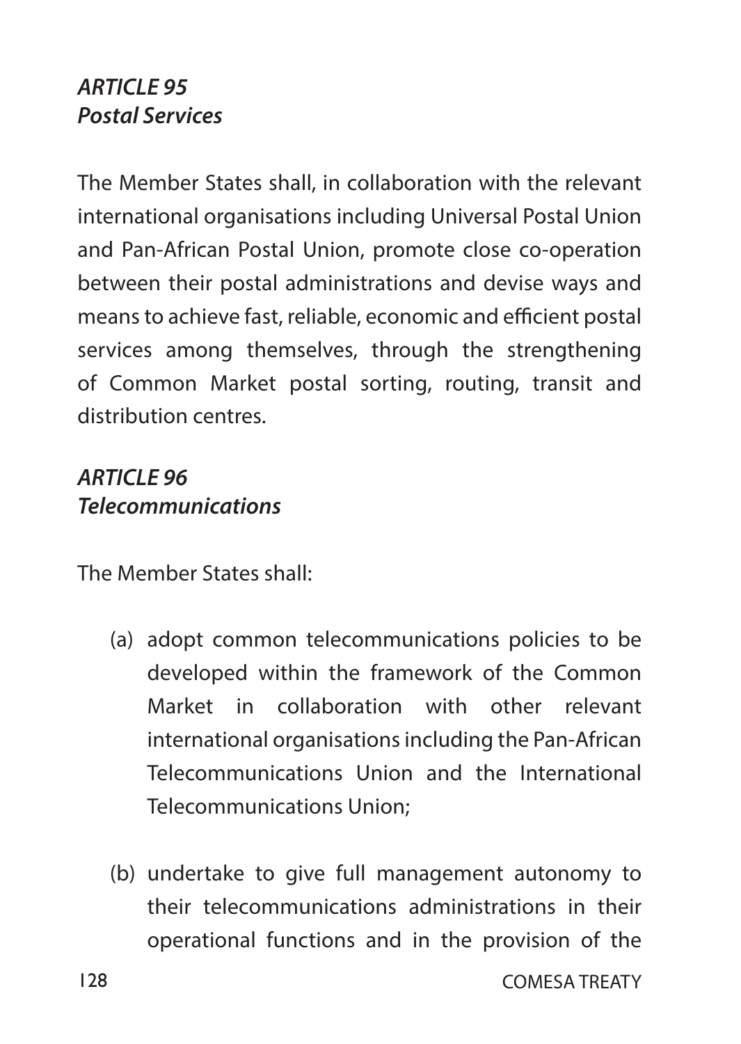### *ARTICLE 95*
### *Postal Services*

The Member States shall, in collaboration with the relevant international organisations including Universal Postal Union and Pan-African Postal Union, promote close co-operation between their postal administrations and devise ways and means to achieve fast, reliable, economic and efficient postal services among themselves, through the strengthening of Common Market postal sorting, routing, transit and distribution centres.

### *ARTICLE 96*
### *Telecommunications*

The Member States shall:

(a) adopt common telecommunications policies to be developed within the framework of the Common Market in collaboration with other relevant international organisations including the Pan-African Telecommunications Union and the International Telecommunications Union;

(b) undertake to give full management autonomy to their telecommunications administrations in their operational functions and in the provision of the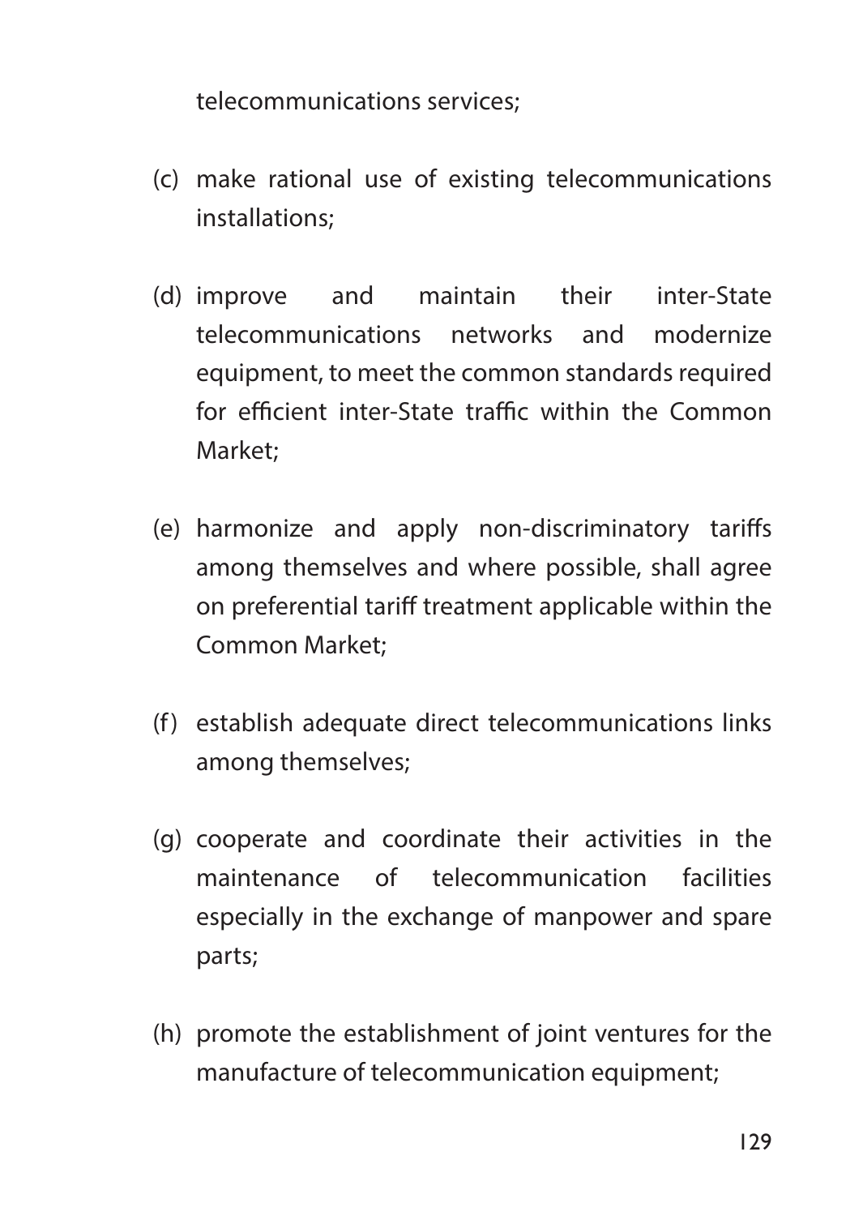telecommunications services;

(c) make rational use of existing telecommunications installations;

(d) improve and maintain their inter-State telecommunications networks and modernize equipment, to meet the common standards required for efficient inter-State traffic within the Common Market;

(e) harmonize and apply non-discriminatory tariffs among themselves and where possible, shall agree on preferential tariff treatment applicable within the Common Market;

(f) establish adequate direct telecommunications links among themselves;

(g) cooperate and coordinate their activities in the maintenance of telecommunication facilities especially in the exchange of manpower and spare parts;

(h) promote the establishment of joint ventures for the manufacture of telecommunication equipment;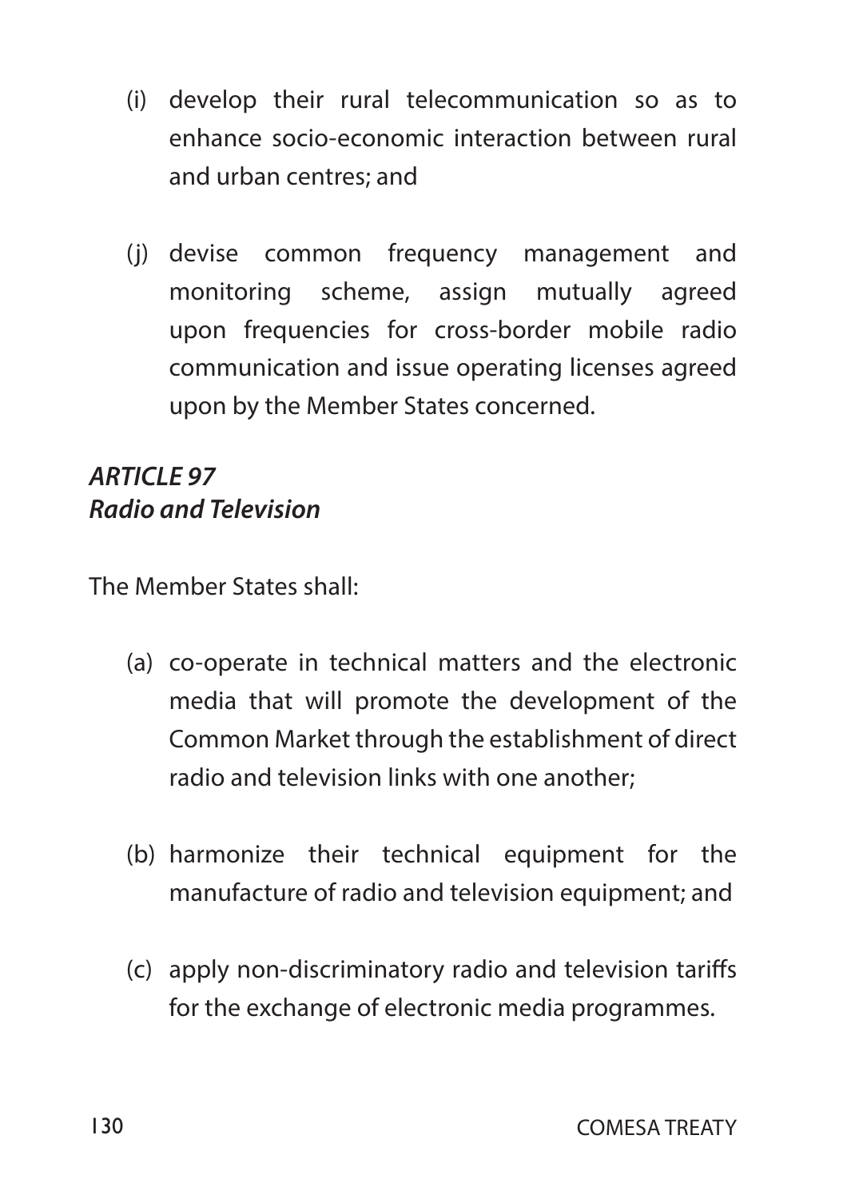(i) develop their rural telecommunication so as to enhance socio-economic interaction between rural and urban centres; and

(j) devise common frequency management and monitoring scheme, assign mutually agreed upon frequencies for cross-border mobile radio communication and issue operating licenses agreed upon by the Member States concerned.

***ARTICLE 97***
***Radio and Television***

The Member States shall:

(a) co-operate in technical matters and the electronic media that will promote the development of the Common Market through the establishment of direct radio and television links with one another;

(b) harmonize their technical equipment for the manufacture of radio and television equipment; and

(c) apply non-discriminatory radio and television tariffs for the exchange of electronic media programmes.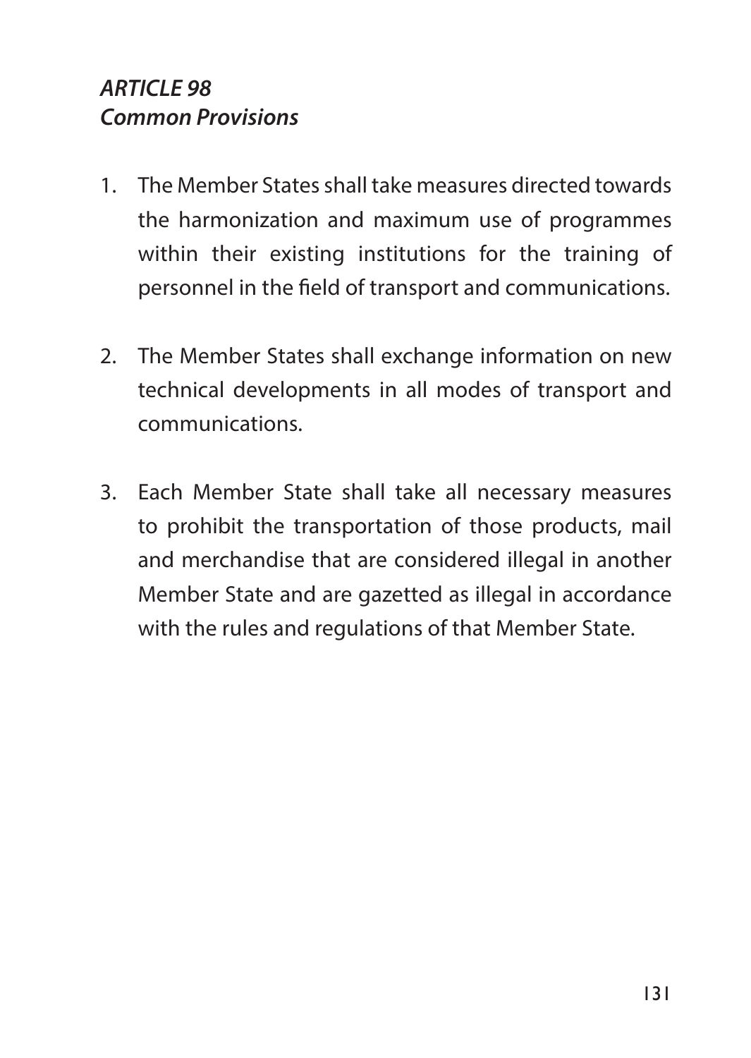***ARTICLE 98***
***Common Provisions***

1. The Member States shall take measures directed towards the harmonization and maximum use of programmes within their existing institutions for the training of personnel in the field of transport and communications.

2. The Member States shall exchange information on new technical developments in all modes of transport and communications.

3. Each Member State shall take all necessary measures to prohibit the transportation of those products, mail and merchandise that are considered illegal in another Member State and are gazetted as illegal in accordance with the rules and regulations of that Member State.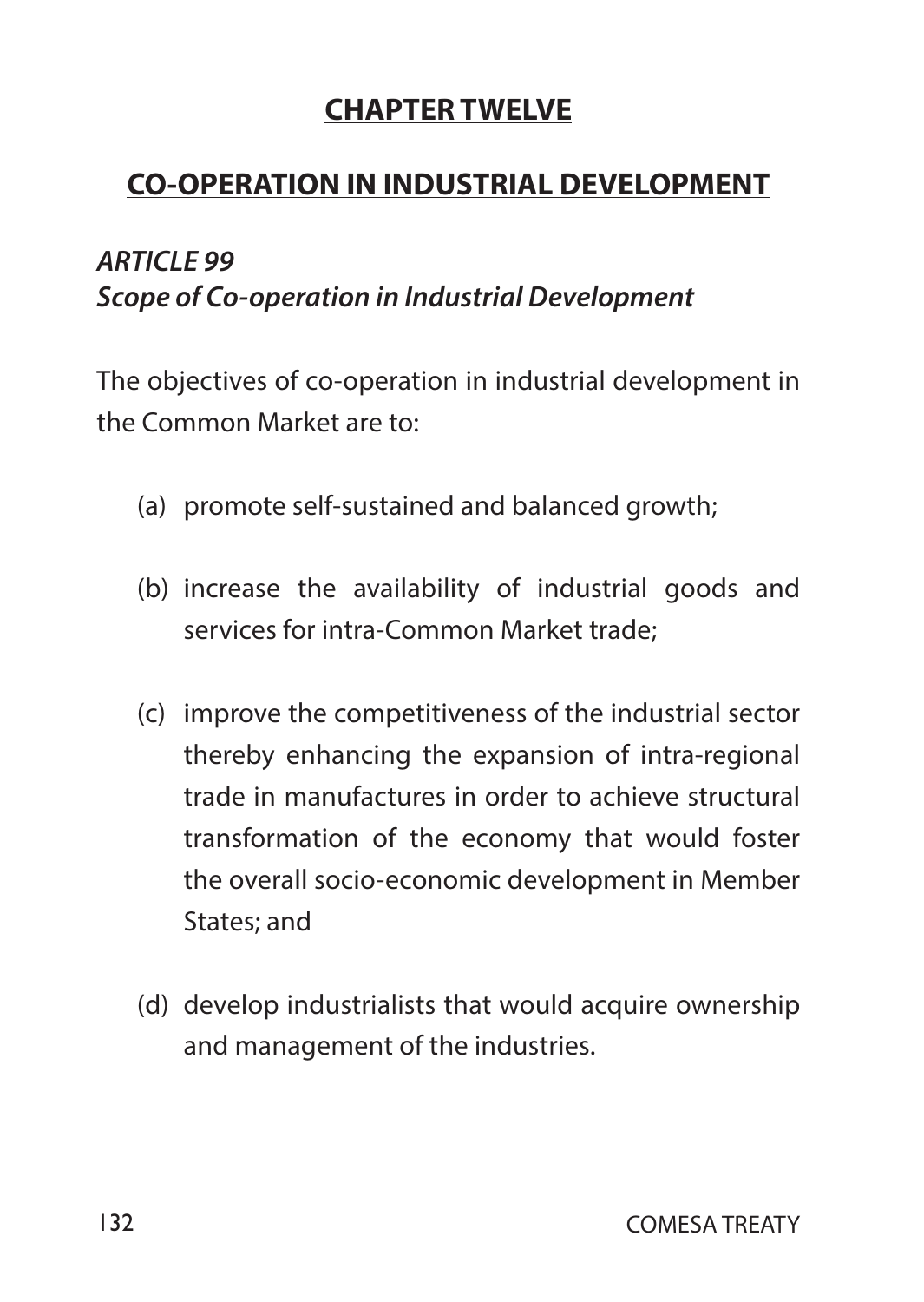## CHAPTER TWELVE

## CO-OPERATION IN INDUSTRIAL DEVELOPMENT

### *ARTICLE 99*
### *Scope of Co-operation in Industrial Development*

The objectives of co-operation in industrial development in the Common Market are to:

(a) promote self-sustained and balanced growth;

(b) increase the availability of industrial goods and services for intra-Common Market trade;

(c) improve the competitiveness of the industrial sector thereby enhancing the expansion of intra-regional trade in manufactures in order to achieve structural transformation of the economy that would foster the overall socio-economic development in Member States; and

(d) develop industrialists that would acquire ownership and management of the industries.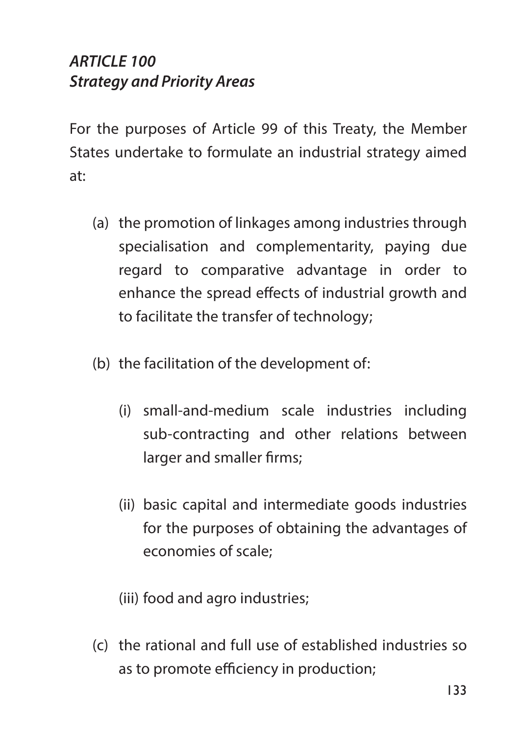### *ARTICLE 100*
### *Strategy and Priority Areas*

For the purposes of Article 99 of this Treaty, the Member States undertake to formulate an industrial strategy aimed at:

(a) the promotion of linkages among industries through specialisation and complementarity, paying due regard to comparative advantage in order to enhance the spread effects of industrial growth and to facilitate the transfer of technology;

(b) the facilitation of the development of:

  (i) small-and-medium scale industries including sub-contracting and other relations between larger and smaller firms;

  (ii) basic capital and intermediate goods industries for the purposes of obtaining the advantages of economies of scale;

  (iii) food and agro industries;

(c) the rational and full use of established industries so as to promote efficiency in production;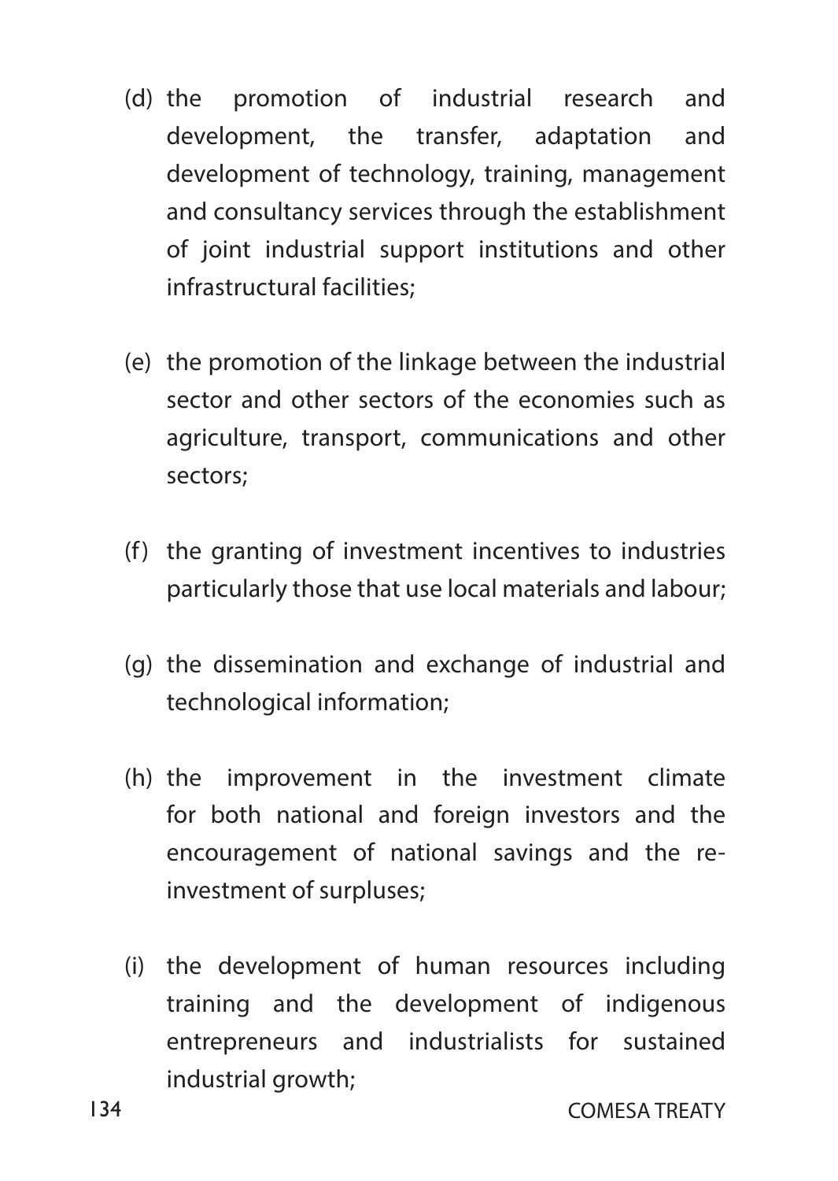(d) the promotion of industrial research and development, the transfer, adaptation and development of technology, training, management and consultancy services through the establishment of joint industrial support institutions and other infrastructural facilities;

(e) the promotion of the linkage between the industrial sector and other sectors of the economies such as agriculture, transport, communications and other sectors;

(f) the granting of investment incentives to industries particularly those that use local materials and labour;

(g) the dissemination and exchange of industrial and technological information;

(h) the improvement in the investment climate for both national and foreign investors and the encouragement of national savings and the re-investment of surpluses;

(i) the development of human resources including training and the development of indigenous entrepreneurs and industrialists for sustained industrial growth;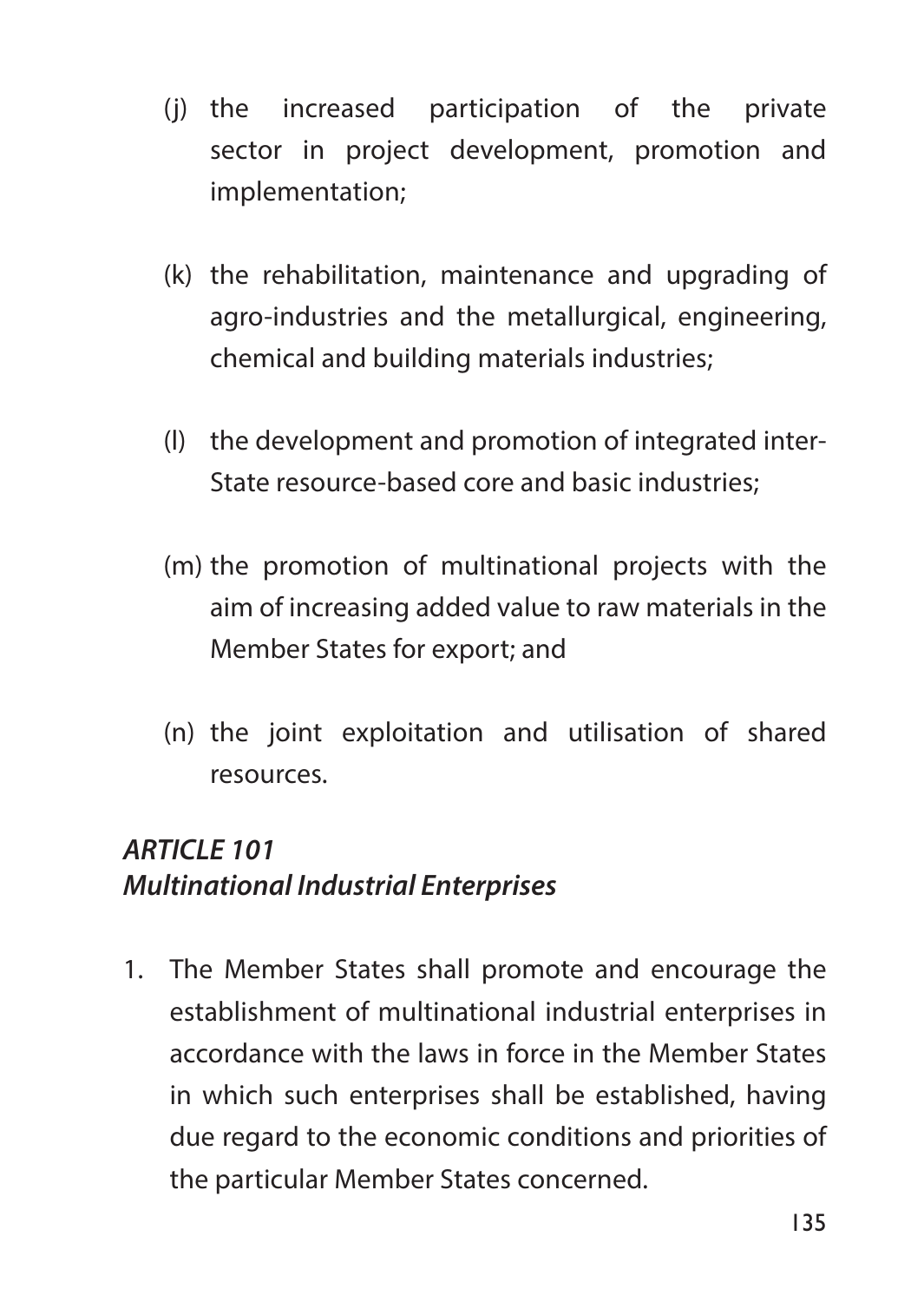(j) the increased participation of the private sector in project development, promotion and implementation;

(k) the rehabilitation, maintenance and upgrading of agro-industries and the metallurgical, engineering, chemical and building materials industries;

(l) the development and promotion of integrated inter-State resource-based core and basic industries;

(m) the promotion of multinational projects with the aim of increasing added value to raw materials in the Member States for export; and

(n) the joint exploitation and utilisation of shared resources.

### *ARTICLE 101*
### *Multinational Industrial Enterprises*

1. The Member States shall promote and encourage the establishment of multinational industrial enterprises in accordance with the laws in force in the Member States in which such enterprises shall be established, having due regard to the economic conditions and priorities of the particular Member States concerned.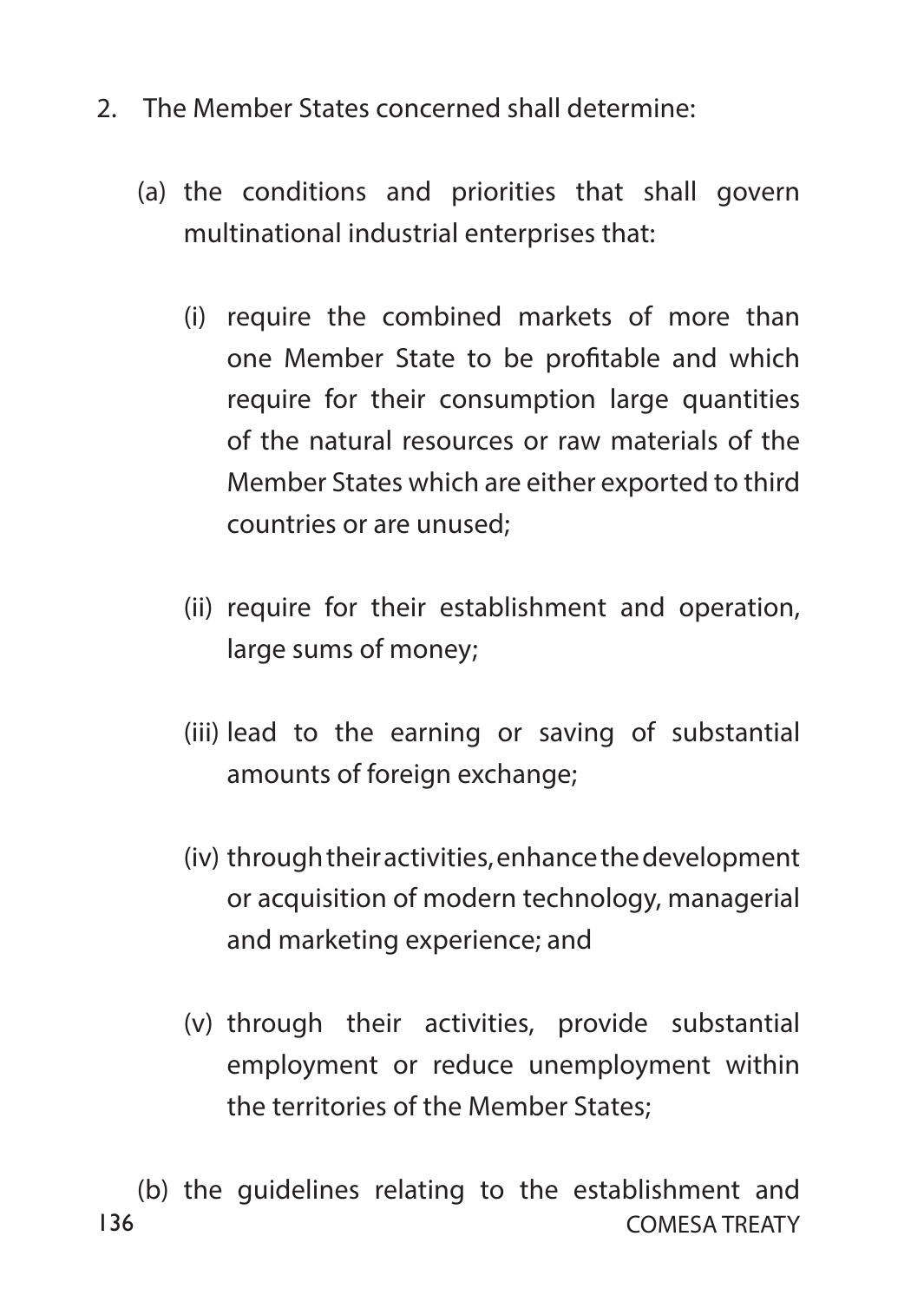2. The Member States concerned shall determine:

   (a) the conditions and priorities that shall govern multinational industrial enterprises that:

      (i) require the combined markets of more than one Member State to be profitable and which require for their consumption large quantities of the natural resources or raw materials of the Member States which are either exported to third countries or are unused;

      (ii) require for their establishment and operation, large sums of money;

      (iii) lead to the earning or saving of substantial amounts of foreign exchange;

      (iv) through their activities, enhance the development or acquisition of modern technology, managerial and marketing experience; and

      (v) through their activities, provide substantial employment or reduce unemployment within the territories of the Member States;

   (b) the guidelines relating to the establishment and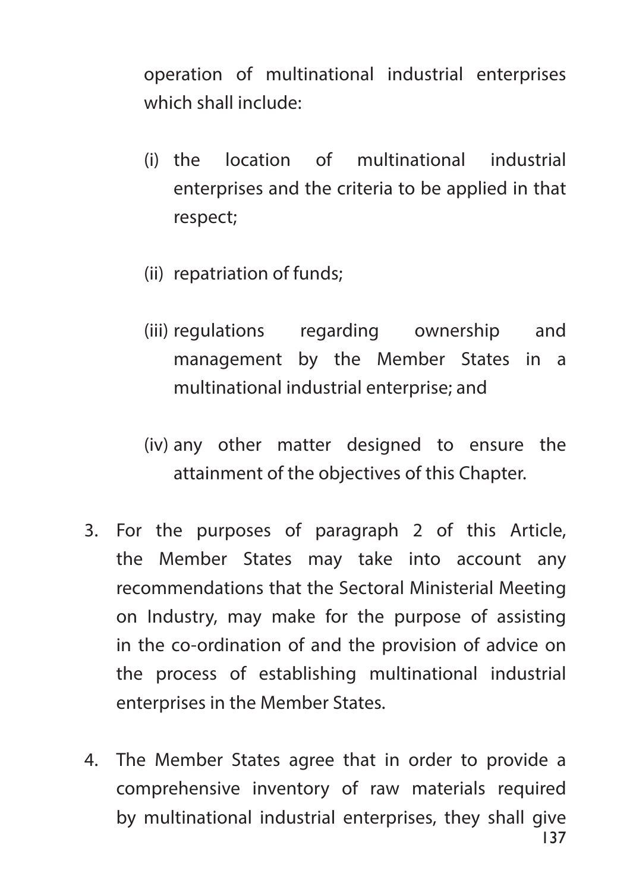operation of multinational industrial enterprises which shall include:

   (i) the location of multinational industrial enterprises and the criteria to be applied in that respect;

   (ii) repatriation of funds;

   (iii) regulations regarding ownership and management by the Member States in a multinational industrial enterprise; and

   (iv) any other matter designed to ensure the attainment of the objectives of this Chapter.

3. For the purposes of paragraph 2 of this Article, the Member States may take into account any recommendations that the Sectoral Ministerial Meeting on Industry, may make for the purpose of assisting in the co-ordination of and the provision of advice on the process of establishing multinational industrial enterprises in the Member States.

4. The Member States agree that in order to provide a comprehensive inventory of raw materials required by multinational industrial enterprises, they shall give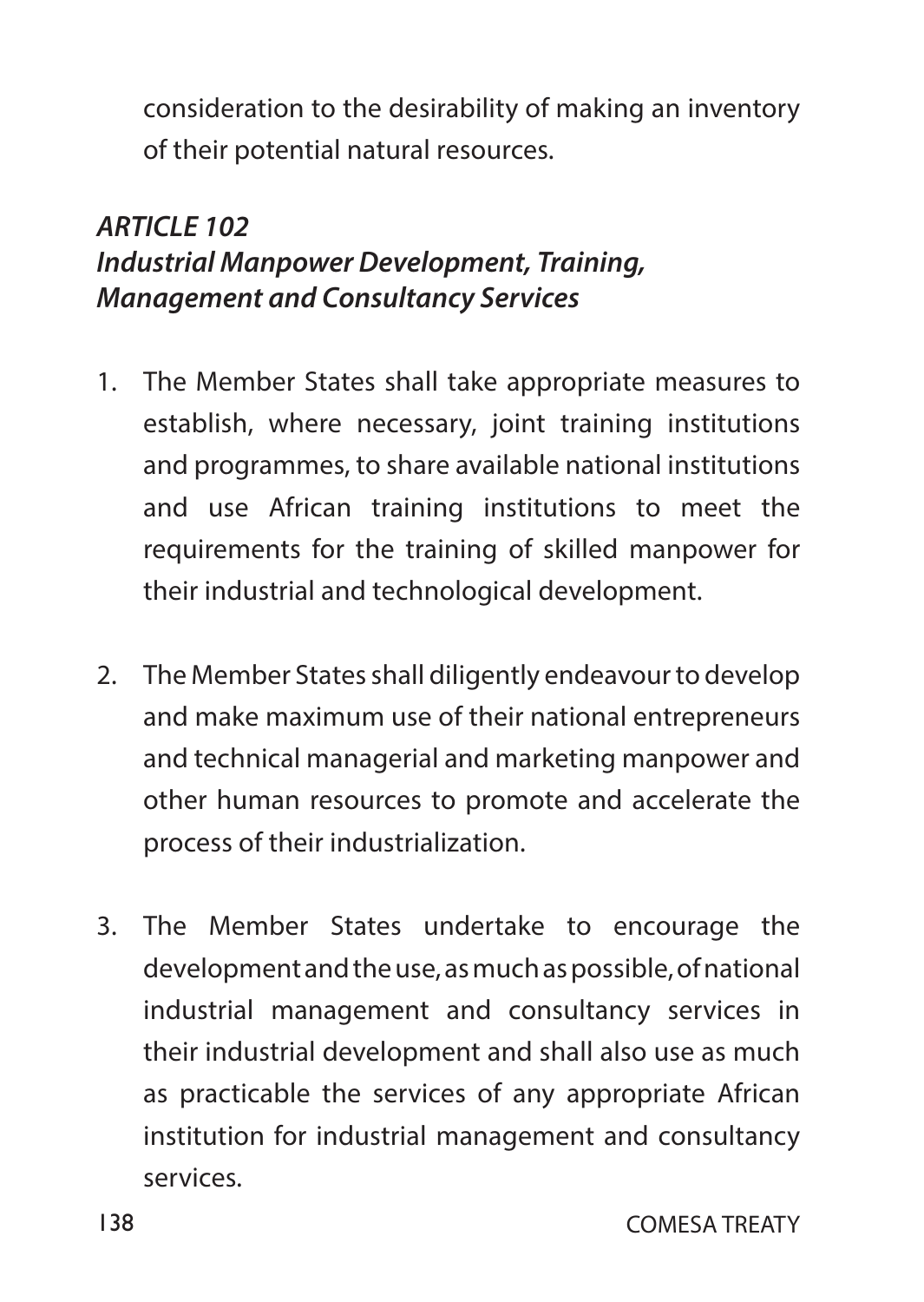consideration to the desirability of making an inventory of their potential natural resources.

### *ARTICLE 102*
### *Industrial Manpower Development, Training, Management and Consultancy Services*

1. The Member States shall take appropriate measures to establish, where necessary, joint training institutions and programmes, to share available national institutions and use African training institutions to meet the requirements for the training of skilled manpower for their industrial and technological development.

2. The Member States shall diligently endeavour to develop and make maximum use of their national entrepreneurs and technical managerial and marketing manpower and other human resources to promote and accelerate the process of their industrialization.

3. The Member States undertake to encourage the development and the use, as much as possible, of national industrial management and consultancy services in their industrial development and shall also use as much as practicable the services of any appropriate African institution for industrial management and consultancy services.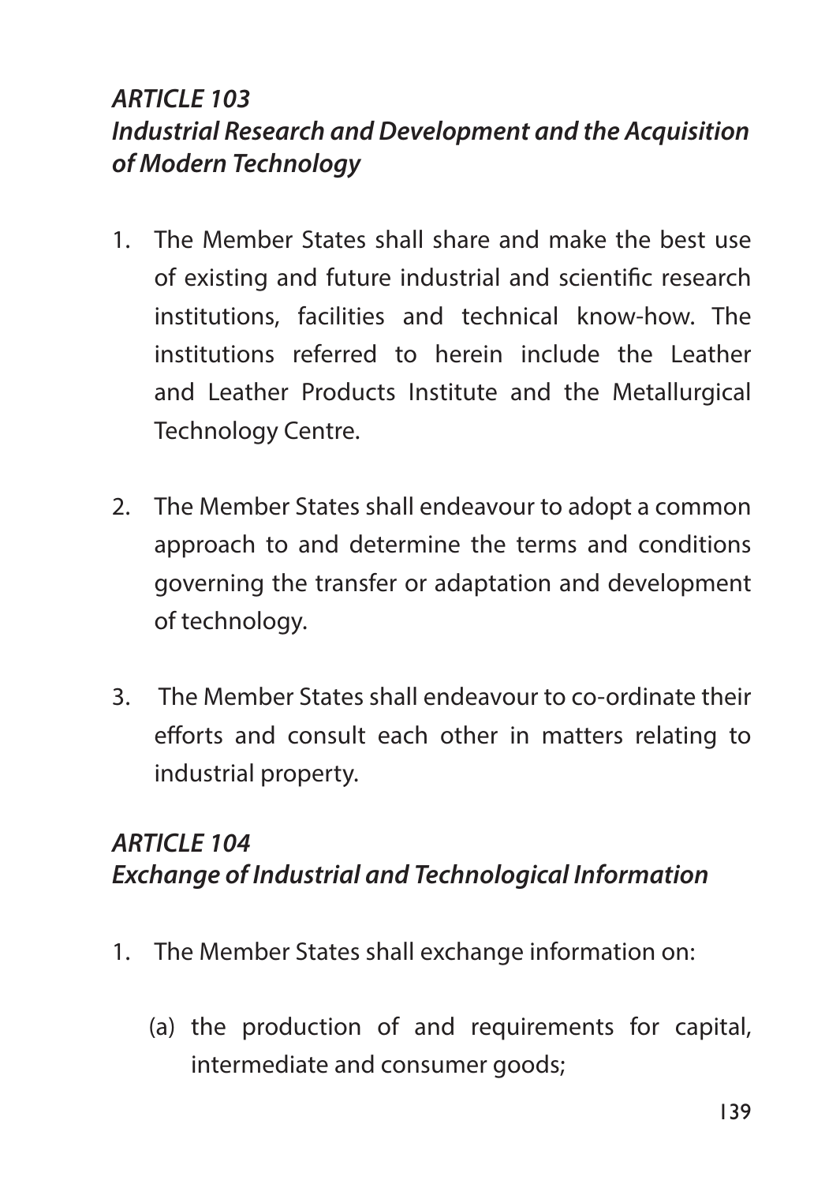### *ARTICLE 103*
### *Industrial Research and Development and the Acquisition of Modern Technology*

1. The Member States shall share and make the best use of existing and future industrial and scientific research institutions, facilities and technical know-how. The institutions referred to herein include the Leather and Leather Products Institute and the Metallurgical Technology Centre.

2. The Member States shall endeavour to adopt a common approach to and determine the terms and conditions governing the transfer or adaptation and development of technology.

3. The Member States shall endeavour to co-ordinate their efforts and consult each other in matters relating to industrial property.

### *ARTICLE 104*
### *Exchange of Industrial and Technological Information*

1. The Member States shall exchange information on:

   (a) the production of and requirements for capital, intermediate and consumer goods;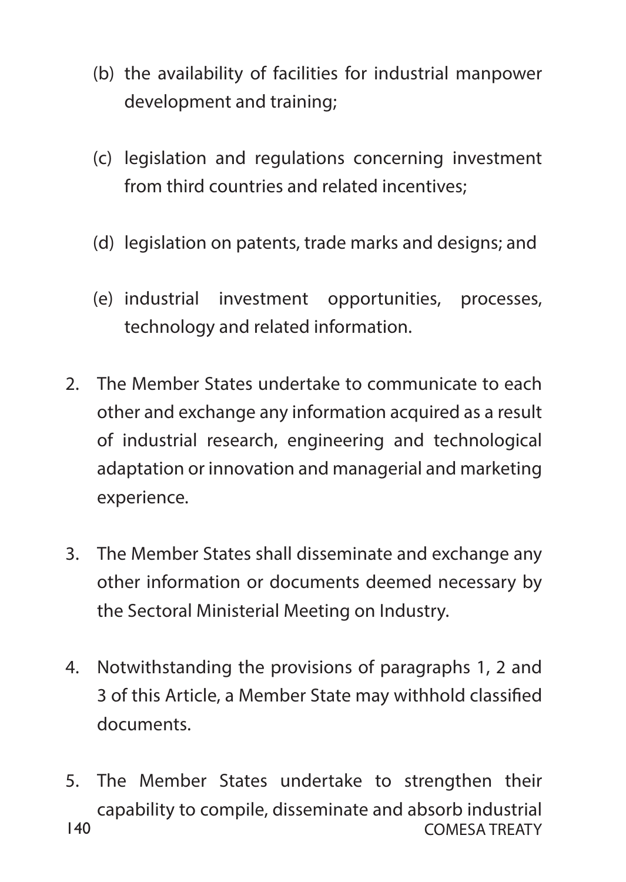(b) the availability of facilities for industrial manpower development and training;

(c) legislation and regulations concerning investment from third countries and related incentives;

(d) legislation on patents, trade marks and designs; and

(e) industrial investment opportunities, processes, technology and related information.

2. The Member States undertake to communicate to each other and exchange any information acquired as a result of industrial research, engineering and technological adaptation or innovation and managerial and marketing experience.

3. The Member States shall disseminate and exchange any other information or documents deemed necessary by the Sectoral Ministerial Meeting on Industry.

4. Notwithstanding the provisions of paragraphs 1, 2 and 3 of this Article, a Member State may withhold classified documents.

5. The Member States undertake to strengthen their capability to compile, disseminate and absorb industrial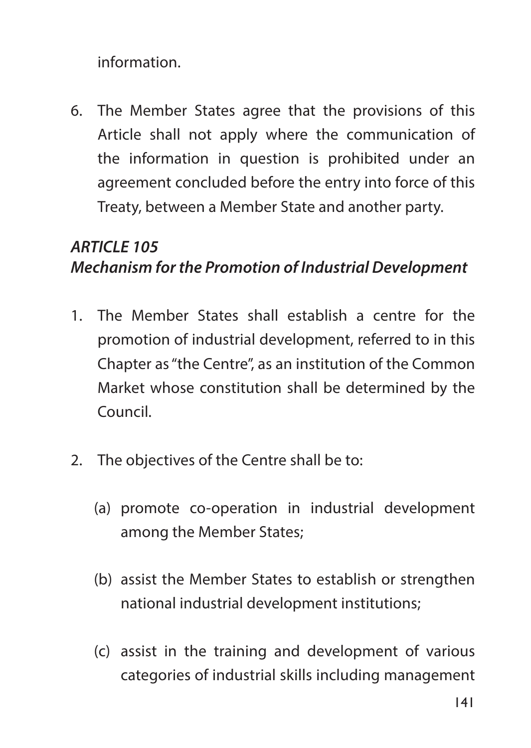information.

6. The Member States agree that the provisions of this Article shall not apply where the communication of the information in question is prohibited under an agreement concluded before the entry into force of this Treaty, between a Member State and another party.

### *ARTICLE 105*
### *Mechanism for the Promotion of Industrial Development*

1. The Member States shall establish a centre for the promotion of industrial development, referred to in this Chapter as "the Centre", as an institution of the Common Market whose constitution shall be determined by the Council.

2. The objectives of the Centre shall be to:

   (a) promote co-operation in industrial development among the Member States;

   (b) assist the Member States to establish or strengthen national industrial development institutions;

   (c) assist in the training and development of various categories of industrial skills including management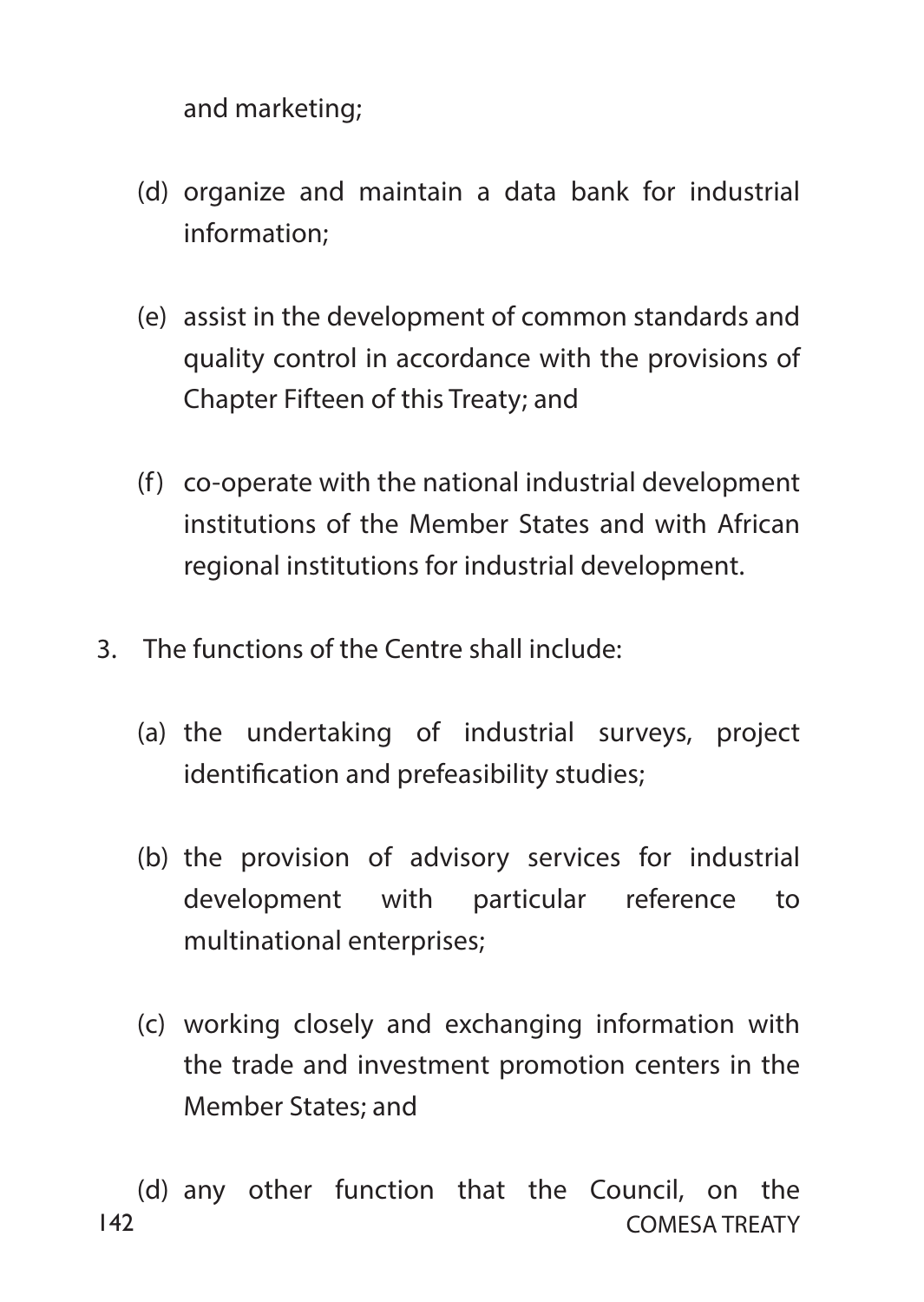and marketing;

(d) organize and maintain a data bank for industrial information;

(e) assist in the development of common standards and quality control in accordance with the provisions of Chapter Fifteen of this Treaty; and

(f) co-operate with the national industrial development institutions of the Member States and with African regional institutions for industrial development.

3. The functions of the Centre shall include:

(a) the undertaking of industrial surveys, project identification and prefeasibility studies;

(b) the provision of advisory services for industrial development with particular reference to multinational enterprises;

(c) working closely and exchanging information with the trade and investment promotion centers in the Member States; and

(d) any other function that the Council, on the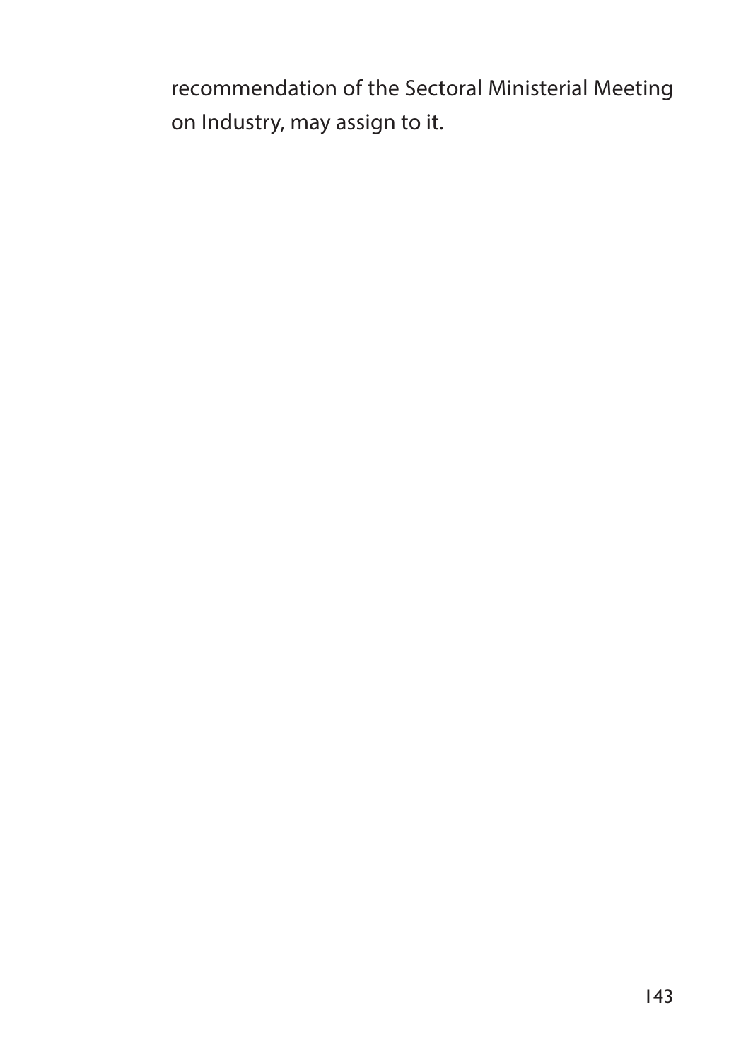recommendation of the Sectoral Ministerial Meeting on Industry, may assign to it.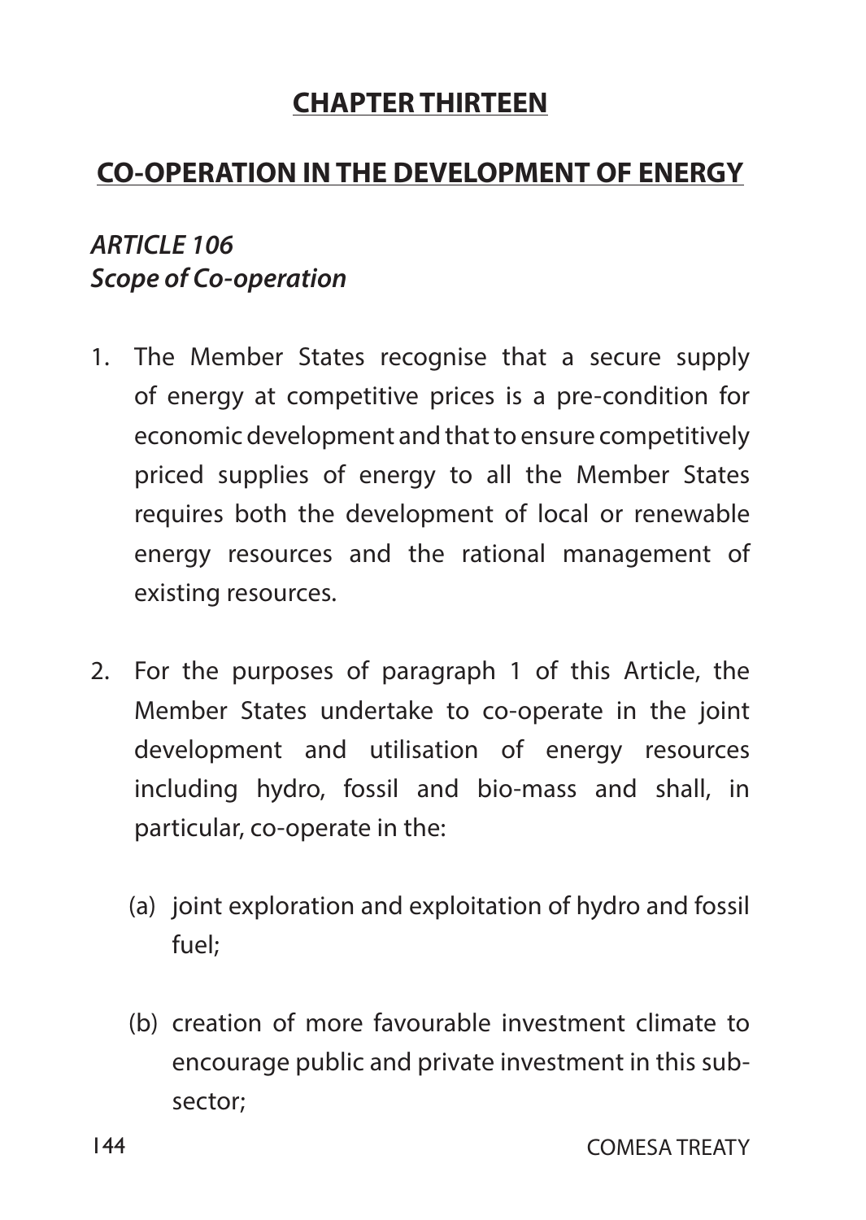## CHAPTER THIRTEEN

## CO-OPERATION IN THE DEVELOPMENT OF ENERGY

### *ARTICLE 106*
### *Scope of Co-operation*

1. The Member States recognise that a secure supply of energy at competitive prices is a pre-condition for economic development and that to ensure competitively priced supplies of energy to all the Member States requires both the development of local or renewable energy resources and the rational management of existing resources.

2. For the purposes of paragraph 1 of this Article, the Member States undertake to co-operate in the joint development and utilisation of energy resources including hydro, fossil and bio-mass and shall, in particular, co-operate in the:

   (a) joint exploration and exploitation of hydro and fossil fuel;

   (b) creation of more favourable investment climate to encourage public and private investment in this sub-sector;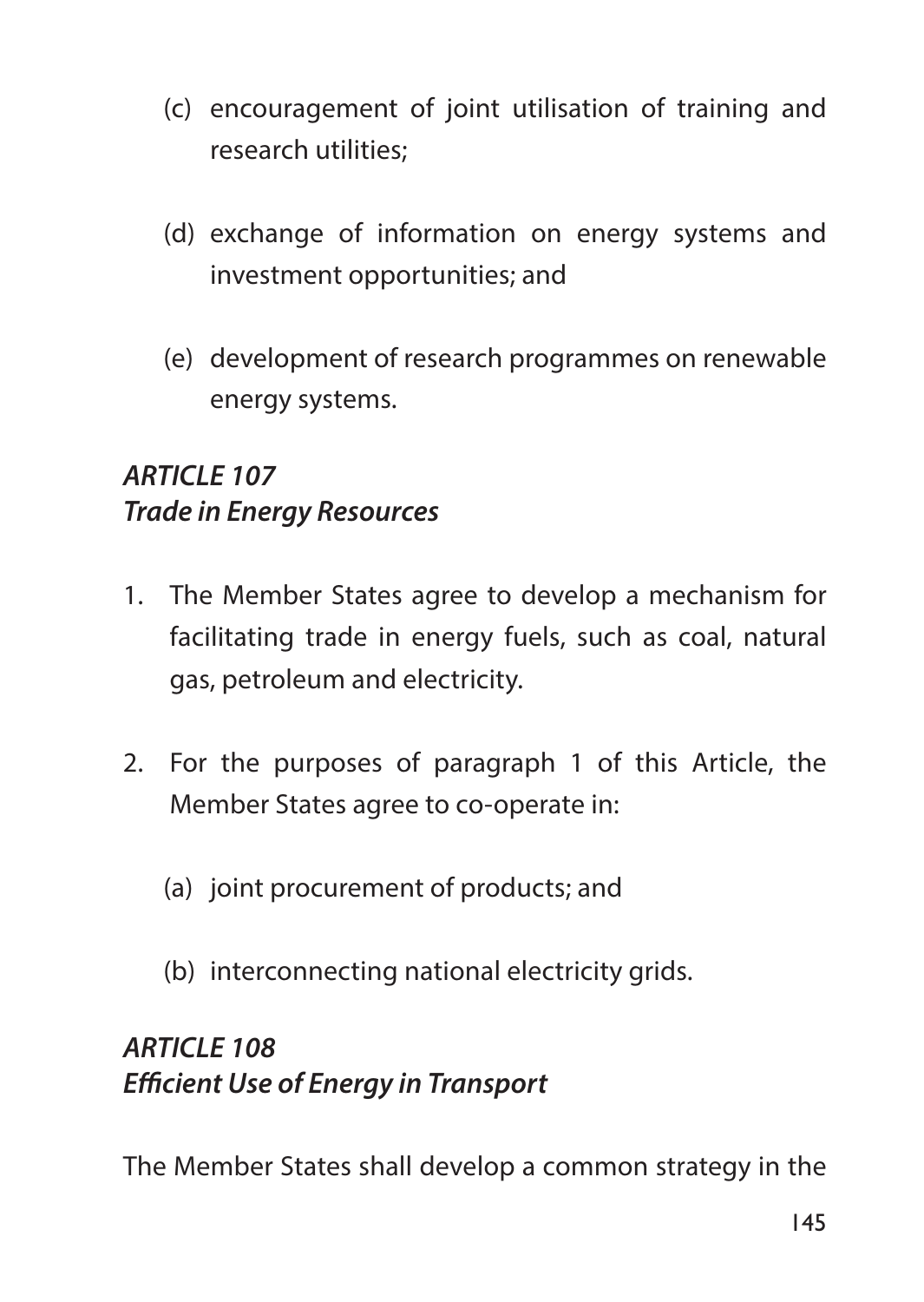(c) encouragement of joint utilisation of training and research utilities;

(d) exchange of information on energy systems and investment opportunities; and

(e) development of research programmes on renewable energy systems.

### *ARTICLE 107*
### *Trade in Energy Resources*

1. The Member States agree to develop a mechanism for facilitating trade in energy fuels, such as coal, natural gas, petroleum and electricity.

2. For the purposes of paragraph 1 of this Article, the Member States agree to co-operate in:

   (a) joint procurement of products; and

   (b) interconnecting national electricity grids.

### *ARTICLE 108*
### *Efficient Use of Energy in Transport*

The Member States shall develop a common strategy in the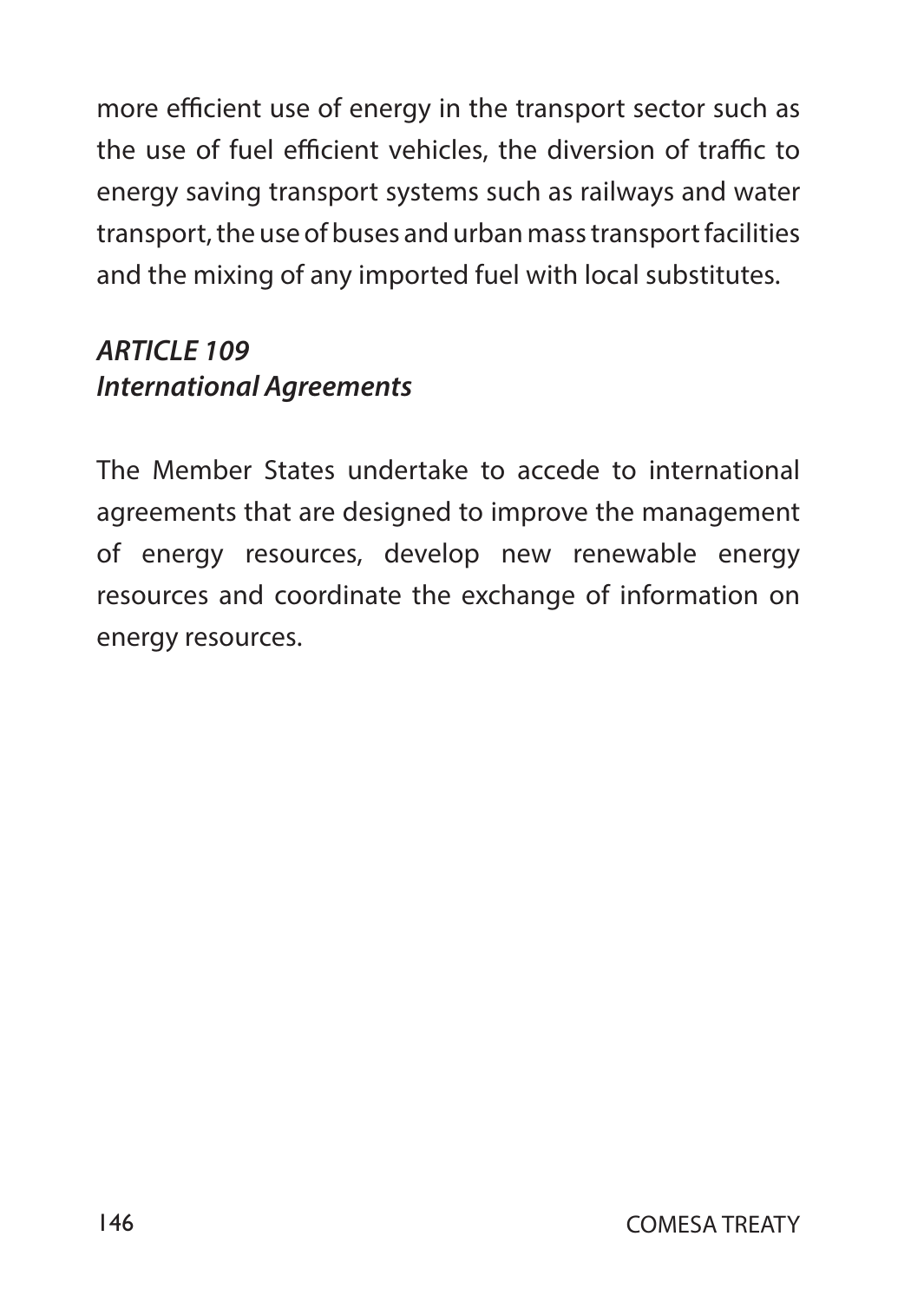more efficient use of energy in the transport sector such as the use of fuel efficient vehicles, the diversion of traffic to energy saving transport systems such as railways and water transport, the use of buses and urban mass transport facilities and the mixing of any imported fuel with local substitutes.

### *ARTICLE 109*
### *International Agreements*

The Member States undertake to accede to international agreements that are designed to improve the management of energy resources, develop new renewable energy resources and coordinate the exchange of information on energy resources.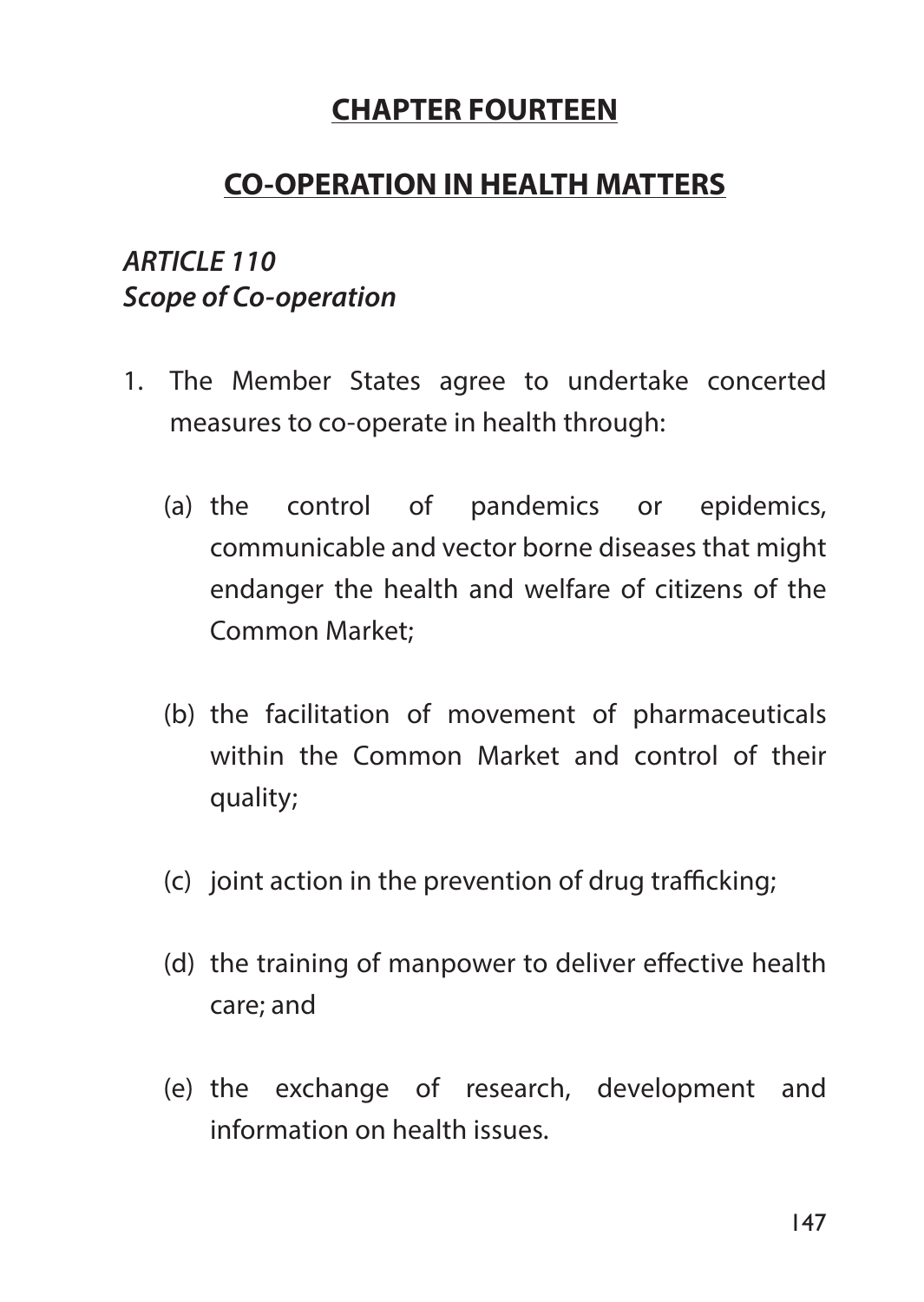# CHAPTER FOURTEEN

## CO-OPERATION IN HEALTH MATTERS

### *ARTICLE 110*
### *Scope of Co-operation*

1. The Member States agree to undertake concerted measures to co-operate in health through:

   (a) the control of pandemics or epidemics, communicable and vector borne diseases that might endanger the health and welfare of citizens of the Common Market;

   (b) the facilitation of movement of pharmaceuticals within the Common Market and control of their quality;

   (c) joint action in the prevention of drug trafficking;

   (d) the training of manpower to deliver effective health care; and

   (e) the exchange of research, development and information on health issues.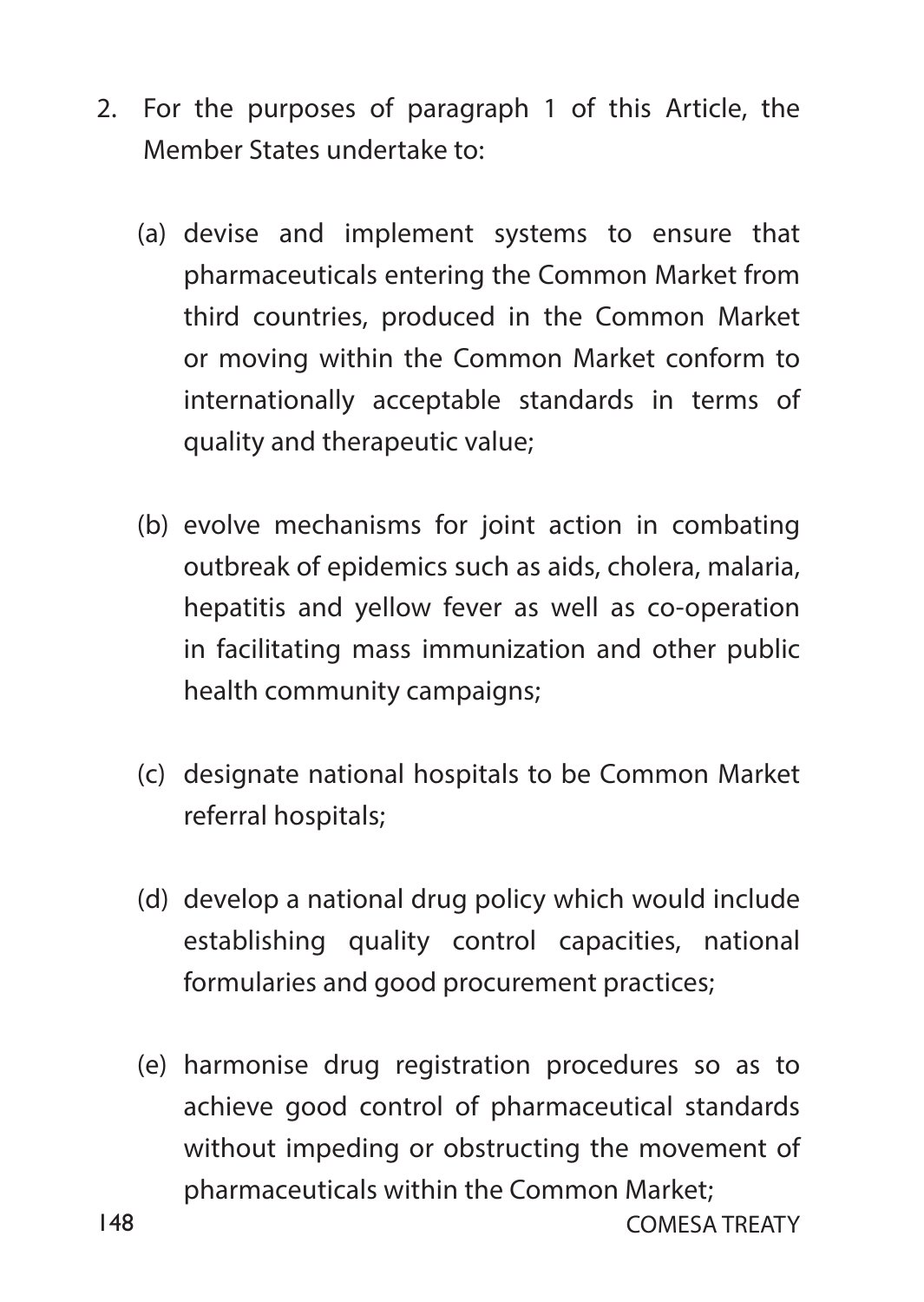2. For the purposes of paragraph 1 of this Article, the Member States undertake to:

   (a) devise and implement systems to ensure that pharmaceuticals entering the Common Market from third countries, produced in the Common Market or moving within the Common Market conform to internationally acceptable standards in terms of quality and therapeutic value;

   (b) evolve mechanisms for joint action in combating outbreak of epidemics such as aids, cholera, malaria, hepatitis and yellow fever as well as co-operation in facilitating mass immunization and other public health community campaigns;

   (c) designate national hospitals to be Common Market referral hospitals;

   (d) develop a national drug policy which would include establishing quality control capacities, national formularies and good procurement practices;

   (e) harmonise drug registration procedures so as to achieve good control of pharmaceutical standards without impeding or obstructing the movement of pharmaceuticals within the Common Market;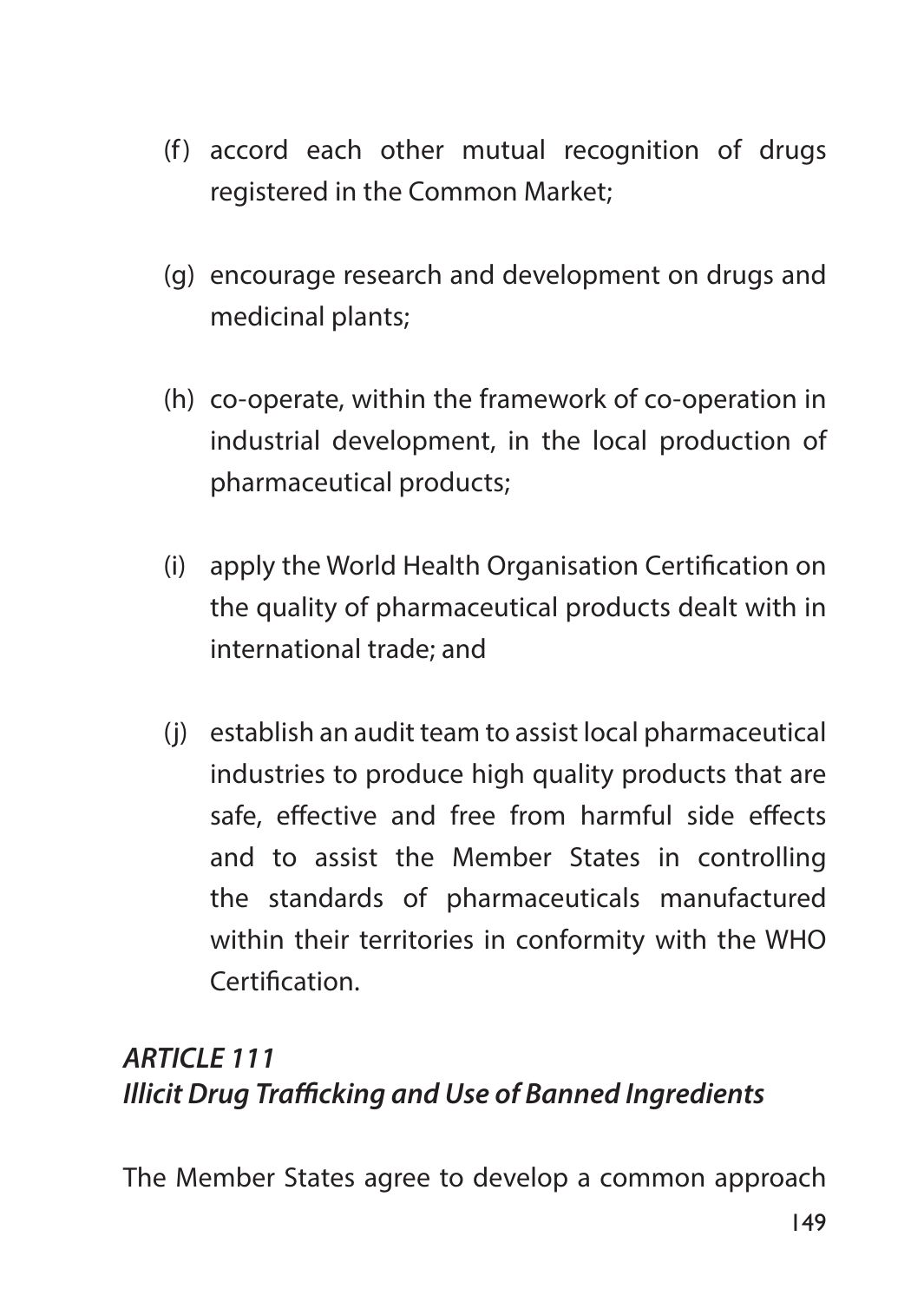(f) accord each other mutual recognition of drugs registered in the Common Market;

(g) encourage research and development on drugs and medicinal plants;

(h) co-operate, within the framework of co-operation in industrial development, in the local production of pharmaceutical products;

(i) apply the World Health Organisation Certification on the quality of pharmaceutical products dealt with in international trade; and

(j) establish an audit team to assist local pharmaceutical industries to produce high quality products that are safe, effective and free from harmful side effects and to assist the Member States in controlling the standards of pharmaceuticals manufactured within their territories in conformity with the WHO Certification.

### *ARTICLE 111*
### *Illicit Drug Trafficking and Use of Banned Ingredients*

The Member States agree to develop a common approach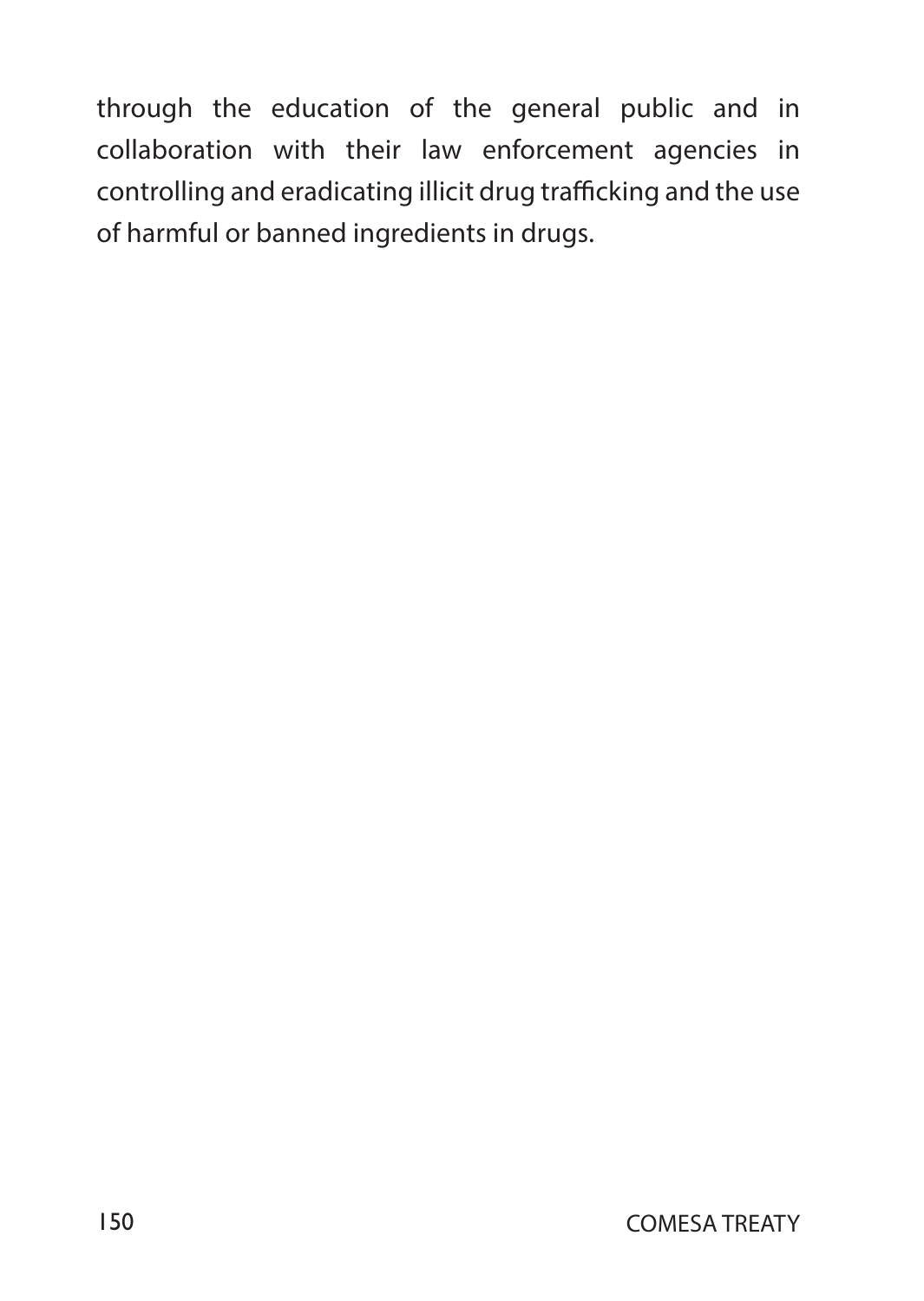through the education of the general public and in collaboration with their law enforcement agencies in controlling and eradicating illicit drug trafficking and the use of harmful or banned ingredients in drugs.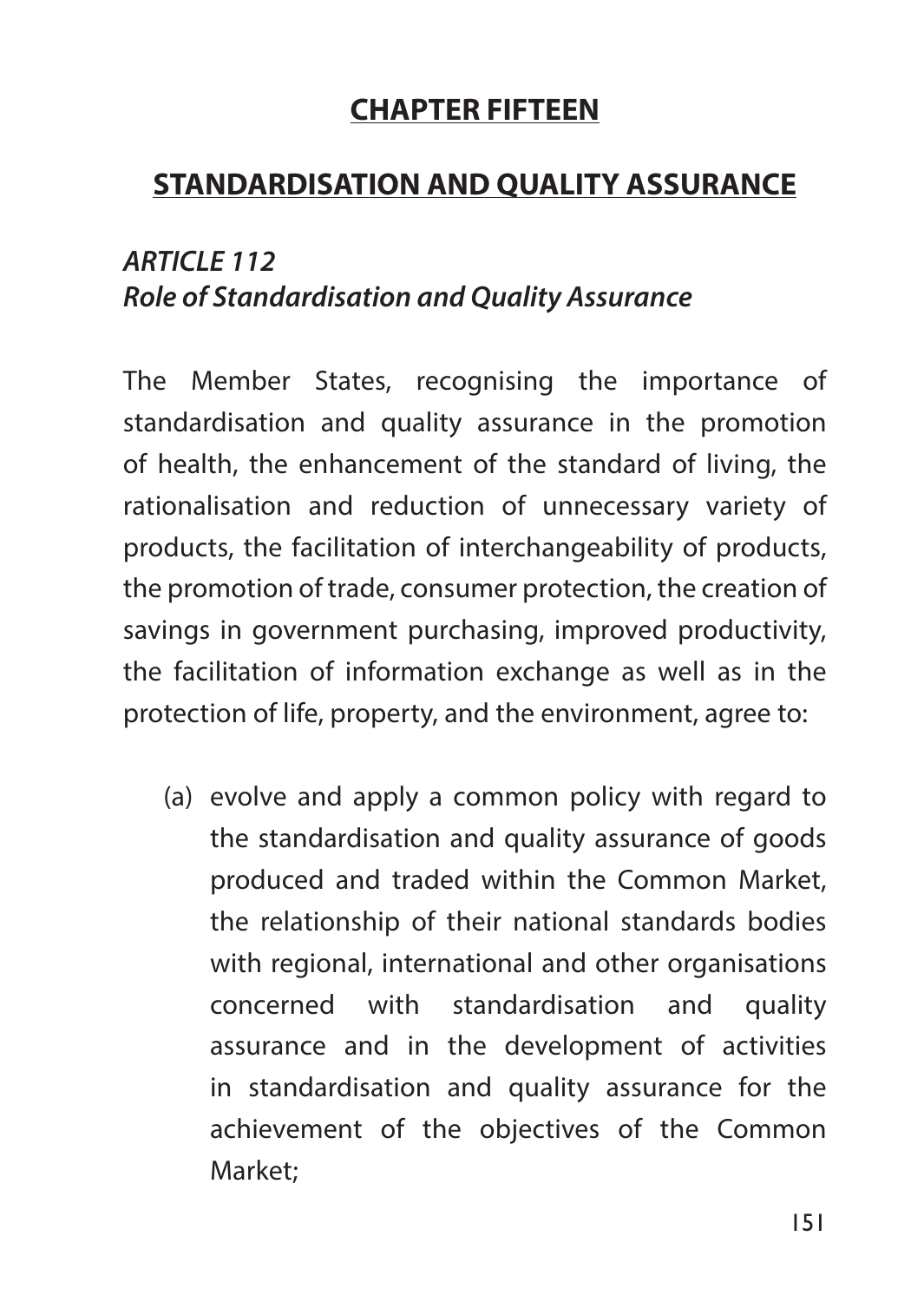# CHAPTER FIFTEEN

## STANDARDISATION AND QUALITY ASSURANCE

### *ARTICLE 112*
### *Role of Standardisation and Quality Assurance*

The Member States, recognising the importance of standardisation and quality assurance in the promotion of health, the enhancement of the standard of living, the rationalisation and reduction of unnecessary variety of products, the facilitation of interchangeability of products, the promotion of trade, consumer protection, the creation of savings in government purchasing, improved productivity, the facilitation of information exchange as well as in the protection of life, property, and the environment, agree to:

(a) evolve and apply a common policy with regard to the standardisation and quality assurance of goods produced and traded within the Common Market, the relationship of their national standards bodies with regional, international and other organisations concerned with standardisation and quality assurance and in the development of activities in standardisation and quality assurance for the achievement of the objectives of the Common Market;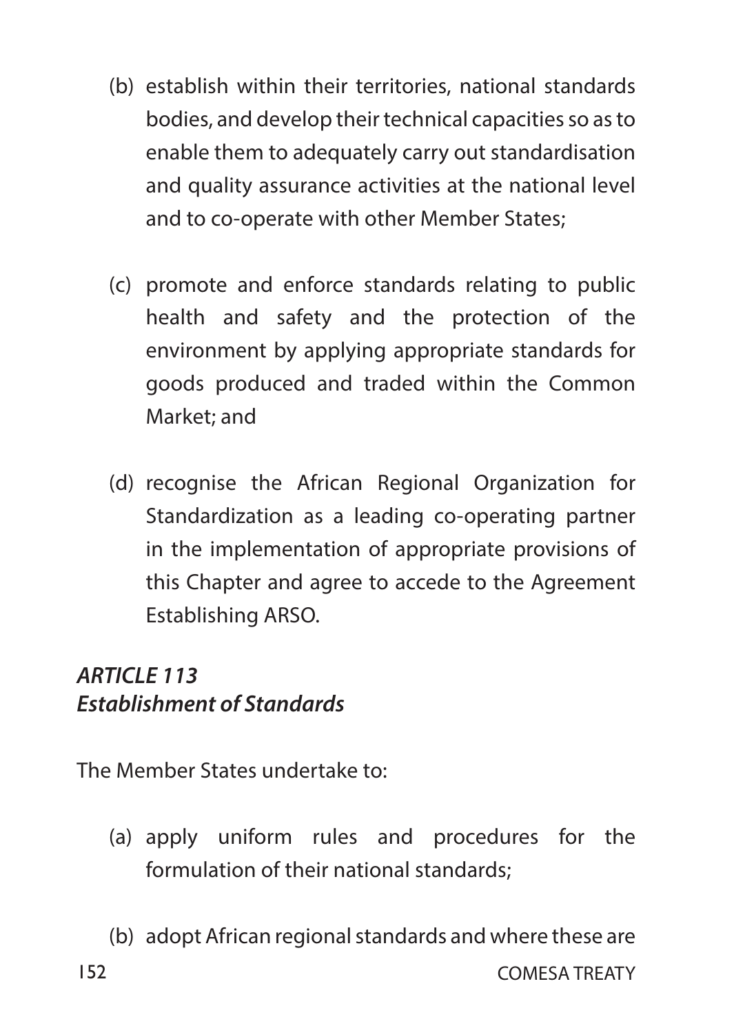(b) establish within their territories, national standards bodies, and develop their technical capacities so as to enable them to adequately carry out standardisation and quality assurance activities at the national level and to co-operate with other Member States;

(c) promote and enforce standards relating to public health and safety and the protection of the environment by applying appropriate standards for goods produced and traded within the Common Market; and

(d) recognise the African Regional Organization for Standardization as a leading co-operating partner in the implementation of appropriate provisions of this Chapter and agree to accede to the Agreement Establishing ARSO.

***ARTICLE 113***
***Establishment of Standards***

The Member States undertake to:

(a) apply uniform rules and procedures for the formulation of their national standards;

(b) adopt African regional standards and where these are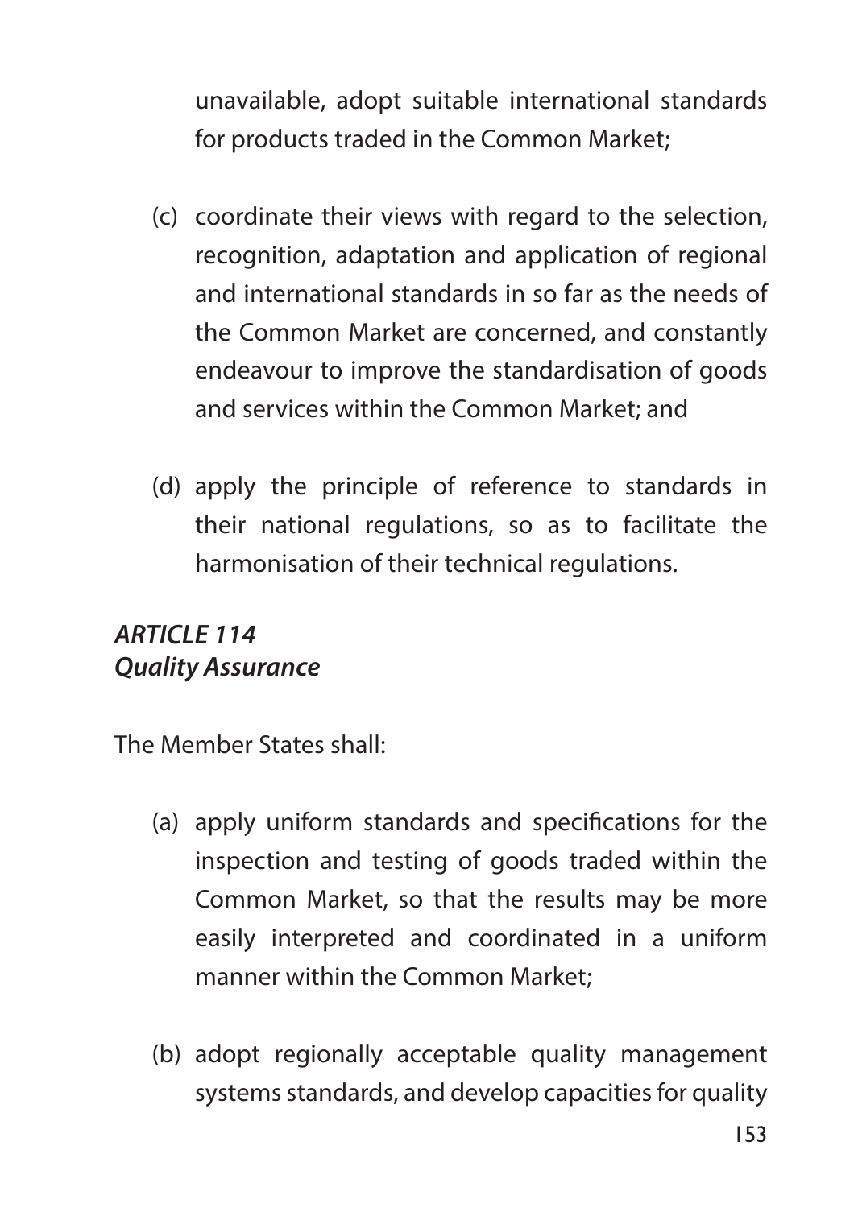unavailable, adopt suitable international standards for products traded in the Common Market;

(c) coordinate their views with regard to the selection, recognition, adaptation and application of regional and international standards in so far as the needs of the Common Market are concerned, and constantly endeavour to improve the standardisation of goods and services within the Common Market; and

(d) apply the principle of reference to standards in their national regulations, so as to facilitate the harmonisation of their technical regulations.

### *ARTICLE 114*
### *Quality Assurance*

The Member States shall:

(a) apply uniform standards and specifications for the inspection and testing of goods traded within the Common Market, so that the results may be more easily interpreted and coordinated in a uniform manner within the Common Market;

(b) adopt regionally acceptable quality management systems standards, and develop capacities for quality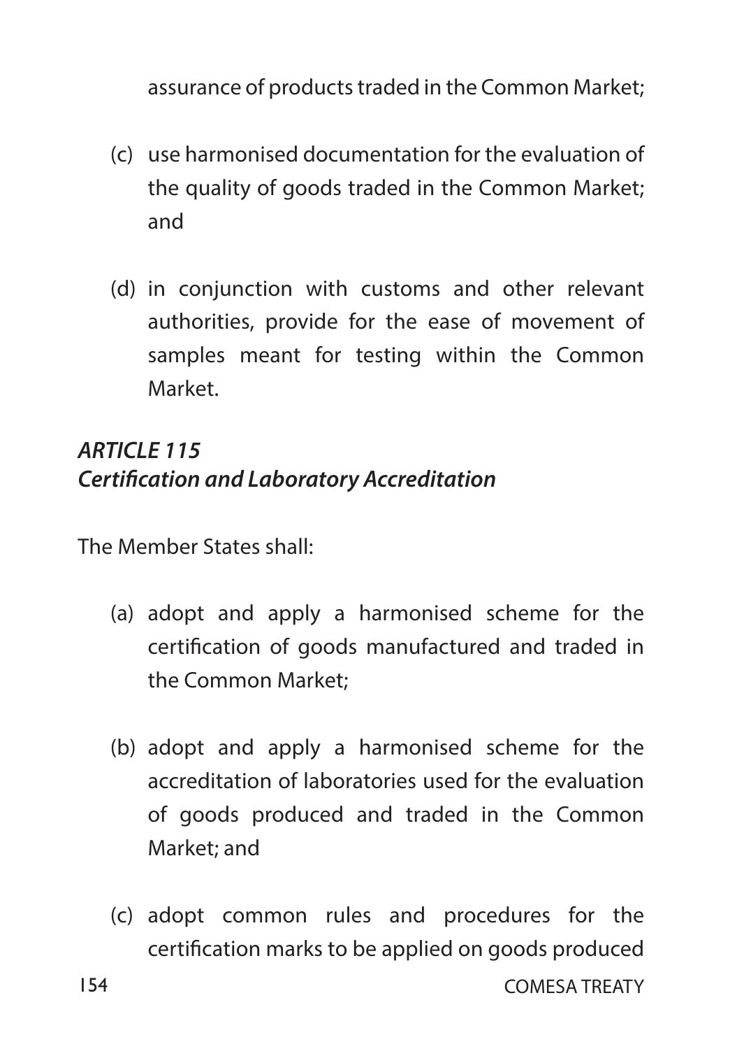assurance of products traded in the Common Market;

(c) use harmonised documentation for the evaluation of the quality of goods traded in the Common Market; and

(d) in conjunction with customs and other relevant authorities, provide for the ease of movement of samples meant for testing within the Common Market.

### *ARTICLE 115*
### *Certification and Laboratory Accreditation*

The Member States shall:

(a) adopt and apply a harmonised scheme for the certification of goods manufactured and traded in the Common Market;

(b) adopt and apply a harmonised scheme for the accreditation of laboratories used for the evaluation of goods produced and traded in the Common Market; and

(c) adopt common rules and procedures for the certification marks to be applied on goods produced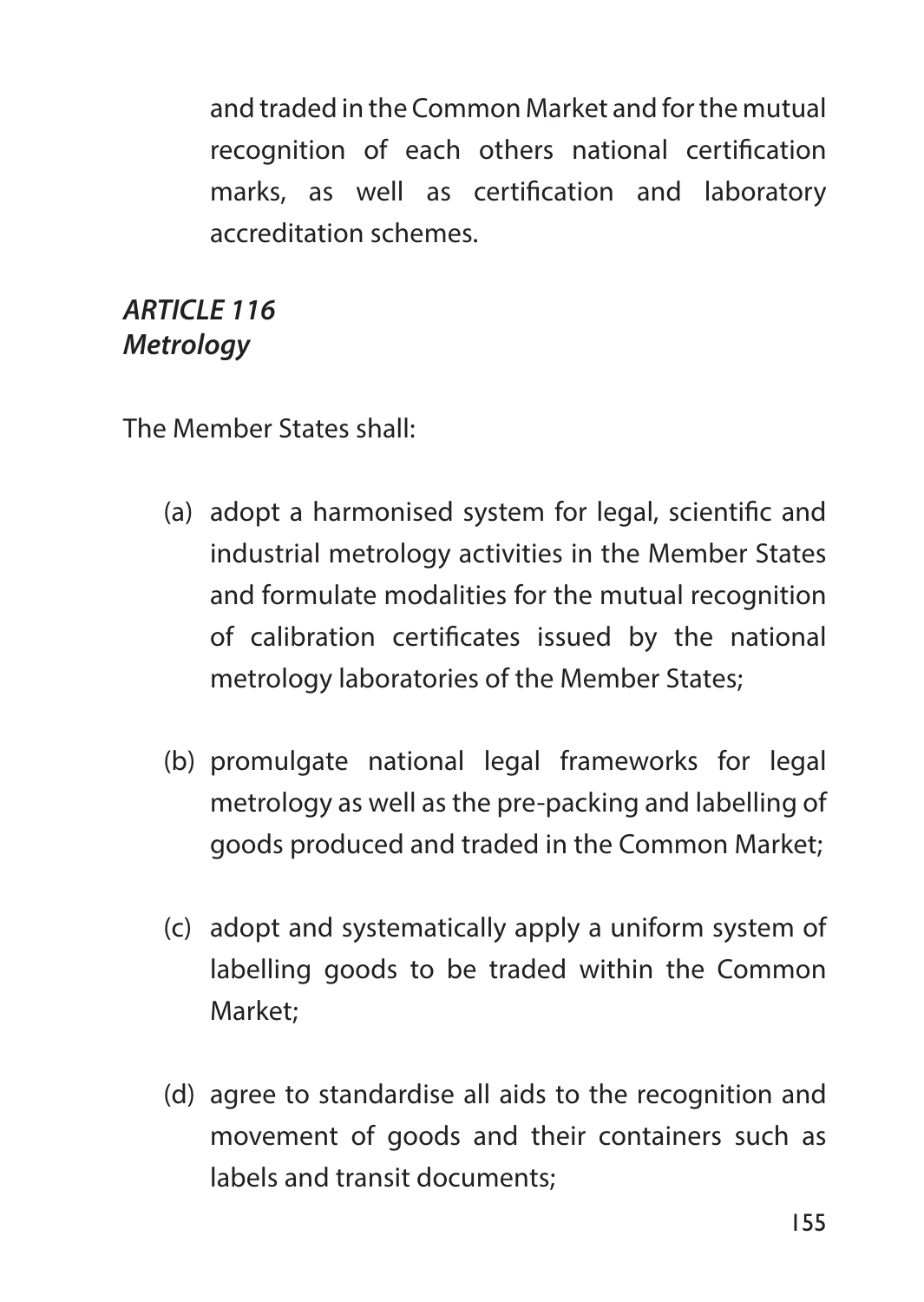and traded in the Common Market and for the mutual recognition of each others national certification marks, as well as certification and laboratory accreditation schemes.

***ARTICLE 116***
***Metrology***

The Member States shall:

(a) adopt a harmonised system for legal, scientific and industrial metrology activities in the Member States and formulate modalities for the mutual recognition of calibration certificates issued by the national metrology laboratories of the Member States;

(b) promulgate national legal frameworks for legal metrology as well as the pre-packing and labelling of goods produced and traded in the Common Market;

(c) adopt and systematically apply a uniform system of labelling goods to be traded within the Common Market;

(d) agree to standardise all aids to the recognition and movement of goods and their containers such as labels and transit documents;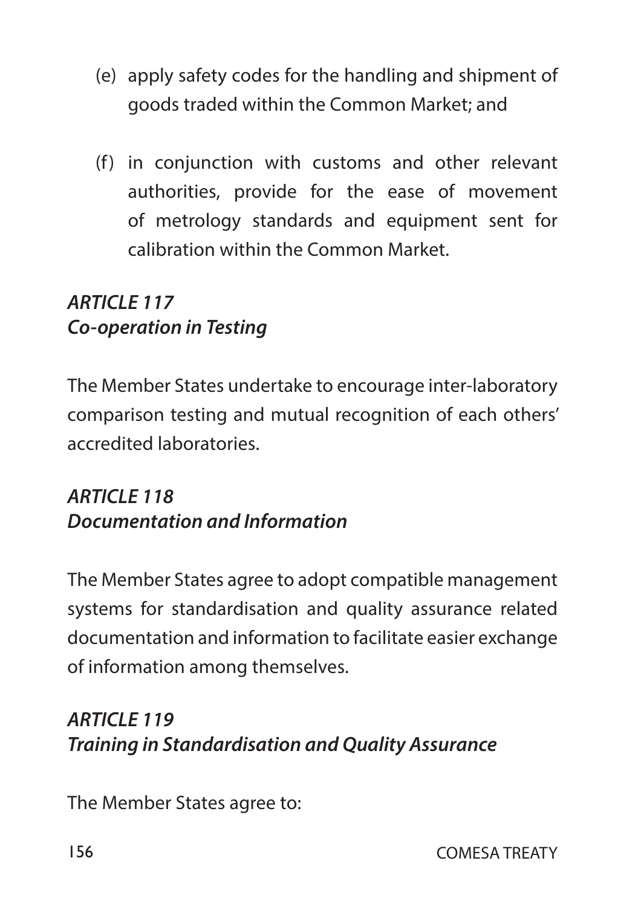(e) apply safety codes for the handling and shipment of goods traded within the Common Market; and

(f) in conjunction with customs and other relevant authorities, provide for the ease of movement of metrology standards and equipment sent for calibration within the Common Market.

### *ARTICLE 117*
### *Co-operation in Testing*

The Member States undertake to encourage inter-laboratory comparison testing and mutual recognition of each others' accredited laboratories.

### *ARTICLE 118*
### *Documentation and Information*

The Member States agree to adopt compatible management systems for standardisation and quality assurance related documentation and information to facilitate easier exchange of information among themselves.

### *ARTICLE 119*
### *Training in Standardisation and Quality Assurance*

The Member States agree to: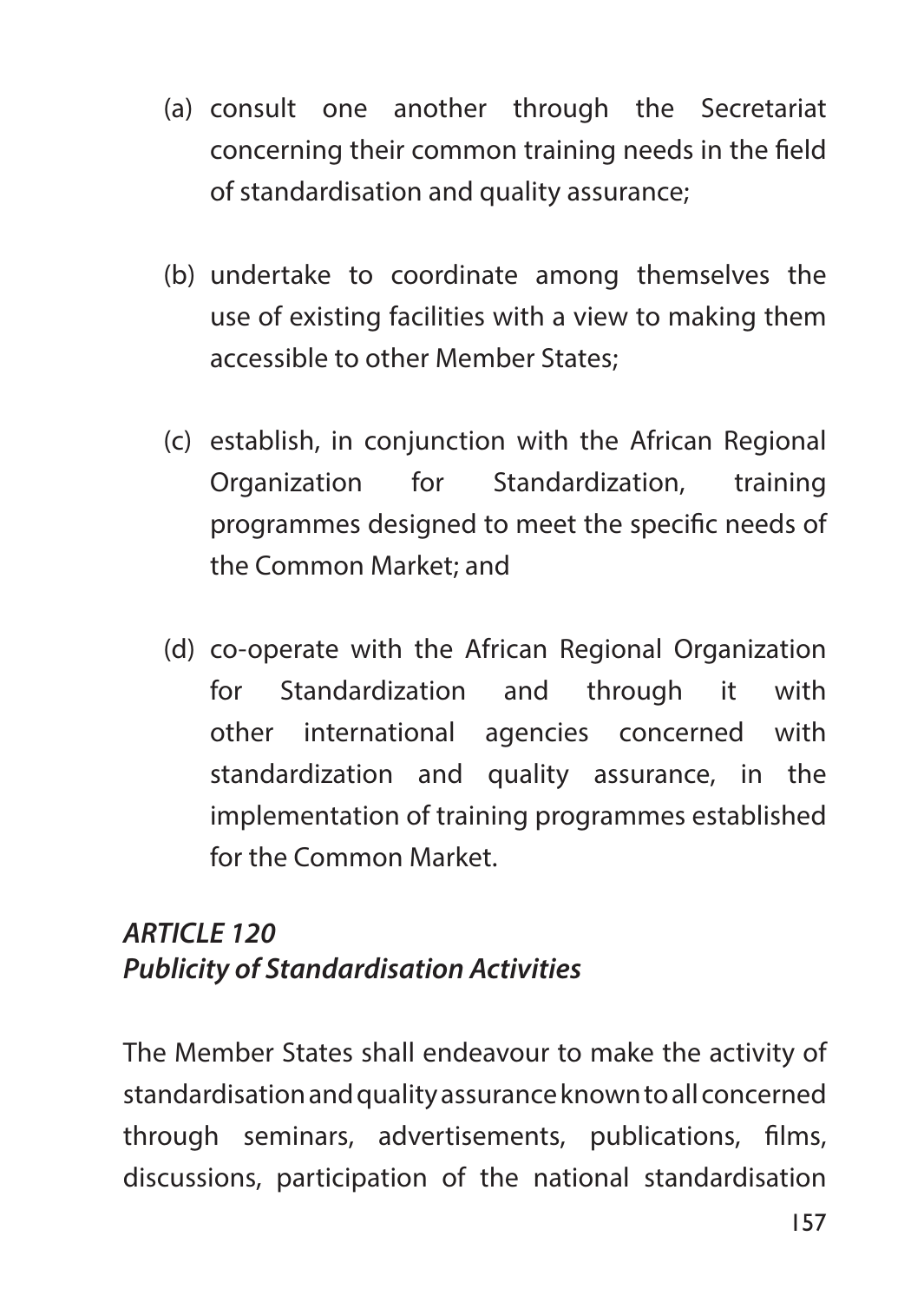(a) consult one another through the Secretariat concerning their common training needs in the field of standardisation and quality assurance;

(b) undertake to coordinate among themselves the use of existing facilities with a view to making them accessible to other Member States;

(c) establish, in conjunction with the African Regional Organization for Standardization, training programmes designed to meet the specific needs of the Common Market; and

(d) co-operate with the African Regional Organization for Standardization and through it with other international agencies concerned with standardization and quality assurance, in the implementation of training programmes established for the Common Market.

### *ARTICLE 120*
### *Publicity of Standardisation Activities*

The Member States shall endeavour to make the activity of standardisation and quality assurance known to all concerned through seminars, advertisements, publications, films, discussions, participation of the national standardisation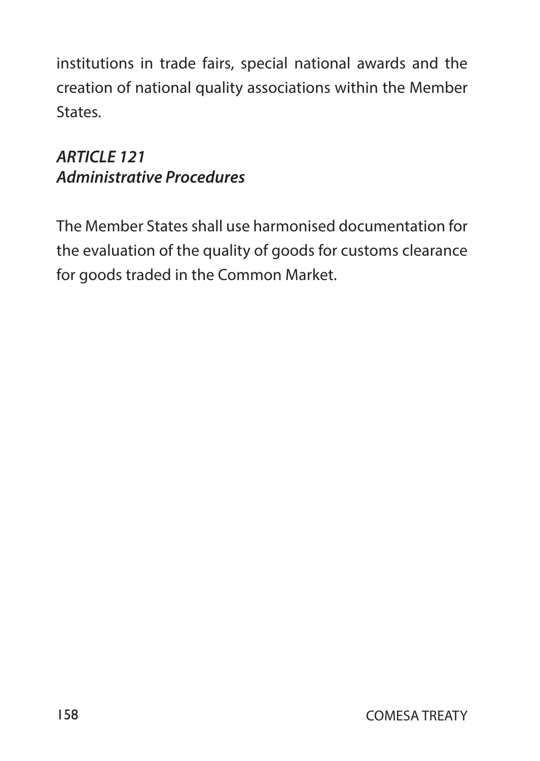institutions in trade fairs, special national awards and the creation of national quality associations within the Member States.

### *ARTICLE 121*
### *Administrative Procedures*

The Member States shall use harmonised documentation for the evaluation of the quality of goods for customs clearance for goods traded in the Common Market.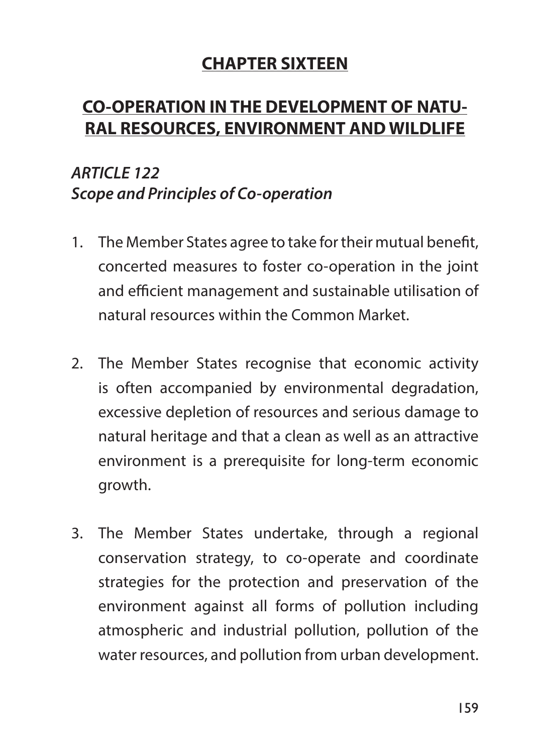## CHAPTER SIXTEEN

## CO-OPERATION IN THE DEVELOPMENT OF NATURAL RESOURCES, ENVIRONMENT AND WILDLIFE

### *ARTICLE 122*
### *Scope and Principles of Co-operation*

1. The Member States agree to take for their mutual benefit, concerted measures to foster co-operation in the joint and efficient management and sustainable utilisation of natural resources within the Common Market.

2. The Member States recognise that economic activity is often accompanied by environmental degradation, excessive depletion of resources and serious damage to natural heritage and that a clean as well as an attractive environment is a prerequisite for long-term economic growth.

3. The Member States undertake, through a regional conservation strategy, to co-operate and coordinate strategies for the protection and preservation of the environment against all forms of pollution including atmospheric and industrial pollution, pollution of the water resources, and pollution from urban development.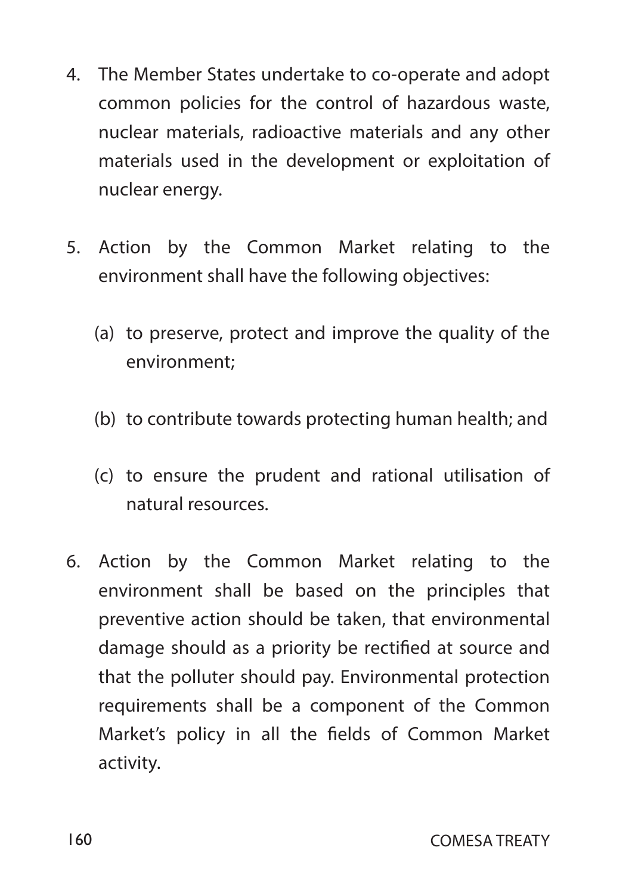4. The Member States undertake to co-operate and adopt common policies for the control of hazardous waste, nuclear materials, radioactive materials and any other materials used in the development or exploitation of nuclear energy.

5. Action by the Common Market relating to the environment shall have the following objectives:

   (a) to preserve, protect and improve the quality of the environment;

   (b) to contribute towards protecting human health; and

   (c) to ensure the prudent and rational utilisation of natural resources.

6. Action by the Common Market relating to the environment shall be based on the principles that preventive action should be taken, that environmental damage should as a priority be rectified at source and that the polluter should pay. Environmental protection requirements shall be a component of the Common Market's policy in all the fields of Common Market activity.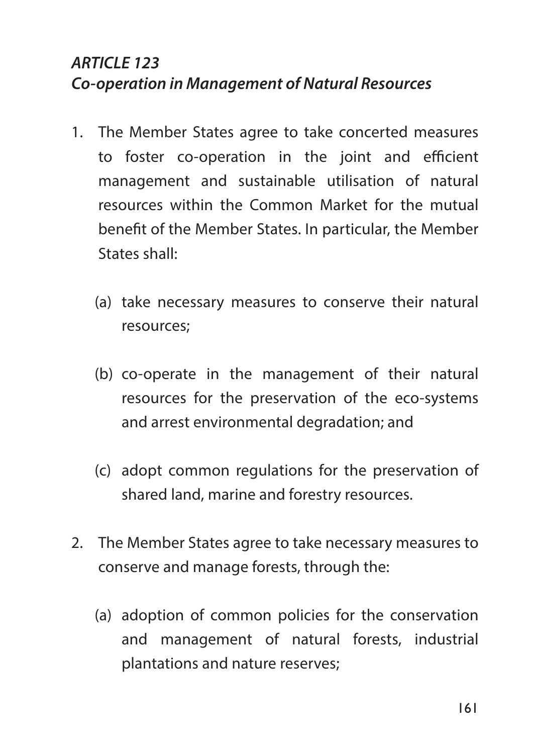## *ARTICLE 123*
## *Co-operation in Management of Natural Resources*

1. The Member States agree to take concerted measures to foster co-operation in the joint and efficient management and sustainable utilisation of natural resources within the Common Market for the mutual benefit of the Member States. In particular, the Member States shall:

   (a) take necessary measures to conserve their natural resources;

   (b) co-operate in the management of their natural resources for the preservation of the eco-systems and arrest environmental degradation; and

   (c) adopt common regulations for the preservation of shared land, marine and forestry resources.

2. The Member States agree to take necessary measures to conserve and manage forests, through the:

   (a) adoption of common policies for the conservation and management of natural forests, industrial plantations and nature reserves;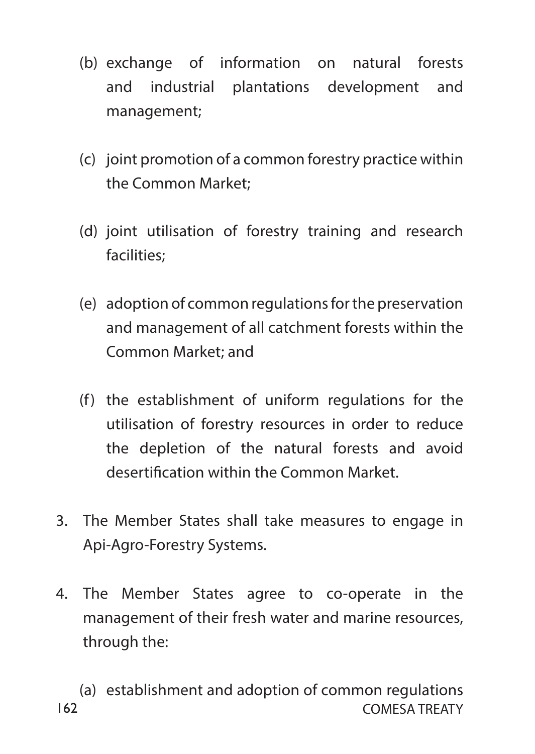(b) exchange of information on natural forests and industrial plantations development and management;

(c) joint promotion of a common forestry practice within the Common Market;

(d) joint utilisation of forestry training and research facilities;

(e) adoption of common regulations for the preservation and management of all catchment forests within the Common Market; and

(f) the establishment of uniform regulations for the utilisation of forestry resources in order to reduce the depletion of the natural forests and avoid desertification within the Common Market.

3. The Member States shall take measures to engage in Api-Agro-Forestry Systems.

4. The Member States agree to co-operate in the management of their fresh water and marine resources, through the:

   (a) establishment and adoption of common regulations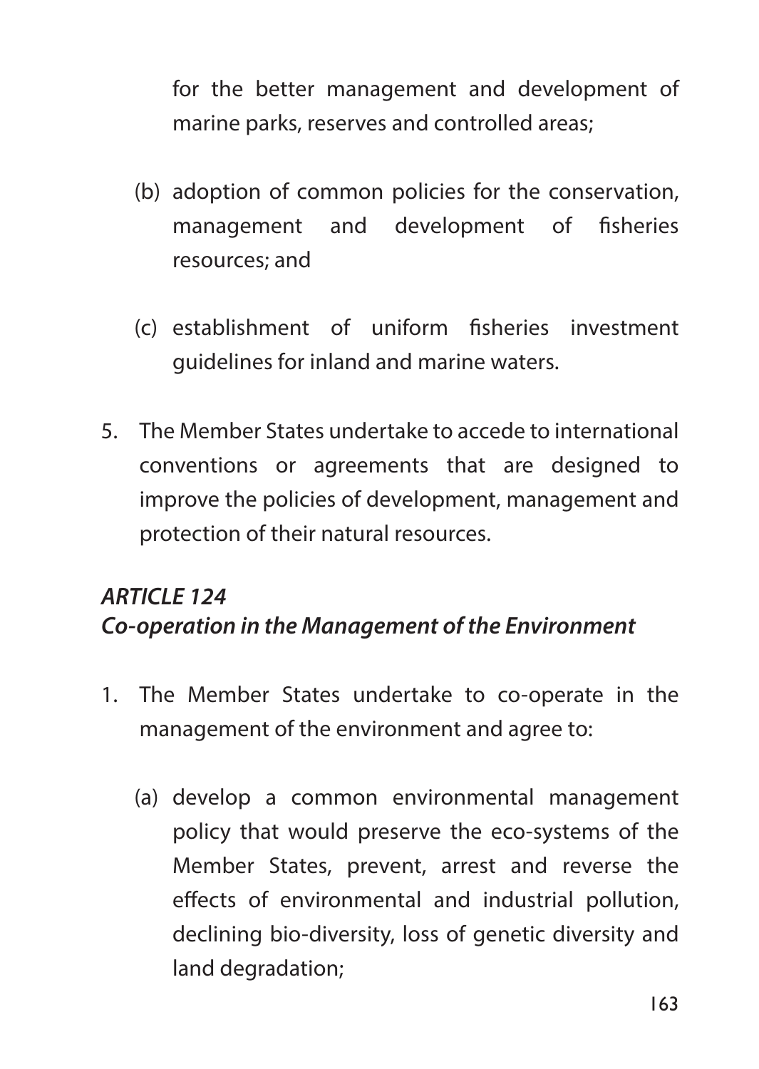for the better management and development of marine parks, reserves and controlled areas;

(b) adoption of common policies for the conservation, management and development of fisheries resources; and

(c) establishment of uniform fisheries investment guidelines for inland and marine waters.

5. The Member States undertake to accede to international conventions or agreements that are designed to improve the policies of development, management and protection of their natural resources.

### *ARTICLE 124*
### *Co-operation in the Management of the Environment*

1. The Member States undertake to co-operate in the management of the environment and agree to:

   (a) develop a common environmental management policy that would preserve the eco-systems of the Member States, prevent, arrest and reverse the effects of environmental and industrial pollution, declining bio-diversity, loss of genetic diversity and land degradation;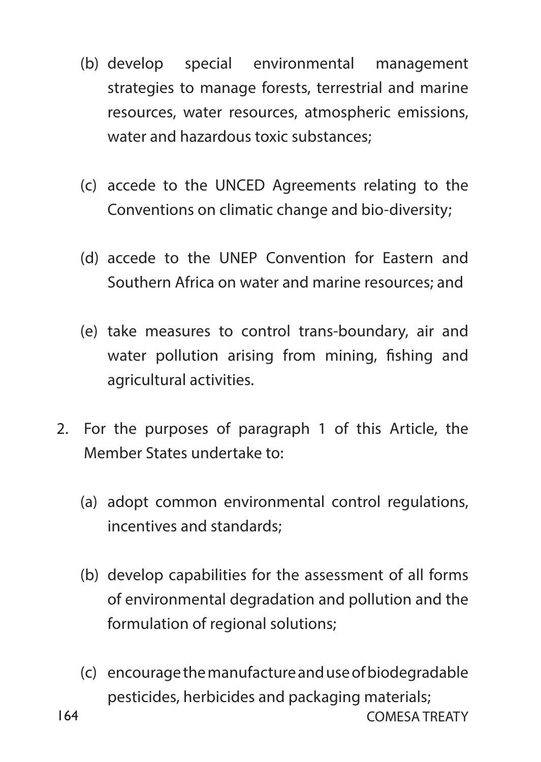(b) develop special environmental management strategies to manage forests, terrestrial and marine resources, water resources, atmospheric emissions, water and hazardous toxic substances;

(c) accede to the UNCED Agreements relating to the Conventions on climatic change and bio-diversity;

(d) accede to the UNEP Convention for Eastern and Southern Africa on water and marine resources; and

(e) take measures to control trans-boundary, air and water pollution arising from mining, fishing and agricultural activities.

2. For the purposes of paragraph 1 of this Article, the Member States undertake to:

   (a) adopt common environmental control regulations, incentives and standards;

   (b) develop capabilities for the assessment of all forms of environmental degradation and pollution and the formulation of regional solutions;

   (c) encourage the manufacture and use of biodegradable pesticides, herbicides and packaging materials;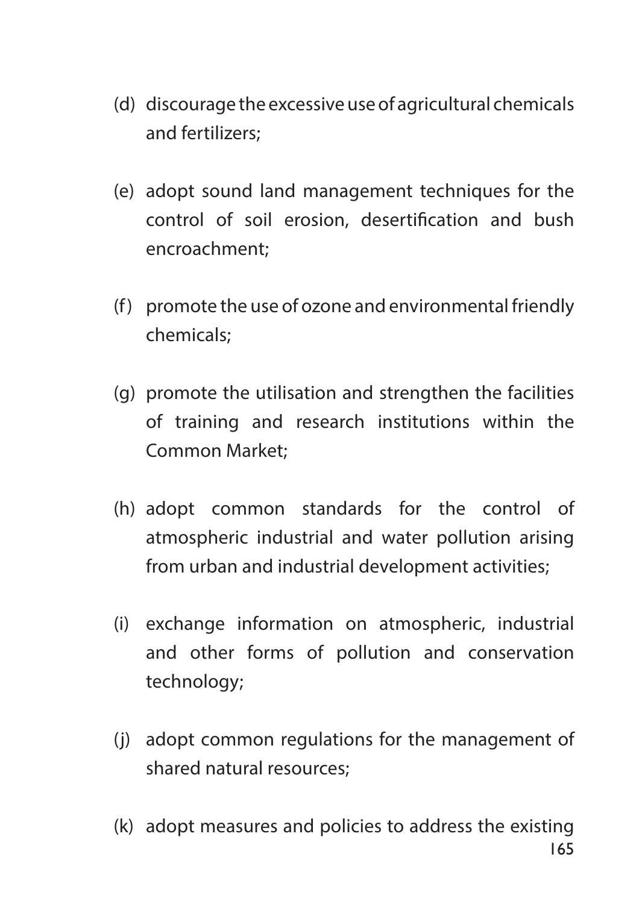(d) discourage the excessive use of agricultural chemicals and fertilizers;

(e) adopt sound land management techniques for the control of soil erosion, desertification and bush encroachment;

(f) promote the use of ozone and environmental friendly chemicals;

(g) promote the utilisation and strengthen the facilities of training and research institutions within the Common Market;

(h) adopt common standards for the control of atmospheric industrial and water pollution arising from urban and industrial development activities;

(i) exchange information on atmospheric, industrial and other forms of pollution and conservation technology;

(j) adopt common regulations for the management of shared natural resources;

(k) adopt measures and policies to address the existing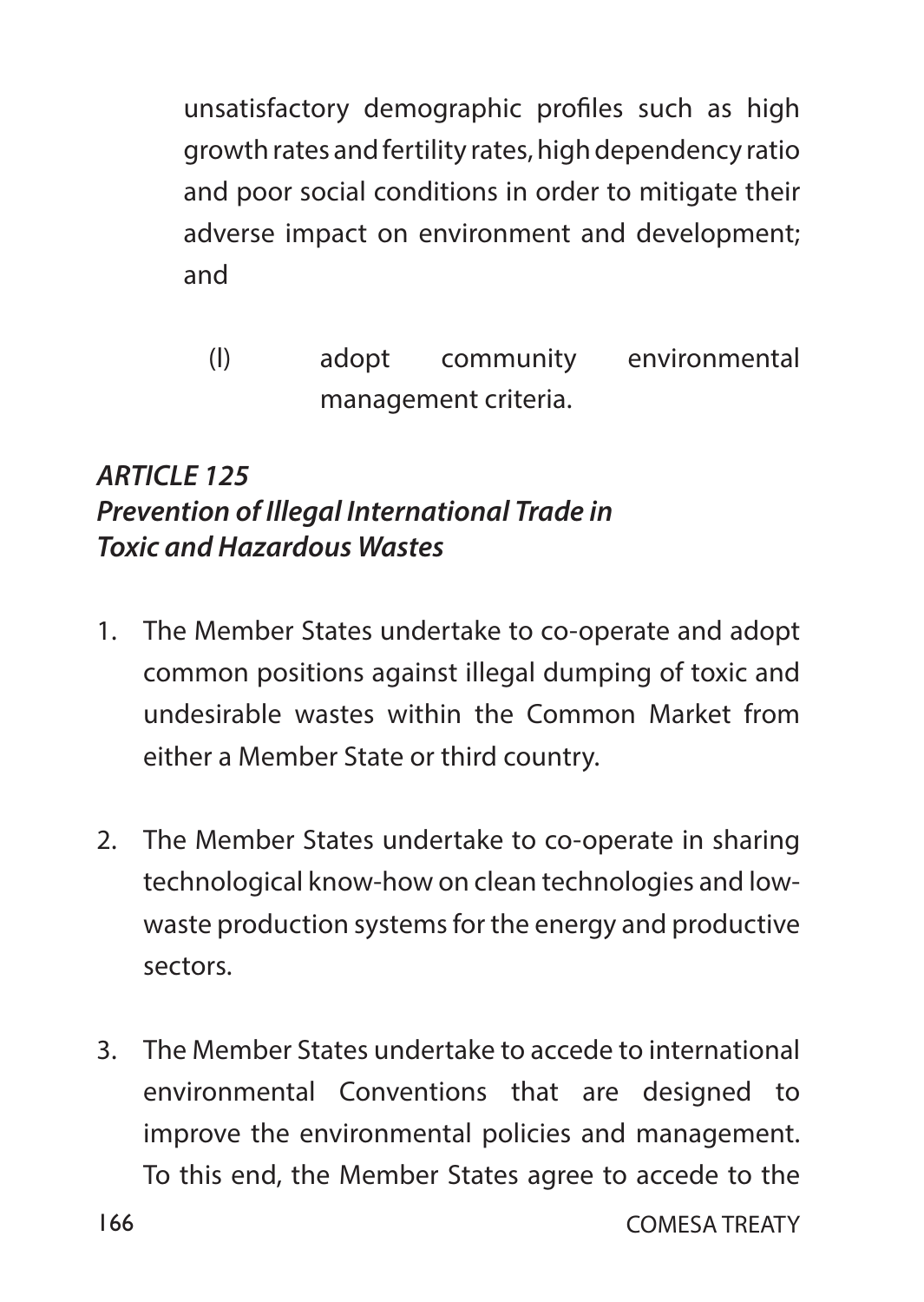unsatisfactory demographic profiles such as high growth rates and fertility rates, high dependency ratio and poor social conditions in order to mitigate their adverse impact on environment and development; and

(l) adopt community environmental management criteria.

### *ARTICLE 125*
### *Prevention of Illegal International Trade in Toxic and Hazardous Wastes*

1. The Member States undertake to co-operate and adopt common positions against illegal dumping of toxic and undesirable wastes within the Common Market from either a Member State or third country.

2. The Member States undertake to co-operate in sharing technological know-how on clean technologies and low-waste production systems for the energy and productive sectors.

3. The Member States undertake to accede to international environmental Conventions that are designed to improve the environmental policies and management. To this end, the Member States agree to accede to the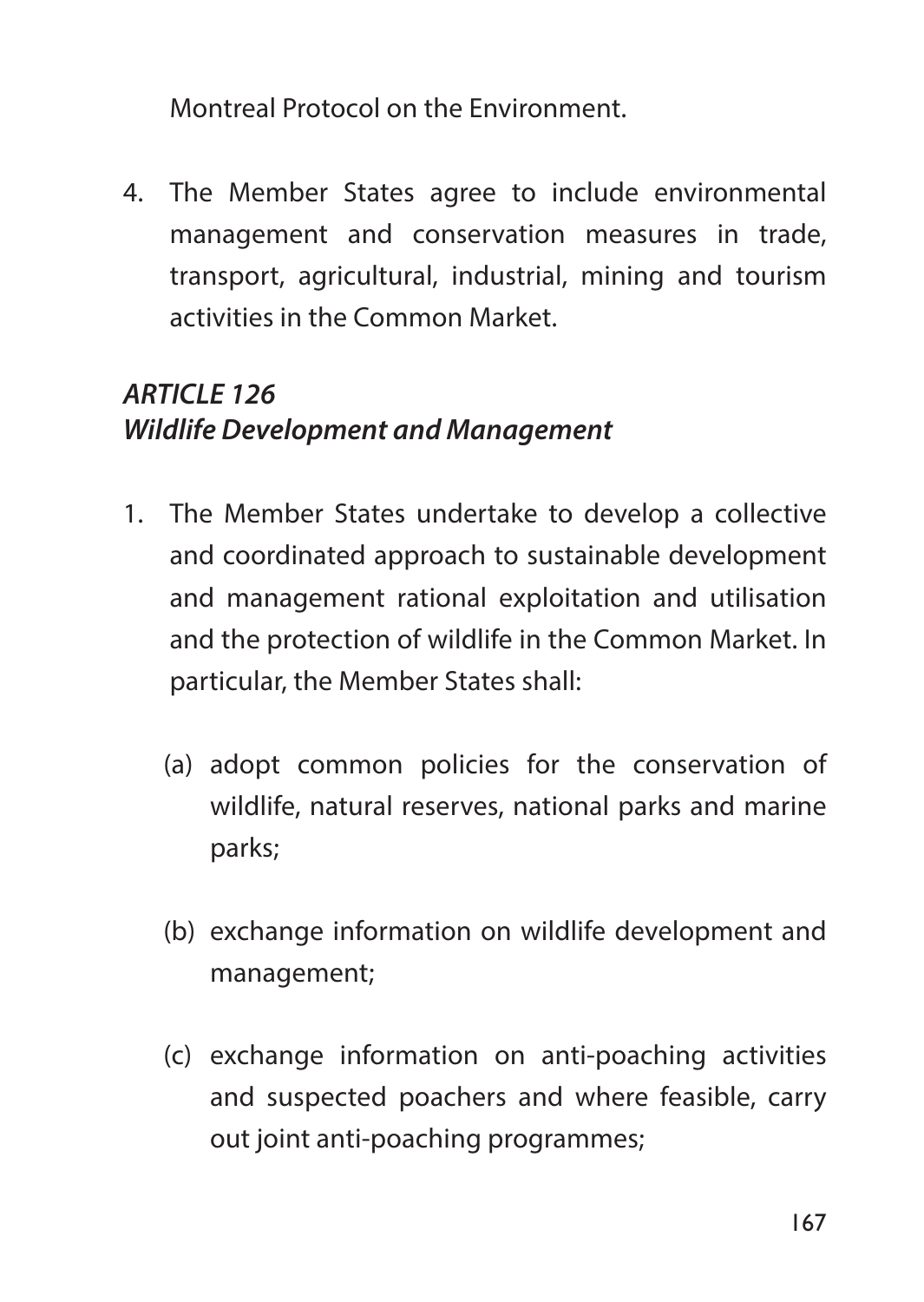Montreal Protocol on the Environment.

4. The Member States agree to include environmental management and conservation measures in trade, transport, agricultural, industrial, mining and tourism activities in the Common Market.

### *ARTICLE 126*
### *Wildlife Development and Management*

1. The Member States undertake to develop a collective and coordinated approach to sustainable development and management rational exploitation and utilisation and the protection of wildlife in the Common Market. In particular, the Member States shall:

   (a) adopt common policies for the conservation of wildlife, natural reserves, national parks and marine parks;

   (b) exchange information on wildlife development and management;

   (c) exchange information on anti-poaching activities and suspected poachers and where feasible, carry out joint anti-poaching programmes;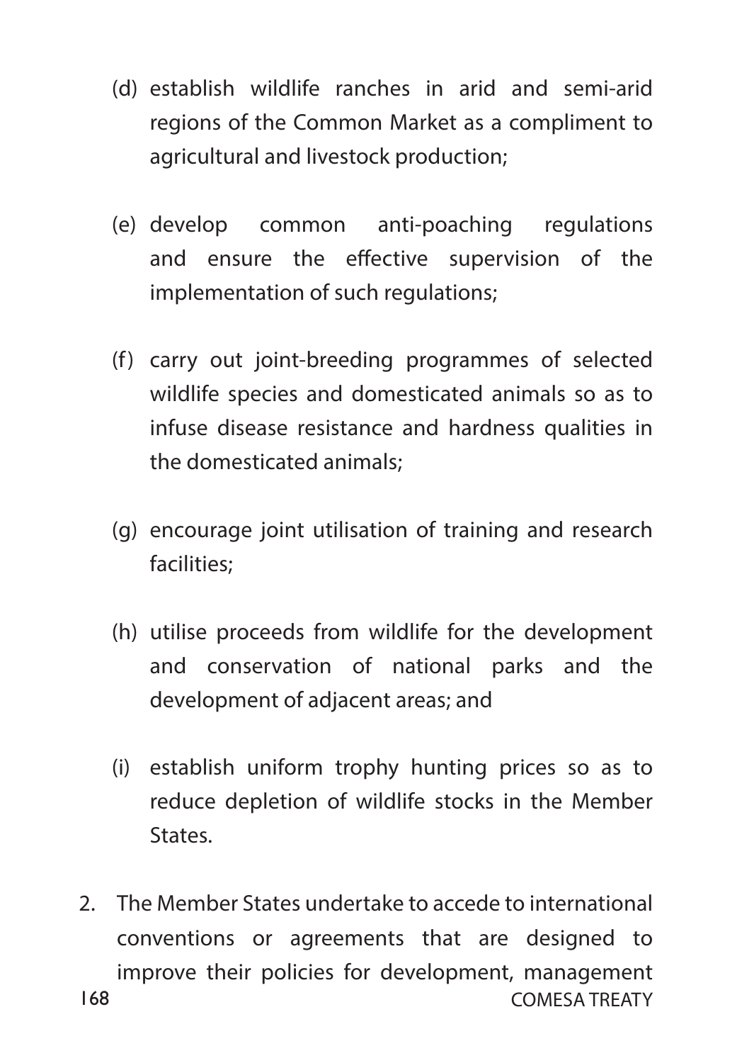(d) establish wildlife ranches in arid and semi-arid regions of the Common Market as a compliment to agricultural and livestock production;

(e) develop common anti-poaching regulations and ensure the effective supervision of the implementation of such regulations;

(f) carry out joint-breeding programmes of selected wildlife species and domesticated animals so as to infuse disease resistance and hardness qualities in the domesticated animals;

(g) encourage joint utilisation of training and research facilities;

(h) utilise proceeds from wildlife for the development and conservation of national parks and the development of adjacent areas; and

(i) establish uniform trophy hunting prices so as to reduce depletion of wildlife stocks in the Member States.

2. The Member States undertake to accede to international conventions or agreements that are designed to improve their policies for development, management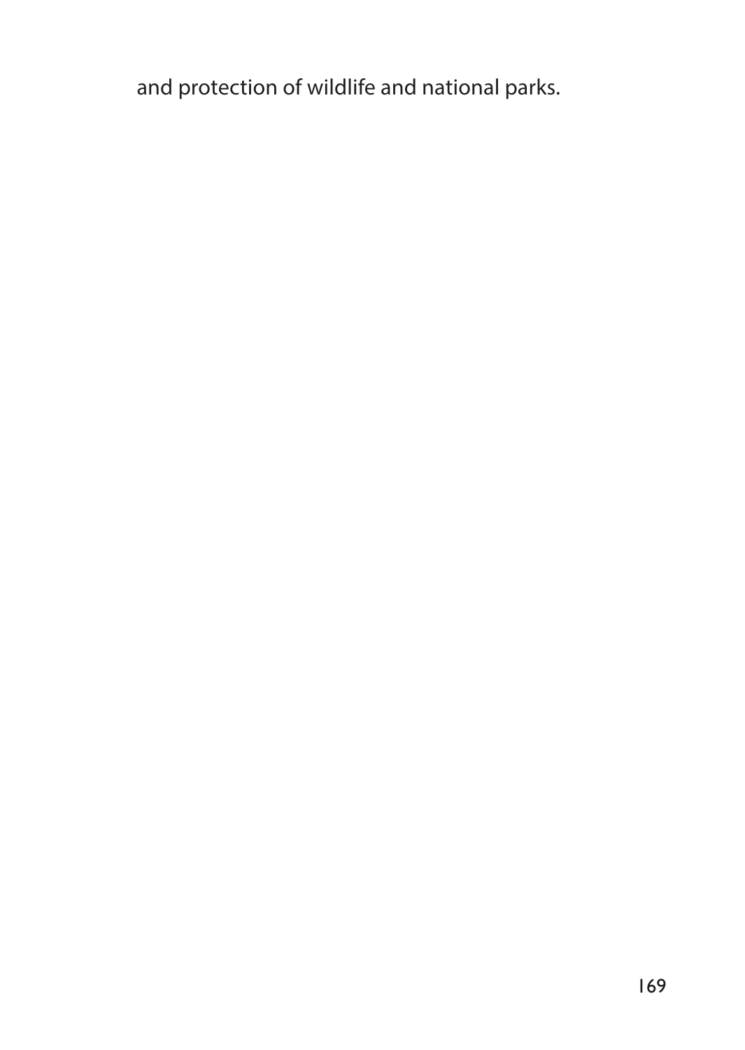and protection of wildlife and national parks.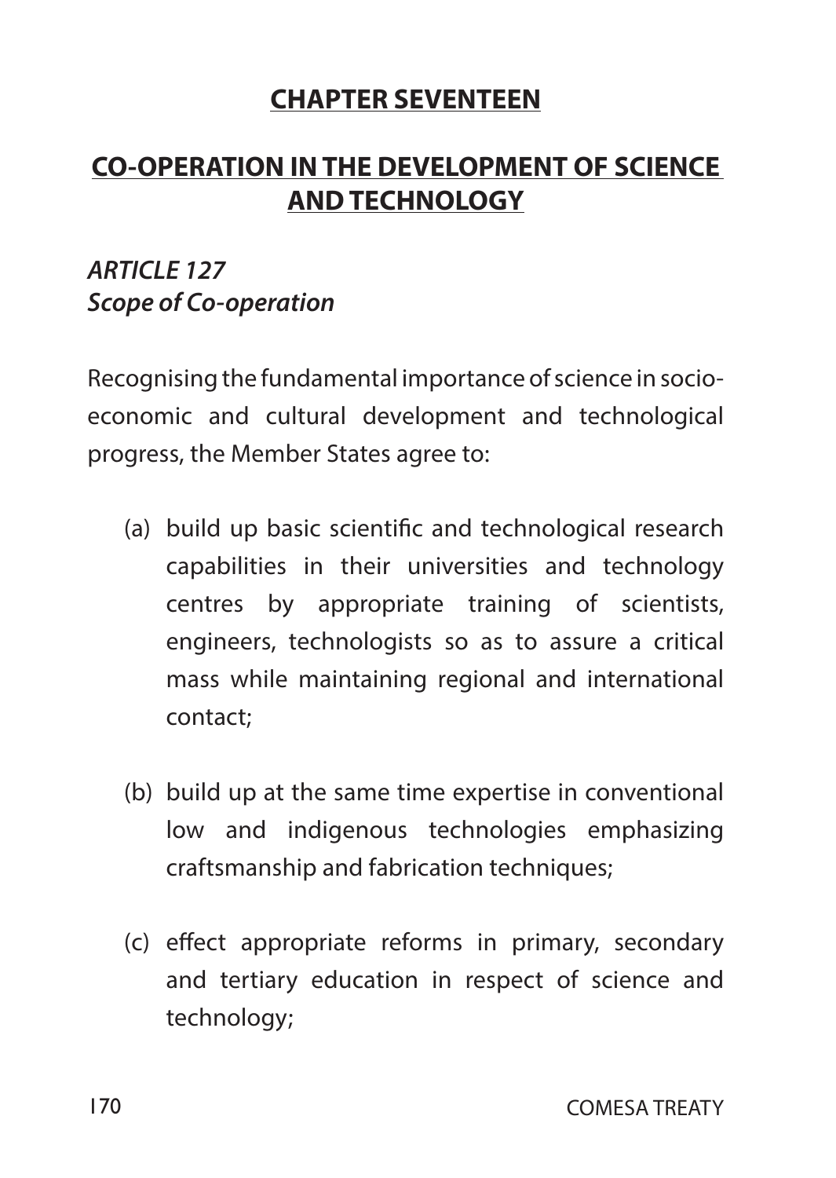## CHAPTER SEVENTEEN

## CO-OPERATION IN THE DEVELOPMENT OF SCIENCE AND TECHNOLOGY

### *ARTICLE 127*
### *Scope of Co-operation*

Recognising the fundamental importance of science in socio-economic and cultural development and technological progress, the Member States agree to:

(a) build up basic scientific and technological research capabilities in their universities and technology centres by appropriate training of scientists, engineers, technologists so as to assure a critical mass while maintaining regional and international contact;

(b) build up at the same time expertise in conventional low and indigenous technologies emphasizing craftsmanship and fabrication techniques;

(c) effect appropriate reforms in primary, secondary and tertiary education in respect of science and technology;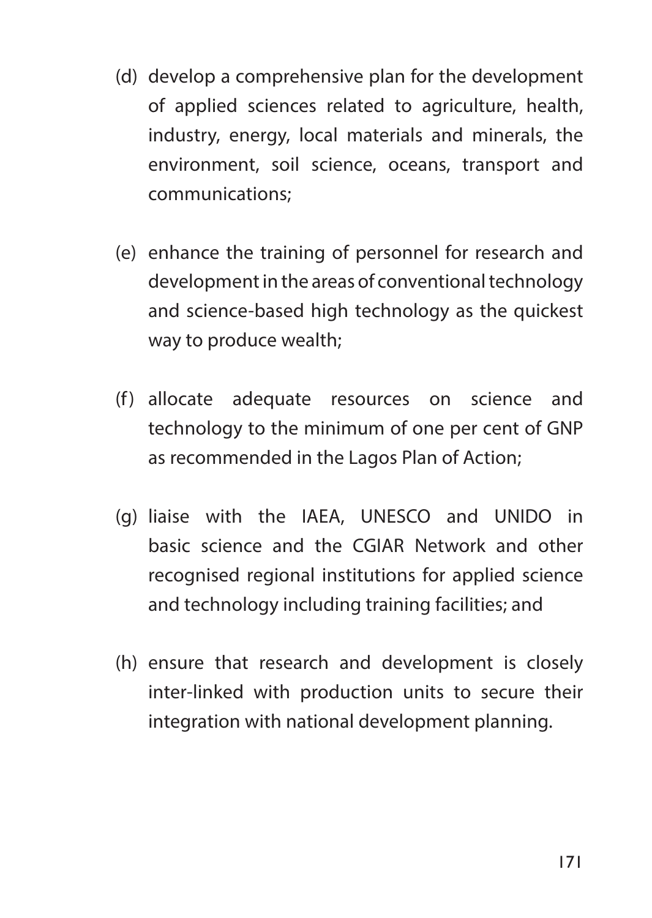(d) develop a comprehensive plan for the development of applied sciences related to agriculture, health, industry, energy, local materials and minerals, the environment, soil science, oceans, transport and communications;

(e) enhance the training of personnel for research and development in the areas of conventional technology and science-based high technology as the quickest way to produce wealth;

(f) allocate adequate resources on science and technology to the minimum of one per cent of GNP as recommended in the Lagos Plan of Action;

(g) liaise with the IAEA, UNESCO and UNIDO in basic science and the CGIAR Network and other recognised regional institutions for applied science and technology including training facilities; and

(h) ensure that research and development is closely inter-linked with production units to secure their integration with national development planning.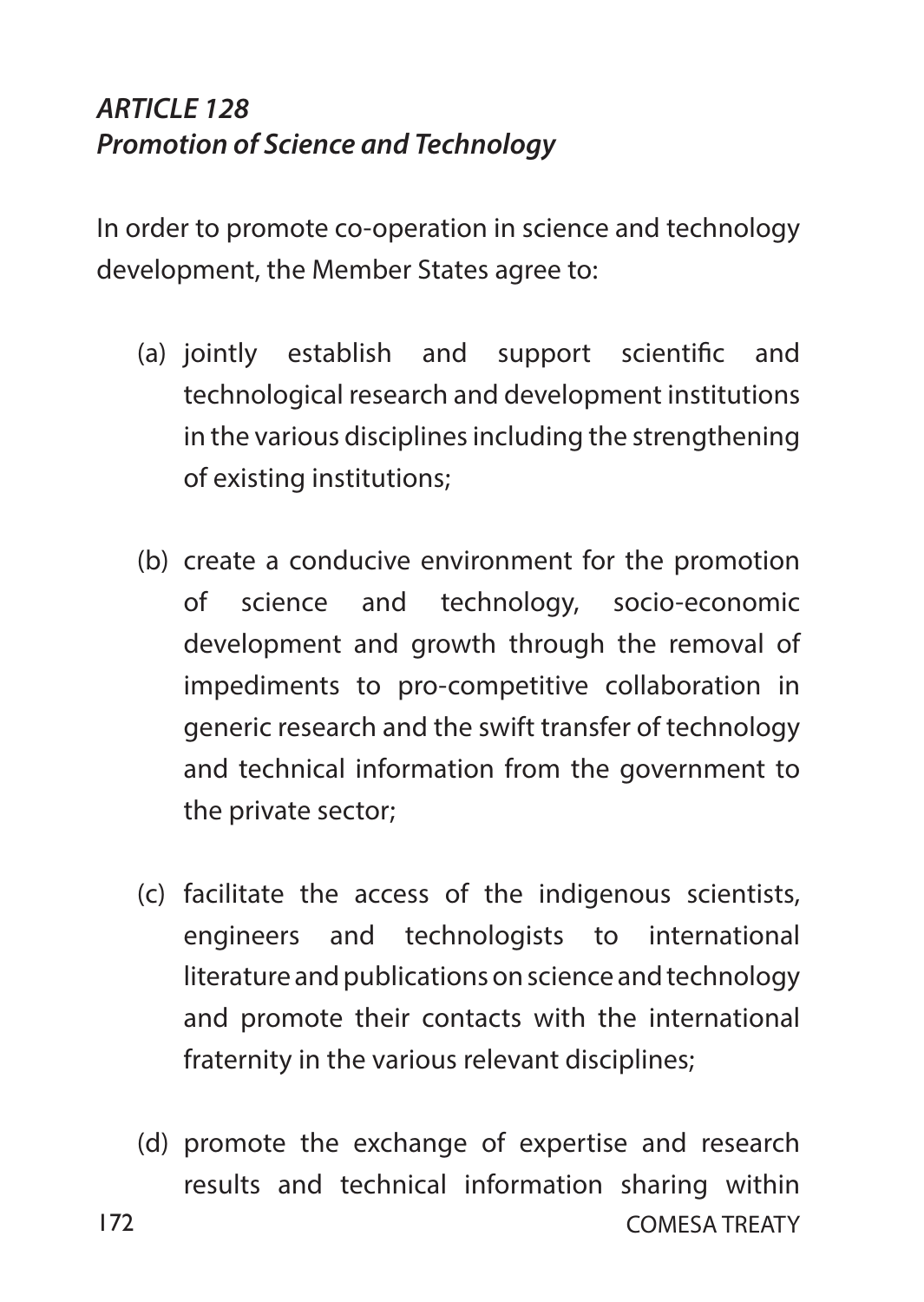### *ARTICLE 128*
### *Promotion of Science and Technology*

In order to promote co-operation in science and technology development, the Member States agree to:

(a) jointly establish and support scientific and technological research and development institutions in the various disciplines including the strengthening of existing institutions;

(b) create a conducive environment for the promotion of science and technology, socio-economic development and growth through the removal of impediments to pro-competitive collaboration in generic research and the swift transfer of technology and technical information from the government to the private sector;

(c) facilitate the access of the indigenous scientists, engineers and technologists to international literature and publications on science and technology and promote their contacts with the international fraternity in the various relevant disciplines;

(d) promote the exchange of expertise and research results and technical information sharing within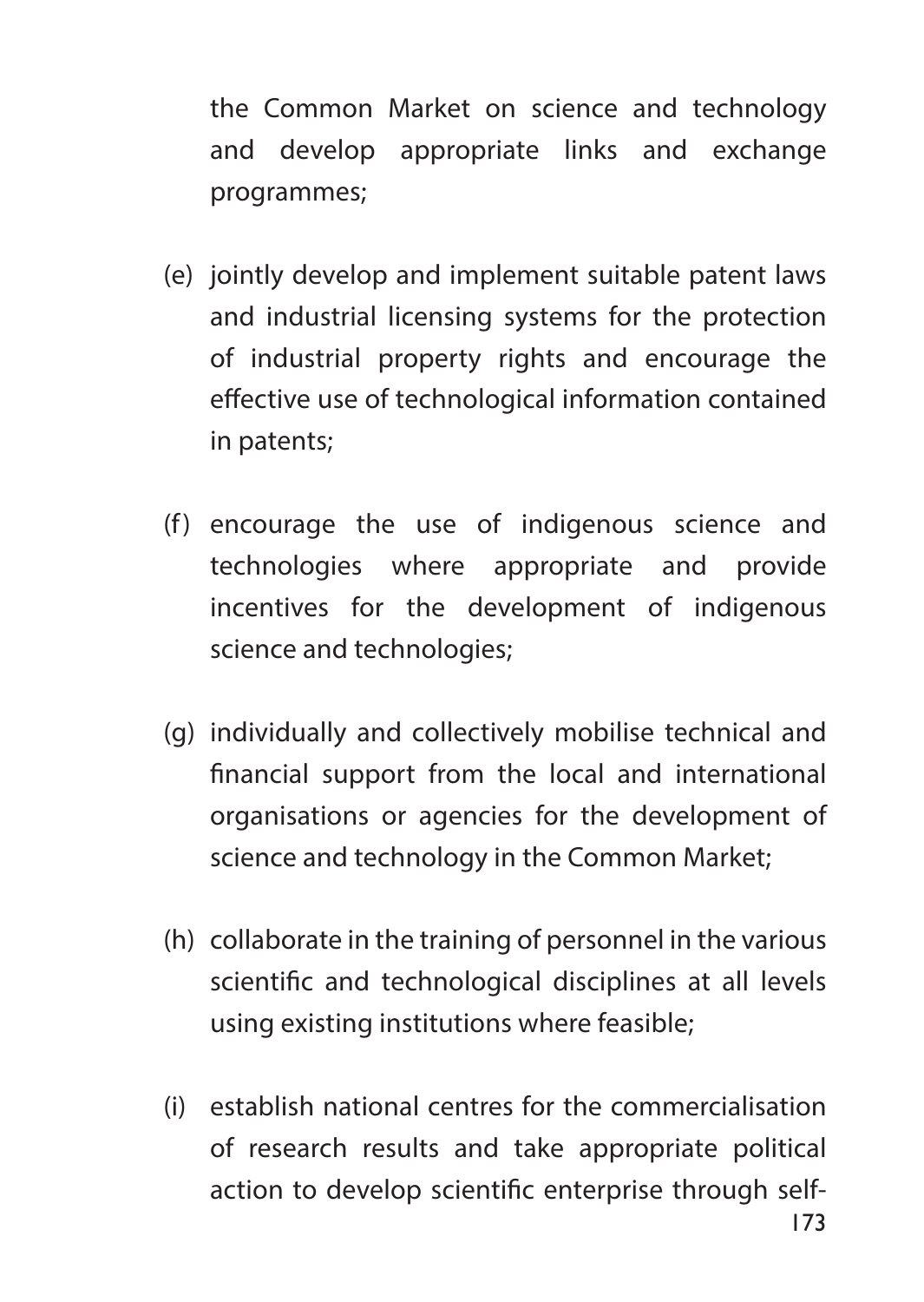the Common Market on science and technology and develop appropriate links and exchange programmes;

(e) jointly develop and implement suitable patent laws and industrial licensing systems for the protection of industrial property rights and encourage the effective use of technological information contained in patents;

(f) encourage the use of indigenous science and technologies where appropriate and provide incentives for the development of indigenous science and technologies;

(g) individually and collectively mobilise technical and financial support from the local and international organisations or agencies for the development of science and technology in the Common Market;

(h) collaborate in the training of personnel in the various scientific and technological disciplines at all levels using existing institutions where feasible;

(i) establish national centres for the commercialisation of research results and take appropriate political action to develop scientific enterprise through self-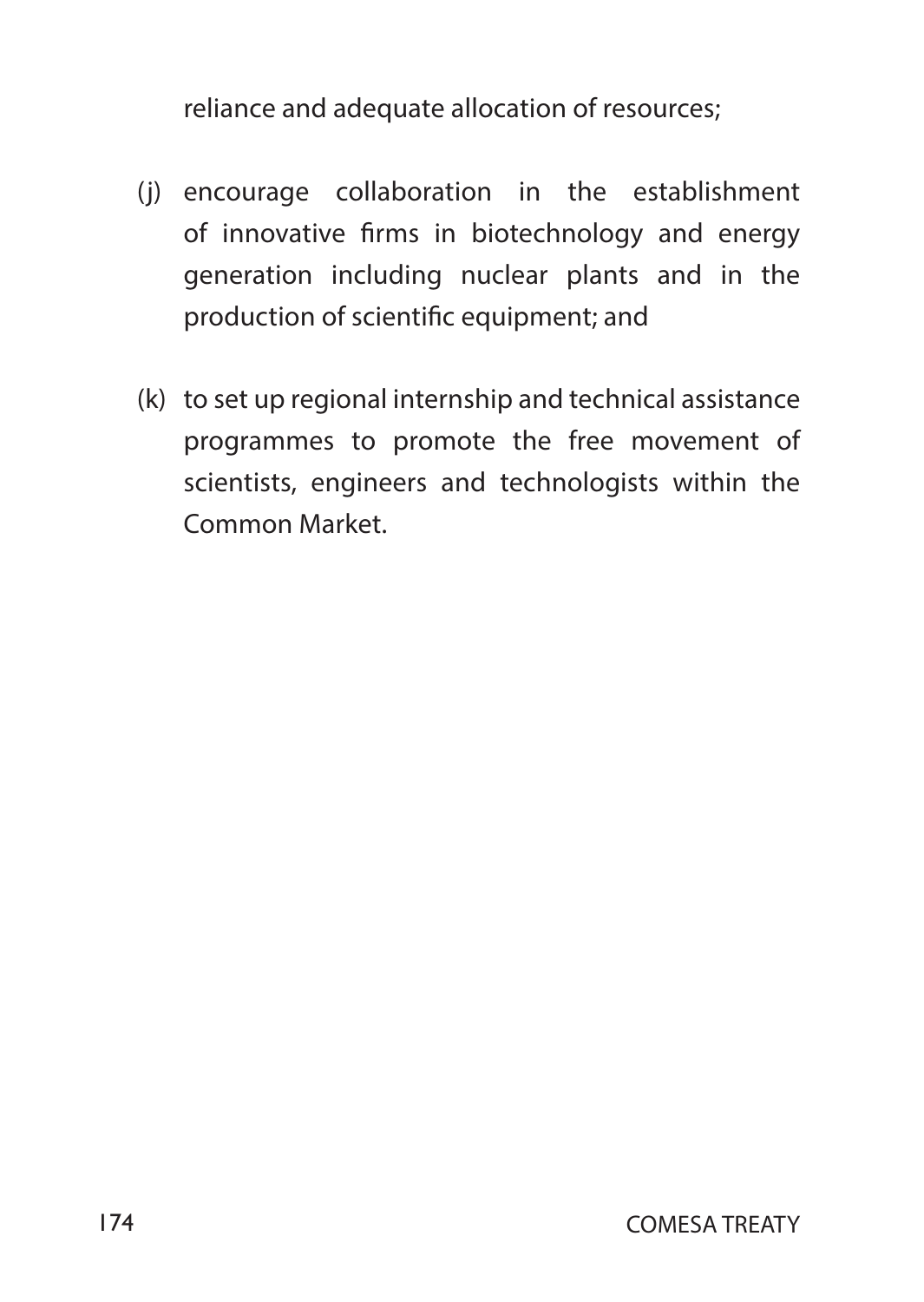reliance and adequate allocation of resources;

(j) encourage collaboration in the establishment of innovative firms in biotechnology and energy generation including nuclear plants and in the production of scientific equipment; and

(k) to set up regional internship and technical assistance programmes to promote the free movement of scientists, engineers and technologists within the Common Market.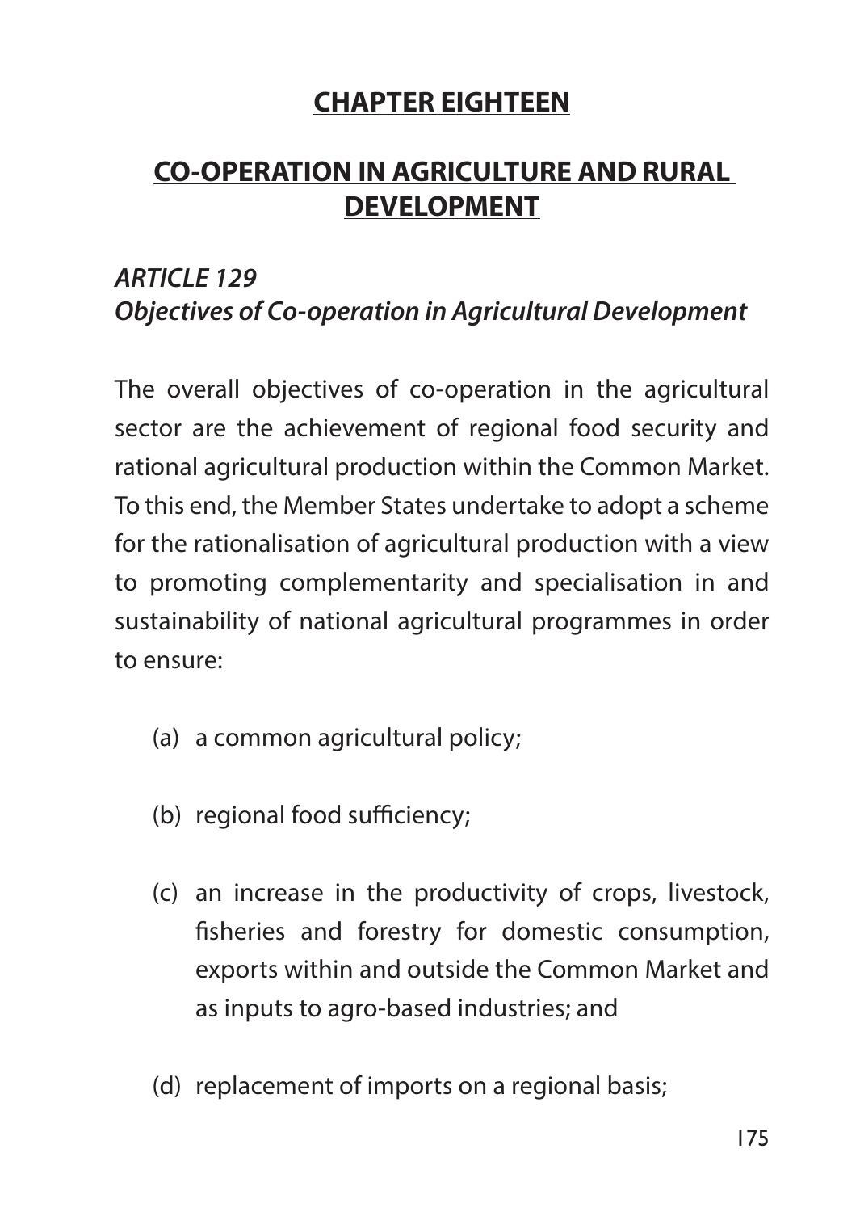## CHAPTER EIGHTEEN

## CO-OPERATION IN AGRICULTURE AND RURAL DEVELOPMENT

### *ARTICLE 129*
### *Objectives of Co-operation in Agricultural Development*

The overall objectives of co-operation in the agricultural sector are the achievement of regional food security and rational agricultural production within the Common Market. To this end, the Member States undertake to adopt a scheme for the rationalisation of agricultural production with a view to promoting complementarity and specialisation in and sustainability of national agricultural programmes in order to ensure:

(a) a common agricultural policy;

(b) regional food sufficiency;

(c) an increase in the productivity of crops, livestock, fisheries and forestry for domestic consumption, exports within and outside the Common Market and as inputs to agro-based industries; and

(d) replacement of imports on a regional basis;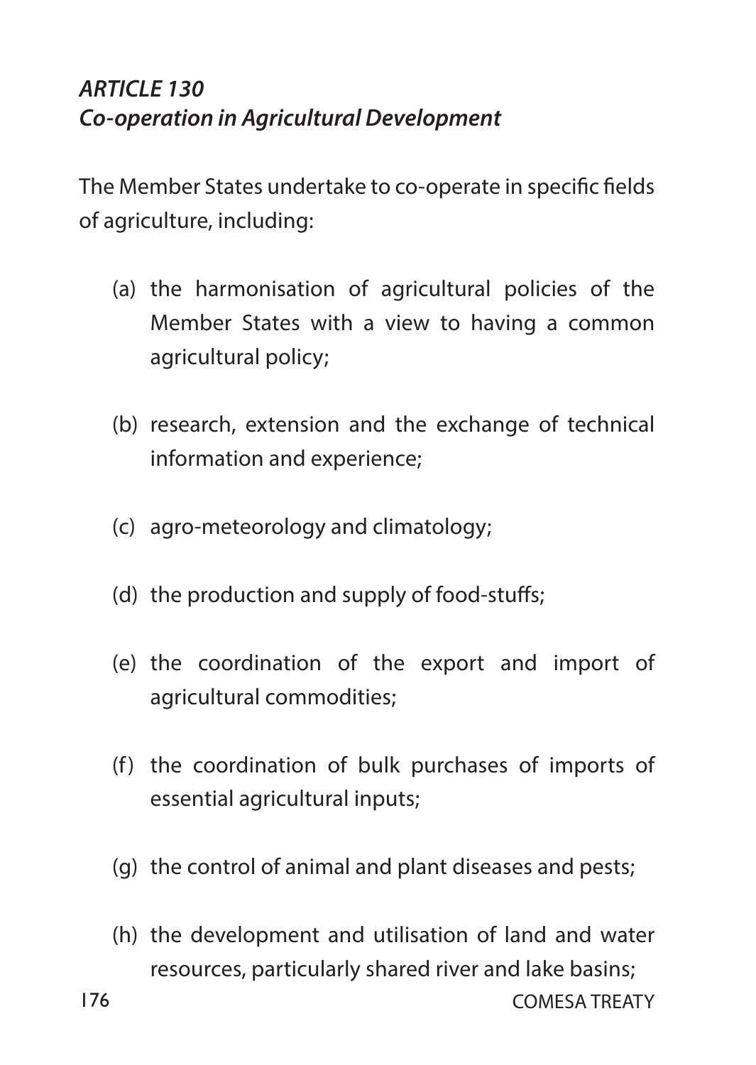***ARTICLE 130***
***Co-operation in Agricultural Development***

The Member States undertake to co-operate in specific fields of agriculture, including:

(a) the harmonisation of agricultural policies of the Member States with a view to having a common agricultural policy;

(b) research, extension and the exchange of technical information and experience;

(c) agro-meteorology and climatology;

(d) the production and supply of food-stuffs;

(e) the coordination of the export and import of agricultural commodities;

(f) the coordination of bulk purchases of imports of essential agricultural inputs;

(g) the control of animal and plant diseases and pests;

(h) the development and utilisation of land and water resources, particularly shared river and lake basins;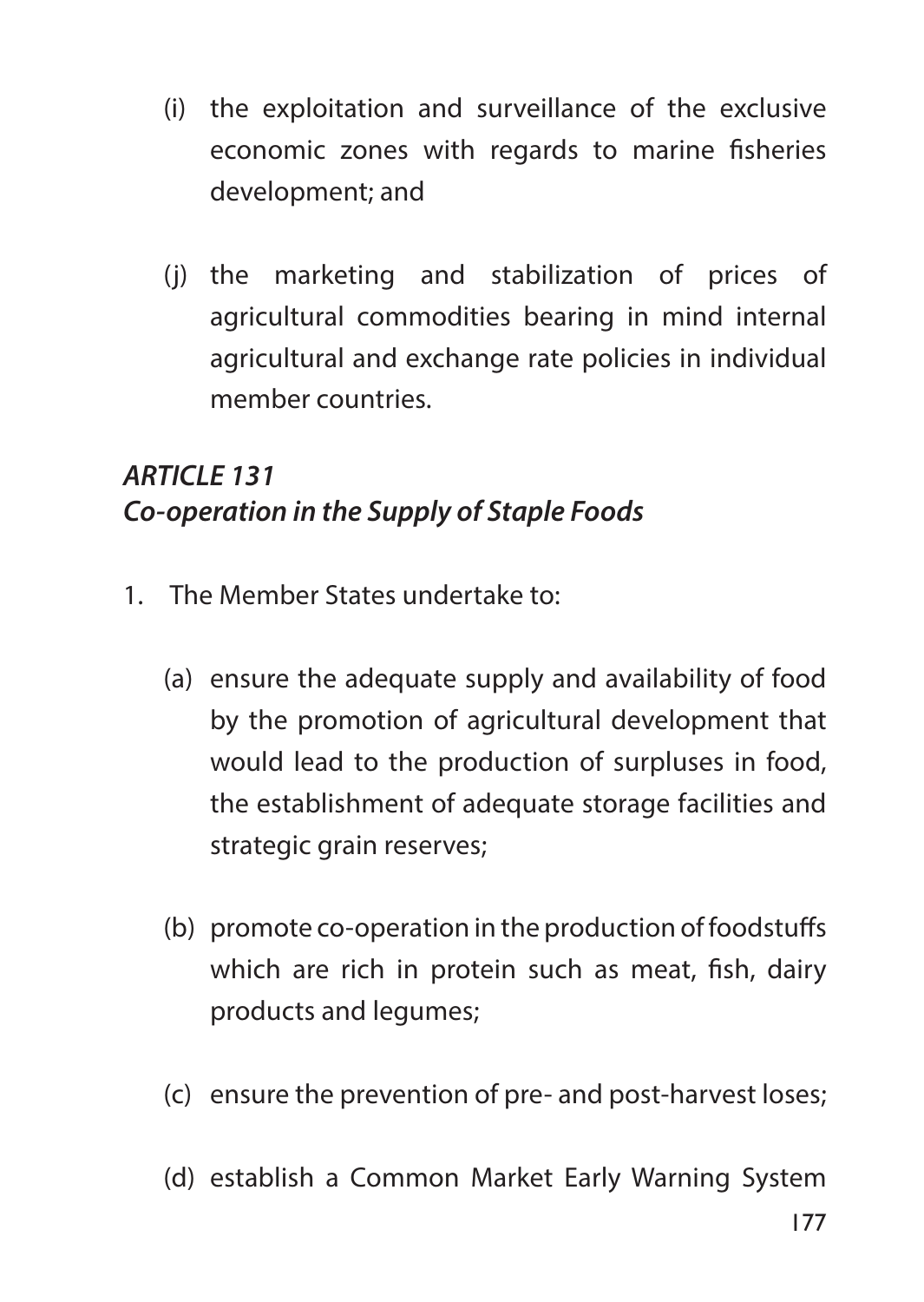(i) the exploitation and surveillance of the exclusive economic zones with regards to marine fisheries development; and

(j) the marketing and stabilization of prices of agricultural commodities bearing in mind internal agricultural and exchange rate policies in individual member countries.

### *ARTICLE 131*
### *Co-operation in the Supply of Staple Foods*

1. The Member States undertake to:

   (a) ensure the adequate supply and availability of food by the promotion of agricultural development that would lead to the production of surpluses in food, the establishment of adequate storage facilities and strategic grain reserves;

   (b) promote co-operation in the production of foodstuffs which are rich in protein such as meat, fish, dairy products and legumes;

   (c) ensure the prevention of pre- and post-harvest loses;

   (d) establish a Common Market Early Warning System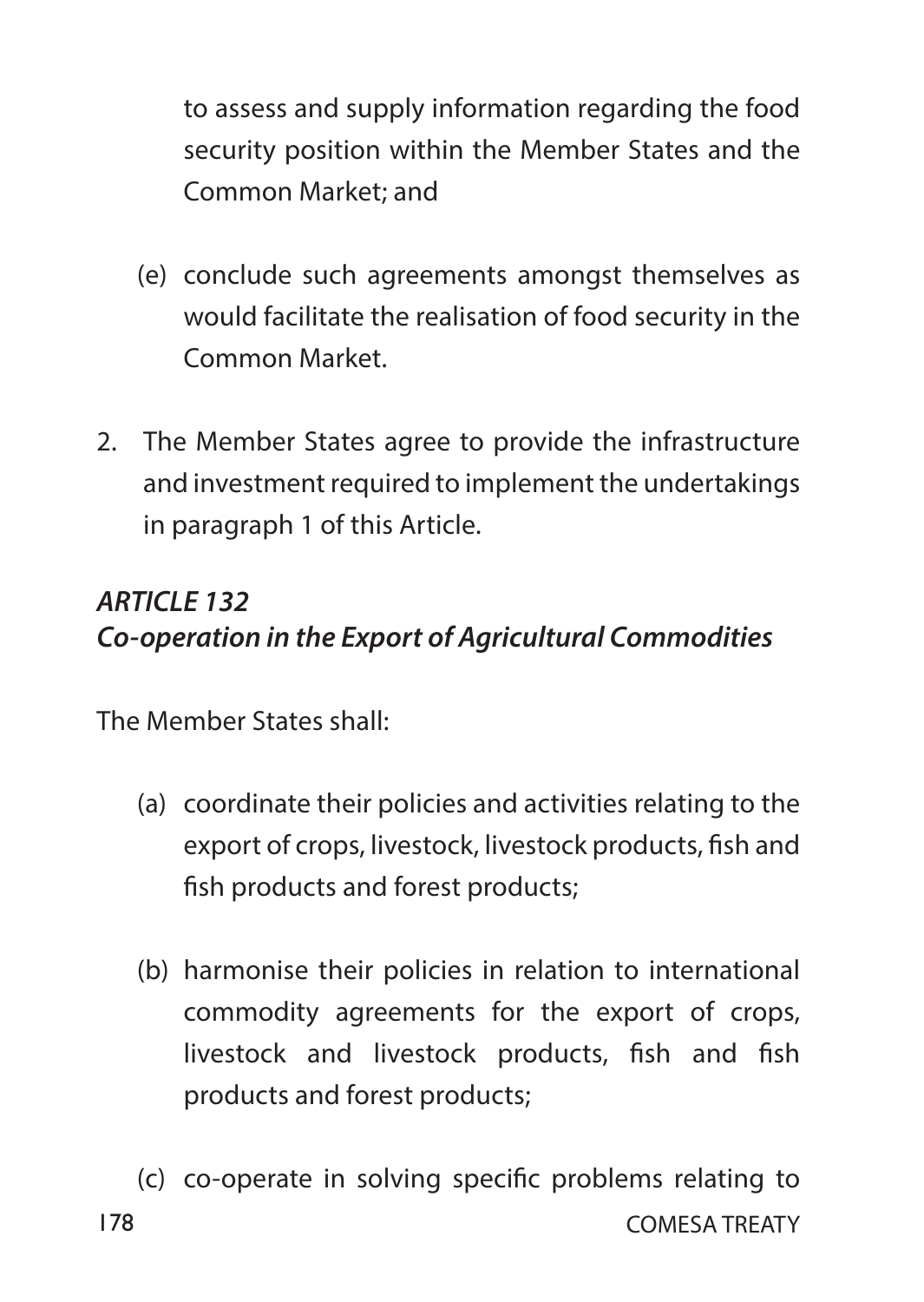to assess and supply information regarding the food security position within the Member States and the Common Market; and

(e) conclude such agreements amongst themselves as would facilitate the realisation of food security in the Common Market.

2. The Member States agree to provide the infrastructure and investment required to implement the undertakings in paragraph 1 of this Article.

### *ARTICLE 132*
### *Co-operation in the Export of Agricultural Commodities*

The Member States shall:

(a) coordinate their policies and activities relating to the export of crops, livestock, livestock products, fish and fish products and forest products;

(b) harmonise their policies in relation to international commodity agreements for the export of crops, livestock and livestock products, fish and fish products and forest products;

(c) co-operate in solving specific problems relating to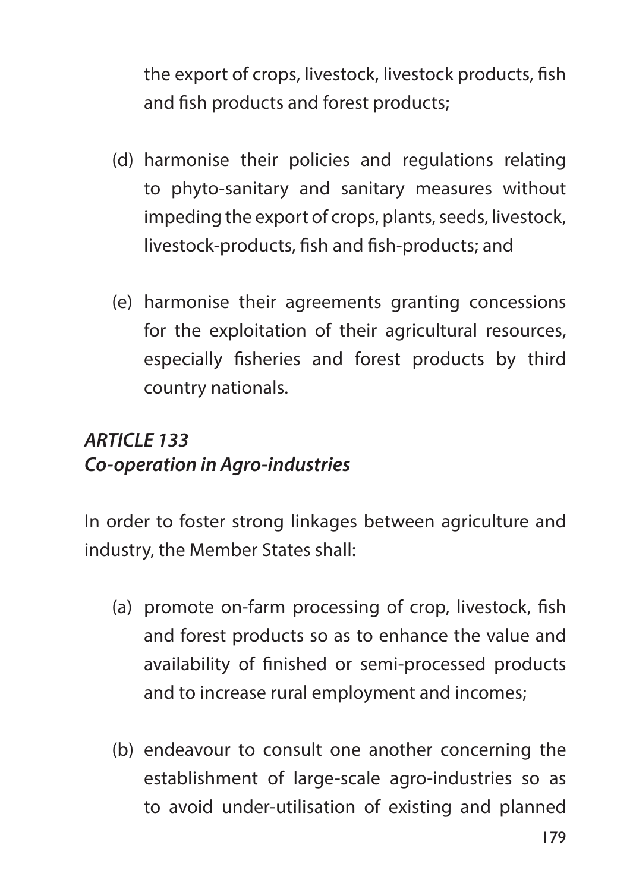the export of crops, livestock, livestock products, fish and fish products and forest products;

(d) harmonise their policies and regulations relating to phyto-sanitary and sanitary measures without impeding the export of crops, plants, seeds, livestock, livestock-products, fish and fish-products; and

(e) harmonise their agreements granting concessions for the exploitation of their agricultural resources, especially fisheries and forest products by third country nationals.

### *ARTICLE 133*
### *Co-operation in Agro-industries*

In order to foster strong linkages between agriculture and industry, the Member States shall:

(a) promote on-farm processing of crop, livestock, fish and forest products so as to enhance the value and availability of finished or semi-processed products and to increase rural employment and incomes;

(b) endeavour to consult one another concerning the establishment of large-scale agro-industries so as to avoid under-utilisation of existing and planned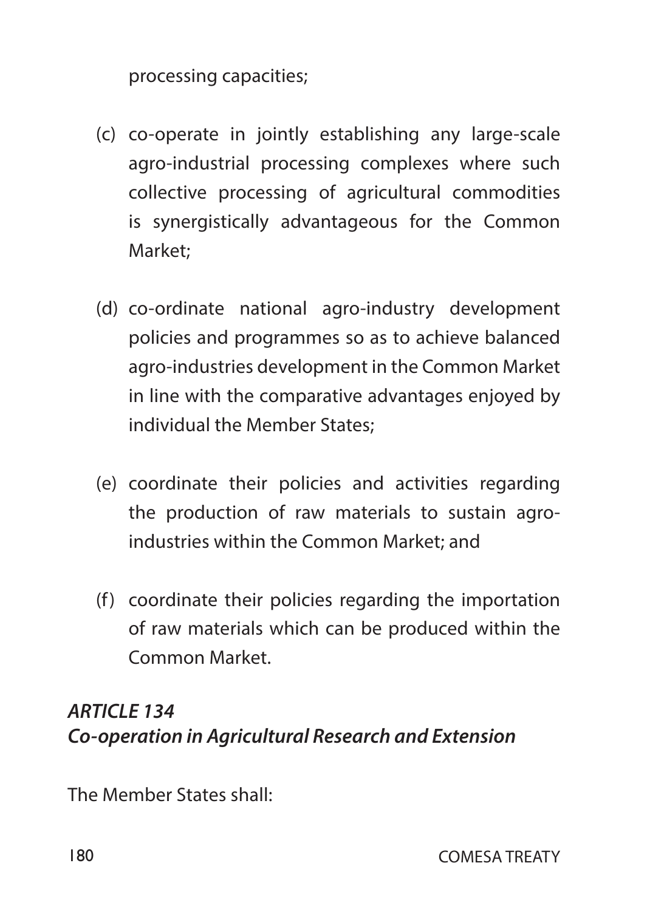processing capacities;

(c) co-operate in jointly establishing any large-scale agro-industrial processing complexes where such collective processing of agricultural commodities is synergistically advantageous for the Common Market;

(d) co-ordinate national agro-industry development policies and programmes so as to achieve balanced agro-industries development in the Common Market in line with the comparative advantages enjoyed by individual the Member States;

(e) coordinate their policies and activities regarding the production of raw materials to sustain agro-industries within the Common Market; and

(f) coordinate their policies regarding the importation of raw materials which can be produced within the Common Market.

***ARTICLE 134***
***Co-operation in Agricultural Research and Extension***

The Member States shall: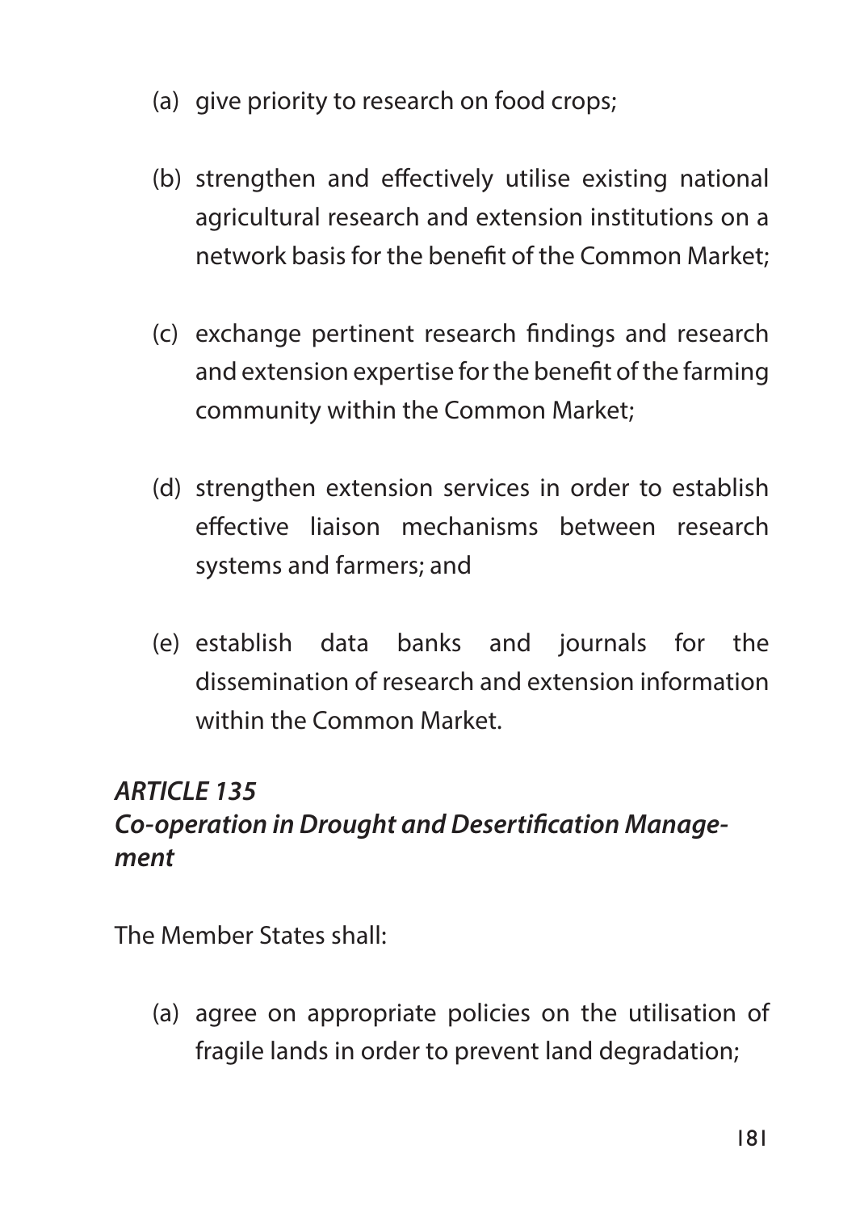(a) give priority to research on food crops;

(b) strengthen and effectively utilise existing national agricultural research and extension institutions on a network basis for the benefit of the Common Market;

(c) exchange pertinent research findings and research and extension expertise for the benefit of the farming community within the Common Market;

(d) strengthen extension services in order to establish effective liaison mechanisms between research systems and farmers; and

(e) establish data banks and journals for the dissemination of research and extension information within the Common Market.

***ARTICLE 135***
***Co-operation in Drought and Desertification Management***

The Member States shall:

(a) agree on appropriate policies on the utilisation of fragile lands in order to prevent land degradation;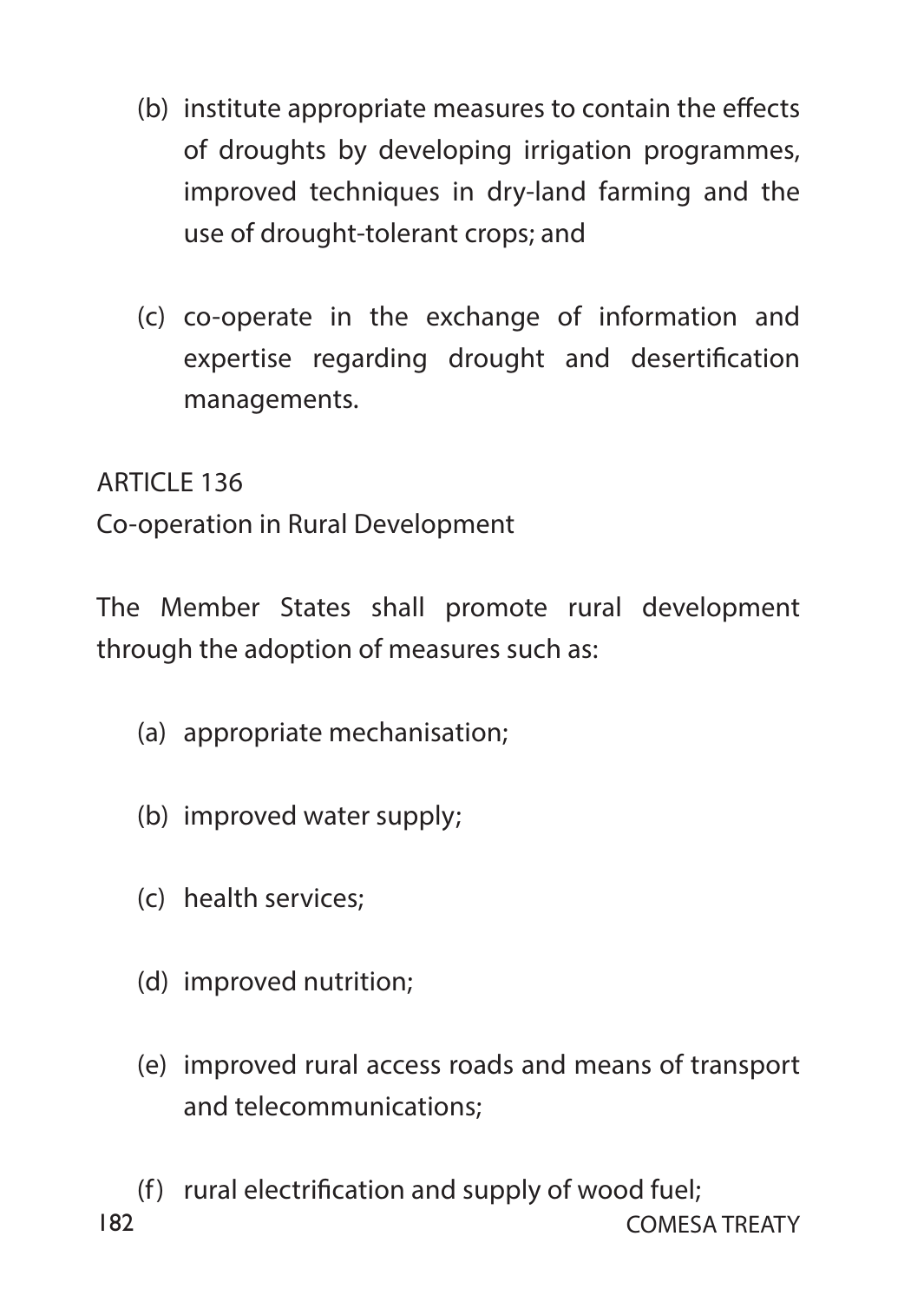(b) institute appropriate measures to contain the effects of droughts by developing irrigation programmes, improved techniques in dry-land farming and the use of drought-tolerant crops; and

(c) co-operate in the exchange of information and expertise regarding drought and desertification managements.

## ARTICLE 136

### Co-operation in Rural Development

The Member States shall promote rural development through the adoption of measures such as:

(a) appropriate mechanisation;

(b) improved water supply;

(c) health services;

(d) improved nutrition;

(e) improved rural access roads and means of transport and telecommunications;

(f) rural electrification and supply of wood fuel;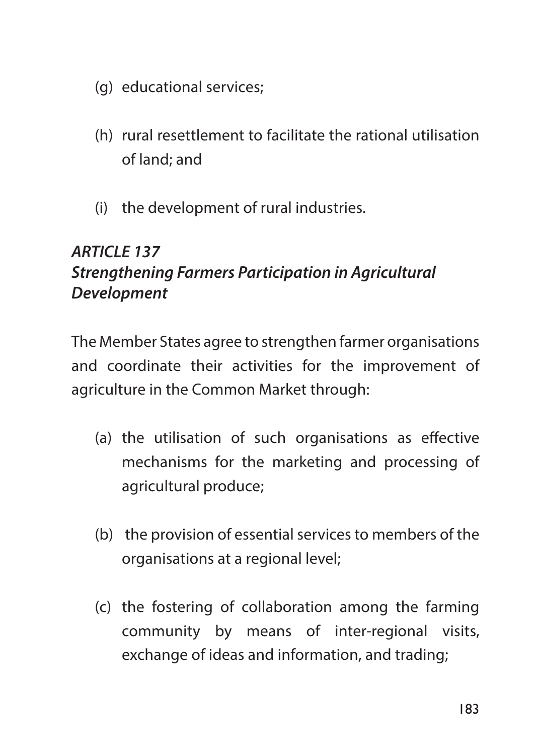(g) educational services;

(h) rural resettlement to facilitate the rational utilisation of land; and

(i) the development of rural industries.

### *ARTICLE 137*
### *Strengthening Farmers Participation in Agricultural Development*

The Member States agree to strengthen farmer organisations and coordinate their activities for the improvement of agriculture in the Common Market through:

(a) the utilisation of such organisations as effective mechanisms for the marketing and processing of agricultural produce;

(b) the provision of essential services to members of the organisations at a regional level;

(c) the fostering of collaboration among the farming community by means of inter-regional visits, exchange of ideas and information, and trading;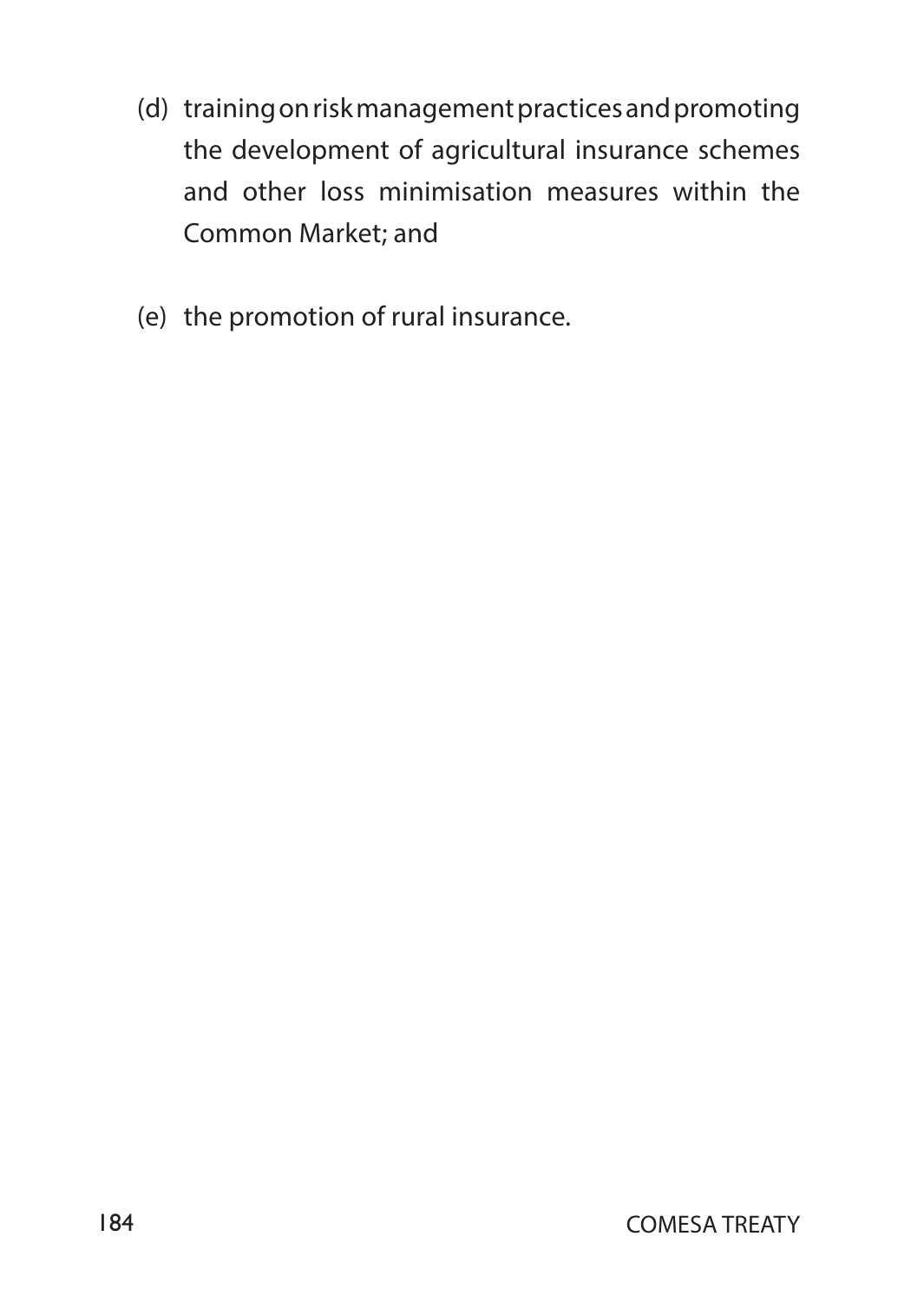(d) training on risk management practices and promoting the development of agricultural insurance schemes and other loss minimisation measures within the Common Market; and

(e) the promotion of rural insurance.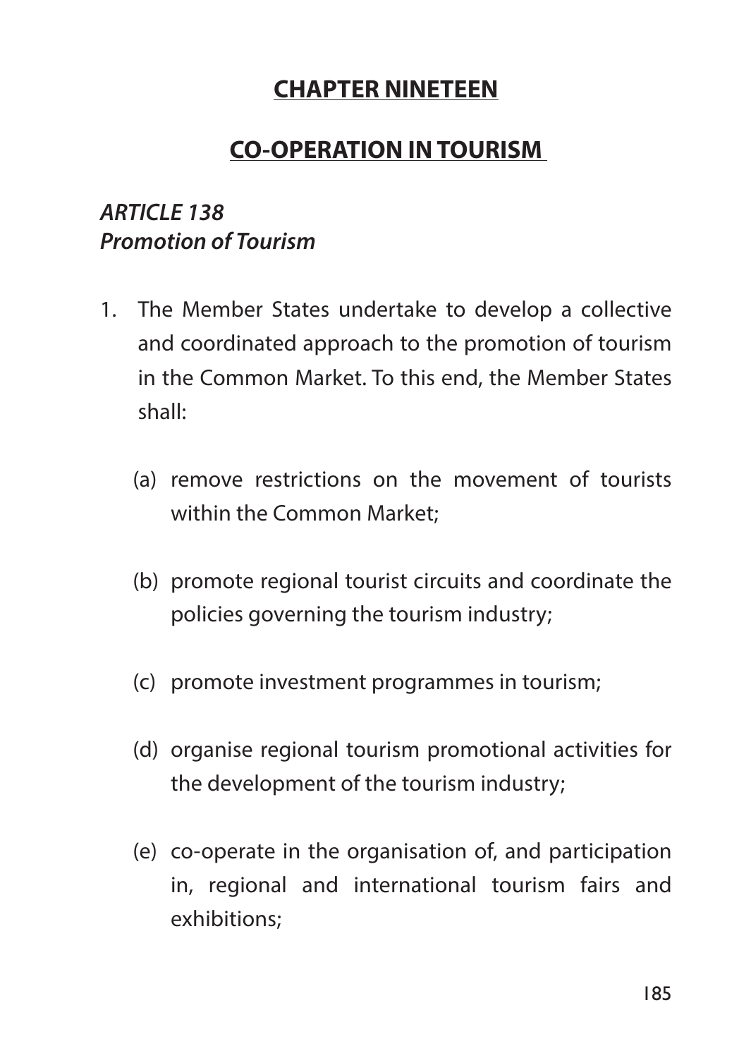## CHAPTER NINETEEN

## CO-OPERATION IN TOURISM

### *ARTICLE 138*
### *Promotion of Tourism*

1. The Member States undertake to develop a collective and coordinated approach to the promotion of tourism in the Common Market. To this end, the Member States shall:

   (a) remove restrictions on the movement of tourists within the Common Market;

   (b) promote regional tourist circuits and coordinate the policies governing the tourism industry;

   (c) promote investment programmes in tourism;

   (d) organise regional tourism promotional activities for the development of the tourism industry;

   (e) co-operate in the organisation of, and participation in, regional and international tourism fairs and exhibitions;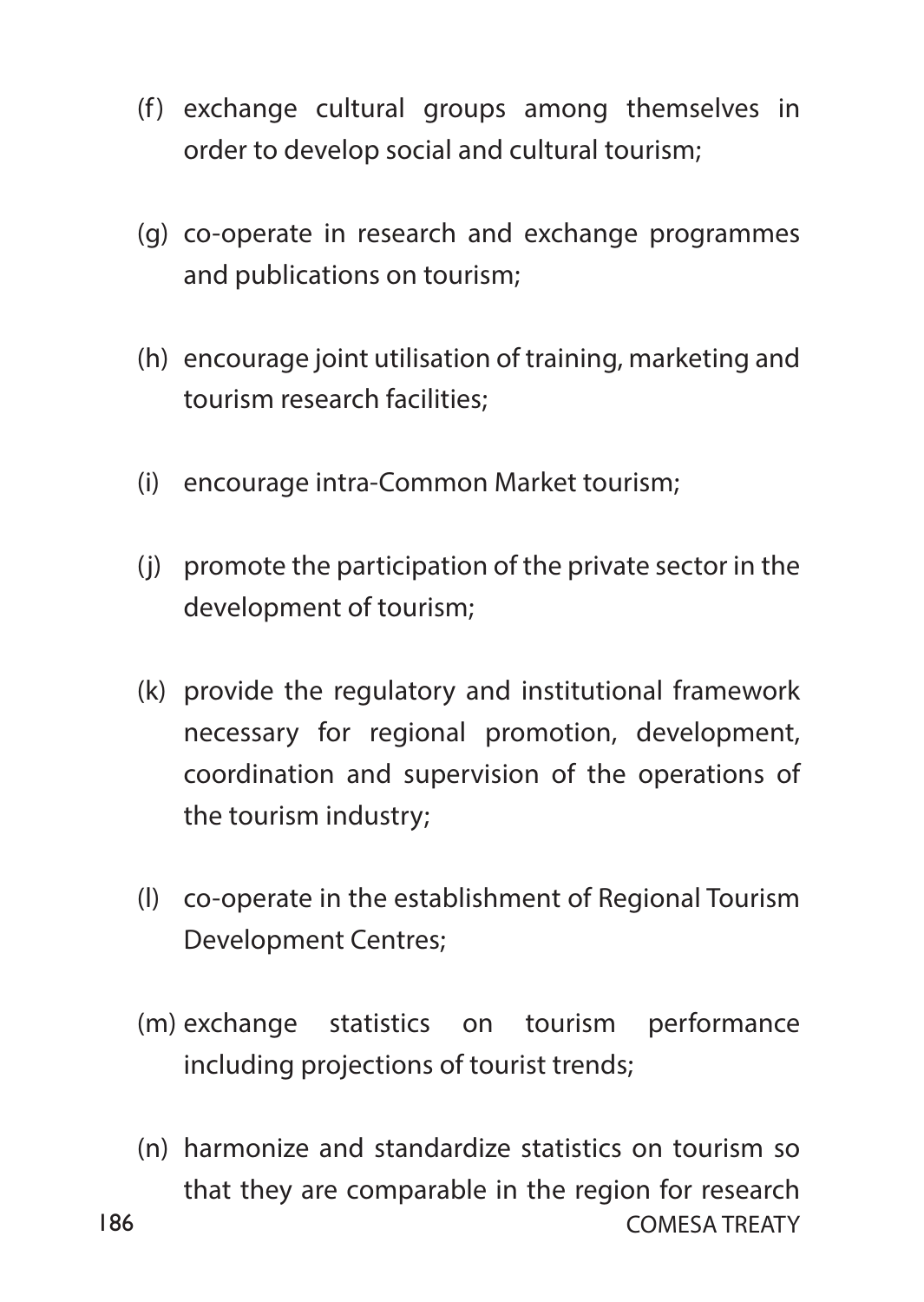(f) exchange cultural groups among themselves in order to develop social and cultural tourism;

(g) co-operate in research and exchange programmes and publications on tourism;

(h) encourage joint utilisation of training, marketing and tourism research facilities;

(i) encourage intra-Common Market tourism;

(j) promote the participation of the private sector in the development of tourism;

(k) provide the regulatory and institutional framework necessary for regional promotion, development, coordination and supervision of the operations of the tourism industry;

(l) co-operate in the establishment of Regional Tourism Development Centres;

(m) exchange statistics on tourism performance including projections of tourist trends;

(n) harmonize and standardize statistics on tourism so that they are comparable in the region for research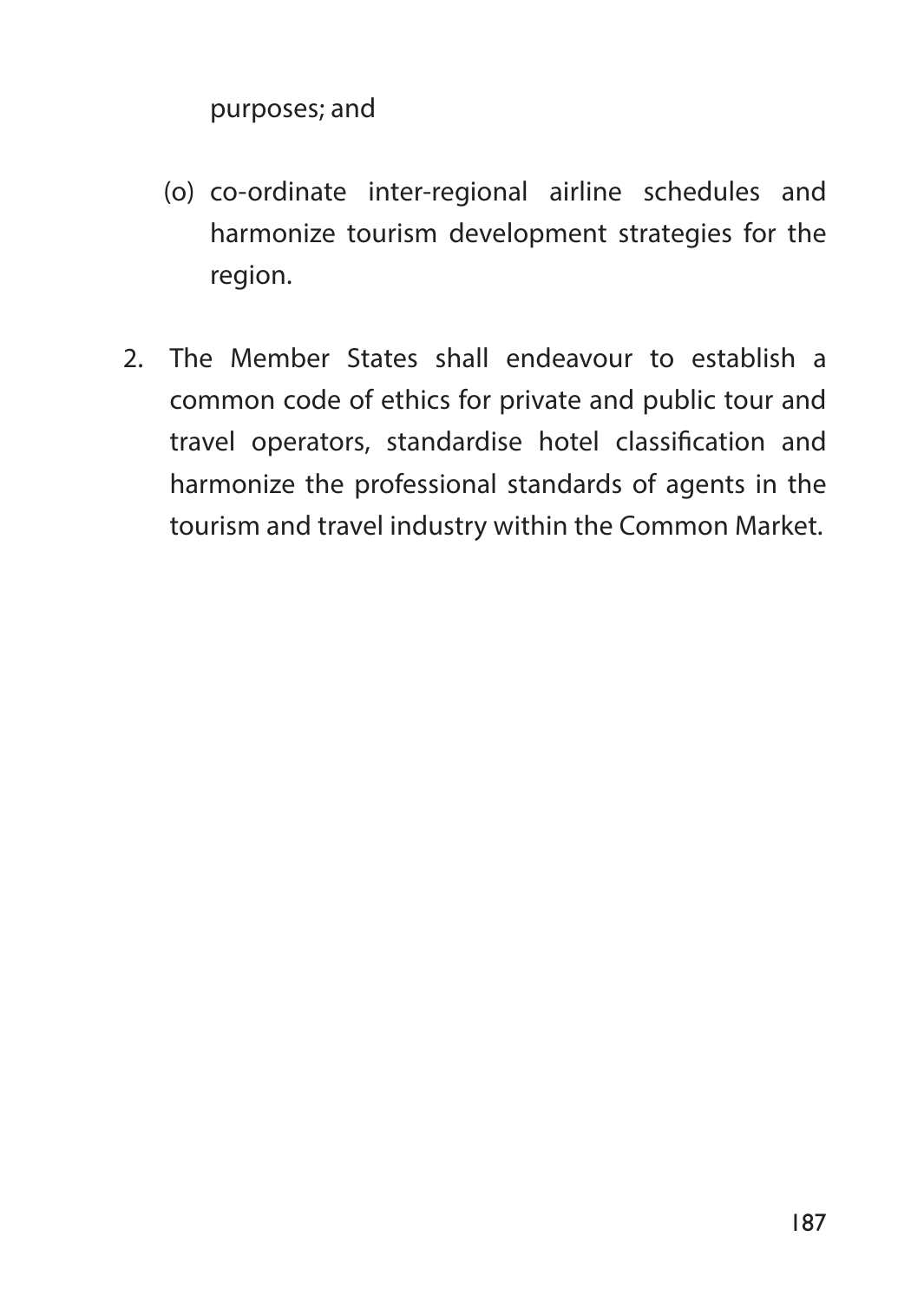purposes; and

(o) co-ordinate inter-regional airline schedules and harmonize tourism development strategies for the region.

2. The Member States shall endeavour to establish a common code of ethics for private and public tour and travel operators, standardise hotel classification and harmonize the professional standards of agents in the tourism and travel industry within the Common Market.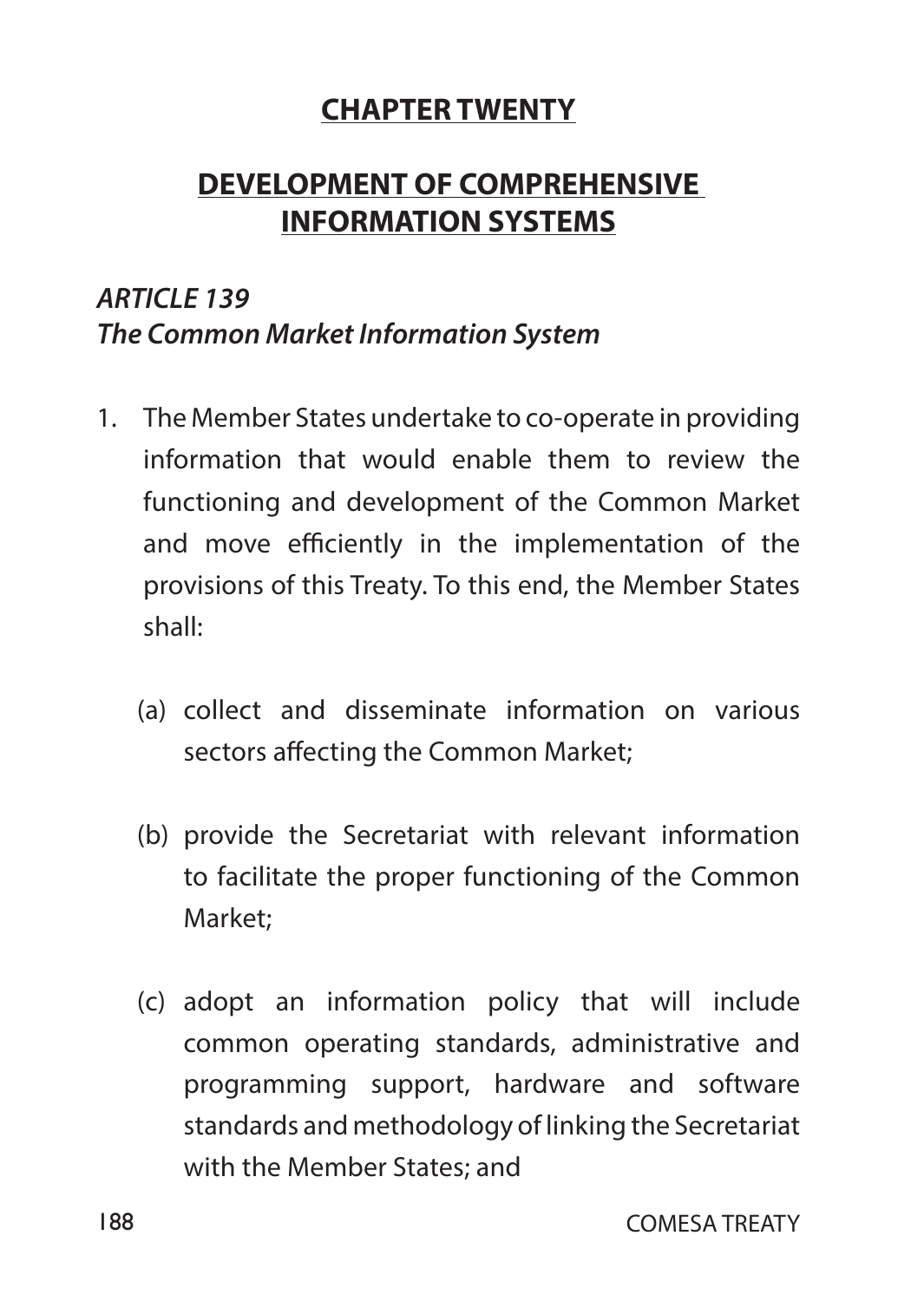## CHAPTER TWENTY

## DEVELOPMENT OF COMPREHENSIVE INFORMATION SYSTEMS

### *ARTICLE 139*
### *The Common Market Information System*

1. The Member States undertake to co-operate in providing information that would enable them to review the functioning and development of the Common Market and move efficiently in the implementation of the provisions of this Treaty. To this end, the Member States shall:

   (a) collect and disseminate information on various sectors affecting the Common Market;

   (b) provide the Secretariat with relevant information to facilitate the proper functioning of the Common Market;

   (c) adopt an information policy that will include common operating standards, administrative and programming support, hardware and software standards and methodology of linking the Secretariat with the Member States; and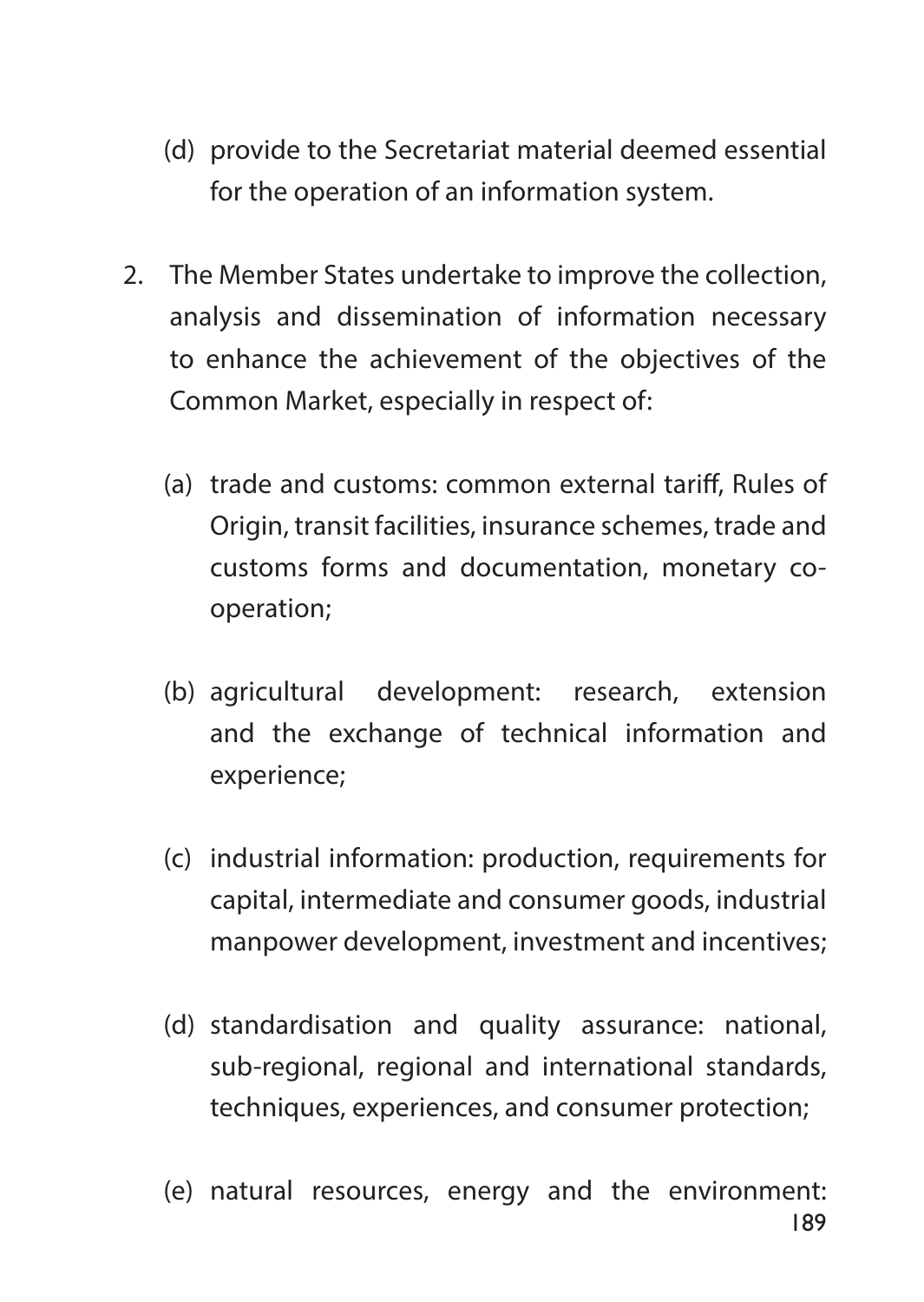(d) provide to the Secretariat material deemed essential for the operation of an information system.

2. The Member States undertake to improve the collection, analysis and dissemination of information necessary to enhance the achievement of the objectives of the Common Market, especially in respect of:

   (a) trade and customs: common external tariff, Rules of Origin, transit facilities, insurance schemes, trade and customs forms and documentation, monetary co-operation;

   (b) agricultural development: research, extension and the exchange of technical information and experience;

   (c) industrial information: production, requirements for capital, intermediate and consumer goods, industrial manpower development, investment and incentives;

   (d) standardisation and quality assurance: national, sub-regional, regional and international standards, techniques, experiences, and consumer protection;

   (e) natural resources, energy and the environment: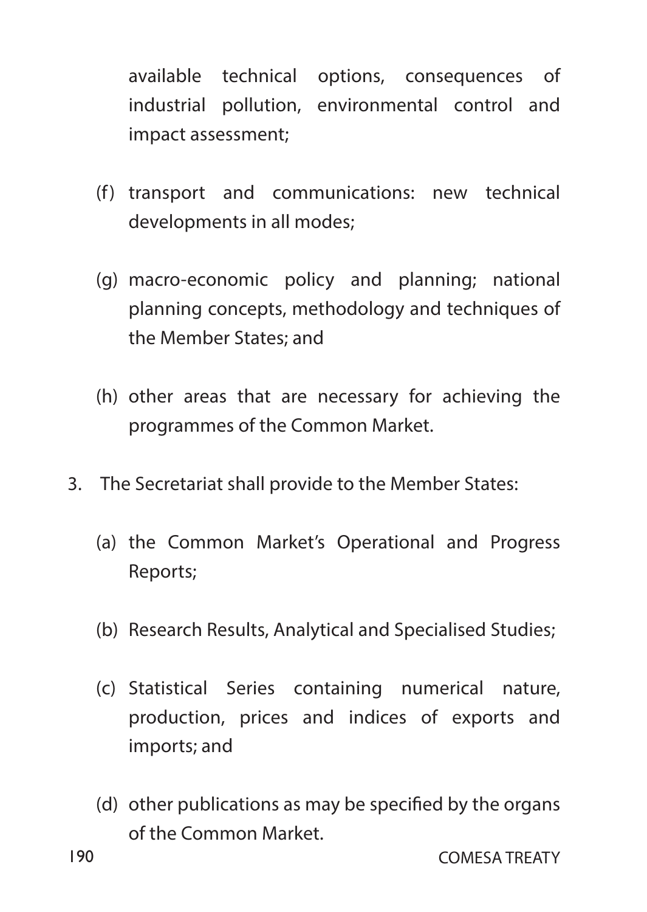available technical options, consequences of industrial pollution, environmental control and impact assessment;

(f) transport and communications: new technical developments in all modes;

(g) macro-economic policy and planning; national planning concepts, methodology and techniques of the Member States; and

(h) other areas that are necessary for achieving the programmes of the Common Market.

3. The Secretariat shall provide to the Member States:

(a) the Common Market's Operational and Progress Reports;

(b) Research Results, Analytical and Specialised Studies;

(c) Statistical Series containing numerical nature, production, prices and indices of exports and imports; and

(d) other publications as may be specified by the organs of the Common Market.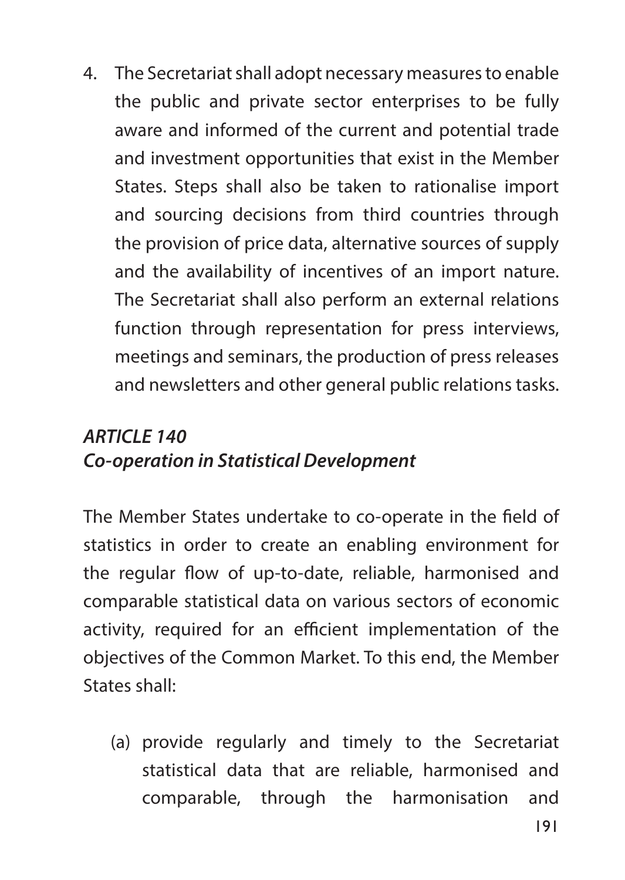4. The Secretariat shall adopt necessary measures to enable the public and private sector enterprises to be fully aware and informed of the current and potential trade and investment opportunities that exist in the Member States. Steps shall also be taken to rationalise import and sourcing decisions from third countries through the provision of price data, alternative sources of supply and the availability of incentives of an import nature. The Secretariat shall also perform an external relations function through representation for press interviews, meetings and seminars, the production of press releases and newsletters and other general public relations tasks.

### *ARTICLE 140*
### *Co-operation in Statistical Development*

The Member States undertake to co-operate in the field of statistics in order to create an enabling environment for the regular flow of up-to-date, reliable, harmonised and comparable statistical data on various sectors of economic activity, required for an efficient implementation of the objectives of the Common Market. To this end, the Member States shall:

(a) provide regularly and timely to the Secretariat statistical data that are reliable, harmonised and comparable, through the harmonisation and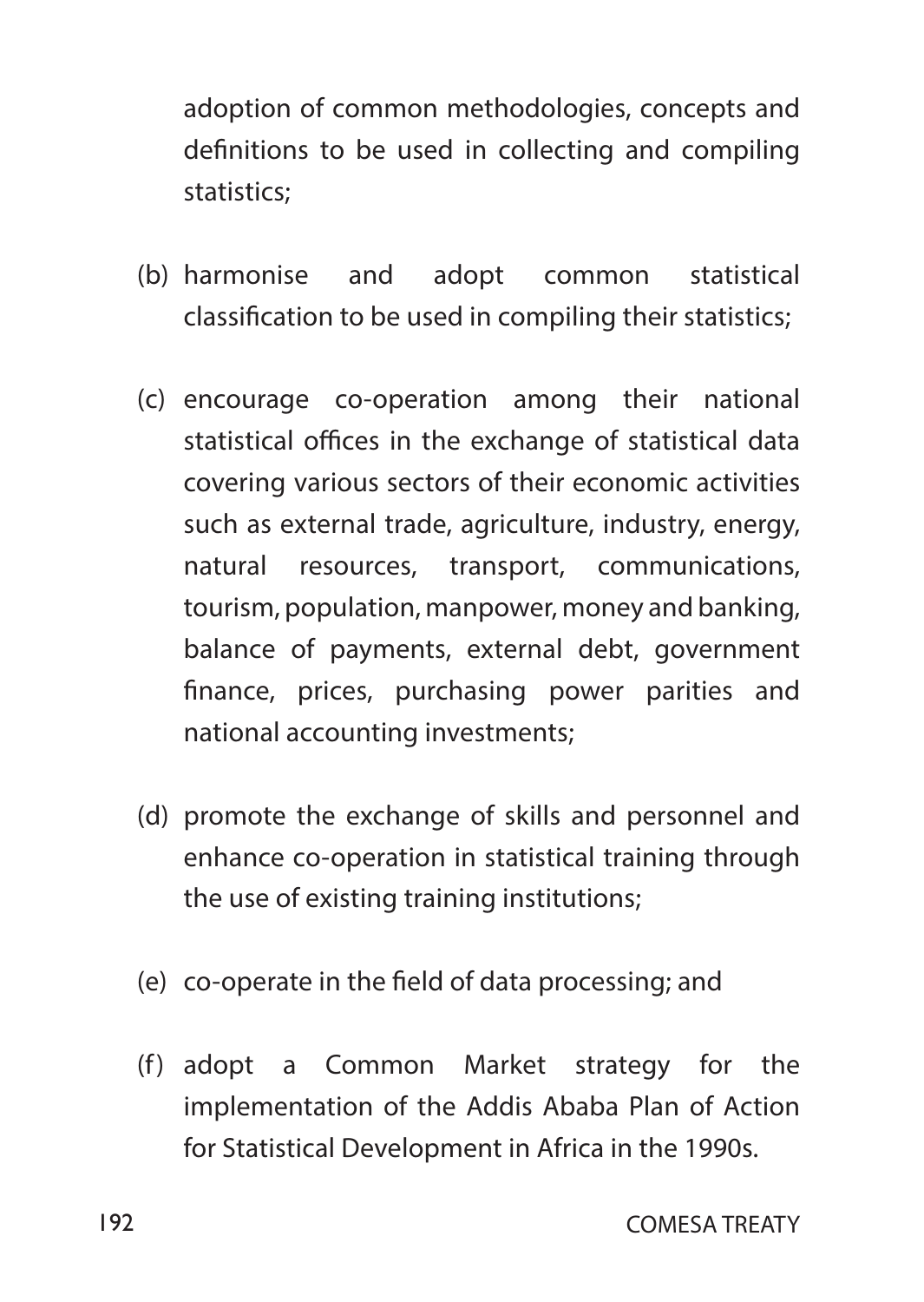adoption of common methodologies, concepts and definitions to be used in collecting and compiling statistics;

(b) harmonise and adopt common statistical classification to be used in compiling their statistics;

(c) encourage co-operation among their national statistical offices in the exchange of statistical data covering various sectors of their economic activities such as external trade, agriculture, industry, energy, natural resources, transport, communications, tourism, population, manpower, money and banking, balance of payments, external debt, government finance, prices, purchasing power parities and national accounting investments;

(d) promote the exchange of skills and personnel and enhance co-operation in statistical training through the use of existing training institutions;

(e) co-operate in the field of data processing; and

(f) adopt a Common Market strategy for the implementation of the Addis Ababa Plan of Action for Statistical Development in Africa in the 1990s.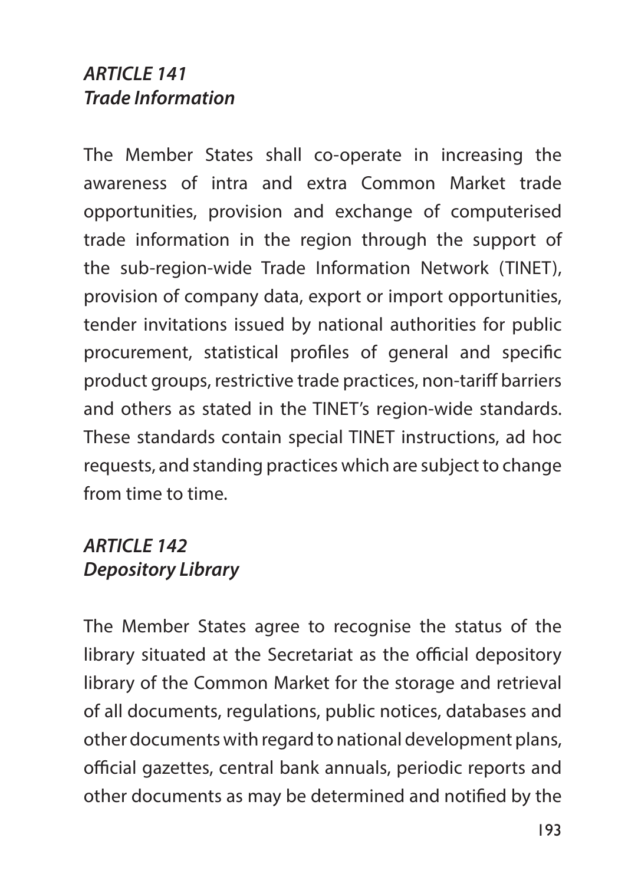### *ARTICLE 141*
### *Trade Information*

The Member States shall co-operate in increasing the awareness of intra and extra Common Market trade opportunities, provision and exchange of computerised trade information in the region through the support of the sub-region-wide Trade Information Network (TINET), provision of company data, export or import opportunities, tender invitations issued by national authorities for public procurement, statistical profiles of general and specific product groups, restrictive trade practices, non-tariff barriers and others as stated in the TINET's region-wide standards. These standards contain special TINET instructions, ad hoc requests, and standing practices which are subject to change from time to time.

### *ARTICLE 142*
### *Depository Library*

The Member States agree to recognise the status of the library situated at the Secretariat as the official depository library of the Common Market for the storage and retrieval of all documents, regulations, public notices, databases and other documents with regard to national development plans, official gazettes, central bank annuals, periodic reports and other documents as may be determined and notified by the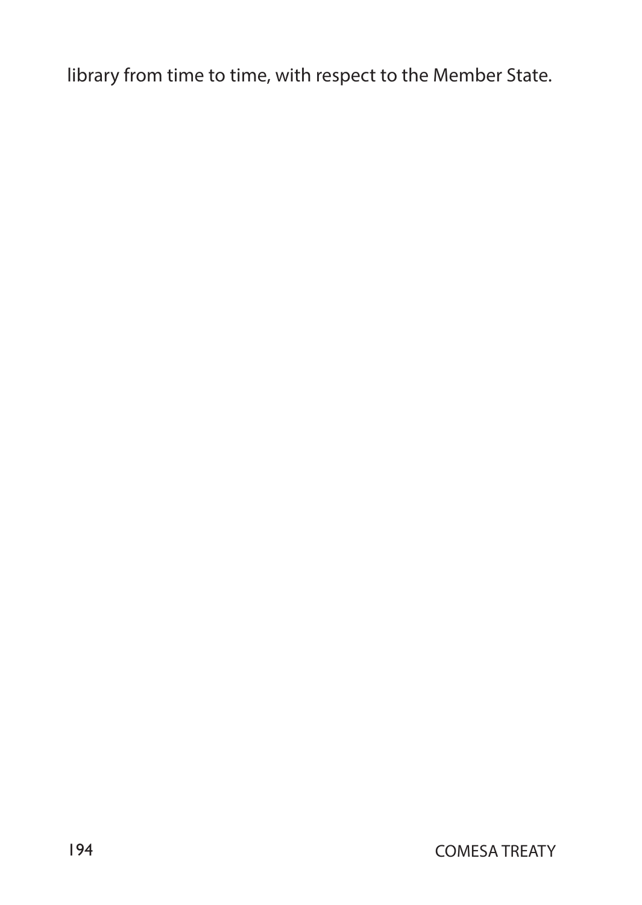library from time to time, with respect to the Member State.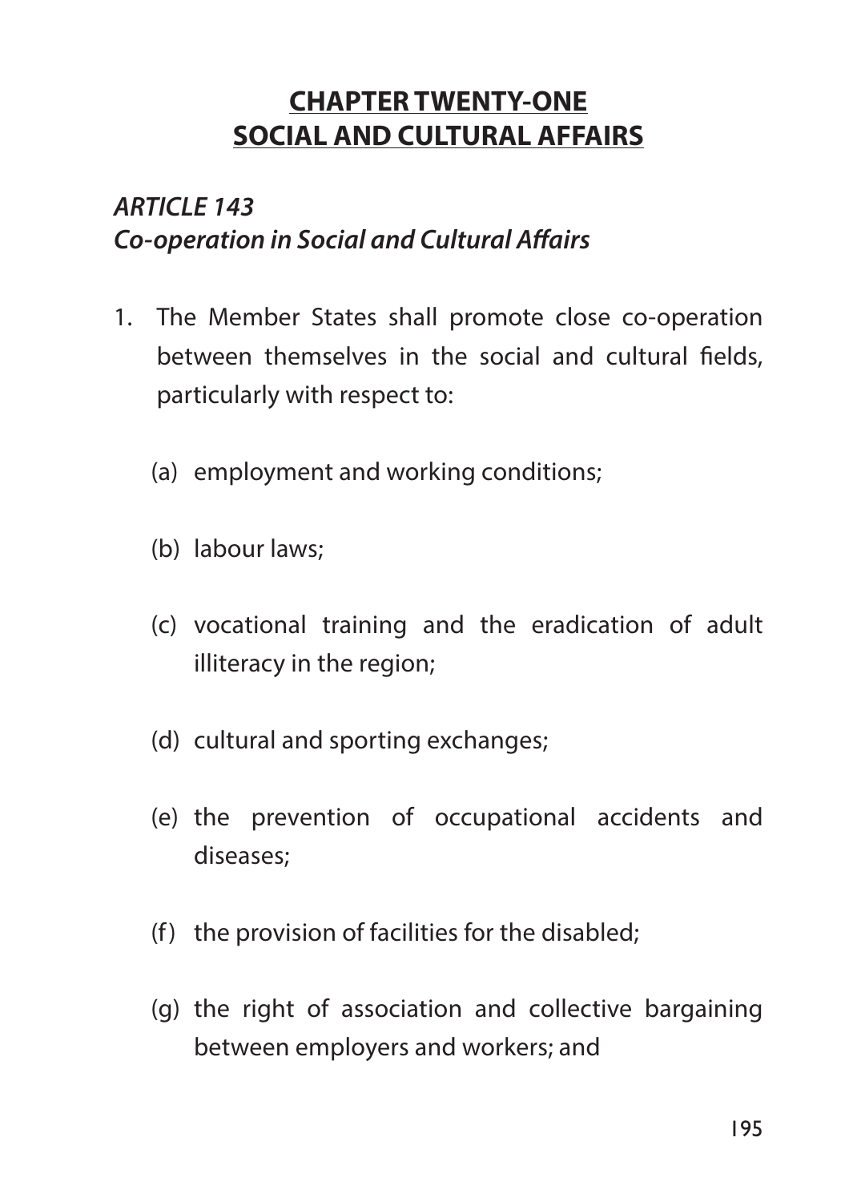## CHAPTER TWENTY-ONE
## SOCIAL AND CULTURAL AFFAIRS

### *ARTICLE 143*
### *Co-operation in Social and Cultural Affairs*

1. The Member States shall promote close co-operation between themselves in the social and cultural fields, particularly with respect to:

   (a) employment and working conditions;

   (b) labour laws;

   (c) vocational training and the eradication of adult illiteracy in the region;

   (d) cultural and sporting exchanges;

   (e) the prevention of occupational accidents and diseases;

   (f) the provision of facilities for the disabled;

   (g) the right of association and collective bargaining between employers and workers; and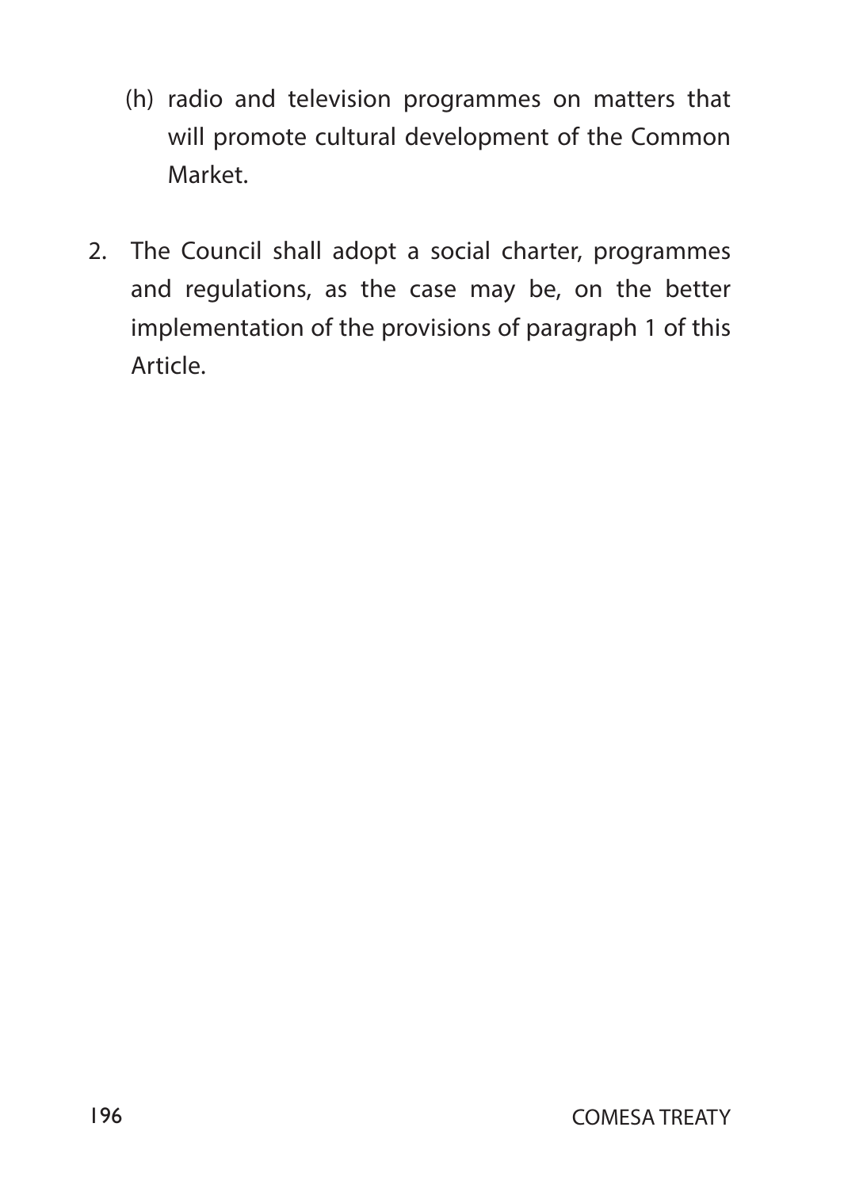(h) radio and television programmes on matters that will promote cultural development of the Common Market.

2. The Council shall adopt a social charter, programmes and regulations, as the case may be, on the better implementation of the provisions of paragraph 1 of this Article.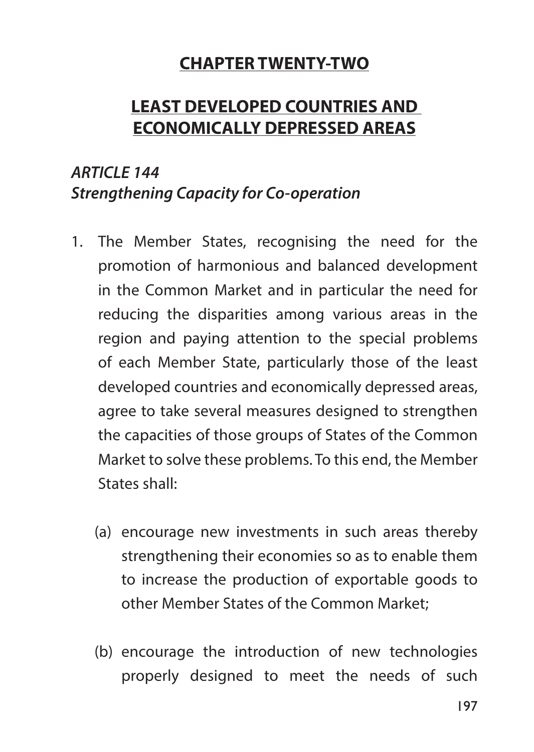## CHAPTER TWENTY-TWO

## LEAST DEVELOPED COUNTRIES AND ECONOMICALLY DEPRESSED AREAS

### *ARTICLE 144*
### *Strengthening Capacity for Co-operation*

1. The Member States, recognising the need for the promotion of harmonious and balanced development in the Common Market and in particular the need for reducing the disparities among various areas in the region and paying attention to the special problems of each Member State, particularly those of the least developed countries and economically depressed areas, agree to take several measures designed to strengthen the capacities of those groups of States of the Common Market to solve these problems. To this end, the Member States shall:

   (a) encourage new investments in such areas thereby strengthening their economies so as to enable them to increase the production of exportable goods to other Member States of the Common Market;

   (b) encourage the introduction of new technologies properly designed to meet the needs of such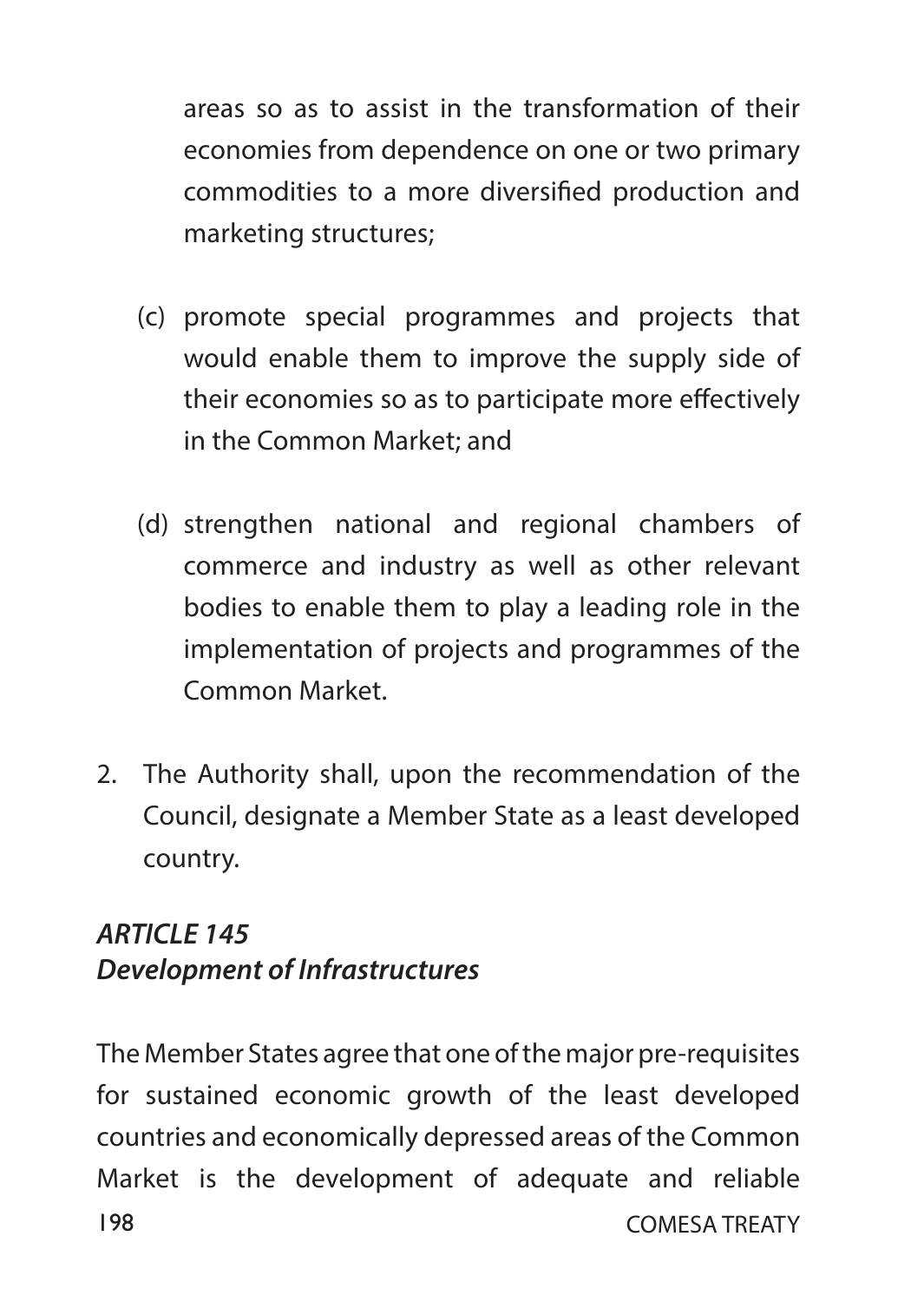areas so as to assist in the transformation of their economies from dependence on one or two primary commodities to a more diversified production and marketing structures;

(c) promote special programmes and projects that would enable them to improve the supply side of their economies so as to participate more effectively in the Common Market; and

(d) strengthen national and regional chambers of commerce and industry as well as other relevant bodies to enable them to play a leading role in the implementation of projects and programmes of the Common Market.

2. The Authority shall, upon the recommendation of the Council, designate a Member State as a least developed country.

### *ARTICLE 145*
### *Development of Infrastructures*

The Member States agree that one of the major pre-requisites for sustained economic growth of the least developed countries and economically depressed areas of the Common Market is the development of adequate and reliable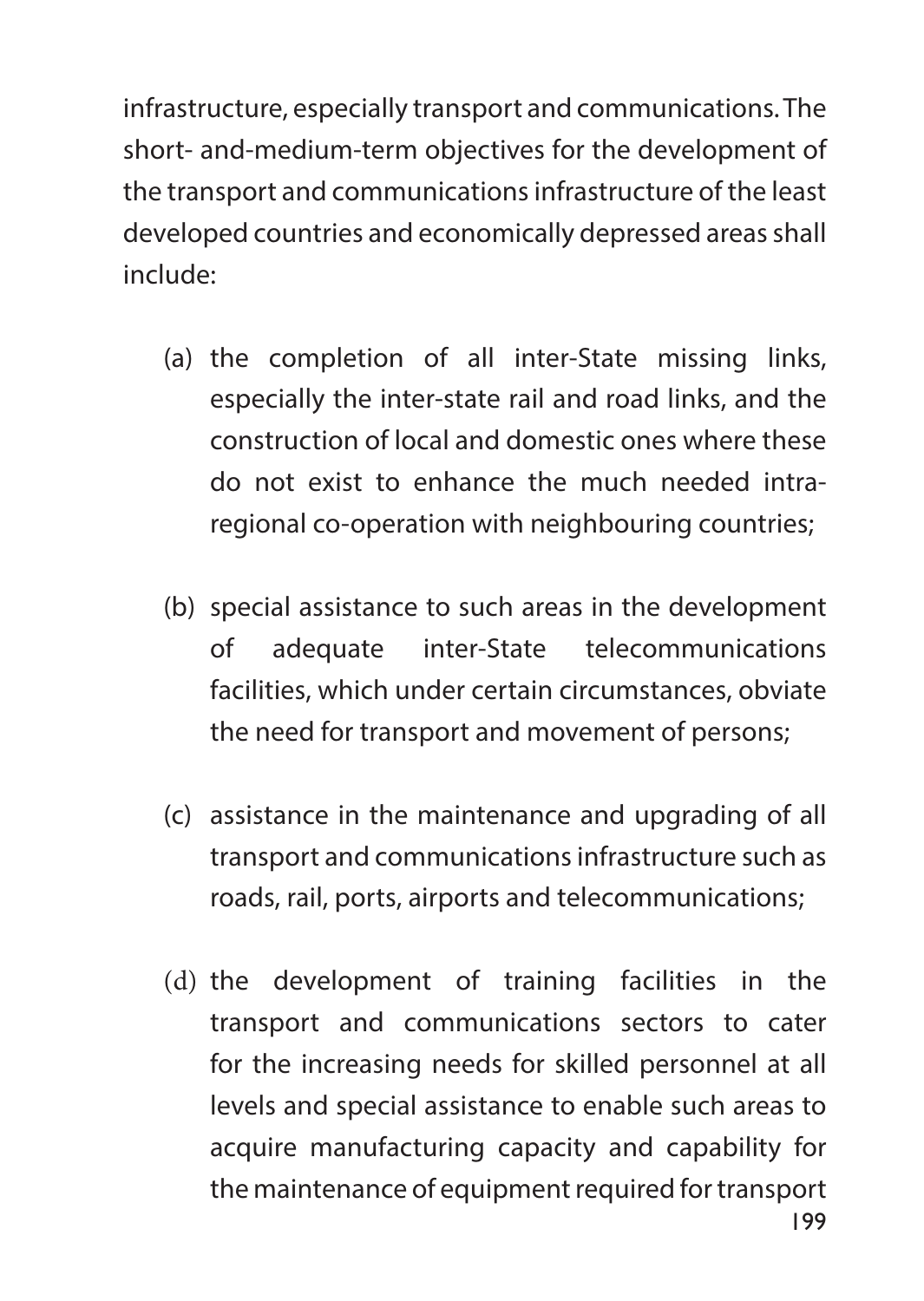infrastructure, especially transport and communications. The short- and-medium-term objectives for the development of the transport and communications infrastructure of the least developed countries and economically depressed areas shall include:

(a) the completion of all inter-State missing links, especially the inter-state rail and road links, and the construction of local and domestic ones where these do not exist to enhance the much needed intra-regional co-operation with neighbouring countries;

(b) special assistance to such areas in the development of adequate inter-State telecommunications facilities, which under certain circumstances, obviate the need for transport and movement of persons;

(c) assistance in the maintenance and upgrading of all transport and communications infrastructure such as roads, rail, ports, airports and telecommunications;

(d) the development of training facilities in the transport and communications sectors to cater for the increasing needs for skilled personnel at all levels and special assistance to enable such areas to acquire manufacturing capacity and capability for the maintenance of equipment required for transport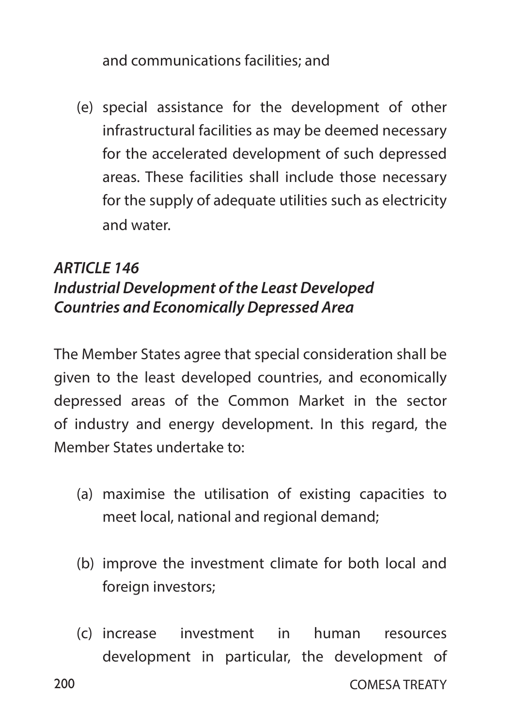and communications facilities; and

(e) special assistance for the development of other infrastructural facilities as may be deemed necessary for the accelerated development of such depressed areas. These facilities shall include those necessary for the supply of adequate utilities such as electricity and water.

### *ARTICLE 146*
### *Industrial Development of the Least Developed Countries and Economically Depressed Area*

The Member States agree that special consideration shall be given to the least developed countries, and economically depressed areas of the Common Market in the sector of industry and energy development. In this regard, the Member States undertake to:

(a) maximise the utilisation of existing capacities to meet local, national and regional demand;

(b) improve the investment climate for both local and foreign investors;

(c) increase investment in human resources development in particular, the development of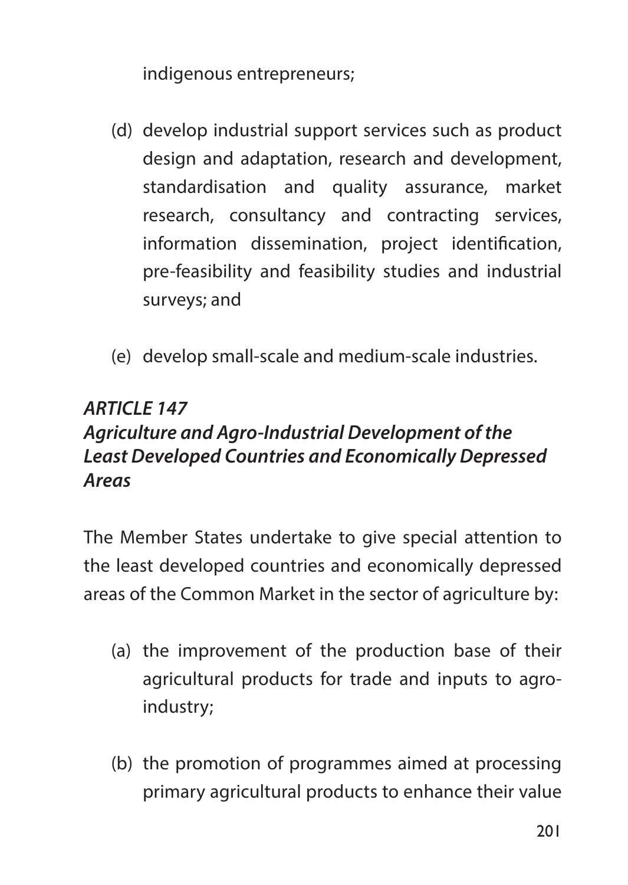indigenous entrepreneurs;

(d) develop industrial support services such as product design and adaptation, research and development, standardisation and quality assurance, market research, consultancy and contracting services, information dissemination, project identification, pre-feasibility and feasibility studies and industrial surveys; and

(e) develop small-scale and medium-scale industries.

***ARTICLE 147***
***Agriculture and Agro-Industrial Development of the Least Developed Countries and Economically Depressed Areas***

The Member States undertake to give special attention to the least developed countries and economically depressed areas of the Common Market in the sector of agriculture by:

(a) the improvement of the production base of their agricultural products for trade and inputs to agro-industry;

(b) the promotion of programmes aimed at processing primary agricultural products to enhance their value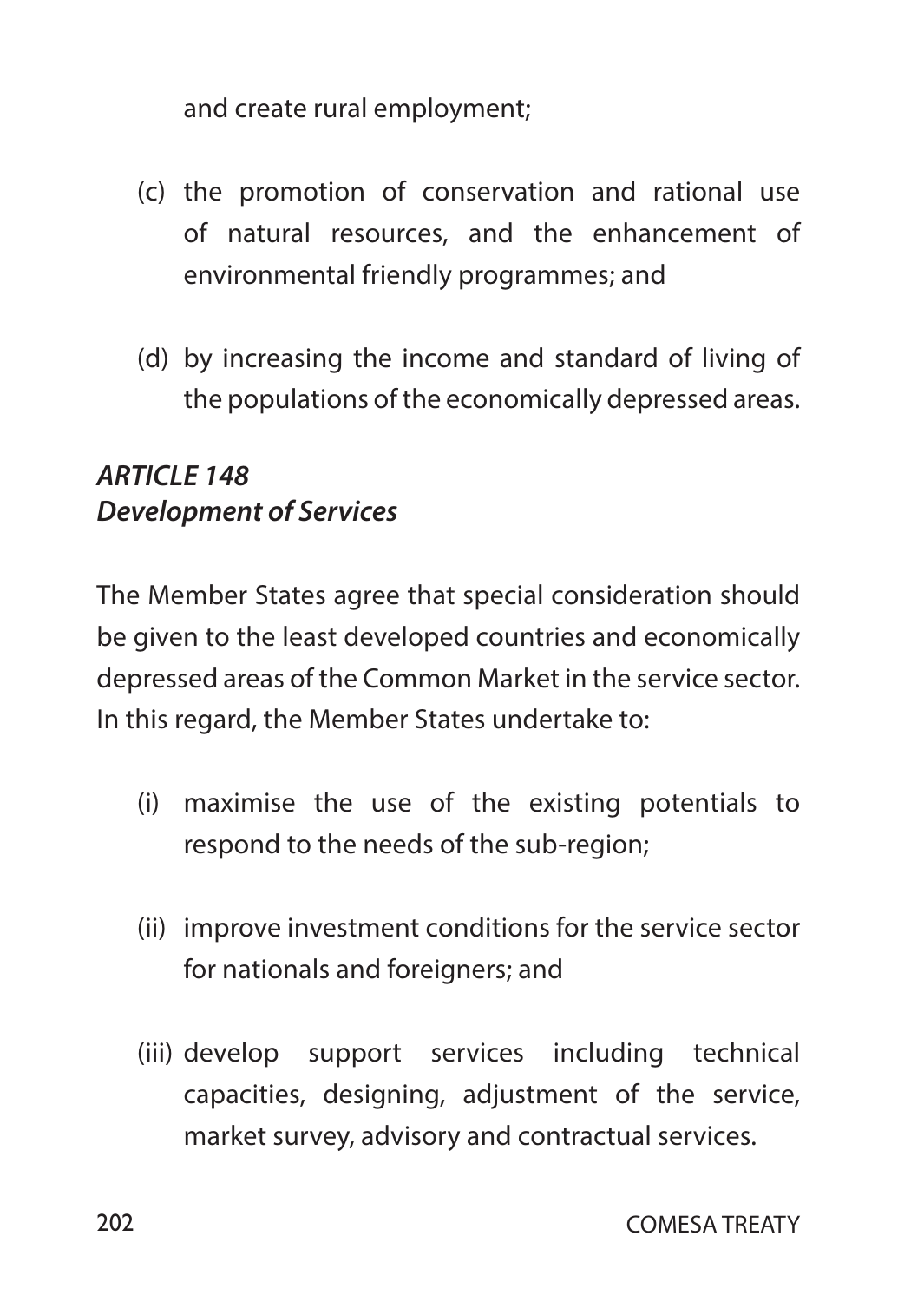and create rural employment;

(c) the promotion of conservation and rational use of natural resources, and the enhancement of environmental friendly programmes; and

(d) by increasing the income and standard of living of the populations of the economically depressed areas.

### *ARTICLE 148*
### *Development of Services*

The Member States agree that special consideration should be given to the least developed countries and economically depressed areas of the Common Market in the service sector. In this regard, the Member States undertake to:

(i) maximise the use of the existing potentials to respond to the needs of the sub-region;

(ii) improve investment conditions for the service sector for nationals and foreigners; and

(iii) develop support services including technical capacities, designing, adjustment of the service, market survey, advisory and contractual services.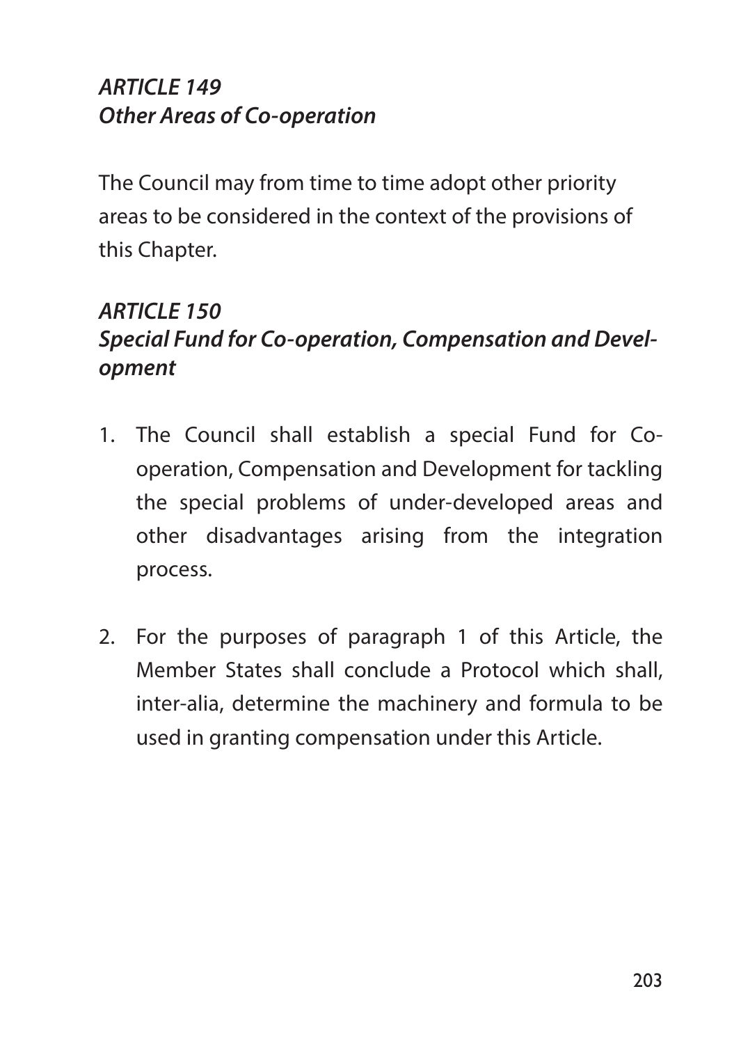### *ARTICLE 149*
### *Other Areas of Co-operation*

The Council may from time to time adopt other priority areas to be considered in the context of the provisions of this Chapter.

### *ARTICLE 150*
### *Special Fund for Co-operation, Compensation and Development*

1. The Council shall establish a special Fund for Co-operation, Compensation and Development for tackling the special problems of under-developed areas and other disadvantages arising from the integration process.

2. For the purposes of paragraph 1 of this Article, the Member States shall conclude a Protocol which shall, inter-alia, determine the machinery and formula to be used in granting compensation under this Article.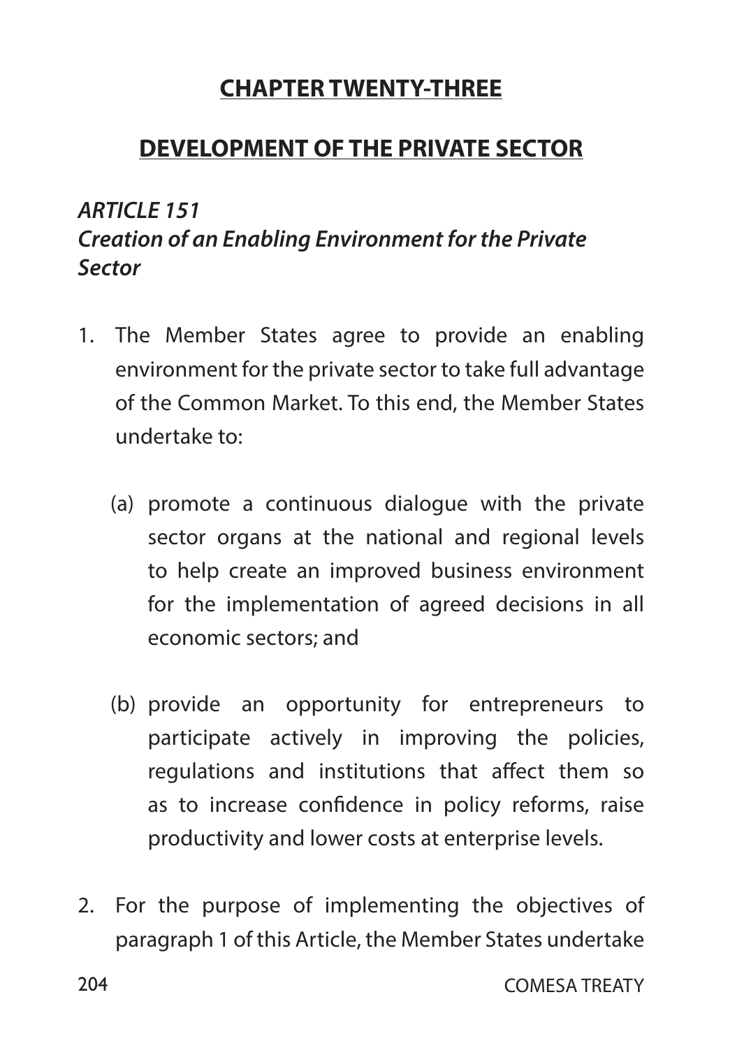## CHAPTER TWENTY-THREE

## DEVELOPMENT OF THE PRIVATE SECTOR

### *ARTICLE 151*
### *Creation of an Enabling Environment for the Private Sector*

1. The Member States agree to provide an enabling environment for the private sector to take full advantage of the Common Market. To this end, the Member States undertake to:

   (a) promote a continuous dialogue with the private sector organs at the national and regional levels to help create an improved business environment for the implementation of agreed decisions in all economic sectors; and

   (b) provide an opportunity for entrepreneurs to participate actively in improving the policies, regulations and institutions that affect them so as to increase confidence in policy reforms, raise productivity and lower costs at enterprise levels.

2. For the purpose of implementing the objectives of paragraph 1 of this Article, the Member States undertake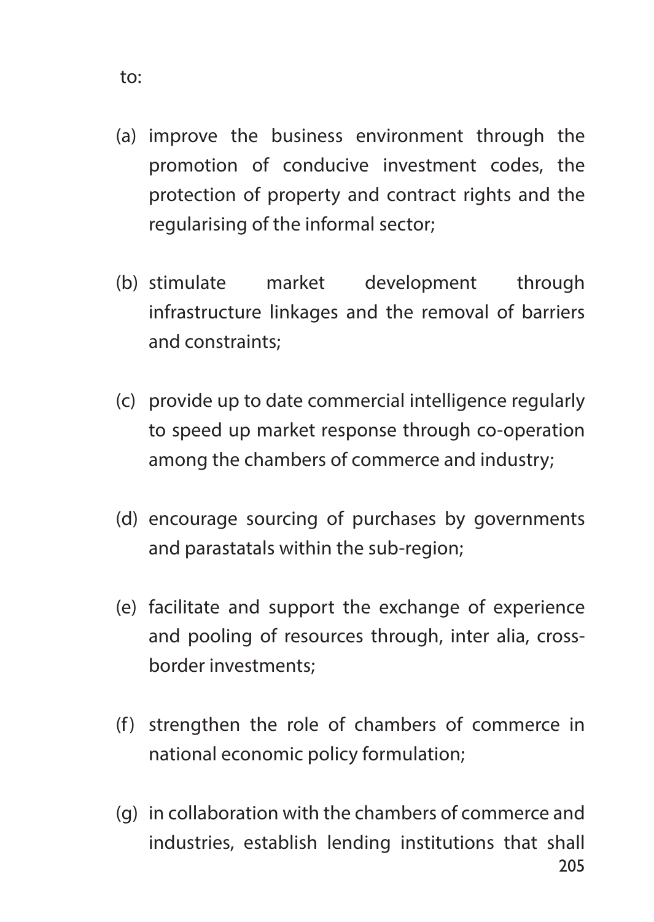to:

(a) improve the business environment through the promotion of conducive investment codes, the protection of property and contract rights and the regularising of the informal sector;

(b) stimulate market development through infrastructure linkages and the removal of barriers and constraints;

(c) provide up to date commercial intelligence regularly to speed up market response through co-operation among the chambers of commerce and industry;

(d) encourage sourcing of purchases by governments and parastatals within the sub-region;

(e) facilitate and support the exchange of experience and pooling of resources through, inter alia, cross-border investments;

(f) strengthen the role of chambers of commerce in national economic policy formulation;

(g) in collaboration with the chambers of commerce and industries, establish lending institutions that shall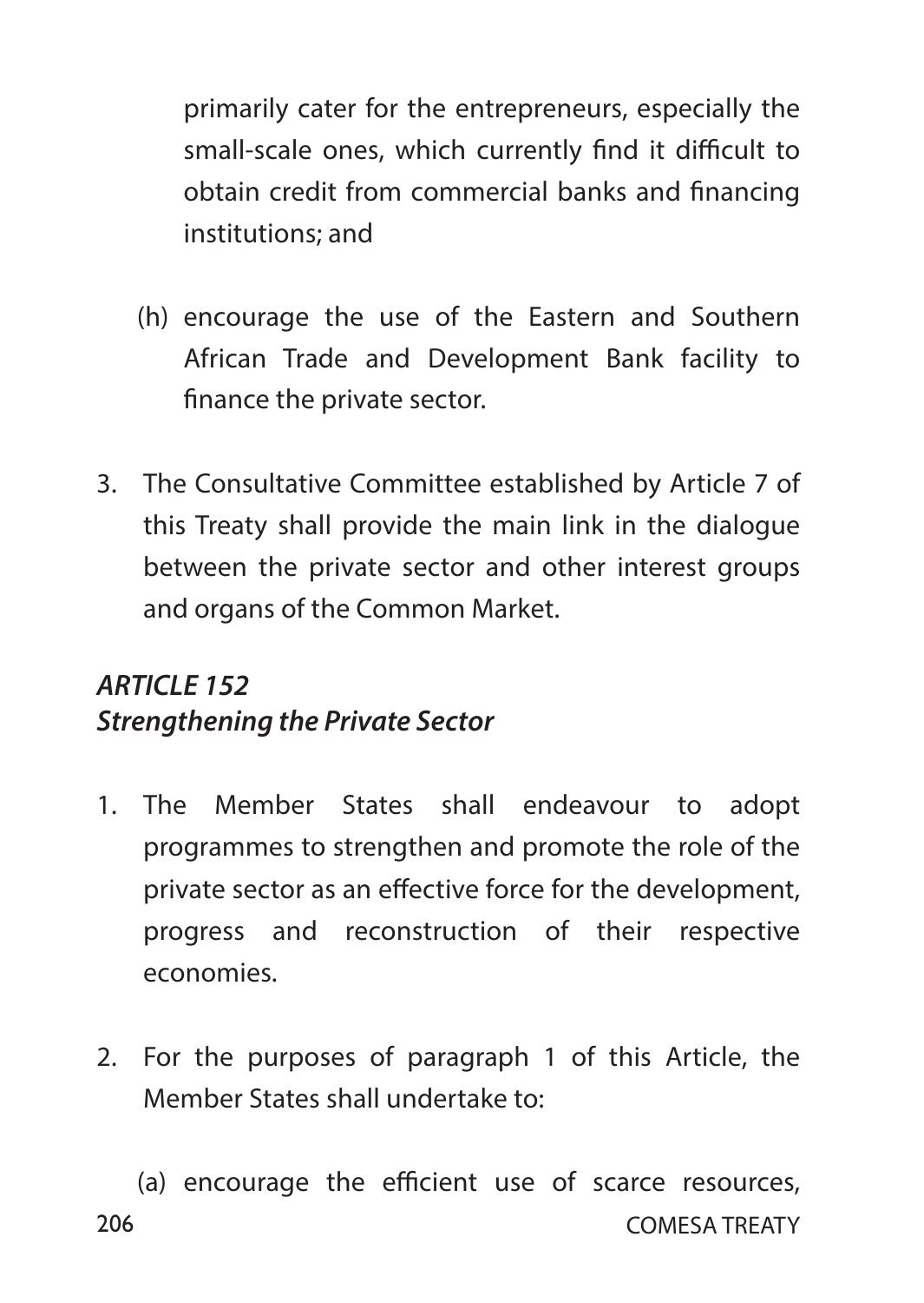primarily cater for the entrepreneurs, especially the small-scale ones, which currently find it difficult to obtain credit from commercial banks and financing institutions; and

(h) encourage the use of the Eastern and Southern African Trade and Development Bank facility to finance the private sector.

3. The Consultative Committee established by Article 7 of this Treaty shall provide the main link in the dialogue between the private sector and other interest groups and organs of the Common Market.

### *ARTICLE 152*
### *Strengthening the Private Sector*

1. The Member States shall endeavour to adopt programmes to strengthen and promote the role of the private sector as an effective force for the development, progress and reconstruction of their respective economies.

2. For the purposes of paragraph 1 of this Article, the Member States shall undertake to:

   (a) encourage the efficient use of scarce resources,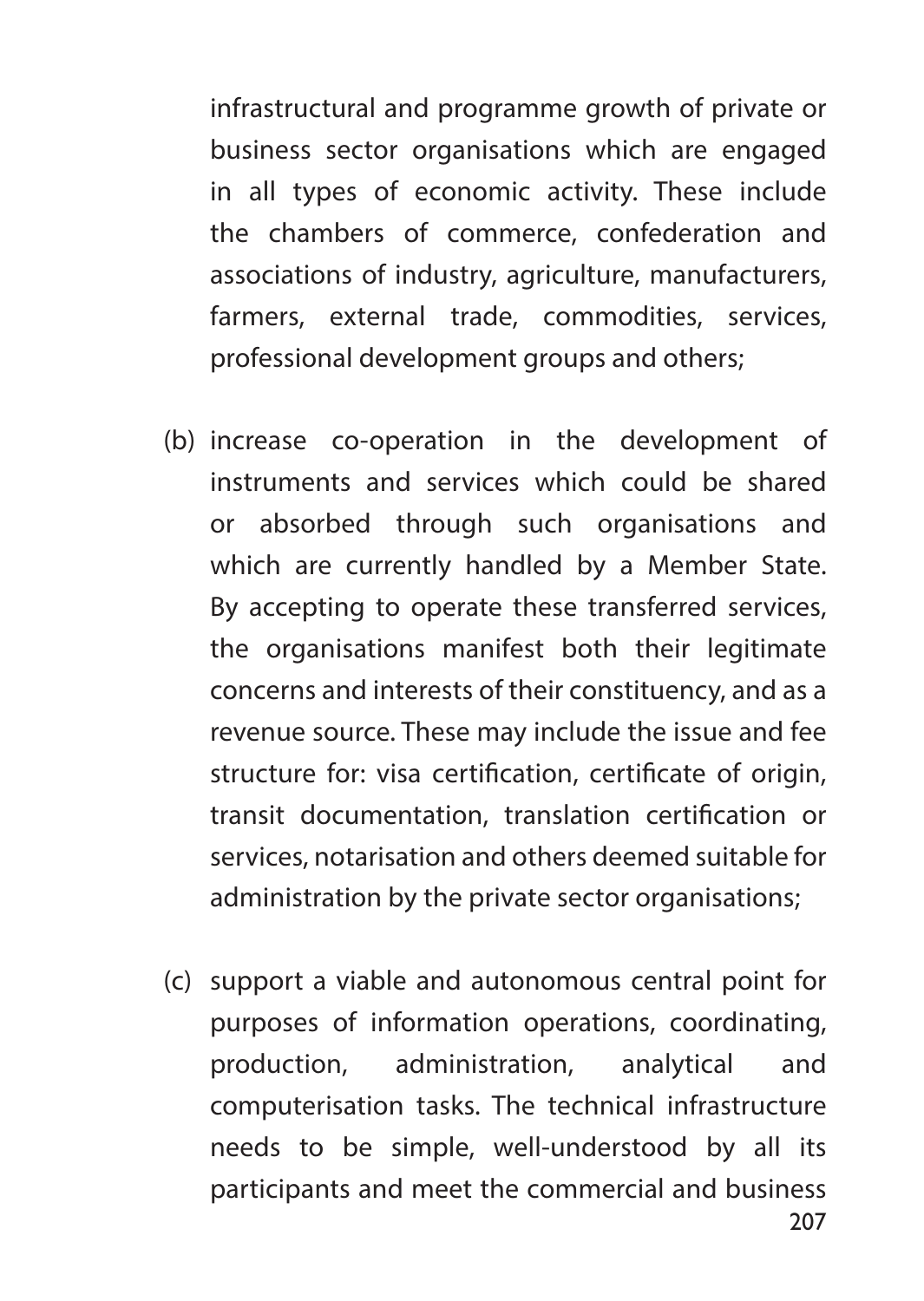infrastructural and programme growth of private or business sector organisations which are engaged in all types of economic activity. These include the chambers of commerce, confederation and associations of industry, agriculture, manufacturers, farmers, external trade, commodities, services, professional development groups and others;

(b) increase co-operation in the development of instruments and services which could be shared or absorbed through such organisations and which are currently handled by a Member State. By accepting to operate these transferred services, the organisations manifest both their legitimate concerns and interests of their constituency, and as a revenue source. These may include the issue and fee structure for: visa certification, certificate of origin, transit documentation, translation certification or services, notarisation and others deemed suitable for administration by the private sector organisations;

(c) support a viable and autonomous central point for purposes of information operations, coordinating, production, administration, analytical and computerisation tasks. The technical infrastructure needs to be simple, well-understood by all its participants and meet the commercial and business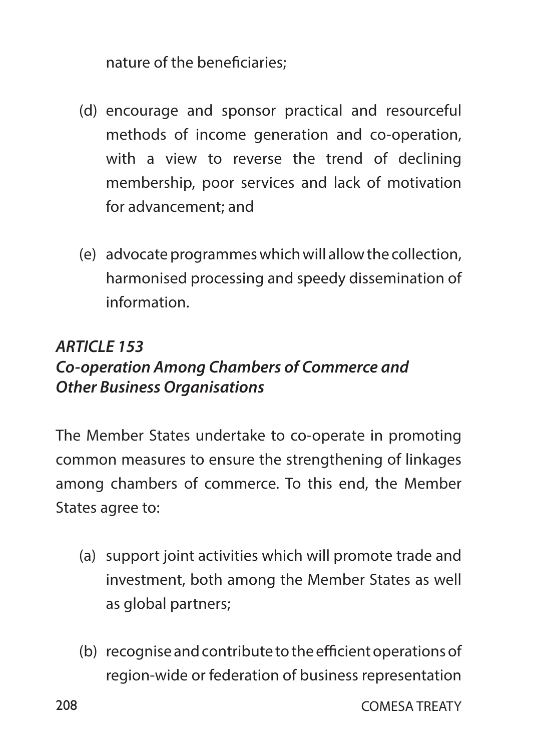nature of the beneficiaries;

(d) encourage and sponsor practical and resourceful methods of income generation and co-operation, with a view to reverse the trend of declining membership, poor services and lack of motivation for advancement; and

(e) advocate programmes which will allow the collection, harmonised processing and speedy dissemination of information.

### *ARTICLE 153*
### *Co-operation Among Chambers of Commerce and Other Business Organisations*

The Member States undertake to co-operate in promoting common measures to ensure the strengthening of linkages among chambers of commerce. To this end, the Member States agree to:

(a) support joint activities which will promote trade and investment, both among the Member States as well as global partners;

(b) recognise and contribute to the efficient operations of region-wide or federation of business representation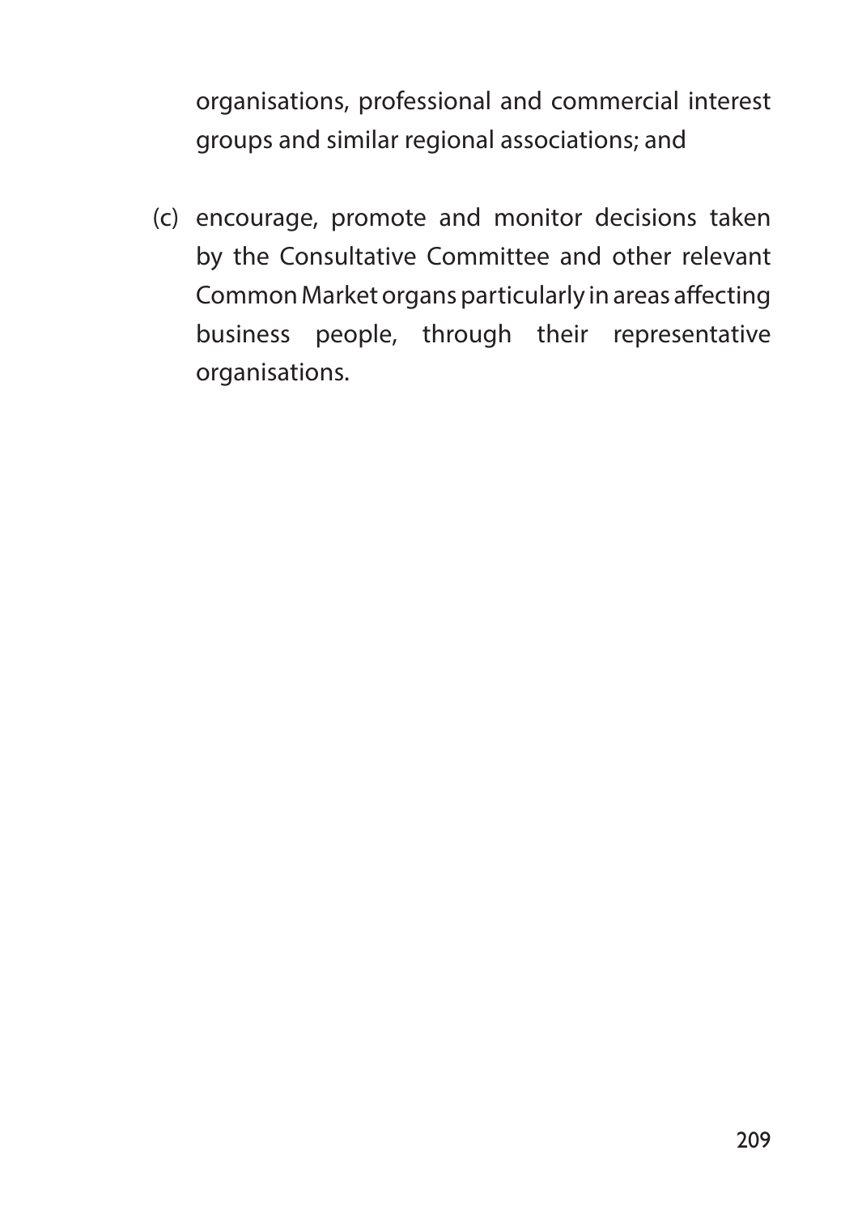organisations, professional and commercial interest groups and similar regional associations; and

(c) encourage, promote and monitor decisions taken by the Consultative Committee and other relevant Common Market organs particularly in areas affecting business people, through their representative organisations.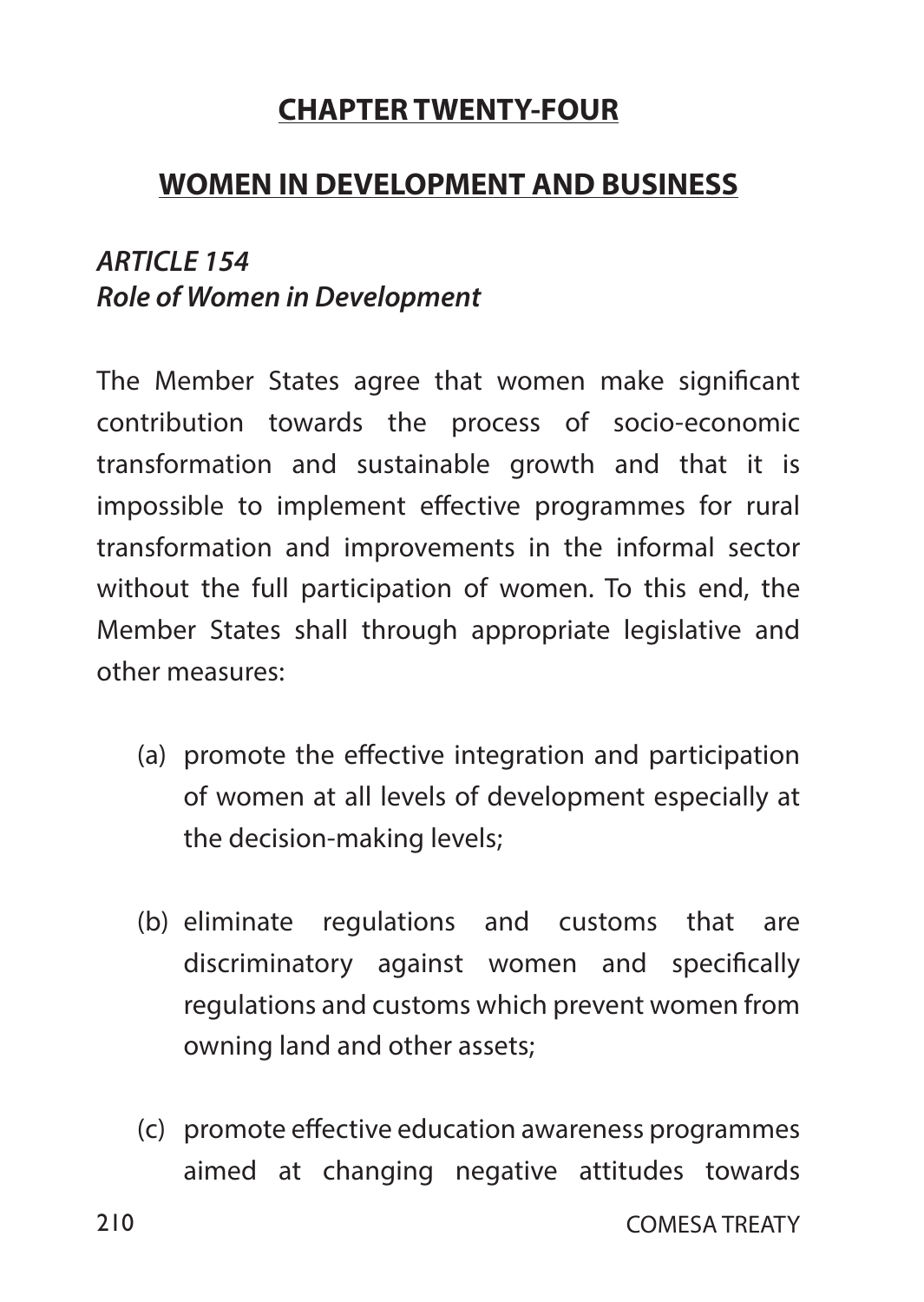## CHAPTER TWENTY-FOUR

## WOMEN IN DEVELOPMENT AND BUSINESS

### *ARTICLE 154*
### *Role of Women in Development*

The Member States agree that women make significant contribution towards the process of socio-economic transformation and sustainable growth and that it is impossible to implement effective programmes for rural transformation and improvements in the informal sector without the full participation of women. To this end, the Member States shall through appropriate legislative and other measures:

(a) promote the effective integration and participation of women at all levels of development especially at the decision-making levels;

(b) eliminate regulations and customs that are discriminatory against women and specifically regulations and customs which prevent women from owning land and other assets;

(c) promote effective education awareness programmes aimed at changing negative attitudes towards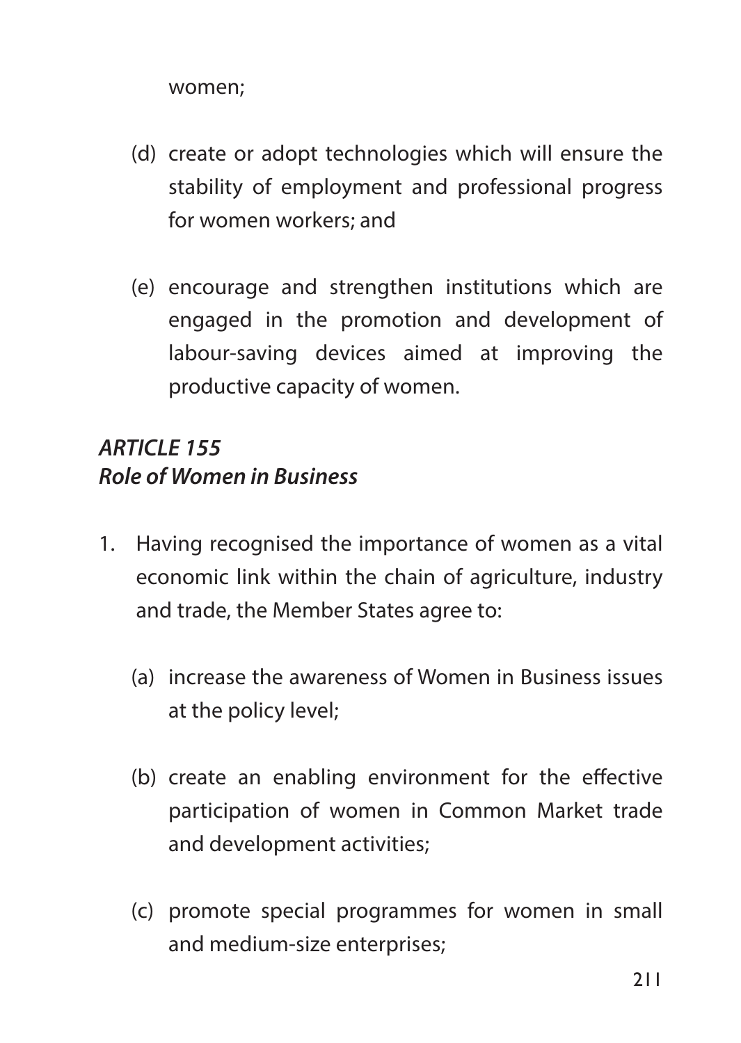women;

(d) create or adopt technologies which will ensure the stability of employment and professional progress for women workers; and

(e) encourage and strengthen institutions which are engaged in the promotion and development of labour-saving devices aimed at improving the productive capacity of women.

### *ARTICLE 155*
### *Role of Women in Business*

1. Having recognised the importance of women as a vital economic link within the chain of agriculture, industry and trade, the Member States agree to:

   (a) increase the awareness of Women in Business issues at the policy level;

   (b) create an enabling environment for the effective participation of women in Common Market trade and development activities;

   (c) promote special programmes for women in small and medium-size enterprises;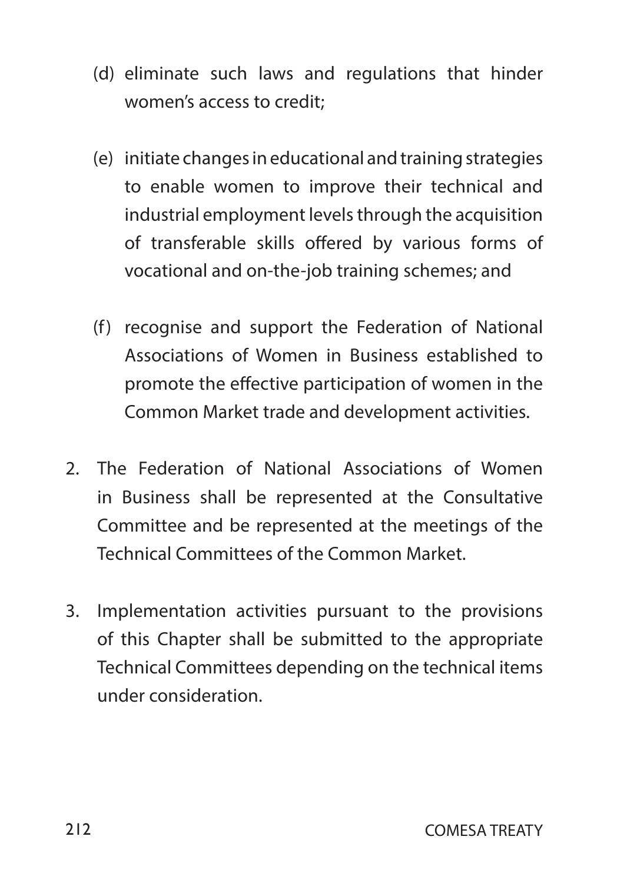(d) eliminate such laws and regulations that hinder women's access to credit;

(e) initiate changes in educational and training strategies to enable women to improve their technical and industrial employment levels through the acquisition of transferable skills offered by various forms of vocational and on-the-job training schemes; and

(f) recognise and support the Federation of National Associations of Women in Business established to promote the effective participation of women in the Common Market trade and development activities.

2. The Federation of National Associations of Women in Business shall be represented at the Consultative Committee and be represented at the meetings of the Technical Committees of the Common Market.

3. Implementation activities pursuant to the provisions of this Chapter shall be submitted to the appropriate Technical Committees depending on the technical items under consideration.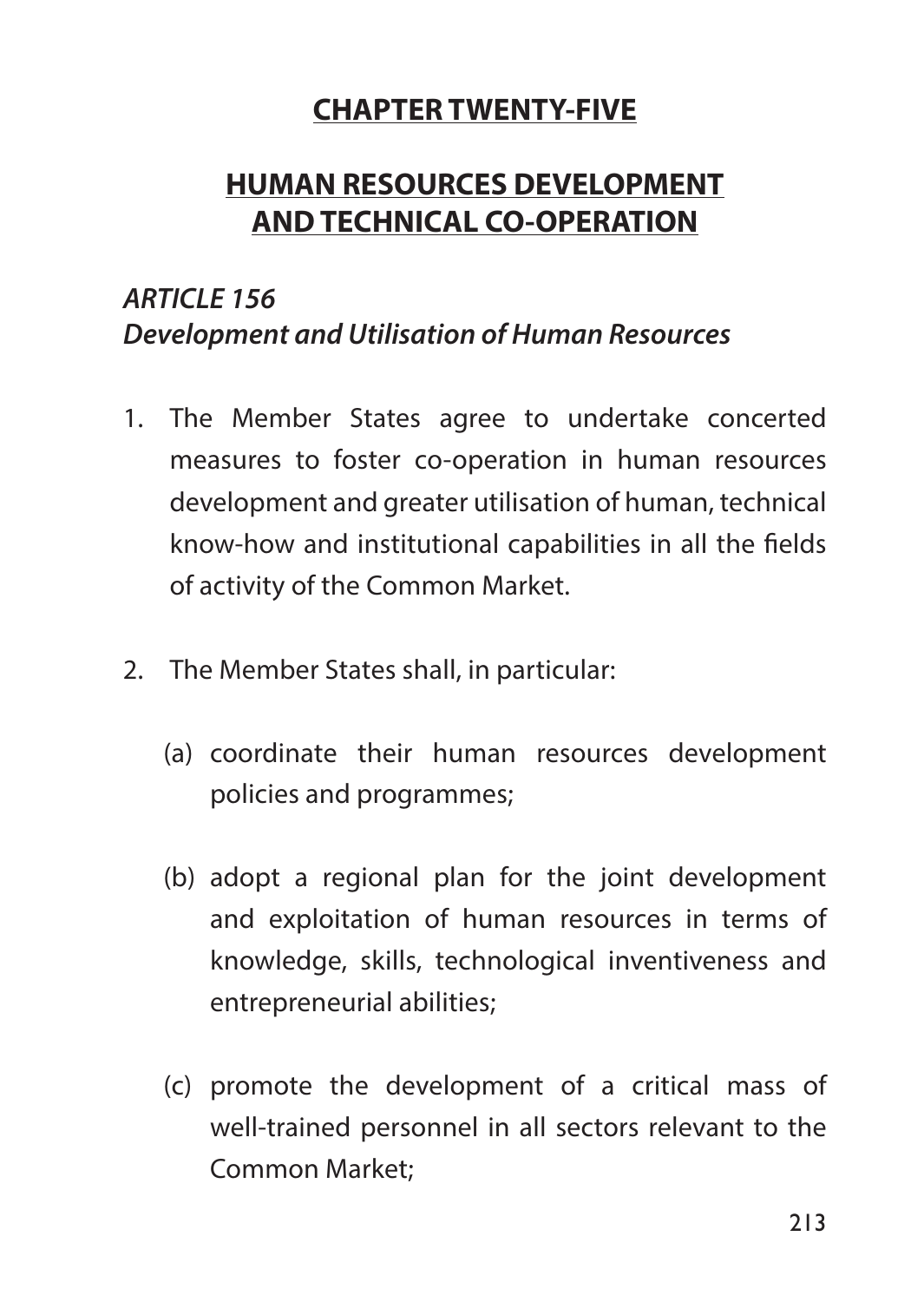## CHAPTER TWENTY-FIVE

## HUMAN RESOURCES DEVELOPMENT AND TECHNICAL CO-OPERATION

### *ARTICLE 156*
### *Development and Utilisation of Human Resources*

1. The Member States agree to undertake concerted measures to foster co-operation in human resources development and greater utilisation of human, technical know-how and institutional capabilities in all the fields of activity of the Common Market.

2. The Member States shall, in particular:

   (a) coordinate their human resources development policies and programmes;

   (b) adopt a regional plan for the joint development and exploitation of human resources in terms of knowledge, skills, technological inventiveness and entrepreneurial abilities;

   (c) promote the development of a critical mass of well-trained personnel in all sectors relevant to the Common Market;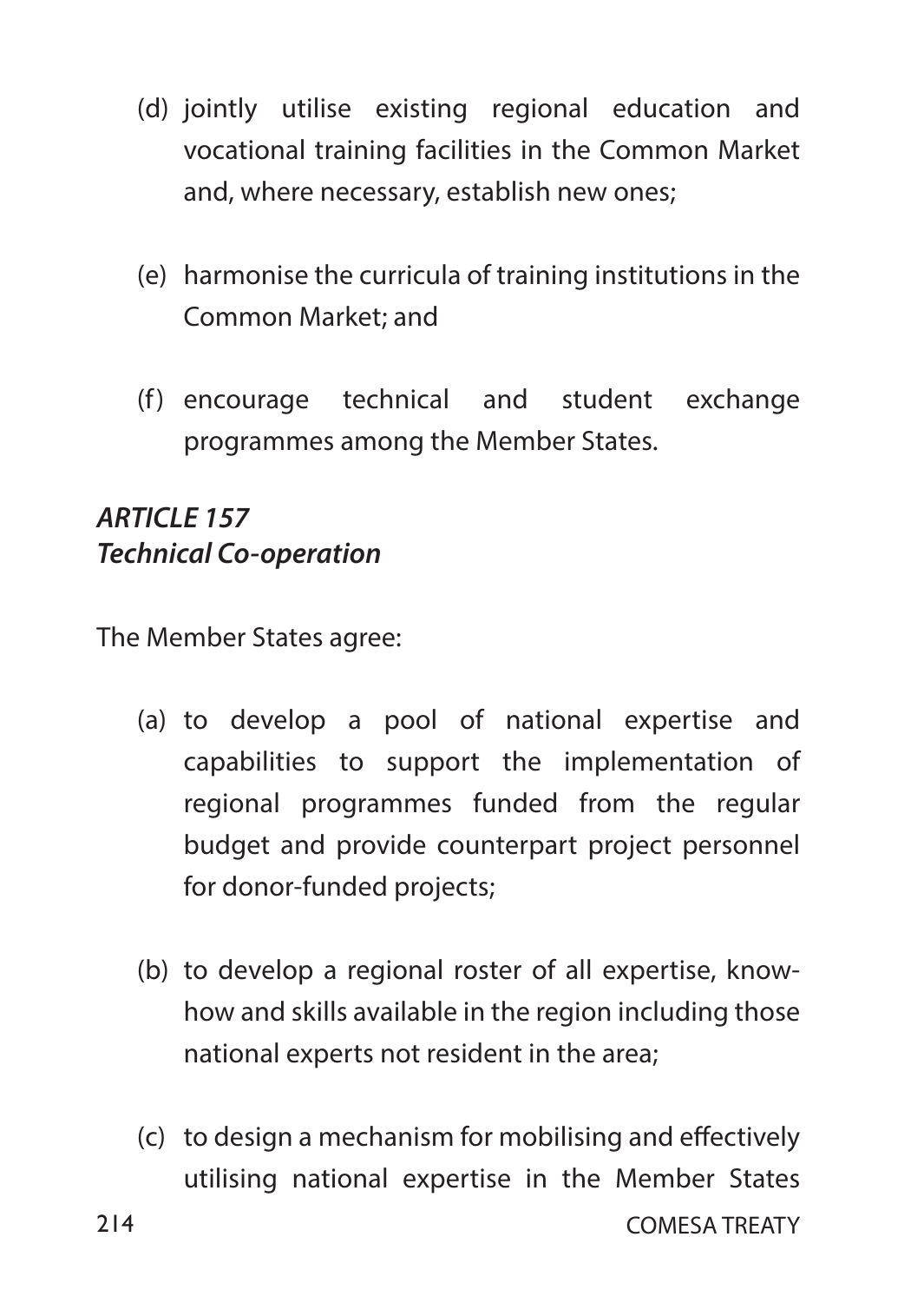(d) jointly utilise existing regional education and vocational training facilities in the Common Market and, where necessary, establish new ones;

(e) harmonise the curricula of training institutions in the Common Market; and

(f) encourage technical and student exchange programmes among the Member States.

***ARTICLE 157***
***Technical Co-operation***

The Member States agree:

(a) to develop a pool of national expertise and capabilities to support the implementation of regional programmes funded from the regular budget and provide counterpart project personnel for donor-funded projects;

(b) to develop a regional roster of all expertise, know-how and skills available in the region including those national experts not resident in the area;

(c) to design a mechanism for mobilising and effectively utilising national expertise in the Member States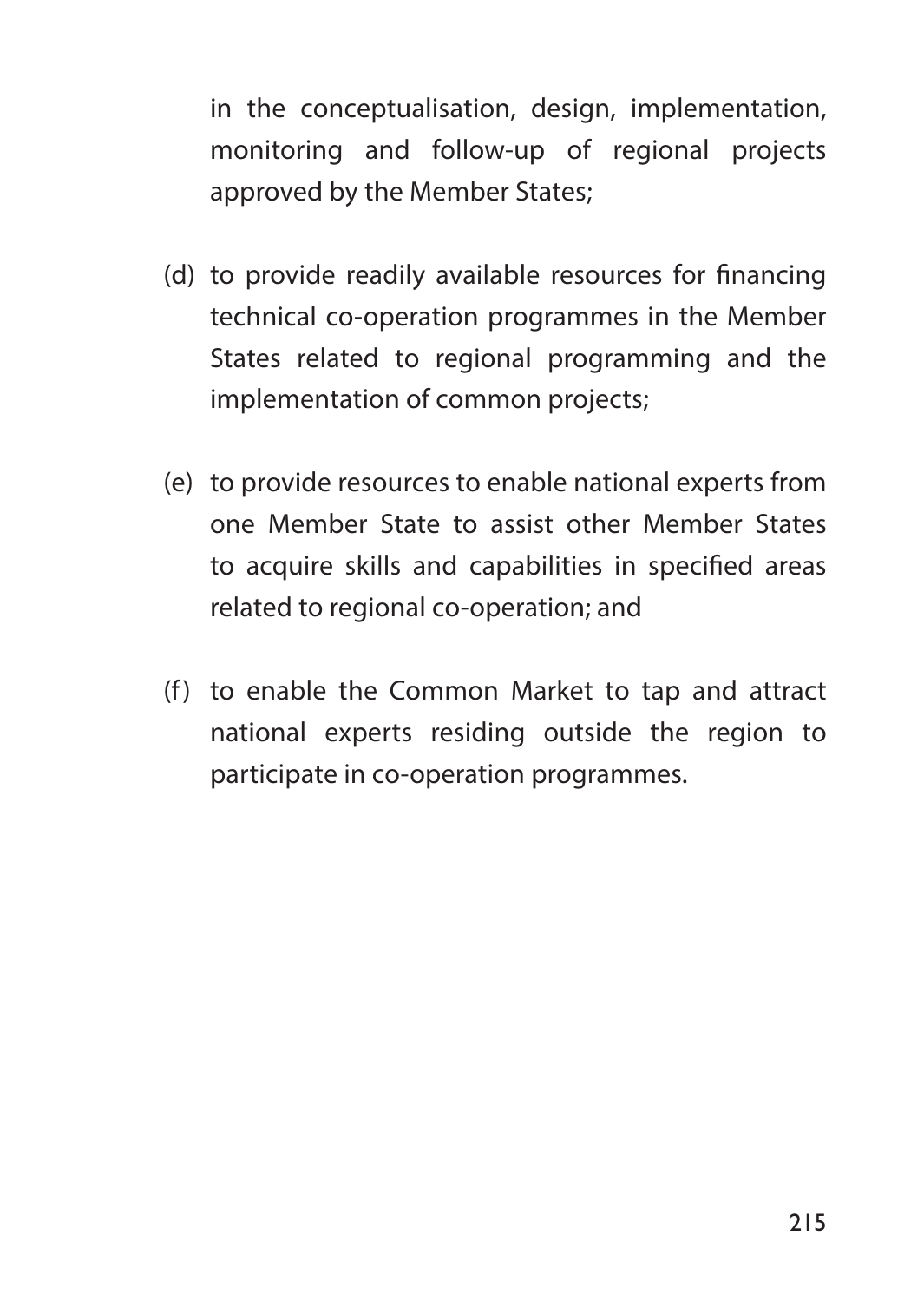in the conceptualisation, design, implementation, monitoring and follow-up of regional projects approved by the Member States;

(d) to provide readily available resources for financing technical co-operation programmes in the Member States related to regional programming and the implementation of common projects;

(e) to provide resources to enable national experts from one Member State to assist other Member States to acquire skills and capabilities in specified areas related to regional co-operation; and

(f) to enable the Common Market to tap and attract national experts residing outside the region to participate in co-operation programmes.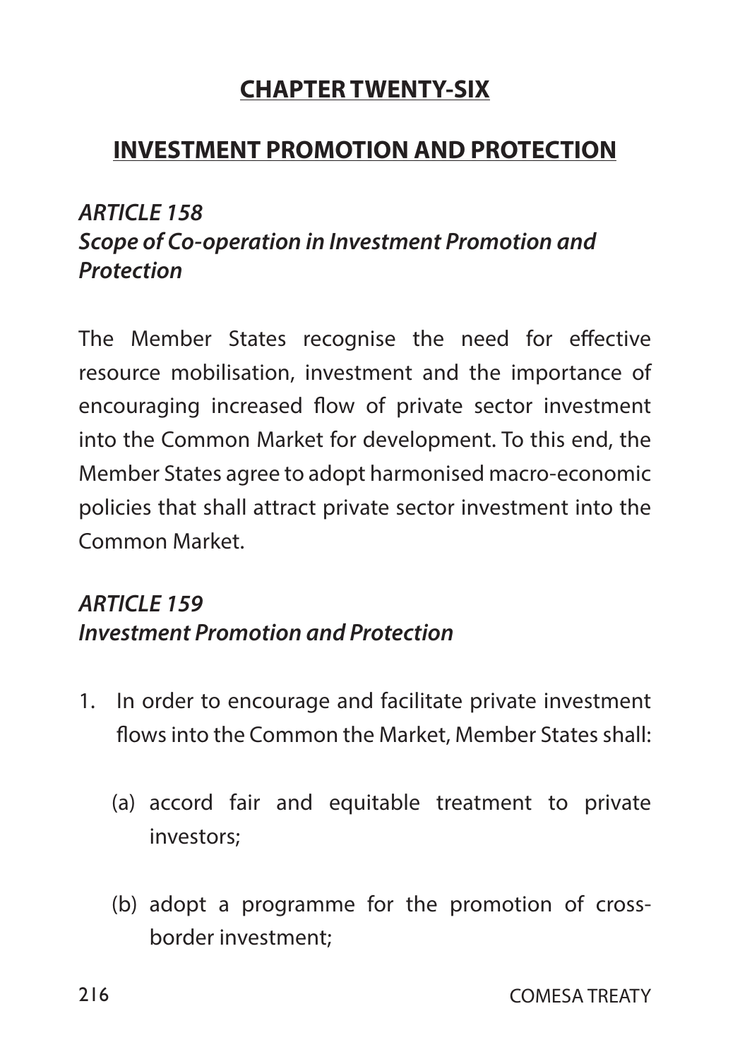## CHAPTER TWENTY-SIX

## INVESTMENT PROMOTION AND PROTECTION

### *ARTICLE 158*
### *Scope of Co-operation in Investment Promotion and Protection*

The Member States recognise the need for effective resource mobilisation, investment and the importance of encouraging increased flow of private sector investment into the Common Market for development. To this end, the Member States agree to adopt harmonised macro-economic policies that shall attract private sector investment into the Common Market.

### *ARTICLE 159*
### *Investment Promotion and Protection*

1. In order to encourage and facilitate private investment flows into the Common the Market, Member States shall:

   (a) accord fair and equitable treatment to private investors;

   (b) adopt a programme for the promotion of cross-border investment;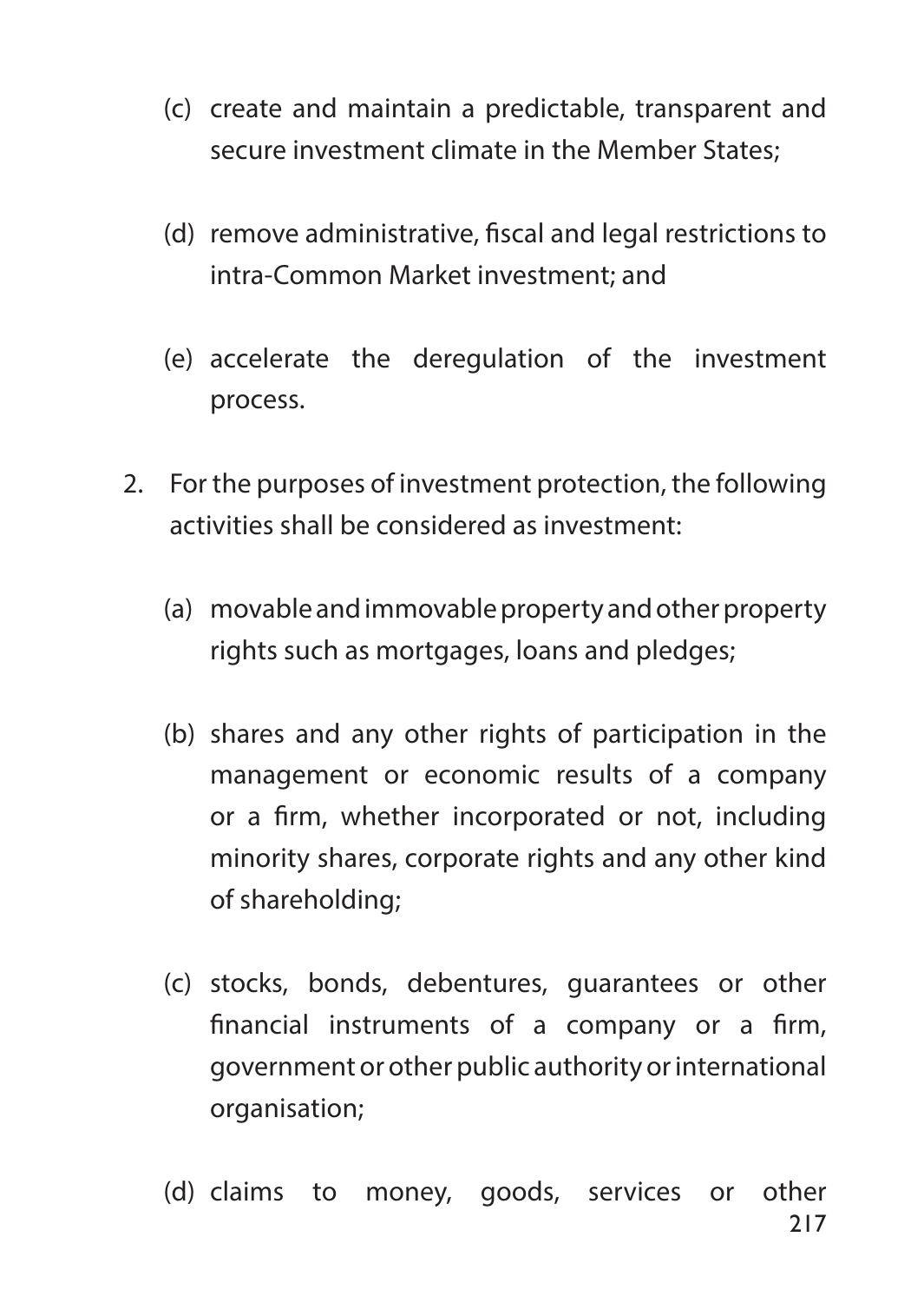(c) create and maintain a predictable, transparent and secure investment climate in the Member States;

(d) remove administrative, fiscal and legal restrictions to intra-Common Market investment; and

(e) accelerate the deregulation of the investment process.

2. For the purposes of investment protection, the following activities shall be considered as investment:

(a) movable and immovable property and other property rights such as mortgages, loans and pledges;

(b) shares and any other rights of participation in the management or economic results of a company or a firm, whether incorporated or not, including minority shares, corporate rights and any other kind of shareholding;

(c) stocks, bonds, debentures, guarantees or other financial instruments of a company or a firm, government or other public authority or international organisation;

(d) claims to money, goods, services or other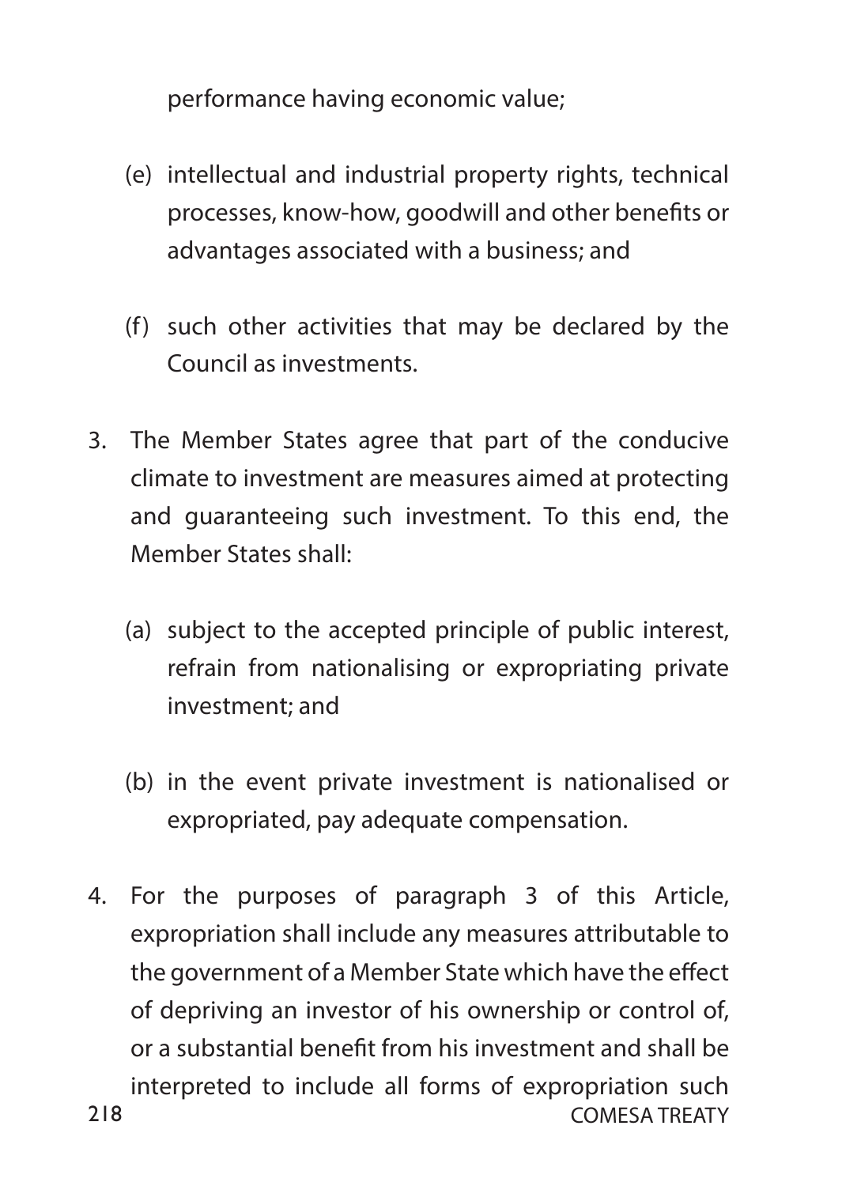performance having economic value;

(e) intellectual and industrial property rights, technical processes, know-how, goodwill and other benefits or advantages associated with a business; and

(f) such other activities that may be declared by the Council as investments.

3. The Member States agree that part of the conducive climate to investment are measures aimed at protecting and guaranteeing such investment. To this end, the Member States shall:

   (a) subject to the accepted principle of public interest, refrain from nationalising or expropriating private investment; and

   (b) in the event private investment is nationalised or expropriated, pay adequate compensation.

4. For the purposes of paragraph 3 of this Article, expropriation shall include any measures attributable to the government of a Member State which have the effect of depriving an investor of his ownership or control of, or a substantial benefit from his investment and shall be interpreted to include all forms of expropriation such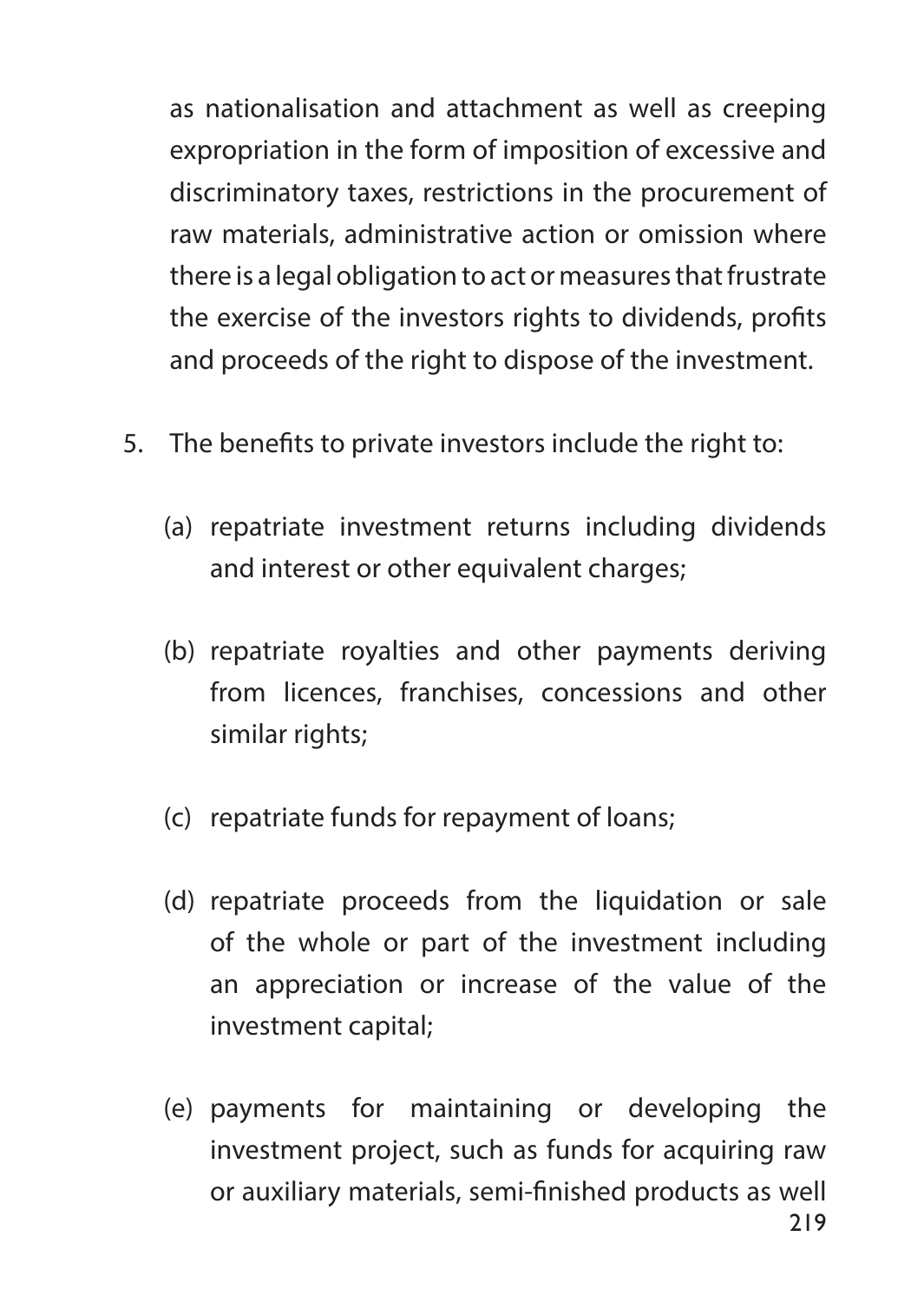as nationalisation and attachment as well as creeping expropriation in the form of imposition of excessive and discriminatory taxes, restrictions in the procurement of raw materials, administrative action or omission where there is a legal obligation to act or measures that frustrate the exercise of the investors rights to dividends, profits and proceeds of the right to dispose of the investment.

5. The benefits to private investors include the right to:

   (a) repatriate investment returns including dividends and interest or other equivalent charges;

   (b) repatriate royalties and other payments deriving from licences, franchises, concessions and other similar rights;

   (c) repatriate funds for repayment of loans;

   (d) repatriate proceeds from the liquidation or sale of the whole or part of the investment including an appreciation or increase of the value of the investment capital;

   (e) payments for maintaining or developing the investment project, such as funds for acquiring raw or auxiliary materials, semi-finished products as well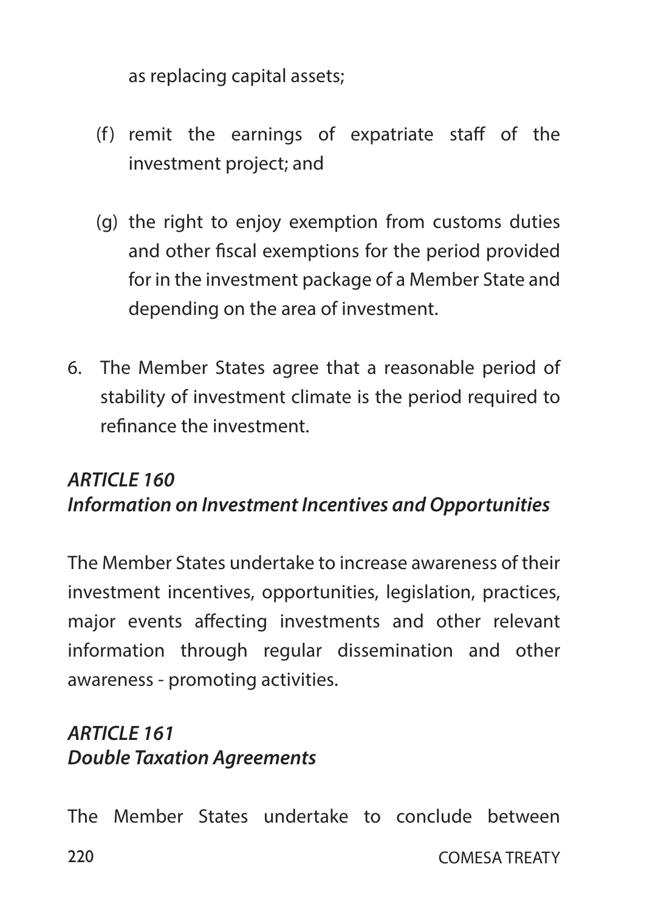as replacing capital assets;

(f) remit the earnings of expatriate staff of the investment project; and

(g) the right to enjoy exemption from customs duties and other fiscal exemptions for the period provided for in the investment package of a Member State and depending on the area of investment.

6. The Member States agree that a reasonable period of stability of investment climate is the period required to refinance the investment.

### *ARTICLE 160*
### *Information on Investment Incentives and Opportunities*

The Member States undertake to increase awareness of their investment incentives, opportunities, legislation, practices, major events affecting investments and other relevant information through regular dissemination and other awareness - promoting activities.

### *ARTICLE 161*
### *Double Taxation Agreements*

The Member States undertake to conclude between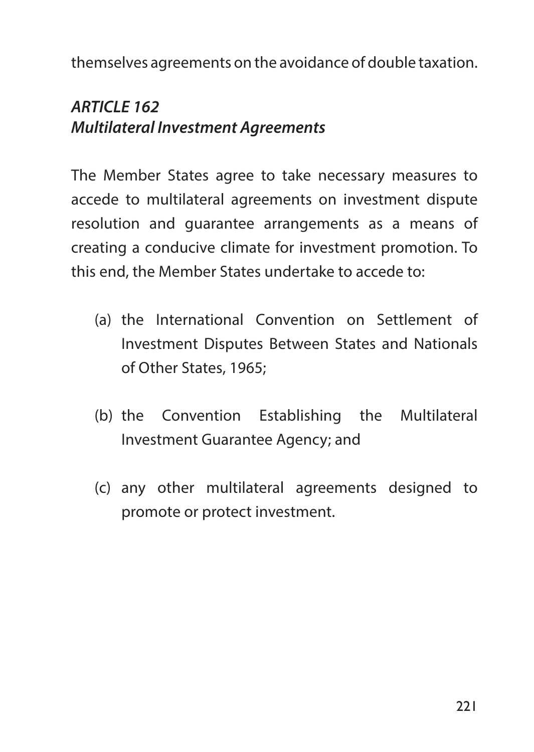themselves agreements on the avoidance of double taxation.

### *ARTICLE 162*
### *Multilateral Investment Agreements*

The Member States agree to take necessary measures to accede to multilateral agreements on investment dispute resolution and guarantee arrangements as a means of creating a conducive climate for investment promotion. To this end, the Member States undertake to accede to:

(a) the International Convention on Settlement of Investment Disputes Between States and Nationals of Other States, 1965;

(b) the Convention Establishing the Multilateral Investment Guarantee Agency; and

(c) any other multilateral agreements designed to promote or protect investment.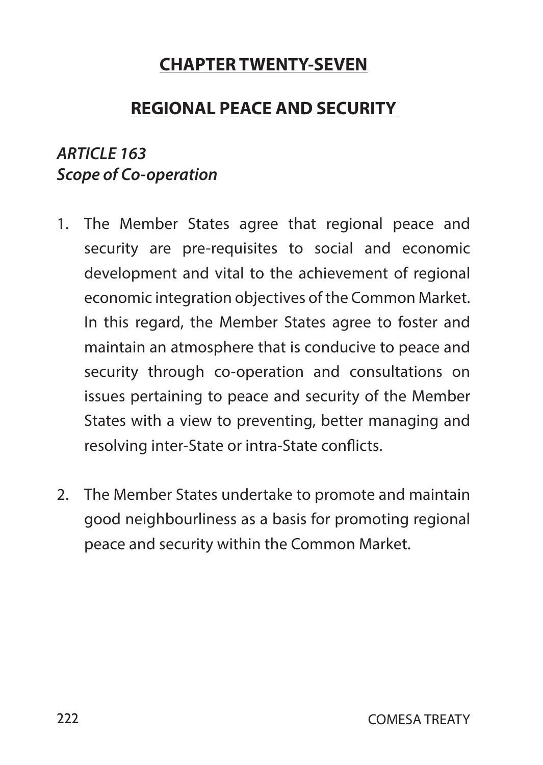## CHAPTER TWENTY-SEVEN

## REGIONAL PEACE AND SECURITY

### *ARTICLE 163*
### *Scope of Co-operation*

1. The Member States agree that regional peace and security are pre-requisites to social and economic development and vital to the achievement of regional economic integration objectives of the Common Market. In this regard, the Member States agree to foster and maintain an atmosphere that is conducive to peace and security through co-operation and consultations on issues pertaining to peace and security of the Member States with a view to preventing, better managing and resolving inter-State or intra-State conflicts.

2. The Member States undertake to promote and maintain good neighbourliness as a basis for promoting regional peace and security within the Common Market.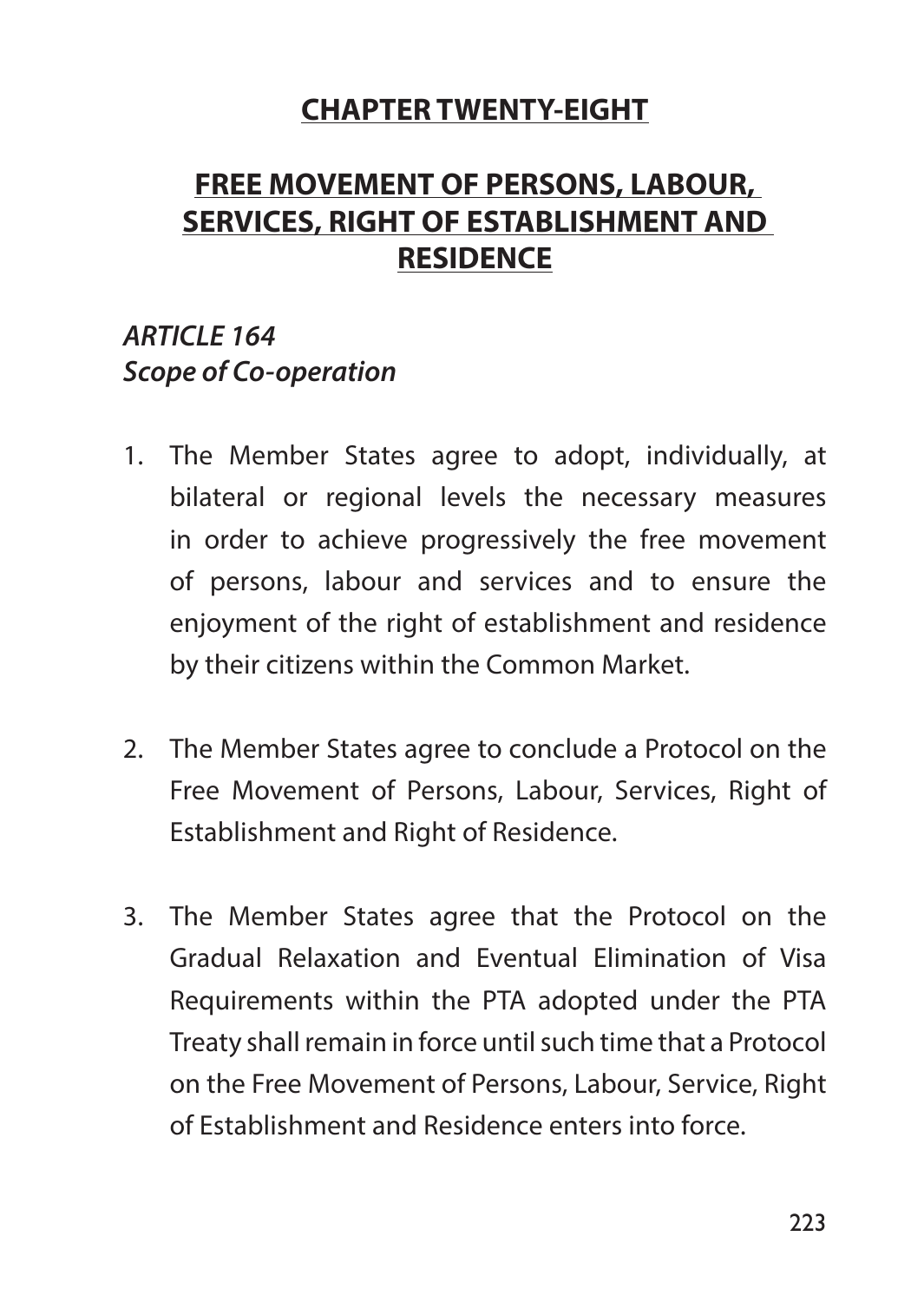## CHAPTER TWENTY-EIGHT

## FREE MOVEMENT OF PERSONS, LABOUR, SERVICES, RIGHT OF ESTABLISHMENT AND RESIDENCE

### *ARTICLE 164*
### *Scope of Co-operation*

1. The Member States agree to adopt, individually, at bilateral or regional levels the necessary measures in order to achieve progressively the free movement of persons, labour and services and to ensure the enjoyment of the right of establishment and residence by their citizens within the Common Market.

2. The Member States agree to conclude a Protocol on the Free Movement of Persons, Labour, Services, Right of Establishment and Right of Residence.

3. The Member States agree that the Protocol on the Gradual Relaxation and Eventual Elimination of Visa Requirements within the PTA adopted under the PTA Treaty shall remain in force until such time that a Protocol on the Free Movement of Persons, Labour, Service, Right of Establishment and Residence enters into force.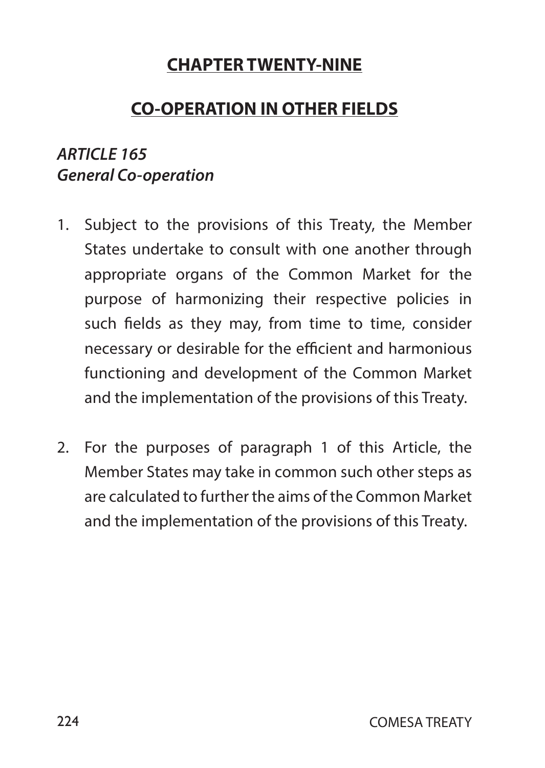## CHAPTER TWENTY-NINE

## CO-OPERATION IN OTHER FIELDS

***ARTICLE 165***
***General Co-operation***

1. Subject to the provisions of this Treaty, the Member States undertake to consult with one another through appropriate organs of the Common Market for the purpose of harmonizing their respective policies in such fields as they may, from time to time, consider necessary or desirable for the efficient and harmonious functioning and development of the Common Market and the implementation of the provisions of this Treaty.

2. For the purposes of paragraph 1 of this Article, the Member States may take in common such other steps as are calculated to further the aims of the Common Market and the implementation of the provisions of this Treaty.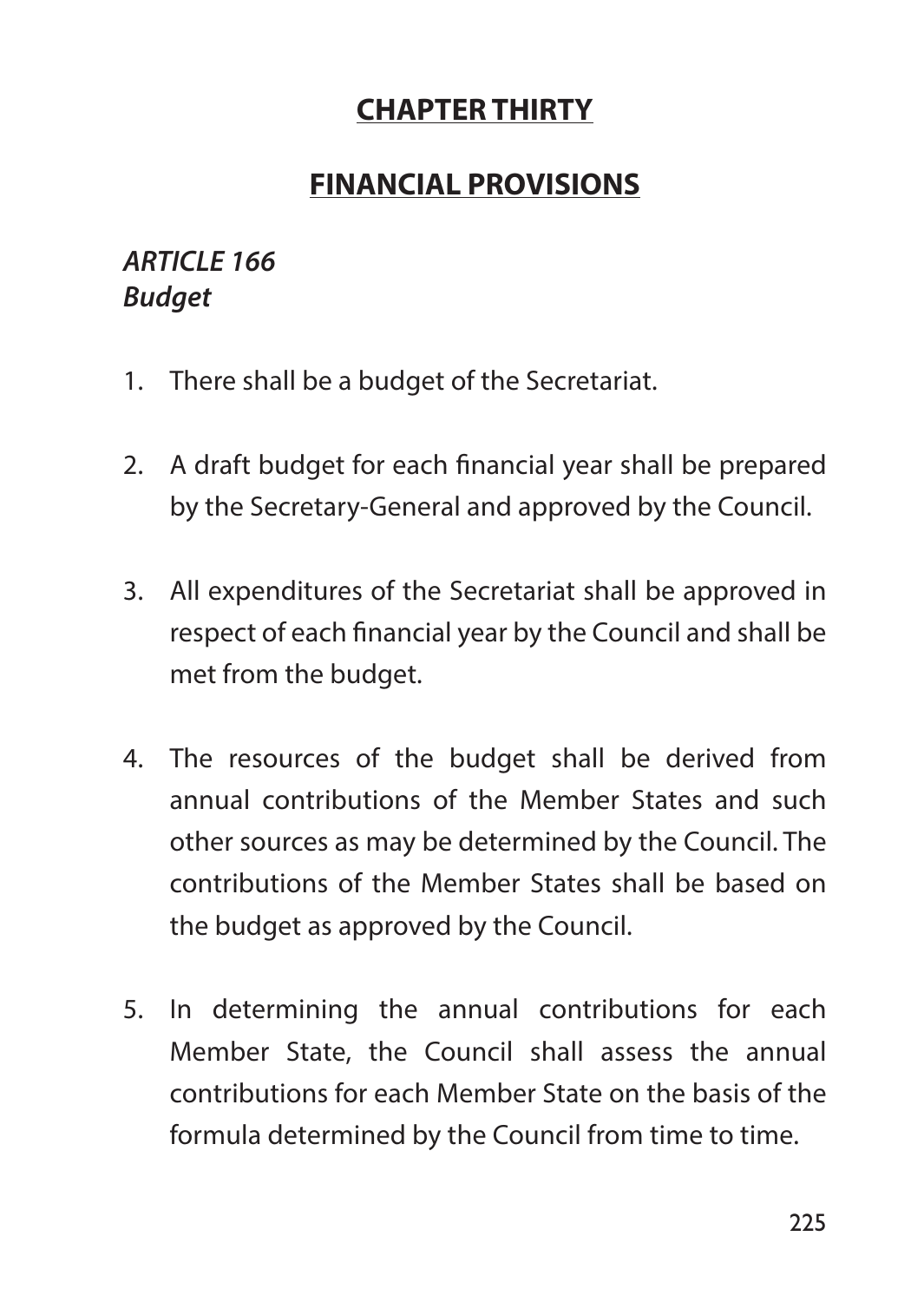# **CHAPTER THIRTY**

# **FINANCIAL PROVISIONS**

### ***ARTICLE 166***
### ***Budget***

1. There shall be a budget of the Secretariat.

2. A draft budget for each financial year shall be prepared by the Secretary-General and approved by the Council.

3. All expenditures of the Secretariat shall be approved in respect of each financial year by the Council and shall be met from the budget.

4. The resources of the budget shall be derived from annual contributions of the Member States and such other sources as may be determined by the Council. The contributions of the Member States shall be based on the budget as approved by the Council.

5. In determining the annual contributions for each Member State, the Council shall assess the annual contributions for each Member State on the basis of the formula determined by the Council from time to time.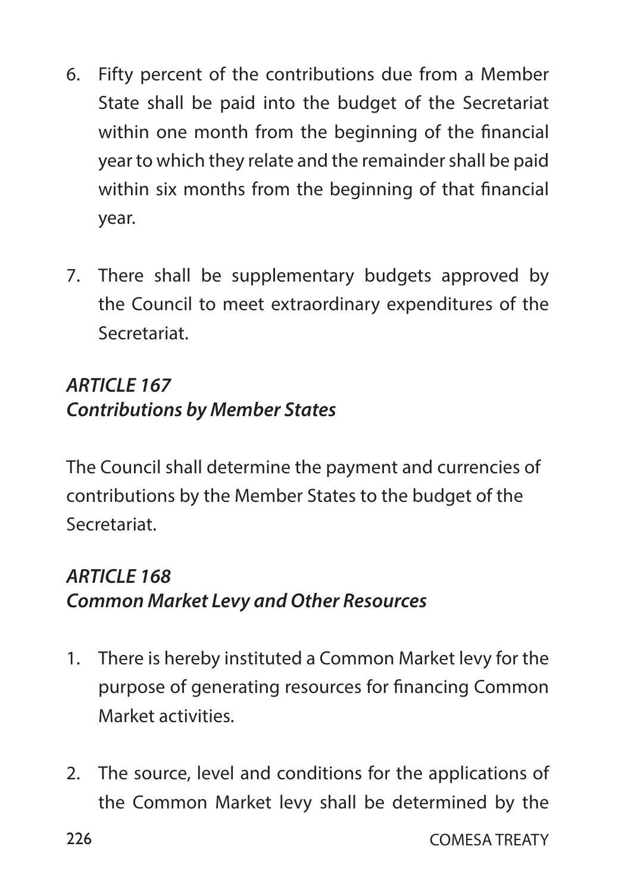6. Fifty percent of the contributions due from a Member State shall be paid into the budget of the Secretariat within one month from the beginning of the financial year to which they relate and the remainder shall be paid within six months from the beginning of that financial year.

7. There shall be supplementary budgets approved by the Council to meet extraordinary expenditures of the Secretariat.

### *ARTICLE 167*
### *Contributions by Member States*

The Council shall determine the payment and currencies of contributions by the Member States to the budget of the Secretariat.

### *ARTICLE 168*
### *Common Market Levy and Other Resources*

1. There is hereby instituted a Common Market levy for the purpose of generating resources for financing Common Market activities.

2. The source, level and conditions for the applications of the Common Market levy shall be determined by the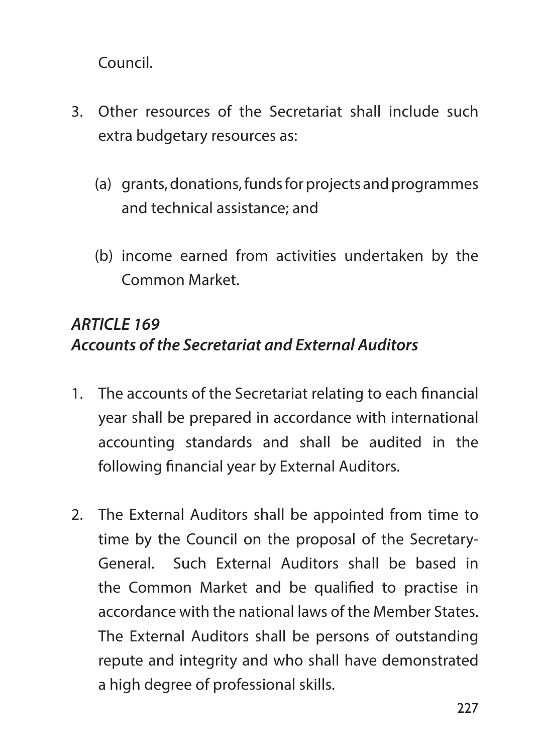Council.

3. Other resources of the Secretariat shall include such extra budgetary resources as:

   (a) grants, donations, funds for projects and programmes and technical assistance; and

   (b) income earned from activities undertaken by the Common Market.

***ARTICLE 169***
***Accounts of the Secretariat and External Auditors***

1. The accounts of the Secretariat relating to each financial year shall be prepared in accordance with international accounting standards and shall be audited in the following financial year by External Auditors.

2. The External Auditors shall be appointed from time to time by the Council on the proposal of the Secretary-General. Such External Auditors shall be based in the Common Market and be qualified to practise in accordance with the national laws of the Member States. The External Auditors shall be persons of outstanding repute and integrity and who shall have demonstrated a high degree of professional skills.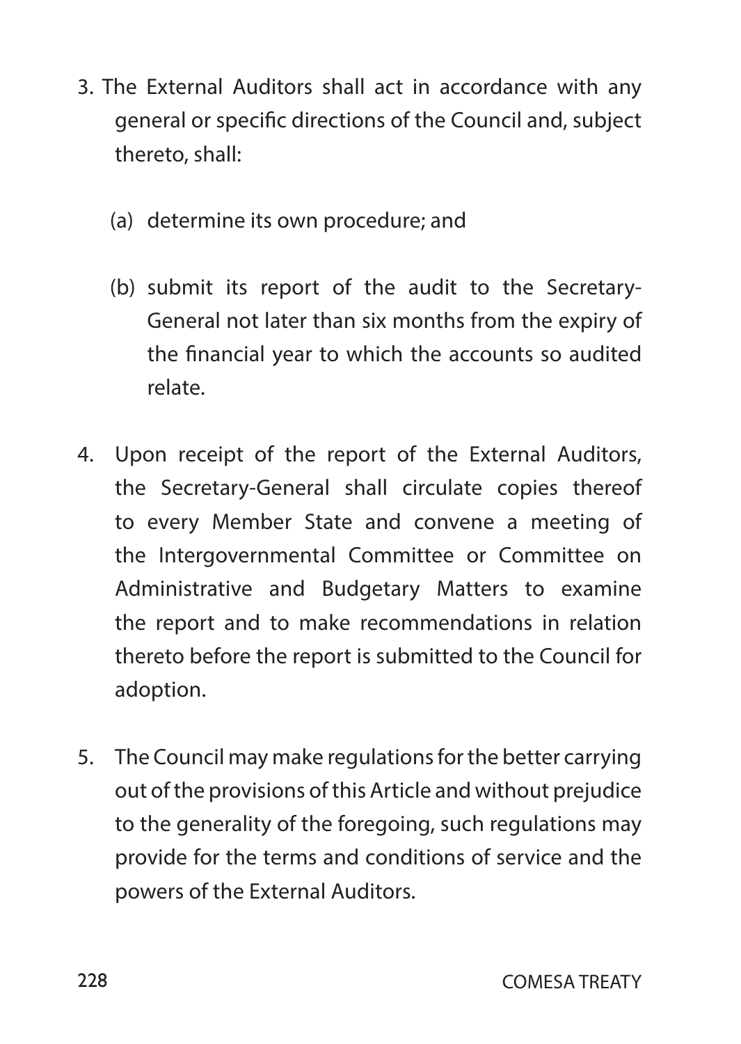3. The External Auditors shall act in accordance with any general or specific directions of the Council and, subject thereto, shall:

   (a) determine its own procedure; and

   (b) submit its report of the audit to the Secretary-General not later than six months from the expiry of the financial year to which the accounts so audited relate.

4. Upon receipt of the report of the External Auditors, the Secretary-General shall circulate copies thereof to every Member State and convene a meeting of the Intergovernmental Committee or Committee on Administrative and Budgetary Matters to examine the report and to make recommendations in relation thereto before the report is submitted to the Council for adoption.

5. The Council may make regulations for the better carrying out of the provisions of this Article and without prejudice to the generality of the foregoing, such regulations may provide for the terms and conditions of service and the powers of the External Auditors.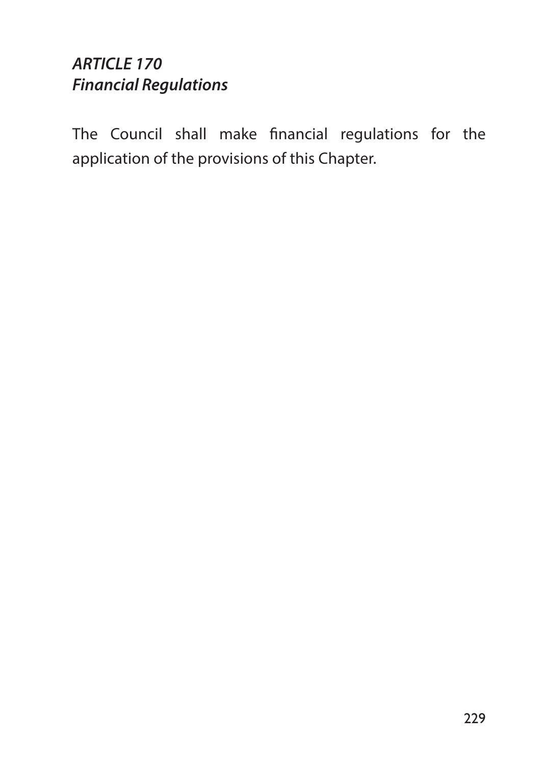***ARTICLE 170***
***Financial Regulations***

The Council shall make financial regulations for the application of the provisions of this Chapter.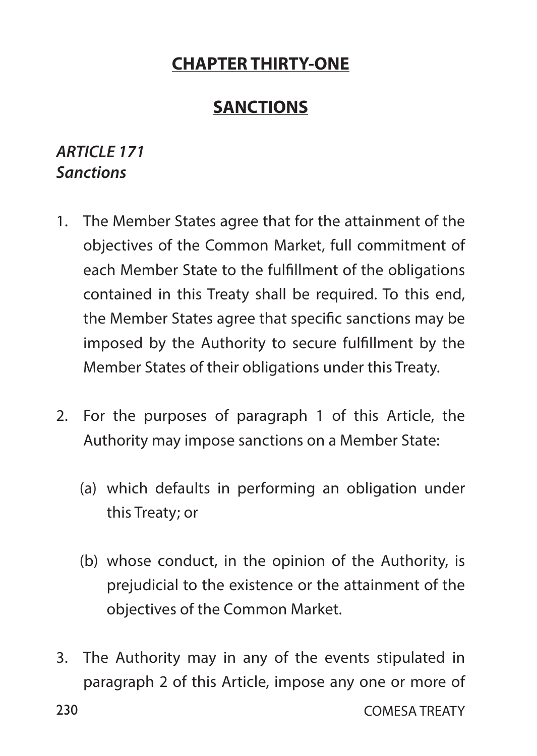## CHAPTER THIRTY-ONE

## SANCTIONS

***ARTICLE 171***
***Sanctions***

1. The Member States agree that for the attainment of the objectives of the Common Market, full commitment of each Member State to the fulfillment of the obligations contained in this Treaty shall be required. To this end, the Member States agree that specific sanctions may be imposed by the Authority to secure fulfillment by the Member States of their obligations under this Treaty.

2. For the purposes of paragraph 1 of this Article, the Authority may impose sanctions on a Member State:

   (a) which defaults in performing an obligation under this Treaty; or

   (b) whose conduct, in the opinion of the Authority, is prejudicial to the existence or the attainment of the objectives of the Common Market.

3. The Authority may in any of the events stipulated in paragraph 2 of this Article, impose any one or more of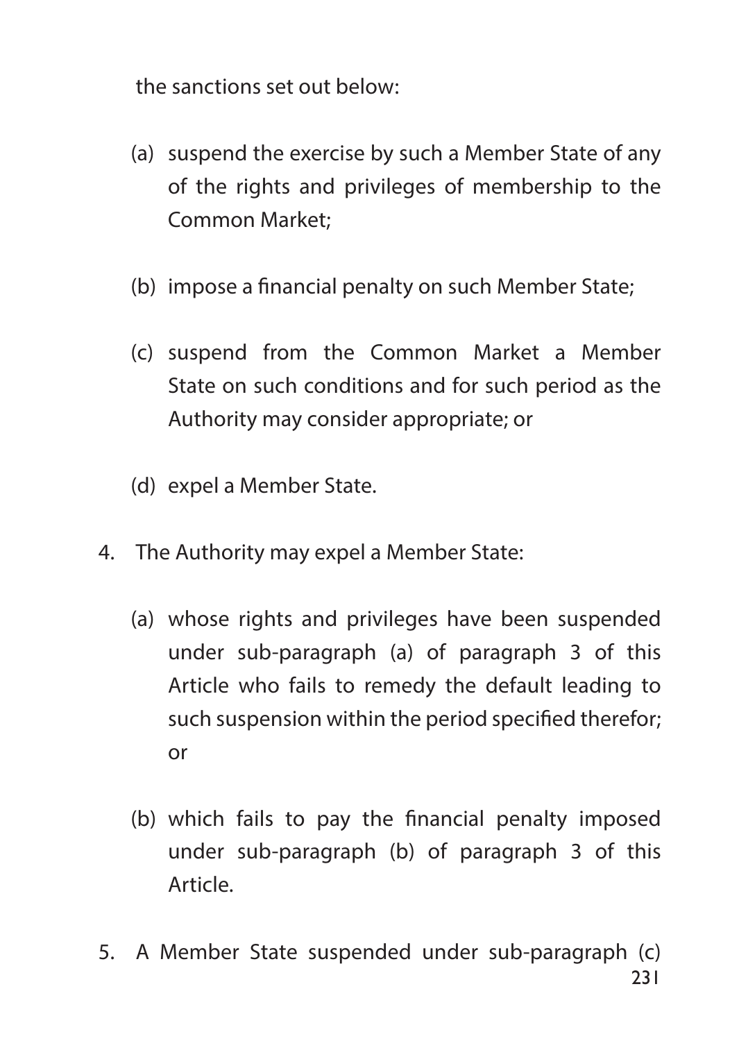the sanctions set out below:

(a) suspend the exercise by such a Member State of any of the rights and privileges of membership to the Common Market;

(b) impose a financial penalty on such Member State;

(c) suspend from the Common Market a Member State on such conditions and for such period as the Authority may consider appropriate; or

(d) expel a Member State.

4. The Authority may expel a Member State:

   (a) whose rights and privileges have been suspended under sub-paragraph (a) of paragraph 3 of this Article who fails to remedy the default leading to such suspension within the period specified therefor; or

   (b) which fails to pay the financial penalty imposed under sub-paragraph (b) of paragraph 3 of this Article.

5. A Member State suspended under sub-paragraph (c)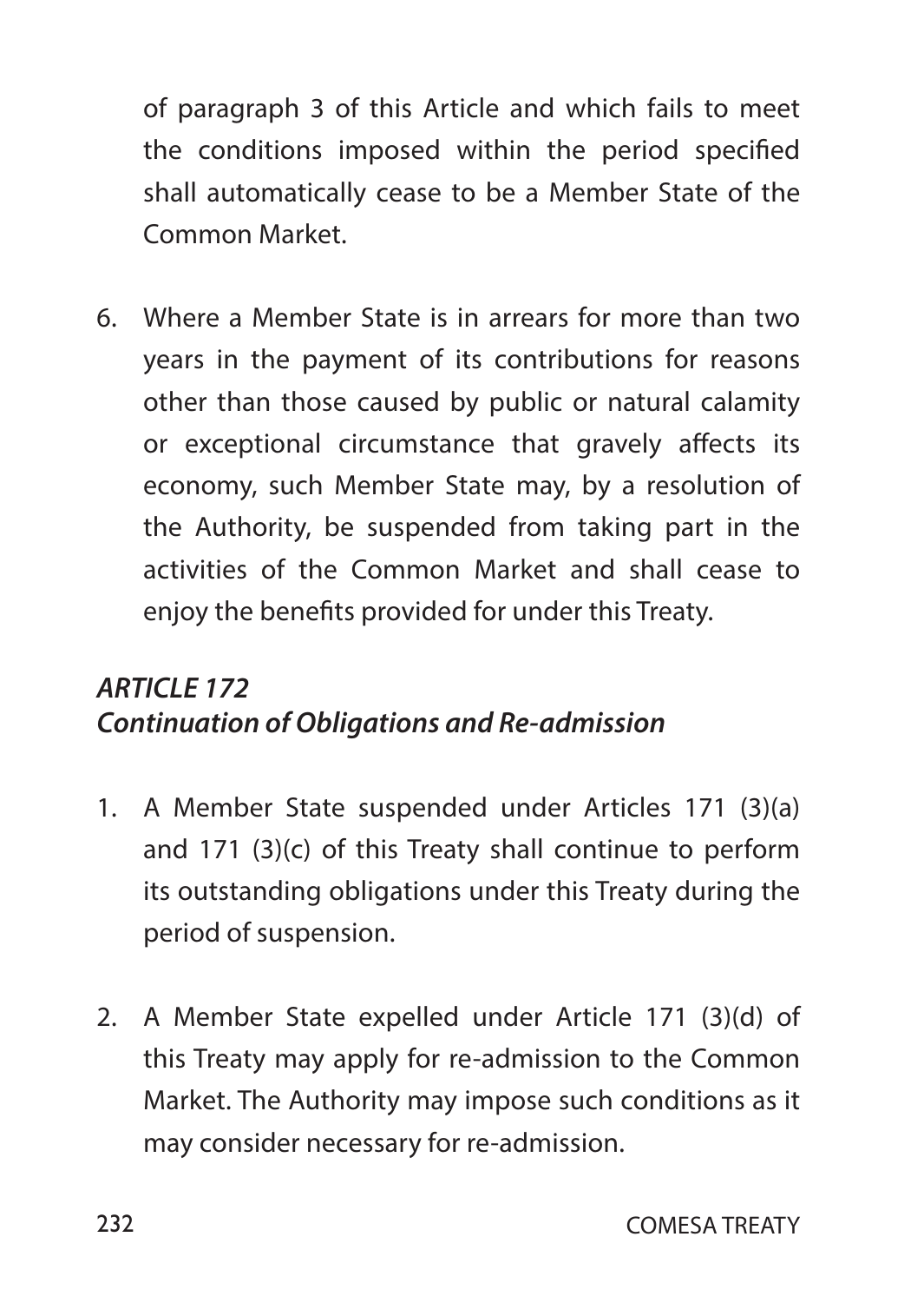of paragraph 3 of this Article and which fails to meet the conditions imposed within the period specified shall automatically cease to be a Member State of the Common Market.

6. Where a Member State is in arrears for more than two years in the payment of its contributions for reasons other than those caused by public or natural calamity or exceptional circumstance that gravely affects its economy, such Member State may, by a resolution of the Authority, be suspended from taking part in the activities of the Common Market and shall cease to enjoy the benefits provided for under this Treaty.

### *ARTICLE 172*
### *Continuation of Obligations and Re-admission*

1. A Member State suspended under Articles 171 (3)(a) and 171 (3)(c) of this Treaty shall continue to perform its outstanding obligations under this Treaty during the period of suspension.

2. A Member State expelled under Article 171 (3)(d) of this Treaty may apply for re-admission to the Common Market. The Authority may impose such conditions as it may consider necessary for re-admission.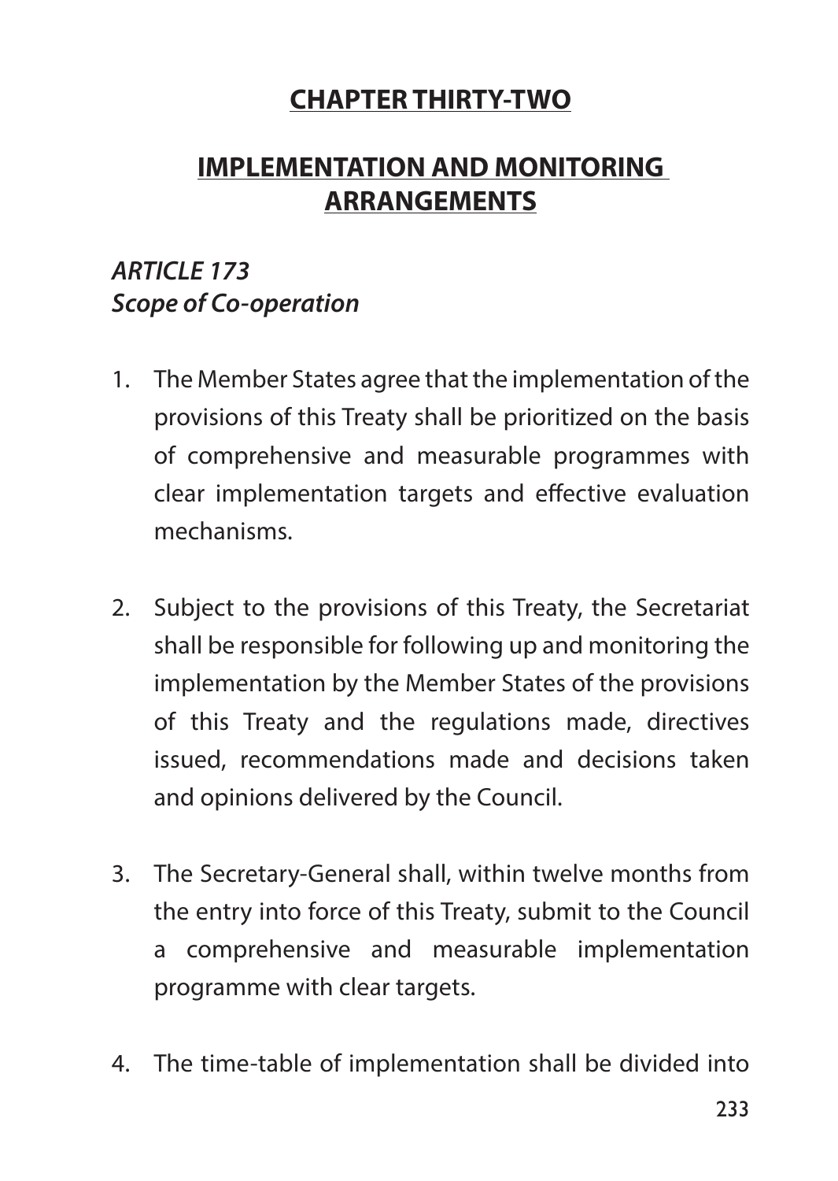# CHAPTER THIRTY-TWO

## IMPLEMENTATION AND MONITORING ARRANGEMENTS

### *ARTICLE 173*
### *Scope of Co-operation*

1. The Member States agree that the implementation of the provisions of this Treaty shall be prioritized on the basis of comprehensive and measurable programmes with clear implementation targets and effective evaluation mechanisms.

2. Subject to the provisions of this Treaty, the Secretariat shall be responsible for following up and monitoring the implementation by the Member States of the provisions of this Treaty and the regulations made, directives issued, recommendations made and decisions taken and opinions delivered by the Council.

3. The Secretary-General shall, within twelve months from the entry into force of this Treaty, submit to the Council a comprehensive and measurable implementation programme with clear targets.

4. The time-table of implementation shall be divided into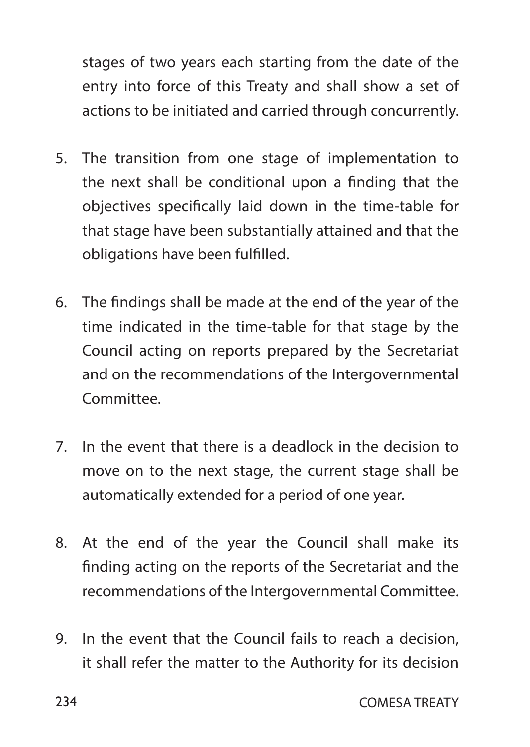stages of two years each starting from the date of the entry into force of this Treaty and shall show a set of actions to be initiated and carried through concurrently.

5. The transition from one stage of implementation to the next shall be conditional upon a finding that the objectives specifically laid down in the time-table for that stage have been substantially attained and that the obligations have been fulfilled.

6. The findings shall be made at the end of the year of the time indicated in the time-table for that stage by the Council acting on reports prepared by the Secretariat and on the recommendations of the Intergovernmental Committee.

7. In the event that there is a deadlock in the decision to move on to the next stage, the current stage shall be automatically extended for a period of one year.

8. At the end of the year the Council shall make its finding acting on the reports of the Secretariat and the recommendations of the Intergovernmental Committee.

9. In the event that the Council fails to reach a decision, it shall refer the matter to the Authority for its decision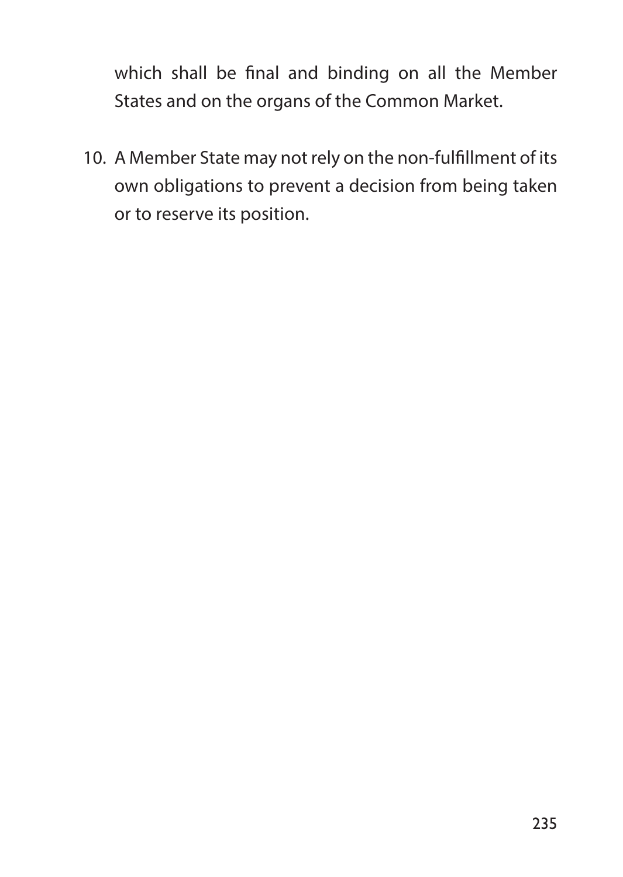which shall be final and binding on all the Member States and on the organs of the Common Market.

10. A Member State may not rely on the non-fulfillment of its own obligations to prevent a decision from being taken or to reserve its position.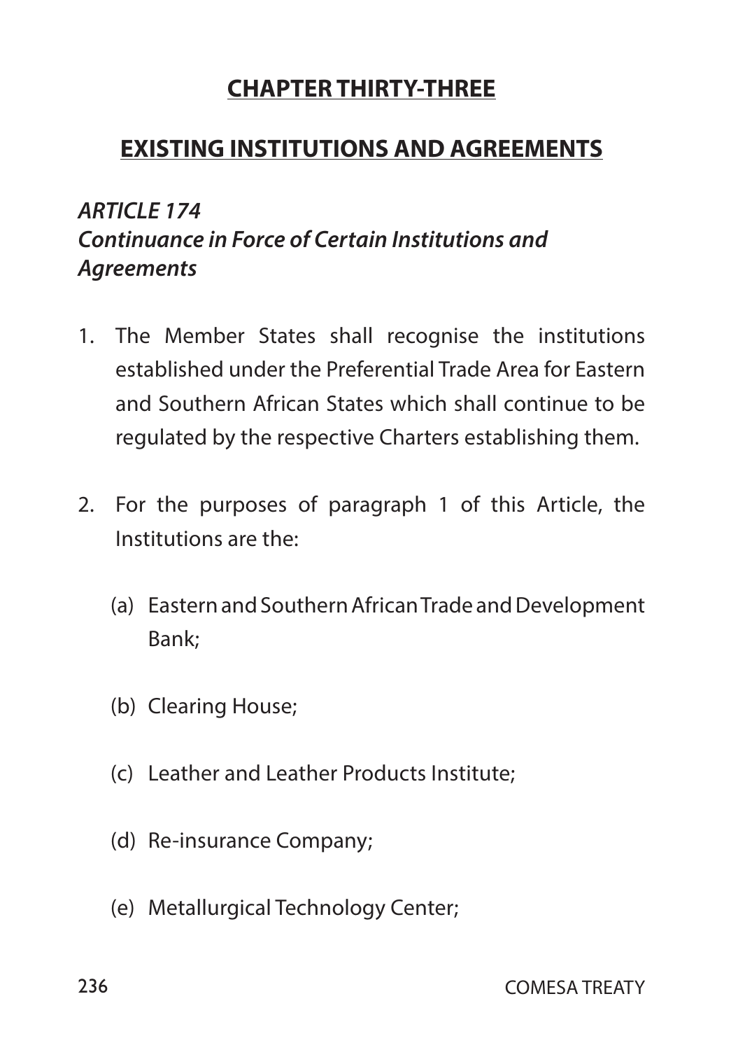## CHAPTER THIRTY-THREE

## EXISTING INSTITUTIONS AND AGREEMENTS

### *ARTICLE 174*
### *Continuance in Force of Certain Institutions and Agreements*

1. The Member States shall recognise the institutions established under the Preferential Trade Area for Eastern and Southern African States which shall continue to be regulated by the respective Charters establishing them.

2. For the purposes of paragraph 1 of this Article, the Institutions are the:

   (a) Eastern and Southern African Trade and Development Bank;

   (b) Clearing House;

   (c) Leather and Leather Products Institute;

   (d) Re-insurance Company;

   (e) Metallurgical Technology Center;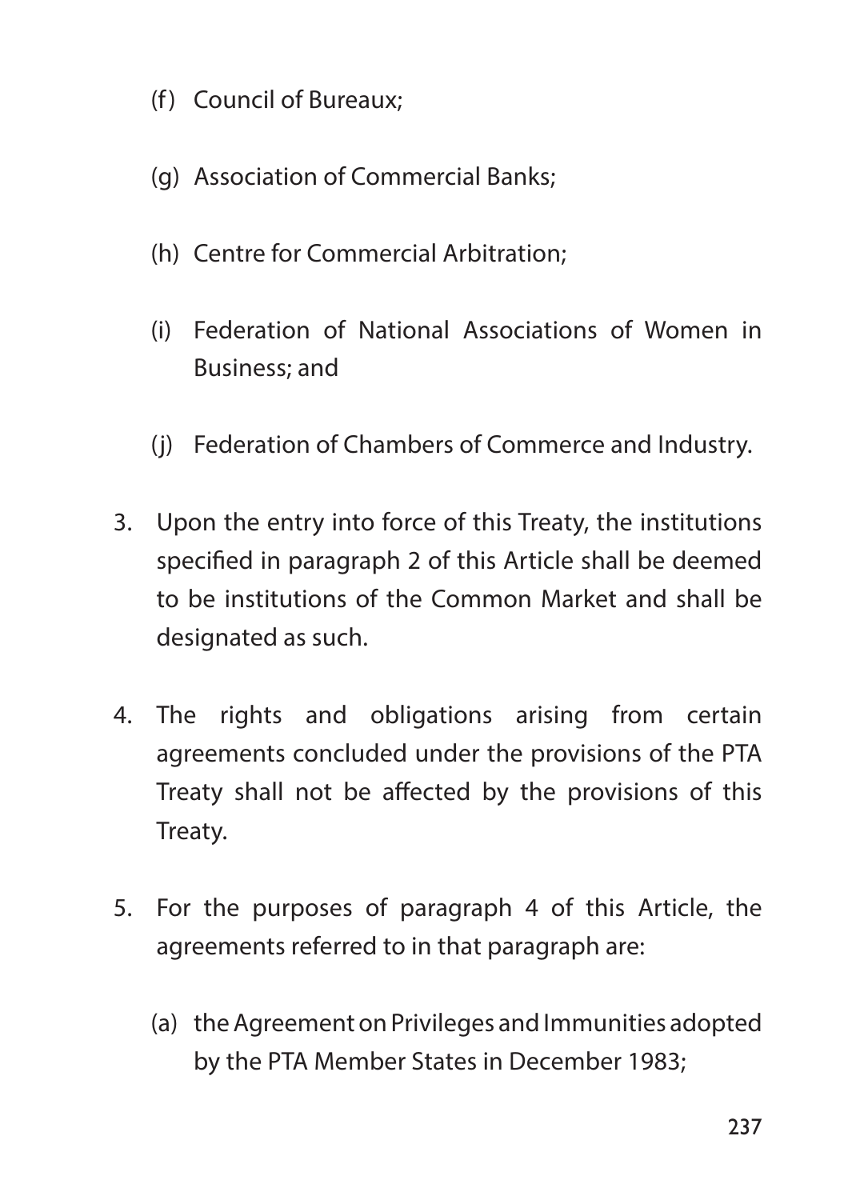(f) Council of Bureaux;

   (g) Association of Commercial Banks;

   (h) Centre for Commercial Arbitration;

   (i) Federation of National Associations of Women in Business; and

   (j) Federation of Chambers of Commerce and Industry.

3. Upon the entry into force of this Treaty, the institutions specified in paragraph 2 of this Article shall be deemed to be institutions of the Common Market and shall be designated as such.

4. The rights and obligations arising from certain agreements concluded under the provisions of the PTA Treaty shall not be affected by the provisions of this Treaty.

5. For the purposes of paragraph 4 of this Article, the agreements referred to in that paragraph are:

   (a) the Agreement on Privileges and Immunities adopted by the PTA Member States in December 1983;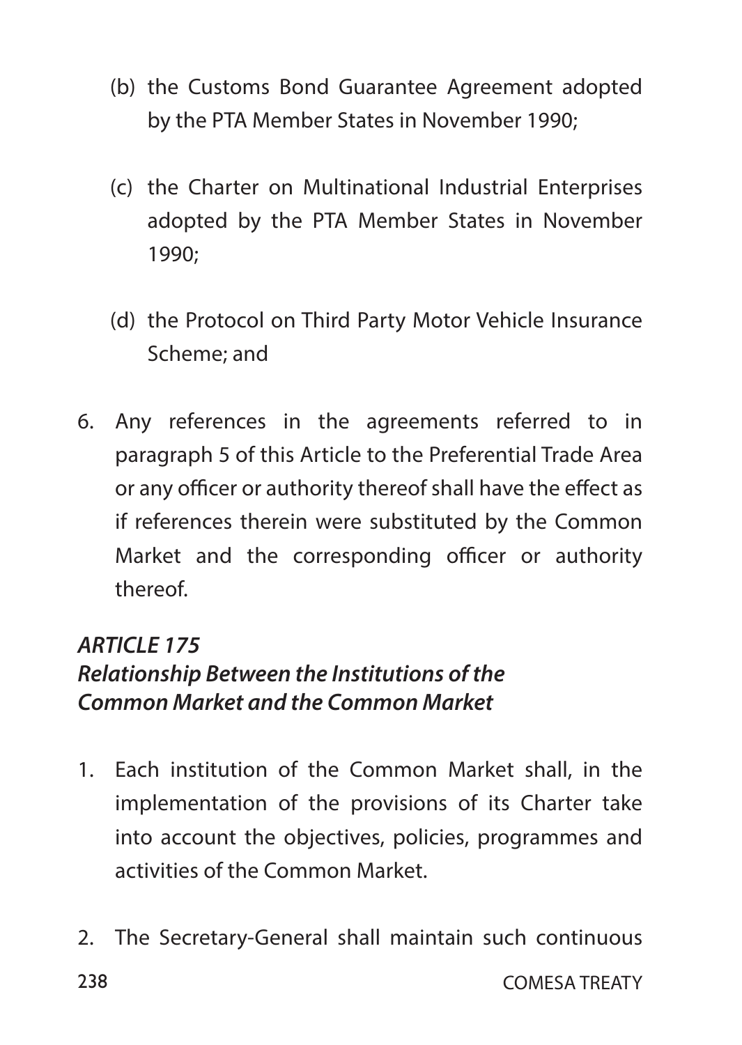(b) the Customs Bond Guarantee Agreement adopted by the PTA Member States in November 1990;

(c) the Charter on Multinational Industrial Enterprises adopted by the PTA Member States in November 1990;

(d) the Protocol on Third Party Motor Vehicle Insurance Scheme; and

6. Any references in the agreements referred to in paragraph 5 of this Article to the Preferential Trade Area or any officer or authority thereof shall have the effect as if references therein were substituted by the Common Market and the corresponding officer or authority thereof.

### *ARTICLE 175*
### *Relationship Between the Institutions of the Common Market and the Common Market*

1. Each institution of the Common Market shall, in the implementation of the provisions of its Charter take into account the objectives, policies, programmes and activities of the Common Market.

2. The Secretary-General shall maintain such continuous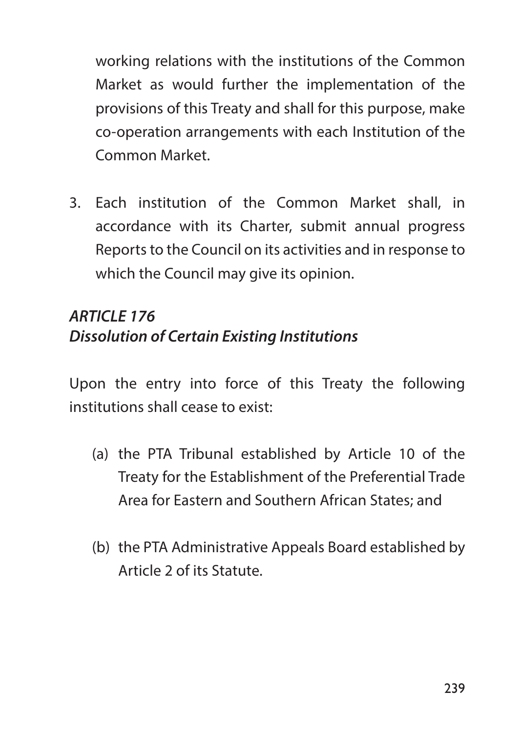working relations with the institutions of the Common Market as would further the implementation of the provisions of this Treaty and shall for this purpose, make co-operation arrangements with each Institution of the Common Market.

3. Each institution of the Common Market shall, in accordance with its Charter, submit annual progress Reports to the Council on its activities and in response to which the Council may give its opinion.

### *ARTICLE 176*
### *Dissolution of Certain Existing Institutions*

Upon the entry into force of this Treaty the following institutions shall cease to exist:

(a) the PTA Tribunal established by Article 10 of the Treaty for the Establishment of the Preferential Trade Area for Eastern and Southern African States; and

(b) the PTA Administrative Appeals Board established by Article 2 of its Statute.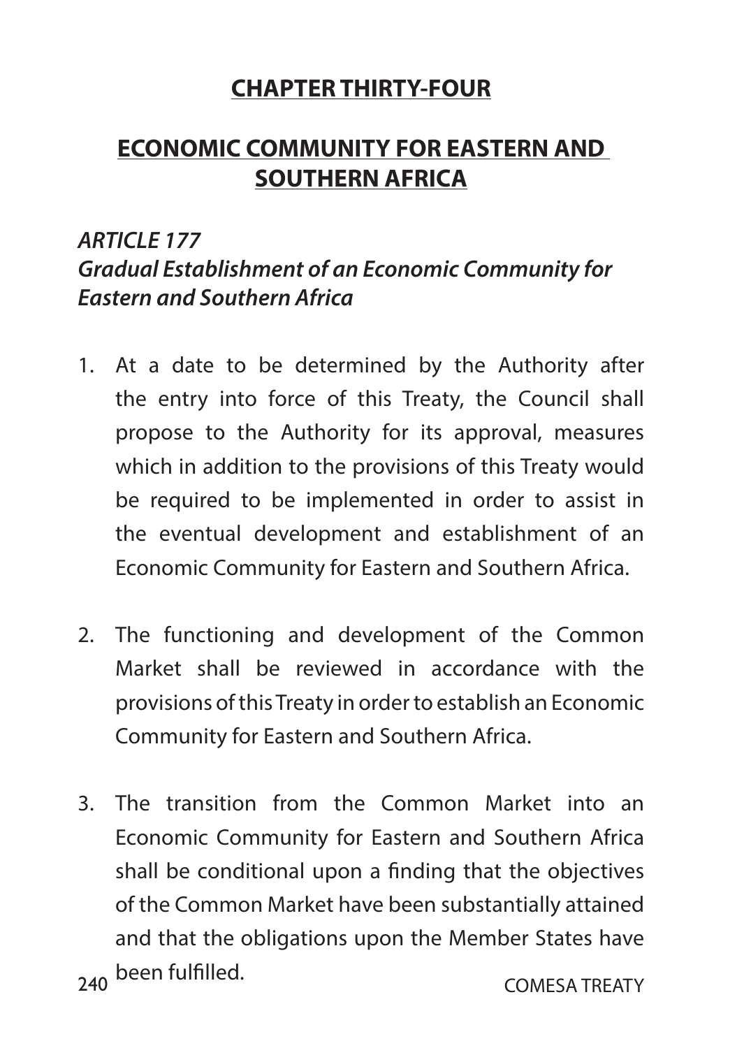## CHAPTER THIRTY-FOUR

## ECONOMIC COMMUNITY FOR EASTERN AND SOUTHERN AFRICA

### *ARTICLE 177*
### *Gradual Establishment of an Economic Community for Eastern and Southern Africa*

1. At a date to be determined by the Authority after the entry into force of this Treaty, the Council shall propose to the Authority for its approval, measures which in addition to the provisions of this Treaty would be required to be implemented in order to assist in the eventual development and establishment of an Economic Community for Eastern and Southern Africa.

2. The functioning and development of the Common Market shall be reviewed in accordance with the provisions of this Treaty in order to establish an Economic Community for Eastern and Southern Africa.

3. The transition from the Common Market into an Economic Community for Eastern and Southern Africa shall be conditional upon a finding that the objectives of the Common Market have been substantially attained and that the obligations upon the Member States have been fulfilled.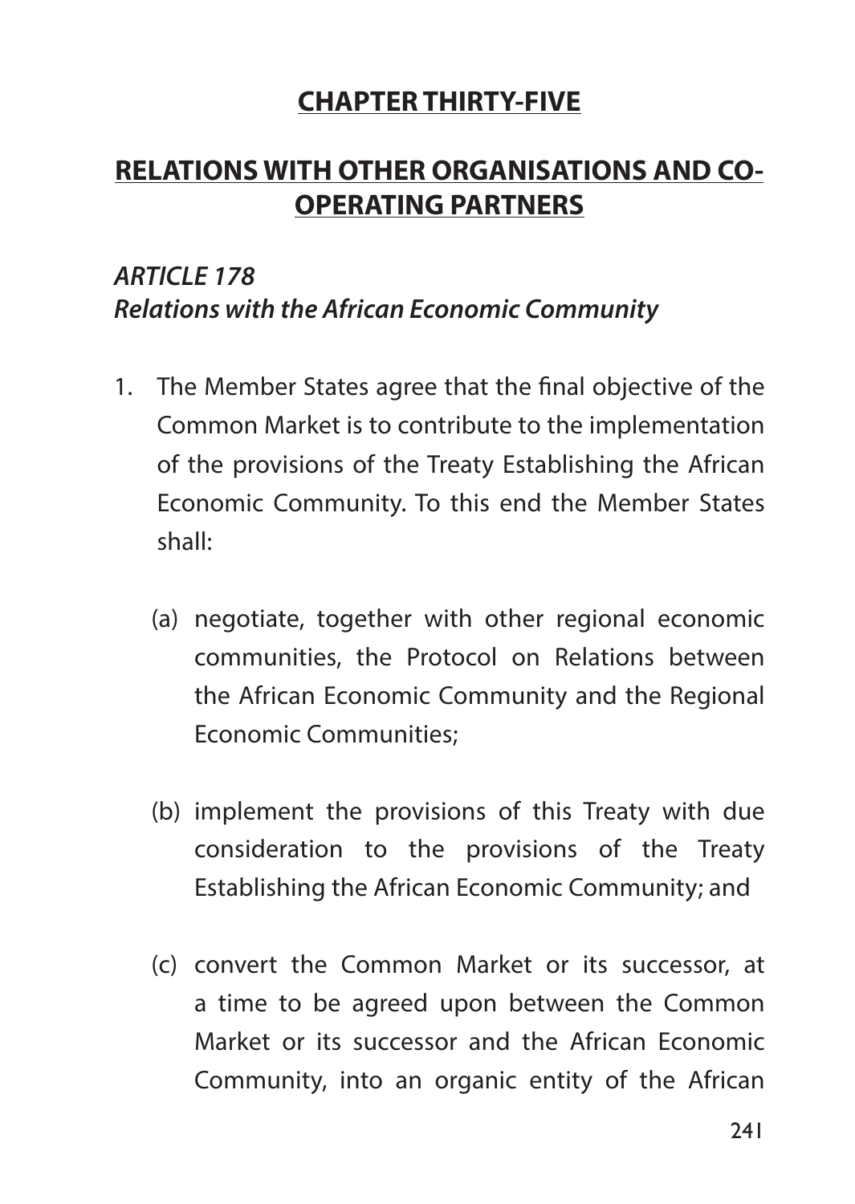## CHAPTER THIRTY-FIVE

## RELATIONS WITH OTHER ORGANISATIONS AND CO-OPERATING PARTNERS

### *ARTICLE 178*
### *Relations with the African Economic Community*

1. The Member States agree that the final objective of the Common Market is to contribute to the implementation of the provisions of the Treaty Establishing the African Economic Community. To this end the Member States shall:

   (a) negotiate, together with other regional economic communities, the Protocol on Relations between the African Economic Community and the Regional Economic Communities;

   (b) implement the provisions of this Treaty with due consideration to the provisions of the Treaty Establishing the African Economic Community; and

   (c) convert the Common Market or its successor, at a time to be agreed upon between the Common Market or its successor and the African Economic Community, into an organic entity of the African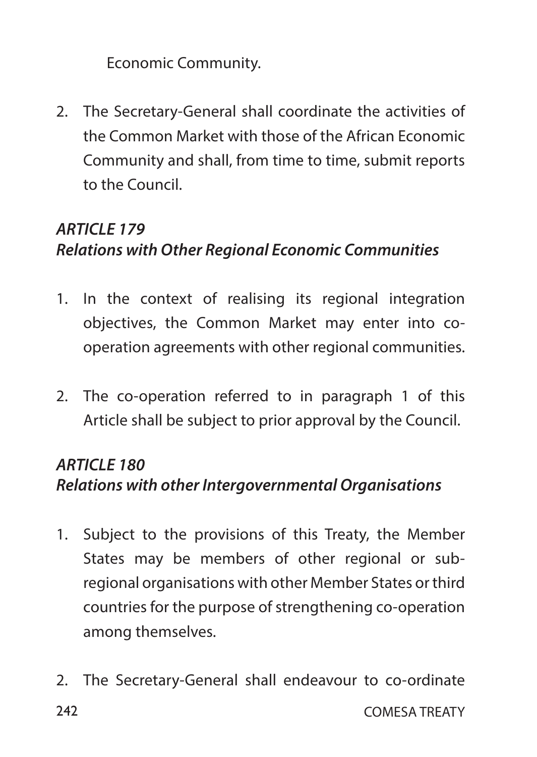Economic Community.

2. The Secretary-General shall coordinate the activities of the Common Market with those of the African Economic Community and shall, from time to time, submit reports to the Council.

### *ARTICLE 179*
### *Relations with Other Regional Economic Communities*

1. In the context of realising its regional integration objectives, the Common Market may enter into co-operation agreements with other regional communities.

2. The co-operation referred to in paragraph 1 of this Article shall be subject to prior approval by the Council.

### *ARTICLE 180*
### *Relations with other Intergovernmental Organisations*

1. Subject to the provisions of this Treaty, the Member States may be members of other regional or sub-regional organisations with other Member States or third countries for the purpose of strengthening co-operation among themselves.

2. The Secretary-General shall endeavour to co-ordinate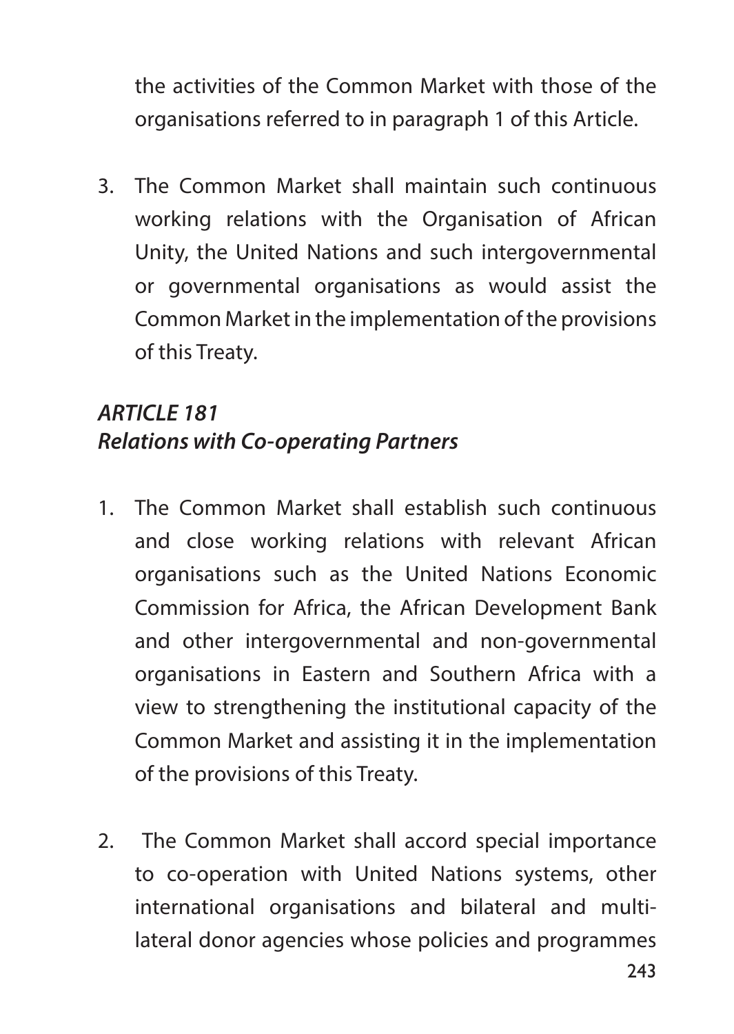the activities of the Common Market with those of the organisations referred to in paragraph 1 of this Article.

3. The Common Market shall maintain such continuous working relations with the Organisation of African Unity, the United Nations and such intergovernmental or governmental organisations as would assist the Common Market in the implementation of the provisions of this Treaty.

### *ARTICLE 181*
### *Relations with Co-operating Partners*

1. The Common Market shall establish such continuous and close working relations with relevant African organisations such as the United Nations Economic Commission for Africa, the African Development Bank and other intergovernmental and non-governmental organisations in Eastern and Southern Africa with a view to strengthening the institutional capacity of the Common Market and assisting it in the implementation of the provisions of this Treaty.

2. The Common Market shall accord special importance to co-operation with United Nations systems, other international organisations and bilateral and multi-lateral donor agencies whose policies and programmes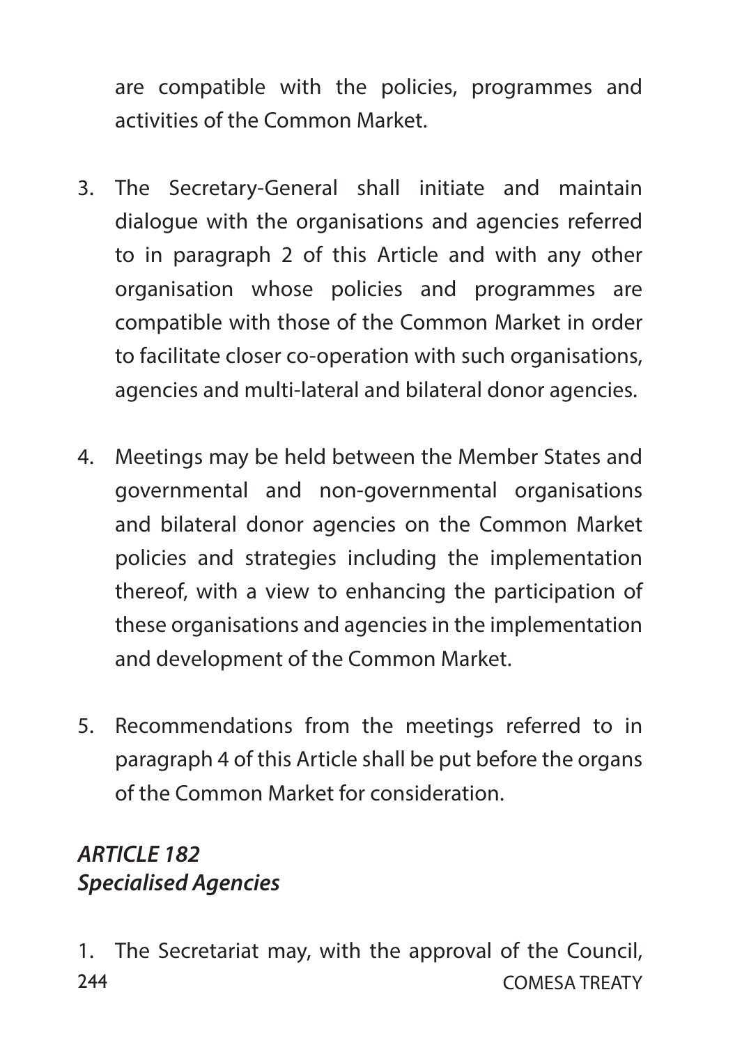are compatible with the policies, programmes and activities of the Common Market.

3. The Secretary-General shall initiate and maintain dialogue with the organisations and agencies referred to in paragraph 2 of this Article and with any other organisation whose policies and programmes are compatible with those of the Common Market in order to facilitate closer co-operation with such organisations, agencies and multi-lateral and bilateral donor agencies.

4. Meetings may be held between the Member States and governmental and non-governmental organisations and bilateral donor agencies on the Common Market policies and strategies including the implementation thereof, with a view to enhancing the participation of these organisations and agencies in the implementation and development of the Common Market.

5. Recommendations from the meetings referred to in paragraph 4 of this Article shall be put before the organs of the Common Market for consideration.

### *ARTICLE 182*
### *Specialised Agencies*

1. The Secretariat may, with the approval of the Council,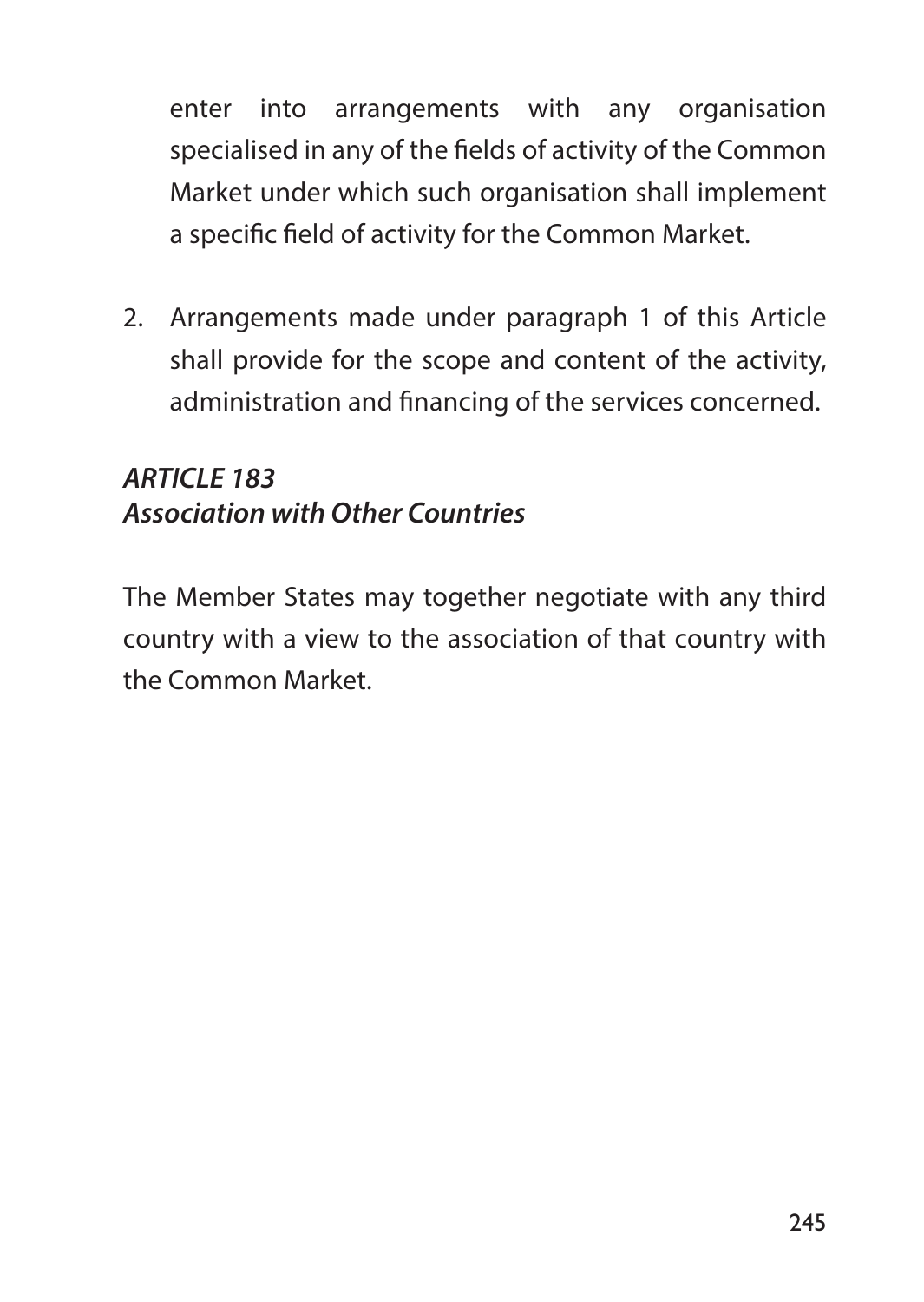enter into arrangements with any organisation specialised in any of the fields of activity of the Common Market under which such organisation shall implement a specific field of activity for the Common Market.

2. Arrangements made under paragraph 1 of this Article shall provide for the scope and content of the activity, administration and financing of the services concerned.

***ARTICLE 183***
***Association with Other Countries***

The Member States may together negotiate with any third country with a view to the association of that country with the Common Market.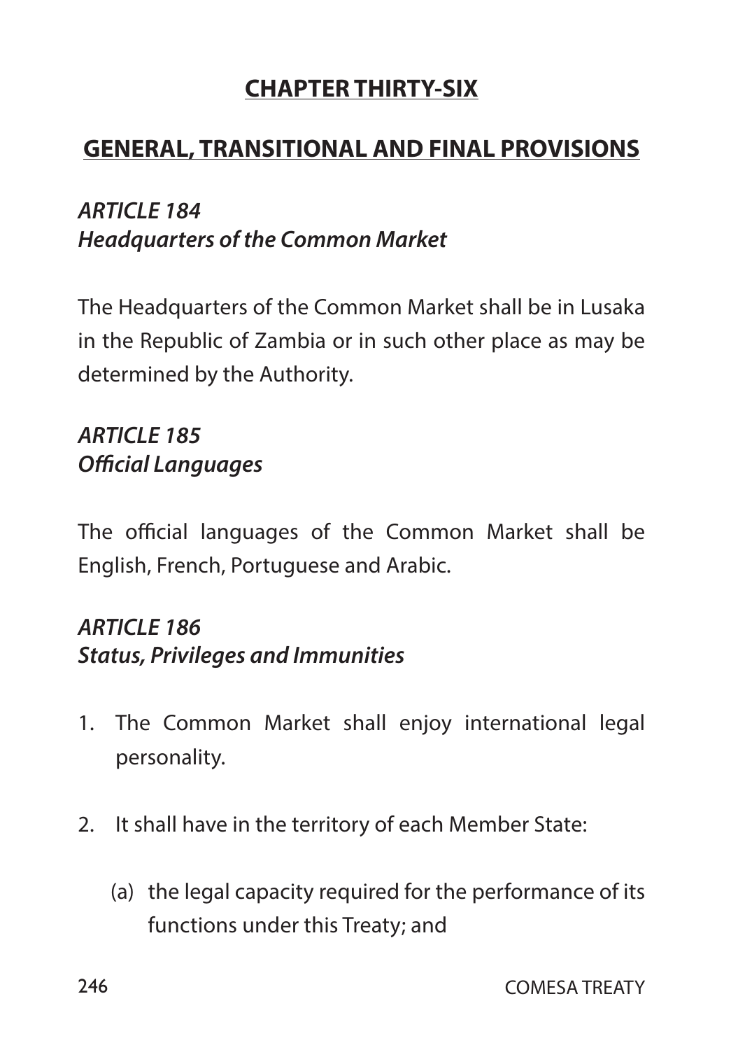## CHAPTER THIRTY-SIX

## GENERAL, TRANSITIONAL AND FINAL PROVISIONS

### *ARTICLE 184*
### *Headquarters of the Common Market*

The Headquarters of the Common Market shall be in Lusaka in the Republic of Zambia or in such other place as may be determined by the Authority.

### *ARTICLE 185*
### *Official Languages*

The official languages of the Common Market shall be English, French, Portuguese and Arabic.

### *ARTICLE 186*
### *Status, Privileges and Immunities*

1. The Common Market shall enjoy international legal personality.

2. It shall have in the territory of each Member State:

   (a) the legal capacity required for the performance of its functions under this Treaty; and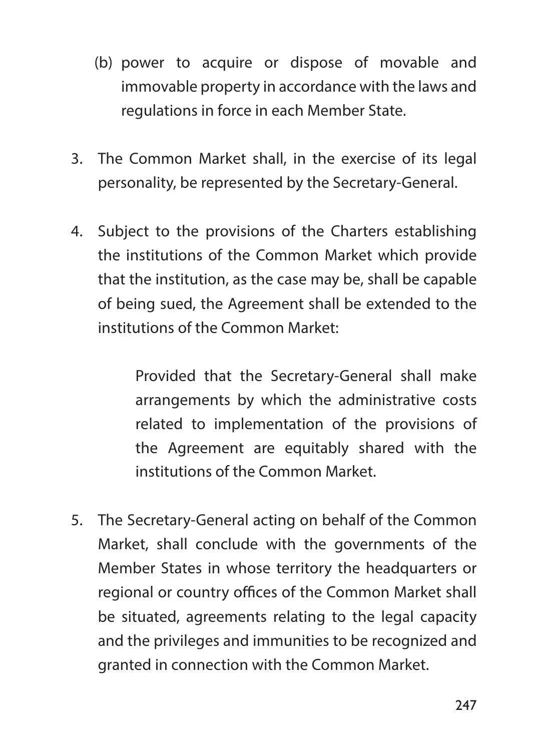(b) power to acquire or dispose of movable and immovable property in accordance with the laws and regulations in force in each Member State.

3. The Common Market shall, in the exercise of its legal personality, be represented by the Secretary-General.

4. Subject to the provisions of the Charters establishing the institutions of the Common Market which provide that the institution, as the case may be, shall be capable of being sued, the Agreement shall be extended to the institutions of the Common Market:

   Provided that the Secretary-General shall make arrangements by which the administrative costs related to implementation of the provisions of the Agreement are equitably shared with the institutions of the Common Market.

5. The Secretary-General acting on behalf of the Common Market, shall conclude with the governments of the Member States in whose territory the headquarters or regional or country offices of the Common Market shall be situated, agreements relating to the legal capacity and the privileges and immunities to be recognized and granted in connection with the Common Market.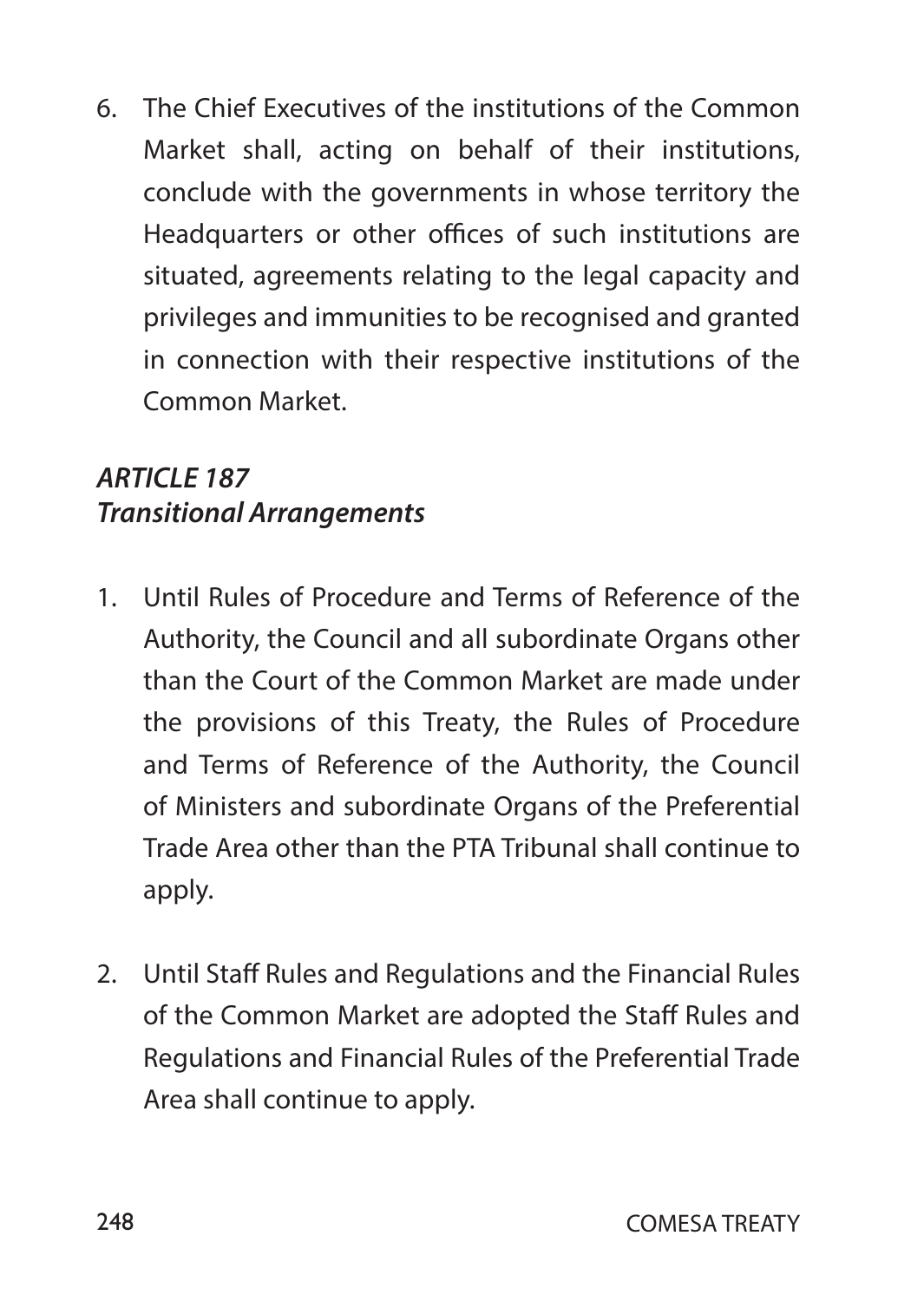6. The Chief Executives of the institutions of the Common Market shall, acting on behalf of their institutions, conclude with the governments in whose territory the Headquarters or other offices of such institutions are situated, agreements relating to the legal capacity and privileges and immunities to be recognised and granted in connection with their respective institutions of the Common Market.

### *ARTICLE 187*
### *Transitional Arrangements*

1. Until Rules of Procedure and Terms of Reference of the Authority, the Council and all subordinate Organs other than the Court of the Common Market are made under the provisions of this Treaty, the Rules of Procedure and Terms of Reference of the Authority, the Council of Ministers and subordinate Organs of the Preferential Trade Area other than the PTA Tribunal shall continue to apply.

2. Until Staff Rules and Regulations and the Financial Rules of the Common Market are adopted the Staff Rules and Regulations and Financial Rules of the Preferential Trade Area shall continue to apply.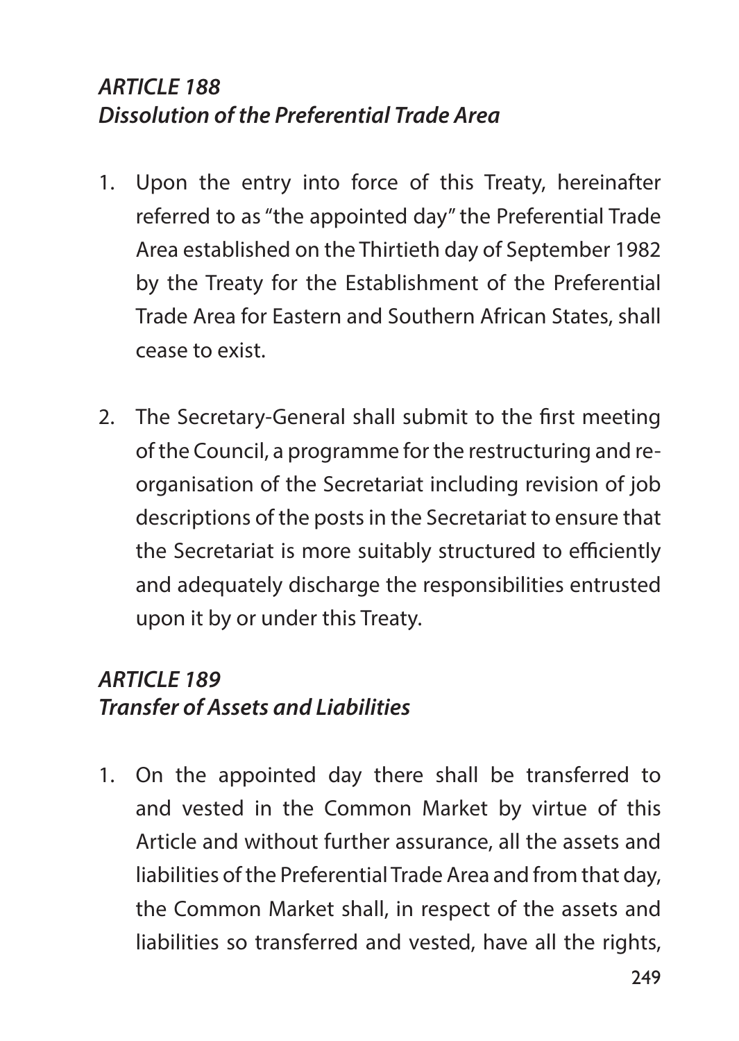### *ARTICLE 188*
### *Dissolution of the Preferential Trade Area*

1. Upon the entry into force of this Treaty, hereinafter referred to as "the appointed day" the Preferential Trade Area established on the Thirtieth day of September 1982 by the Treaty for the Establishment of the Preferential Trade Area for Eastern and Southern African States, shall cease to exist.

2. The Secretary-General shall submit to the first meeting of the Council, a programme for the restructuring and re-organisation of the Secretariat including revision of job descriptions of the posts in the Secretariat to ensure that the Secretariat is more suitably structured to efficiently and adequately discharge the responsibilities entrusted upon it by or under this Treaty.

### *ARTICLE 189*
### *Transfer of Assets and Liabilities*

1. On the appointed day there shall be transferred to and vested in the Common Market by virtue of this Article and without further assurance, all the assets and liabilities of the Preferential Trade Area and from that day, the Common Market shall, in respect of the assets and liabilities so transferred and vested, have all the rights,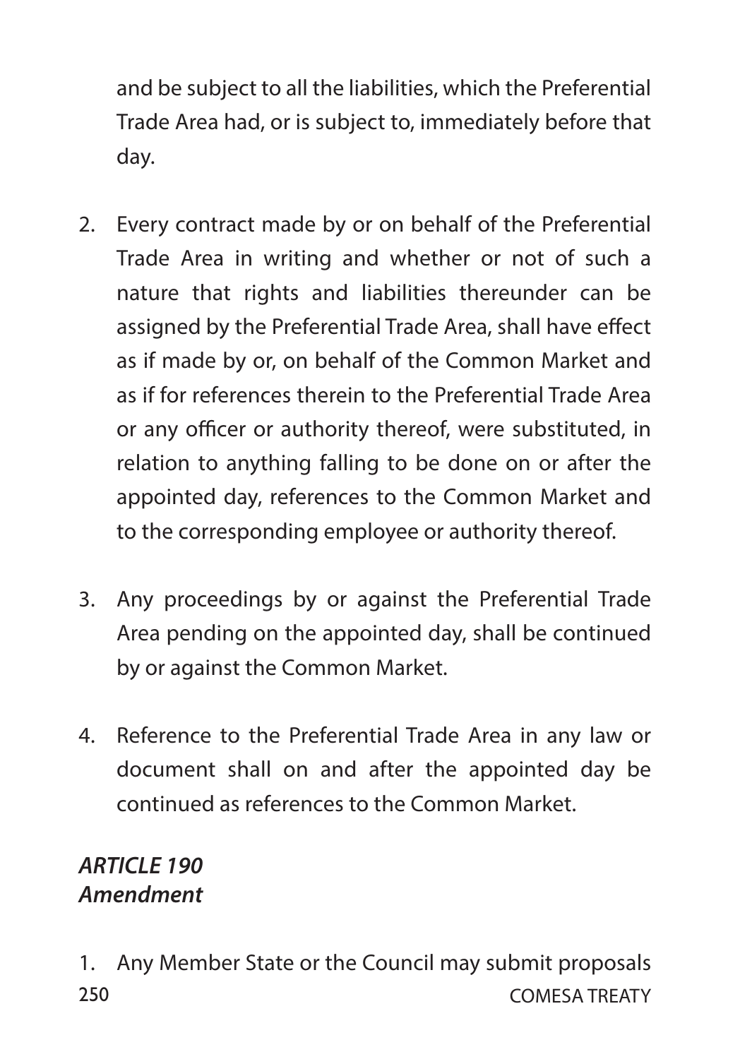and be subject to all the liabilities, which the Preferential Trade Area had, or is subject to, immediately before that day.

2. Every contract made by or on behalf of the Preferential Trade Area in writing and whether or not of such a nature that rights and liabilities thereunder can be assigned by the Preferential Trade Area, shall have effect as if made by or, on behalf of the Common Market and as if for references therein to the Preferential Trade Area or any officer or authority thereof, were substituted, in relation to anything falling to be done on or after the appointed day, references to the Common Market and to the corresponding employee or authority thereof.

3. Any proceedings by or against the Preferential Trade Area pending on the appointed day, shall be continued by or against the Common Market.

4. Reference to the Preferential Trade Area in any law or document shall on and after the appointed day be continued as references to the Common Market.

### ***ARTICLE 190***
### ***Amendment***

1. Any Member State or the Council may submit proposals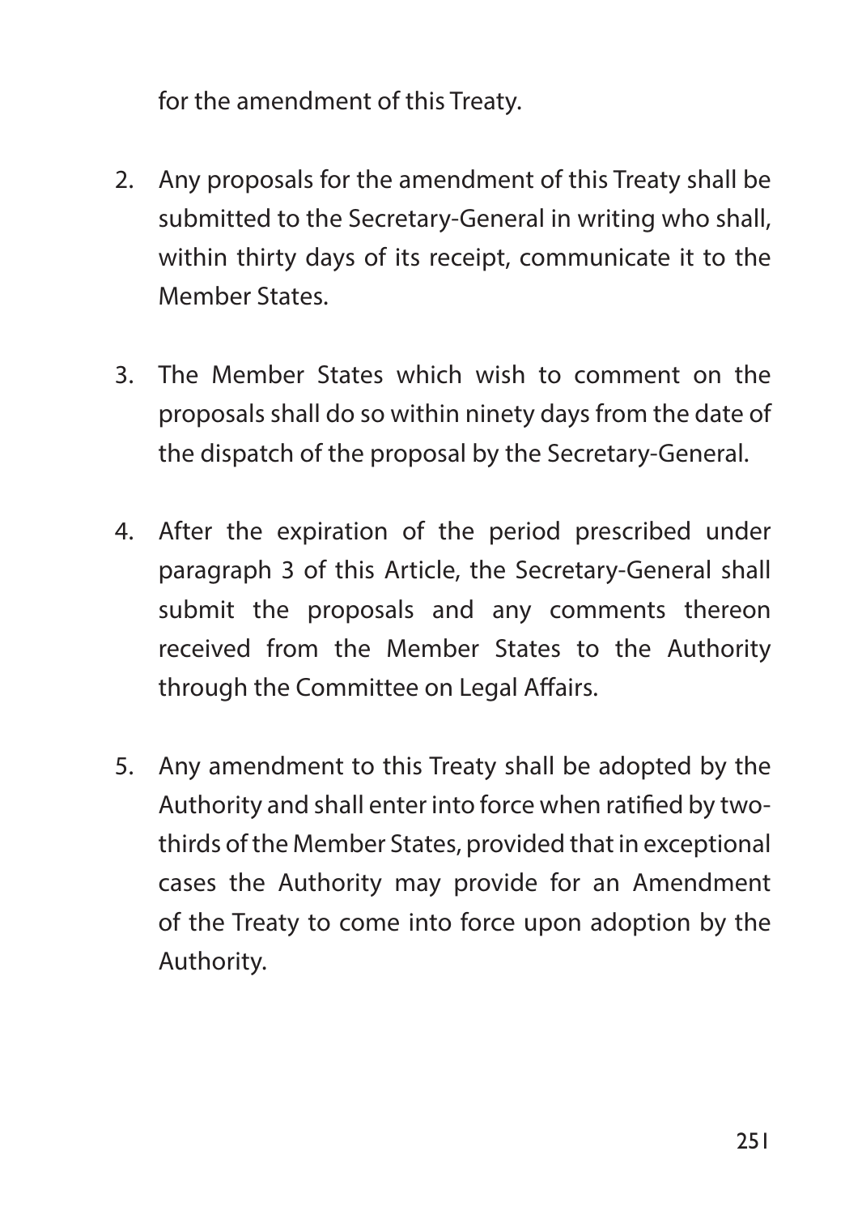for the amendment of this Treaty.

2. Any proposals for the amendment of this Treaty shall be submitted to the Secretary-General in writing who shall, within thirty days of its receipt, communicate it to the Member States.

3. The Member States which wish to comment on the proposals shall do so within ninety days from the date of the dispatch of the proposal by the Secretary-General.

4. After the expiration of the period prescribed under paragraph 3 of this Article, the Secretary-General shall submit the proposals and any comments thereon received from the Member States to the Authority through the Committee on Legal Affairs.

5. Any amendment to this Treaty shall be adopted by the Authority and shall enter into force when ratified by two-thirds of the Member States, provided that in exceptional cases the Authority may provide for an Amendment of the Treaty to come into force upon adoption by the Authority.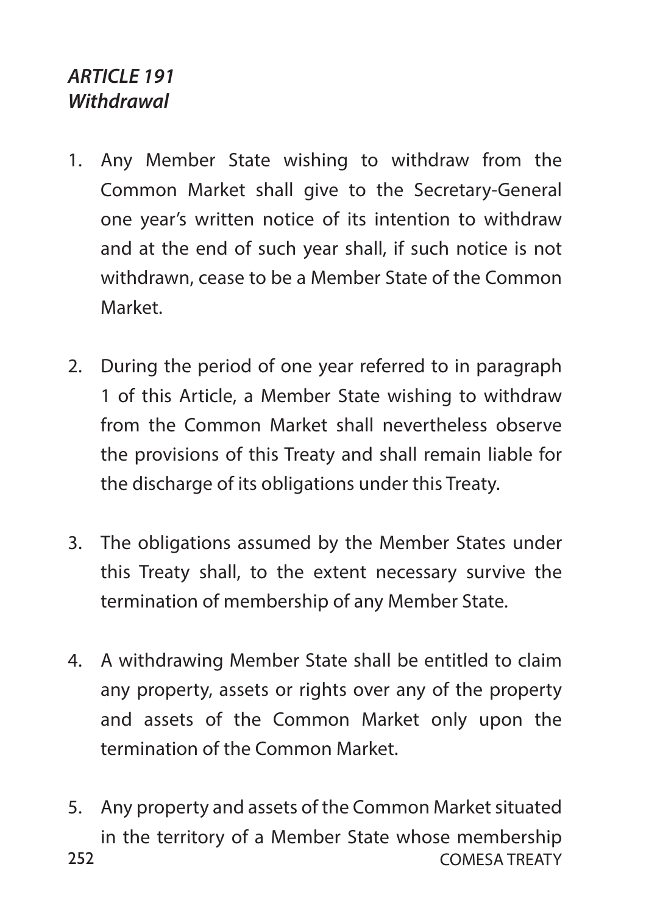***ARTICLE 191***
***Withdrawal***

1. Any Member State wishing to withdraw from the Common Market shall give to the Secretary-General one year's written notice of its intention to withdraw and at the end of such year shall, if such notice is not withdrawn, cease to be a Member State of the Common Market.

2. During the period of one year referred to in paragraph 1 of this Article, a Member State wishing to withdraw from the Common Market shall nevertheless observe the provisions of this Treaty and shall remain liable for the discharge of its obligations under this Treaty.

3. The obligations assumed by the Member States under this Treaty shall, to the extent necessary survive the termination of membership of any Member State.

4. A withdrawing Member State shall be entitled to claim any property, assets or rights over any of the property and assets of the Common Market only upon the termination of the Common Market.

5. Any property and assets of the Common Market situated in the territory of a Member State whose membership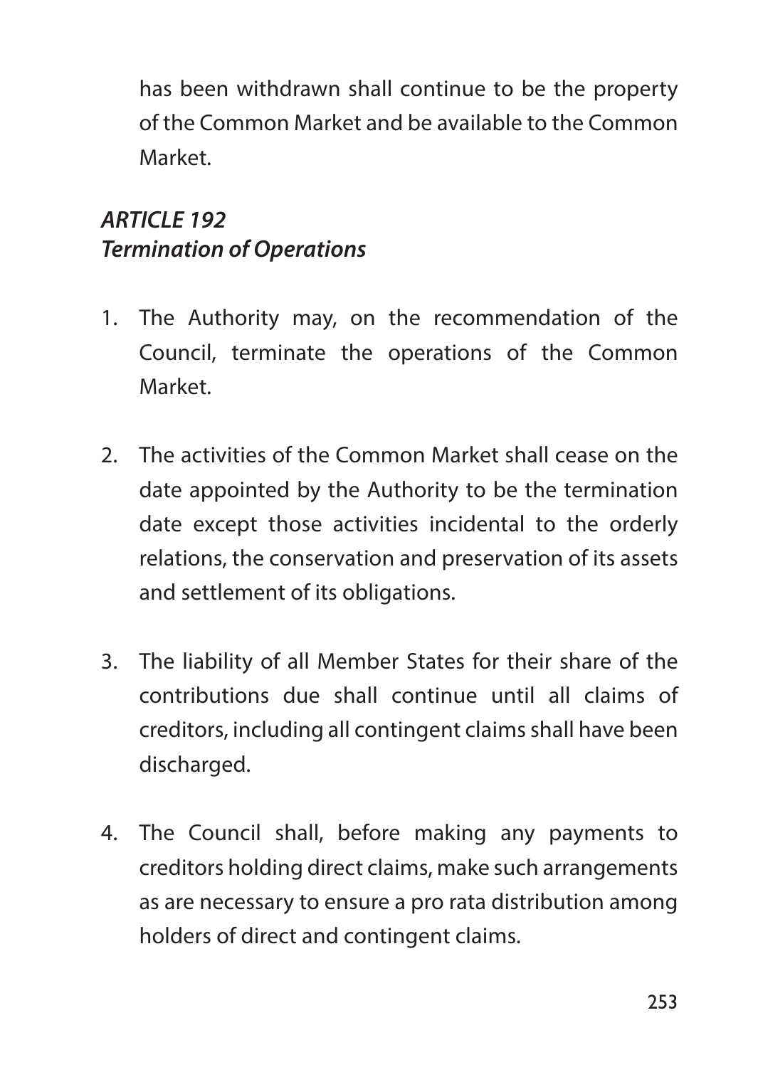has been withdrawn shall continue to be the property of the Common Market and be available to the Common Market.

### *ARTICLE 192*
### *Termination of Operations*

1. The Authority may, on the recommendation of the Council, terminate the operations of the Common Market.

2. The activities of the Common Market shall cease on the date appointed by the Authority to be the termination date except those activities incidental to the orderly relations, the conservation and preservation of its assets and settlement of its obligations.

3. The liability of all Member States for their share of the contributions due shall continue until all claims of creditors, including all contingent claims shall have been discharged.

4. The Council shall, before making any payments to creditors holding direct claims, make such arrangements as are necessary to ensure a pro rata distribution among holders of direct and contingent claims.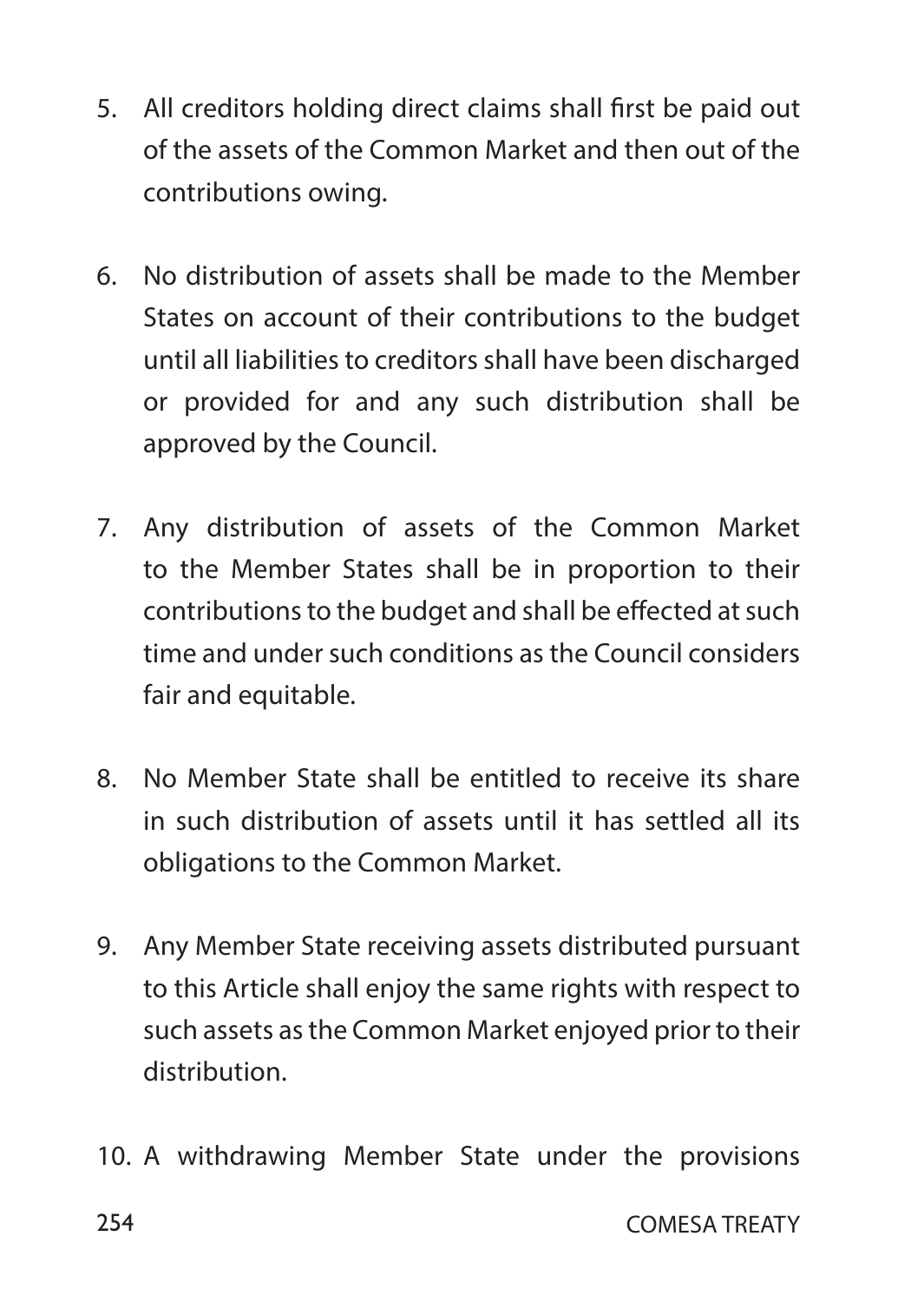5. All creditors holding direct claims shall first be paid out of the assets of the Common Market and then out of the contributions owing.

6. No distribution of assets shall be made to the Member States on account of their contributions to the budget until all liabilities to creditors shall have been discharged or provided for and any such distribution shall be approved by the Council.

7. Any distribution of assets of the Common Market to the Member States shall be in proportion to their contributions to the budget and shall be effected at such time and under such conditions as the Council considers fair and equitable.

8. No Member State shall be entitled to receive its share in such distribution of assets until it has settled all its obligations to the Common Market.

9. Any Member State receiving assets distributed pursuant to this Article shall enjoy the same rights with respect to such assets as the Common Market enjoyed prior to their distribution.

10. A withdrawing Member State under the provisions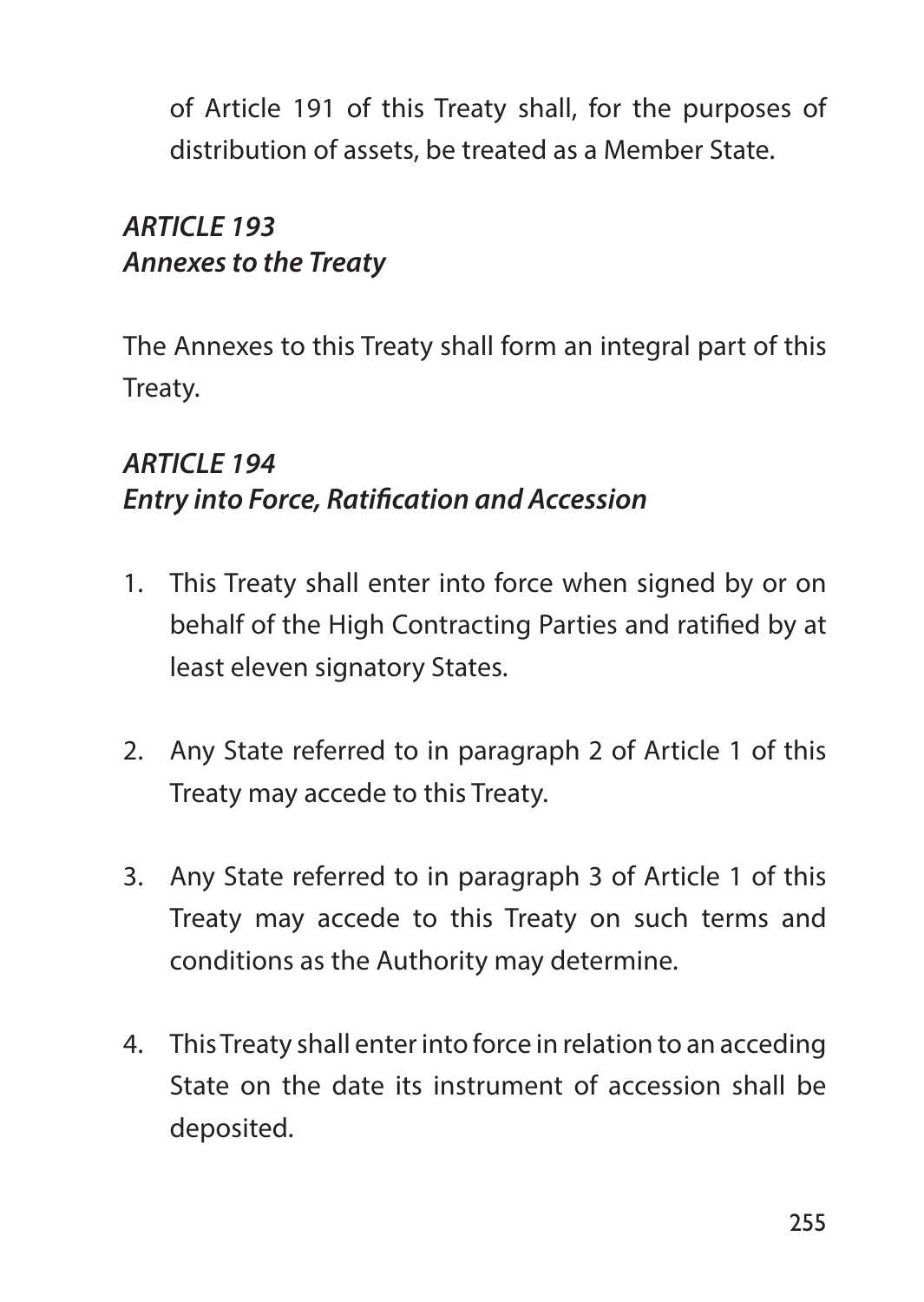of Article 191 of this Treaty shall, for the purposes of distribution of assets, be treated as a Member State.

### *ARTICLE 193*
### *Annexes to the Treaty*

The Annexes to this Treaty shall form an integral part of this Treaty.

### *ARTICLE 194*
### *Entry into Force, Ratification and Accession*

1. This Treaty shall enter into force when signed by or on behalf of the High Contracting Parties and ratified by at least eleven signatory States.

2. Any State referred to in paragraph 2 of Article 1 of this Treaty may accede to this Treaty.

3. Any State referred to in paragraph 3 of Article 1 of this Treaty may accede to this Treaty on such terms and conditions as the Authority may determine.

4. This Treaty shall enter into force in relation to an acceding State on the date its instrument of accession shall be deposited.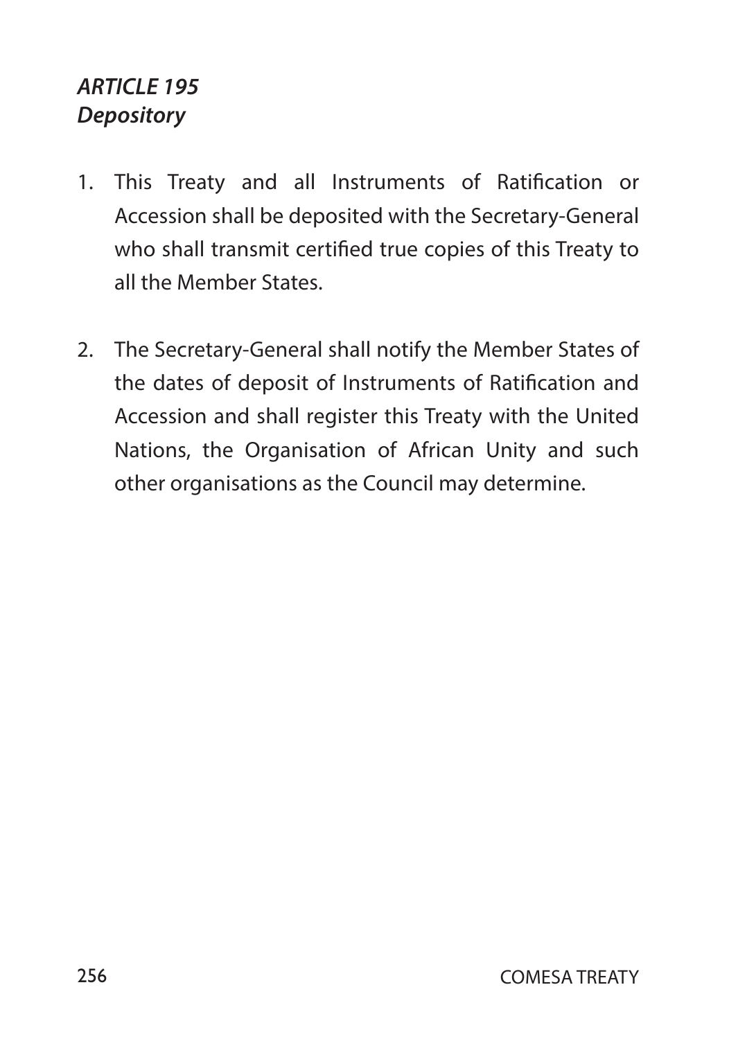### *ARTICLE 195*
### *Depository*

1. This Treaty and all Instruments of Ratification or Accession shall be deposited with the Secretary-General who shall transmit certified true copies of this Treaty to all the Member States.

2. The Secretary-General shall notify the Member States of the dates of deposit of Instruments of Ratification and Accession and shall register this Treaty with the United Nations, the Organisation of African Unity and such other organisations as the Council may determine.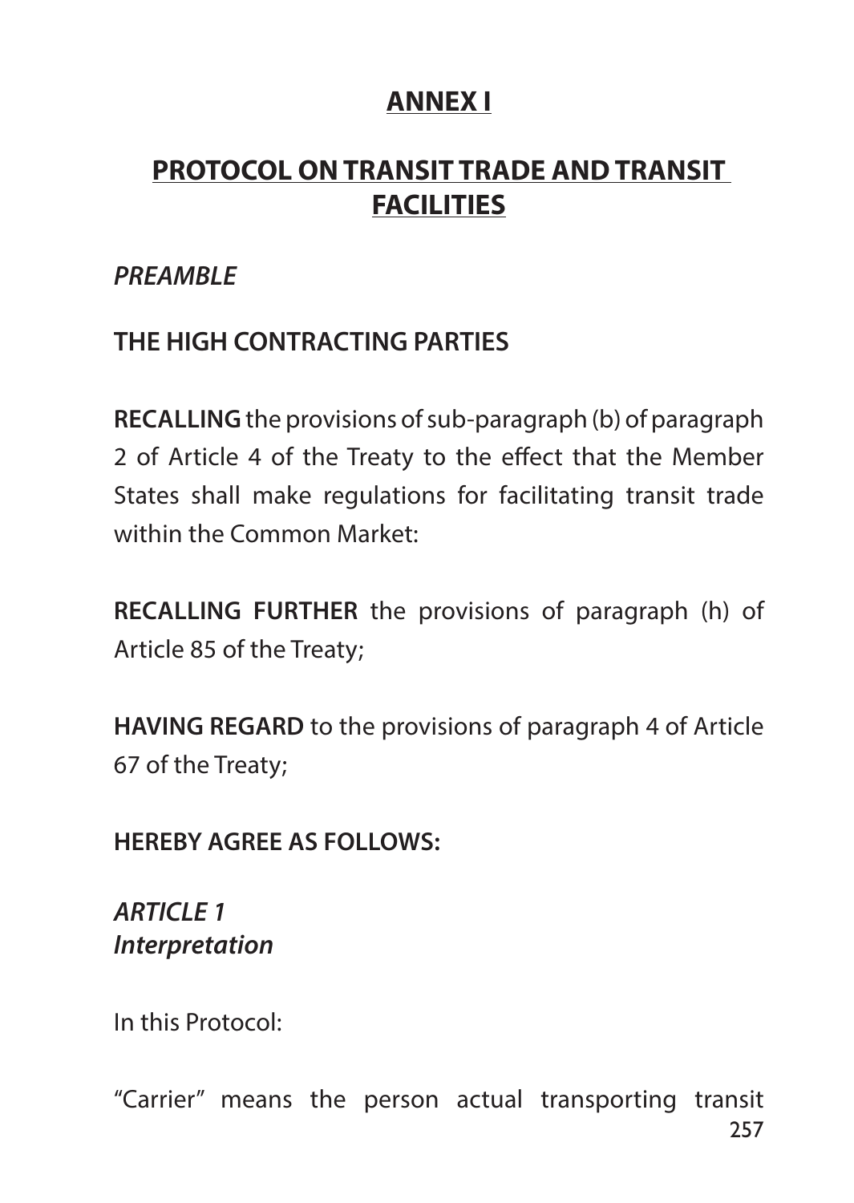# ANNEX I

## PROTOCOL ON TRANSIT TRADE AND TRANSIT FACILITIES

*PREAMBLE*

**THE HIGH CONTRACTING PARTIES**

**RECALLING** the provisions of sub-paragraph (b) of paragraph 2 of Article 4 of the Treaty to the effect that the Member States shall make regulations for facilitating transit trade within the Common Market:

**RECALLING FURTHER** the provisions of paragraph (h) of Article 85 of the Treaty;

**HAVING REGARD** to the provisions of paragraph 4 of Article 67 of the Treaty;

**HEREBY AGREE AS FOLLOWS:**

***ARTICLE 1***
***Interpretation***

In this Protocol:

"Carrier" means the person actual transporting transit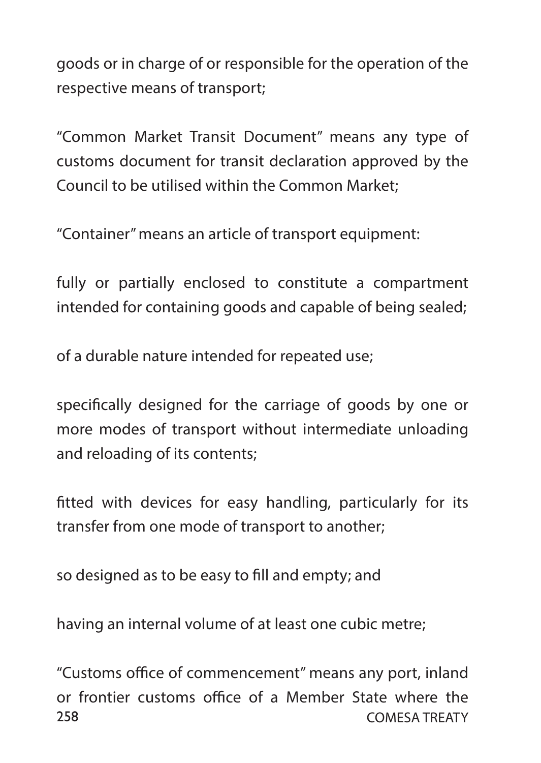goods or in charge of or responsible for the operation of the respective means of transport;

"Common Market Transit Document" means any type of customs document for transit declaration approved by the Council to be utilised within the Common Market;

"Container" means an article of transport equipment:

fully or partially enclosed to constitute a compartment intended for containing goods and capable of being sealed;

of a durable nature intended for repeated use;

specifically designed for the carriage of goods by one or more modes of transport without intermediate unloading and reloading of its contents;

fitted with devices for easy handling, particularly for its transfer from one mode of transport to another;

so designed as to be easy to fill and empty; and

having an internal volume of at least one cubic metre;

"Customs office of commencement" means any port, inland or frontier customs office of a Member State where the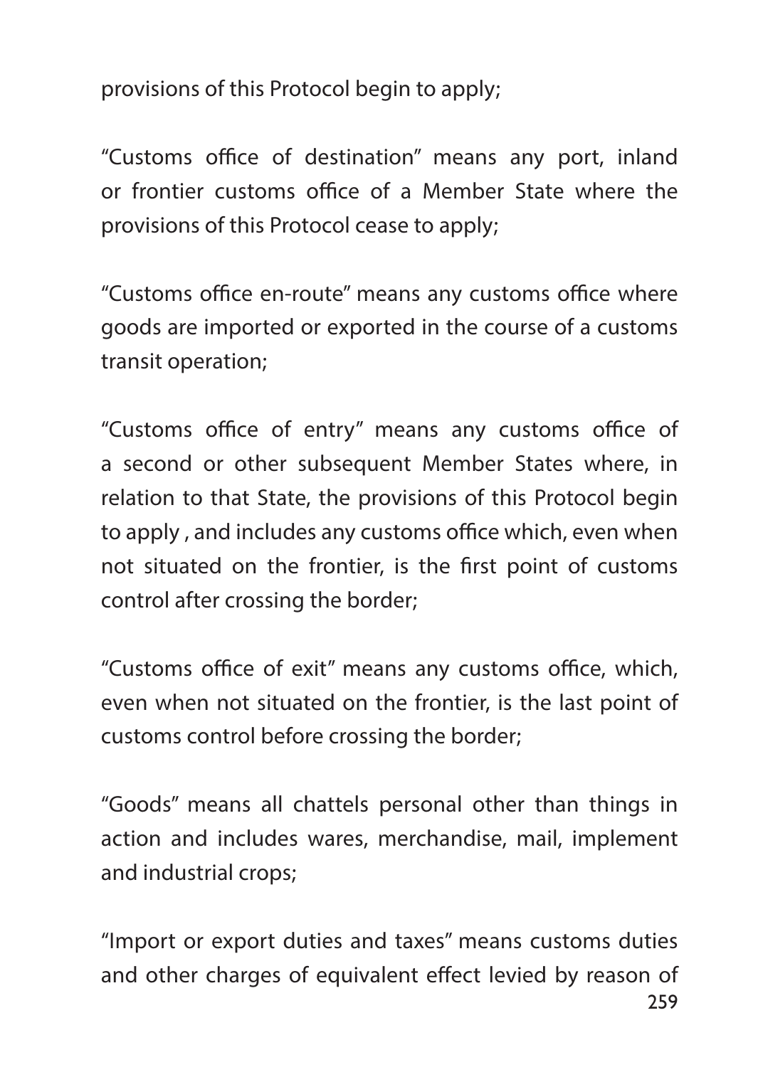provisions of this Protocol begin to apply;

"Customs office of destination" means any port, inland or frontier customs office of a Member State where the provisions of this Protocol cease to apply;

"Customs office en-route" means any customs office where goods are imported or exported in the course of a customs transit operation;

"Customs office of entry" means any customs office of a second or other subsequent Member States where, in relation to that State, the provisions of this Protocol begin to apply , and includes any customs office which, even when not situated on the frontier, is the first point of customs control after crossing the border;

"Customs office of exit" means any customs office, which, even when not situated on the frontier, is the last point of customs control before crossing the border;

"Goods" means all chattels personal other than things in action and includes wares, merchandise, mail, implement and industrial crops;

"Import or export duties and taxes" means customs duties and other charges of equivalent effect levied by reason of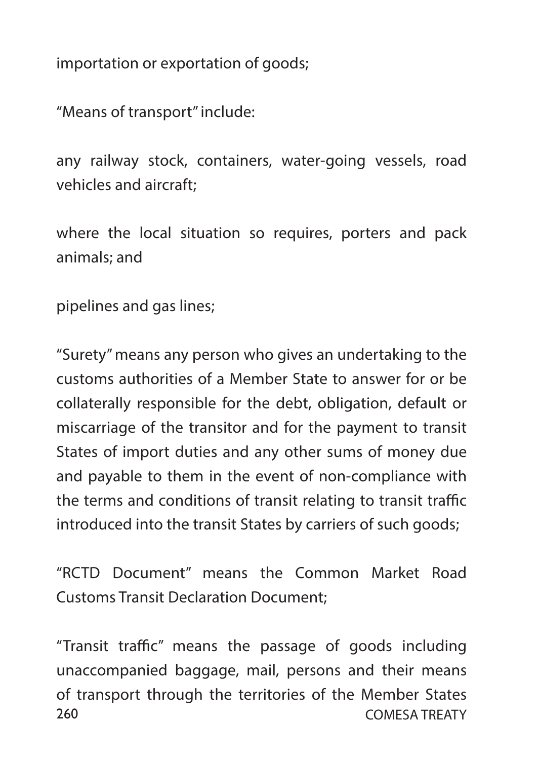importation or exportation of goods;

“Means of transport” include:

any railway stock, containers, water-going vessels, road vehicles and aircraft;

where the local situation so requires, porters and pack animals; and

pipelines and gas lines;

“Surety” means any person who gives an undertaking to the customs authorities of a Member State to answer for or be collaterally responsible for the debt, obligation, default or miscarriage of the transitor and for the payment to transit States of import duties and any other sums of money due and payable to them in the event of non-compliance with the terms and conditions of transit relating to transit traffic introduced into the transit States by carriers of such goods;

“RCTD Document” means the Common Market Road Customs Transit Declaration Document;

“Transit traffic” means the passage of goods including unaccompanied baggage, mail, persons and their means of transport through the territories of the Member States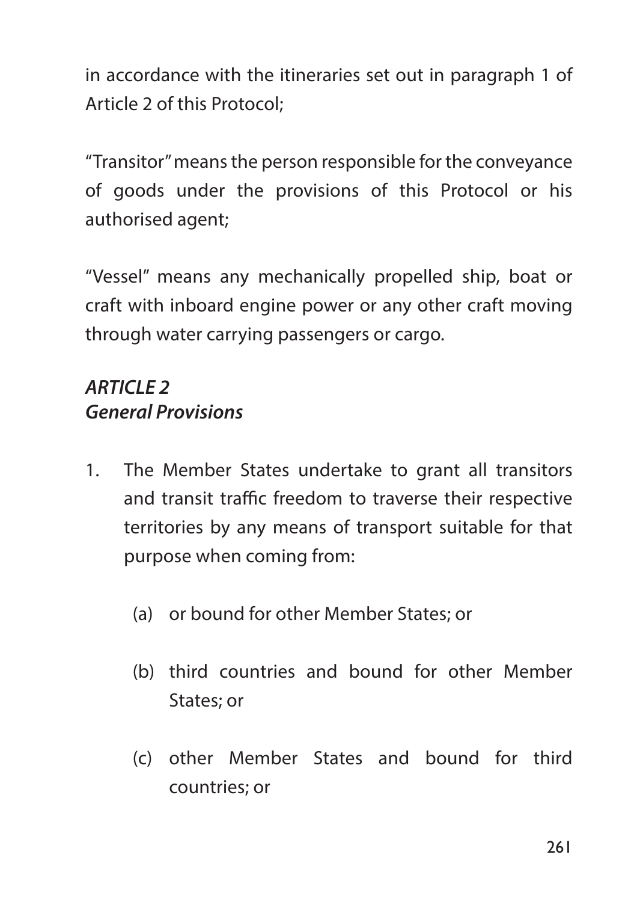in accordance with the itineraries set out in paragraph 1 of Article 2 of this Protocol;

"Transitor" means the person responsible for the conveyance of goods under the provisions of this Protocol or his authorised agent;

"Vessel" means any mechanically propelled ship, boat or craft with inboard engine power or any other craft moving through water carrying passengers or cargo.

## *ARTICLE 2*
## *General Provisions*

1. The Member States undertake to grant all transitors and transit traffic freedom to traverse their respective territories by any means of transport suitable for that purpose when coming from:

   (a) or bound for other Member States; or

   (b) third countries and bound for other Member States; or

   (c) other Member States and bound for third countries; or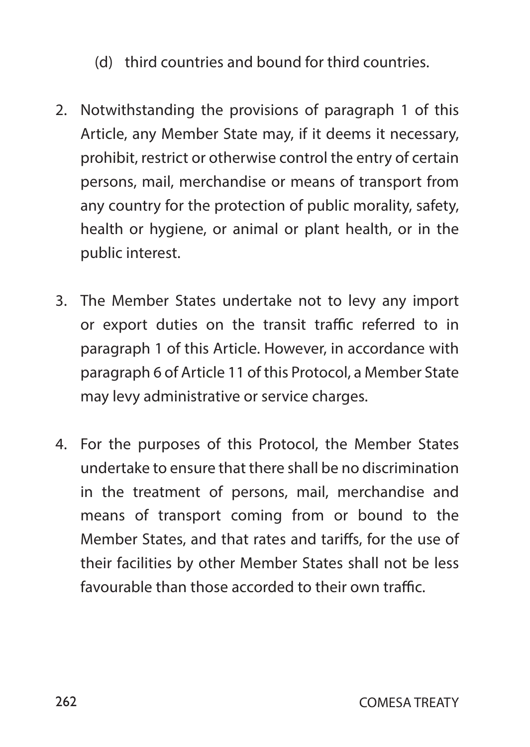(d) third countries and bound for third countries.

2. Notwithstanding the provisions of paragraph 1 of this Article, any Member State may, if it deems it necessary, prohibit, restrict or otherwise control the entry of certain persons, mail, merchandise or means of transport from any country for the protection of public morality, safety, health or hygiene, or animal or plant health, or in the public interest.

3. The Member States undertake not to levy any import or export duties on the transit traffic referred to in paragraph 1 of this Article. However, in accordance with paragraph 6 of Article 11 of this Protocol, a Member State may levy administrative or service charges.

4. For the purposes of this Protocol, the Member States undertake to ensure that there shall be no discrimination in the treatment of persons, mail, merchandise and means of transport coming from or bound to the Member States, and that rates and tariffs, for the use of their facilities by other Member States shall not be less favourable than those accorded to their own traffic.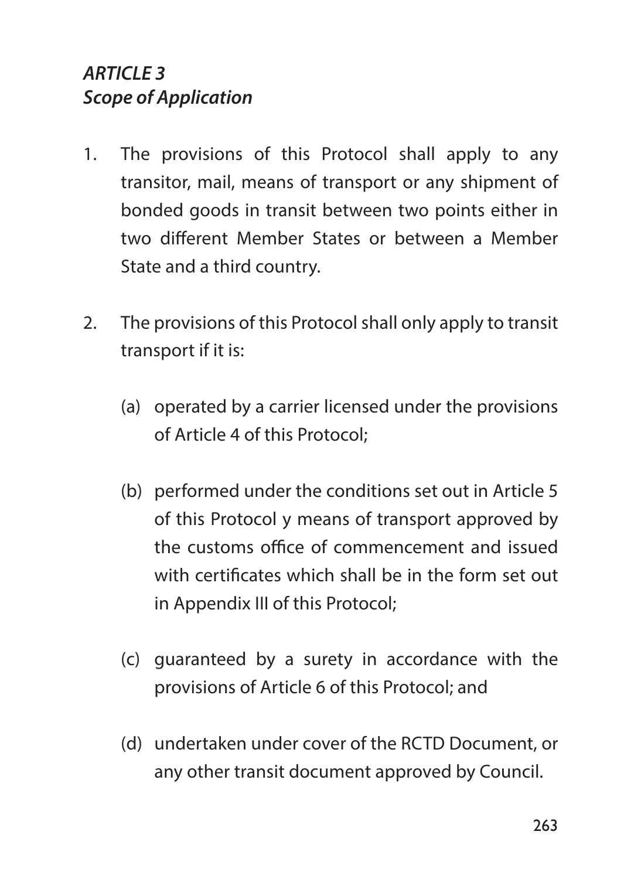### *ARTICLE 3*
### *Scope of Application*

1. The provisions of this Protocol shall apply to any transitor, mail, means of transport or any shipment of bonded goods in transit between two points either in two different Member States or between a Member State and a third country.

2. The provisions of this Protocol shall only apply to transit transport if it is:

   (a) operated by a carrier licensed under the provisions of Article 4 of this Protocol;

   (b) performed under the conditions set out in Article 5 of this Protocol y means of transport approved by the customs office of commencement and issued with certificates which shall be in the form set out in Appendix III of this Protocol;

   (c) guaranteed by a surety in accordance with the provisions of Article 6 of this Protocol; and

   (d) undertaken under cover of the RCTD Document, or any other transit document approved by Council.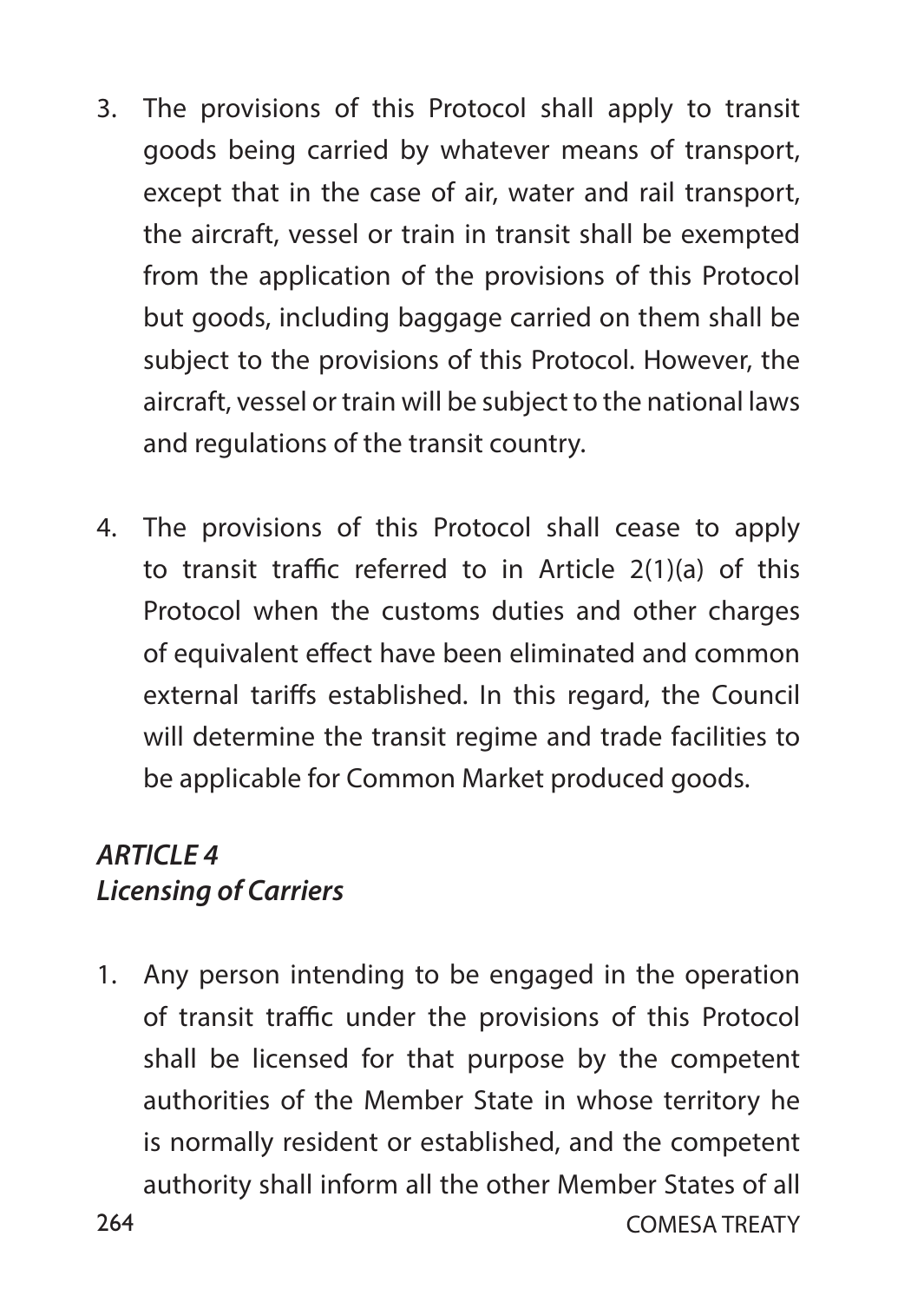3. The provisions of this Protocol shall apply to transit goods being carried by whatever means of transport, except that in the case of air, water and rail transport, the aircraft, vessel or train in transit shall be exempted from the application of the provisions of this Protocol but goods, including baggage carried on them shall be subject to the provisions of this Protocol. However, the aircraft, vessel or train will be subject to the national laws and regulations of the transit country.

4. The provisions of this Protocol shall cease to apply to transit traffic referred to in Article 2(1)(a) of this Protocol when the customs duties and other charges of equivalent effect have been eliminated and common external tariffs established. In this regard, the Council will determine the transit regime and trade facilities to be applicable for Common Market produced goods.

### *ARTICLE 4*
### *Licensing of Carriers*

1. Any person intending to be engaged in the operation of transit traffic under the provisions of this Protocol shall be licensed for that purpose by the competent authorities of the Member State in whose territory he is normally resident or established, and the competent authority shall inform all the other Member States of all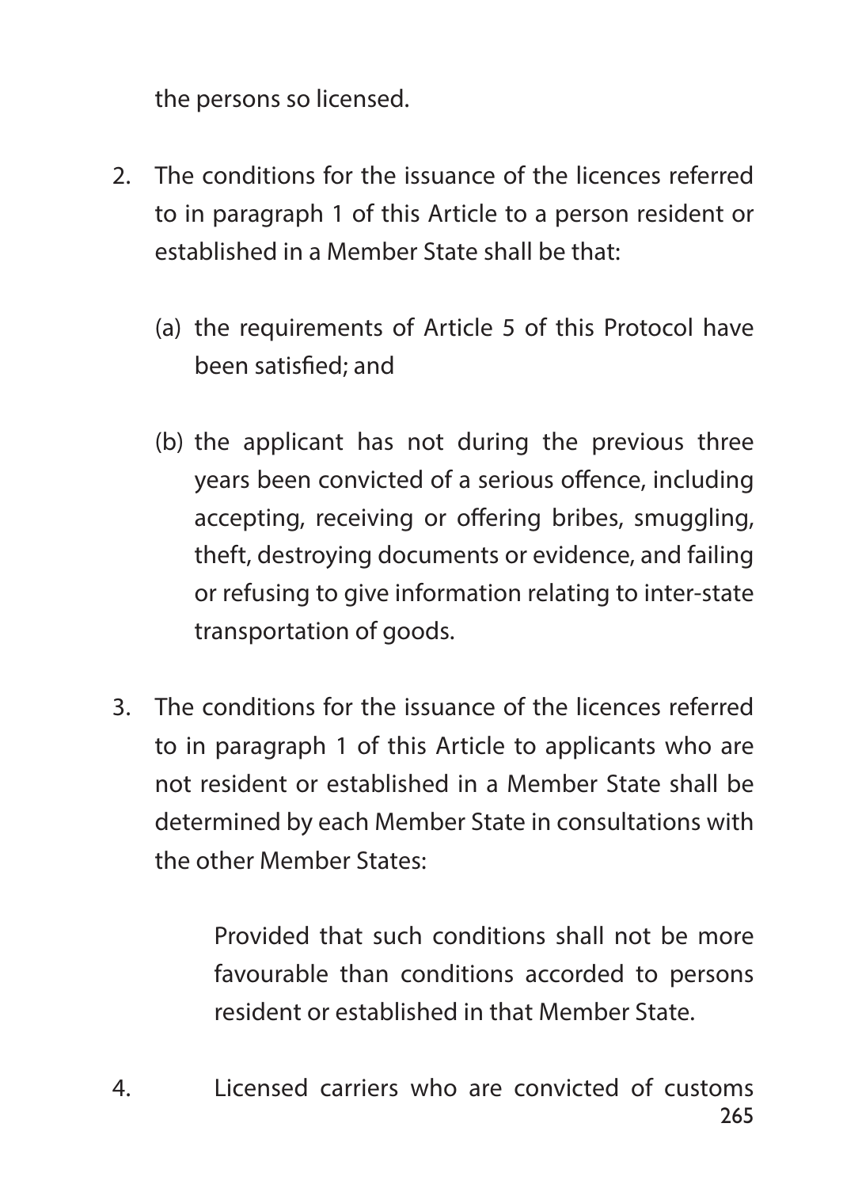the persons so licensed.

2. The conditions for the issuance of the licences referred to in paragraph 1 of this Article to a person resident or established in a Member State shall be that:

   (a) the requirements of Article 5 of this Protocol have been satisfied; and

   (b) the applicant has not during the previous three years been convicted of a serious offence, including accepting, receiving or offering bribes, smuggling, theft, destroying documents or evidence, and failing or refusing to give information relating to inter-state transportation of goods.

3. The conditions for the issuance of the licences referred to in paragraph 1 of this Article to applicants who are not resident or established in a Member State shall be determined by each Member State in consultations with the other Member States:

   Provided that such conditions shall not be more favourable than conditions accorded to persons resident or established in that Member State.

4. Licensed carriers who are convicted of customs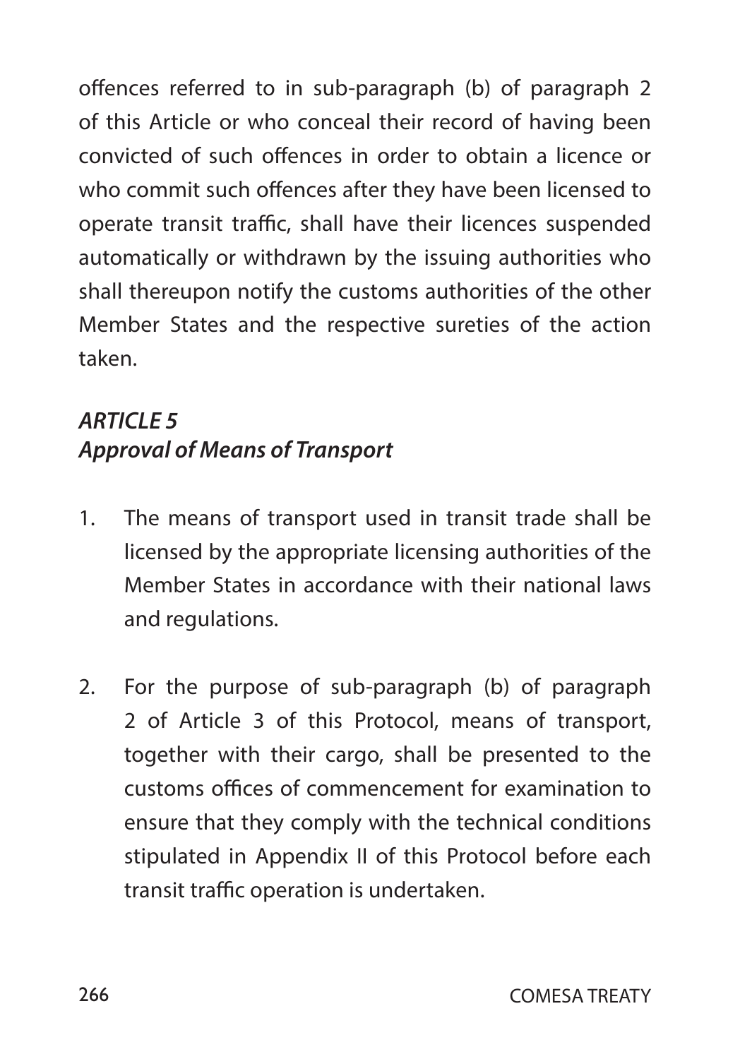offences referred to in sub-paragraph (b) of paragraph 2 of this Article or who conceal their record of having been convicted of such offences in order to obtain a licence or who commit such offences after they have been licensed to operate transit traffic, shall have their licences suspended automatically or withdrawn by the issuing authorities who shall thereupon notify the customs authorities of the other Member States and the respective sureties of the action taken.

### *ARTICLE 5*
### *Approval of Means of Transport*

1. The means of transport used in transit trade shall be licensed by the appropriate licensing authorities of the Member States in accordance with their national laws and regulations.

2. For the purpose of sub-paragraph (b) of paragraph 2 of Article 3 of this Protocol, means of transport, together with their cargo, shall be presented to the customs offices of commencement for examination to ensure that they comply with the technical conditions stipulated in Appendix II of this Protocol before each transit traffic operation is undertaken.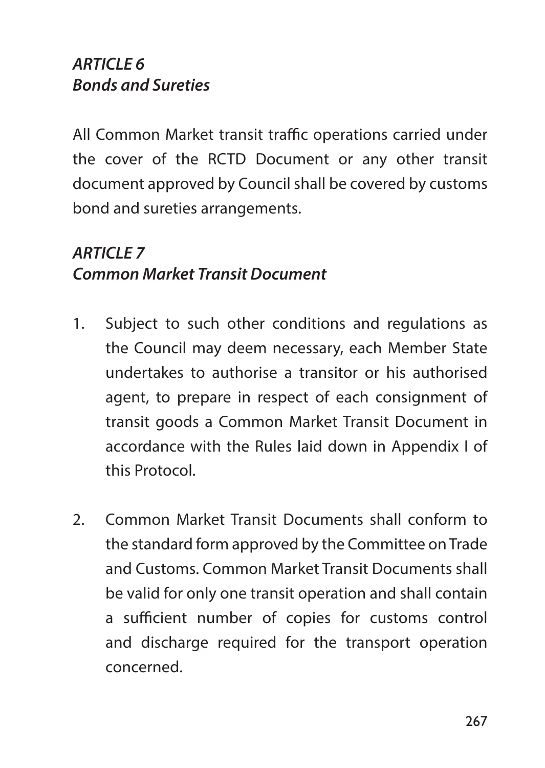### *ARTICLE 6*
### *Bonds and Sureties*

All Common Market transit traffic operations carried under the cover of the RCTD Document or any other transit document approved by Council shall be covered by customs bond and sureties arrangements.

### *ARTICLE 7*
### *Common Market Transit Document*

1. Subject to such other conditions and regulations as the Council may deem necessary, each Member State undertakes to authorise a transitor or his authorised agent, to prepare in respect of each consignment of transit goods a Common Market Transit Document in accordance with the Rules laid down in Appendix I of this Protocol.

2. Common Market Transit Documents shall conform to the standard form approved by the Committee on Trade and Customs. Common Market Transit Documents shall be valid for only one transit operation and shall contain a sufficient number of copies for customs control and discharge required for the transport operation concerned.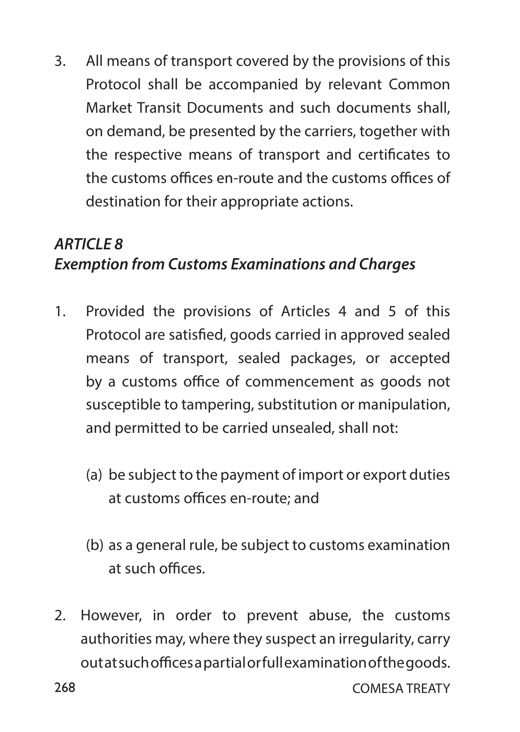3. All means of transport covered by the provisions of this Protocol shall be accompanied by relevant Common Market Transit Documents and such documents shall, on demand, be presented by the carriers, together with the respective means of transport and certificates to the customs offices en-route and the customs offices of destination for their appropriate actions.

### *ARTICLE 8*
### *Exemption from Customs Examinations and Charges*

1. Provided the provisions of Articles 4 and 5 of this Protocol are satisfied, goods carried in approved sealed means of transport, sealed packages, or accepted by a customs office of commencement as goods not susceptible to tampering, substitution or manipulation, and permitted to be carried unsealed, shall not:

   (a) be subject to the payment of import or export duties at customs offices en-route; and

   (b) as a general rule, be subject to customs examination at such offices.

2. However, in order to prevent abuse, the customs authorities may, where they suspect an irregularity, carry out at such offices a partial or full examination of the goods.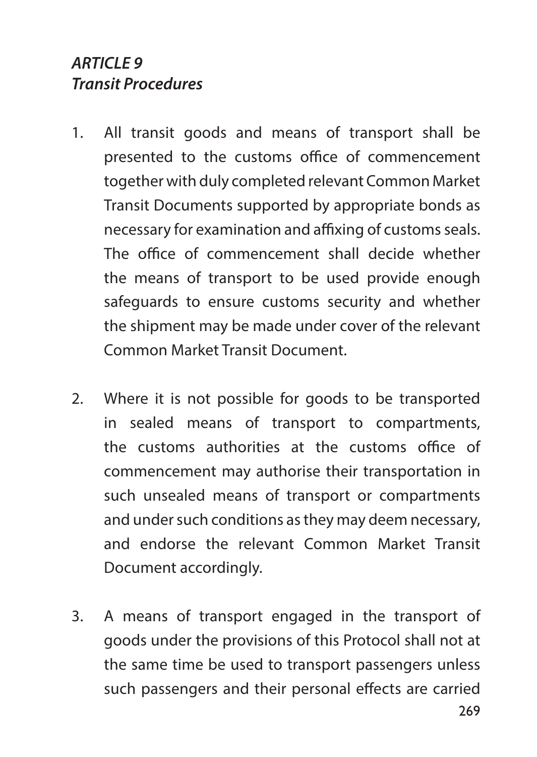***ARTICLE 9***
***Transit Procedures***

1. All transit goods and means of transport shall be presented to the customs office of commencement together with duly completed relevant Common Market Transit Documents supported by appropriate bonds as necessary for examination and affixing of customs seals. The office of commencement shall decide whether the means of transport to be used provide enough safeguards to ensure customs security and whether the shipment may be made under cover of the relevant Common Market Transit Document.

2. Where it is not possible for goods to be transported in sealed means of transport to compartments, the customs authorities at the customs office of commencement may authorise their transportation in such unsealed means of transport or compartments and under such conditions as they may deem necessary, and endorse the relevant Common Market Transit Document accordingly.

3. A means of transport engaged in the transport of goods under the provisions of this Protocol shall not at the same time be used to transport passengers unless such passengers and their personal effects are carried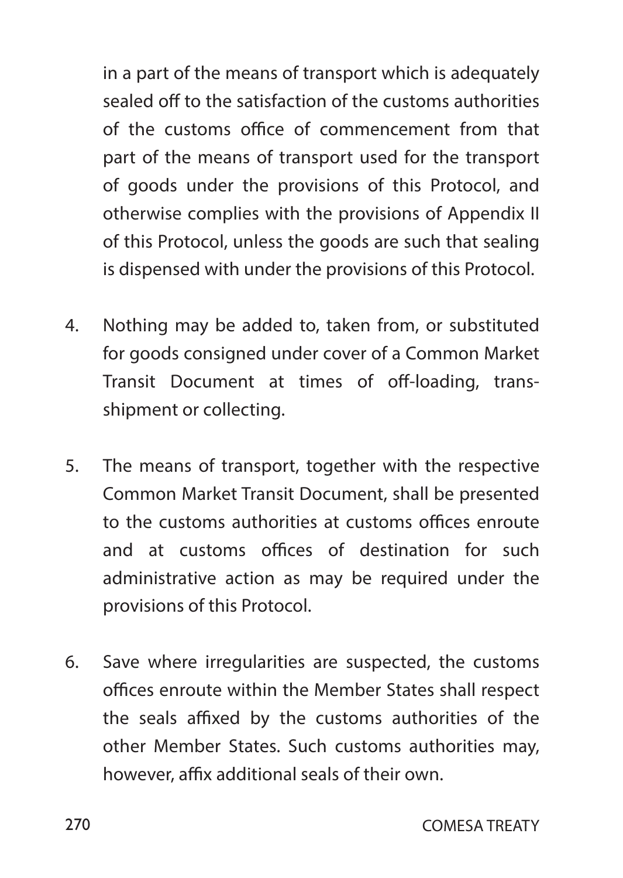in a part of the means of transport which is adequately sealed off to the satisfaction of the customs authorities of the customs office of commencement from that part of the means of transport used for the transport of goods under the provisions of this Protocol, and otherwise complies with the provisions of Appendix II of this Protocol, unless the goods are such that sealing is dispensed with under the provisions of this Protocol.

4. Nothing may be added to, taken from, or substituted for goods consigned under cover of a Common Market Transit Document at times of off-loading, trans-shipment or collecting.

5. The means of transport, together with the respective Common Market Transit Document, shall be presented to the customs authorities at customs offices enroute and at customs offices of destination for such administrative action as may be required under the provisions of this Protocol.

6. Save where irregularities are suspected, the customs offices enroute within the Member States shall respect the seals affixed by the customs authorities of the other Member States. Such customs authorities may, however, affix additional seals of their own.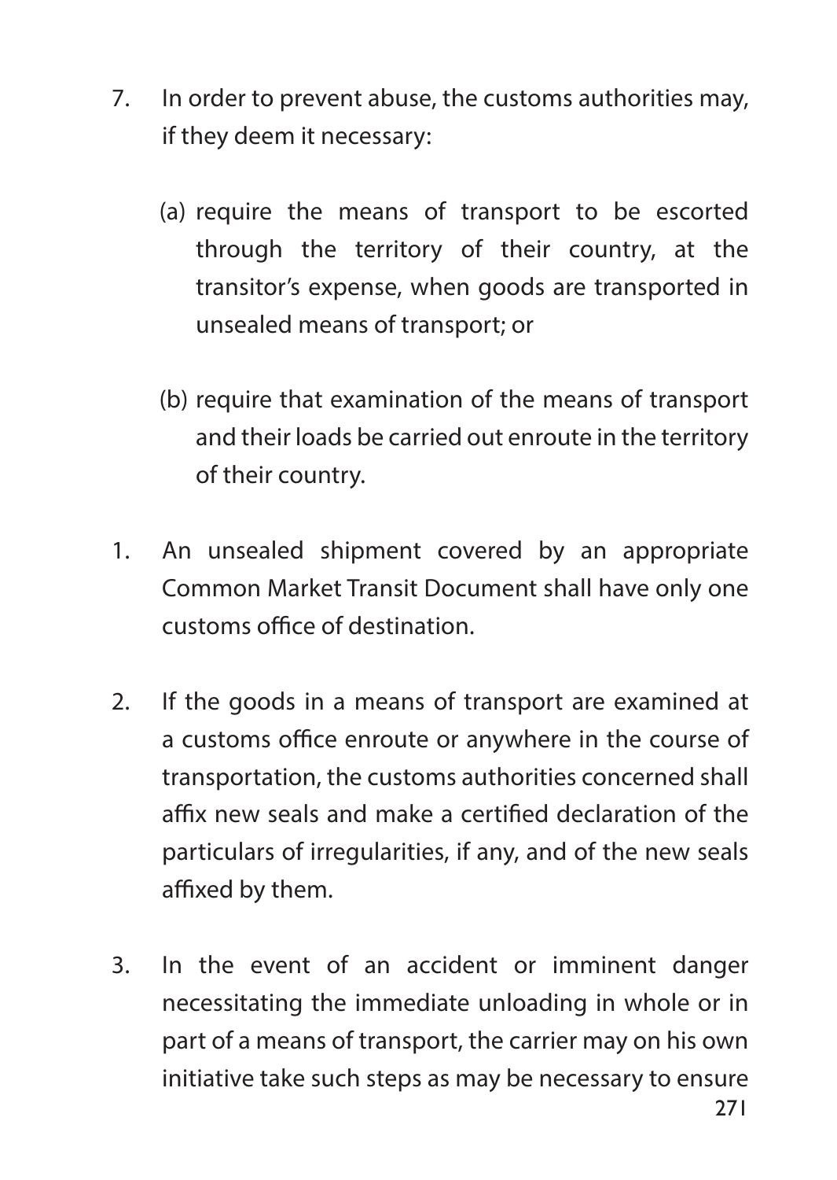7. In order to prevent abuse, the customs authorities may, if they deem it necessary:

   (a) require the means of transport to be escorted through the territory of their country, at the transitor's expense, when goods are transported in unsealed means of transport; or

   (b) require that examination of the means of transport and their loads be carried out enroute in the territory of their country.

1. An unsealed shipment covered by an appropriate Common Market Transit Document shall have only one customs office of destination.

2. If the goods in a means of transport are examined at a customs office enroute or anywhere in the course of transportation, the customs authorities concerned shall affix new seals and make a certified declaration of the particulars of irregularities, if any, and of the new seals affixed by them.

3. In the event of an accident or imminent danger necessitating the immediate unloading in whole or in part of a means of transport, the carrier may on his own initiative take such steps as may be necessary to ensure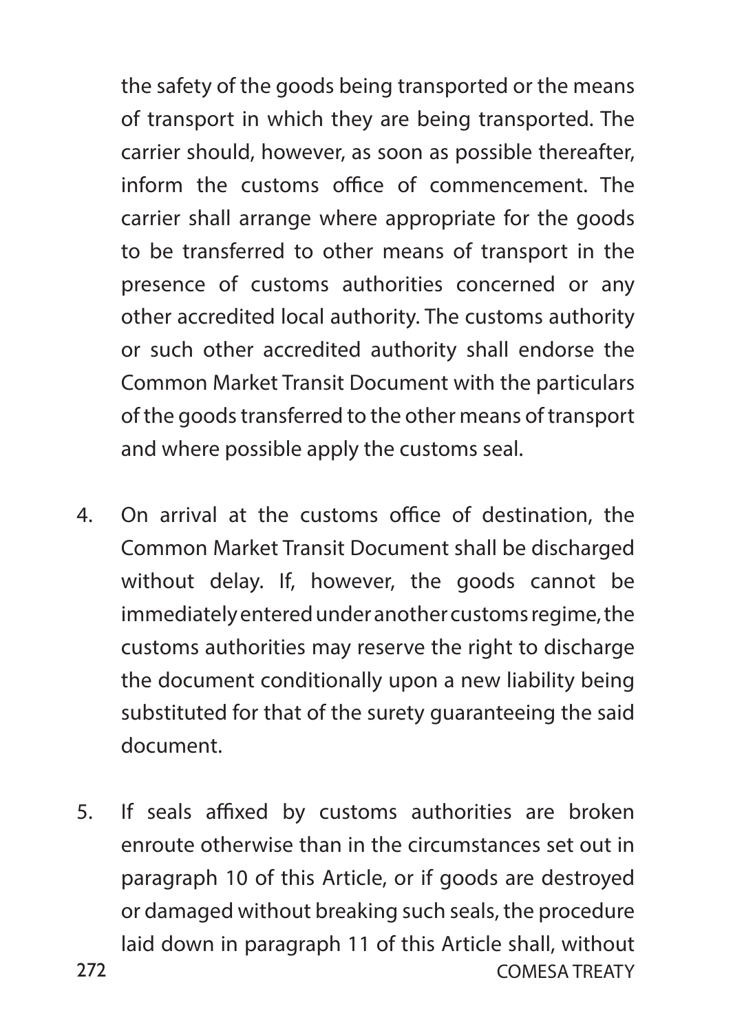the safety of the goods being transported or the means of transport in which they are being transported. The carrier should, however, as soon as possible thereafter, inform the customs office of commencement. The carrier shall arrange where appropriate for the goods to be transferred to other means of transport in the presence of customs authorities concerned or any other accredited local authority. The customs authority or such other accredited authority shall endorse the Common Market Transit Document with the particulars of the goods transferred to the other means of transport and where possible apply the customs seal.

4. On arrival at the customs office of destination, the Common Market Transit Document shall be discharged without delay. If, however, the goods cannot be immediately entered under another customs regime, the customs authorities may reserve the right to discharge the document conditionally upon a new liability being substituted for that of the surety guaranteeing the said document.

5. If seals affixed by customs authorities are broken enroute otherwise than in the circumstances set out in paragraph 10 of this Article, or if goods are destroyed or damaged without breaking such seals, the procedure laid down in paragraph 11 of this Article shall, without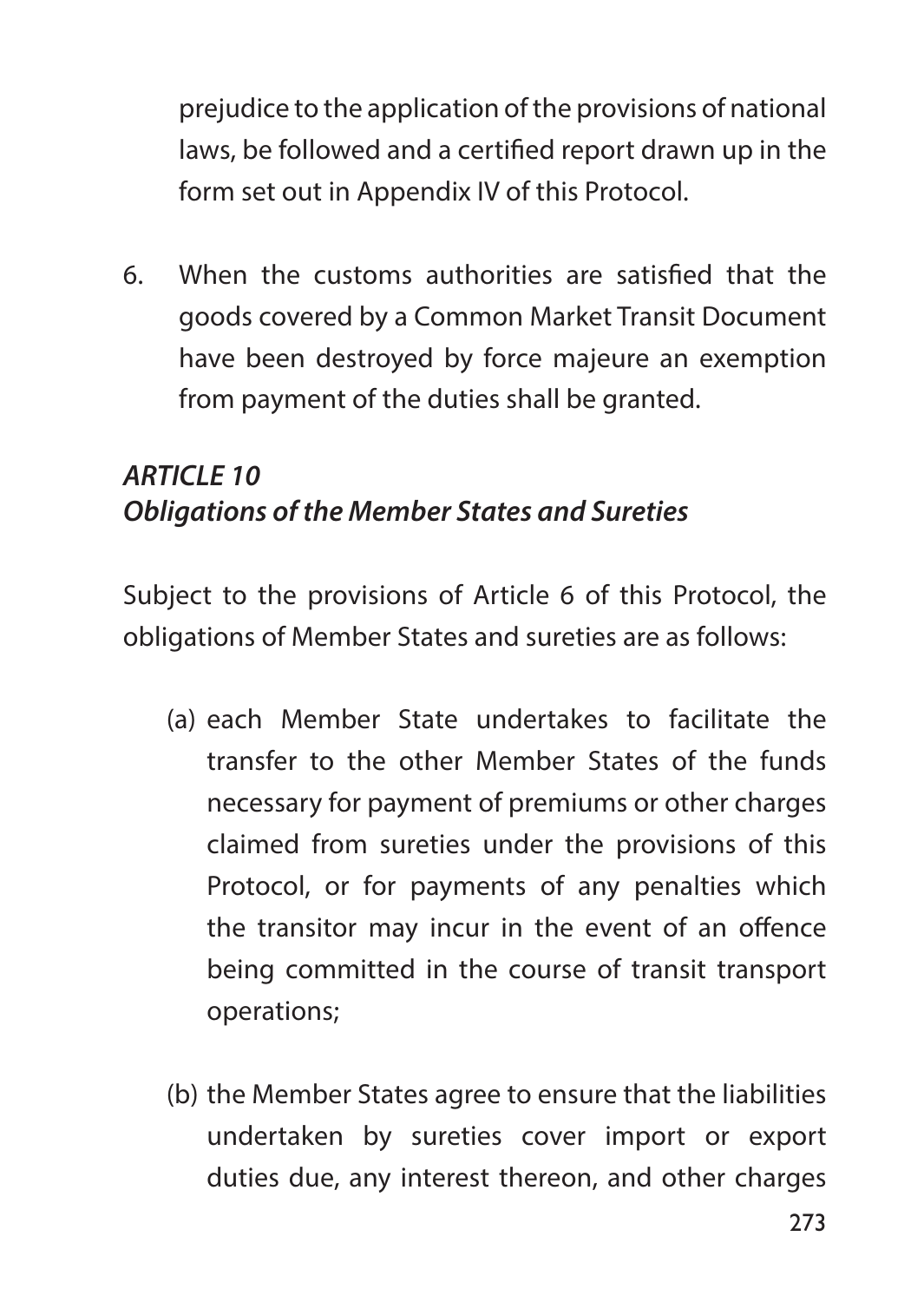prejudice to the application of the provisions of national laws, be followed and a certified report drawn up in the form set out in Appendix IV of this Protocol.

6. When the customs authorities are satisfied that the goods covered by a Common Market Transit Document have been destroyed by force majeure an exemption from payment of the duties shall be granted.

### *ARTICLE 10*
### *Obligations of the Member States and Sureties*

Subject to the provisions of Article 6 of this Protocol, the obligations of Member States and sureties are as follows:

(a) each Member State undertakes to facilitate the transfer to the other Member States of the funds necessary for payment of premiums or other charges claimed from sureties under the provisions of this Protocol, or for payments of any penalties which the transitor may incur in the event of an offence being committed in the course of transit transport operations;

(b) the Member States agree to ensure that the liabilities undertaken by sureties cover import or export duties due, any interest thereon, and other charges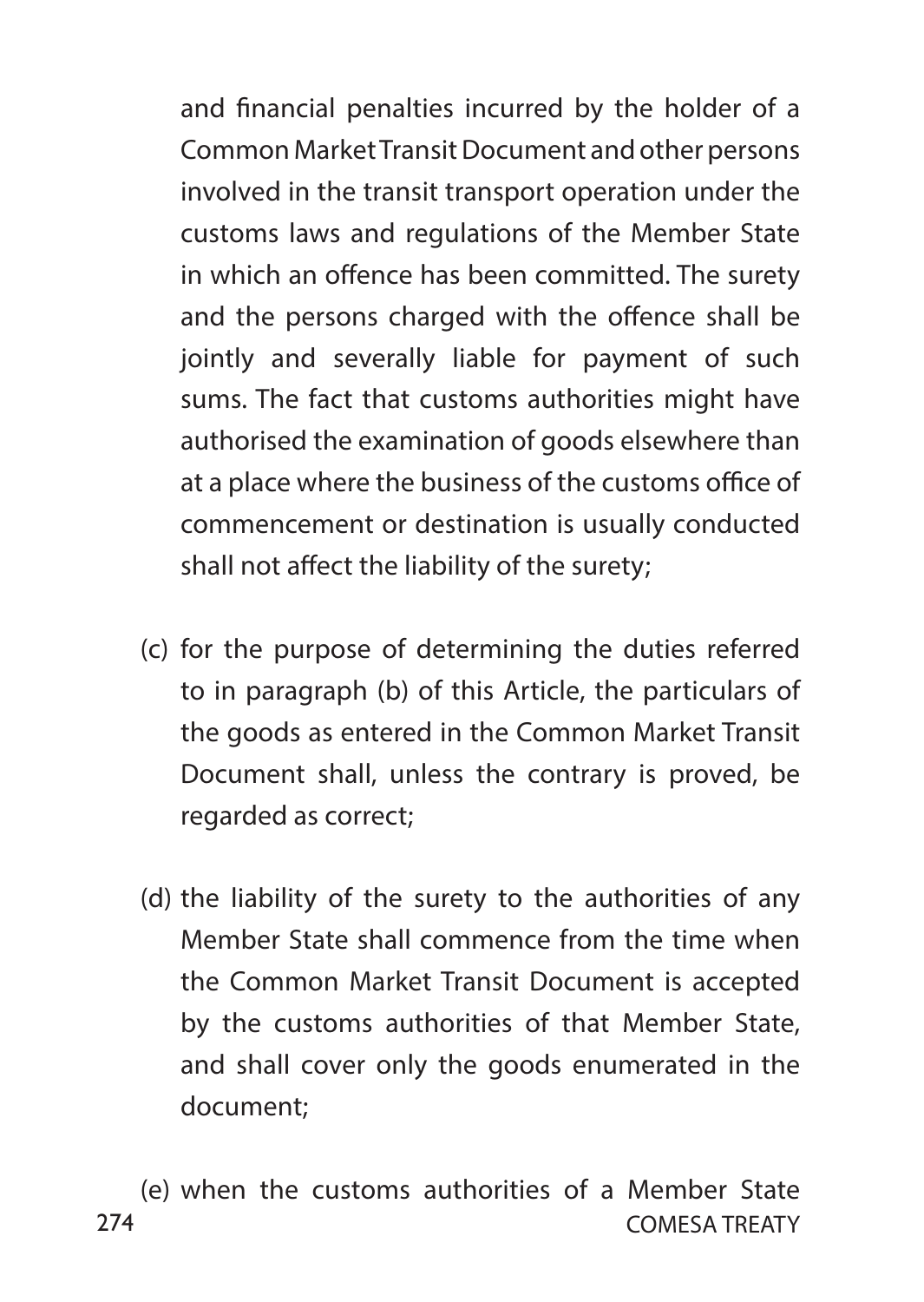and financial penalties incurred by the holder of a Common Market Transit Document and other persons involved in the transit transport operation under the customs laws and regulations of the Member State in which an offence has been committed. The surety and the persons charged with the offence shall be jointly and severally liable for payment of such sums. The fact that customs authorities might have authorised the examination of goods elsewhere than at a place where the business of the customs office of commencement or destination is usually conducted shall not affect the liability of the surety;

(c) for the purpose of determining the duties referred to in paragraph (b) of this Article, the particulars of the goods as entered in the Common Market Transit Document shall, unless the contrary is proved, be regarded as correct;

(d) the liability of the surety to the authorities of any Member State shall commence from the time when the Common Market Transit Document is accepted by the customs authorities of that Member State, and shall cover only the goods enumerated in the document;

(e) when the customs authorities of a Member State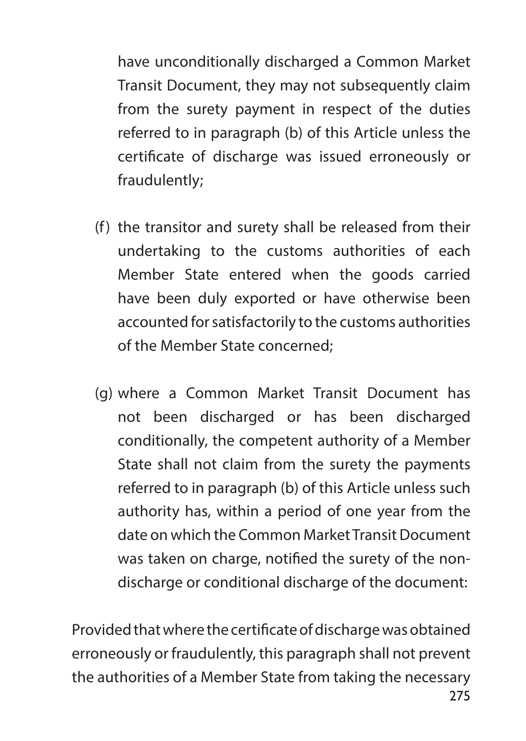have unconditionally discharged a Common Market Transit Document, they may not subsequently claim from the surety payment in respect of the duties referred to in paragraph (b) of this Article unless the certificate of discharge was issued erroneously or fraudulently;

(f) the transitor and surety shall be released from their undertaking to the customs authorities of each Member State entered when the goods carried have been duly exported or have otherwise been accounted for satisfactorily to the customs authorities of the Member State concerned;

(g) where a Common Market Transit Document has not been discharged or has been discharged conditionally, the competent authority of a Member State shall not claim from the surety the payments referred to in paragraph (b) of this Article unless such authority has, within a period of one year from the date on which the Common Market Transit Document was taken on charge, notified the surety of the non-discharge or conditional discharge of the document:

Provided that where the certificate of discharge was obtained erroneously or fraudulently, this paragraph shall not prevent the authorities of a Member State from taking the necessary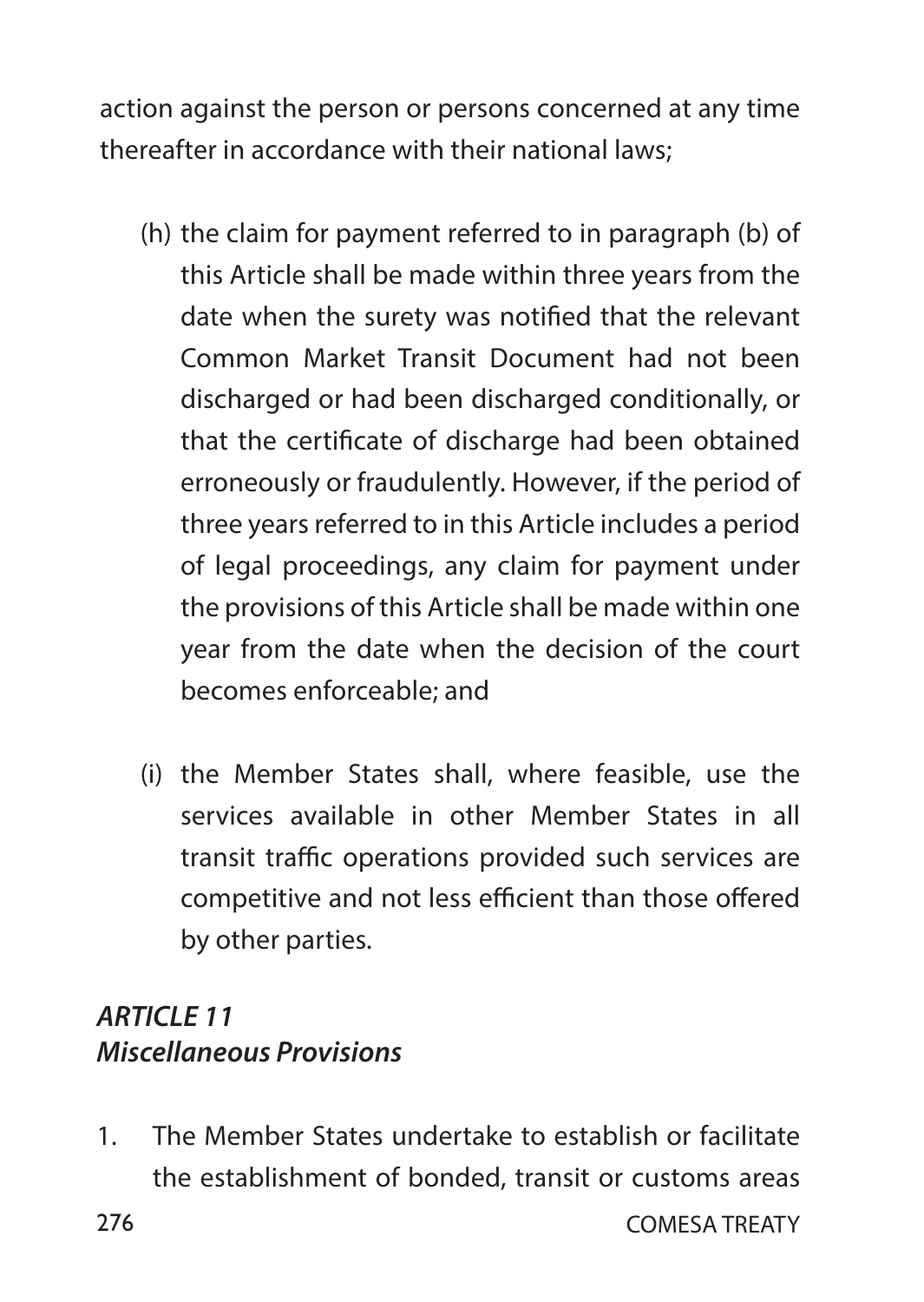action against the person or persons concerned at any time thereafter in accordance with their national laws;

(h) the claim for payment referred to in paragraph (b) of this Article shall be made within three years from the date when the surety was notified that the relevant Common Market Transit Document had not been discharged or had been discharged conditionally, or that the certificate of discharge had been obtained erroneously or fraudulently. However, if the period of three years referred to in this Article includes a period of legal proceedings, any claim for payment under the provisions of this Article shall be made within one year from the date when the decision of the court becomes enforceable; and

(i) the Member States shall, where feasible, use the services available in other Member States in all transit traffic operations provided such services are competitive and not less efficient than those offered by other parties.

### *ARTICLE 11*
### *Miscellaneous Provisions*

1. The Member States undertake to establish or facilitate the establishment of bonded, transit or customs areas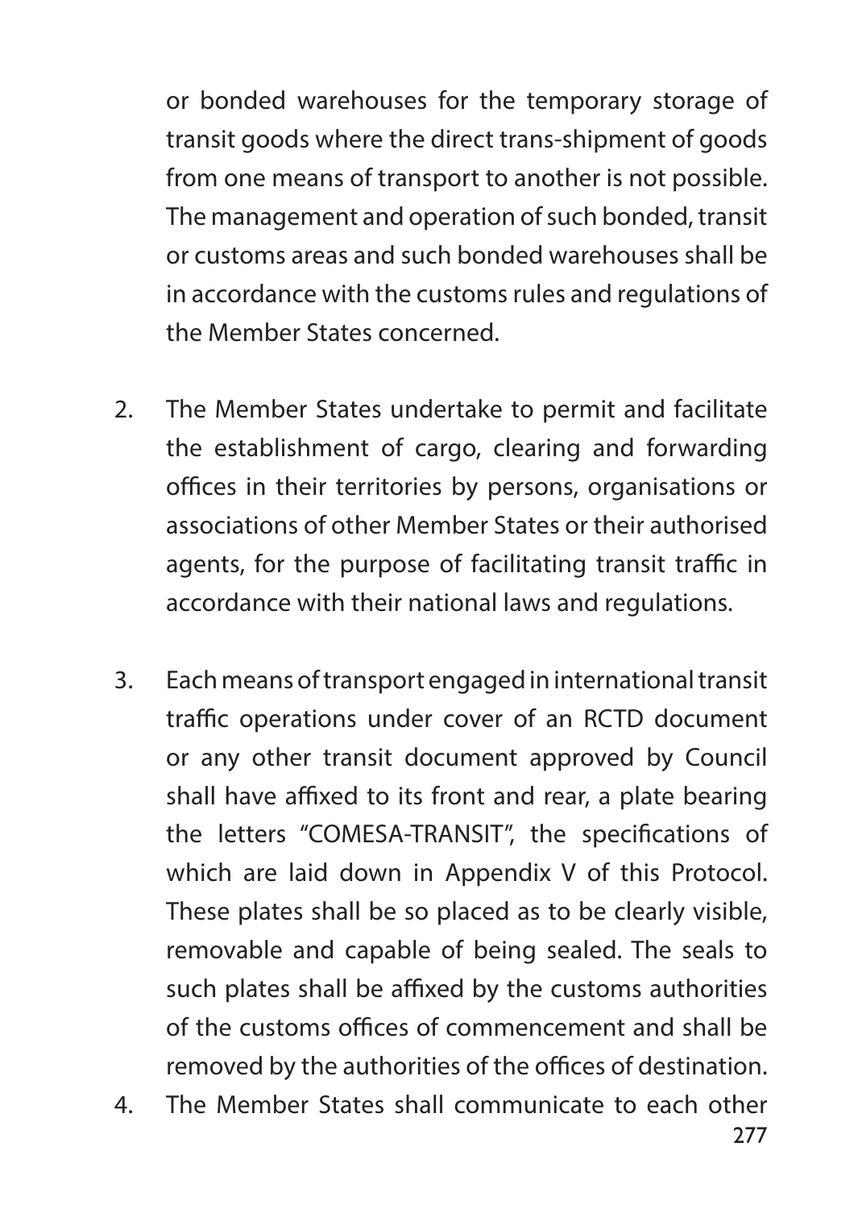or bonded warehouses for the temporary storage of transit goods where the direct trans-shipment of goods from one means of transport to another is not possible. The management and operation of such bonded, transit or customs areas and such bonded warehouses shall be in accordance with the customs rules and regulations of the Member States concerned.

2. The Member States undertake to permit and facilitate the establishment of cargo, clearing and forwarding offices in their territories by persons, organisations or associations of other Member States or their authorised agents, for the purpose of facilitating transit traffic in accordance with their national laws and regulations.

3. Each means of transport engaged in international transit traffic operations under cover of an RCTD document or any other transit document approved by Council shall have affixed to its front and rear, a plate bearing the letters "COMESA-TRANSIT", the specifications of which are laid down in Appendix V of this Protocol. These plates shall be so placed as to be clearly visible, removable and capable of being sealed. The seals to such plates shall be affixed by the customs authorities of the customs offices of commencement and shall be removed by the authorities of the offices of destination.

4. The Member States shall communicate to each other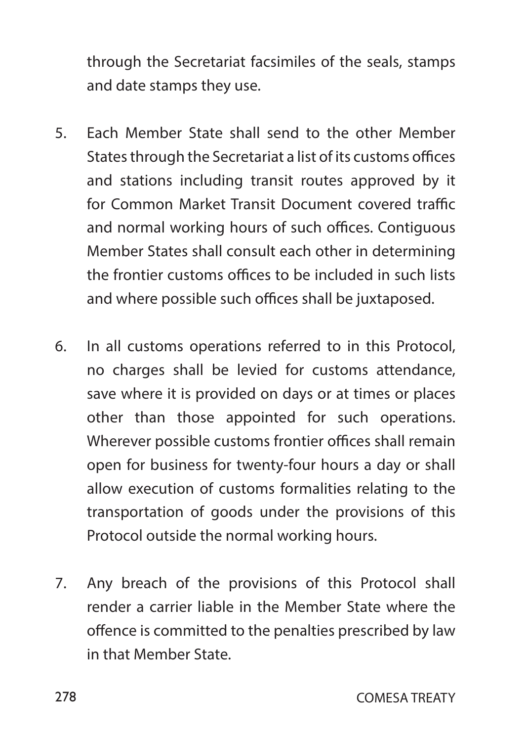through the Secretariat facsimiles of the seals, stamps and date stamps they use.

5. Each Member State shall send to the other Member States through the Secretariat a list of its customs offices and stations including transit routes approved by it for Common Market Transit Document covered traffic and normal working hours of such offices. Contiguous Member States shall consult each other in determining the frontier customs offices to be included in such lists and where possible such offices shall be juxtaposed.

6. In all customs operations referred to in this Protocol, no charges shall be levied for customs attendance, save where it is provided on days or at times or places other than those appointed for such operations. Wherever possible customs frontier offices shall remain open for business for twenty-four hours a day or shall allow execution of customs formalities relating to the transportation of goods under the provisions of this Protocol outside the normal working hours.

7. Any breach of the provisions of this Protocol shall render a carrier liable in the Member State where the offence is committed to the penalties prescribed by law in that Member State.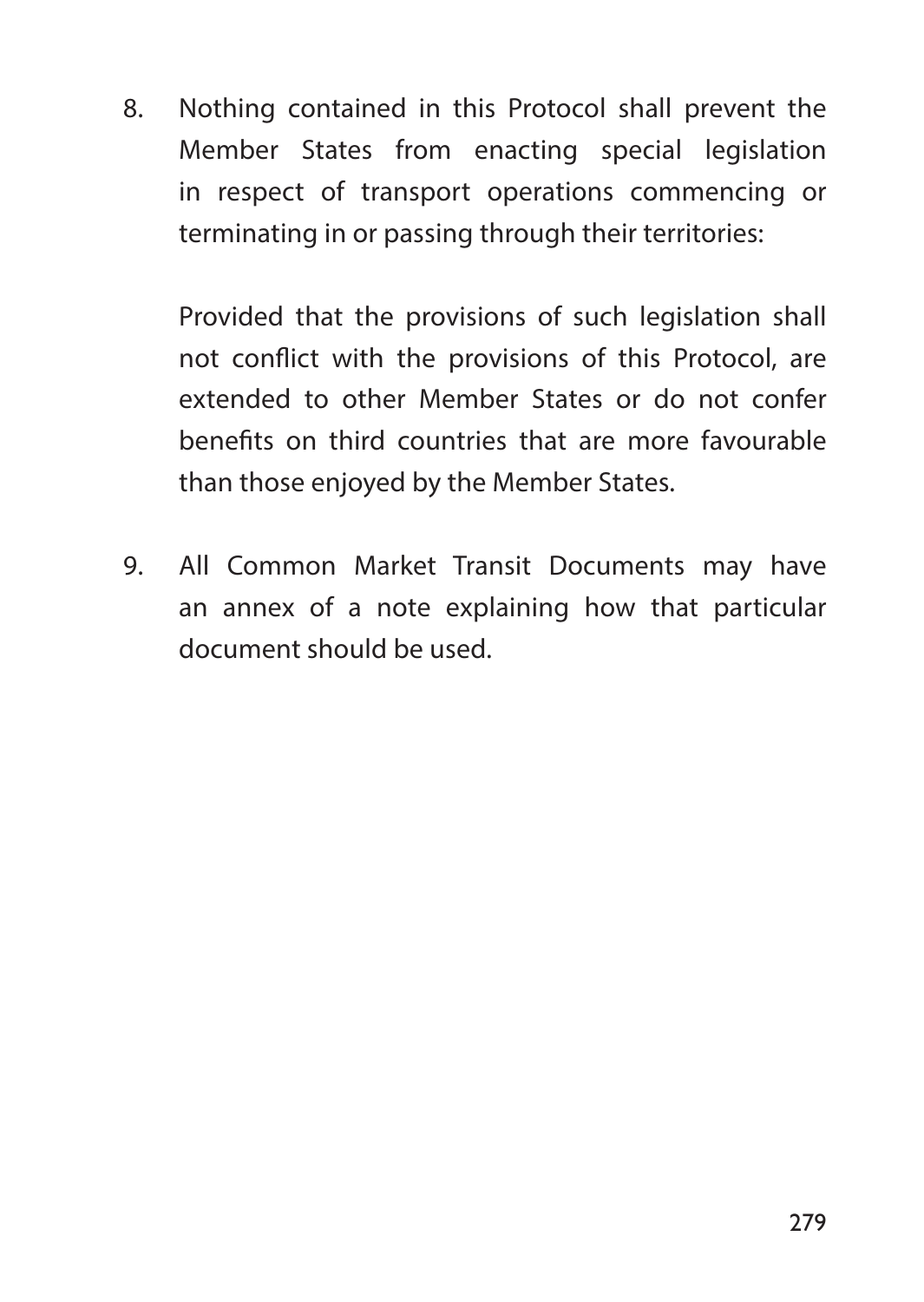8. Nothing contained in this Protocol shall prevent the Member States from enacting special legislation in respect of transport operations commencing or terminating in or passing through their territories:

   Provided that the provisions of such legislation shall not conflict with the provisions of this Protocol, are extended to other Member States or do not confer benefits on third countries that are more favourable than those enjoyed by the Member States.

9. All Common Market Transit Documents may have an annex of a note explaining how that particular document should be used.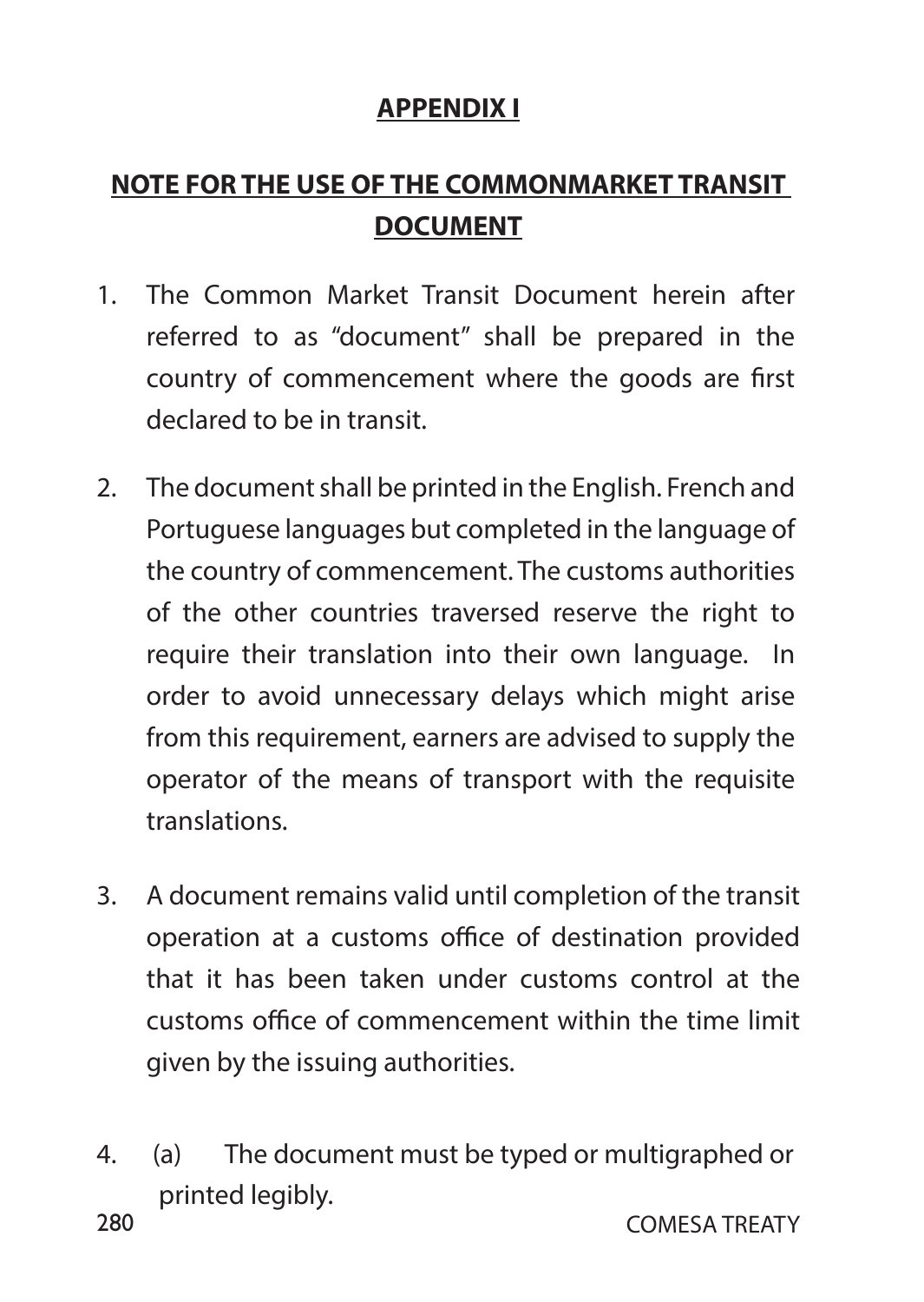## APPENDIX I

## NOTE FOR THE USE OF THE COMMONMARKET TRANSIT DOCUMENT

1. The Common Market Transit Document herein after referred to as "document" shall be prepared in the country of commencement where the goods are first declared to be in transit.

2. The document shall be printed in the English. French and Portuguese languages but completed in the language of the country of commencement. The customs authorities of the other countries traversed reserve the right to require their translation into their own language. In order to avoid unnecessary delays which might arise from this requirement, earners are advised to supply the operator of the means of transport with the requisite translations.

3. A document remains valid until completion of the transit operation at a customs office of destination provided that it has been taken under customs control at the customs office of commencement within the time limit given by the issuing authorities.

4. (a) The document must be typed or multigraphed or printed legibly.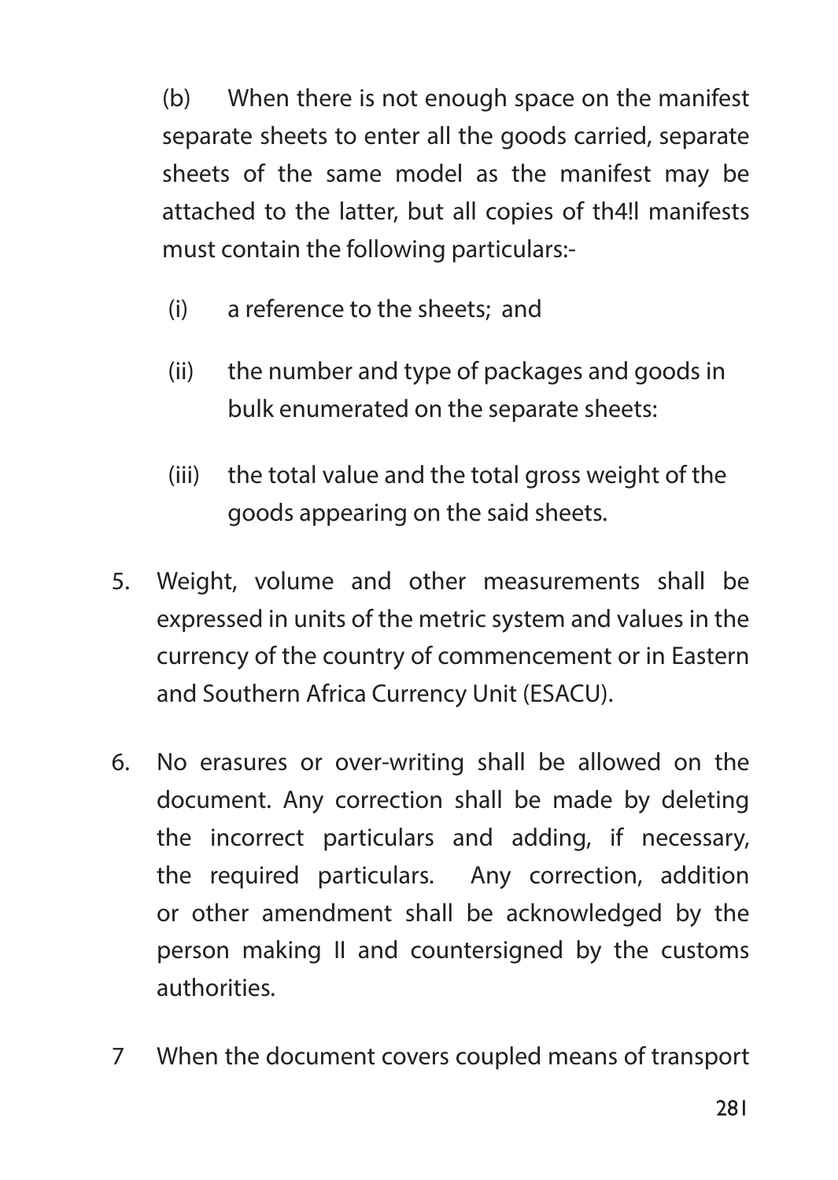(b) When there is not enough space on the manifest separate sheets to enter all the goods carried, separate sheets of the same model as the manifest may be attached to the latter, but all copies of th4!l manifests must contain the following particulars:-

(i) a reference to the sheets; and

(ii) the number and type of packages and goods in bulk enumerated on the separate sheets:

(iii) the total value and the total gross weight of the goods appearing on the said sheets.

5. Weight, volume and other measurements shall be expressed in units of the metric system and values in the currency of the country of commencement or in Eastern and Southern Africa Currency Unit (ESACU).

6. No erasures or over-writing shall be allowed on the document. Any correction shall be made by deleting the incorrect particulars and adding, if necessary, the required particulars. Any correction, addition or other amendment shall be acknowledged by the person making II and countersigned by the customs authorities.

7 When the document covers coupled means of transport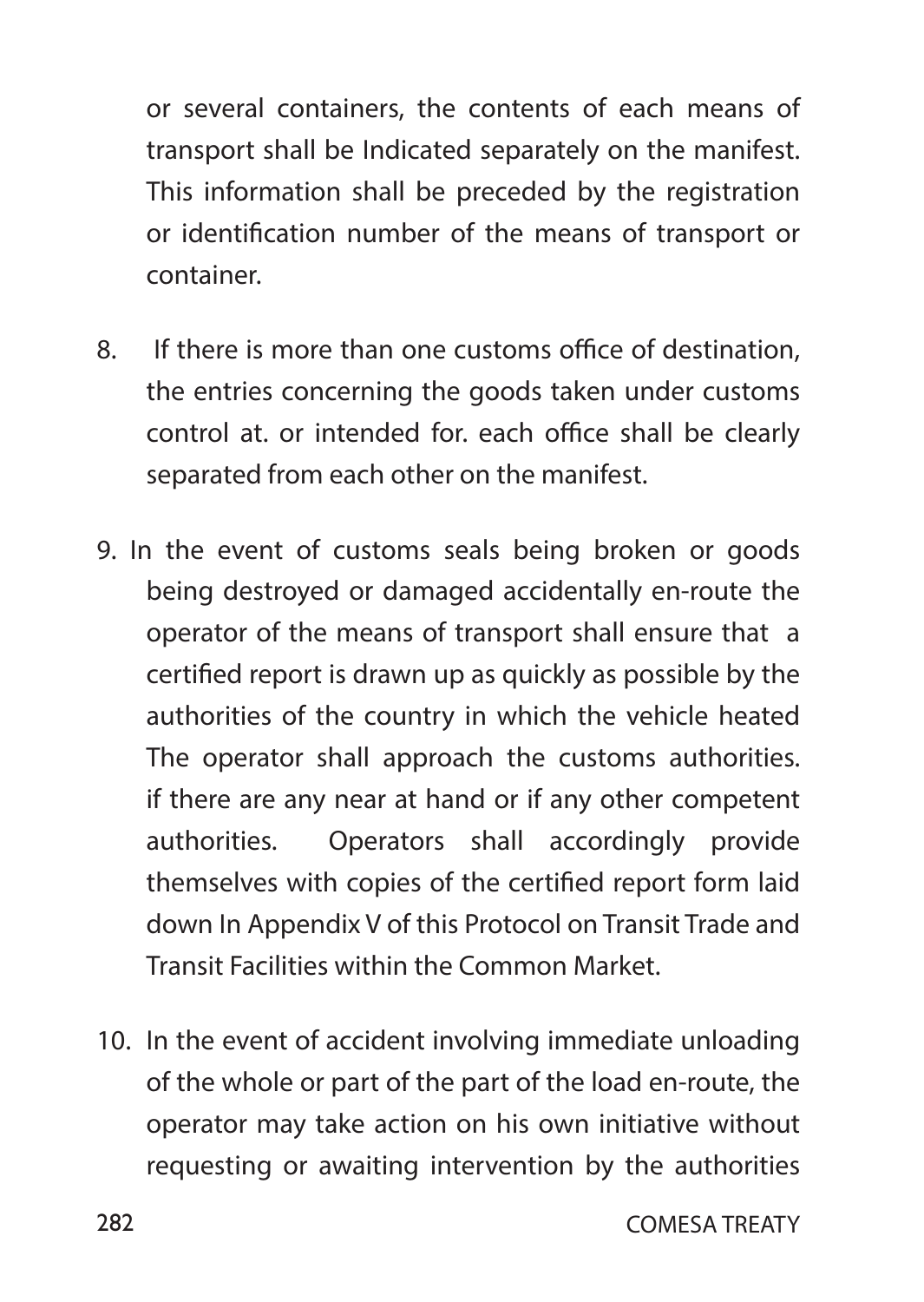or several containers, the contents of each means of transport shall be Indicated separately on the manifest. This information shall be preceded by the registration or identification number of the means of transport or container.

8. If there is more than one customs office of destination, the entries concerning the goods taken under customs control at. or intended for. each office shall be clearly separated from each other on the manifest.

9. In the event of customs seals being broken or goods being destroyed or damaged accidentally en-route the operator of the means of transport shall ensure that a certified report is drawn up as quickly as possible by the authorities of the country in which the vehicle heated The operator shall approach the customs authorities. if there are any near at hand or if any other competent authorities. Operators shall accordingly provide themselves with copies of the certified report form laid down In Appendix V of this Protocol on Transit Trade and Transit Facilities within the Common Market.

10. In the event of accident involving immediate unloading of the whole or part of the part of the load en-route, the operator may take action on his own initiative without requesting or awaiting intervention by the authorities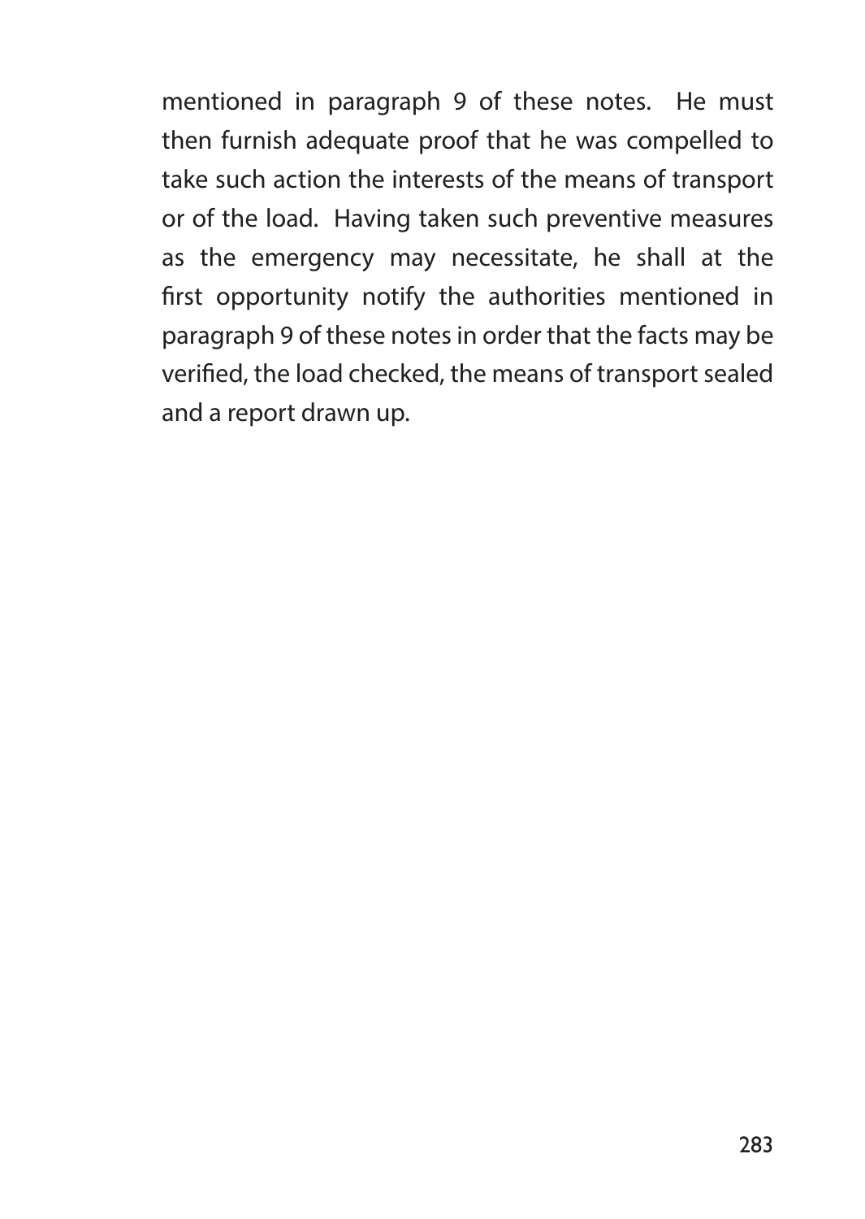mentioned in paragraph 9 of these notes. He must then furnish adequate proof that he was compelled to take such action the interests of the means of transport or of the load. Having taken such preventive measures as the emergency may necessitate, he shall at the first opportunity notify the authorities mentioned in paragraph 9 of these notes in order that the facts may be verified, the load checked, the means of transport sealed and a report drawn up.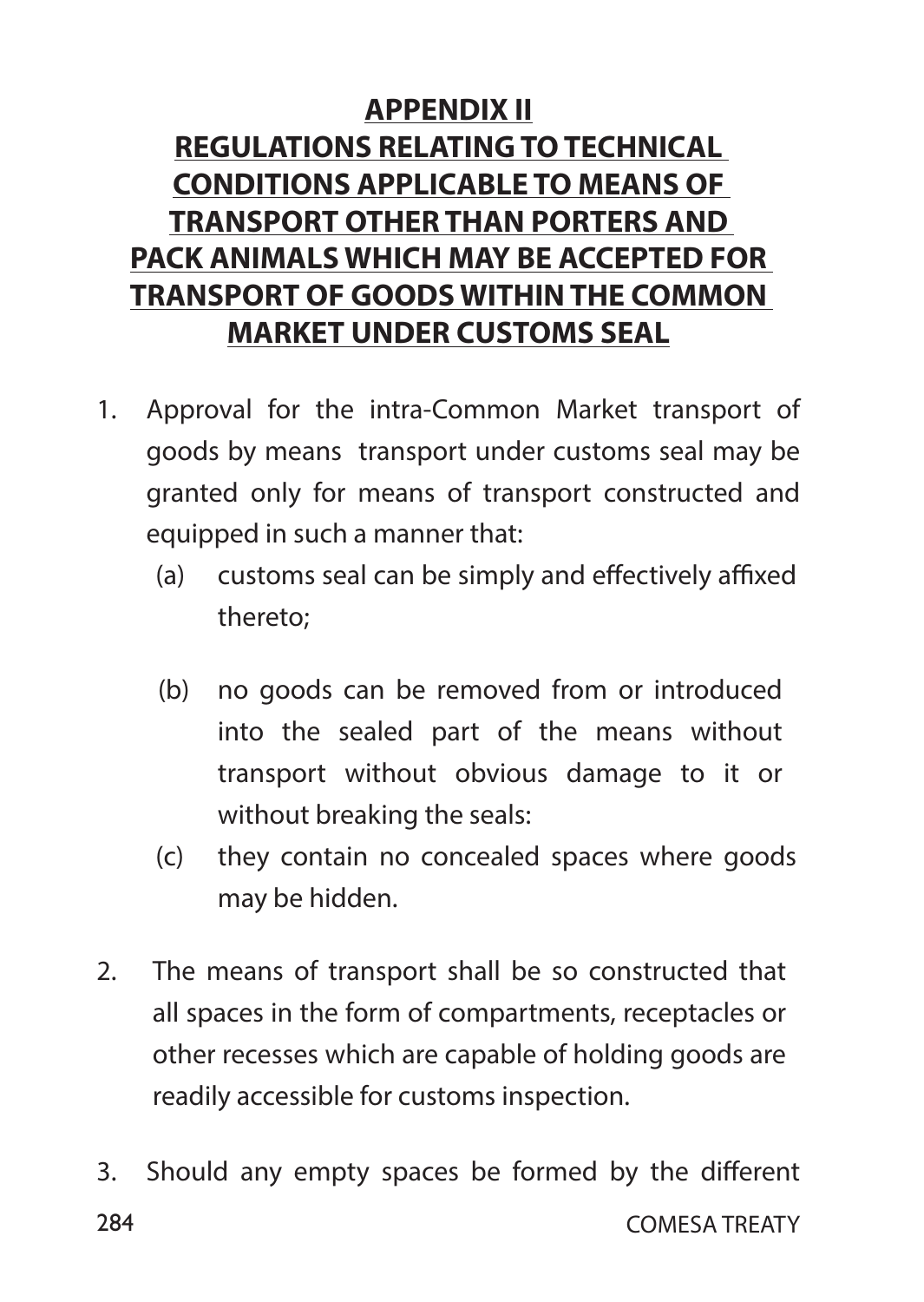**APPENDIX II**

**REGULATIONS RELATING TO TECHNICAL CONDITIONS APPLICABLE TO MEANS OF TRANSPORT OTHER THAN PORTERS AND PACK ANIMALS WHICH MAY BE ACCEPTED FOR TRANSPORT OF GOODS WITHIN THE COMMON MARKET UNDER CUSTOMS SEAL**

1. Approval for the intra-Common Market transport of goods by means transport under customs seal may be granted only for means of transport constructed and equipped in such a manner that:

   (a) customs seal can be simply and effectively affixed thereto;

   (b) no goods can be removed from or introduced into the sealed part of the means without transport without obvious damage to it or without breaking the seals:

   (c) they contain no concealed spaces where goods may be hidden.

2. The means of transport shall be so constructed that all spaces in the form of compartments, receptacles or other recesses which are capable of holding goods are readily accessible for customs inspection.

3. Should any empty spaces be formed by the different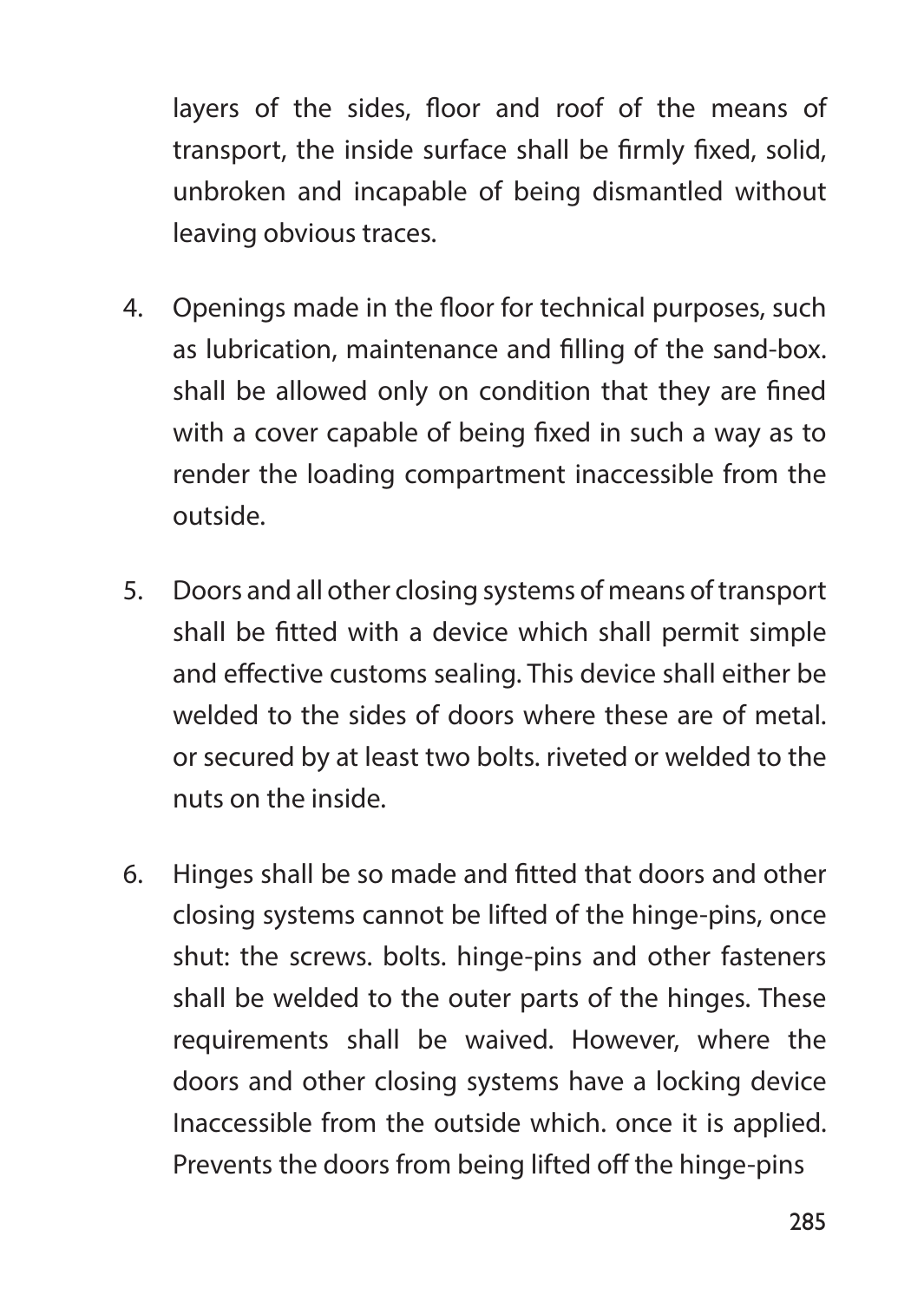layers of the sides, floor and roof of the means of transport, the inside surface shall be firmly fixed, solid, unbroken and incapable of being dismantled without leaving obvious traces.

4. Openings made in the floor for technical purposes, such as lubrication, maintenance and filling of the sand-box. shall be allowed only on condition that they are fined with a cover capable of being fixed in such a way as to render the loading compartment inaccessible from the outside.

5. Doors and all other closing systems of means of transport shall be fitted with a device which shall permit simple and effective customs sealing. This device shall either be welded to the sides of doors where these are of metal. or secured by at least two bolts. riveted or welded to the nuts on the inside.

6. Hinges shall be so made and fitted that doors and other closing systems cannot be lifted of the hinge-pins, once shut: the screws. bolts. hinge-pins and other fasteners shall be welded to the outer parts of the hinges. These requirements shall be waived. However, where the doors and other closing systems have a locking device Inaccessible from the outside which. once it is applied. Prevents the doors from being lifted off the hinge-pins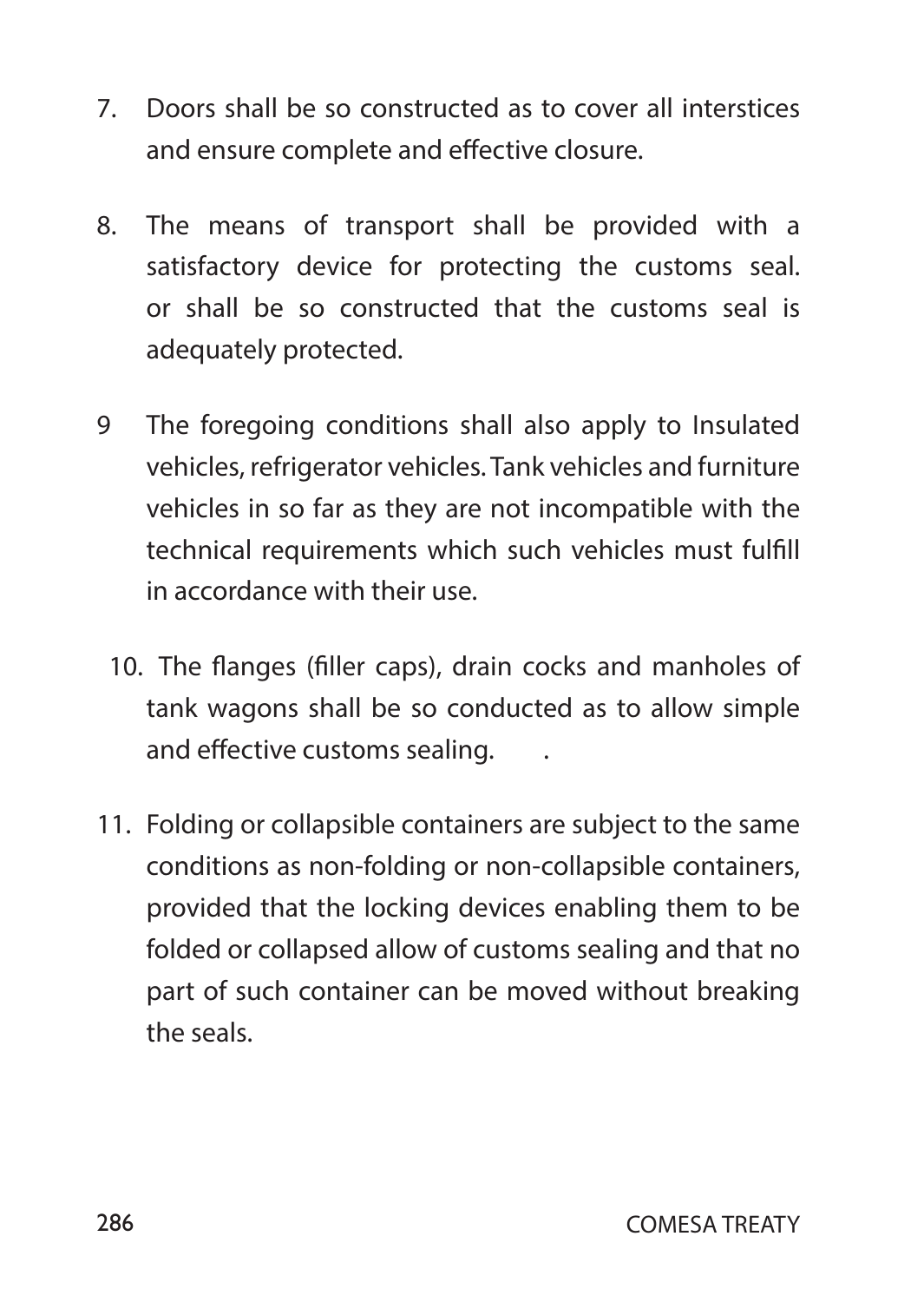7. Doors shall be so constructed as to cover all interstices and ensure complete and effective closure.

8. The means of transport shall be provided with a satisfactory device for protecting the customs seal. or shall be so constructed that the customs seal is adequately protected.

9 The foregoing conditions shall also apply to Insulated vehicles, refrigerator vehicles. Tank vehicles and furniture vehicles in so far as they are not incompatible with the technical requirements which such vehicles must fulfill in accordance with their use.

10. The flanges (filler caps), drain cocks and manholes of tank wagons shall be so conducted as to allow simple and effective customs sealing. .

11. Folding or collapsible containers are subject to the same conditions as non-folding or non-collapsible containers, provided that the locking devices enabling them to be folded or collapsed allow of customs sealing and that no part of such container can be moved without breaking the seals.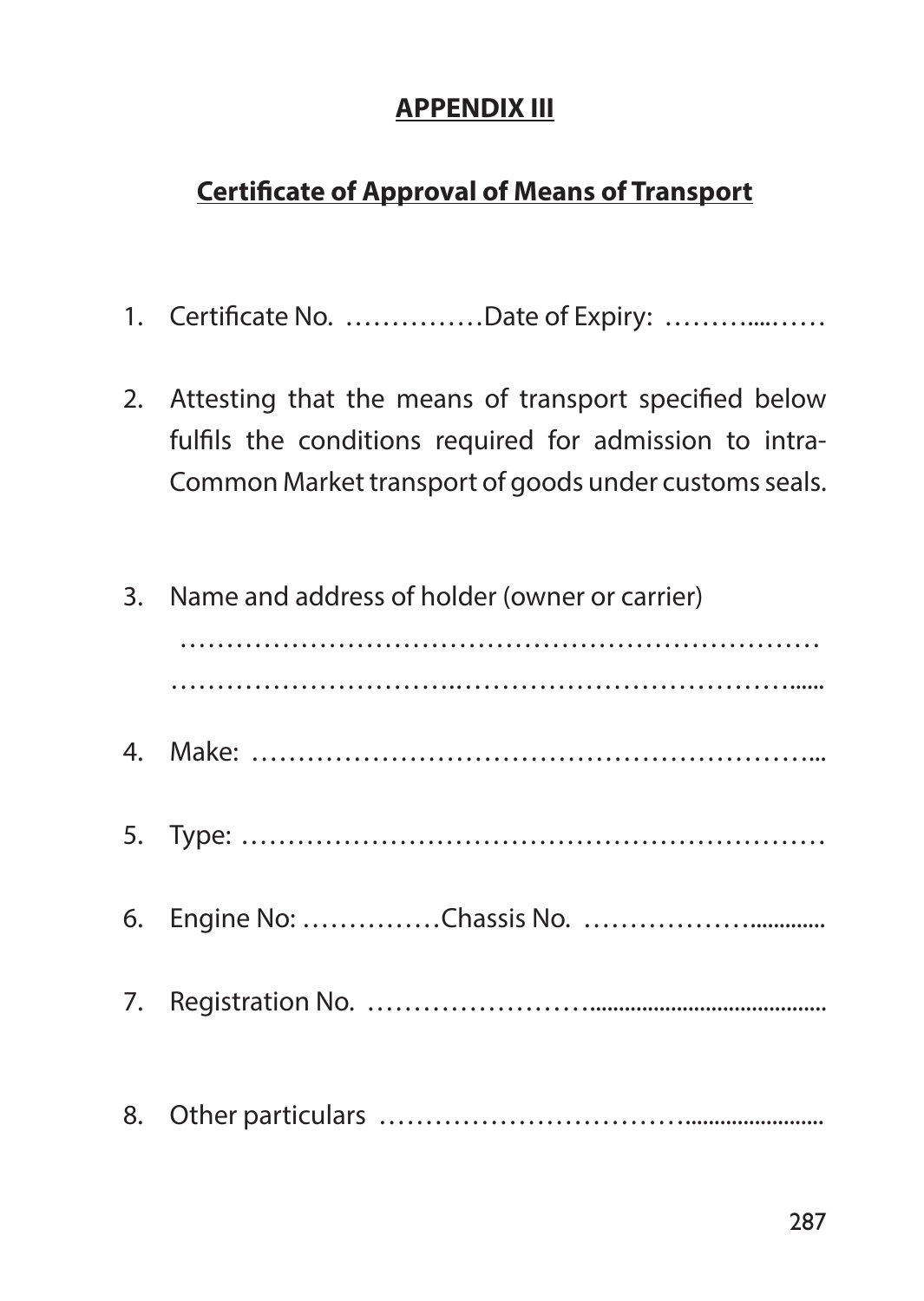## APPENDIX III

## Certificate of Approval of Means of Transport

1. Certificate No. ……………Date of Expiry: ………....……

2. Attesting that the means of transport specified below fulfils the conditions required for admission to intra-Common Market transport of goods under customs seals.

3. Name and address of holder (owner or carrier)
   ……………………………………………………………
   …………………………..………………………………......

4. Make: ……………………………………………………...

5. Type: ………………………………………………………

6. Engine No: ……………Chassis No. ………………..............

7. Registration No. ……………………..........................................

8. Other particulars …………………………….........................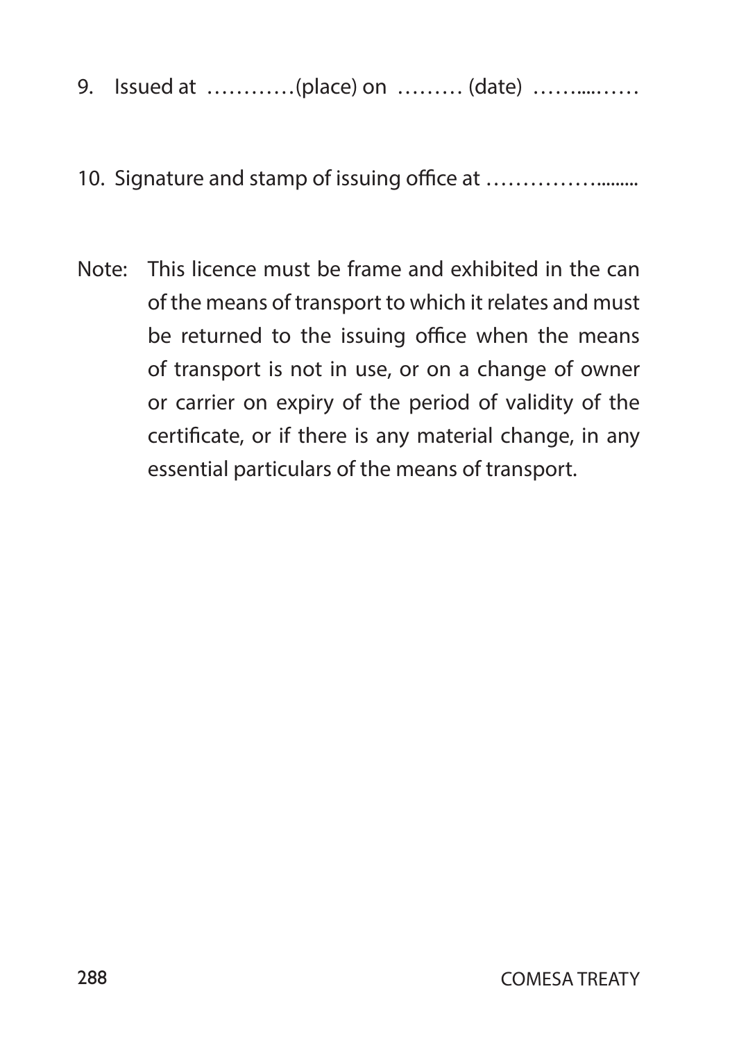9. Issued at …………(place) on ……… (date) ……....……

10. Signature and stamp of issuing office at …………….........

Note: This licence must be frame and exhibited in the can of the means of transport to which it relates and must be returned to the issuing office when the means of transport is not in use, or on a change of owner or carrier on expiry of the period of validity of the certificate, or if there is any material change, in any essential particulars of the means of transport.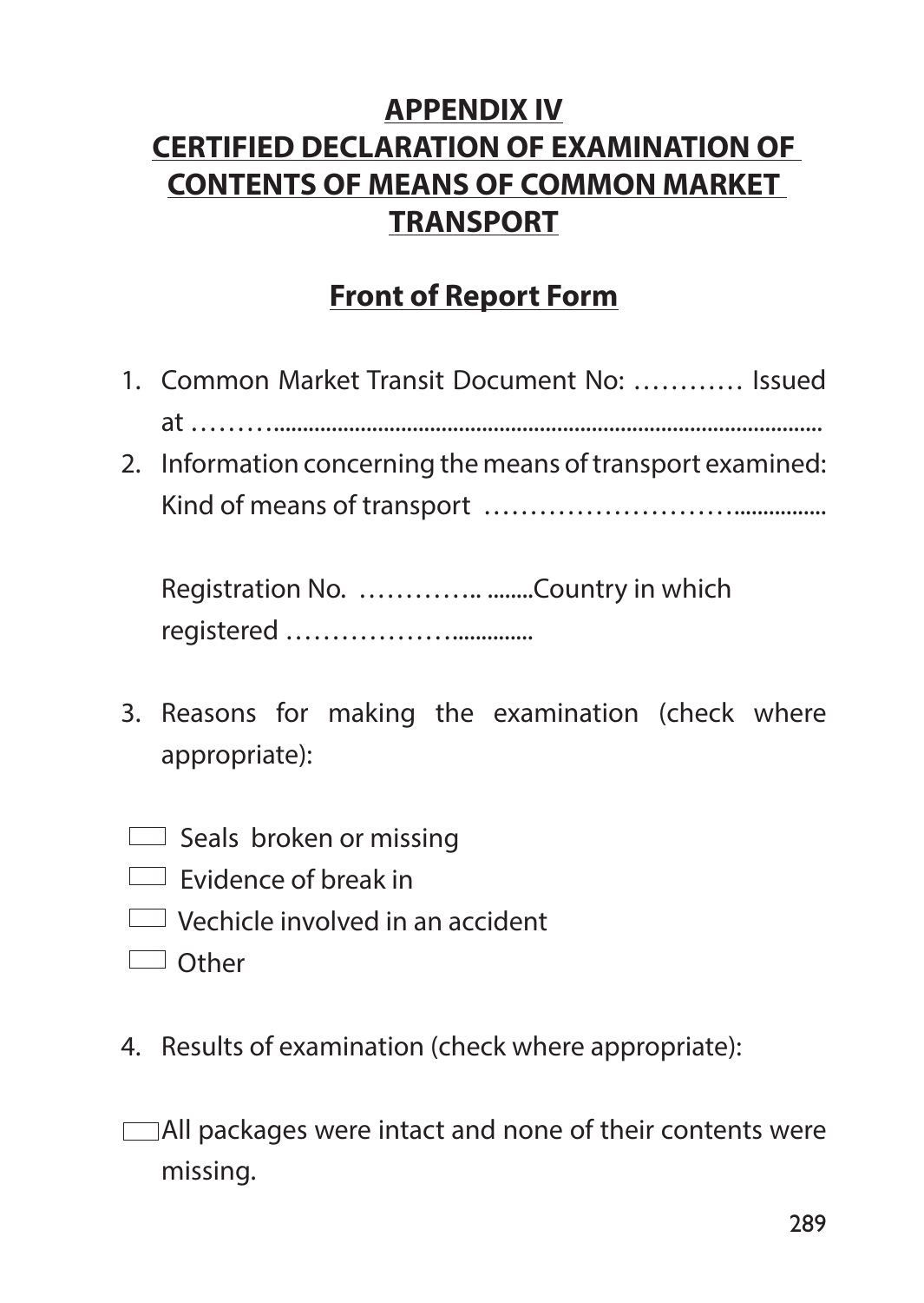# APPENDIX IV
# CERTIFIED DECLARATION OF EXAMINATION OF CONTENTS OF MEANS OF COMMON MARKET TRANSPORT

## Front of Report Form

1. Common Market Transit Document No: ………… Issued at ………...............................................................................................
2. Information concerning the means of transport examined: Kind of means of transport ………………………................

   Registration No. ………….. ........Country in which registered ……………….............

3. Reasons for making the examination (check where appropriate):

☐ Seals broken or missing
☐ Evidence of break in
☐ Vechicle involved in an accident
☐ Other

4. Results of examination (check where appropriate):

☐ All packages were intact and none of their contents were missing.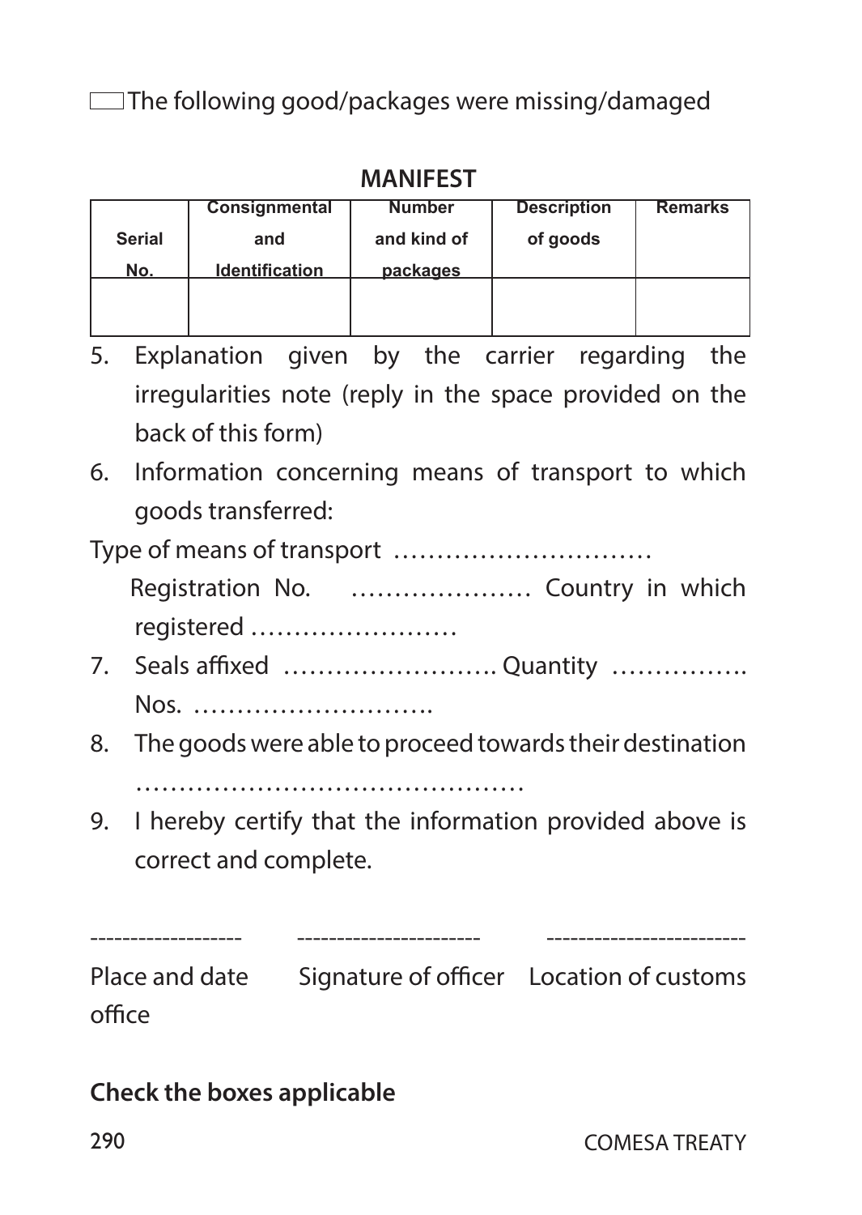☐ The following good/packages were missing/damaged

**MANIFEST**

| Serial No. | Consignmental and Identification | Number and kind of packages | Description of goods | Remarks |
|---|---|---|---|---|
| | | | | |

5. Explanation given by the carrier regarding the irregularities note (reply in the space provided on the back of this form)

6. Information concerning means of transport to which goods transferred:

Type of means of transport …………………………

Registration No. ………………… Country in which registered ……………………

7. Seals affixed ……………………. Quantity ……………. Nos. ……………………….

8. The goods were able to proceed towards their destination ………………………………………

9. I hereby certify that the information provided above is correct and complete.

------------------ ---------------------- ------------------------

Place and date Signature of officer Location of customs office

**Check the boxes applicable**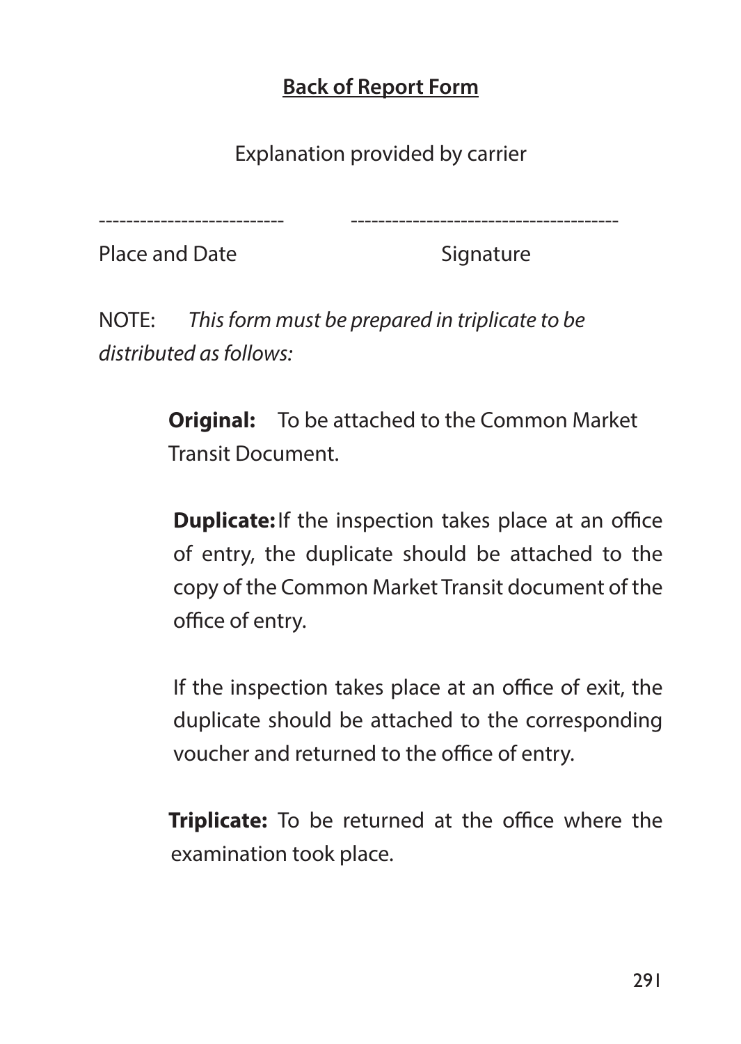**Back of Report Form**

Explanation provided by carrier

--------------------------- --------------------------------------

Place and Date Signature

NOTE: *This form must be prepared in triplicate to be distributed as follows:*

**Original:** To be attached to the Common Market Transit Document.

**Duplicate:** If the inspection takes place at an office of entry, the duplicate should be attached to the copy of the Common Market Transit document of the office of entry.

If the inspection takes place at an office of exit, the duplicate should be attached to the corresponding voucher and returned to the office of entry.

**Triplicate:** To be returned at the office where the examination took place.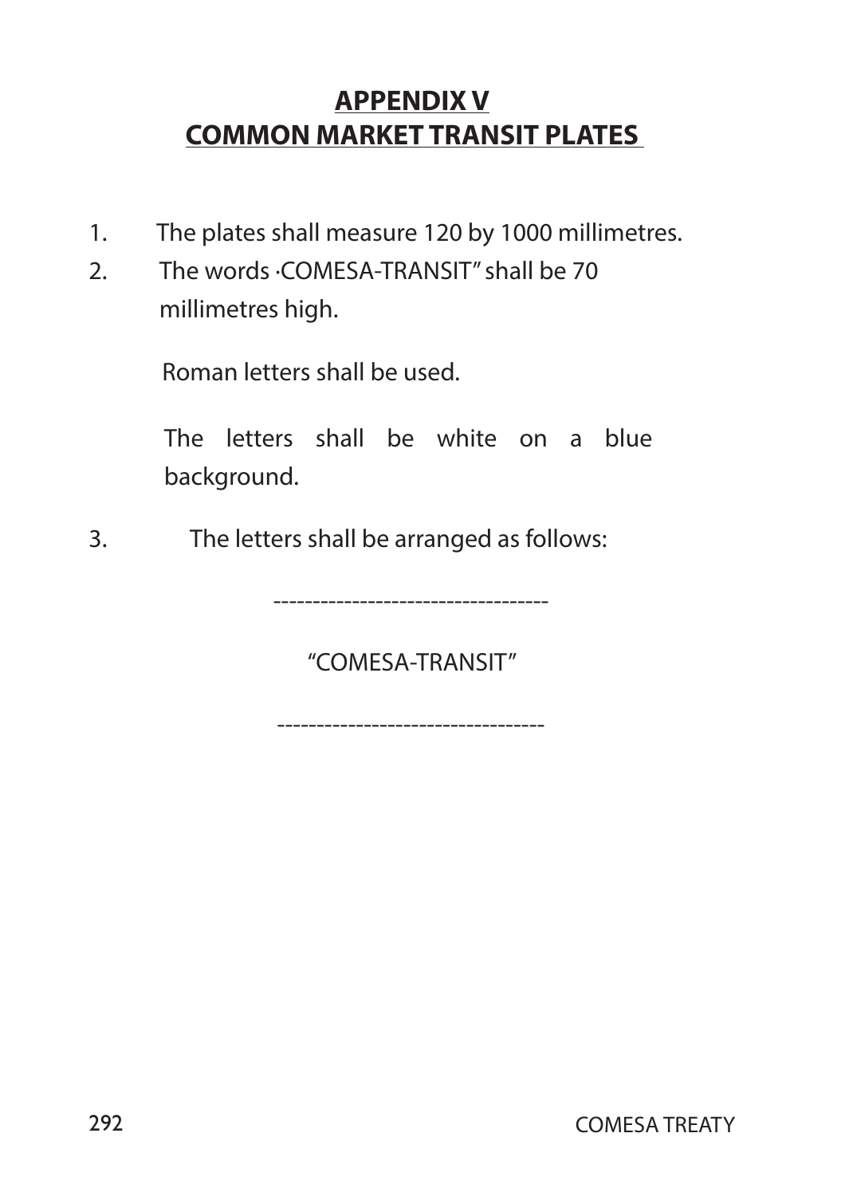# APPENDIX V
## COMMON MARKET TRANSIT PLATES

1. The plates shall measure 120 by 1000 millimetres.
2. The words ·COMESA-TRANSIT" shall be 70 millimetres high.

   Roman letters shall be used.

   The letters shall be white on a blue background.

3. The letters shall be arranged as follows:

----------------------------------

"COMESA-TRANSIT"

----------------------------------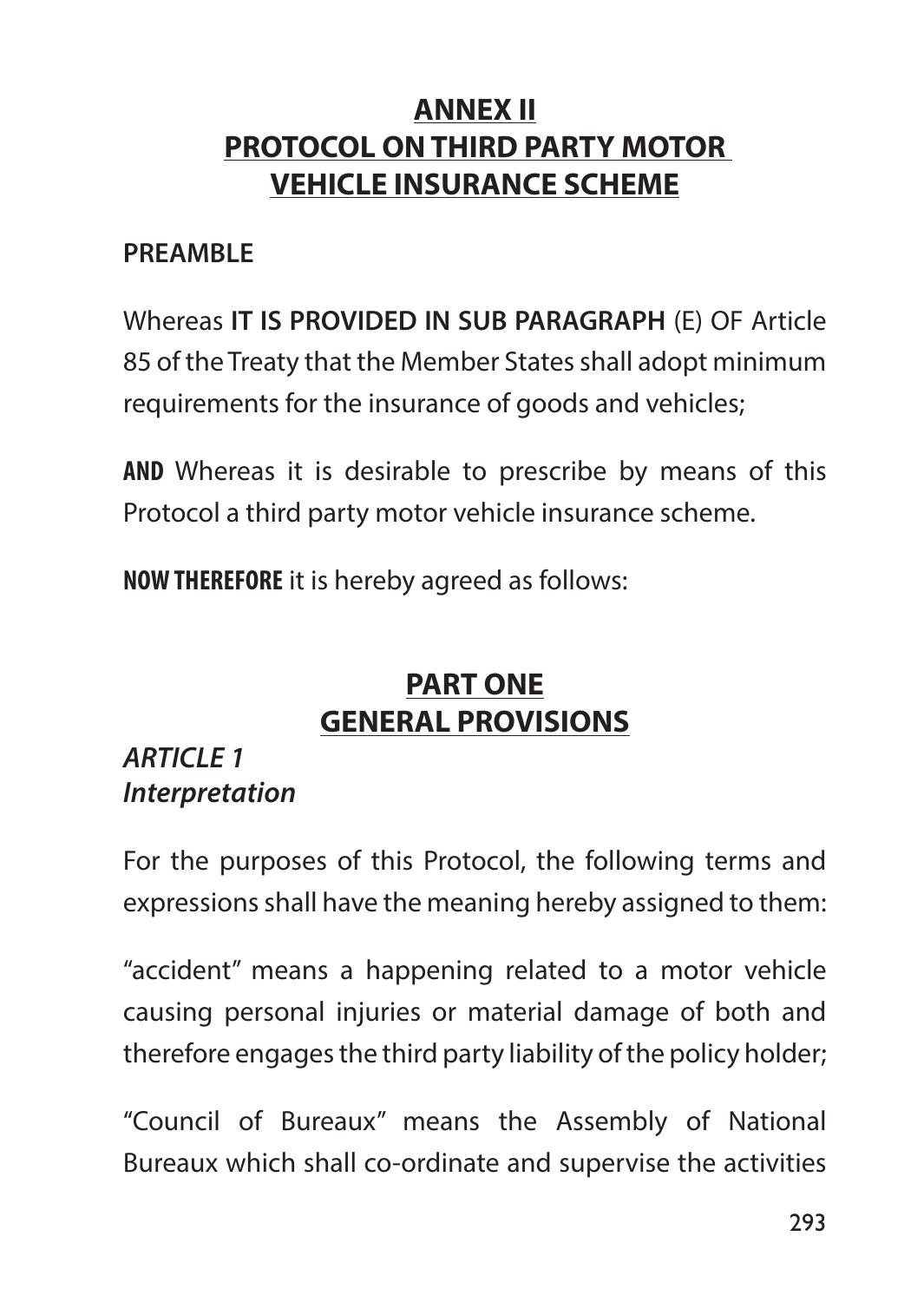# ANNEX II
# PROTOCOL ON THIRD PARTY MOTOR VEHICLE INSURANCE SCHEME

**PREAMBLE**

Whereas **IT IS PROVIDED IN SUB PARAGRAPH** (E) OF Article 85 of the Treaty that the Member States shall adopt minimum requirements for the insurance of goods and vehicles;

**AND** Whereas it is desirable to prescribe by means of this Protocol a third party motor vehicle insurance scheme.

**NOW THEREFORE** it is hereby agreed as follows:

## PART ONE
## GENERAL PROVISIONS

***ARTICLE 1***
***Interpretation***

For the purposes of this Protocol, the following terms and expressions shall have the meaning hereby assigned to them:

"accident" means a happening related to a motor vehicle causing personal injuries or material damage of both and therefore engages the third party liability of the policy holder;

"Council of Bureaux" means the Assembly of National Bureaux which shall co-ordinate and supervise the activities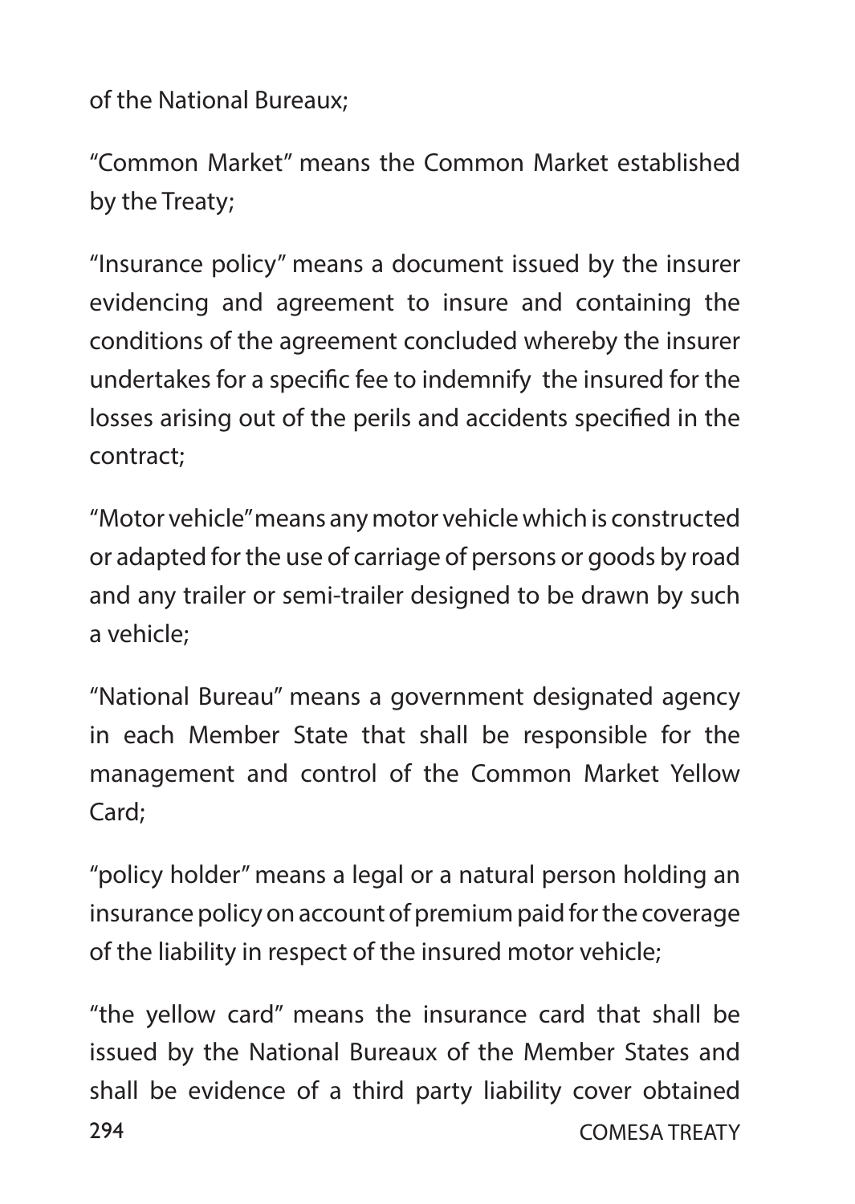of the National Bureaux;

"Common Market" means the Common Market established by the Treaty;

"Insurance policy" means a document issued by the insurer evidencing and agreement to insure and containing the conditions of the agreement concluded whereby the insurer undertakes for a specific fee to indemnify the insured for the losses arising out of the perils and accidents specified in the contract;

"Motor vehicle" means any motor vehicle which is constructed or adapted for the use of carriage of persons or goods by road and any trailer or semi-trailer designed to be drawn by such a vehicle;

"National Bureau" means a government designated agency in each Member State that shall be responsible for the management and control of the Common Market Yellow Card;

"policy holder" means a legal or a natural person holding an insurance policy on account of premium paid for the coverage of the liability in respect of the insured motor vehicle;

"the yellow card" means the insurance card that shall be issued by the National Bureaux of the Member States and shall be evidence of a third party liability cover obtained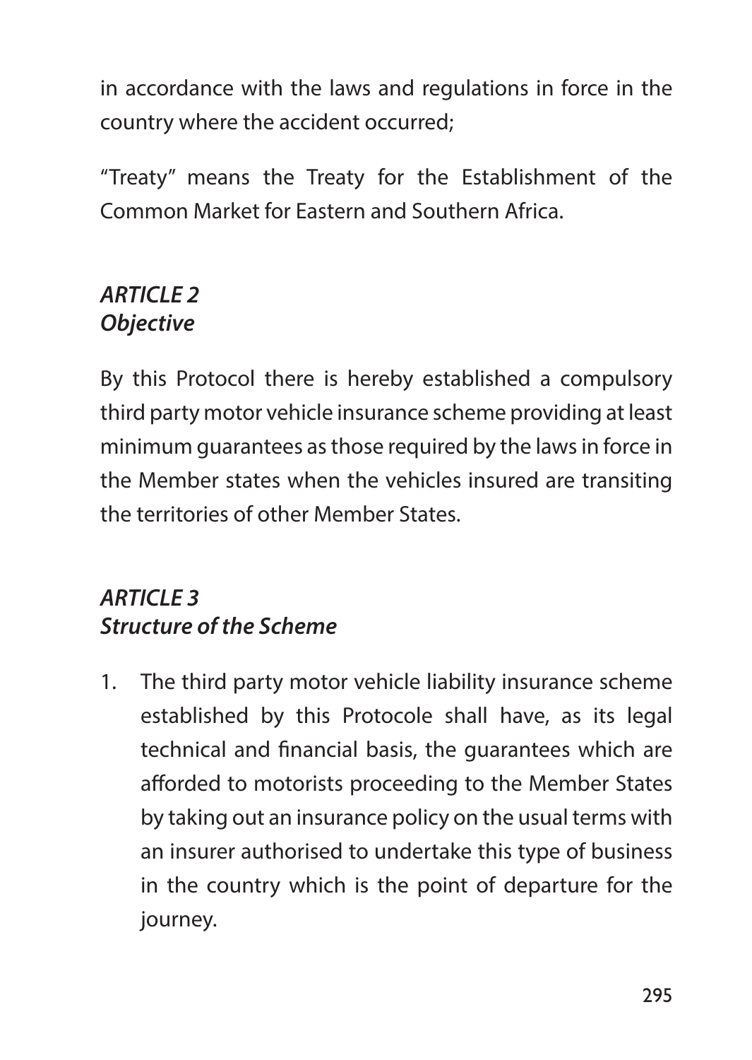in accordance with the laws and regulations in force in the country where the accident occurred;

"Treaty" means the Treaty for the Establishment of the Common Market for Eastern and Southern Africa.

### *ARTICLE 2*
### *Objective*

By this Protocol there is hereby established a compulsory third party motor vehicle insurance scheme providing at least minimum guarantees as those required by the laws in force in the Member states when the vehicles insured are transiting the territories of other Member States.

### *ARTICLE 3*
### *Structure of the Scheme*

1. The third party motor vehicle liability insurance scheme established by this Protocole shall have, as its legal technical and financial basis, the guarantees which are afforded to motorists proceeding to the Member States by taking out an insurance policy on the usual terms with an insurer authorised to undertake this type of business in the country which is the point of departure for the journey.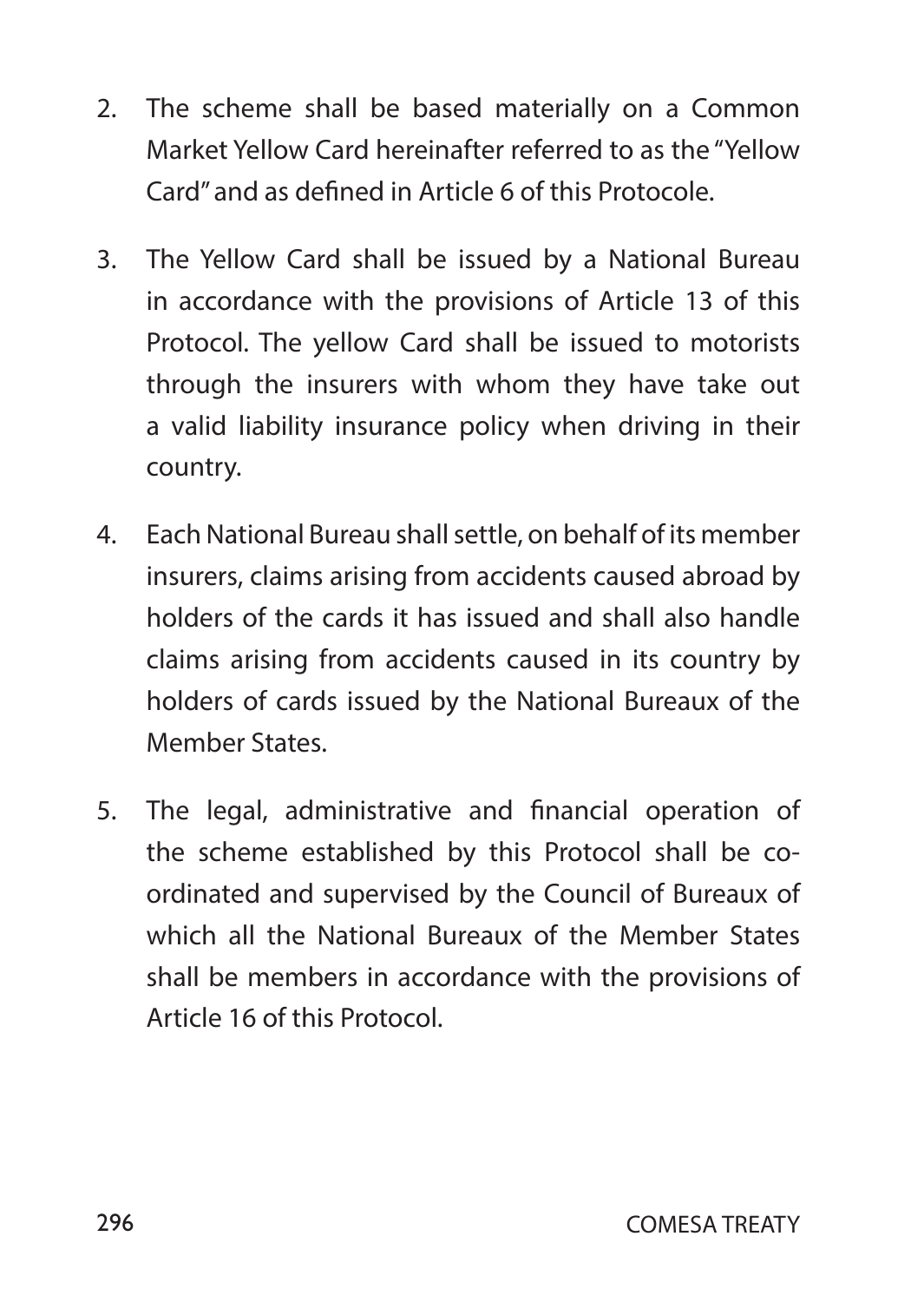2. The scheme shall be based materially on a Common Market Yellow Card hereinafter referred to as the "Yellow Card" and as defined in Article 6 of this Protocole.

3. The Yellow Card shall be issued by a National Bureau in accordance with the provisions of Article 13 of this Protocol. The yellow Card shall be issued to motorists through the insurers with whom they have take out a valid liability insurance policy when driving in their country.

4. Each National Bureau shall settle, on behalf of its member insurers, claims arising from accidents caused abroad by holders of the cards it has issued and shall also handle claims arising from accidents caused in its country by holders of cards issued by the National Bureaux of the Member States.

5. The legal, administrative and financial operation of the scheme established by this Protocol shall be co-ordinated and supervised by the Council of Bureaux of which all the National Bureaux of the Member States shall be members in accordance with the provisions of Article 16 of this Protocol.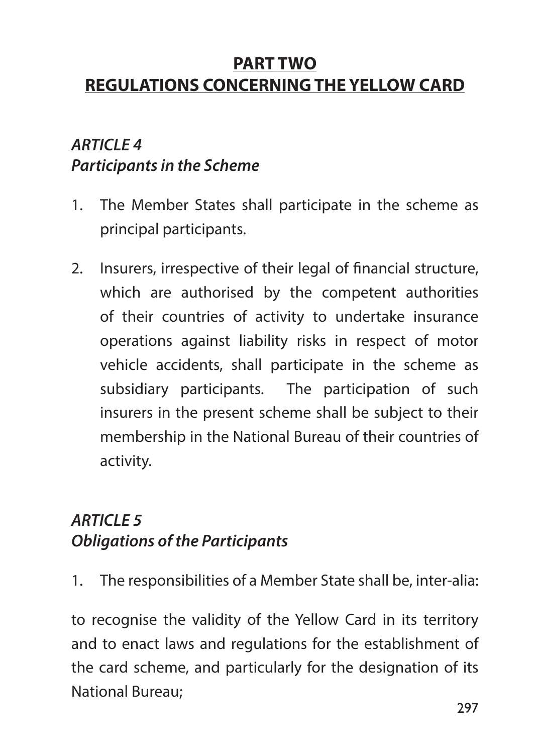## PART TWO
## REGULATIONS CONCERNING THE YELLOW CARD

### *ARTICLE 4*
### *Participants in the Scheme*

1. The Member States shall participate in the scheme as principal participants.

2. Insurers, irrespective of their legal of financial structure, which are authorised by the competent authorities of their countries of activity to undertake insurance operations against liability risks in respect of motor vehicle accidents, shall participate in the scheme as subsidiary participants. The participation of such insurers in the present scheme shall be subject to their membership in the National Bureau of their countries of activity.

### *ARTICLE 5*
### *Obligations of the Participants*

1. The responsibilities of a Member State shall be, inter-alia:

to recognise the validity of the Yellow Card in its territory and to enact laws and regulations for the establishment of the card scheme, and particularly for the designation of its National Bureau;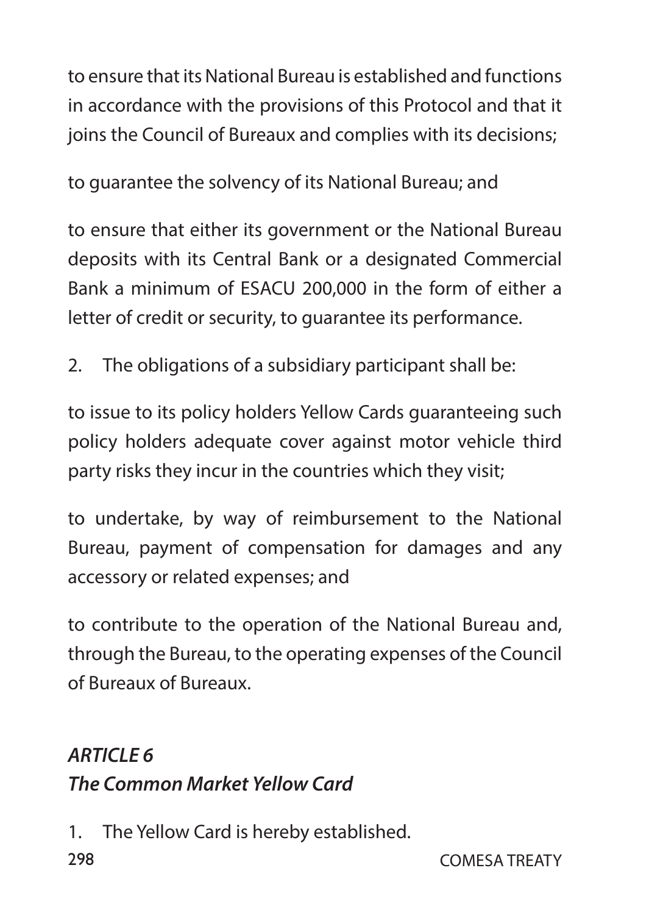to ensure that its National Bureau is established and functions in accordance with the provisions of this Protocol and that it joins the Council of Bureaux and complies with its decisions;

to guarantee the solvency of its National Bureau; and

to ensure that either its government or the National Bureau deposits with its Central Bank or a designated Commercial Bank a minimum of ESACU 200,000 in the form of either a letter of credit or security, to guarantee its performance.

2. The obligations of a subsidiary participant shall be:

to issue to its policy holders Yellow Cards guaranteeing such policy holders adequate cover against motor vehicle third party risks they incur in the countries which they visit;

to undertake, by way of reimbursement to the National Bureau, payment of compensation for damages and any accessory or related expenses; and

to contribute to the operation of the National Bureau and, through the Bureau, to the operating expenses of the Council of Bureaux of Bureaux.

### *ARTICLE 6*
### *The Common Market Yellow Card*

1. The Yellow Card is hereby established.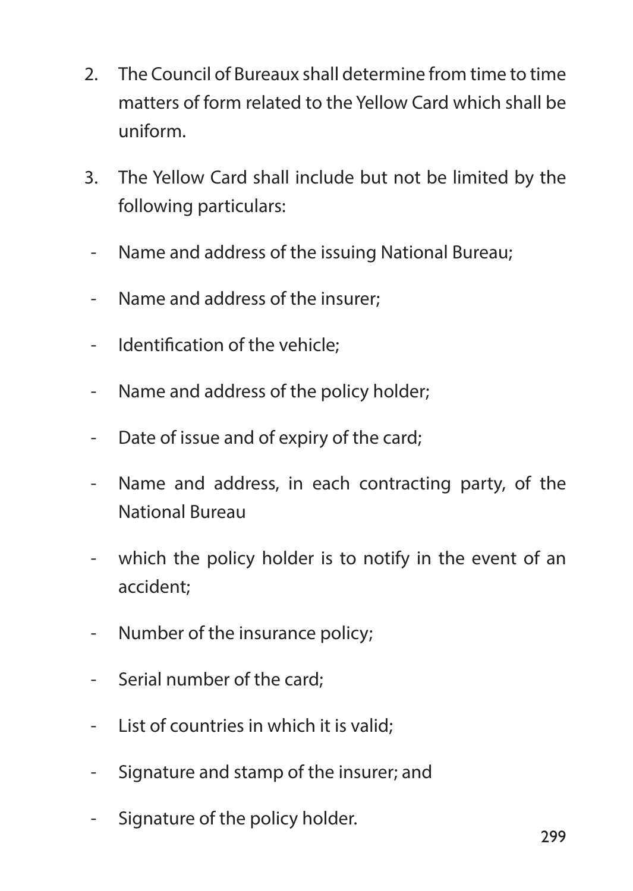2. The Council of Bureaux shall determine from time to time matters of form related to the Yellow Card which shall be uniform.

3. The Yellow Card shall include but not be limited by the following particulars:

- Name and address of the issuing National Bureau;
- Name and address of the insurer;
- Identification of the vehicle;
- Name and address of the policy holder;
- Date of issue and of expiry of the card;
- Name and address, in each contracting party, of the National Bureau
- which the policy holder is to notify in the event of an accident;
- Number of the insurance policy;
- Serial number of the card;
- List of countries in which it is valid;
- Signature and stamp of the insurer; and
- Signature of the policy holder.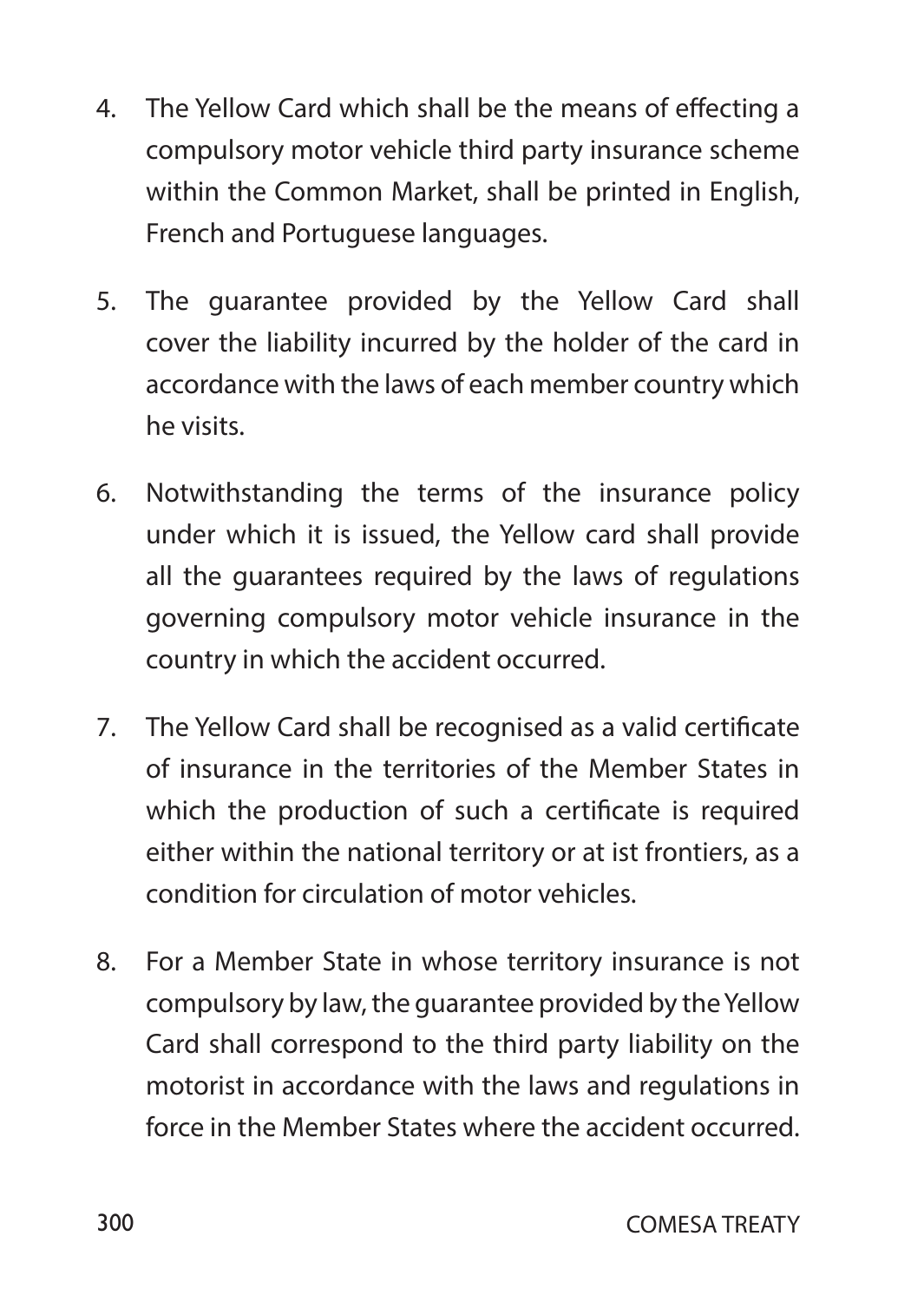4. The Yellow Card which shall be the means of effecting a compulsory motor vehicle third party insurance scheme within the Common Market, shall be printed in English, French and Portuguese languages.

5. The guarantee provided by the Yellow Card shall cover the liability incurred by the holder of the card in accordance with the laws of each member country which he visits.

6. Notwithstanding the terms of the insurance policy under which it is issued, the Yellow card shall provide all the guarantees required by the laws of regulations governing compulsory motor vehicle insurance in the country in which the accident occurred.

7. The Yellow Card shall be recognised as a valid certificate of insurance in the territories of the Member States in which the production of such a certificate is required either within the national territory or at ist frontiers, as a condition for circulation of motor vehicles.

8. For a Member State in whose territory insurance is not compulsory by law, the guarantee provided by the Yellow Card shall correspond to the third party liability on the motorist in accordance with the laws and regulations in force in the Member States where the accident occurred.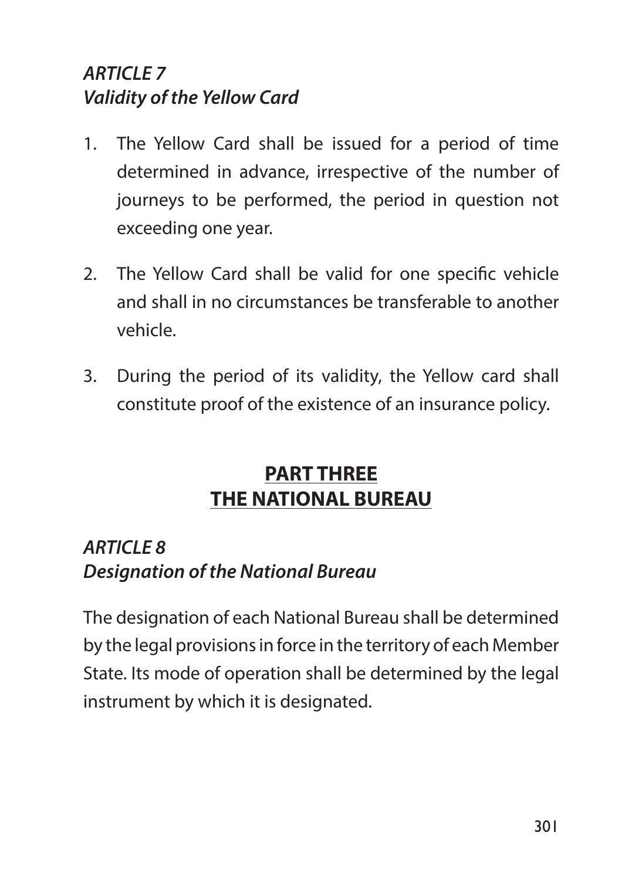### *ARTICLE 7*
### *Validity of the Yellow Card*

1. The Yellow Card shall be issued for a period of time determined in advance, irrespective of the number of journeys to be performed, the period in question not exceeding one year.

2. The Yellow Card shall be valid for one specific vehicle and shall in no circumstances be transferable to another vehicle.

3. During the period of its validity, the Yellow card shall constitute proof of the existence of an insurance policy.

## PART THREE
## THE NATIONAL BUREAU

### *ARTICLE 8*
### *Designation of the National Bureau*

The designation of each National Bureau shall be determined by the legal provisions in force in the territory of each Member State. Its mode of operation shall be determined by the legal instrument by which it is designated.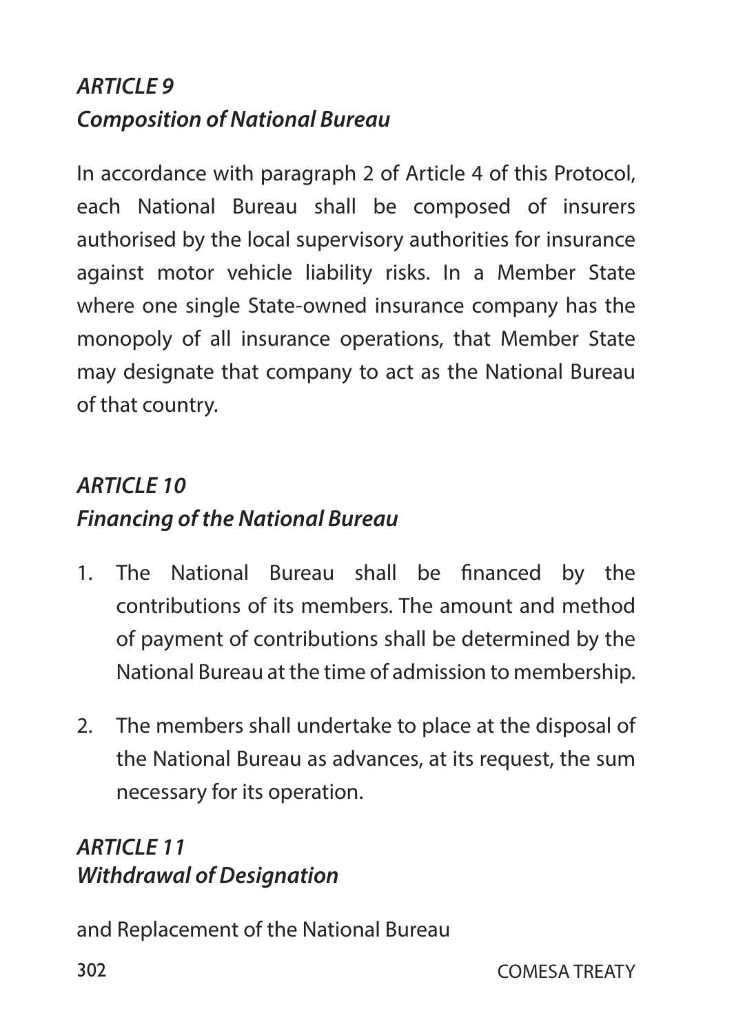### *ARTICLE 9*
### *Composition of National Bureau*

In accordance with paragraph 2 of Article 4 of this Protocol, each National Bureau shall be composed of insurers authorised by the local supervisory authorities for insurance against motor vehicle liability risks. In a Member State where one single State-owned insurance company has the monopoly of all insurance operations, that Member State may designate that company to act as the National Bureau of that country.

### *ARTICLE 10*
### *Financing of the National Bureau*

1. The National Bureau shall be financed by the contributions of its members. The amount and method of payment of contributions shall be determined by the National Bureau at the time of admission to membership.

2. The members shall undertake to place at the disposal of the National Bureau as advances, at its request, the sum necessary for its operation.

### *ARTICLE 11*
### *Withdrawal of Designation*

and Replacement of the National Bureau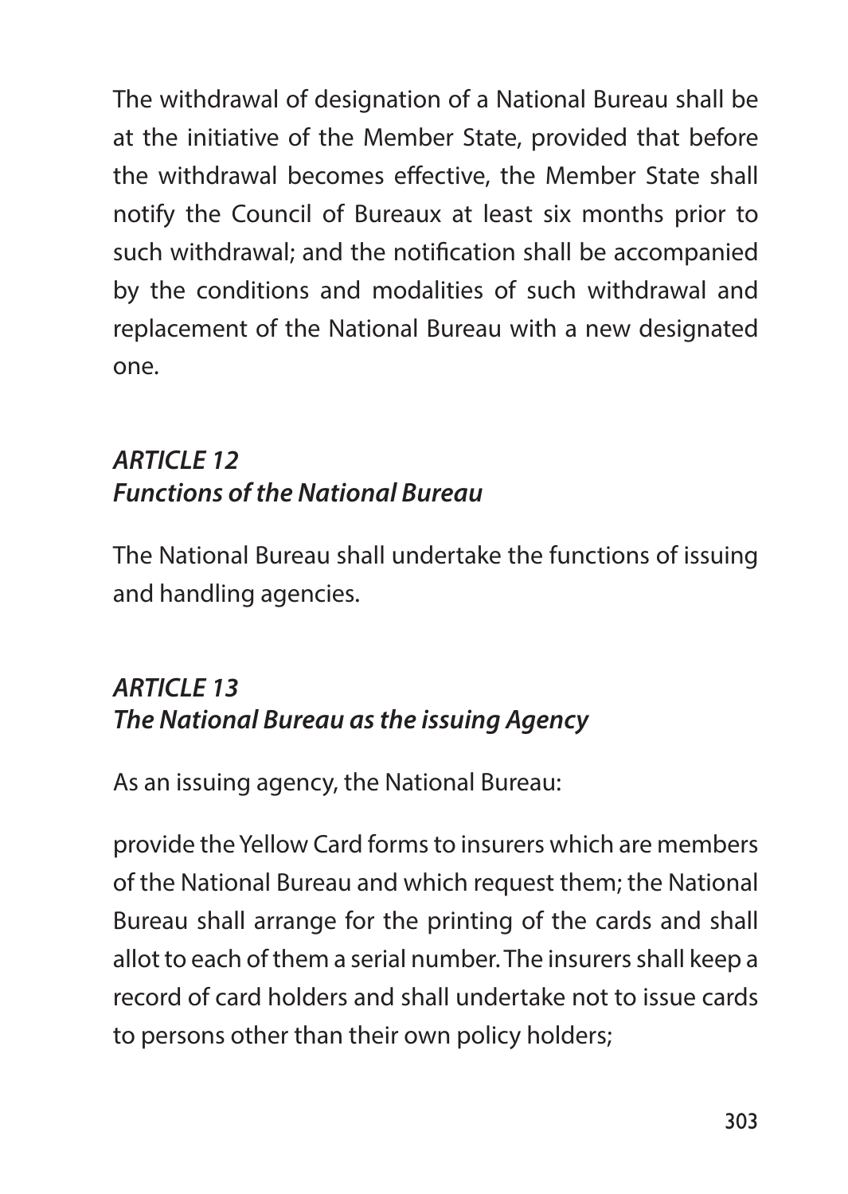The withdrawal of designation of a National Bureau shall be at the initiative of the Member State, provided that before the withdrawal becomes effective, the Member State shall notify the Council of Bureaux at least six months prior to such withdrawal; and the notification shall be accompanied by the conditions and modalities of such withdrawal and replacement of the National Bureau with a new designated one.

### *ARTICLE 12*
### *Functions of the National Bureau*

The National Bureau shall undertake the functions of issuing and handling agencies.

### *ARTICLE 13*
### *The National Bureau as the issuing Agency*

As an issuing agency, the National Bureau:

provide the Yellow Card forms to insurers which are members of the National Bureau and which request them; the National Bureau shall arrange for the printing of the cards and shall allot to each of them a serial number. The insurers shall keep a record of card holders and shall undertake not to issue cards to persons other than their own policy holders;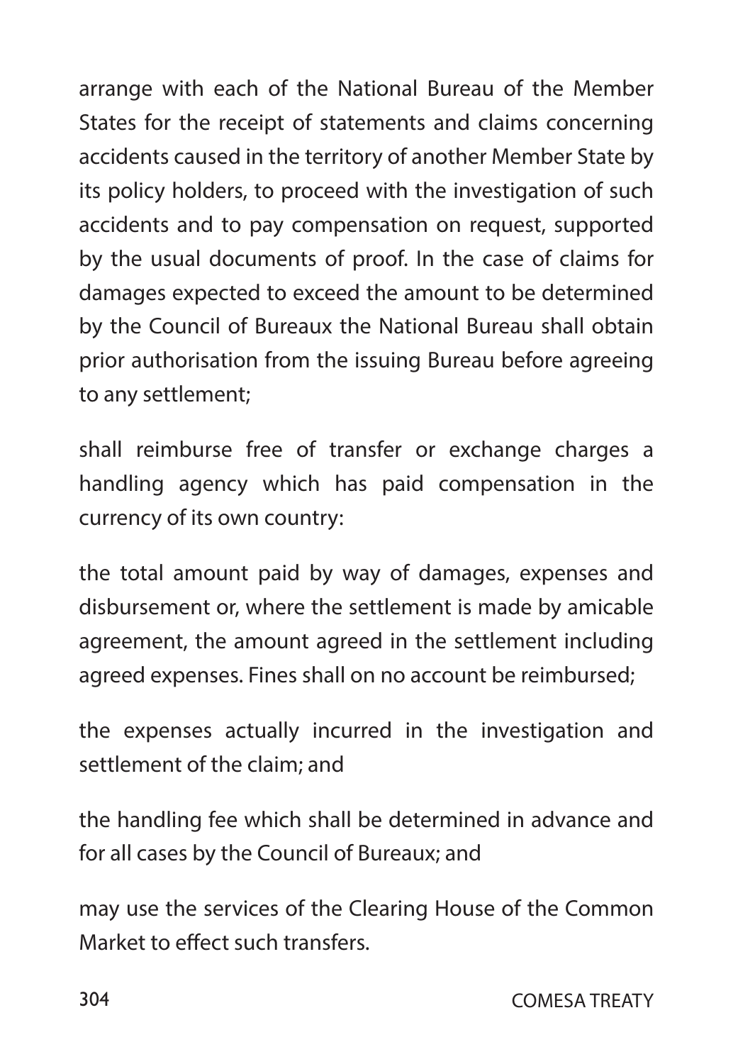arrange with each of the National Bureau of the Member States for the receipt of statements and claims concerning accidents caused in the territory of another Member State by its policy holders, to proceed with the investigation of such accidents and to pay compensation on request, supported by the usual documents of proof. In the case of claims for damages expected to exceed the amount to be determined by the Council of Bureaux the National Bureau shall obtain prior authorisation from the issuing Bureau before agreeing to any settlement;

shall reimburse free of transfer or exchange charges a handling agency which has paid compensation in the currency of its own country:

the total amount paid by way of damages, expenses and disbursement or, where the settlement is made by amicable agreement, the amount agreed in the settlement including agreed expenses. Fines shall on no account be reimbursed;

the expenses actually incurred in the investigation and settlement of the claim; and

the handling fee which shall be determined in advance and for all cases by the Council of Bureaux; and

may use the services of the Clearing House of the Common Market to effect such transfers.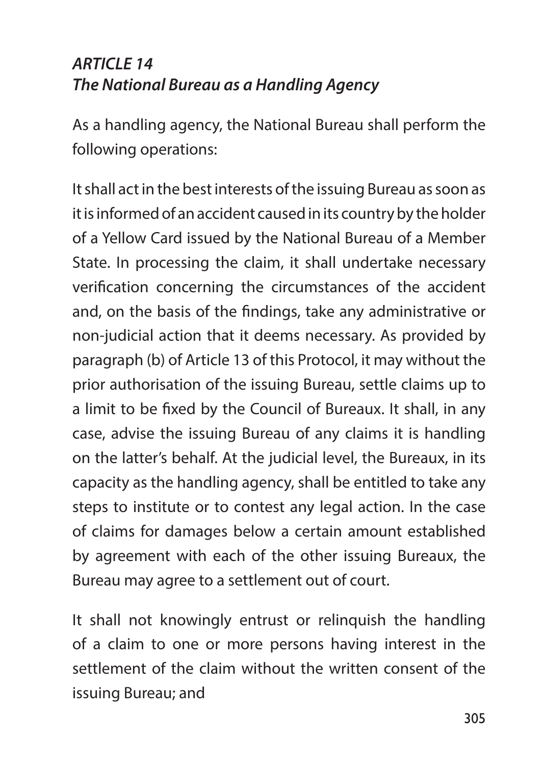## *ARTICLE 14*
## *The National Bureau as a Handling Agency*

As a handling agency, the National Bureau shall perform the following operations:

It shall act in the best interests of the issuing Bureau as soon as it is informed of an accident caused in its country by the holder of a Yellow Card issued by the National Bureau of a Member State. In processing the claim, it shall undertake necessary verification concerning the circumstances of the accident and, on the basis of the findings, take any administrative or non-judicial action that it deems necessary. As provided by paragraph (b) of Article 13 of this Protocol, it may without the prior authorisation of the issuing Bureau, settle claims up to a limit to be fixed by the Council of Bureaux. It shall, in any case, advise the issuing Bureau of any claims it is handling on the latter's behalf. At the judicial level, the Bureaux, in its capacity as the handling agency, shall be entitled to take any steps to institute or to contest any legal action. In the case of claims for damages below a certain amount established by agreement with each of the other issuing Bureaux, the Bureau may agree to a settlement out of court.

It shall not knowingly entrust or relinquish the handling of a claim to one or more persons having interest in the settlement of the claim without the written consent of the issuing Bureau; and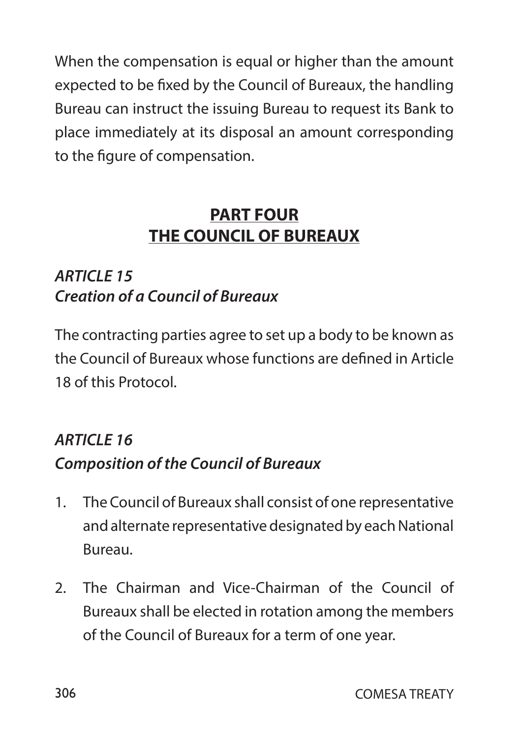When the compensation is equal or higher than the amount expected to be fixed by the Council of Bureaux, the handling Bureau can instruct the issuing Bureau to request its Bank to place immediately at its disposal an amount corresponding to the figure of compensation.

## PART FOUR
## THE COUNCIL OF BUREAUX

### *ARTICLE 15*
### *Creation of a Council of Bureaux*

The contracting parties agree to set up a body to be known as the Council of Bureaux whose functions are defined in Article 18 of this Protocol.

### *ARTICLE 16*
### *Composition of the Council of Bureaux*

1. The Council of Bureaux shall consist of one representative and alternate representative designated by each National Bureau.

2. The Chairman and Vice-Chairman of the Council of Bureaux shall be elected in rotation among the members of the Council of Bureaux for a term of one year.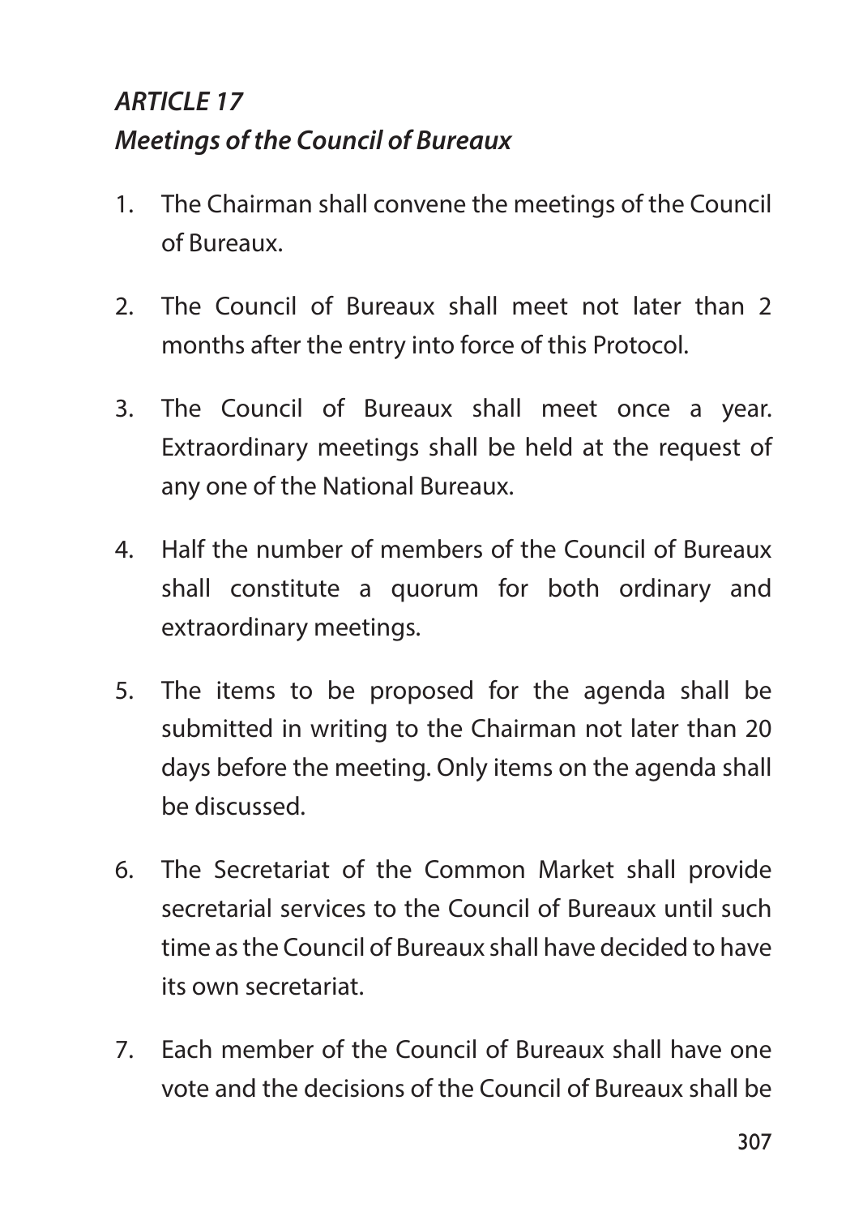### *ARTICLE 17*
### *Meetings of the Council of Bureaux*

1. The Chairman shall convene the meetings of the Council of Bureaux.

2. The Council of Bureaux shall meet not later than 2 months after the entry into force of this Protocol.

3. The Council of Bureaux shall meet once a year. Extraordinary meetings shall be held at the request of any one of the National Bureaux.

4. Half the number of members of the Council of Bureaux shall constitute a quorum for both ordinary and extraordinary meetings.

5. The items to be proposed for the agenda shall be submitted in writing to the Chairman not later than 20 days before the meeting. Only items on the agenda shall be discussed.

6. The Secretariat of the Common Market shall provide secretarial services to the Council of Bureaux until such time as the Council of Bureaux shall have decided to have its own secretariat.

7. Each member of the Council of Bureaux shall have one vote and the decisions of the Council of Bureaux shall be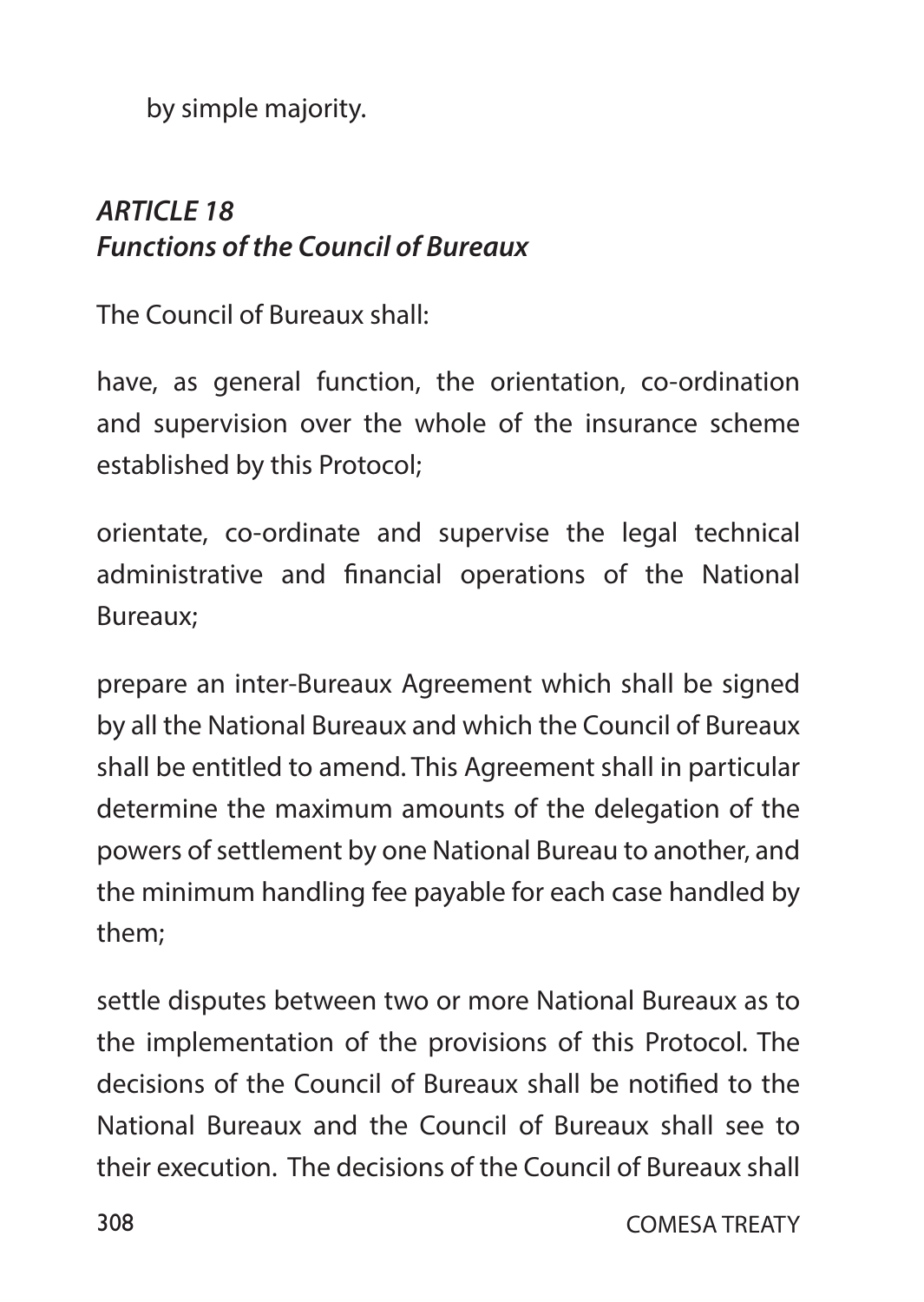by simple majority.

***ARTICLE 18***
***Functions of the Council of Bureaux***

The Council of Bureaux shall:

have, as general function, the orientation, co-ordination and supervision over the whole of the insurance scheme established by this Protocol;

orientate, co-ordinate and supervise the legal technical administrative and financial operations of the National Bureaux;

prepare an inter-Bureaux Agreement which shall be signed by all the National Bureaux and which the Council of Bureaux shall be entitled to amend. This Agreement shall in particular determine the maximum amounts of the delegation of the powers of settlement by one National Bureau to another, and the minimum handling fee payable for each case handled by them;

settle disputes between two or more National Bureaux as to the implementation of the provisions of this Protocol. The decisions of the Council of Bureaux shall be notified to the National Bureaux and the Council of Bureaux shall see to their execution. The decisions of the Council of Bureaux shall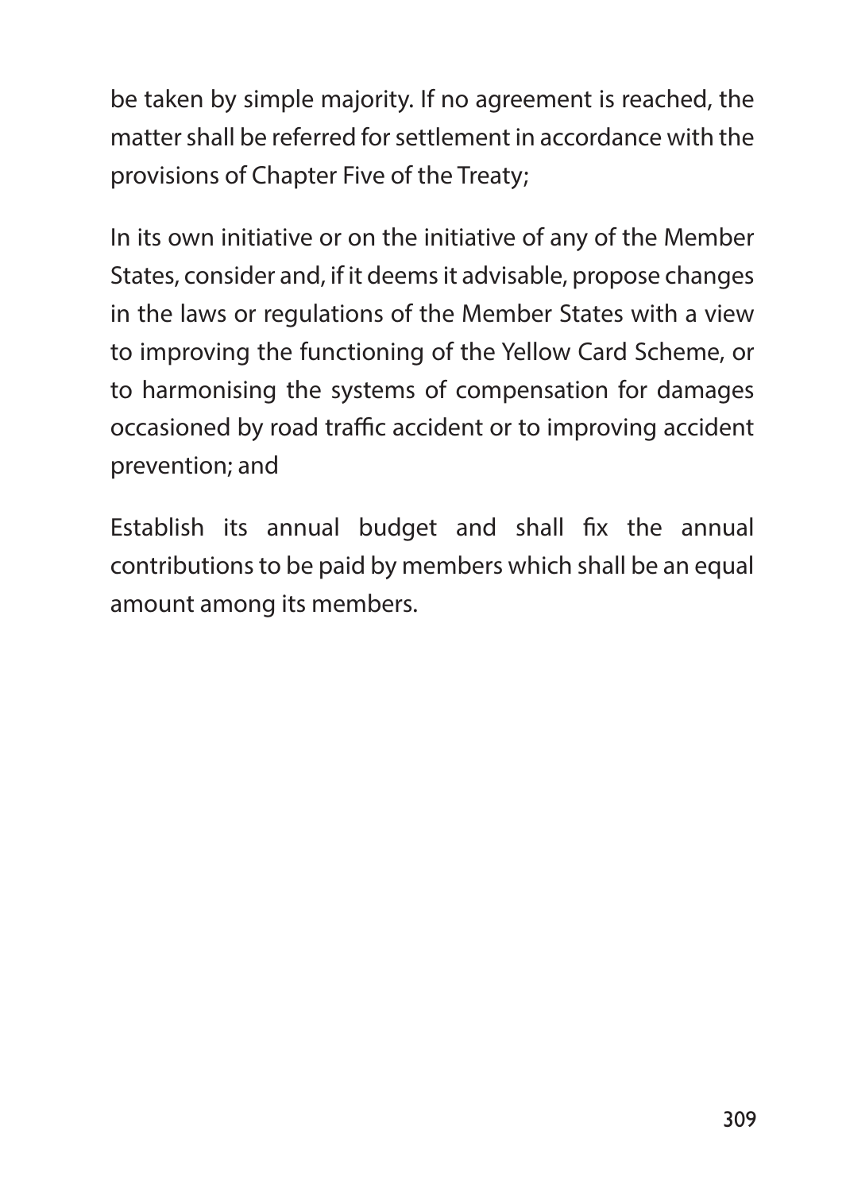be taken by simple majority. If no agreement is reached, the matter shall be referred for settlement in accordance with the provisions of Chapter Five of the Treaty;

In its own initiative or on the initiative of any of the Member States, consider and, if it deems it advisable, propose changes in the laws or regulations of the Member States with a view to improving the functioning of the Yellow Card Scheme, or to harmonising the systems of compensation for damages occasioned by road traffic accident or to improving accident prevention; and

Establish its annual budget and shall fix the annual contributions to be paid by members which shall be an equal amount among its members.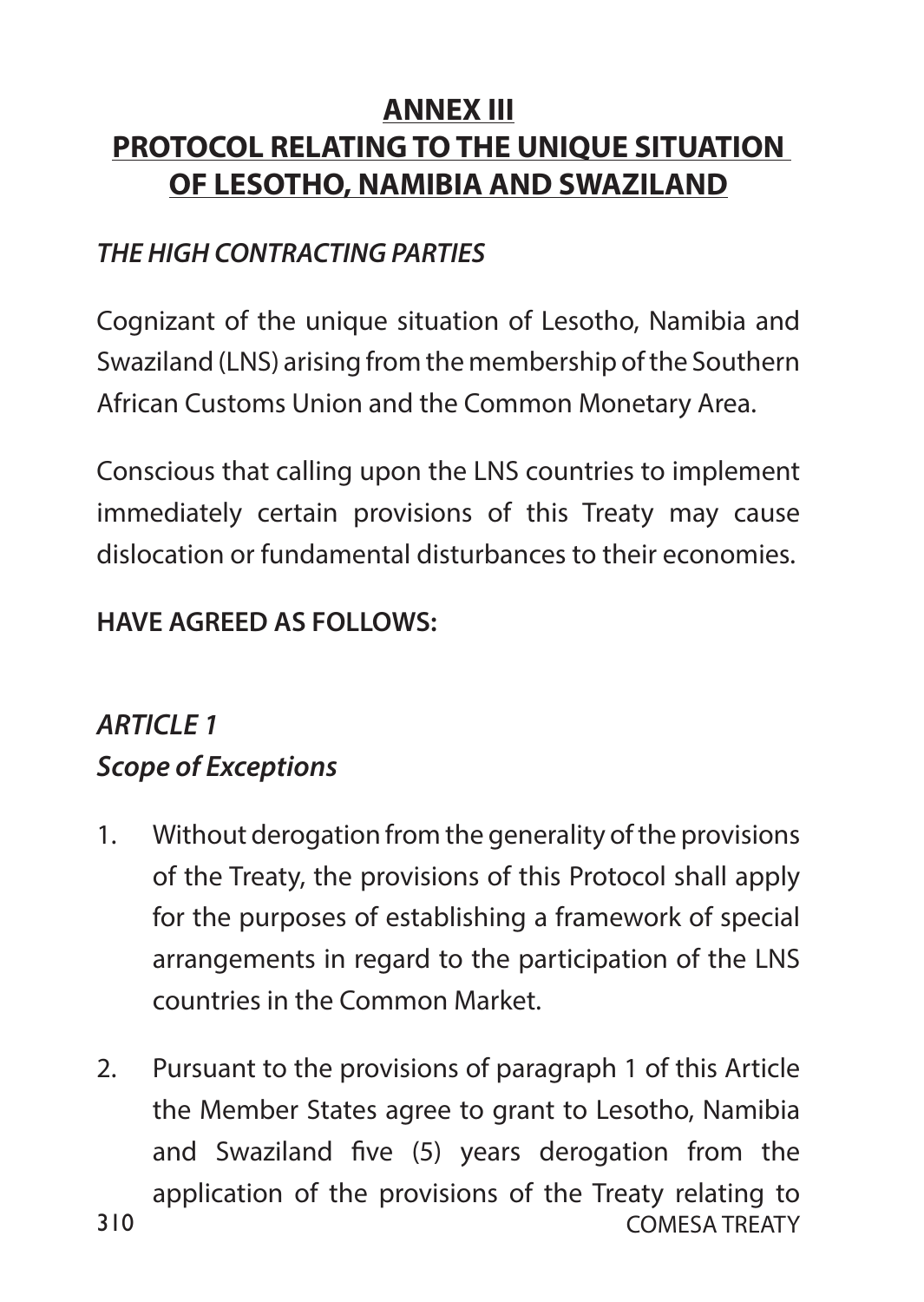# ANNEX III
# PROTOCOL RELATING TO THE UNIQUE SITUATION OF LESOTHO, NAMIBIA AND SWAZILAND

***THE HIGH CONTRACTING PARTIES***

Cognizant of the unique situation of Lesotho, Namibia and Swaziland (LNS) arising from the membership of the Southern African Customs Union and the Common Monetary Area.

Conscious that calling upon the LNS countries to implement immediately certain provisions of this Treaty may cause dislocation or fundamental disturbances to their economies.

**HAVE AGREED AS FOLLOWS:**

## *ARTICLE 1*
## *Scope of Exceptions*

1. Without derogation from the generality of the provisions of the Treaty, the provisions of this Protocol shall apply for the purposes of establishing a framework of special arrangements in regard to the participation of the LNS countries in the Common Market.

2. Pursuant to the provisions of paragraph 1 of this Article the Member States agree to grant to Lesotho, Namibia and Swaziland five (5) years derogation from the application of the provisions of the Treaty relating to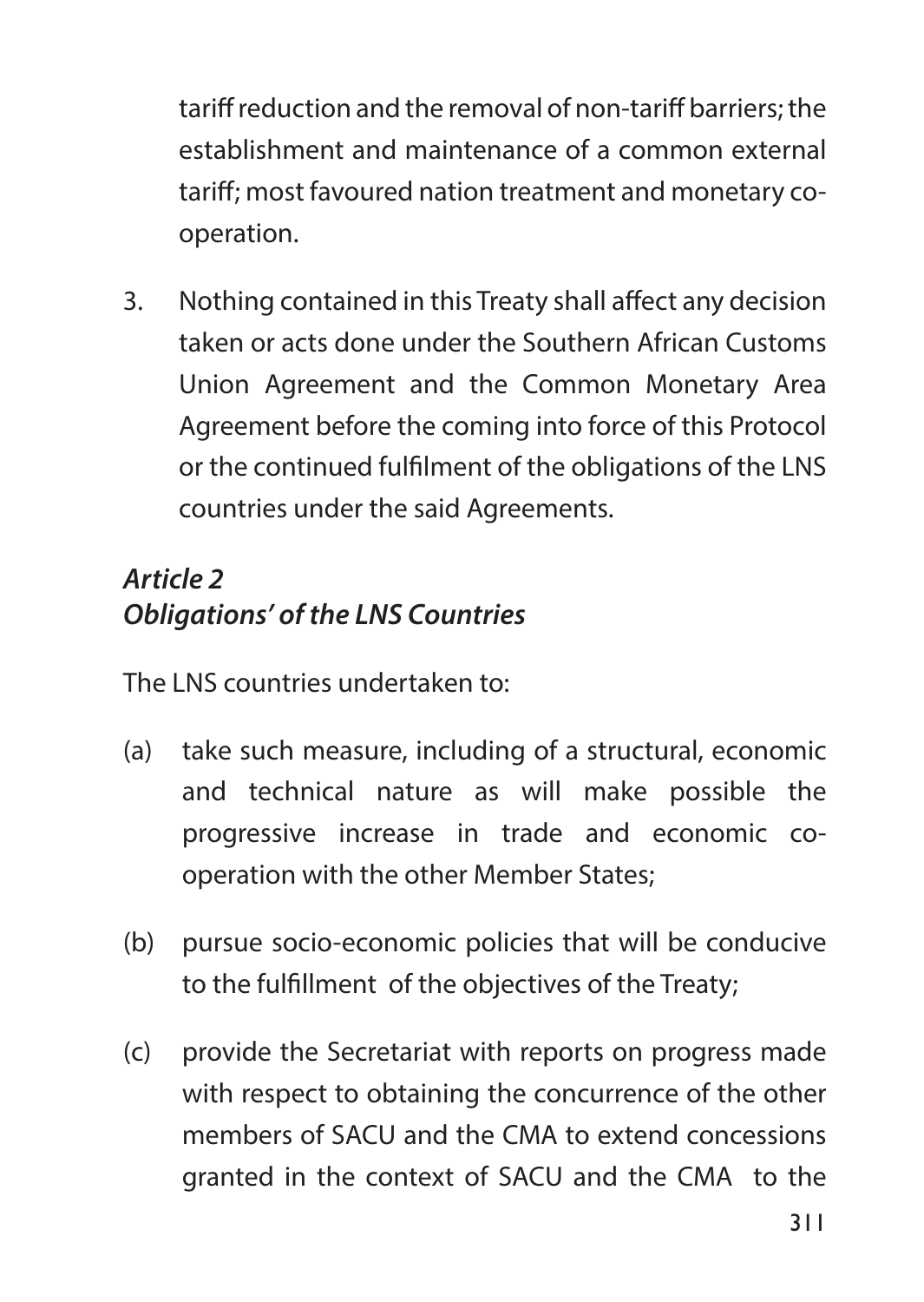tariff reduction and the removal of non-tariff barriers; the establishment and maintenance of a common external tariff; most favoured nation treatment and monetary co-operation.

3. Nothing contained in this Treaty shall affect any decision taken or acts done under the Southern African Customs Union Agreement and the Common Monetary Area Agreement before the coming into force of this Protocol or the continued fulfilment of the obligations of the LNS countries under the said Agreements.

### *Article 2*
### *Obligations' of the LNS Countries*

The LNS countries undertaken to:

(a) take such measure, including of a structural, economic and technical nature as will make possible the progressive increase in trade and economic co-operation with the other Member States;

(b) pursue socio-economic policies that will be conducive to the fulfillment of the objectives of the Treaty;

(c) provide the Secretariat with reports on progress made with respect to obtaining the concurrence of the other members of SACU and the CMA to extend concessions granted in the context of SACU and the CMA to the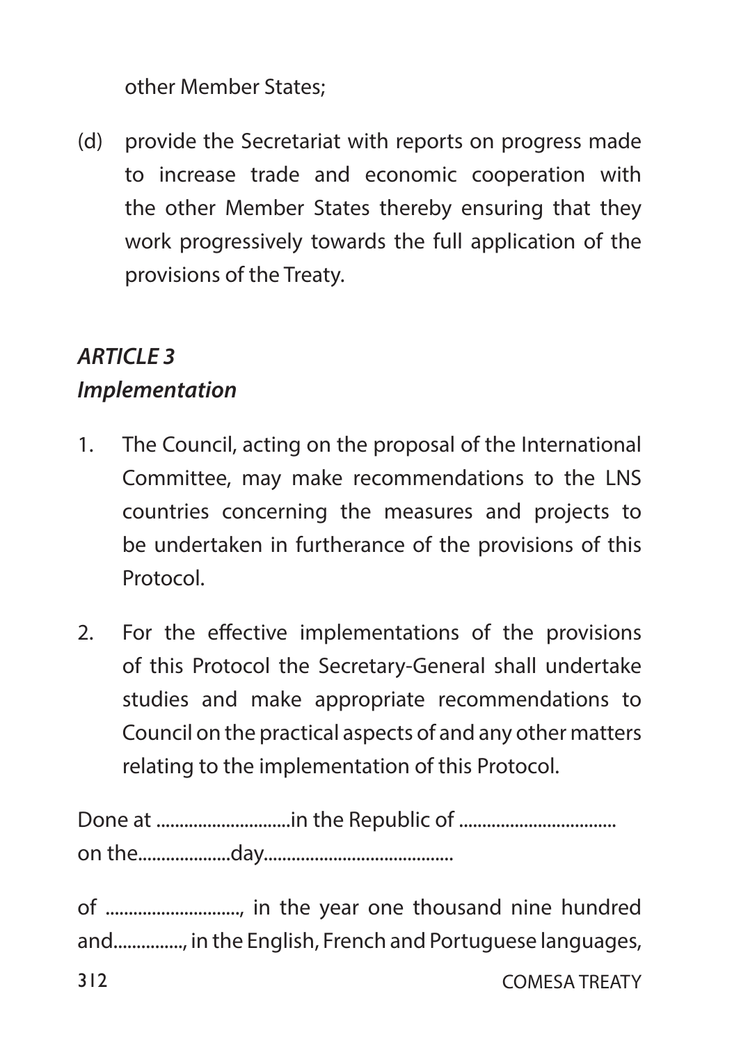other Member States;

(d) provide the Secretariat with reports on progress made to increase trade and economic cooperation with the other Member States thereby ensuring that they work progressively towards the full application of the provisions of the Treaty.

***ARTICLE 3***
***Implementation***

1. The Council, acting on the proposal of the International Committee, may make recommendations to the LNS countries concerning the measures and projects to be undertaken in furtherance of the provisions of this Protocol.

2. For the effective implementations of the provisions of this Protocol the Secretary-General shall undertake studies and make appropriate recommendations to Council on the practical aspects of and any other matters relating to the implementation of this Protocol.

Done at ............................in the Republic of .................................
on the...................day........................................

of ............................, in the year one thousand nine hundred and..............., in the English, French and Portuguese languages,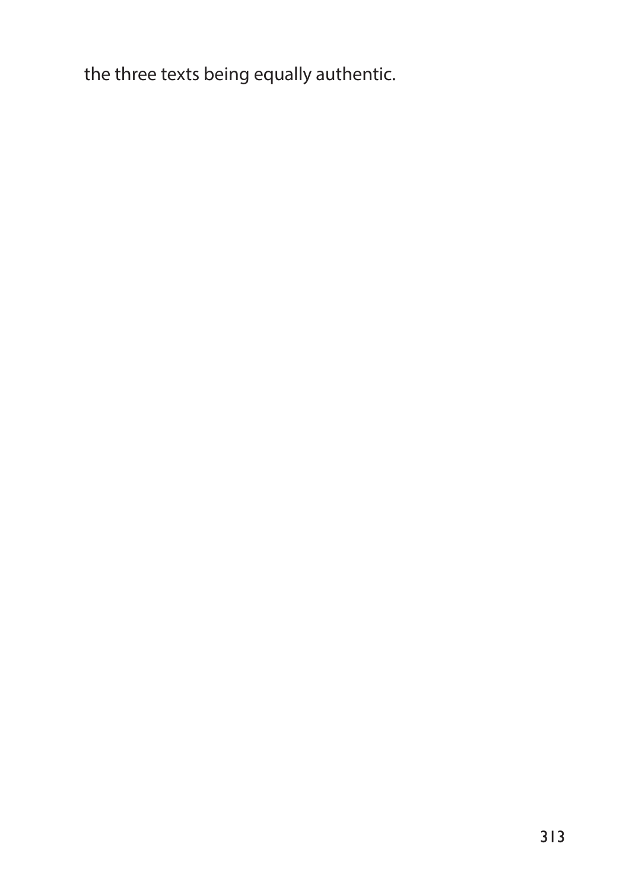the three texts being equally authentic.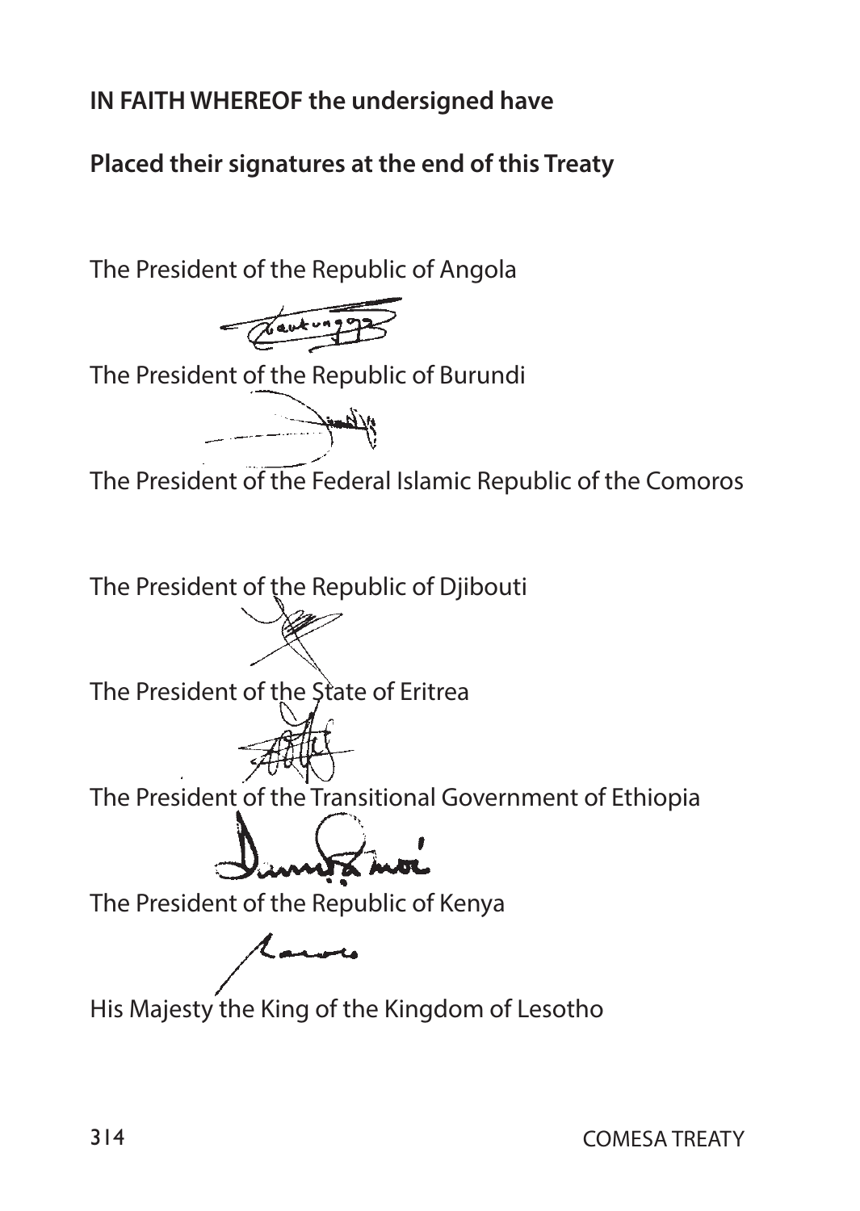**IN FAITH WHEREOF the undersigned have**

**Placed their signatures at the end of this Treaty**

The President of the Republic of Angola

The President of the Republic of Burundi

The President of the Federal Islamic Republic of the Comoros

The President of the Republic of Djibouti

The President of the State of Eritrea

The President of the Transitional Government of Ethiopia

The President of the Republic of Kenya

His Majesty the King of the Kingdom of Lesotho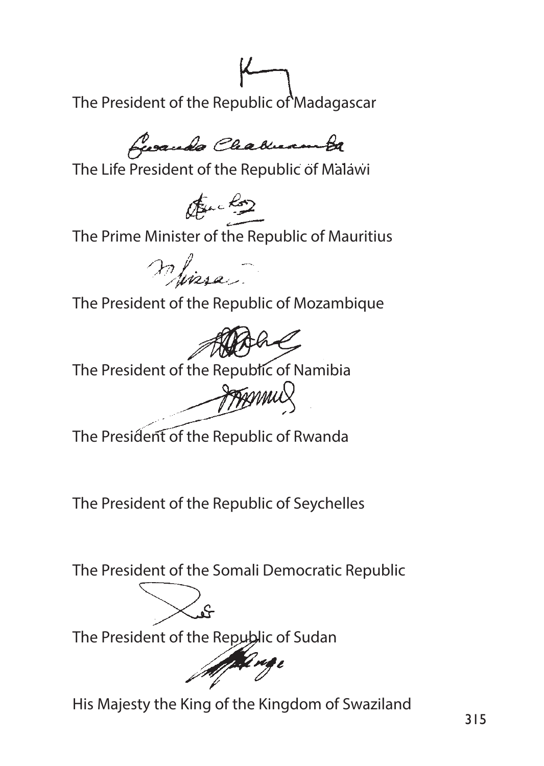The President of the Republic of Madagascar

The Life President of the Republic of Malawi

The Prime Minister of the Republic of Mauritius

The President of the Republic of Mozambique

The President of the Republic of Namibia

The President of the Republic of Rwanda

The President of the Republic of Seychelles

The President of the Somali Democratic Republic

The President of the Republic of Sudan

His Majesty the King of the Kingdom of Swaziland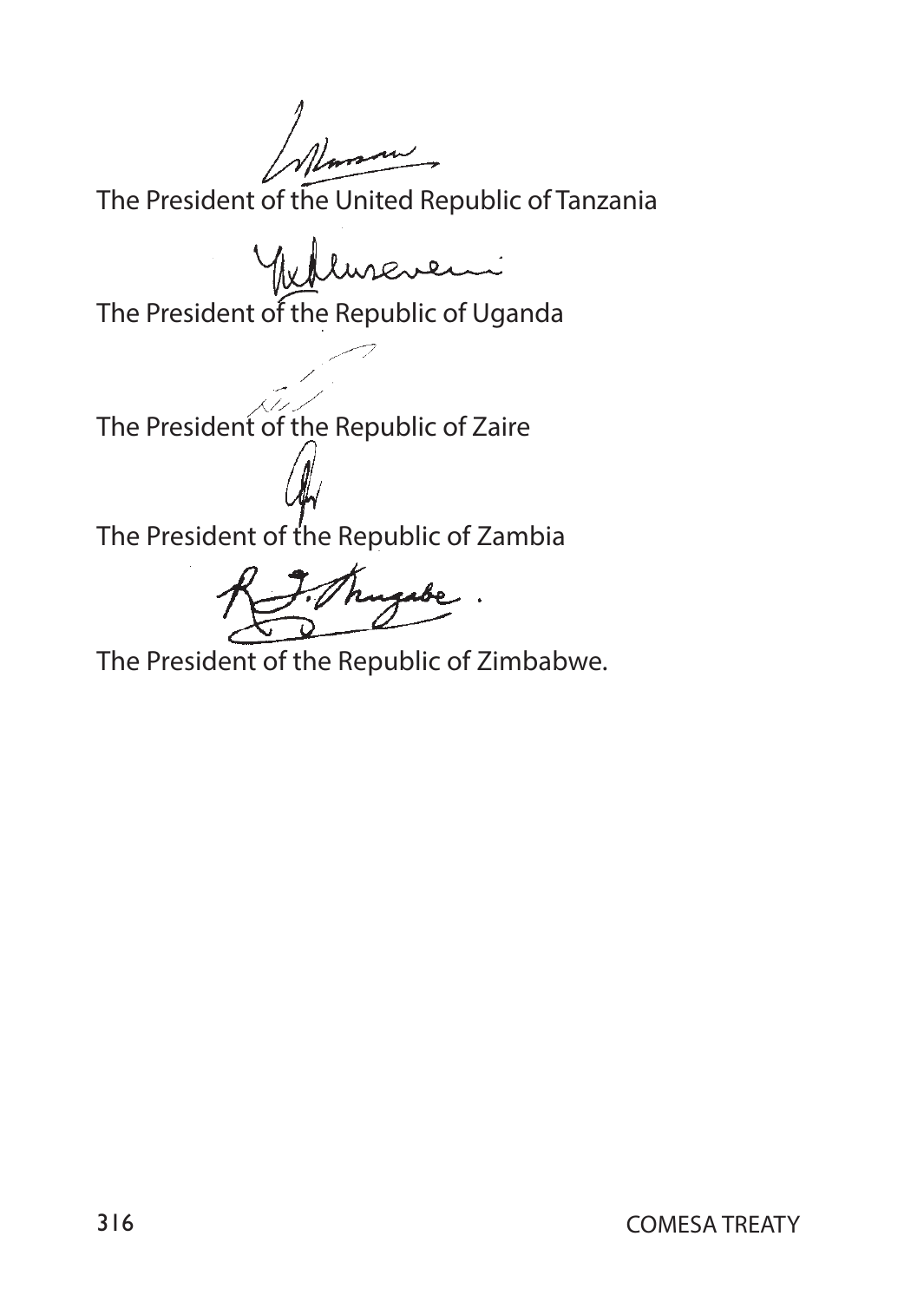The President of the United Republic of Tanzania

The President of the Republic of Uganda

The President of the Republic of Zaire

The President of the Republic of Zambia

The President of the Republic of Zimbabwe.